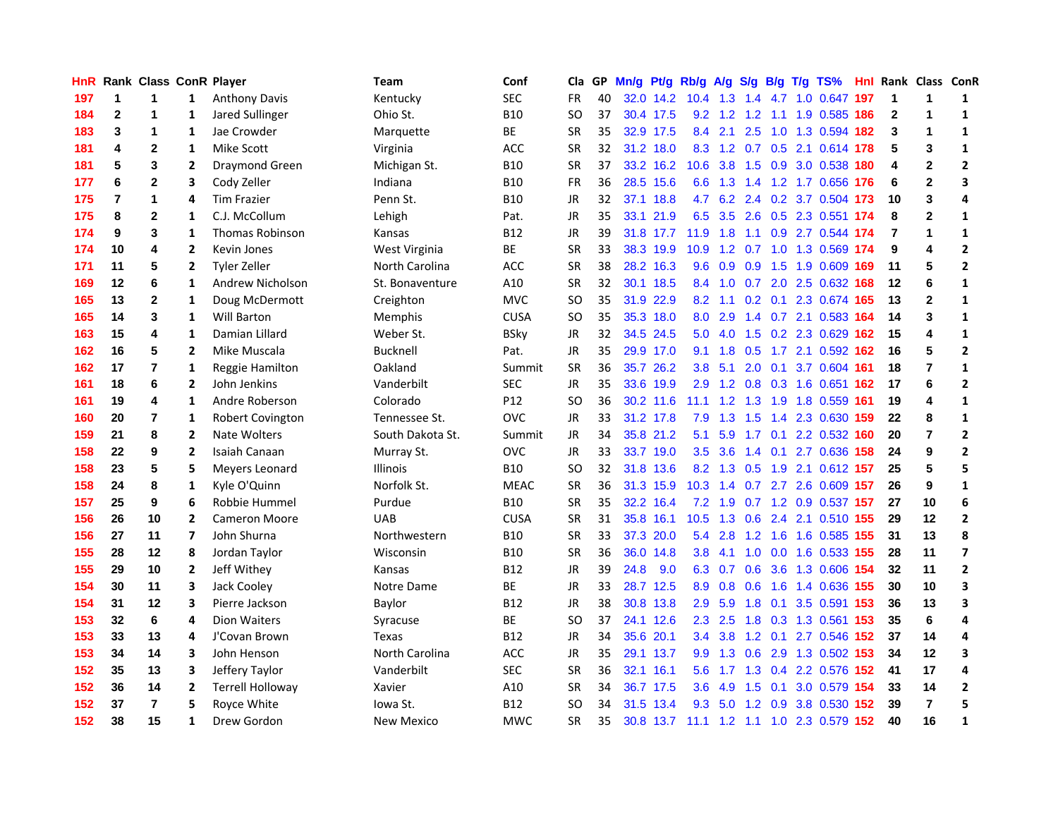| HnR | Rank | Class | ConR | Player | Team | Conf | Cla | GP | Mn/g | Pt/g | Rb/g | A/g | S/g | B/g | T/g | TS% | HnI | Rank | Class | ConR |
|---|---|---|---|---|---|---|---|---|---|---|---|---|---|---|---|---|---|---|---|---|
| 197 | 1 | 1 | 1 | Anthony Davis | Kentucky | SEC | FR | 40 | 32.0 | 14.2 | 10.4 | 1.3 | 1.4 | 4.7 | 1.0 | 0.647 | 197 | 1 | 1 | 1 |
| 184 | 2 | 1 | 1 | Jared Sullinger | Ohio St. | B10 | SO | 37 | 30.4 | 17.5 | 9.2 | 1.2 | 1.2 | 1.1 | 1.9 | 0.585 | 186 | 2 | 1 | 1 |
| 183 | 3 | 1 | 1 | Jae Crowder | Marquette | BE | SR | 35 | 32.9 | 17.5 | 8.4 | 2.1 | 2.5 | 1.0 | 1.3 | 0.594 | 182 | 3 | 1 | 1 |
| 181 | 4 | 2 | 1 | Mike Scott | Virginia | ACC | SR | 32 | 31.2 | 18.0 | 8.3 | 1.2 | 0.7 | 0.5 | 2.1 | 0.614 | 178 | 5 | 3 | 1 |
| 181 | 5 | 3 | 2 | Draymond Green | Michigan St. | B10 | SR | 37 | 33.2 | 16.2 | 10.6 | 3.8 | 1.5 | 0.9 | 3.0 | 0.538 | 180 | 4 | 2 | 2 |
| 177 | 6 | 2 | 3 | Cody Zeller | Indiana | B10 | FR | 36 | 28.5 | 15.6 | 6.6 | 1.3 | 1.4 | 1.2 | 1.7 | 0.656 | 176 | 6 | 2 | 3 |
| 175 | 7 | 1 | 4 | Tim Frazier | Penn St. | B10 | JR | 32 | 37.1 | 18.8 | 4.7 | 6.2 | 2.4 | 0.2 | 3.7 | 0.504 | 173 | 10 | 3 | 4 |
| 175 | 8 | 2 | 1 | C.J. McCollum | Lehigh | Pat. | JR | 35 | 33.1 | 21.9 | 6.5 | 3.5 | 2.6 | 0.5 | 2.3 | 0.551 | 174 | 8 | 2 | 1 |
| 174 | 9 | 3 | 1 | Thomas Robinson | Kansas | B12 | JR | 39 | 31.8 | 17.7 | 11.9 | 1.8 | 1.1 | 0.9 | 2.7 | 0.544 | 174 | 7 | 1 | 1 |
| 174 | 10 | 4 | 2 | Kevin Jones | West Virginia | BE | SR | 33 | 38.3 | 19.9 | 10.9 | 1.2 | 0.7 | 1.0 | 1.3 | 0.569 | 174 | 9 | 4 | 2 |
| 171 | 11 | 5 | 2 | Tyler Zeller | North Carolina | ACC | SR | 38 | 28.2 | 16.3 | 9.6 | 0.9 | 0.9 | 1.5 | 1.9 | 0.609 | 169 | 11 | 5 | 2 |
| 169 | 12 | 6 | 1 | Andrew Nicholson | St. Bonaventure | A10 | SR | 32 | 30.1 | 18.5 | 8.4 | 1.0 | 0.7 | 2.0 | 2.5 | 0.632 | 168 | 12 | 6 | 1 |
| 165 | 13 | 2 | 1 | Doug McDermott | Creighton | MVC | SO | 35 | 31.9 | 22.9 | 8.2 | 1.1 | 0.2 | 0.1 | 2.3 | 0.674 | 165 | 13 | 2 | 1 |
| 165 | 14 | 3 | 1 | Will Barton | Memphis | CUSA | SO | 35 | 35.3 | 18.0 | 8.0 | 2.9 | 1.4 | 0.7 | 2.1 | 0.583 | 164 | 14 | 3 | 1 |
| 163 | 15 | 4 | 1 | Damian Lillard | Weber St. | BSky | JR | 32 | 34.5 | 24.5 | 5.0 | 4.0 | 1.5 | 0.2 | 2.3 | 0.629 | 162 | 15 | 4 | 1 |
| 162 | 16 | 5 | 2 | Mike Muscala | Bucknell | Pat. | JR | 35 | 29.9 | 17.0 | 9.1 | 1.8 | 0.5 | 1.7 | 2.1 | 0.592 | 162 | 16 | 5 | 2 |
| 162 | 17 | 7 | 1 | Reggie Hamilton | Oakland | Summit | SR | 36 | 35.7 | 26.2 | 3.8 | 5.1 | 2.0 | 0.1 | 3.7 | 0.604 | 161 | 18 | 7 | 1 |
| 161 | 18 | 6 | 2 | John Jenkins | Vanderbilt | SEC | JR | 35 | 33.6 | 19.9 | 2.9 | 1.2 | 0.8 | 0.3 | 1.6 | 0.651 | 162 | 17 | 6 | 2 |
| 161 | 19 | 4 | 1 | Andre Roberson | Colorado | P12 | SO | 36 | 30.2 | 11.6 | 11.1 | 1.2 | 1.3 | 1.9 | 1.8 | 0.559 | 161 | 19 | 4 | 1 |
| 160 | 20 | 7 | 1 | Robert Covington | Tennessee St. | OVC | JR | 33 | 31.2 | 17.8 | 7.9 | 1.3 | 1.5 | 1.4 | 2.3 | 0.630 | 159 | 22 | 8 | 1 |
| 159 | 21 | 8 | 2 | Nate Wolters | South Dakota St. | Summit | JR | 34 | 35.8 | 21.2 | 5.1 | 5.9 | 1.7 | 0.1 | 2.2 | 0.532 | 160 | 20 | 7 | 2 |
| 158 | 22 | 9 | 2 | Isaiah Canaan | Murray St. | OVC | JR | 33 | 33.7 | 19.0 | 3.5 | 3.6 | 1.4 | 0.1 | 2.7 | 0.636 | 158 | 24 | 9 | 2 |
| 158 | 23 | 5 | 5 | Meyers Leonard | Illinois | B10 | SO | 32 | 31.8 | 13.6 | 8.2 | 1.3 | 0.5 | 1.9 | 2.1 | 0.612 | 157 | 25 | 5 | 5 |
| 158 | 24 | 8 | 1 | Kyle O'Quinn | Norfolk St. | MEAC | SR | 36 | 31.3 | 15.9 | 10.3 | 1.4 | 0.7 | 2.7 | 2.6 | 0.609 | 157 | 26 | 9 | 1 |
| 157 | 25 | 9 | 6 | Robbie Hummel | Purdue | B10 | SR | 35 | 32.2 | 16.4 | 7.2 | 1.9 | 0.7 | 1.2 | 0.9 | 0.537 | 157 | 27 | 10 | 6 |
| 156 | 26 | 10 | 2 | Cameron Moore | UAB | CUSA | SR | 31 | 35.8 | 16.1 | 10.5 | 1.3 | 0.6 | 2.4 | 2.1 | 0.510 | 155 | 29 | 12 | 2 |
| 156 | 27 | 11 | 7 | John Shurna | Northwestern | B10 | SR | 33 | 37.3 | 20.0 | 5.4 | 2.8 | 1.2 | 1.6 | 1.6 | 0.585 | 155 | 31 | 13 | 8 |
| 155 | 28 | 12 | 8 | Jordan Taylor | Wisconsin | B10 | SR | 36 | 36.0 | 14.8 | 3.8 | 4.1 | 1.0 | 0.0 | 1.6 | 0.533 | 155 | 28 | 11 | 7 |
| 155 | 29 | 10 | 2 | Jeff Withey | Kansas | B12 | JR | 39 | 24.8 | 9.0 | 6.3 | 0.7 | 0.6 | 3.6 | 1.3 | 0.606 | 154 | 32 | 11 | 2 |
| 154 | 30 | 11 | 3 | Jack Cooley | Notre Dame | BE | JR | 33 | 28.7 | 12.5 | 8.9 | 0.8 | 0.6 | 1.6 | 1.4 | 0.636 | 155 | 30 | 10 | 3 |
| 154 | 31 | 12 | 3 | Pierre Jackson | Baylor | B12 | JR | 38 | 30.8 | 13.8 | 2.9 | 5.9 | 1.8 | 0.1 | 3.5 | 0.591 | 153 | 36 | 13 | 3 |
| 153 | 32 | 6 | 4 | Dion Waiters | Syracuse | BE | SO | 37 | 24.1 | 12.6 | 2.3 | 2.5 | 1.8 | 0.3 | 1.3 | 0.561 | 153 | 35 | 6 | 4 |
| 153 | 33 | 13 | 4 | J'Covan Brown | Texas | B12 | JR | 34 | 35.6 | 20.1 | 3.4 | 3.8 | 1.2 | 0.1 | 2.7 | 0.546 | 152 | 37 | 14 | 4 |
| 153 | 34 | 14 | 3 | John Henson | North Carolina | ACC | JR | 35 | 29.1 | 13.7 | 9.9 | 1.3 | 0.6 | 2.9 | 1.3 | 0.502 | 153 | 34 | 12 | 3 |
| 152 | 35 | 13 | 3 | Jeffery Taylor | Vanderbilt | SEC | SR | 36 | 32.1 | 16.1 | 5.6 | 1.7 | 1.3 | 0.4 | 2.2 | 0.576 | 152 | 41 | 17 | 4 |
| 152 | 36 | 14 | 2 | Terrell Holloway | Xavier | A10 | SR | 34 | 36.7 | 17.5 | 3.6 | 4.9 | 1.5 | 0.1 | 3.0 | 0.579 | 154 | 33 | 14 | 2 |
| 152 | 37 | 7 | 5 | Royce White | Iowa St. | B12 | SO | 34 | 31.5 | 13.4 | 9.3 | 5.0 | 1.2 | 0.9 | 3.8 | 0.530 | 152 | 39 | 7 | 5 |
| 152 | 38 | 15 | 1 | Drew Gordon | New Mexico | MWC | SR | 35 | 30.8 | 13.7 | 11.1 | 1.2 | 1.1 | 1.0 | 2.3 | 0.579 | 152 | 40 | 16 | 1 |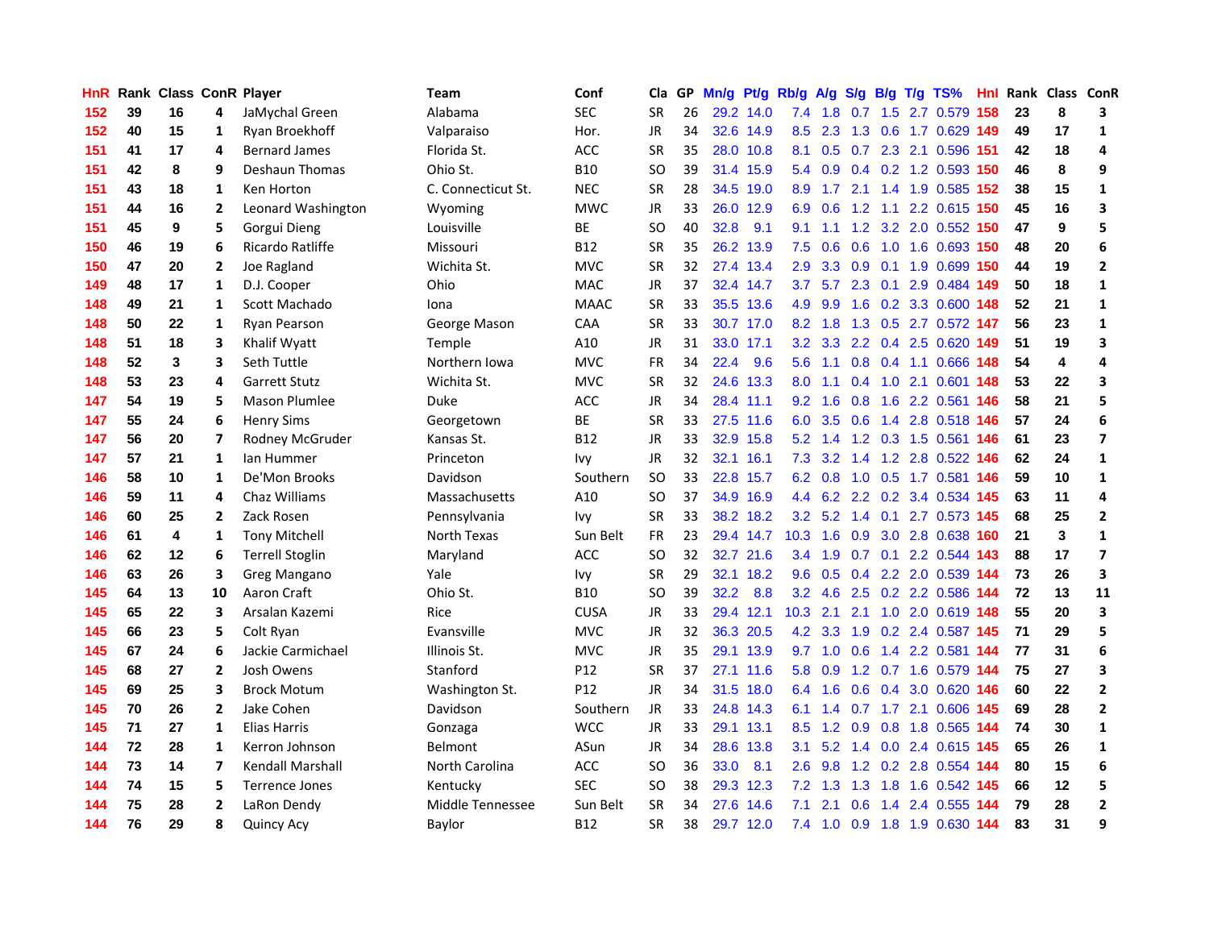| HnR | Rank | Class | ConR | Player | Team | Conf | Cla | GP | Mn/g | Pt/g | Rb/g | A/g | S/g | B/g | T/g | TS% | HnI | Rank | Class | ConR |
|---|---|---|---|---|---|---|---|---|---|---|---|---|---|---|---|---|---|---|---|---|
| 152 | 39 | 16 | 4 | JaMychal Green | Alabama | SEC | SR | 26 | 29.2 | 14.0 | 7.4 | 1.8 | 0.7 | 1.5 | 2.7 | 0.579 | 158 | 23 | 8 | 3 |
| 152 | 40 | 15 | 1 | Ryan Broekhoff | Valparaiso | Hor. | JR | 34 | 32.6 | 14.9 | 8.5 | 2.3 | 1.3 | 0.6 | 1.7 | 0.629 | 149 | 49 | 17 | 1 |
| 151 | 41 | 17 | 4 | Bernard James | Florida St. | ACC | SR | 35 | 28.0 | 10.8 | 8.1 | 0.5 | 0.7 | 2.3 | 2.1 | 0.596 | 151 | 42 | 18 | 4 |
| 151 | 42 | 8 | 9 | Deshaun Thomas | Ohio St. | B10 | SO | 39 | 31.4 | 15.9 | 5.4 | 0.9 | 0.4 | 0.2 | 1.2 | 0.593 | 150 | 46 | 8 | 9 |
| 151 | 43 | 18 | 1 | Ken Horton | C. Connecticut St. | NEC | SR | 28 | 34.5 | 19.0 | 8.9 | 1.7 | 2.1 | 1.4 | 1.9 | 0.585 | 152 | 38 | 15 | 1 |
| 151 | 44 | 16 | 2 | Leonard Washington | Wyoming | MWC | JR | 33 | 26.0 | 12.9 | 6.9 | 0.6 | 1.2 | 1.1 | 2.2 | 0.615 | 150 | 45 | 16 | 3 |
| 151 | 45 | 9 | 5 | Gorgui Dieng | Louisville | BE | SO | 40 | 32.8 | 9.1 | 9.1 | 1.1 | 1.2 | 3.2 | 2.0 | 0.552 | 150 | 47 | 9 | 5 |
| 150 | 46 | 19 | 6 | Ricardo Ratliffe | Missouri | B12 | SR | 35 | 26.2 | 13.9 | 7.5 | 0.6 | 0.6 | 1.0 | 1.6 | 0.693 | 150 | 48 | 20 | 6 |
| 150 | 47 | 20 | 2 | Joe Ragland | Wichita St. | MVC | SR | 32 | 27.4 | 13.4 | 2.9 | 3.3 | 0.9 | 0.1 | 1.9 | 0.699 | 150 | 44 | 19 | 2 |
| 149 | 48 | 17 | 1 | D.J. Cooper | Ohio | MAC | JR | 37 | 32.4 | 14.7 | 3.7 | 5.7 | 2.3 | 0.1 | 2.9 | 0.484 | 149 | 50 | 18 | 1 |
| 148 | 49 | 21 | 1 | Scott Machado | Iona | MAAC | SR | 33 | 35.5 | 13.6 | 4.9 | 9.9 | 1.6 | 0.2 | 3.3 | 0.600 | 148 | 52 | 21 | 1 |
| 148 | 50 | 22 | 1 | Ryan Pearson | George Mason | CAA | SR | 33 | 30.7 | 17.0 | 8.2 | 1.8 | 1.3 | 0.5 | 2.7 | 0.572 | 147 | 56 | 23 | 1 |
| 148 | 51 | 18 | 3 | Khalif Wyatt | Temple | A10 | JR | 31 | 33.0 | 17.1 | 3.2 | 3.3 | 2.2 | 0.4 | 2.5 | 0.620 | 149 | 51 | 19 | 3 |
| 148 | 52 | 3 | 3 | Seth Tuttle | Northern Iowa | MVC | FR | 34 | 22.4 | 9.6 | 5.6 | 1.1 | 0.8 | 0.4 | 1.1 | 0.666 | 148 | 54 | 4 | 4 |
| 148 | 53 | 23 | 4 | Garrett Stutz | Wichita St. | MVC | SR | 32 | 24.6 | 13.3 | 8.0 | 1.1 | 0.4 | 1.0 | 2.1 | 0.601 | 148 | 53 | 22 | 3 |
| 147 | 54 | 19 | 5 | Mason Plumlee | Duke | ACC | JR | 34 | 28.4 | 11.1 | 9.2 | 1.6 | 0.8 | 1.6 | 2.2 | 0.561 | 146 | 58 | 21 | 5 |
| 147 | 55 | 24 | 6 | Henry Sims | Georgetown | BE | SR | 33 | 27.5 | 11.6 | 6.0 | 3.5 | 0.6 | 1.4 | 2.8 | 0.518 | 146 | 57 | 24 | 6 |
| 147 | 56 | 20 | 7 | Rodney McGruder | Kansas St. | B12 | JR | 33 | 32.9 | 15.8 | 5.2 | 1.4 | 1.2 | 0.3 | 1.5 | 0.561 | 146 | 61 | 23 | 7 |
| 147 | 57 | 21 | 1 | Ian Hummer | Princeton | Ivy | JR | 32 | 32.1 | 16.1 | 7.3 | 3.2 | 1.4 | 1.2 | 2.8 | 0.522 | 146 | 62 | 24 | 1 |
| 146 | 58 | 10 | 1 | De'Mon Brooks | Davidson | Southern | SO | 33 | 22.8 | 15.7 | 6.2 | 0.8 | 1.0 | 0.5 | 1.7 | 0.581 | 146 | 59 | 10 | 1 |
| 146 | 59 | 11 | 4 | Chaz Williams | Massachusetts | A10 | SO | 37 | 34.9 | 16.9 | 4.4 | 6.2 | 2.2 | 0.2 | 3.4 | 0.534 | 145 | 63 | 11 | 4 |
| 146 | 60 | 25 | 2 | Zack Rosen | Pennsylvania | Ivy | SR | 33 | 38.2 | 18.2 | 3.2 | 5.2 | 1.4 | 0.1 | 2.7 | 0.573 | 145 | 68 | 25 | 2 |
| 146 | 61 | 4 | 1 | Tony Mitchell | North Texas | Sun Belt | FR | 23 | 29.4 | 14.7 | 10.3 | 1.6 | 0.9 | 3.0 | 2.8 | 0.638 | 160 | 21 | 3 | 1 |
| 146 | 62 | 12 | 6 | Terrell Stoglin | Maryland | ACC | SO | 32 | 32.7 | 21.6 | 3.4 | 1.9 | 0.7 | 0.1 | 2.2 | 0.544 | 143 | 88 | 17 | 7 |
| 146 | 63 | 26 | 3 | Greg Mangano | Yale | Ivy | SR | 29 | 32.1 | 18.2 | 9.6 | 0.5 | 0.4 | 2.2 | 2.0 | 0.539 | 144 | 73 | 26 | 3 |
| 145 | 64 | 13 | 10 | Aaron Craft | Ohio St. | B10 | SO | 39 | 32.2 | 8.8 | 3.2 | 4.6 | 2.5 | 0.2 | 2.2 | 0.586 | 144 | 72 | 13 | 11 |
| 145 | 65 | 22 | 3 | Arsalan Kazemi | Rice | CUSA | JR | 33 | 29.4 | 12.1 | 10.3 | 2.1 | 2.1 | 1.0 | 2.0 | 0.619 | 148 | 55 | 20 | 3 |
| 145 | 66 | 23 | 5 | Colt Ryan | Evansville | MVC | JR | 32 | 36.3 | 20.5 | 4.2 | 3.3 | 1.9 | 0.2 | 2.4 | 0.587 | 145 | 71 | 29 | 5 |
| 145 | 67 | 24 | 6 | Jackie Carmichael | Illinois St. | MVC | JR | 35 | 29.1 | 13.9 | 9.7 | 1.0 | 0.6 | 1.4 | 2.2 | 0.581 | 144 | 77 | 31 | 6 |
| 145 | 68 | 27 | 2 | Josh Owens | Stanford | P12 | SR | 37 | 27.1 | 11.6 | 5.8 | 0.9 | 1.2 | 0.7 | 1.6 | 0.579 | 144 | 75 | 27 | 3 |
| 145 | 69 | 25 | 3 | Brock Motum | Washington St. | P12 | JR | 34 | 31.5 | 18.0 | 6.4 | 1.6 | 0.6 | 0.4 | 3.0 | 0.620 | 146 | 60 | 22 | 2 |
| 145 | 70 | 26 | 2 | Jake Cohen | Davidson | Southern | JR | 33 | 24.8 | 14.3 | 6.1 | 1.4 | 0.7 | 1.7 | 2.1 | 0.606 | 145 | 69 | 28 | 2 |
| 145 | 71 | 27 | 1 | Elias Harris | Gonzaga | WCC | JR | 33 | 29.1 | 13.1 | 8.5 | 1.2 | 0.9 | 0.8 | 1.8 | 0.565 | 144 | 74 | 30 | 1 |
| 144 | 72 | 28 | 1 | Kerron Johnson | Belmont | ASun | JR | 34 | 28.6 | 13.8 | 3.1 | 5.2 | 1.4 | 0.0 | 2.4 | 0.615 | 145 | 65 | 26 | 1 |
| 144 | 73 | 14 | 7 | Kendall Marshall | North Carolina | ACC | SO | 36 | 33.0 | 8.1 | 2.6 | 9.8 | 1.2 | 0.2 | 2.8 | 0.554 | 144 | 80 | 15 | 6 |
| 144 | 74 | 15 | 5 | Terrence Jones | Kentucky | SEC | SO | 38 | 29.3 | 12.3 | 7.2 | 1.3 | 1.3 | 1.8 | 1.6 | 0.542 | 145 | 66 | 12 | 5 |
| 144 | 75 | 28 | 2 | LaRon Dendy | Middle Tennessee | Sun Belt | SR | 34 | 27.6 | 14.6 | 7.1 | 2.1 | 0.6 | 1.4 | 2.4 | 0.555 | 144 | 79 | 28 | 2 |
| 144 | 76 | 29 | 8 | Quincy Acy | Baylor | B12 | SR | 38 | 29.7 | 12.0 | 7.4 | 1.0 | 0.9 | 1.8 | 1.9 | 0.630 | 144 | 83 | 31 | 9 |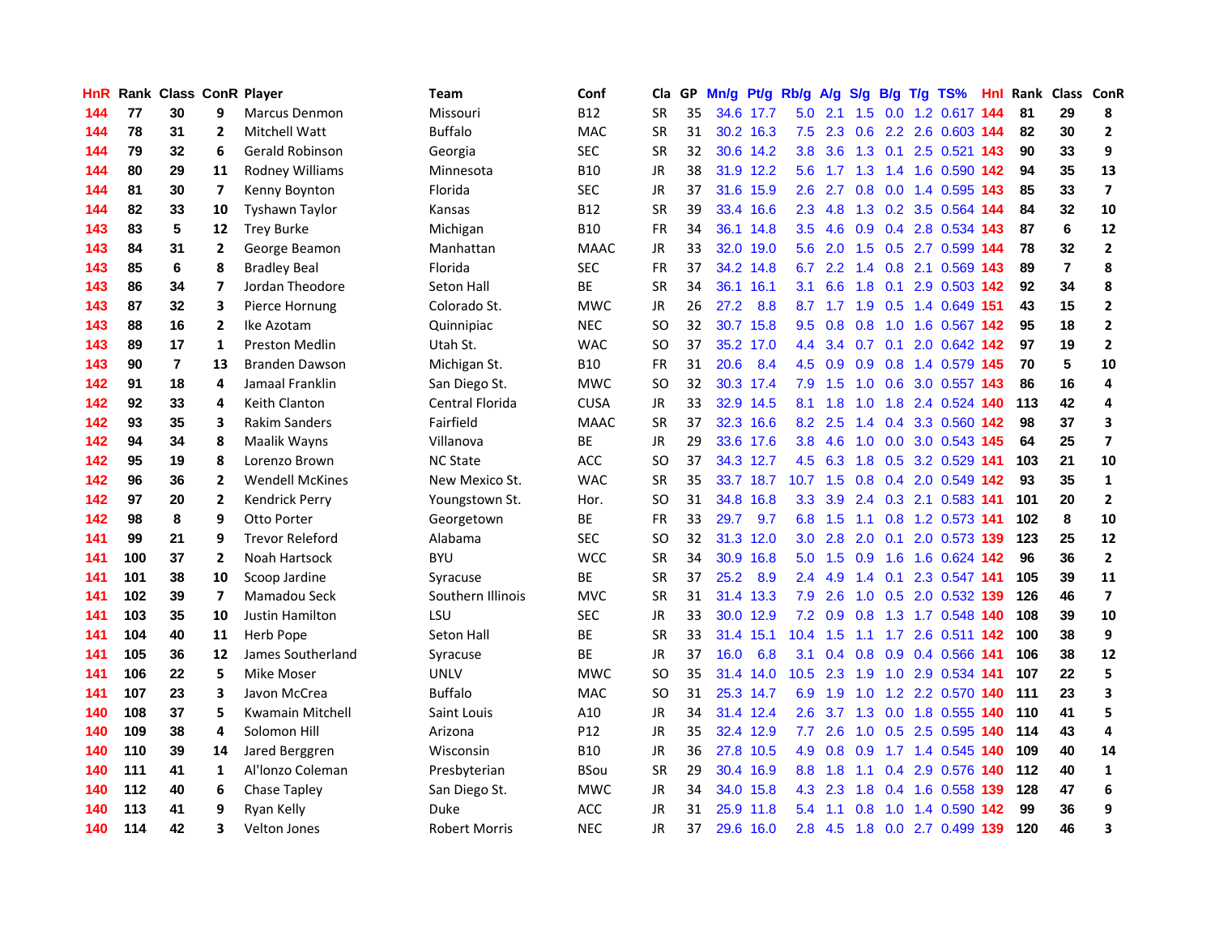| HnR | Rank | Class | ConR | Player | Team | Conf | Cla | GP | Mn/g | Pt/g | Rb/g | A/g | S/g | B/g | T/g | TS% | HnI | Rank | Class | ConR |
|---|---|---|---|---|---|---|---|---|---|---|---|---|---|---|---|---|---|---|---|---|
| 144 | 77 | 30 | 9 | Marcus Denmon | Missouri | B12 | SR | 35 | 34.6 | 17.7 | 5.0 | 2.1 | 1.5 | 0.0 | 1.2 | 0.617 | 144 | 81 | 29 | 8 |
| 144 | 78 | 31 | 2 | Mitchell Watt | Buffalo | MAC | SR | 31 | 30.2 | 16.3 | 7.5 | 2.3 | 0.6 | 2.2 | 2.6 | 0.603 | 144 | 82 | 30 | 2 |
| 144 | 79 | 32 | 6 | Gerald Robinson | Georgia | SEC | SR | 32 | 30.6 | 14.2 | 3.8 | 3.6 | 1.3 | 0.1 | 2.5 | 0.521 | 143 | 90 | 33 | 9 |
| 144 | 80 | 29 | 11 | Rodney Williams | Minnesota | B10 | JR | 38 | 31.9 | 12.2 | 5.6 | 1.7 | 1.3 | 1.4 | 1.6 | 0.590 | 142 | 94 | 35 | 13 |
| 144 | 81 | 30 | 7 | Kenny Boynton | Florida | SEC | JR | 37 | 31.6 | 15.9 | 2.6 | 2.7 | 0.8 | 0.0 | 1.4 | 0.595 | 143 | 85 | 33 | 7 |
| 144 | 82 | 33 | 10 | Tyshawn Taylor | Kansas | B12 | SR | 39 | 33.4 | 16.6 | 2.3 | 4.8 | 1.3 | 0.2 | 3.5 | 0.564 | 144 | 84 | 32 | 10 |
| 143 | 83 | 5 | 12 | Trey Burke | Michigan | B10 | FR | 34 | 36.1 | 14.8 | 3.5 | 4.6 | 0.9 | 0.4 | 2.8 | 0.534 | 143 | 87 | 6 | 12 |
| 143 | 84 | 31 | 2 | George Beamon | Manhattan | MAAC | JR | 33 | 32.0 | 19.0 | 5.6 | 2.0 | 1.5 | 0.5 | 2.7 | 0.599 | 144 | 78 | 32 | 2 |
| 143 | 85 | 6 | 8 | Bradley Beal | Florida | SEC | FR | 37 | 34.2 | 14.8 | 6.7 | 2.2 | 1.4 | 0.8 | 2.1 | 0.569 | 143 | 89 | 7 | 8 |
| 143 | 86 | 34 | 7 | Jordan Theodore | Seton Hall | BE | SR | 34 | 36.1 | 16.1 | 3.1 | 6.6 | 1.8 | 0.1 | 2.9 | 0.503 | 142 | 92 | 34 | 8 |
| 143 | 87 | 32 | 3 | Pierce Hornung | Colorado St. | MWC | JR | 26 | 27.2 | 8.8 | 8.7 | 1.7 | 1.9 | 0.5 | 1.4 | 0.649 | 151 | 43 | 15 | 2 |
| 143 | 88 | 16 | 2 | Ike Azotam | Quinnipiac | NEC | SO | 32 | 30.7 | 15.8 | 9.5 | 0.8 | 0.8 | 1.0 | 1.6 | 0.567 | 142 | 95 | 18 | 2 |
| 143 | 89 | 17 | 1 | Preston Medlin | Utah St. | WAC | SO | 37 | 35.2 | 17.0 | 4.4 | 3.4 | 0.7 | 0.1 | 2.0 | 0.642 | 142 | 97 | 19 | 2 |
| 143 | 90 | 7 | 13 | Branden Dawson | Michigan St. | B10 | FR | 31 | 20.6 | 8.4 | 4.5 | 0.9 | 0.9 | 0.8 | 1.4 | 0.579 | 145 | 70 | 5 | 10 |
| 142 | 91 | 18 | 4 | Jamaal Franklin | San Diego St. | MWC | SO | 32 | 30.3 | 17.4 | 7.9 | 1.5 | 1.0 | 0.6 | 3.0 | 0.557 | 143 | 86 | 16 | 4 |
| 142 | 92 | 33 | 4 | Keith Clanton | Central Florida | CUSA | JR | 33 | 32.9 | 14.5 | 8.1 | 1.8 | 1.0 | 1.8 | 2.4 | 0.524 | 140 | 113 | 42 | 4 |
| 142 | 93 | 35 | 3 | Rakim Sanders | Fairfield | MAAC | SR | 37 | 32.3 | 16.6 | 8.2 | 2.5 | 1.4 | 0.4 | 3.3 | 0.560 | 142 | 98 | 37 | 3 |
| 142 | 94 | 34 | 8 | Maalik Wayns | Villanova | BE | JR | 29 | 33.6 | 17.6 | 3.8 | 4.6 | 1.0 | 0.0 | 3.0 | 0.543 | 145 | 64 | 25 | 7 |
| 142 | 95 | 19 | 8 | Lorenzo Brown | NC State | ACC | SO | 37 | 34.3 | 12.7 | 4.5 | 6.3 | 1.8 | 0.5 | 3.2 | 0.529 | 141 | 103 | 21 | 10 |
| 142 | 96 | 36 | 2 | Wendell McKines | New Mexico St. | WAC | SR | 35 | 33.7 | 18.7 | 10.7 | 1.5 | 0.8 | 0.4 | 2.0 | 0.549 | 142 | 93 | 35 | 1 |
| 142 | 97 | 20 | 2 | Kendrick Perry | Youngstown St. | Hor. | SO | 31 | 34.8 | 16.8 | 3.3 | 3.9 | 2.4 | 0.3 | 2.1 | 0.583 | 141 | 101 | 20 | 2 |
| 142 | 98 | 8 | 9 | Otto Porter | Georgetown | BE | FR | 33 | 29.7 | 9.7 | 6.8 | 1.5 | 1.1 | 0.8 | 1.2 | 0.573 | 141 | 102 | 8 | 10 |
| 141 | 99 | 21 | 9 | Trevor Releford | Alabama | SEC | SO | 32 | 31.3 | 12.0 | 3.0 | 2.8 | 2.0 | 0.1 | 2.0 | 0.573 | 139 | 123 | 25 | 12 |
| 141 | 100 | 37 | 2 | Noah Hartsock | BYU | WCC | SR | 34 | 30.9 | 16.8 | 5.0 | 1.5 | 0.9 | 1.6 | 1.6 | 0.624 | 142 | 96 | 36 | 2 |
| 141 | 101 | 38 | 10 | Scoop Jardine | Syracuse | BE | SR | 37 | 25.2 | 8.9 | 2.4 | 4.9 | 1.4 | 0.1 | 2.3 | 0.547 | 141 | 105 | 39 | 11 |
| 141 | 102 | 39 | 7 | Mamadou Seck | Southern Illinois | MVC | SR | 31 | 31.4 | 13.3 | 7.9 | 2.6 | 1.0 | 0.5 | 2.0 | 0.532 | 139 | 126 | 46 | 7 |
| 141 | 103 | 35 | 10 | Justin Hamilton | LSU | SEC | JR | 33 | 30.0 | 12.9 | 7.2 | 0.9 | 0.8 | 1.3 | 1.7 | 0.548 | 140 | 108 | 39 | 10 |
| 141 | 104 | 40 | 11 | Herb Pope | Seton Hall | BE | SR | 33 | 31.4 | 15.1 | 10.4 | 1.5 | 1.1 | 1.7 | 2.6 | 0.511 | 142 | 100 | 38 | 9 |
| 141 | 105 | 36 | 12 | James Southerland | Syracuse | BE | JR | 37 | 16.0 | 6.8 | 3.1 | 0.4 | 0.8 | 0.9 | 0.4 | 0.566 | 141 | 106 | 38 | 12 |
| 141 | 106 | 22 | 5 | Mike Moser | UNLV | MWC | SO | 35 | 31.4 | 14.0 | 10.5 | 2.3 | 1.9 | 1.0 | 2.9 | 0.534 | 141 | 107 | 22 | 5 |
| 141 | 107 | 23 | 3 | Javon McCrea | Buffalo | MAC | SO | 31 | 25.3 | 14.7 | 6.9 | 1.9 | 1.0 | 1.2 | 2.2 | 0.570 | 140 | 111 | 23 | 3 |
| 140 | 108 | 37 | 5 | Kwamain Mitchell | Saint Louis | A10 | JR | 34 | 31.4 | 12.4 | 2.6 | 3.7 | 1.3 | 0.0 | 1.8 | 0.555 | 140 | 110 | 41 | 5 |
| 140 | 109 | 38 | 4 | Solomon Hill | Arizona | P12 | JR | 35 | 32.4 | 12.9 | 7.7 | 2.6 | 1.0 | 0.5 | 2.5 | 0.595 | 140 | 114 | 43 | 4 |
| 140 | 110 | 39 | 14 | Jared Berggren | Wisconsin | B10 | JR | 36 | 27.8 | 10.5 | 4.9 | 0.8 | 0.9 | 1.7 | 1.4 | 0.545 | 140 | 109 | 40 | 14 |
| 140 | 111 | 41 | 1 | Al'lonzo Coleman | Presbyterian | BSou | SR | 29 | 30.4 | 16.9 | 8.8 | 1.8 | 1.1 | 0.4 | 2.9 | 0.576 | 140 | 112 | 40 | 1 |
| 140 | 112 | 40 | 6 | Chase Tapley | San Diego St. | MWC | JR | 34 | 34.0 | 15.8 | 4.3 | 2.3 | 1.8 | 0.4 | 1.6 | 0.558 | 139 | 128 | 47 | 6 |
| 140 | 113 | 41 | 9 | Ryan Kelly | Duke | ACC | JR | 31 | 25.9 | 11.8 | 5.4 | 1.1 | 0.8 | 1.0 | 1.4 | 0.590 | 142 | 99 | 36 | 9 |
| 140 | 114 | 42 | 3 | Velton Jones | Robert Morris | NEC | JR | 37 | 29.6 | 16.0 | 2.8 | 4.5 | 1.8 | 0.0 | 2.7 | 0.499 | 139 | 120 | 46 | 3 |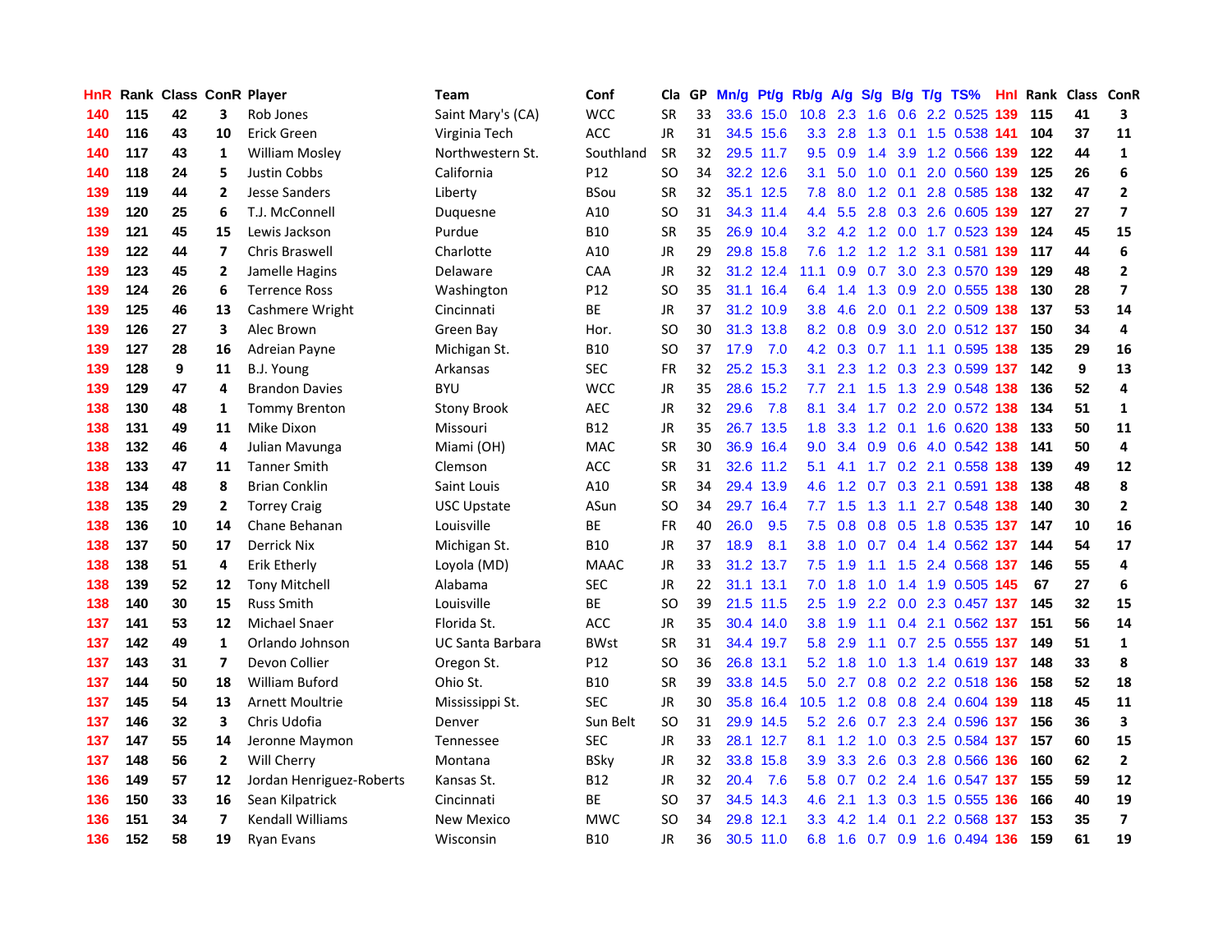| HnR | Rank | Class | ConR | Player | Team | Conf | Cla | GP | Mn/g | Pt/g | Rb/g | A/g | S/g | B/g | T/g | TS% | Hnl | Rank | Class | ConR |
|---|---|---|---|---|---|---|---|---|---|---|---|---|---|---|---|---|---|---|---|---|
| 140 | 115 | 42 | 3 | Rob Jones | Saint Mary's (CA) | WCC | SR | 33 | 33.6 | 15.0 | 10.8 | 2.3 | 1.6 | 0.6 | 2.2 | 0.525 | 139 | 115 | 41 | 3 |
| 140 | 116 | 43 | 10 | Erick Green | Virginia Tech | ACC | JR | 31 | 34.5 | 15.6 | 3.3 | 2.8 | 1.3 | 0.1 | 1.5 | 0.538 | 141 | 104 | 37 | 11 |
| 140 | 117 | 43 | 1 | William Mosley | Northwestern St. | Southland | SR | 32 | 29.5 | 11.7 | 9.5 | 0.9 | 1.4 | 3.9 | 1.2 | 0.566 | 139 | 122 | 44 | 1 |
| 140 | 118 | 24 | 5 | Justin Cobbs | California | P12 | SO | 34 | 32.2 | 12.6 | 3.1 | 5.0 | 1.0 | 0.1 | 2.0 | 0.560 | 139 | 125 | 26 | 6 |
| 139 | 119 | 44 | 2 | Jesse Sanders | Liberty | BSou | SR | 32 | 35.1 | 12.5 | 7.8 | 8.0 | 1.2 | 0.1 | 2.8 | 0.585 | 138 | 132 | 47 | 2 |
| 139 | 120 | 25 | 6 | T.J. McConnell | Duquesne | A10 | SO | 31 | 34.3 | 11.4 | 4.4 | 5.5 | 2.8 | 0.3 | 2.6 | 0.605 | 139 | 127 | 27 | 7 |
| 139 | 121 | 45 | 15 | Lewis Jackson | Purdue | B10 | SR | 35 | 26.9 | 10.4 | 3.2 | 4.2 | 1.2 | 0.0 | 1.7 | 0.523 | 139 | 124 | 45 | 15 |
| 139 | 122 | 44 | 7 | Chris Braswell | Charlotte | A10 | JR | 29 | 29.8 | 15.8 | 7.6 | 1.2 | 1.2 | 1.2 | 3.1 | 0.581 | 139 | 117 | 44 | 6 |
| 139 | 123 | 45 | 2 | Jamelle Hagins | Delaware | CAA | JR | 32 | 31.2 | 12.4 | 11.1 | 0.9 | 0.7 | 3.0 | 2.3 | 0.570 | 139 | 129 | 48 | 2 |
| 139 | 124 | 26 | 6 | Terrence Ross | Washington | P12 | SO | 35 | 31.1 | 16.4 | 6.4 | 1.4 | 1.3 | 0.9 | 2.0 | 0.555 | 138 | 130 | 28 | 7 |
| 139 | 125 | 46 | 13 | Cashmere Wright | Cincinnati | BE | JR | 37 | 31.2 | 10.9 | 3.8 | 4.6 | 2.0 | 0.1 | 2.2 | 0.509 | 138 | 137 | 53 | 14 |
| 139 | 126 | 27 | 3 | Alec Brown | Green Bay | Hor. | SO | 30 | 31.3 | 13.8 | 8.2 | 0.8 | 0.9 | 3.0 | 2.0 | 0.512 | 137 | 150 | 34 | 4 |
| 139 | 127 | 28 | 16 | Adreian Payne | Michigan St. | B10 | SO | 37 | 17.9 | 7.0 | 4.2 | 0.3 | 0.7 | 1.1 | 1.1 | 0.595 | 138 | 135 | 29 | 16 |
| 139 | 128 | 9 | 11 | B.J. Young | Arkansas | SEC | FR | 32 | 25.2 | 15.3 | 3.1 | 2.3 | 1.2 | 0.3 | 2.3 | 0.599 | 137 | 142 | 9 | 13 |
| 139 | 129 | 47 | 4 | Brandon Davies | BYU | WCC | JR | 35 | 28.6 | 15.2 | 7.7 | 2.1 | 1.5 | 1.3 | 2.9 | 0.548 | 138 | 136 | 52 | 4 |
| 138 | 130 | 48 | 1 | Tommy Brenton | Stony Brook | AEC | JR | 32 | 29.6 | 7.8 | 8.1 | 3.4 | 1.7 | 0.2 | 2.0 | 0.572 | 138 | 134 | 51 | 1 |
| 138 | 131 | 49 | 11 | Mike Dixon | Missouri | B12 | JR | 35 | 26.7 | 13.5 | 1.8 | 3.3 | 1.2 | 0.1 | 1.6 | 0.620 | 138 | 133 | 50 | 11 |
| 138 | 132 | 46 | 4 | Julian Mavunga | Miami (OH) | MAC | SR | 30 | 36.9 | 16.4 | 9.0 | 3.4 | 0.9 | 0.6 | 4.0 | 0.542 | 138 | 141 | 50 | 4 |
| 138 | 133 | 47 | 11 | Tanner Smith | Clemson | ACC | SR | 31 | 32.6 | 11.2 | 5.1 | 4.1 | 1.7 | 0.2 | 2.1 | 0.558 | 138 | 139 | 49 | 12 |
| 138 | 134 | 48 | 8 | Brian Conklin | Saint Louis | A10 | SR | 34 | 29.4 | 13.9 | 4.6 | 1.2 | 0.7 | 0.3 | 2.1 | 0.591 | 138 | 138 | 48 | 8 |
| 138 | 135 | 29 | 2 | Torrey Craig | USC Upstate | ASun | SO | 34 | 29.7 | 16.4 | 7.7 | 1.5 | 1.3 | 1.1 | 2.7 | 0.548 | 138 | 140 | 30 | 2 |
| 138 | 136 | 10 | 14 | Chane Behanan | Louisville | BE | FR | 40 | 26.0 | 9.5 | 7.5 | 0.8 | 0.8 | 0.5 | 1.8 | 0.535 | 137 | 147 | 10 | 16 |
| 138 | 137 | 50 | 17 | Derrick Nix | Michigan St. | B10 | JR | 37 | 18.9 | 8.1 | 3.8 | 1.0 | 0.7 | 0.4 | 1.4 | 0.562 | 137 | 144 | 54 | 17 |
| 138 | 138 | 51 | 4 | Erik Etherly | Loyola (MD) | MAAC | JR | 33 | 31.2 | 13.7 | 7.5 | 1.9 | 1.1 | 1.5 | 2.4 | 0.568 | 137 | 146 | 55 | 4 |
| 138 | 139 | 52 | 12 | Tony Mitchell | Alabama | SEC | JR | 22 | 31.1 | 13.1 | 7.0 | 1.8 | 1.0 | 1.4 | 1.9 | 0.505 | 145 | 67 | 27 | 6 |
| 138 | 140 | 30 | 15 | Russ Smith | Louisville | BE | SO | 39 | 21.5 | 11.5 | 2.5 | 1.9 | 2.2 | 0.0 | 2.3 | 0.457 | 137 | 145 | 32 | 15 |
| 137 | 141 | 53 | 12 | Michael Snaer | Florida St. | ACC | JR | 35 | 30.4 | 14.0 | 3.8 | 1.9 | 1.1 | 0.4 | 2.1 | 0.562 | 137 | 151 | 56 | 14 |
| 137 | 142 | 49 | 1 | Orlando Johnson | UC Santa Barbara | BWst | SR | 31 | 34.4 | 19.7 | 5.8 | 2.9 | 1.1 | 0.7 | 2.5 | 0.555 | 137 | 149 | 51 | 1 |
| 137 | 143 | 31 | 7 | Devon Collier | Oregon St. | P12 | SO | 36 | 26.8 | 13.1 | 5.2 | 1.8 | 1.0 | 1.3 | 1.4 | 0.619 | 137 | 148 | 33 | 8 |
| 137 | 144 | 50 | 18 | William Buford | Ohio St. | B10 | SR | 39 | 33.8 | 14.5 | 5.0 | 2.7 | 0.8 | 0.2 | 2.2 | 0.518 | 136 | 158 | 52 | 18 |
| 137 | 145 | 54 | 13 | Arnett Moultrie | Mississippi St. | SEC | JR | 30 | 35.8 | 16.4 | 10.5 | 1.2 | 0.8 | 0.8 | 2.4 | 0.604 | 139 | 118 | 45 | 11 |
| 137 | 146 | 32 | 3 | Chris Udofia | Denver | Sun Belt | SO | 31 | 29.9 | 14.5 | 5.2 | 2.6 | 0.7 | 2.3 | 2.4 | 0.596 | 137 | 156 | 36 | 3 |
| 137 | 147 | 55 | 14 | Jeronne Maymon | Tennessee | SEC | JR | 33 | 28.1 | 12.7 | 8.1 | 1.2 | 1.0 | 0.3 | 2.5 | 0.584 | 137 | 157 | 60 | 15 |
| 137 | 148 | 56 | 2 | Will Cherry | Montana | BSky | JR | 32 | 33.8 | 15.8 | 3.9 | 3.3 | 2.6 | 0.3 | 2.8 | 0.566 | 136 | 160 | 62 | 2 |
| 136 | 149 | 57 | 12 | Jordan Henriquez-Roberts | Kansas St. | B12 | JR | 32 | 20.4 | 7.6 | 5.8 | 0.7 | 0.2 | 2.4 | 1.6 | 0.547 | 137 | 155 | 59 | 12 |
| 136 | 150 | 33 | 16 | Sean Kilpatrick | Cincinnati | BE | SO | 37 | 34.5 | 14.3 | 4.6 | 2.1 | 1.3 | 0.3 | 1.5 | 0.555 | 136 | 166 | 40 | 19 |
| 136 | 151 | 34 | 7 | Kendall Williams | New Mexico | MWC | SO | 34 | 29.8 | 12.1 | 3.3 | 4.2 | 1.4 | 0.1 | 2.2 | 0.568 | 137 | 153 | 35 | 7 |
| 136 | 152 | 58 | 19 | Ryan Evans | Wisconsin | B10 | JR | 36 | 30.5 | 11.0 | 6.8 | 1.6 | 0.7 | 0.9 | 1.6 | 0.494 | 136 | 159 | 61 | 19 |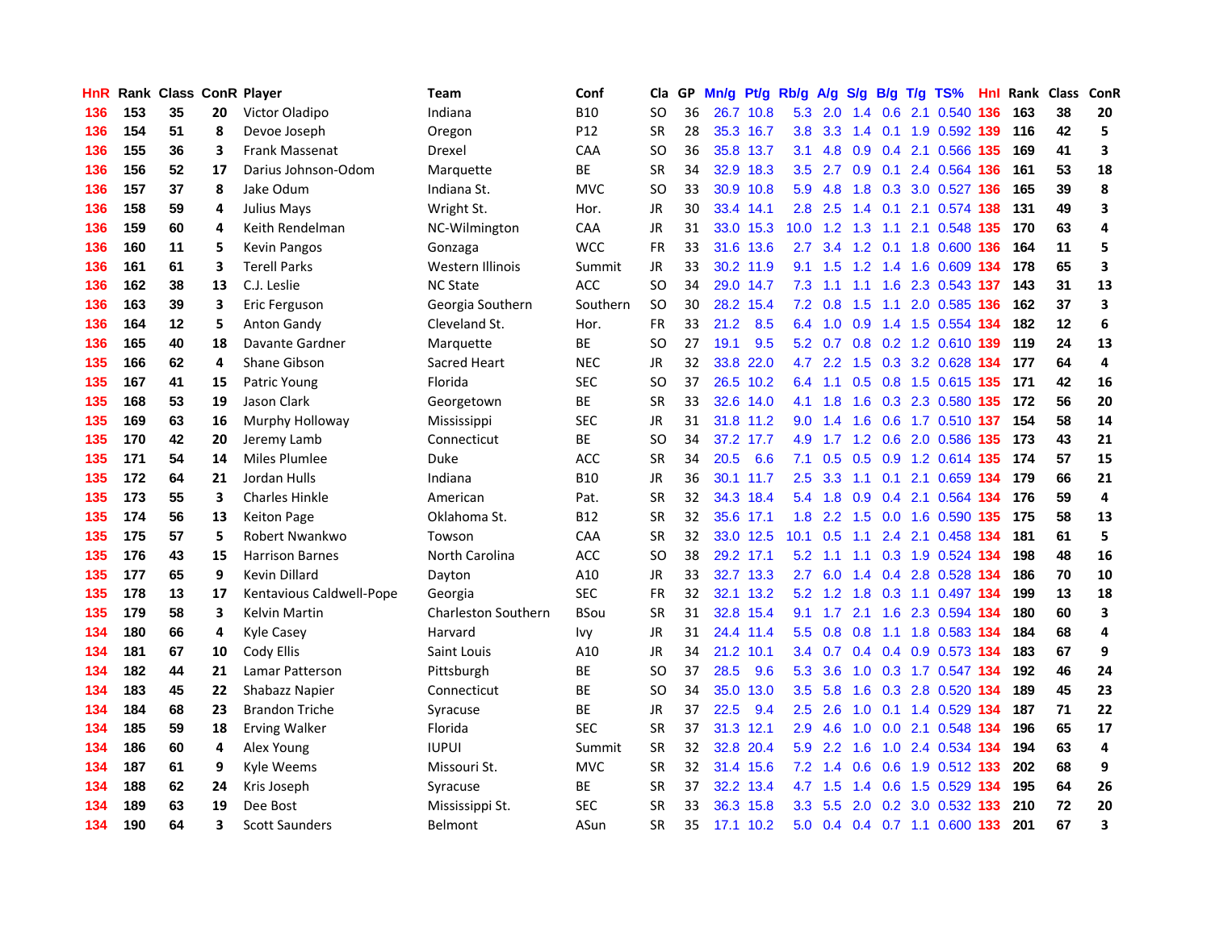| HnR | Rank | Class | ConR | Player | Team | Conf | Cla | GP | Mn/g | Pt/g | Rb/g | A/g | S/g | B/g | T/g | TS% | HnI | Rank | Class | ConR |
|---|---|---|---|---|---|---|---|---|---|---|---|---|---|---|---|---|---|---|---|---|
| 136 | 153 | 35 | 20 | Victor Oladipo | Indiana | B10 | SO | 36 | 26.7 | 10.8 | 5.3 | 2.0 | 1.4 | 0.6 | 2.1 | 0.540 | 136 | 163 | 38 | 20 |
| 136 | 154 | 51 | 8 | Devoe Joseph | Oregon | P12 | SR | 28 | 35.3 | 16.7 | 3.8 | 3.3 | 1.4 | 0.1 | 1.9 | 0.592 | 139 | 116 | 42 | 5 |
| 136 | 155 | 36 | 3 | Frank Massenat | Drexel | CAA | SO | 36 | 35.8 | 13.7 | 3.1 | 4.8 | 0.9 | 0.4 | 2.1 | 0.566 | 135 | 169 | 41 | 3 |
| 136 | 156 | 52 | 17 | Darius Johnson-Odom | Marquette | BE | SR | 34 | 32.9 | 18.3 | 3.5 | 2.7 | 0.9 | 0.1 | 2.4 | 0.564 | 136 | 161 | 53 | 18 |
| 136 | 157 | 37 | 8 | Jake Odum | Indiana St. | MVC | SO | 33 | 30.9 | 10.8 | 5.9 | 4.8 | 1.8 | 0.3 | 3.0 | 0.527 | 136 | 165 | 39 | 8 |
| 136 | 158 | 59 | 4 | Julius Mays | Wright St. | Hor. | JR | 30 | 33.4 | 14.1 | 2.8 | 2.5 | 1.4 | 0.1 | 2.1 | 0.574 | 138 | 131 | 49 | 3 |
| 136 | 159 | 60 | 4 | Keith Rendelman | NC-Wilmington | CAA | JR | 31 | 33.0 | 15.3 | 10.0 | 1.2 | 1.3 | 1.1 | 2.1 | 0.548 | 135 | 170 | 63 | 4 |
| 136 | 160 | 11 | 5 | Kevin Pangos | Gonzaga | WCC | FR | 33 | 31.6 | 13.6 | 2.7 | 3.4 | 1.2 | 0.1 | 1.8 | 0.600 | 136 | 164 | 11 | 5 |
| 136 | 161 | 61 | 3 | Terell Parks | Western Illinois | Summit | JR | 33 | 30.2 | 11.9 | 9.1 | 1.5 | 1.2 | 1.4 | 1.6 | 0.609 | 134 | 178 | 65 | 3 |
| 136 | 162 | 38 | 13 | C.J. Leslie | NC State | ACC | SO | 34 | 29.0 | 14.7 | 7.3 | 1.1 | 1.1 | 1.6 | 2.3 | 0.543 | 137 | 143 | 31 | 13 |
| 136 | 163 | 39 | 3 | Eric Ferguson | Georgia Southern | Southern | SO | 30 | 28.2 | 15.4 | 7.2 | 0.8 | 1.5 | 1.1 | 2.0 | 0.585 | 136 | 162 | 37 | 3 |
| 136 | 164 | 12 | 5 | Anton Gandy | Cleveland St. | Hor. | FR | 33 | 21.2 | 8.5 | 6.4 | 1.0 | 0.9 | 1.4 | 1.5 | 0.554 | 134 | 182 | 12 | 6 |
| 136 | 165 | 40 | 18 | Davante Gardner | Marquette | BE | SO | 27 | 19.1 | 9.5 | 5.2 | 0.7 | 0.8 | 0.2 | 1.2 | 0.610 | 139 | 119 | 24 | 13 |
| 135 | 166 | 62 | 4 | Shane Gibson | Sacred Heart | NEC | JR | 32 | 33.8 | 22.0 | 4.7 | 2.2 | 1.5 | 0.3 | 3.2 | 0.628 | 134 | 177 | 64 | 4 |
| 135 | 167 | 41 | 15 | Patric Young | Florida | SEC | SO | 37 | 26.5 | 10.2 | 6.4 | 1.1 | 0.5 | 0.8 | 1.5 | 0.615 | 135 | 171 | 42 | 16 |
| 135 | 168 | 53 | 19 | Jason Clark | Georgetown | BE | SR | 33 | 32.6 | 14.0 | 4.1 | 1.8 | 1.6 | 0.3 | 2.3 | 0.580 | 135 | 172 | 56 | 20 |
| 135 | 169 | 63 | 16 | Murphy Holloway | Mississippi | SEC | JR | 31 | 31.8 | 11.2 | 9.0 | 1.4 | 1.6 | 0.6 | 1.7 | 0.510 | 137 | 154 | 58 | 14 |
| 135 | 170 | 42 | 20 | Jeremy Lamb | Connecticut | BE | SO | 34 | 37.2 | 17.7 | 4.9 | 1.7 | 1.2 | 0.6 | 2.0 | 0.586 | 135 | 173 | 43 | 21 |
| 135 | 171 | 54 | 14 | Miles Plumlee | Duke | ACC | SR | 34 | 20.5 | 6.6 | 7.1 | 0.5 | 0.5 | 0.9 | 1.2 | 0.614 | 135 | 174 | 57 | 15 |
| 135 | 172 | 64 | 21 | Jordan Hulls | Indiana | B10 | JR | 36 | 30.1 | 11.7 | 2.5 | 3.3 | 1.1 | 0.1 | 2.1 | 0.659 | 134 | 179 | 66 | 21 |
| 135 | 173 | 55 | 3 | Charles Hinkle | American | Pat. | SR | 32 | 34.3 | 18.4 | 5.4 | 1.8 | 0.9 | 0.4 | 2.1 | 0.564 | 134 | 176 | 59 | 4 |
| 135 | 174 | 56 | 13 | Keiton Page | Oklahoma St. | B12 | SR | 32 | 35.6 | 17.1 | 1.8 | 2.2 | 1.5 | 0.0 | 1.6 | 0.590 | 135 | 175 | 58 | 13 |
| 135 | 175 | 57 | 5 | Robert Nwankwo | Towson | CAA | SR | 32 | 33.0 | 12.5 | 10.1 | 0.5 | 1.1 | 2.4 | 2.1 | 0.458 | 134 | 181 | 61 | 5 |
| 135 | 176 | 43 | 15 | Harrison Barnes | North Carolina | ACC | SO | 38 | 29.2 | 17.1 | 5.2 | 1.1 | 1.1 | 0.3 | 1.9 | 0.524 | 134 | 198 | 48 | 16 |
| 135 | 177 | 65 | 9 | Kevin Dillard | Dayton | A10 | JR | 33 | 32.7 | 13.3 | 2.7 | 6.0 | 1.4 | 0.4 | 2.8 | 0.528 | 134 | 186 | 70 | 10 |
| 135 | 178 | 13 | 17 | Kentavious Caldwell-Pope | Georgia | SEC | FR | 32 | 32.1 | 13.2 | 5.2 | 1.2 | 1.8 | 0.3 | 1.1 | 0.497 | 134 | 199 | 13 | 18 |
| 135 | 179 | 58 | 3 | Kelvin Martin | Charleston Southern | BSou | SR | 31 | 32.8 | 15.4 | 9.1 | 1.7 | 2.1 | 1.6 | 2.3 | 0.594 | 134 | 180 | 60 | 3 |
| 134 | 180 | 66 | 4 | Kyle Casey | Harvard | Ivy | JR | 31 | 24.4 | 11.4 | 5.5 | 0.8 | 0.8 | 1.1 | 1.8 | 0.583 | 134 | 184 | 68 | 4 |
| 134 | 181 | 67 | 10 | Cody Ellis | Saint Louis | A10 | JR | 34 | 21.2 | 10.1 | 3.4 | 0.7 | 0.4 | 0.4 | 0.9 | 0.573 | 134 | 183 | 67 | 9 |
| 134 | 182 | 44 | 21 | Lamar Patterson | Pittsburgh | BE | SO | 37 | 28.5 | 9.6 | 5.3 | 3.6 | 1.0 | 0.3 | 1.7 | 0.547 | 134 | 192 | 46 | 24 |
| 134 | 183 | 45 | 22 | Shabazz Napier | Connecticut | BE | SO | 34 | 35.0 | 13.0 | 3.5 | 5.8 | 1.6 | 0.3 | 2.8 | 0.520 | 134 | 189 | 45 | 23 |
| 134 | 184 | 68 | 23 | Brandon Triche | Syracuse | BE | JR | 37 | 22.5 | 9.4 | 2.5 | 2.6 | 1.0 | 0.1 | 1.4 | 0.529 | 134 | 187 | 71 | 22 |
| 134 | 185 | 59 | 18 | Erving Walker | Florida | SEC | SR | 37 | 31.3 | 12.1 | 2.9 | 4.6 | 1.0 | 0.0 | 2.1 | 0.548 | 134 | 196 | 65 | 17 |
| 134 | 186 | 60 | 4 | Alex Young | IUPUI | Summit | SR | 32 | 32.8 | 20.4 | 5.9 | 2.2 | 1.6 | 1.0 | 2.4 | 0.534 | 134 | 194 | 63 | 4 |
| 134 | 187 | 61 | 9 | Kyle Weems | Missouri St. | MVC | SR | 32 | 31.4 | 15.6 | 7.2 | 1.4 | 0.6 | 0.6 | 1.9 | 0.512 | 133 | 202 | 68 | 9 |
| 134 | 188 | 62 | 24 | Kris Joseph | Syracuse | BE | SR | 37 | 32.2 | 13.4 | 4.7 | 1.5 | 1.4 | 0.6 | 1.5 | 0.529 | 134 | 195 | 64 | 26 |
| 134 | 189 | 63 | 19 | Dee Bost | Mississippi St. | SEC | SR | 33 | 36.3 | 15.8 | 3.3 | 5.5 | 2.0 | 0.2 | 3.0 | 0.532 | 133 | 210 | 72 | 20 |
| 134 | 190 | 64 | 3 | Scott Saunders | Belmont | ASun | SR | 35 | 17.1 | 10.2 | 5.0 | 0.4 | 0.4 | 0.7 | 1.1 | 0.600 | 133 | 201 | 67 | 3 |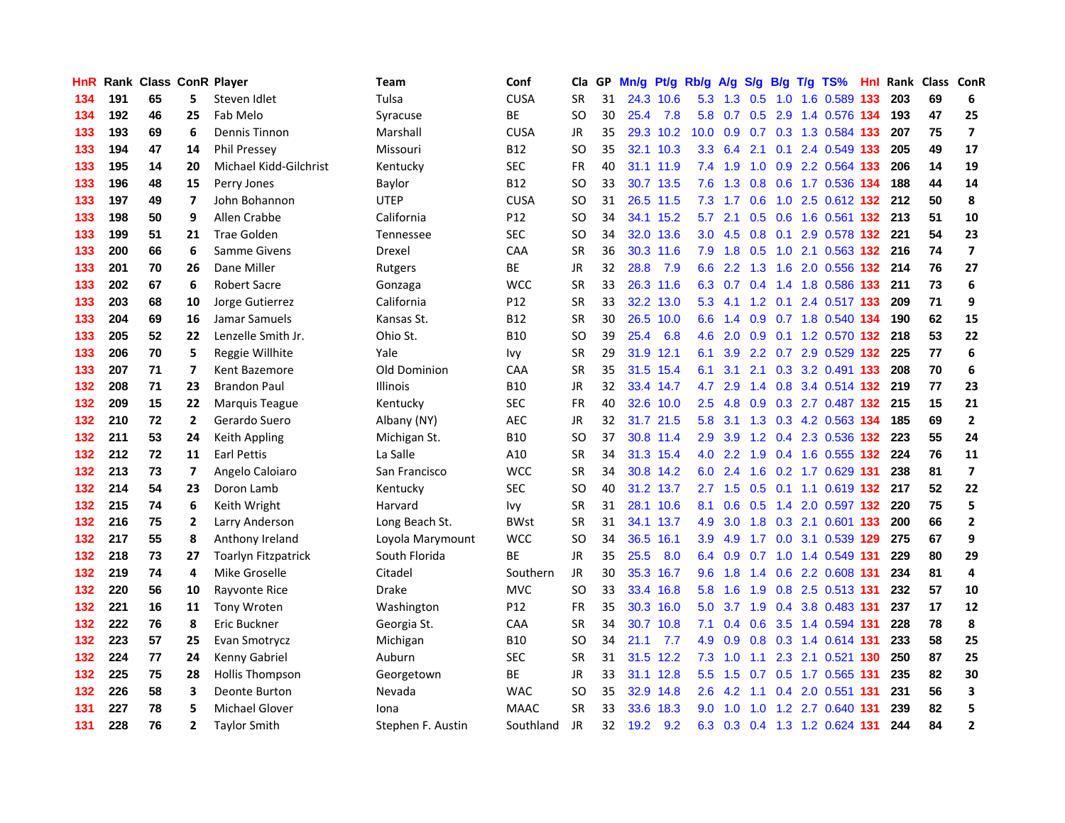| HnR | Rank | Class | ConR | Player | Team | Conf | Cla | GP | Mn/g | Pt/g | Rb/g | A/g | S/g | B/g | T/g | TS% | HnI | Rank | Class | ConR |
|---|---|---|---|---|---|---|---|---|---|---|---|---|---|---|---|---|---|---|---|---|
| 134 | 191 | 65 | 5 | Steven Idlet | Tulsa | CUSA | SR | 31 | 24.3 | 10.6 | 5.3 | 1.3 | 0.5 | 1.0 | 1.6 | 0.589 | 133 | 203 | 69 | 6 |
| 134 | 192 | 46 | 25 | Fab Melo | Syracuse | BE | SO | 30 | 25.4 | 7.8 | 5.8 | 0.7 | 0.5 | 2.9 | 1.4 | 0.576 | 134 | 193 | 47 | 25 |
| 133 | 193 | 69 | 6 | Dennis Tinnon | Marshall | CUSA | JR | 35 | 29.3 | 10.2 | 10.0 | 0.9 | 0.7 | 0.3 | 1.3 | 0.584 | 133 | 207 | 75 | 7 |
| 133 | 194 | 47 | 14 | Phil Pressey | Missouri | B12 | SO | 35 | 32.1 | 10.3 | 3.3 | 6.4 | 2.1 | 0.1 | 2.4 | 0.549 | 133 | 205 | 49 | 17 |
| 133 | 195 | 14 | 20 | Michael Kidd-Gilchrist | Kentucky | SEC | FR | 40 | 31.1 | 11.9 | 7.4 | 1.9 | 1.0 | 0.9 | 2.2 | 0.564 | 133 | 206 | 14 | 19 |
| 133 | 196 | 48 | 15 | Perry Jones | Baylor | B12 | SO | 33 | 30.7 | 13.5 | 7.6 | 1.3 | 0.8 | 0.6 | 1.7 | 0.536 | 134 | 188 | 44 | 14 |
| 133 | 197 | 49 | 7 | John Bohannon | UTEP | CUSA | SO | 31 | 26.5 | 11.5 | 7.3 | 1.7 | 0.6 | 1.0 | 2.5 | 0.612 | 132 | 212 | 50 | 8 |
| 133 | 198 | 50 | 9 | Allen Crabbe | California | P12 | SO | 34 | 34.1 | 15.2 | 5.7 | 2.1 | 0.5 | 0.6 | 1.6 | 0.561 | 132 | 213 | 51 | 10 |
| 133 | 199 | 51 | 21 | Trae Golden | Tennessee | SEC | SO | 34 | 32.0 | 13.6 | 3.0 | 4.5 | 0.8 | 0.1 | 2.9 | 0.578 | 132 | 221 | 54 | 23 |
| 133 | 200 | 66 | 6 | Samme Givens | Drexel | CAA | SR | 36 | 30.3 | 11.6 | 7.9 | 1.8 | 0.5 | 1.0 | 2.1 | 0.563 | 132 | 216 | 74 | 7 |
| 133 | 201 | 70 | 26 | Dane Miller | Rutgers | BE | JR | 32 | 28.8 | 7.9 | 6.6 | 2.2 | 1.3 | 1.6 | 2.0 | 0.556 | 132 | 214 | 76 | 27 |
| 133 | 202 | 67 | 6 | Robert Sacre | Gonzaga | WCC | SR | 33 | 26.3 | 11.6 | 6.3 | 0.7 | 0.4 | 1.4 | 1.8 | 0.586 | 133 | 211 | 73 | 6 |
| 133 | 203 | 68 | 10 | Jorge Gutierrez | California | P12 | SR | 33 | 32.2 | 13.0 | 5.3 | 4.1 | 1.2 | 0.1 | 2.4 | 0.517 | 133 | 209 | 71 | 9 |
| 133 | 204 | 69 | 16 | Jamar Samuels | Kansas St. | B12 | SR | 30 | 26.5 | 10.0 | 6.6 | 1.4 | 0.9 | 0.7 | 1.8 | 0.540 | 134 | 190 | 62 | 15 |
| 133 | 205 | 52 | 22 | Lenzelle Smith Jr. | Ohio St. | B10 | SO | 39 | 25.4 | 6.8 | 4.6 | 2.0 | 0.9 | 0.1 | 1.2 | 0.570 | 132 | 218 | 53 | 22 |
| 133 | 206 | 70 | 5 | Reggie Willhite | Yale | Ivy | SR | 29 | 31.9 | 12.1 | 6.1 | 3.9 | 2.2 | 0.7 | 2.9 | 0.529 | 132 | 225 | 77 | 6 |
| 133 | 207 | 71 | 7 | Kent Bazemore | Old Dominion | CAA | SR | 35 | 31.5 | 15.4 | 6.1 | 3.1 | 2.1 | 0.3 | 3.2 | 0.491 | 133 | 208 | 70 | 6 |
| 132 | 208 | 71 | 23 | Brandon Paul | Illinois | B10 | JR | 32 | 33.4 | 14.7 | 4.7 | 2.9 | 1.4 | 0.8 | 3.4 | 0.514 | 132 | 219 | 77 | 23 |
| 132 | 209 | 15 | 22 | Marquis Teague | Kentucky | SEC | FR | 40 | 32.6 | 10.0 | 2.5 | 4.8 | 0.9 | 0.3 | 2.7 | 0.487 | 132 | 215 | 15 | 21 |
| 132 | 210 | 72 | 2 | Gerardo Suero | Albany (NY) | AEC | JR | 32 | 31.7 | 21.5 | 5.8 | 3.1 | 1.3 | 0.3 | 4.2 | 0.563 | 134 | 185 | 69 | 2 |
| 132 | 211 | 53 | 24 | Keith Appling | Michigan St. | B10 | SO | 37 | 30.8 | 11.4 | 2.9 | 3.9 | 1.2 | 0.4 | 2.3 | 0.536 | 132 | 223 | 55 | 24 |
| 132 | 212 | 72 | 11 | Earl Pettis | La Salle | A10 | SR | 34 | 31.3 | 15.4 | 4.0 | 2.2 | 1.9 | 0.4 | 1.6 | 0.555 | 132 | 224 | 76 | 11 |
| 132 | 213 | 73 | 7 | Angelo Caloiaro | San Francisco | WCC | SR | 34 | 30.8 | 14.2 | 6.0 | 2.4 | 1.6 | 0.2 | 1.7 | 0.629 | 131 | 238 | 81 | 7 |
| 132 | 214 | 54 | 23 | Doron Lamb | Kentucky | SEC | SO | 40 | 31.2 | 13.7 | 2.7 | 1.5 | 0.5 | 0.1 | 1.1 | 0.619 | 132 | 217 | 52 | 22 |
| 132 | 215 | 74 | 6 | Keith Wright | Harvard | Ivy | SR | 31 | 28.1 | 10.6 | 8.1 | 0.6 | 0.5 | 1.4 | 2.0 | 0.597 | 132 | 220 | 75 | 5 |
| 132 | 216 | 75 | 2 | Larry Anderson | Long Beach St. | BWst | SR | 31 | 34.1 | 13.7 | 4.9 | 3.0 | 1.8 | 0.3 | 2.1 | 0.601 | 133 | 200 | 66 | 2 |
| 132 | 217 | 55 | 8 | Anthony Ireland | Loyola Marymount | WCC | SO | 34 | 36.5 | 16.1 | 3.9 | 4.9 | 1.7 | 0.0 | 3.1 | 0.539 | 129 | 275 | 67 | 9 |
| 132 | 218 | 73 | 27 | Toarlyn Fitzpatrick | South Florida | BE | JR | 35 | 25.5 | 8.0 | 6.4 | 0.9 | 0.7 | 1.0 | 1.4 | 0.549 | 131 | 229 | 80 | 29 |
| 132 | 219 | 74 | 4 | Mike Groselle | Citadel | Southern | JR | 30 | 35.3 | 16.7 | 9.6 | 1.8 | 1.4 | 0.6 | 2.2 | 0.608 | 131 | 234 | 81 | 4 |
| 132 | 220 | 56 | 10 | Rayvonte Rice | Drake | MVC | SO | 33 | 33.4 | 16.8 | 5.8 | 1.6 | 1.9 | 0.8 | 2.5 | 0.513 | 131 | 232 | 57 | 10 |
| 132 | 221 | 16 | 11 | Tony Wroten | Washington | P12 | FR | 35 | 30.3 | 16.0 | 5.0 | 3.7 | 1.9 | 0.4 | 3.8 | 0.483 | 131 | 237 | 17 | 12 |
| 132 | 222 | 76 | 8 | Eric Buckner | Georgia St. | CAA | SR | 34 | 30.7 | 10.8 | 7.1 | 0.4 | 0.6 | 3.5 | 1.4 | 0.594 | 131 | 228 | 78 | 8 |
| 132 | 223 | 57 | 25 | Evan Smotrycz | Michigan | B10 | SO | 34 | 21.1 | 7.7 | 4.9 | 0.9 | 0.8 | 0.3 | 1.4 | 0.614 | 131 | 233 | 58 | 25 |
| 132 | 224 | 77 | 24 | Kenny Gabriel | Auburn | SEC | SR | 31 | 31.5 | 12.2 | 7.3 | 1.0 | 1.1 | 2.3 | 2.1 | 0.521 | 130 | 250 | 87 | 25 |
| 132 | 225 | 75 | 28 | Hollis Thompson | Georgetown | BE | JR | 33 | 31.1 | 12.8 | 5.5 | 1.5 | 0.7 | 0.5 | 1.7 | 0.565 | 131 | 235 | 82 | 30 |
| 132 | 226 | 58 | 3 | Deonte Burton | Nevada | WAC | SO | 35 | 32.9 | 14.8 | 2.6 | 4.2 | 1.1 | 0.4 | 2.0 | 0.551 | 131 | 231 | 56 | 3 |
| 131 | 227 | 78 | 5 | Michael Glover | Iona | MAAC | SR | 33 | 33.6 | 18.3 | 9.0 | 1.0 | 1.0 | 1.2 | 2.7 | 0.640 | 131 | 239 | 82 | 5 |
| 131 | 228 | 76 | 2 | Taylor Smith | Stephen F. Austin | Southland | JR | 32 | 19.2 | 9.2 | 6.3 | 0.3 | 0.4 | 1.3 | 1.2 | 0.624 | 131 | 244 | 84 | 2 |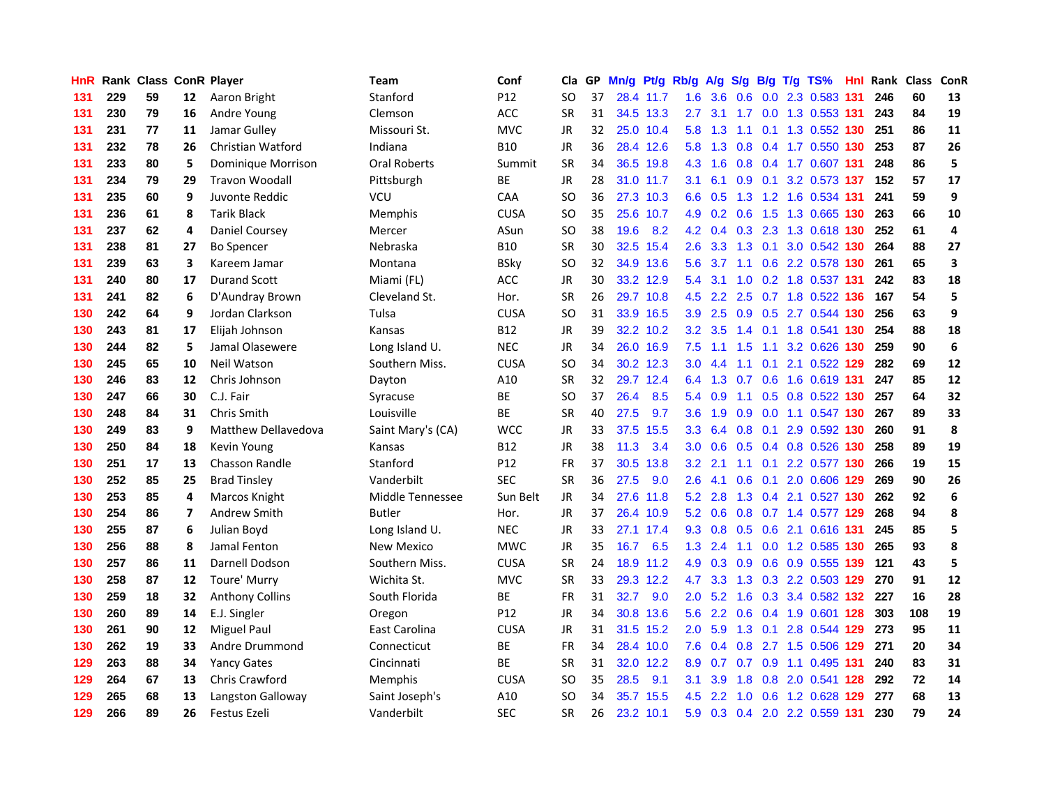| HnR | Rank | Class | ConR | Player | Team | Conf | Cla | GP | Mn/g | Pt/g | Rb/g | A/g | S/g | B/g | T/g | TS% | HnI | Rank | Class | ConR |
|---|---|---|---|---|---|---|---|---|---|---|---|---|---|---|---|---|---|---|---|---|
| 131 | 229 | 59 | 12 | Aaron Bright | Stanford | P12 | SO | 37 | 28.4 | 11.7 | 1.6 | 3.6 | 0.6 | 0.0 | 2.3 | 0.583 | 131 | 246 | 60 | 13 |
| 131 | 230 | 79 | 16 | Andre Young | Clemson | ACC | SR | 31 | 34.5 | 13.3 | 2.7 | 3.1 | 1.7 | 0.0 | 1.3 | 0.553 | 131 | 243 | 84 | 19 |
| 131 | 231 | 77 | 11 | Jamar Gulley | Missouri St. | MVC | JR | 32 | 25.0 | 10.4 | 5.8 | 1.3 | 1.1 | 0.1 | 1.3 | 0.552 | 130 | 251 | 86 | 11 |
| 131 | 232 | 78 | 26 | Christian Watford | Indiana | B10 | JR | 36 | 28.4 | 12.6 | 5.8 | 1.3 | 0.8 | 0.4 | 1.7 | 0.550 | 130 | 253 | 87 | 26 |
| 131 | 233 | 80 | 5 | Dominique Morrison | Oral Roberts | Summit | SR | 34 | 36.5 | 19.8 | 4.3 | 1.6 | 0.8 | 0.4 | 1.7 | 0.607 | 131 | 248 | 86 | 5 |
| 131 | 234 | 79 | 29 | Travon Woodall | Pittsburgh | BE | JR | 28 | 31.0 | 11.7 | 3.1 | 6.1 | 0.9 | 0.1 | 3.2 | 0.573 | 137 | 152 | 57 | 17 |
| 131 | 235 | 60 | 9 | Juvonte Reddic | VCU | CAA | SO | 36 | 27.3 | 10.3 | 6.6 | 0.5 | 1.3 | 1.2 | 1.6 | 0.534 | 131 | 241 | 59 | 9 |
| 131 | 236 | 61 | 8 | Tarik Black | Memphis | CUSA | SO | 35 | 25.6 | 10.7 | 4.9 | 0.2 | 0.6 | 1.5 | 1.3 | 0.665 | 130 | 263 | 66 | 10 |
| 131 | 237 | 62 | 4 | Daniel Coursey | Mercer | ASun | SO | 38 | 19.6 | 8.2 | 4.2 | 0.4 | 0.3 | 2.3 | 1.3 | 0.618 | 130 | 252 | 61 | 4 |
| 131 | 238 | 81 | 27 | Bo Spencer | Nebraska | B10 | SR | 30 | 32.5 | 15.4 | 2.6 | 3.3 | 1.3 | 0.1 | 3.0 | 0.542 | 130 | 264 | 88 | 27 |
| 131 | 239 | 63 | 3 | Kareem Jamar | Montana | BSky | SO | 32 | 34.9 | 13.6 | 5.6 | 3.7 | 1.1 | 0.6 | 2.2 | 0.578 | 130 | 261 | 65 | 3 |
| 131 | 240 | 80 | 17 | Durand Scott | Miami (FL) | ACC | JR | 30 | 33.2 | 12.9 | 5.4 | 3.1 | 1.0 | 0.2 | 1.8 | 0.537 | 131 | 242 | 83 | 18 |
| 131 | 241 | 82 | 6 | D'Aundray Brown | Cleveland St. | Hor. | SR | 26 | 29.7 | 10.8 | 4.5 | 2.2 | 2.5 | 0.7 | 1.8 | 0.522 | 136 | 167 | 54 | 5 |
| 130 | 242 | 64 | 9 | Jordan Clarkson | Tulsa | CUSA | SO | 31 | 33.9 | 16.5 | 3.9 | 2.5 | 0.9 | 0.5 | 2.7 | 0.544 | 130 | 256 | 63 | 9 |
| 130 | 243 | 81 | 17 | Elijah Johnson | Kansas | B12 | JR | 39 | 32.2 | 10.2 | 3.2 | 3.5 | 1.4 | 0.1 | 1.8 | 0.541 | 130 | 254 | 88 | 18 |
| 130 | 244 | 82 | 5 | Jamal Olasewere | Long Island U. | NEC | JR | 34 | 26.0 | 16.9 | 7.5 | 1.1 | 1.5 | 1.1 | 3.2 | 0.626 | 130 | 259 | 90 | 6 |
| 130 | 245 | 65 | 10 | Neil Watson | Southern Miss. | CUSA | SO | 34 | 30.2 | 12.3 | 3.0 | 4.4 | 1.1 | 0.1 | 2.1 | 0.522 | 129 | 282 | 69 | 12 |
| 130 | 246 | 83 | 12 | Chris Johnson | Dayton | A10 | SR | 32 | 29.7 | 12.4 | 6.4 | 1.3 | 0.7 | 0.6 | 1.6 | 0.619 | 131 | 247 | 85 | 12 |
| 130 | 247 | 66 | 30 | C.J. Fair | Syracuse | BE | SO | 37 | 26.4 | 8.5 | 5.4 | 0.9 | 1.1 | 0.5 | 0.8 | 0.522 | 130 | 257 | 64 | 32 |
| 130 | 248 | 84 | 31 | Chris Smith | Louisville | BE | SR | 40 | 27.5 | 9.7 | 3.6 | 1.9 | 0.9 | 0.0 | 1.1 | 0.547 | 130 | 267 | 89 | 33 |
| 130 | 249 | 83 | 9 | Matthew Dellavedova | Saint Mary's (CA) | WCC | JR | 33 | 37.5 | 15.5 | 3.3 | 6.4 | 0.8 | 0.1 | 2.9 | 0.592 | 130 | 260 | 91 | 8 |
| 130 | 250 | 84 | 18 | Kevin Young | Kansas | B12 | JR | 38 | 11.3 | 3.4 | 3.0 | 0.6 | 0.5 | 0.4 | 0.8 | 0.526 | 130 | 258 | 89 | 19 |
| 130 | 251 | 17 | 13 | Chasson Randle | Stanford | P12 | FR | 37 | 30.5 | 13.8 | 3.2 | 2.1 | 1.1 | 0.1 | 2.2 | 0.577 | 130 | 266 | 19 | 15 |
| 130 | 252 | 85 | 25 | Brad Tinsley | Vanderbilt | SEC | SR | 36 | 27.5 | 9.0 | 2.6 | 4.1 | 0.6 | 0.1 | 2.0 | 0.606 | 129 | 269 | 90 | 26 |
| 130 | 253 | 85 | 4 | Marcos Knight | Middle Tennessee | Sun Belt | JR | 34 | 27.6 | 11.8 | 5.2 | 2.8 | 1.3 | 0.4 | 2.1 | 0.527 | 130 | 262 | 92 | 6 |
| 130 | 254 | 86 | 7 | Andrew Smith | Butler | Hor. | JR | 37 | 26.4 | 10.9 | 5.2 | 0.6 | 0.8 | 0.7 | 1.4 | 0.577 | 129 | 268 | 94 | 8 |
| 130 | 255 | 87 | 6 | Julian Boyd | Long Island U. | NEC | JR | 33 | 27.1 | 17.4 | 9.3 | 0.8 | 0.5 | 0.6 | 2.1 | 0.616 | 131 | 245 | 85 | 5 |
| 130 | 256 | 88 | 8 | Jamal Fenton | New Mexico | MWC | JR | 35 | 16.7 | 6.5 | 1.3 | 2.4 | 1.1 | 0.0 | 1.2 | 0.585 | 130 | 265 | 93 | 8 |
| 130 | 257 | 86 | 11 | Darnell Dodson | Southern Miss. | CUSA | SR | 24 | 18.9 | 11.2 | 4.9 | 0.3 | 0.9 | 0.6 | 0.9 | 0.555 | 139 | 121 | 43 | 5 |
| 130 | 258 | 87 | 12 | Toure' Murry | Wichita St. | MVC | SR | 33 | 29.3 | 12.2 | 4.7 | 3.3 | 1.3 | 0.3 | 2.2 | 0.503 | 129 | 270 | 91 | 12 |
| 130 | 259 | 18 | 32 | Anthony Collins | South Florida | BE | FR | 31 | 32.7 | 9.0 | 2.0 | 5.2 | 1.6 | 0.3 | 3.4 | 0.582 | 132 | 227 | 16 | 28 |
| 130 | 260 | 89 | 14 | E.J. Singler | Oregon | P12 | JR | 34 | 30.8 | 13.6 | 5.6 | 2.2 | 0.6 | 0.4 | 1.9 | 0.601 | 128 | 303 | 108 | 19 |
| 130 | 261 | 90 | 12 | Miguel Paul | East Carolina | CUSA | JR | 31 | 31.5 | 15.2 | 2.0 | 5.9 | 1.3 | 0.1 | 2.8 | 0.544 | 129 | 273 | 95 | 11 |
| 130 | 262 | 19 | 33 | Andre Drummond | Connecticut | BE | FR | 34 | 28.4 | 10.0 | 7.6 | 0.4 | 0.8 | 2.7 | 1.5 | 0.506 | 129 | 271 | 20 | 34 |
| 129 | 263 | 88 | 34 | Yancy Gates | Cincinnati | BE | SR | 31 | 32.0 | 12.2 | 8.9 | 0.7 | 0.7 | 0.9 | 1.1 | 0.495 | 131 | 240 | 83 | 31 |
| 129 | 264 | 67 | 13 | Chris Crawford | Memphis | CUSA | SO | 35 | 28.5 | 9.1 | 3.1 | 3.9 | 1.8 | 0.8 | 2.0 | 0.541 | 128 | 292 | 72 | 14 |
| 129 | 265 | 68 | 13 | Langston Galloway | Saint Joseph's | A10 | SO | 34 | 35.7 | 15.5 | 4.5 | 2.2 | 1.0 | 0.6 | 1.2 | 0.628 | 129 | 277 | 68 | 13 |
| 129 | 266 | 89 | 26 | Festus Ezeli | Vanderbilt | SEC | SR | 26 | 23.2 | 10.1 | 5.9 | 0.3 | 0.4 | 2.0 | 2.2 | 0.559 | 131 | 230 | 79 | 24 |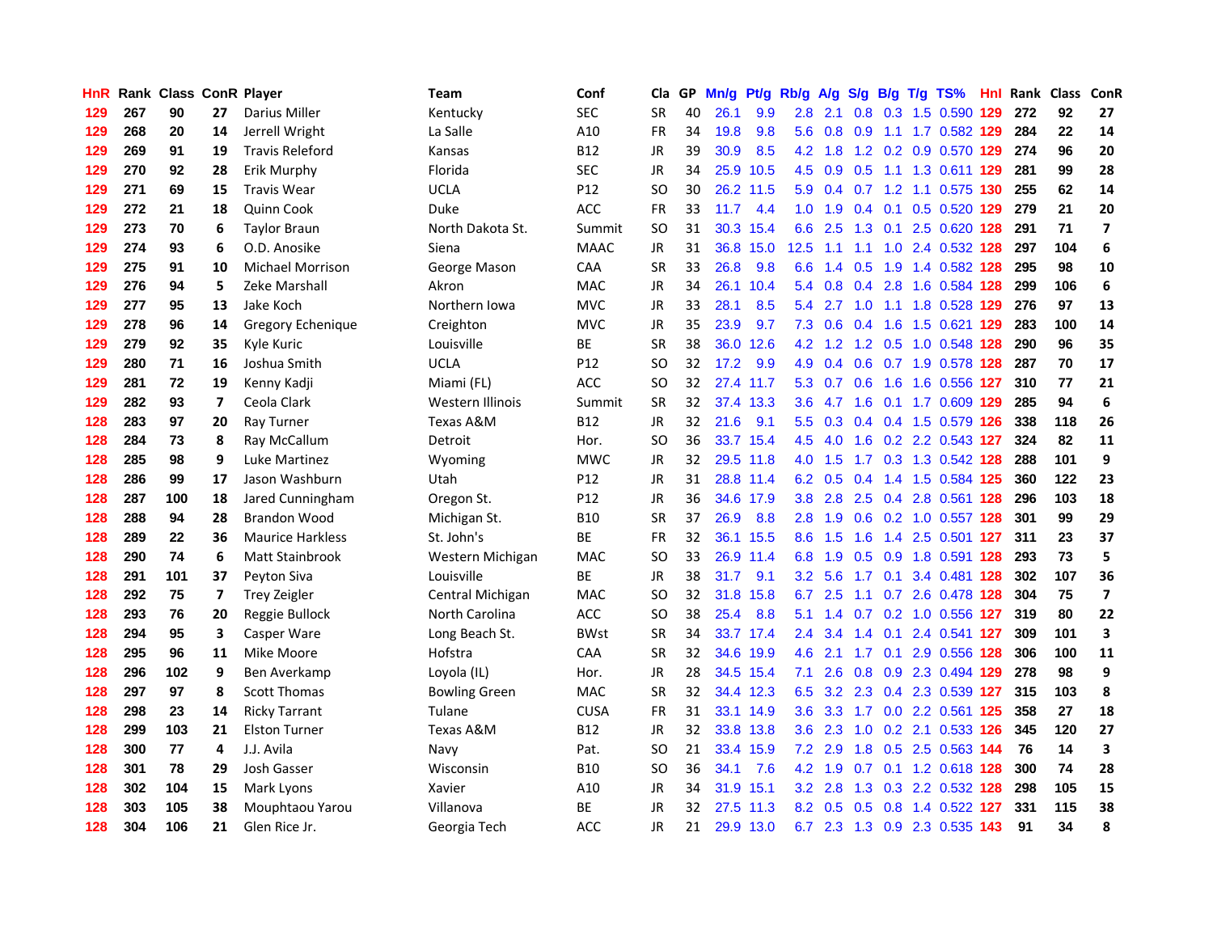| HnR | Rank | Class | ConR | Player | Team | Conf | Cla | GP | Mn/g | Pt/g | Rb/g | A/g | S/g | B/g | T/g | TS% | HnI | Rank | Class | ConR |
|---|---|---|---|---|---|---|---|---|---|---|---|---|---|---|---|---|---|---|---|---|
| 129 | 267 | 90 | 27 | Darius Miller | Kentucky | SEC | SR | 40 | 26.1 | 9.9 | 2.8 | 2.1 | 0.8 | 0.3 | 1.5 | 0.590 | 129 | 272 | 92 | 27 |
| 129 | 268 | 20 | 14 | Jerrell Wright | La Salle | A10 | FR | 34 | 19.8 | 9.8 | 5.6 | 0.8 | 0.9 | 1.1 | 1.7 | 0.582 | 129 | 284 | 22 | 14 |
| 129 | 269 | 91 | 19 | Travis Releford | Kansas | B12 | JR | 39 | 30.9 | 8.5 | 4.2 | 1.8 | 1.2 | 0.2 | 0.9 | 0.570 | 129 | 274 | 96 | 20 |
| 129 | 270 | 92 | 28 | Erik Murphy | Florida | SEC | JR | 34 | 25.9 | 10.5 | 4.5 | 0.9 | 0.5 | 1.1 | 1.3 | 0.611 | 129 | 281 | 99 | 28 |
| 129 | 271 | 69 | 15 | Travis Wear | UCLA | P12 | SO | 30 | 26.2 | 11.5 | 5.9 | 0.4 | 0.7 | 1.2 | 1.1 | 0.575 | 130 | 255 | 62 | 14 |
| 129 | 272 | 21 | 18 | Quinn Cook | Duke | ACC | FR | 33 | 11.7 | 4.4 | 1.0 | 1.9 | 0.4 | 0.1 | 0.5 | 0.520 | 129 | 279 | 21 | 20 |
| 129 | 273 | 70 | 6 | Taylor Braun | North Dakota St. | Summit | SO | 31 | 30.3 | 15.4 | 6.6 | 2.5 | 1.3 | 0.1 | 2.5 | 0.620 | 128 | 291 | 71 | 7 |
| 129 | 274 | 93 | 6 | O.D. Anosike | Siena | MAAC | JR | 31 | 36.8 | 15.0 | 12.5 | 1.1 | 1.1 | 1.0 | 2.4 | 0.532 | 128 | 297 | 104 | 6 |
| 129 | 275 | 91 | 10 | Michael Morrison | George Mason | CAA | SR | 33 | 26.8 | 9.8 | 6.6 | 1.4 | 0.5 | 1.9 | 1.4 | 0.582 | 128 | 295 | 98 | 10 |
| 129 | 276 | 94 | 5 | Zeke Marshall | Akron | MAC | JR | 34 | 26.1 | 10.4 | 5.4 | 0.8 | 0.4 | 2.8 | 1.6 | 0.584 | 128 | 299 | 106 | 6 |
| 129 | 277 | 95 | 13 | Jake Koch | Northern Iowa | MVC | JR | 33 | 28.1 | 8.5 | 5.4 | 2.7 | 1.0 | 1.1 | 1.8 | 0.528 | 129 | 276 | 97 | 13 |
| 129 | 278 | 96 | 14 | Gregory Echenique | Creighton | MVC | JR | 35 | 23.9 | 9.7 | 7.3 | 0.6 | 0.4 | 1.6 | 1.5 | 0.621 | 129 | 283 | 100 | 14 |
| 129 | 279 | 92 | 35 | Kyle Kuric | Louisville | BE | SR | 38 | 36.0 | 12.6 | 4.2 | 1.2 | 1.2 | 0.5 | 1.0 | 0.548 | 128 | 290 | 96 | 35 |
| 129 | 280 | 71 | 16 | Joshua Smith | UCLA | P12 | SO | 32 | 17.2 | 9.9 | 4.9 | 0.4 | 0.6 | 0.7 | 1.9 | 0.578 | 128 | 287 | 70 | 17 |
| 129 | 281 | 72 | 19 | Kenny Kadji | Miami (FL) | ACC | SO | 32 | 27.4 | 11.7 | 5.3 | 0.7 | 0.6 | 1.6 | 1.6 | 0.556 | 127 | 310 | 77 | 21 |
| 129 | 282 | 93 | 7 | Ceola Clark | Western Illinois | Summit | SR | 32 | 37.4 | 13.3 | 3.6 | 4.7 | 1.6 | 0.1 | 1.7 | 0.609 | 129 | 285 | 94 | 6 |
| 128 | 283 | 97 | 20 | Ray Turner | Texas A&M | B12 | JR | 32 | 21.6 | 9.1 | 5.5 | 0.3 | 0.4 | 0.4 | 1.5 | 0.579 | 126 | 338 | 118 | 26 |
| 128 | 284 | 73 | 8 | Ray McCallum | Detroit | Hor. | SO | 36 | 33.7 | 15.4 | 4.5 | 4.0 | 1.6 | 0.2 | 2.2 | 0.543 | 127 | 324 | 82 | 11 |
| 128 | 285 | 98 | 9 | Luke Martinez | Wyoming | MWC | JR | 32 | 29.5 | 11.8 | 4.0 | 1.5 | 1.7 | 0.3 | 1.3 | 0.542 | 128 | 288 | 101 | 9 |
| 128 | 286 | 99 | 17 | Jason Washburn | Utah | P12 | JR | 31 | 28.8 | 11.4 | 6.2 | 0.5 | 0.4 | 1.4 | 1.5 | 0.584 | 125 | 360 | 122 | 23 |
| 128 | 287 | 100 | 18 | Jared Cunningham | Oregon St. | P12 | JR | 36 | 34.6 | 17.9 | 3.8 | 2.8 | 2.5 | 0.4 | 2.8 | 0.561 | 128 | 296 | 103 | 18 |
| 128 | 288 | 94 | 28 | Brandon Wood | Michigan St. | B10 | SR | 37 | 26.9 | 8.8 | 2.8 | 1.9 | 0.6 | 0.2 | 1.0 | 0.557 | 128 | 301 | 99 | 29 |
| 128 | 289 | 22 | 36 | Maurice Harkless | St. John's | BE | FR | 32 | 36.1 | 15.5 | 8.6 | 1.5 | 1.6 | 1.4 | 2.5 | 0.501 | 127 | 311 | 23 | 37 |
| 128 | 290 | 74 | 6 | Matt Stainbrook | Western Michigan | MAC | SO | 33 | 26.9 | 11.4 | 6.8 | 1.9 | 0.5 | 0.9 | 1.8 | 0.591 | 128 | 293 | 73 | 5 |
| 128 | 291 | 101 | 37 | Peyton Siva | Louisville | BE | JR | 38 | 31.7 | 9.1 | 3.2 | 5.6 | 1.7 | 0.1 | 3.4 | 0.481 | 128 | 302 | 107 | 36 |
| 128 | 292 | 75 | 7 | Trey Zeigler | Central Michigan | MAC | SO | 32 | 31.8 | 15.8 | 6.7 | 2.5 | 1.1 | 0.7 | 2.6 | 0.478 | 128 | 304 | 75 | 7 |
| 128 | 293 | 76 | 20 | Reggie Bullock | North Carolina | ACC | SO | 38 | 25.4 | 8.8 | 5.1 | 1.4 | 0.7 | 0.2 | 1.0 | 0.556 | 127 | 319 | 80 | 22 |
| 128 | 294 | 95 | 3 | Casper Ware | Long Beach St. | BWst | SR | 34 | 33.7 | 17.4 | 2.4 | 3.4 | 1.4 | 0.1 | 2.4 | 0.541 | 127 | 309 | 101 | 3 |
| 128 | 295 | 96 | 11 | Mike Moore | Hofstra | CAA | SR | 32 | 34.6 | 19.9 | 4.6 | 2.1 | 1.7 | 0.1 | 2.9 | 0.556 | 128 | 306 | 100 | 11 |
| 128 | 296 | 102 | 9 | Ben Averkamp | Loyola (IL) | Hor. | JR | 28 | 34.5 | 15.4 | 7.1 | 2.6 | 0.8 | 0.9 | 2.3 | 0.494 | 129 | 278 | 98 | 9 |
| 128 | 297 | 97 | 8 | Scott Thomas | Bowling Green | MAC | SR | 32 | 34.4 | 12.3 | 6.5 | 3.2 | 2.3 | 0.4 | 2.3 | 0.539 | 127 | 315 | 103 | 8 |
| 128 | 298 | 23 | 14 | Ricky Tarrant | Tulane | CUSA | FR | 31 | 33.1 | 14.9 | 3.6 | 3.3 | 1.7 | 0.0 | 2.2 | 0.561 | 125 | 358 | 27 | 18 |
| 128 | 299 | 103 | 21 | Elston Turner | Texas A&M | B12 | JR | 32 | 33.8 | 13.8 | 3.6 | 2.3 | 1.0 | 0.2 | 2.1 | 0.533 | 126 | 345 | 120 | 27 |
| 128 | 300 | 77 | 4 | J.J. Avila | Navy | Pat. | SO | 21 | 33.4 | 15.9 | 7.2 | 2.9 | 1.8 | 0.5 | 2.5 | 0.563 | 144 | 76 | 14 | 3 |
| 128 | 301 | 78 | 29 | Josh Gasser | Wisconsin | B10 | SO | 36 | 34.1 | 7.6 | 4.2 | 1.9 | 0.7 | 0.1 | 1.2 | 0.618 | 128 | 300 | 74 | 28 |
| 128 | 302 | 104 | 15 | Mark Lyons | Xavier | A10 | JR | 34 | 31.9 | 15.1 | 3.2 | 2.8 | 1.3 | 0.3 | 2.2 | 0.532 | 128 | 298 | 105 | 15 |
| 128 | 303 | 105 | 38 | Mouphtaou Yarou | Villanova | BE | JR | 32 | 27.5 | 11.3 | 8.2 | 0.5 | 0.5 | 0.8 | 1.4 | 0.522 | 127 | 331 | 115 | 38 |
| 128 | 304 | 106 | 21 | Glen Rice Jr. | Georgia Tech | ACC | JR | 21 | 29.9 | 13.0 | 6.7 | 2.3 | 1.3 | 0.9 | 2.3 | 0.535 | 143 | 91 | 34 | 8 |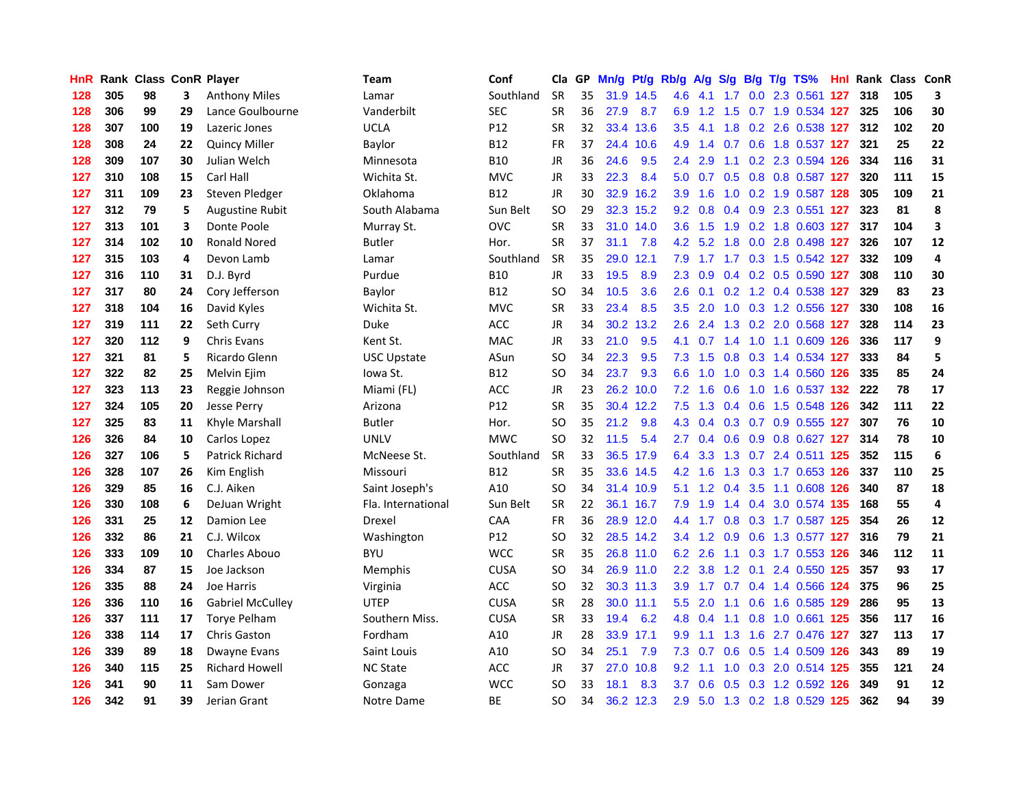| HnR | Rank | Class | ConR | Player | Team | Conf | Cla | GP | Mn/g | Pt/g | Rb/g | A/g | S/g | B/g | T/g | TS% | HnI | Rank | Class | ConR |
|---|---|---|---|---|---|---|---|---|---|---|---|---|---|---|---|---|---|---|---|---|
| 128 | 305 | 98 | 3 | Anthony Miles | Lamar | Southland | SR | 35 | 31.9 | 14.5 | 4.6 | 4.1 | 1.7 | 0.0 | 2.3 | 0.561 | 127 | 318 | 105 | 3 |
| 128 | 306 | 99 | 29 | Lance Goulbourne | Vanderbilt | SEC | SR | 36 | 27.9 | 8.7 | 6.9 | 1.2 | 1.5 | 0.7 | 1.9 | 0.534 | 127 | 325 | 106 | 30 |
| 128 | 307 | 100 | 19 | Lazeric Jones | UCLA | P12 | SR | 32 | 33.4 | 13.6 | 3.5 | 4.1 | 1.8 | 0.2 | 2.6 | 0.538 | 127 | 312 | 102 | 20 |
| 128 | 308 | 24 | 22 | Quincy Miller | Baylor | B12 | FR | 37 | 24.4 | 10.6 | 4.9 | 1.4 | 0.7 | 0.6 | 1.8 | 0.537 | 127 | 321 | 25 | 22 |
| 128 | 309 | 107 | 30 | Julian Welch | Minnesota | B10 | JR | 36 | 24.6 | 9.5 | 2.4 | 2.9 | 1.1 | 0.2 | 2.3 | 0.594 | 126 | 334 | 116 | 31 |
| 127 | 310 | 108 | 15 | Carl Hall | Wichita St. | MVC | JR | 33 | 22.3 | 8.4 | 5.0 | 0.7 | 0.5 | 0.8 | 0.8 | 0.587 | 127 | 320 | 111 | 15 |
| 127 | 311 | 109 | 23 | Steven Pledger | Oklahoma | B12 | JR | 30 | 32.9 | 16.2 | 3.9 | 1.6 | 1.0 | 0.2 | 1.9 | 0.587 | 128 | 305 | 109 | 21 |
| 127 | 312 | 79 | 5 | Augustine Rubit | South Alabama | Sun Belt | SO | 29 | 32.3 | 15.2 | 9.2 | 0.8 | 0.4 | 0.9 | 2.3 | 0.551 | 127 | 323 | 81 | 8 |
| 127 | 313 | 101 | 3 | Donte Poole | Murray St. | OVC | SR | 33 | 31.0 | 14.0 | 3.6 | 1.5 | 1.9 | 0.2 | 1.8 | 0.603 | 127 | 317 | 104 | 3 |
| 127 | 314 | 102 | 10 | Ronald Nored | Butler | Hor. | SR | 37 | 31.1 | 7.8 | 4.2 | 5.2 | 1.8 | 0.0 | 2.8 | 0.498 | 127 | 326 | 107 | 12 |
| 127 | 315 | 103 | 4 | Devon Lamb | Lamar | Southland | SR | 35 | 29.0 | 12.1 | 7.9 | 1.7 | 1.7 | 0.3 | 1.5 | 0.542 | 127 | 332 | 109 | 4 |
| 127 | 316 | 110 | 31 | D.J. Byrd | Purdue | B10 | JR | 33 | 19.5 | 8.9 | 2.3 | 0.9 | 0.4 | 0.2 | 0.5 | 0.590 | 127 | 308 | 110 | 30 |
| 127 | 317 | 80 | 24 | Cory Jefferson | Baylor | B12 | SO | 34 | 10.5 | 3.6 | 2.6 | 0.1 | 0.2 | 1.2 | 0.4 | 0.538 | 127 | 329 | 83 | 23 |
| 127 | 318 | 104 | 16 | David Kyles | Wichita St. | MVC | SR | 33 | 23.4 | 8.5 | 3.5 | 2.0 | 1.0 | 0.3 | 1.2 | 0.556 | 127 | 330 | 108 | 16 |
| 127 | 319 | 111 | 22 | Seth Curry | Duke | ACC | JR | 34 | 30.2 | 13.2 | 2.6 | 2.4 | 1.3 | 0.2 | 2.0 | 0.568 | 127 | 328 | 114 | 23 |
| 127 | 320 | 112 | 9 | Chris Evans | Kent St. | MAC | JR | 33 | 21.0 | 9.5 | 4.1 | 0.7 | 1.4 | 1.0 | 1.1 | 0.609 | 126 | 336 | 117 | 9 |
| 127 | 321 | 81 | 5 | Ricardo Glenn | USC Upstate | ASun | SO | 34 | 22.3 | 9.5 | 7.3 | 1.5 | 0.8 | 0.3 | 1.4 | 0.534 | 127 | 333 | 84 | 5 |
| 127 | 322 | 82 | 25 | Melvin Ejim | Iowa St. | B12 | SO | 34 | 23.7 | 9.3 | 6.6 | 1.0 | 1.0 | 0.3 | 1.4 | 0.560 | 126 | 335 | 85 | 24 |
| 127 | 323 | 113 | 23 | Reggie Johnson | Miami (FL) | ACC | JR | 23 | 26.2 | 10.0 | 7.2 | 1.6 | 0.6 | 1.0 | 1.6 | 0.537 | 132 | 222 | 78 | 17 |
| 127 | 324 | 105 | 20 | Jesse Perry | Arizona | P12 | SR | 35 | 30.4 | 12.2 | 7.5 | 1.3 | 0.4 | 0.6 | 1.5 | 0.548 | 126 | 342 | 111 | 22 |
| 127 | 325 | 83 | 11 | Khyle Marshall | Butler | Hor. | SO | 35 | 21.2 | 9.8 | 4.3 | 0.4 | 0.3 | 0.7 | 0.9 | 0.555 | 127 | 307 | 76 | 10 |
| 126 | 326 | 84 | 10 | Carlos Lopez | UNLV | MWC | SO | 32 | 11.5 | 5.4 | 2.7 | 0.4 | 0.6 | 0.9 | 0.8 | 0.627 | 127 | 314 | 78 | 10 |
| 126 | 327 | 106 | 5 | Patrick Richard | McNeese St. | Southland | SR | 33 | 36.5 | 17.9 | 6.4 | 3.3 | 1.3 | 0.7 | 2.4 | 0.511 | 125 | 352 | 115 | 6 |
| 126 | 328 | 107 | 26 | Kim English | Missouri | B12 | SR | 35 | 33.6 | 14.5 | 4.2 | 1.6 | 1.3 | 0.3 | 1.7 | 0.653 | 126 | 337 | 110 | 25 |
| 126 | 329 | 85 | 16 | C.J. Aiken | Saint Joseph's | A10 | SO | 34 | 31.4 | 10.9 | 5.1 | 1.2 | 0.4 | 3.5 | 1.1 | 0.608 | 126 | 340 | 87 | 18 |
| 126 | 330 | 108 | 6 | DeJuan Wright | Fla. International | Sun Belt | SR | 22 | 36.1 | 16.7 | 7.9 | 1.9 | 1.4 | 0.4 | 3.0 | 0.574 | 135 | 168 | 55 | 4 |
| 126 | 331 | 25 | 12 | Damion Lee | Drexel | CAA | FR | 36 | 28.9 | 12.0 | 4.4 | 1.7 | 0.8 | 0.3 | 1.7 | 0.587 | 125 | 354 | 26 | 12 |
| 126 | 332 | 86 | 21 | C.J. Wilcox | Washington | P12 | SO | 32 | 28.5 | 14.2 | 3.4 | 1.2 | 0.9 | 0.6 | 1.3 | 0.577 | 127 | 316 | 79 | 21 |
| 126 | 333 | 109 | 10 | Charles Abouo | BYU | WCC | SR | 35 | 26.8 | 11.0 | 6.2 | 2.6 | 1.1 | 0.3 | 1.7 | 0.553 | 126 | 346 | 112 | 11 |
| 126 | 334 | 87 | 15 | Joe Jackson | Memphis | CUSA | SO | 34 | 26.9 | 11.0 | 2.2 | 3.8 | 1.2 | 0.1 | 2.4 | 0.550 | 125 | 357 | 93 | 17 |
| 126 | 335 | 88 | 24 | Joe Harris | Virginia | ACC | SO | 32 | 30.3 | 11.3 | 3.9 | 1.7 | 0.7 | 0.4 | 1.4 | 0.566 | 124 | 375 | 96 | 25 |
| 126 | 336 | 110 | 16 | Gabriel McCulley | UTEP | CUSA | SR | 28 | 30.0 | 11.1 | 5.5 | 2.0 | 1.1 | 0.6 | 1.6 | 0.585 | 129 | 286 | 95 | 13 |
| 126 | 337 | 111 | 17 | Torye Pelham | Southern Miss. | CUSA | SR | 33 | 19.4 | 6.2 | 4.8 | 0.4 | 1.1 | 0.8 | 1.0 | 0.661 | 125 | 356 | 117 | 16 |
| 126 | 338 | 114 | 17 | Chris Gaston | Fordham | A10 | JR | 28 | 33.9 | 17.1 | 9.9 | 1.1 | 1.3 | 1.6 | 2.7 | 0.476 | 127 | 327 | 113 | 17 |
| 126 | 339 | 89 | 18 | Dwayne Evans | Saint Louis | A10 | SO | 34 | 25.1 | 7.9 | 7.3 | 0.7 | 0.6 | 0.5 | 1.4 | 0.509 | 126 | 343 | 89 | 19 |
| 126 | 340 | 115 | 25 | Richard Howell | NC State | ACC | JR | 37 | 27.0 | 10.8 | 9.2 | 1.1 | 1.0 | 0.3 | 2.0 | 0.514 | 125 | 355 | 121 | 24 |
| 126 | 341 | 90 | 11 | Sam Dower | Gonzaga | WCC | SO | 33 | 18.1 | 8.3 | 3.7 | 0.6 | 0.5 | 0.3 | 1.2 | 0.592 | 126 | 349 | 91 | 12 |
| 126 | 342 | 91 | 39 | Jerian Grant | Notre Dame | BE | SO | 34 | 36.2 | 12.3 | 2.9 | 5.0 | 1.3 | 0.2 | 1.8 | 0.529 | 125 | 362 | 94 | 39 |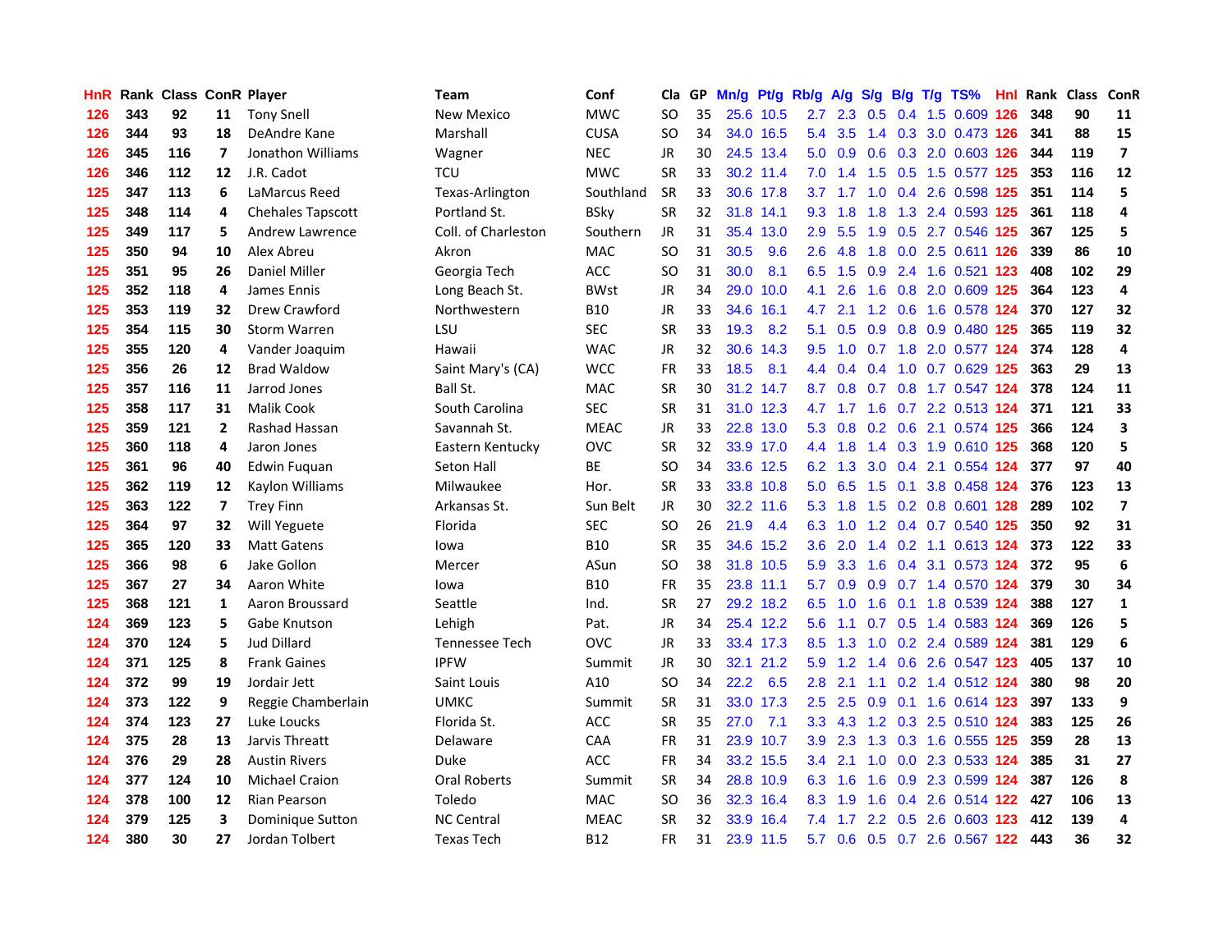| HnR | Rank | Class | ConR | Player | Team | Conf | Cla | GP | Mn/g | Pt/g | Rb/g | A/g | S/g | B/g | T/g | TS% | HnI | Rank | Class | ConR |
|---|---|---|---|---|---|---|---|---|---|---|---|---|---|---|---|---|---|---|---|---|
| 126 | 343 | 92 | 11 | Tony Snell | New Mexico | MWC | SO | 35 | 25.6 | 10.5 | 2.7 | 2.3 | 0.5 | 0.4 | 1.5 | 0.609 | 126 | 348 | 90 | 11 |
| 126 | 344 | 93 | 18 | DeAndre Kane | Marshall | CUSA | SO | 34 | 34.0 | 16.5 | 5.4 | 3.5 | 1.4 | 0.3 | 3.0 | 0.473 | 126 | 341 | 88 | 15 |
| 126 | 345 | 116 | 7 | Jonathon Williams | Wagner | NEC | JR | 30 | 24.5 | 13.4 | 5.0 | 0.9 | 0.6 | 0.3 | 2.0 | 0.603 | 126 | 344 | 119 | 7 |
| 126 | 346 | 112 | 12 | J.R. Cadot | TCU | MWC | SR | 33 | 30.2 | 11.4 | 7.0 | 1.4 | 1.5 | 0.5 | 1.5 | 0.577 | 125 | 353 | 116 | 12 |
| 125 | 347 | 113 | 6 | LaMarcus Reed | Texas-Arlington | Southland | SR | 33 | 30.6 | 17.8 | 3.7 | 1.7 | 1.0 | 0.4 | 2.6 | 0.598 | 125 | 351 | 114 | 5 |
| 125 | 348 | 114 | 4 | Chehales Tapscott | Portland St. | BSky | SR | 32 | 31.8 | 14.1 | 9.3 | 1.8 | 1.8 | 1.3 | 2.4 | 0.593 | 125 | 361 | 118 | 4 |
| 125 | 349 | 117 | 5 | Andrew Lawrence | Coll. of Charleston | Southern | JR | 31 | 35.4 | 13.0 | 2.9 | 5.5 | 1.9 | 0.5 | 2.7 | 0.546 | 125 | 367 | 125 | 5 |
| 125 | 350 | 94 | 10 | Alex Abreu | Akron | MAC | SO | 31 | 30.5 | 9.6 | 2.6 | 4.8 | 1.8 | 0.0 | 2.5 | 0.611 | 126 | 339 | 86 | 10 |
| 125 | 351 | 95 | 26 | Daniel Miller | Georgia Tech | ACC | SO | 31 | 30.0 | 8.1 | 6.5 | 1.5 | 0.9 | 2.4 | 1.6 | 0.521 | 123 | 408 | 102 | 29 |
| 125 | 352 | 118 | 4 | James Ennis | Long Beach St. | BWst | JR | 34 | 29.0 | 10.0 | 4.1 | 2.6 | 1.6 | 0.8 | 2.0 | 0.609 | 125 | 364 | 123 | 4 |
| 125 | 353 | 119 | 32 | Drew Crawford | Northwestern | B10 | JR | 33 | 34.6 | 16.1 | 4.7 | 2.1 | 1.2 | 0.6 | 1.6 | 0.578 | 124 | 370 | 127 | 32 |
| 125 | 354 | 115 | 30 | Storm Warren | LSU | SEC | SR | 33 | 19.3 | 8.2 | 5.1 | 0.5 | 0.9 | 0.8 | 0.9 | 0.480 | 125 | 365 | 119 | 32 |
| 125 | 355 | 120 | 4 | Vander Joaquim | Hawaii | WAC | JR | 32 | 30.6 | 14.3 | 9.5 | 1.0 | 0.7 | 1.8 | 2.0 | 0.577 | 124 | 374 | 128 | 4 |
| 125 | 356 | 26 | 12 | Brad Waldow | Saint Mary's (CA) | WCC | FR | 33 | 18.5 | 8.1 | 4.4 | 0.4 | 0.4 | 1.0 | 0.7 | 0.629 | 125 | 363 | 29 | 13 |
| 125 | 357 | 116 | 11 | Jarrod Jones | Ball St. | MAC | SR | 30 | 31.2 | 14.7 | 8.7 | 0.8 | 0.7 | 0.8 | 1.7 | 0.547 | 124 | 378 | 124 | 11 |
| 125 | 358 | 117 | 31 | Malik Cook | South Carolina | SEC | SR | 31 | 31.0 | 12.3 | 4.7 | 1.7 | 1.6 | 0.7 | 2.2 | 0.513 | 124 | 371 | 121 | 33 |
| 125 | 359 | 121 | 2 | Rashad Hassan | Savannah St. | MEAC | JR | 33 | 22.8 | 13.0 | 5.3 | 0.8 | 0.2 | 0.6 | 2.1 | 0.574 | 125 | 366 | 124 | 3 |
| 125 | 360 | 118 | 4 | Jaron Jones | Eastern Kentucky | OVC | SR | 32 | 33.9 | 17.0 | 4.4 | 1.8 | 1.4 | 0.3 | 1.9 | 0.610 | 125 | 368 | 120 | 5 |
| 125 | 361 | 96 | 40 | Edwin Fuquan | Seton Hall | BE | SO | 34 | 33.6 | 12.5 | 6.2 | 1.3 | 3.0 | 0.4 | 2.1 | 0.554 | 124 | 377 | 97 | 40 |
| 125 | 362 | 119 | 12 | Kaylon Williams | Milwaukee | Hor. | SR | 33 | 33.8 | 10.8 | 5.0 | 6.5 | 1.5 | 0.1 | 3.8 | 0.458 | 124 | 376 | 123 | 13 |
| 125 | 363 | 122 | 7 | Trey Finn | Arkansas St. | Sun Belt | JR | 30 | 32.2 | 11.6 | 5.3 | 1.8 | 1.5 | 0.2 | 0.8 | 0.601 | 128 | 289 | 102 | 7 |
| 125 | 364 | 97 | 32 | Will Yeguete | Florida | SEC | SO | 26 | 21.9 | 4.4 | 6.3 | 1.0 | 1.2 | 0.4 | 0.7 | 0.540 | 125 | 350 | 92 | 31 |
| 125 | 365 | 120 | 33 | Matt Gatens | Iowa | B10 | SR | 35 | 34.6 | 15.2 | 3.6 | 2.0 | 1.4 | 0.2 | 1.1 | 0.613 | 124 | 373 | 122 | 33 |
| 125 | 366 | 98 | 6 | Jake Gollon | Mercer | ASun | SO | 38 | 31.8 | 10.5 | 5.9 | 3.3 | 1.6 | 0.4 | 3.1 | 0.573 | 124 | 372 | 95 | 6 |
| 125 | 367 | 27 | 34 | Aaron White | Iowa | B10 | FR | 35 | 23.8 | 11.1 | 5.7 | 0.9 | 0.9 | 0.7 | 1.4 | 0.570 | 124 | 379 | 30 | 34 |
| 125 | 368 | 121 | 1 | Aaron Broussard | Seattle | Ind. | SR | 27 | 29.2 | 18.2 | 6.5 | 1.0 | 1.6 | 0.1 | 1.8 | 0.539 | 124 | 388 | 127 | 1 |
| 124 | 369 | 123 | 5 | Gabe Knutson | Lehigh | Pat. | JR | 34 | 25.4 | 12.2 | 5.6 | 1.1 | 0.7 | 0.5 | 1.4 | 0.583 | 124 | 369 | 126 | 5 |
| 124 | 370 | 124 | 5 | Jud Dillard | Tennessee Tech | OVC | JR | 33 | 33.4 | 17.3 | 8.5 | 1.3 | 1.0 | 0.2 | 2.4 | 0.589 | 124 | 381 | 129 | 6 |
| 124 | 371 | 125 | 8 | Frank Gaines | IPFW | Summit | JR | 30 | 32.1 | 21.2 | 5.9 | 1.2 | 1.4 | 0.6 | 2.6 | 0.547 | 123 | 405 | 137 | 10 |
| 124 | 372 | 99 | 19 | Jordair Jett | Saint Louis | A10 | SO | 34 | 22.2 | 6.5 | 2.8 | 2.1 | 1.1 | 0.2 | 1.4 | 0.512 | 124 | 380 | 98 | 20 |
| 124 | 373 | 122 | 9 | Reggie Chamberlain | UMKC | Summit | SR | 31 | 33.0 | 17.3 | 2.5 | 2.5 | 0.9 | 0.1 | 1.6 | 0.614 | 123 | 397 | 133 | 9 |
| 124 | 374 | 123 | 27 | Luke Loucks | Florida St. | ACC | SR | 35 | 27.0 | 7.1 | 3.3 | 4.3 | 1.2 | 0.3 | 2.5 | 0.510 | 124 | 383 | 125 | 26 |
| 124 | 375 | 28 | 13 | Jarvis Threatt | Delaware | CAA | FR | 31 | 23.9 | 10.7 | 3.9 | 2.3 | 1.3 | 0.3 | 1.6 | 0.555 | 125 | 359 | 28 | 13 |
| 124 | 376 | 29 | 28 | Austin Rivers | Duke | ACC | FR | 34 | 33.2 | 15.5 | 3.4 | 2.1 | 1.0 | 0.0 | 2.3 | 0.533 | 124 | 385 | 31 | 27 |
| 124 | 377 | 124 | 10 | Michael Craion | Oral Roberts | Summit | SR | 34 | 28.8 | 10.9 | 6.3 | 1.6 | 1.6 | 0.9 | 2.3 | 0.599 | 124 | 387 | 126 | 8 |
| 124 | 378 | 100 | 12 | Rian Pearson | Toledo | MAC | SO | 36 | 32.3 | 16.4 | 8.3 | 1.9 | 1.6 | 0.4 | 2.6 | 0.514 | 122 | 427 | 106 | 13 |
| 124 | 379 | 125 | 3 | Dominique Sutton | NC Central | MEAC | SR | 32 | 33.9 | 16.4 | 7.4 | 1.7 | 2.2 | 0.5 | 2.6 | 0.603 | 123 | 412 | 139 | 4 |
| 124 | 380 | 30 | 27 | Jordan Tolbert | Texas Tech | B12 | FR | 31 | 23.9 | 11.5 | 5.7 | 0.6 | 0.5 | 0.7 | 2.6 | 0.567 | 122 | 443 | 36 | 32 |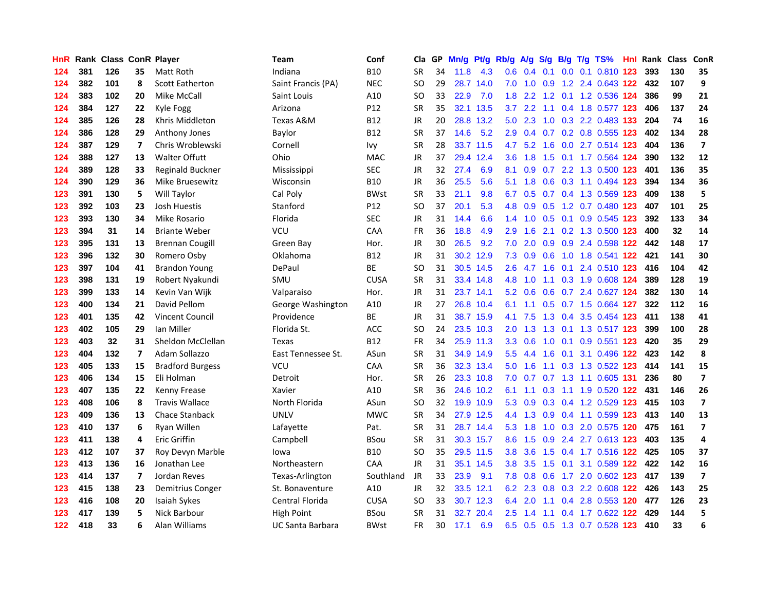| HnR | Rank | Class | ConR | Player | Team | Conf | Cla | GP | Mn/g | Pt/g | Rb/g | A/g | S/g | B/g | T/g | TS% | HnI | Rank | Class | ConR |
|---|---|---|---|---|---|---|---|---|---|---|---|---|---|---|---|---|---|---|---|---|
| 124 | 381 | 126 | 35 | Matt Roth | Indiana | B10 | SR | 34 | 11.8 | 4.3 | 0.6 | 0.4 | 0.1 | 0.0 | 0.1 | 0.810 | 123 | 393 | 130 | 35 |
| 124 | 382 | 101 | 8 | Scott Eatherton | Saint Francis (PA) | NEC | SO | 29 | 28.7 | 14.0 | 7.0 | 1.0 | 0.9 | 1.2 | 2.4 | 0.643 | 122 | 432 | 107 | 9 |
| 124 | 383 | 102 | 20 | Mike McCall | Saint Louis | A10 | SO | 33 | 22.9 | 7.0 | 1.8 | 2.2 | 1.2 | 0.1 | 1.2 | 0.536 | 124 | 386 | 99 | 21 |
| 124 | 384 | 127 | 22 | Kyle Fogg | Arizona | P12 | SR | 35 | 32.1 | 13.5 | 3.7 | 2.2 | 1.1 | 0.4 | 1.8 | 0.577 | 123 | 406 | 137 | 24 |
| 124 | 385 | 126 | 28 | Khris Middleton | Texas A&M | B12 | JR | 20 | 28.8 | 13.2 | 5.0 | 2.3 | 1.0 | 0.3 | 2.2 | 0.483 | 133 | 204 | 74 | 16 |
| 124 | 386 | 128 | 29 | Anthony Jones | Baylor | B12 | SR | 37 | 14.6 | 5.2 | 2.9 | 0.4 | 0.7 | 0.2 | 0.8 | 0.555 | 123 | 402 | 134 | 28 |
| 124 | 387 | 129 | 7 | Chris Wroblewski | Cornell | Ivy | SR | 28 | 33.7 | 11.5 | 4.7 | 5.2 | 1.6 | 0.0 | 2.7 | 0.514 | 123 | 404 | 136 | 7 |
| 124 | 388 | 127 | 13 | Walter Offutt | Ohio | MAC | JR | 37 | 29.4 | 12.4 | 3.6 | 1.8 | 1.5 | 0.1 | 1.7 | 0.564 | 124 | 390 | 132 | 12 |
| 124 | 389 | 128 | 33 | Reginald Buckner | Mississippi | SEC | JR | 32 | 27.4 | 6.9 | 8.1 | 0.9 | 0.7 | 2.2 | 1.3 | 0.500 | 123 | 401 | 136 | 35 |
| 124 | 390 | 129 | 36 | Mike Bruesewitz | Wisconsin | B10 | JR | 36 | 25.5 | 5.6 | 5.1 | 1.8 | 0.6 | 0.3 | 1.1 | 0.494 | 123 | 394 | 134 | 36 |
| 123 | 391 | 130 | 5 | Will Taylor | Cal Poly | BWst | SR | 33 | 21.1 | 9.8 | 6.7 | 0.5 | 0.7 | 0.4 | 1.3 | 0.569 | 123 | 409 | 138 | 5 |
| 123 | 392 | 103 | 23 | Josh Huestis | Stanford | P12 | SO | 37 | 20.1 | 5.3 | 4.8 | 0.9 | 0.5 | 1.2 | 0.7 | 0.480 | 123 | 407 | 101 | 25 |
| 123 | 393 | 130 | 34 | Mike Rosario | Florida | SEC | JR | 31 | 14.4 | 6.6 | 1.4 | 1.0 | 0.5 | 0.1 | 0.9 | 0.545 | 123 | 392 | 133 | 34 |
| 123 | 394 | 31 | 14 | Briante Weber | VCU | CAA | FR | 36 | 18.8 | 4.9 | 2.9 | 1.6 | 2.1 | 0.2 | 1.3 | 0.500 | 123 | 400 | 32 | 14 |
| 123 | 395 | 131 | 13 | Brennan Cougill | Green Bay | Hor. | JR | 30 | 26.5 | 9.2 | 7.0 | 2.0 | 0.9 | 0.9 | 2.4 | 0.598 | 122 | 442 | 148 | 17 |
| 123 | 396 | 132 | 30 | Romero Osby | Oklahoma | B12 | JR | 31 | 30.2 | 12.9 | 7.3 | 0.9 | 0.6 | 1.0 | 1.8 | 0.541 | 122 | 421 | 141 | 30 |
| 123 | 397 | 104 | 41 | Brandon Young | DePaul | BE | SO | 31 | 30.5 | 14.5 | 2.6 | 4.7 | 1.6 | 0.1 | 2.4 | 0.510 | 123 | 416 | 104 | 42 |
| 123 | 398 | 131 | 19 | Robert Nyakundi | SMU | CUSA | SR | 31 | 33.4 | 14.8 | 4.8 | 1.0 | 1.1 | 0.3 | 1.9 | 0.608 | 124 | 389 | 128 | 19 |
| 123 | 399 | 133 | 14 | Kevin Van Wijk | Valparaiso | Hor. | JR | 31 | 23.7 | 14.1 | 5.2 | 0.6 | 0.6 | 0.7 | 2.4 | 0.627 | 124 | 382 | 130 | 14 |
| 123 | 400 | 134 | 21 | David Pellom | George Washington | A10 | JR | 27 | 26.8 | 10.4 | 6.1 | 1.1 | 0.5 | 0.7 | 1.5 | 0.664 | 127 | 322 | 112 | 16 |
| 123 | 401 | 135 | 42 | Vincent Council | Providence | BE | JR | 31 | 38.7 | 15.9 | 4.1 | 7.5 | 1.3 | 0.4 | 3.5 | 0.454 | 123 | 411 | 138 | 41 |
| 123 | 402 | 105 | 29 | Ian Miller | Florida St. | ACC | SO | 24 | 23.5 | 10.3 | 2.0 | 1.3 | 1.3 | 0.1 | 1.3 | 0.517 | 123 | 399 | 100 | 28 |
| 123 | 403 | 32 | 31 | Sheldon McClellan | Texas | B12 | FR | 34 | 25.9 | 11.3 | 3.3 | 0.6 | 1.0 | 0.1 | 0.9 | 0.551 | 123 | 420 | 35 | 29 |
| 123 | 404 | 132 | 7 | Adam Sollazzo | East Tennessee St. | ASun | SR | 31 | 34.9 | 14.9 | 5.5 | 4.4 | 1.6 | 0.1 | 3.1 | 0.496 | 122 | 423 | 142 | 8 |
| 123 | 405 | 133 | 15 | Bradford Burgess | VCU | CAA | SR | 36 | 32.3 | 13.4 | 5.0 | 1.6 | 1.1 | 0.3 | 1.3 | 0.522 | 123 | 414 | 141 | 15 |
| 123 | 406 | 134 | 15 | Eli Holman | Detroit | Hor. | SR | 26 | 23.3 | 10.8 | 7.0 | 0.7 | 0.7 | 1.3 | 1.1 | 0.605 | 131 | 236 | 80 | 7 |
| 123 | 407 | 135 | 22 | Kenny Frease | Xavier | A10 | SR | 36 | 24.6 | 10.2 | 6.1 | 1.1 | 0.3 | 1.1 | 1.9 | 0.520 | 122 | 431 | 146 | 26 |
| 123 | 408 | 106 | 8 | Travis Wallace | North Florida | ASun | SO | 32 | 19.9 | 10.9 | 5.3 | 0.9 | 0.3 | 0.4 | 1.2 | 0.529 | 123 | 415 | 103 | 7 |
| 123 | 409 | 136 | 13 | Chace Stanback | UNLV | MWC | SR | 34 | 27.9 | 12.5 | 4.4 | 1.3 | 0.9 | 0.4 | 1.1 | 0.599 | 123 | 413 | 140 | 13 |
| 123 | 410 | 137 | 6 | Ryan Willen | Lafayette | Pat. | SR | 31 | 28.7 | 14.4 | 5.3 | 1.8 | 1.0 | 0.3 | 2.0 | 0.575 | 120 | 475 | 161 | 7 |
| 123 | 411 | 138 | 4 | Eric Griffin | Campbell | BSou | SR | 31 | 30.3 | 15.7 | 8.6 | 1.5 | 0.9 | 2.4 | 2.7 | 0.613 | 123 | 403 | 135 | 4 |
| 123 | 412 | 107 | 37 | Roy Devyn Marble | Iowa | B10 | SO | 35 | 29.5 | 11.5 | 3.8 | 3.6 | 1.5 | 0.4 | 1.7 | 0.516 | 122 | 425 | 105 | 37 |
| 123 | 413 | 136 | 16 | Jonathan Lee | Northeastern | CAA | JR | 31 | 35.1 | 14.5 | 3.8 | 3.5 | 1.5 | 0.1 | 3.1 | 0.589 | 122 | 422 | 142 | 16 |
| 123 | 414 | 137 | 7 | Jordan Reves | Texas-Arlington | Southland | JR | 33 | 23.9 | 9.1 | 7.8 | 0.8 | 0.6 | 1.7 | 2.0 | 0.602 | 123 | 417 | 139 | 7 |
| 123 | 415 | 138 | 23 | Demitrius Conger | St. Bonaventure | A10 | JR | 32 | 33.5 | 12.1 | 6.2 | 2.3 | 0.8 | 0.3 | 2.2 | 0.608 | 122 | 426 | 143 | 25 |
| 123 | 416 | 108 | 20 | Isaiah Sykes | Central Florida | CUSA | SO | 33 | 30.7 | 12.3 | 6.4 | 2.0 | 1.1 | 0.4 | 2.8 | 0.553 | 120 | 477 | 126 | 23 |
| 123 | 417 | 139 | 5 | Nick Barbour | High Point | BSou | SR | 31 | 32.7 | 20.4 | 2.5 | 1.4 | 1.1 | 0.4 | 1.7 | 0.622 | 122 | 429 | 144 | 5 |
| 122 | 418 | 33 | 6 | Alan Williams | UC Santa Barbara | BWst | FR | 30 | 17.1 | 6.9 | 6.5 | 0.5 | 0.5 | 1.3 | 0.7 | 0.528 | 123 | 410 | 33 | 6 |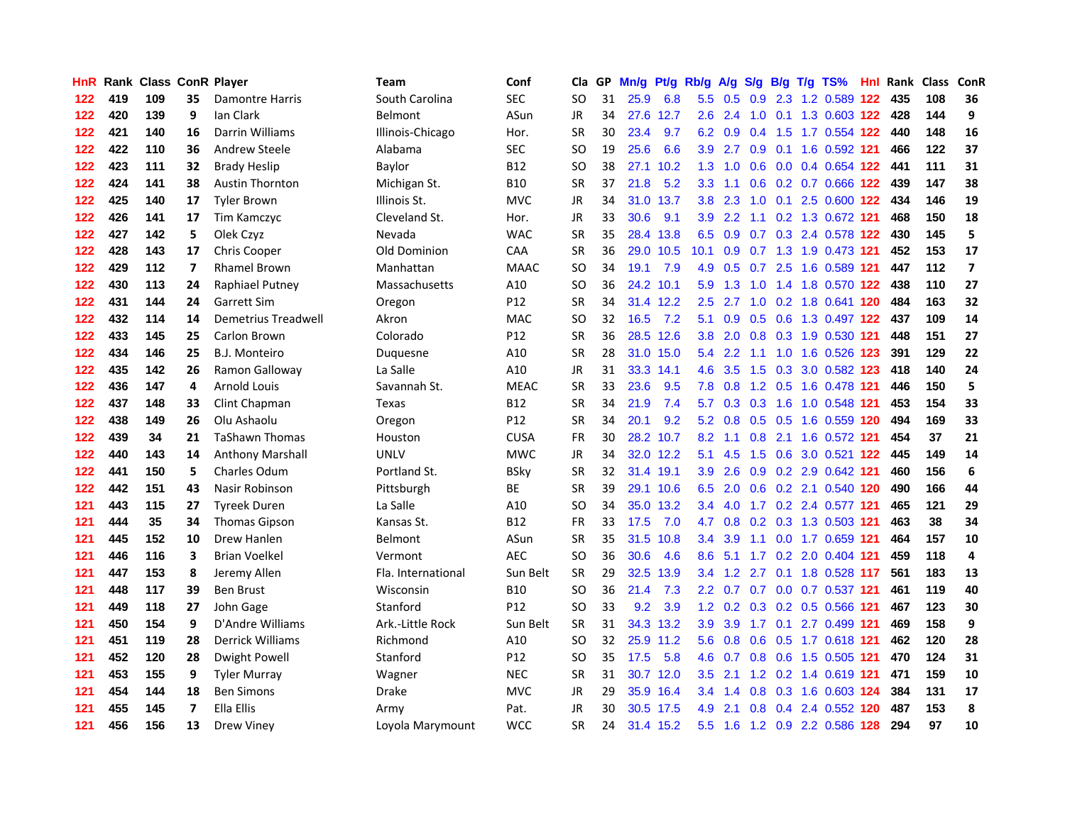| HnR | Rank | Class | ConR | Player | Team | Conf | Cla | GP | Mn/g | Pt/g | Rb/g | A/g | S/g | B/g | T/g | TS% | HnI | Rank | Class | ConR |
|---|---|---|---|---|---|---|---|---|---|---|---|---|---|---|---|---|---|---|---|---|
| 122 | 419 | 109 | 35 | Damontre Harris | South Carolina | SEC | SO | 31 | 25.9 | 6.8 | 5.5 | 0.5 | 0.9 | 2.3 | 1.2 | 0.589 | 122 | 435 | 108 | 36 |
| 122 | 420 | 139 | 9 | Ian Clark | Belmont | ASun | JR | 34 | 27.6 | 12.7 | 2.6 | 2.4 | 1.0 | 0.1 | 1.3 | 0.603 | 122 | 428 | 144 | 9 |
| 122 | 421 | 140 | 16 | Darrin Williams | Illinois-Chicago | Hor. | SR | 30 | 23.4 | 9.7 | 6.2 | 0.9 | 0.4 | 1.5 | 1.7 | 0.554 | 122 | 440 | 148 | 16 |
| 122 | 422 | 110 | 36 | Andrew Steele | Alabama | SEC | SO | 19 | 25.6 | 6.6 | 3.9 | 2.7 | 0.9 | 0.1 | 1.6 | 0.592 | 121 | 466 | 122 | 37 |
| 122 | 423 | 111 | 32 | Brady Heslip | Baylor | B12 | SO | 38 | 27.1 | 10.2 | 1.3 | 1.0 | 0.6 | 0.0 | 0.4 | 0.654 | 122 | 441 | 111 | 31 |
| 122 | 424 | 141 | 38 | Austin Thornton | Michigan St. | B10 | SR | 37 | 21.8 | 5.2 | 3.3 | 1.1 | 0.6 | 0.2 | 0.7 | 0.666 | 122 | 439 | 147 | 38 |
| 122 | 425 | 140 | 17 | Tyler Brown | Illinois St. | MVC | JR | 34 | 31.0 | 13.7 | 3.8 | 2.3 | 1.0 | 0.1 | 2.5 | 0.600 | 122 | 434 | 146 | 19 |
| 122 | 426 | 141 | 17 | Tim Kamczyc | Cleveland St. | Hor. | JR | 33 | 30.6 | 9.1 | 3.9 | 2.2 | 1.1 | 0.2 | 1.3 | 0.672 | 121 | 468 | 150 | 18 |
| 122 | 427 | 142 | 5 | Olek Czyz | Nevada | WAC | SR | 35 | 28.4 | 13.8 | 6.5 | 0.9 | 0.7 | 0.3 | 2.4 | 0.578 | 122 | 430 | 145 | 5 |
| 122 | 428 | 143 | 17 | Chris Cooper | Old Dominion | CAA | SR | 36 | 29.0 | 10.5 | 10.1 | 0.9 | 0.7 | 1.3 | 1.9 | 0.473 | 121 | 452 | 153 | 17 |
| 122 | 429 | 112 | 7 | Rhamel Brown | Manhattan | MAAC | SO | 34 | 19.1 | 7.9 | 4.9 | 0.5 | 0.7 | 2.5 | 1.6 | 0.589 | 121 | 447 | 112 | 7 |
| 122 | 430 | 113 | 24 | Raphiael Putney | Massachusetts | A10 | SO | 36 | 24.2 | 10.1 | 5.9 | 1.3 | 1.0 | 1.4 | 1.8 | 0.570 | 122 | 438 | 110 | 27 |
| 122 | 431 | 144 | 24 | Garrett Sim | Oregon | P12 | SR | 34 | 31.4 | 12.2 | 2.5 | 2.7 | 1.0 | 0.2 | 1.8 | 0.641 | 120 | 484 | 163 | 32 |
| 122 | 432 | 114 | 14 | Demetrius Treadwell | Akron | MAC | SO | 32 | 16.5 | 7.2 | 5.1 | 0.9 | 0.5 | 0.6 | 1.3 | 0.497 | 122 | 437 | 109 | 14 |
| 122 | 433 | 145 | 25 | Carlon Brown | Colorado | P12 | SR | 36 | 28.5 | 12.6 | 3.8 | 2.0 | 0.8 | 0.3 | 1.9 | 0.530 | 121 | 448 | 151 | 27 |
| 122 | 434 | 146 | 25 | B.J. Monteiro | Duquesne | A10 | SR | 28 | 31.0 | 15.0 | 5.4 | 2.2 | 1.1 | 1.0 | 1.6 | 0.526 | 123 | 391 | 129 | 22 |
| 122 | 435 | 142 | 26 | Ramon Galloway | La Salle | A10 | JR | 31 | 33.3 | 14.1 | 4.6 | 3.5 | 1.5 | 0.3 | 3.0 | 0.582 | 123 | 418 | 140 | 24 |
| 122 | 436 | 147 | 4 | Arnold Louis | Savannah St. | MEAC | SR | 33 | 23.6 | 9.5 | 7.8 | 0.8 | 1.2 | 0.5 | 1.6 | 0.478 | 121 | 446 | 150 | 5 |
| 122 | 437 | 148 | 33 | Clint Chapman | Texas | B12 | SR | 34 | 21.9 | 7.4 | 5.7 | 0.3 | 0.3 | 1.6 | 1.0 | 0.548 | 121 | 453 | 154 | 33 |
| 122 | 438 | 149 | 26 | Olu Ashaolu | Oregon | P12 | SR | 34 | 20.1 | 9.2 | 5.2 | 0.8 | 0.5 | 0.5 | 1.6 | 0.559 | 120 | 494 | 169 | 33 |
| 122 | 439 | 34 | 21 | TaShawn Thomas | Houston | CUSA | FR | 30 | 28.2 | 10.7 | 8.2 | 1.1 | 0.8 | 2.1 | 1.6 | 0.572 | 121 | 454 | 37 | 21 |
| 122 | 440 | 143 | 14 | Anthony Marshall | UNLV | MWC | JR | 34 | 32.0 | 12.2 | 5.1 | 4.5 | 1.5 | 0.6 | 3.0 | 0.521 | 122 | 445 | 149 | 14 |
| 122 | 441 | 150 | 5 | Charles Odum | Portland St. | BSky | SR | 32 | 31.4 | 19.1 | 3.9 | 2.6 | 0.9 | 0.2 | 2.9 | 0.642 | 121 | 460 | 156 | 6 |
| 122 | 442 | 151 | 43 | Nasir Robinson | Pittsburgh | BE | SR | 39 | 29.1 | 10.6 | 6.5 | 2.0 | 0.6 | 0.2 | 2.1 | 0.540 | 120 | 490 | 166 | 44 |
| 121 | 443 | 115 | 27 | Tyreek Duren | La Salle | A10 | SO | 34 | 35.0 | 13.2 | 3.4 | 4.0 | 1.7 | 0.2 | 2.4 | 0.577 | 121 | 465 | 121 | 29 |
| 121 | 444 | 35 | 34 | Thomas Gipson | Kansas St. | B12 | FR | 33 | 17.5 | 7.0 | 4.7 | 0.8 | 0.2 | 0.3 | 1.3 | 0.503 | 121 | 463 | 38 | 34 |
| 121 | 445 | 152 | 10 | Drew Hanlen | Belmont | ASun | SR | 35 | 31.5 | 10.8 | 3.4 | 3.9 | 1.1 | 0.0 | 1.7 | 0.659 | 121 | 464 | 157 | 10 |
| 121 | 446 | 116 | 3 | Brian Voelkel | Vermont | AEC | SO | 36 | 30.6 | 4.6 | 8.6 | 5.1 | 1.7 | 0.2 | 2.0 | 0.404 | 121 | 459 | 118 | 4 |
| 121 | 447 | 153 | 8 | Jeremy Allen | Fla. International | Sun Belt | SR | 29 | 32.5 | 13.9 | 3.4 | 1.2 | 2.7 | 0.1 | 1.8 | 0.528 | 117 | 561 | 183 | 13 |
| 121 | 448 | 117 | 39 | Ben Brust | Wisconsin | B10 | SO | 36 | 21.4 | 7.3 | 2.2 | 0.7 | 0.7 | 0.0 | 0.7 | 0.537 | 121 | 461 | 119 | 40 |
| 121 | 449 | 118 | 27 | John Gage | Stanford | P12 | SO | 33 | 9.2 | 3.9 | 1.2 | 0.2 | 0.3 | 0.2 | 0.5 | 0.566 | 121 | 467 | 123 | 30 |
| 121 | 450 | 154 | 9 | D'Andre Williams | Ark.-Little Rock | Sun Belt | SR | 31 | 34.3 | 13.2 | 3.9 | 3.9 | 1.7 | 0.1 | 2.7 | 0.499 | 121 | 469 | 158 | 9 |
| 121 | 451 | 119 | 28 | Derrick Williams | Richmond | A10 | SO | 32 | 25.9 | 11.2 | 5.6 | 0.8 | 0.6 | 0.5 | 1.7 | 0.618 | 121 | 462 | 120 | 28 |
| 121 | 452 | 120 | 28 | Dwight Powell | Stanford | P12 | SO | 35 | 17.5 | 5.8 | 4.6 | 0.7 | 0.8 | 0.6 | 1.5 | 0.505 | 121 | 470 | 124 | 31 |
| 121 | 453 | 155 | 9 | Tyler Murray | Wagner | NEC | SR | 31 | 30.7 | 12.0 | 3.5 | 2.1 | 1.2 | 0.2 | 1.4 | 0.619 | 121 | 471 | 159 | 10 |
| 121 | 454 | 144 | 18 | Ben Simons | Drake | MVC | JR | 29 | 35.9 | 16.4 | 3.4 | 1.4 | 0.8 | 0.3 | 1.6 | 0.603 | 124 | 384 | 131 | 17 |
| 121 | 455 | 145 | 7 | Ella Ellis | Army | Pat. | JR | 30 | 30.5 | 17.5 | 4.9 | 2.1 | 0.8 | 0.4 | 2.4 | 0.552 | 120 | 487 | 153 | 8 |
| 121 | 456 | 156 | 13 | Drew Viney | Loyola Marymount | WCC | SR | 24 | 31.4 | 15.2 | 5.5 | 1.6 | 1.2 | 0.9 | 2.2 | 0.586 | 128 | 294 | 97 | 10 |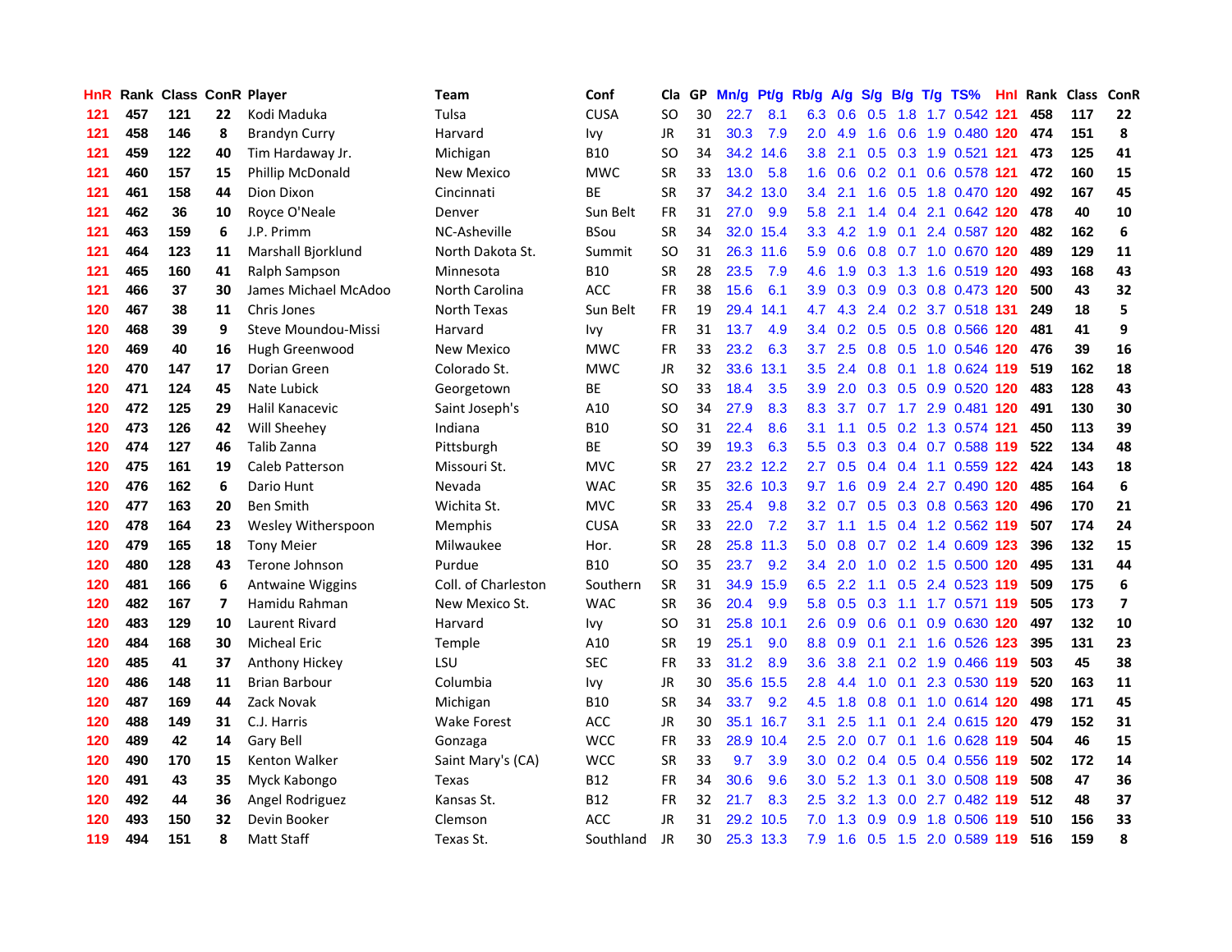| HnR | Rank | Class | ConR | Player | Team | Conf | Cla | GP | Mn/g | Pt/g | Rb/g | A/g | S/g | B/g | T/g | TS% | HnI | Rank | Class | ConR |
|---|---|---|---|---|---|---|---|---|---|---|---|---|---|---|---|---|---|---|---|---|
| 121 | 457 | 121 | 22 | Kodi Maduka | Tulsa | CUSA | SO | 30 | 22.7 | 8.1 | 6.3 | 0.6 | 0.5 | 1.8 | 1.7 | 0.542 | 121 | 458 | 117 | 22 |
| 121 | 458 | 146 | 8 | Brandyn Curry | Harvard | Ivy | JR | 31 | 30.3 | 7.9 | 2.0 | 4.9 | 1.6 | 0.6 | 1.9 | 0.480 | 120 | 474 | 151 | 8 |
| 121 | 459 | 122 | 40 | Tim Hardaway Jr. | Michigan | B10 | SO | 34 | 34.2 | 14.6 | 3.8 | 2.1 | 0.5 | 0.3 | 1.9 | 0.521 | 121 | 473 | 125 | 41 |
| 121 | 460 | 157 | 15 | Phillip McDonald | New Mexico | MWC | SR | 33 | 13.0 | 5.8 | 1.6 | 0.6 | 0.2 | 0.1 | 0.6 | 0.578 | 121 | 472 | 160 | 15 |
| 121 | 461 | 158 | 44 | Dion Dixon | Cincinnati | BE | SR | 37 | 34.2 | 13.0 | 3.4 | 2.1 | 1.6 | 0.5 | 1.8 | 0.470 | 120 | 492 | 167 | 45 |
| 121 | 462 | 36 | 10 | Royce O'Neale | Denver | Sun Belt | FR | 31 | 27.0 | 9.9 | 5.8 | 2.1 | 1.4 | 0.4 | 2.1 | 0.642 | 120 | 478 | 40 | 10 |
| 121 | 463 | 159 | 6 | J.P. Primm | NC-Asheville | BSou | SR | 34 | 32.0 | 15.4 | 3.3 | 4.2 | 1.9 | 0.1 | 2.4 | 0.587 | 120 | 482 | 162 | 6 |
| 121 | 464 | 123 | 11 | Marshall Bjorklund | North Dakota St. | Summit | SO | 31 | 26.3 | 11.6 | 5.9 | 0.6 | 0.8 | 0.7 | 1.0 | 0.670 | 120 | 489 | 129 | 11 |
| 121 | 465 | 160 | 41 | Ralph Sampson | Minnesota | B10 | SR | 28 | 23.5 | 7.9 | 4.6 | 1.9 | 0.3 | 1.3 | 1.6 | 0.519 | 120 | 493 | 168 | 43 |
| 121 | 466 | 37 | 30 | James Michael McAdoo | North Carolina | ACC | FR | 38 | 15.6 | 6.1 | 3.9 | 0.3 | 0.9 | 0.3 | 0.8 | 0.473 | 120 | 500 | 43 | 32 |
| 120 | 467 | 38 | 11 | Chris Jones | North Texas | Sun Belt | FR | 19 | 29.4 | 14.1 | 4.7 | 4.3 | 2.4 | 0.2 | 3.7 | 0.518 | 131 | 249 | 18 | 5 |
| 120 | 468 | 39 | 9 | Steve Moundou-Missi | Harvard | Ivy | FR | 31 | 13.7 | 4.9 | 3.4 | 0.2 | 0.5 | 0.5 | 0.8 | 0.566 | 120 | 481 | 41 | 9 |
| 120 | 469 | 40 | 16 | Hugh Greenwood | New Mexico | MWC | FR | 33 | 23.2 | 6.3 | 3.7 | 2.5 | 0.8 | 0.5 | 1.0 | 0.546 | 120 | 476 | 39 | 16 |
| 120 | 470 | 147 | 17 | Dorian Green | Colorado St. | MWC | JR | 32 | 33.6 | 13.1 | 3.5 | 2.4 | 0.8 | 0.1 | 1.8 | 0.624 | 119 | 519 | 162 | 18 |
| 120 | 471 | 124 | 45 | Nate Lubick | Georgetown | BE | SO | 33 | 18.4 | 3.5 | 3.9 | 2.0 | 0.3 | 0.5 | 0.9 | 0.520 | 120 | 483 | 128 | 43 |
| 120 | 472 | 125 | 29 | Halil Kanacevic | Saint Joseph's | A10 | SO | 34 | 27.9 | 8.3 | 8.3 | 3.7 | 0.7 | 1.7 | 2.9 | 0.481 | 120 | 491 | 130 | 30 |
| 120 | 473 | 126 | 42 | Will Sheehey | Indiana | B10 | SO | 31 | 22.4 | 8.6 | 3.1 | 1.1 | 0.5 | 0.2 | 1.3 | 0.574 | 121 | 450 | 113 | 39 |
| 120 | 474 | 127 | 46 | Talib Zanna | Pittsburgh | BE | SO | 39 | 19.3 | 6.3 | 5.5 | 0.3 | 0.3 | 0.4 | 0.7 | 0.588 | 119 | 522 | 134 | 48 |
| 120 | 475 | 161 | 19 | Caleb Patterson | Missouri St. | MVC | SR | 27 | 23.2 | 12.2 | 2.7 | 0.5 | 0.4 | 0.4 | 1.1 | 0.559 | 122 | 424 | 143 | 18 |
| 120 | 476 | 162 | 6 | Dario Hunt | Nevada | WAC | SR | 35 | 32.6 | 10.3 | 9.7 | 1.6 | 0.9 | 2.4 | 2.7 | 0.490 | 120 | 485 | 164 | 6 |
| 120 | 477 | 163 | 20 | Ben Smith | Wichita St. | MVC | SR | 33 | 25.4 | 9.8 | 3.2 | 0.7 | 0.5 | 0.3 | 0.8 | 0.563 | 120 | 496 | 170 | 21 |
| 120 | 478 | 164 | 23 | Wesley Witherspoon | Memphis | CUSA | SR | 33 | 22.0 | 7.2 | 3.7 | 1.1 | 1.5 | 0.4 | 1.2 | 0.562 | 119 | 507 | 174 | 24 |
| 120 | 479 | 165 | 18 | Tony Meier | Milwaukee | Hor. | SR | 28 | 25.8 | 11.3 | 5.0 | 0.8 | 0.7 | 0.2 | 1.4 | 0.609 | 123 | 396 | 132 | 15 |
| 120 | 480 | 128 | 43 | Terone Johnson | Purdue | B10 | SO | 35 | 23.7 | 9.2 | 3.4 | 2.0 | 1.0 | 0.2 | 1.5 | 0.500 | 120 | 495 | 131 | 44 |
| 120 | 481 | 166 | 6 | Antwaine Wiggins | Coll. of Charleston | Southern | SR | 31 | 34.9 | 15.9 | 6.5 | 2.2 | 1.1 | 0.5 | 2.4 | 0.523 | 119 | 509 | 175 | 6 |
| 120 | 482 | 167 | 7 | Hamidu Rahman | New Mexico St. | WAC | SR | 36 | 20.4 | 9.9 | 5.8 | 0.5 | 0.3 | 1.1 | 1.7 | 0.571 | 119 | 505 | 173 | 7 |
| 120 | 483 | 129 | 10 | Laurent Rivard | Harvard | Ivy | SO | 31 | 25.8 | 10.1 | 2.6 | 0.9 | 0.6 | 0.1 | 0.9 | 0.630 | 120 | 497 | 132 | 10 |
| 120 | 484 | 168 | 30 | Micheal Eric | Temple | A10 | SR | 19 | 25.1 | 9.0 | 8.8 | 0.9 | 0.1 | 2.1 | 1.6 | 0.526 | 123 | 395 | 131 | 23 |
| 120 | 485 | 41 | 37 | Anthony Hickey | LSU | SEC | FR | 33 | 31.2 | 8.9 | 3.6 | 3.8 | 2.1 | 0.2 | 1.9 | 0.466 | 119 | 503 | 45 | 38 |
| 120 | 486 | 148 | 11 | Brian Barbour | Columbia | Ivy | JR | 30 | 35.6 | 15.5 | 2.8 | 4.4 | 1.0 | 0.1 | 2.3 | 0.530 | 119 | 520 | 163 | 11 |
| 120 | 487 | 169 | 44 | Zack Novak | Michigan | B10 | SR | 34 | 33.7 | 9.2 | 4.5 | 1.8 | 0.8 | 0.1 | 1.0 | 0.614 | 120 | 498 | 171 | 45 |
| 120 | 488 | 149 | 31 | C.J. Harris | Wake Forest | ACC | JR | 30 | 35.1 | 16.7 | 3.1 | 2.5 | 1.1 | 0.1 | 2.4 | 0.615 | 120 | 479 | 152 | 31 |
| 120 | 489 | 42 | 14 | Gary Bell | Gonzaga | WCC | FR | 33 | 28.9 | 10.4 | 2.5 | 2.0 | 0.7 | 0.1 | 1.6 | 0.628 | 119 | 504 | 46 | 15 |
| 120 | 490 | 170 | 15 | Kenton Walker | Saint Mary's (CA) | WCC | SR | 33 | 9.7 | 3.9 | 3.0 | 0.2 | 0.4 | 0.5 | 0.4 | 0.556 | 119 | 502 | 172 | 14 |
| 120 | 491 | 43 | 35 | Myck Kabongo | Texas | B12 | FR | 34 | 30.6 | 9.6 | 3.0 | 5.2 | 1.3 | 0.1 | 3.0 | 0.508 | 119 | 508 | 47 | 36 |
| 120 | 492 | 44 | 36 | Angel Rodriguez | Kansas St. | B12 | FR | 32 | 21.7 | 8.3 | 2.5 | 3.2 | 1.3 | 0.0 | 2.7 | 0.482 | 119 | 512 | 48 | 37 |
| 120 | 493 | 150 | 32 | Devin Booker | Clemson | ACC | JR | 31 | 29.2 | 10.5 | 7.0 | 1.3 | 0.9 | 0.9 | 1.8 | 0.506 | 119 | 510 | 156 | 33 |
| 119 | 494 | 151 | 8 | Matt Staff | Texas St. | Southland | JR | 30 | 25.3 | 13.3 | 7.9 | 1.6 | 0.5 | 1.5 | 2.0 | 0.589 | 119 | 516 | 159 | 8 |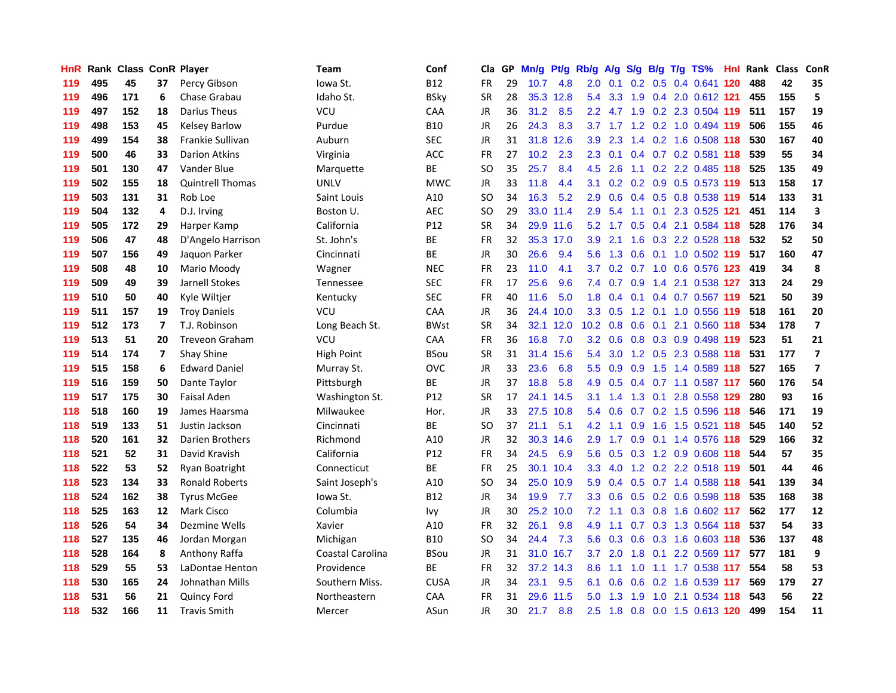| HnR | Rank | Class | ConR | Player | Team | Conf | Cla | GP | Mn/g | Pt/g | Rb/g | A/g | S/g | B/g | T/g | TS% | HnI | Rank | Class | ConR |
|---|---|---|---|---|---|---|---|---|---|---|---|---|---|---|---|---|---|---|---|---|
| 119 | 495 | 45 | 37 | Percy Gibson | Iowa St. | B12 | FR | 29 | 10.7 | 4.8 | 2.0 | 0.1 | 0.2 | 0.5 | 0.4 | 0.641 | 120 | 488 | 42 | 35 |
| 119 | 496 | 171 | 6 | Chase Grabau | Idaho St. | BSky | SR | 28 | 35.3 | 12.8 | 5.4 | 3.3 | 1.9 | 0.4 | 2.0 | 0.612 | 121 | 455 | 155 | 5 |
| 119 | 497 | 152 | 18 | Darius Theus | VCU | CAA | JR | 36 | 31.2 | 8.5 | 2.2 | 4.7 | 1.9 | 0.2 | 2.3 | 0.504 | 119 | 511 | 157 | 19 |
| 119 | 498 | 153 | 45 | Kelsey Barlow | Purdue | B10 | JR | 26 | 24.3 | 8.3 | 3.7 | 1.7 | 1.2 | 0.2 | 1.0 | 0.494 | 119 | 506 | 155 | 46 |
| 119 | 499 | 154 | 38 | Frankie Sullivan | Auburn | SEC | JR | 31 | 31.8 | 12.6 | 3.9 | 2.3 | 1.4 | 0.2 | 1.6 | 0.508 | 118 | 530 | 167 | 40 |
| 119 | 500 | 46 | 33 | Darion Atkins | Virginia | ACC | FR | 27 | 10.2 | 2.3 | 2.3 | 0.1 | 0.4 | 0.7 | 0.2 | 0.581 | 118 | 539 | 55 | 34 |
| 119 | 501 | 130 | 47 | Vander Blue | Marquette | BE | SO | 35 | 25.7 | 8.4 | 4.5 | 2.6 | 1.1 | 0.2 | 2.2 | 0.485 | 118 | 525 | 135 | 49 |
| 119 | 502 | 155 | 18 | Quintrell Thomas | UNLV | MWC | JR | 33 | 11.8 | 4.4 | 3.1 | 0.2 | 0.2 | 0.9 | 0.5 | 0.573 | 119 | 513 | 158 | 17 |
| 119 | 503 | 131 | 31 | Rob Loe | Saint Louis | A10 | SO | 34 | 16.3 | 5.2 | 2.9 | 0.6 | 0.4 | 0.5 | 0.8 | 0.538 | 119 | 514 | 133 | 31 |
| 119 | 504 | 132 | 4 | D.J. Irving | Boston U. | AEC | SO | 29 | 33.0 | 11.4 | 2.9 | 5.4 | 1.1 | 0.1 | 2.3 | 0.525 | 121 | 451 | 114 | 3 |
| 119 | 505 | 172 | 29 | Harper Kamp | California | P12 | SR | 34 | 29.9 | 11.6 | 5.2 | 1.7 | 0.5 | 0.4 | 2.1 | 0.584 | 118 | 528 | 176 | 34 |
| 119 | 506 | 47 | 48 | D'Angelo Harrison | St. John's | BE | FR | 32 | 35.3 | 17.0 | 3.9 | 2.1 | 1.6 | 0.3 | 2.2 | 0.528 | 118 | 532 | 52 | 50 |
| 119 | 507 | 156 | 49 | Jaquon Parker | Cincinnati | BE | JR | 30 | 26.6 | 9.4 | 5.6 | 1.3 | 0.6 | 0.1 | 1.0 | 0.502 | 119 | 517 | 160 | 47 |
| 119 | 508 | 48 | 10 | Mario Moody | Wagner | NEC | FR | 23 | 11.0 | 4.1 | 3.7 | 0.2 | 0.7 | 1.0 | 0.6 | 0.576 | 123 | 419 | 34 | 8 |
| 119 | 509 | 49 | 39 | Jarnell Stokes | Tennessee | SEC | FR | 17 | 25.6 | 9.6 | 7.4 | 0.7 | 0.9 | 1.4 | 2.1 | 0.538 | 127 | 313 | 24 | 29 |
| 119 | 510 | 50 | 40 | Kyle Wiltjer | Kentucky | SEC | FR | 40 | 11.6 | 5.0 | 1.8 | 0.4 | 0.1 | 0.4 | 0.7 | 0.567 | 119 | 521 | 50 | 39 |
| 119 | 511 | 157 | 19 | Troy Daniels | VCU | CAA | JR | 36 | 24.4 | 10.0 | 3.3 | 0.5 | 1.2 | 0.1 | 1.0 | 0.556 | 119 | 518 | 161 | 20 |
| 119 | 512 | 173 | 7 | T.J. Robinson | Long Beach St. | BWst | SR | 34 | 32.1 | 12.0 | 10.2 | 0.8 | 0.6 | 0.1 | 2.1 | 0.560 | 118 | 534 | 178 | 7 |
| 119 | 513 | 51 | 20 | Treveon Graham | VCU | CAA | FR | 36 | 16.8 | 7.0 | 3.2 | 0.6 | 0.8 | 0.3 | 0.9 | 0.498 | 119 | 523 | 51 | 21 |
| 119 | 514 | 174 | 7 | Shay Shine | High Point | BSou | SR | 31 | 31.4 | 15.6 | 5.4 | 3.0 | 1.2 | 0.5 | 2.3 | 0.588 | 118 | 531 | 177 | 7 |
| 119 | 515 | 158 | 6 | Edward Daniel | Murray St. | OVC | JR | 33 | 23.6 | 6.8 | 5.5 | 0.9 | 0.9 | 1.5 | 1.4 | 0.589 | 118 | 527 | 165 | 7 |
| 119 | 516 | 159 | 50 | Dante Taylor | Pittsburgh | BE | JR | 37 | 18.8 | 5.8 | 4.9 | 0.5 | 0.4 | 0.7 | 1.1 | 0.587 | 117 | 560 | 176 | 54 |
| 119 | 517 | 175 | 30 | Faisal Aden | Washington St. | P12 | SR | 17 | 24.1 | 14.5 | 3.1 | 1.4 | 1.3 | 0.1 | 2.8 | 0.558 | 129 | 280 | 93 | 16 |
| 118 | 518 | 160 | 19 | James Haarsma | Milwaukee | Hor. | JR | 33 | 27.5 | 10.8 | 5.4 | 0.6 | 0.7 | 0.2 | 1.5 | 0.596 | 118 | 546 | 171 | 19 |
| 118 | 519 | 133 | 51 | Justin Jackson | Cincinnati | BE | SO | 37 | 21.1 | 5.1 | 4.2 | 1.1 | 0.9 | 1.6 | 1.5 | 0.521 | 118 | 545 | 140 | 52 |
| 118 | 520 | 161 | 32 | Darien Brothers | Richmond | A10 | JR | 32 | 30.3 | 14.6 | 2.9 | 1.7 | 0.9 | 0.1 | 1.4 | 0.576 | 118 | 529 | 166 | 32 |
| 118 | 521 | 52 | 31 | David Kravish | California | P12 | FR | 34 | 24.5 | 6.9 | 5.6 | 0.5 | 0.3 | 1.2 | 0.9 | 0.608 | 118 | 544 | 57 | 35 |
| 118 | 522 | 53 | 52 | Ryan Boatright | Connecticut | BE | FR | 25 | 30.1 | 10.4 | 3.3 | 4.0 | 1.2 | 0.2 | 2.2 | 0.518 | 119 | 501 | 44 | 46 |
| 118 | 523 | 134 | 33 | Ronald Roberts | Saint Joseph's | A10 | SO | 34 | 25.0 | 10.9 | 5.9 | 0.4 | 0.5 | 0.7 | 1.4 | 0.588 | 118 | 541 | 139 | 34 |
| 118 | 524 | 162 | 38 | Tyrus McGee | Iowa St. | B12 | JR | 34 | 19.9 | 7.7 | 3.3 | 0.6 | 0.5 | 0.2 | 0.6 | 0.598 | 118 | 535 | 168 | 38 |
| 118 | 525 | 163 | 12 | Mark Cisco | Columbia | Ivy | JR | 30 | 25.2 | 10.0 | 7.2 | 1.1 | 0.3 | 0.8 | 1.6 | 0.602 | 117 | 562 | 177 | 12 |
| 118 | 526 | 54 | 34 | Dezmine Wells | Xavier | A10 | FR | 32 | 26.1 | 9.8 | 4.9 | 1.1 | 0.7 | 0.3 | 1.3 | 0.564 | 118 | 537 | 54 | 33 |
| 118 | 527 | 135 | 46 | Jordan Morgan | Michigan | B10 | SO | 34 | 24.4 | 7.3 | 5.6 | 0.3 | 0.6 | 0.3 | 1.6 | 0.603 | 118 | 536 | 137 | 48 |
| 118 | 528 | 164 | 8 | Anthony Raffa | Coastal Carolina | BSou | JR | 31 | 31.0 | 16.7 | 3.7 | 2.0 | 1.8 | 0.1 | 2.2 | 0.569 | 117 | 577 | 181 | 9 |
| 118 | 529 | 55 | 53 | LaDontae Henton | Providence | BE | FR | 32 | 37.2 | 14.3 | 8.6 | 1.1 | 1.0 | 1.1 | 1.7 | 0.538 | 117 | 554 | 58 | 53 |
| 118 | 530 | 165 | 24 | Johnathan Mills | Southern Miss. | CUSA | JR | 34 | 23.1 | 9.5 | 6.1 | 0.6 | 0.6 | 0.2 | 1.6 | 0.539 | 117 | 569 | 179 | 27 |
| 118 | 531 | 56 | 21 | Quincy Ford | Northeastern | CAA | FR | 31 | 29.6 | 11.5 | 5.0 | 1.3 | 1.9 | 1.0 | 2.1 | 0.534 | 118 | 543 | 56 | 22 |
| 118 | 532 | 166 | 11 | Travis Smith | Mercer | ASun | JR | 30 | 21.7 | 8.8 | 2.5 | 1.8 | 0.8 | 0.0 | 1.5 | 0.613 | 120 | 499 | 154 | 11 |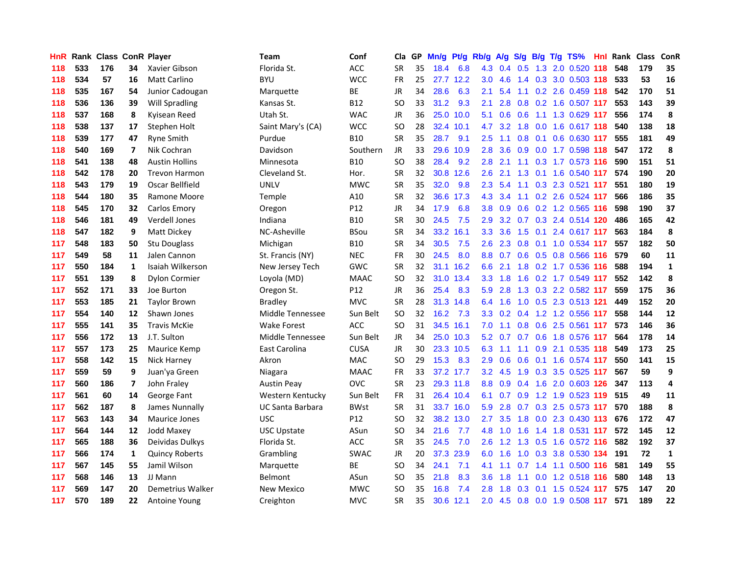| HnR | Rank | Class | ConR | Player | Team | Conf | Cla | GP | Mn/g | Pt/g | Rb/g | A/g | S/g | B/g | T/g | TS% | HnI | Rank | Class | ConR |
|---|---|---|---|---|---|---|---|---|---|---|---|---|---|---|---|---|---|---|---|---|
| 118 | 533 | 176 | 34 | Xavier Gibson | Florida St. | ACC | SR | 35 | 18.4 | 6.8 | 4.3 | 0.4 | 0.5 | 1.3 | 2.0 | 0.520 | 118 | 548 | 179 | 35 |
| 118 | 534 | 57 | 16 | Matt Carlino | BYU | WCC | FR | 25 | 27.7 | 12.2 | 3.0 | 4.6 | 1.4 | 0.3 | 3.0 | 0.503 | 118 | 533 | 53 | 16 |
| 118 | 535 | 167 | 54 | Junior Cadougan | Marquette | BE | JR | 34 | 28.6 | 6.3 | 2.1 | 5.4 | 1.1 | 0.2 | 2.6 | 0.459 | 118 | 542 | 170 | 51 |
| 118 | 536 | 136 | 39 | Will Spradling | Kansas St. | B12 | SO | 33 | 31.2 | 9.3 | 2.1 | 2.8 | 0.8 | 0.2 | 1.6 | 0.507 | 117 | 553 | 143 | 39 |
| 118 | 537 | 168 | 8 | Kyisean Reed | Utah St. | WAC | JR | 36 | 25.0 | 10.0 | 5.1 | 0.6 | 0.6 | 1.1 | 1.3 | 0.629 | 117 | 556 | 174 | 8 |
| 118 | 538 | 137 | 17 | Stephen Holt | Saint Mary's (CA) | WCC | SO | 28 | 32.4 | 10.1 | 4.7 | 3.2 | 1.8 | 0.0 | 1.6 | 0.617 | 118 | 540 | 138 | 18 |
| 118 | 539 | 177 | 47 | Ryne Smith | Purdue | B10 | SR | 35 | 28.7 | 9.1 | 2.5 | 1.1 | 0.8 | 0.1 | 0.6 | 0.630 | 117 | 555 | 181 | 49 |
| 118 | 540 | 169 | 7 | Nik Cochran | Davidson | Southern | JR | 33 | 29.6 | 10.9 | 2.8 | 3.6 | 0.9 | 0.0 | 1.7 | 0.598 | 118 | 547 | 172 | 8 |
| 118 | 541 | 138 | 48 | Austin Hollins | Minnesota | B10 | SO | 38 | 28.4 | 9.2 | 2.8 | 2.1 | 1.1 | 0.3 | 1.7 | 0.573 | 116 | 590 | 151 | 51 |
| 118 | 542 | 178 | 20 | Trevon Harmon | Cleveland St. | Hor. | SR | 32 | 30.8 | 12.6 | 2.6 | 2.1 | 1.3 | 0.1 | 1.6 | 0.540 | 117 | 574 | 190 | 20 |
| 118 | 543 | 179 | 19 | Oscar Bellfield | UNLV | MWC | SR | 35 | 32.0 | 9.8 | 2.3 | 5.4 | 1.1 | 0.3 | 2.3 | 0.521 | 117 | 551 | 180 | 19 |
| 118 | 544 | 180 | 35 | Ramone Moore | Temple | A10 | SR | 32 | 36.6 | 17.3 | 4.3 | 3.4 | 1.1 | 0.2 | 2.6 | 0.524 | 117 | 566 | 186 | 35 |
| 118 | 545 | 170 | 32 | Carlos Emory | Oregon | P12 | JR | 34 | 17.9 | 6.8 | 3.8 | 0.9 | 0.6 | 0.2 | 1.2 | 0.565 | 116 | 598 | 190 | 37 |
| 118 | 546 | 181 | 49 | Verdell Jones | Indiana | B10 | SR | 30 | 24.5 | 7.5 | 2.9 | 3.2 | 0.7 | 0.3 | 2.4 | 0.514 | 120 | 486 | 165 | 42 |
| 118 | 547 | 182 | 9 | Matt Dickey | NC-Asheville | BSou | SR | 34 | 33.2 | 16.1 | 3.3 | 3.6 | 1.5 | 0.1 | 2.4 | 0.617 | 117 | 563 | 184 | 8 |
| 117 | 548 | 183 | 50 | Stu Douglass | Michigan | B10 | SR | 34 | 30.5 | 7.5 | 2.6 | 2.3 | 0.8 | 0.1 | 1.0 | 0.534 | 117 | 557 | 182 | 50 |
| 117 | 549 | 58 | 11 | Jalen Cannon | St. Francis (NY) | NEC | FR | 30 | 24.5 | 8.0 | 8.8 | 0.7 | 0.6 | 0.5 | 0.8 | 0.566 | 116 | 579 | 60 | 11 |
| 117 | 550 | 184 | 1 | Isaiah Wilkerson | New Jersey Tech | GWC | SR | 32 | 31.1 | 16.2 | 6.6 | 2.1 | 1.8 | 0.2 | 1.7 | 0.536 | 116 | 588 | 194 | 1 |
| 117 | 551 | 139 | 8 | Dylon Cormier | Loyola (MD) | MAAC | SO | 32 | 31.0 | 13.4 | 3.3 | 1.8 | 1.6 | 0.2 | 1.7 | 0.549 | 117 | 552 | 142 | 8 |
| 117 | 552 | 171 | 33 | Joe Burton | Oregon St. | P12 | JR | 36 | 25.4 | 8.3 | 5.9 | 2.8 | 1.3 | 0.3 | 2.2 | 0.582 | 117 | 559 | 175 | 36 |
| 117 | 553 | 185 | 21 | Taylor Brown | Bradley | MVC | SR | 28 | 31.3 | 14.8 | 6.4 | 1.6 | 1.0 | 0.5 | 2.3 | 0.513 | 121 | 449 | 152 | 20 |
| 117 | 554 | 140 | 12 | Shawn Jones | Middle Tennessee | Sun Belt | SO | 32 | 16.2 | 7.3 | 3.3 | 0.2 | 0.4 | 1.2 | 1.2 | 0.556 | 117 | 558 | 144 | 12 |
| 117 | 555 | 141 | 35 | Travis McKie | Wake Forest | ACC | SO | 31 | 34.5 | 16.1 | 7.0 | 1.1 | 0.8 | 0.6 | 2.5 | 0.561 | 117 | 573 | 146 | 36 |
| 117 | 556 | 172 | 13 | J.T. Sulton | Middle Tennessee | Sun Belt | JR | 34 | 25.0 | 10.3 | 5.2 | 0.7 | 0.7 | 0.6 | 1.8 | 0.576 | 117 | 564 | 178 | 14 |
| 117 | 557 | 173 | 25 | Maurice Kemp | East Carolina | CUSA | JR | 30 | 23.3 | 10.5 | 6.3 | 1.1 | 1.1 | 0.9 | 2.1 | 0.535 | 118 | 549 | 173 | 25 |
| 117 | 558 | 142 | 15 | Nick Harney | Akron | MAC | SO | 29 | 15.3 | 8.3 | 2.9 | 0.6 | 0.6 | 0.1 | 1.6 | 0.574 | 117 | 550 | 141 | 15 |
| 117 | 559 | 59 | 9 | Juan'ya Green | Niagara | MAAC | FR | 33 | 37.2 | 17.7 | 3.2 | 4.5 | 1.9 | 0.3 | 3.5 | 0.525 | 117 | 567 | 59 | 9 |
| 117 | 560 | 186 | 7 | John Fraley | Austin Peay | OVC | SR | 23 | 29.3 | 11.8 | 8.8 | 0.9 | 0.4 | 1.6 | 2.0 | 0.603 | 126 | 347 | 113 | 4 |
| 117 | 561 | 60 | 14 | George Fant | Western Kentucky | Sun Belt | FR | 31 | 26.4 | 10.4 | 6.1 | 0.7 | 0.9 | 1.2 | 1.9 | 0.523 | 119 | 515 | 49 | 11 |
| 117 | 562 | 187 | 8 | James Nunnally | UC Santa Barbara | BWst | SR | 31 | 33.7 | 16.0 | 5.9 | 2.8 | 0.7 | 0.3 | 2.5 | 0.573 | 117 | 570 | 188 | 8 |
| 117 | 563 | 143 | 34 | Maurice Jones | USC | P12 | SO | 32 | 38.2 | 13.0 | 2.7 | 3.5 | 1.8 | 0.0 | 2.3 | 0.430 | 113 | 676 | 172 | 47 |
| 117 | 564 | 144 | 12 | Jodd Maxey | USC Upstate | ASun | SO | 34 | 21.6 | 7.7 | 4.8 | 1.0 | 1.6 | 1.4 | 1.8 | 0.531 | 117 | 572 | 145 | 12 |
| 117 | 565 | 188 | 36 | Deividas Dulkys | Florida St. | ACC | SR | 35 | 24.5 | 7.0 | 2.6 | 1.2 | 1.3 | 0.5 | 1.6 | 0.572 | 116 | 582 | 192 | 37 |
| 117 | 566 | 174 | 1 | Quincy Roberts | Grambling | SWAC | JR | 20 | 37.3 | 23.9 | 6.0 | 1.6 | 1.0 | 0.3 | 3.8 | 0.530 | 134 | 191 | 72 | 1 |
| 117 | 567 | 145 | 55 | Jamil Wilson | Marquette | BE | SO | 34 | 24.1 | 7.1 | 4.1 | 1.1 | 0.7 | 1.4 | 1.1 | 0.500 | 116 | 581 | 149 | 55 |
| 117 | 568 | 146 | 13 | JJ Mann | Belmont | ASun | SO | 35 | 21.8 | 8.3 | 3.6 | 1.8 | 1.1 | 0.0 | 1.2 | 0.518 | 116 | 580 | 148 | 13 |
| 117 | 569 | 147 | 20 | Demetrius Walker | New Mexico | MWC | SO | 35 | 16.8 | 7.4 | 2.8 | 1.8 | 0.3 | 0.1 | 1.5 | 0.524 | 117 | 575 | 147 | 20 |
| 117 | 570 | 189 | 22 | Antoine Young | Creighton | MVC | SR | 35 | 30.6 | 12.1 | 2.0 | 4.5 | 0.8 | 0.0 | 1.9 | 0.508 | 117 | 571 | 189 | 22 |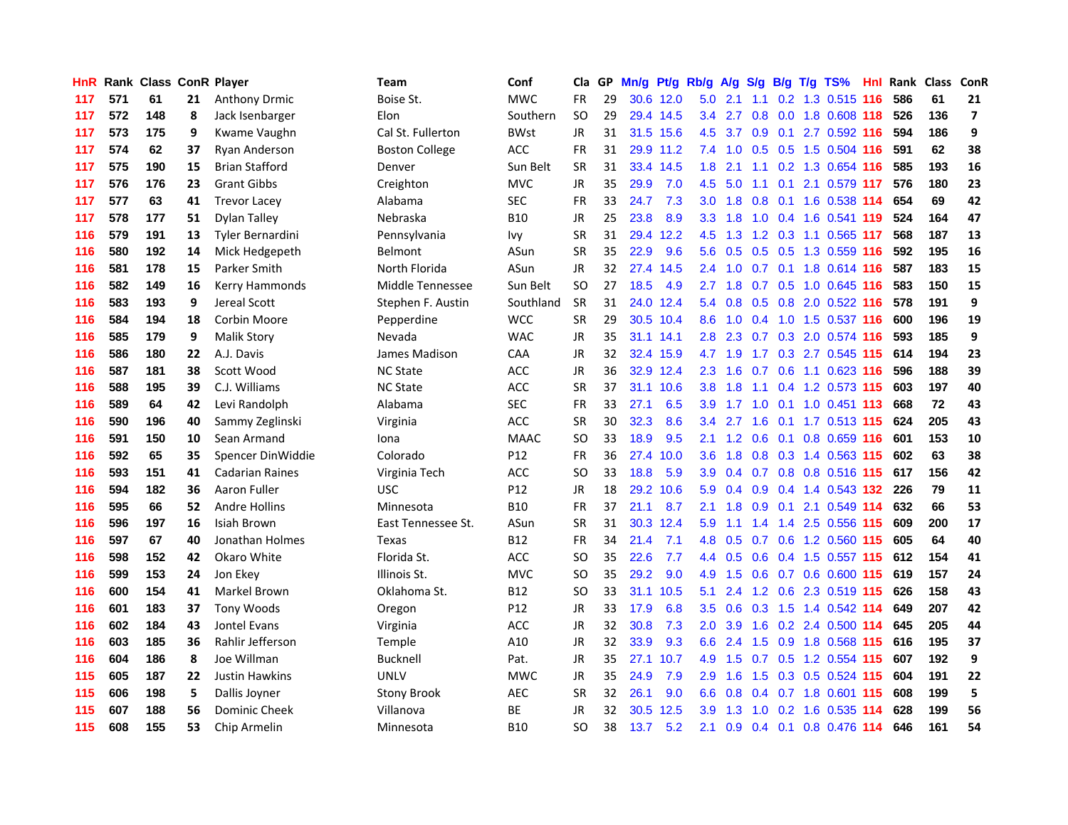| HnR | Rank | Class | ConR | Player | Team | Conf | Cla | GP | Mn/g | Pt/g | Rb/g | A/g | S/g | B/g | T/g | TS% | HnI | Rank | Class | ConR |
|---|---|---|---|---|---|---|---|---|---|---|---|---|---|---|---|---|---|---|---|---|
| 117 | 571 | 61 | 21 | Anthony Drmic | Boise St. | MWC | FR | 29 | 30.6 | 12.0 | 5.0 | 2.1 | 1.1 | 0.2 | 1.3 | 0.515 | 116 | 586 | 61 | 21 |
| 117 | 572 | 148 | 8 | Jack Isenbarger | Elon | Southern | SO | 29 | 29.4 | 14.5 | 3.4 | 2.7 | 0.8 | 0.0 | 1.8 | 0.608 | 118 | 526 | 136 | 7 |
| 117 | 573 | 175 | 9 | Kwame Vaughn | Cal St. Fullerton | BWst | JR | 31 | 31.5 | 15.6 | 4.5 | 3.7 | 0.9 | 0.1 | 2.7 | 0.592 | 116 | 594 | 186 | 9 |
| 117 | 574 | 62 | 37 | Ryan Anderson | Boston College | ACC | FR | 31 | 29.9 | 11.2 | 7.4 | 1.0 | 0.5 | 0.5 | 1.5 | 0.504 | 116 | 591 | 62 | 38 |
| 117 | 575 | 190 | 15 | Brian Stafford | Denver | Sun Belt | SR | 31 | 33.4 | 14.5 | 1.8 | 2.1 | 1.1 | 0.2 | 1.3 | 0.654 | 116 | 585 | 193 | 16 |
| 117 | 576 | 176 | 23 | Grant Gibbs | Creighton | MVC | JR | 35 | 29.9 | 7.0 | 4.5 | 5.0 | 1.1 | 0.1 | 2.1 | 0.579 | 117 | 576 | 180 | 23 |
| 117 | 577 | 63 | 41 | Trevor Lacey | Alabama | SEC | FR | 33 | 24.7 | 7.3 | 3.0 | 1.8 | 0.8 | 0.1 | 1.6 | 0.538 | 114 | 654 | 69 | 42 |
| 117 | 578 | 177 | 51 | Dylan Talley | Nebraska | B10 | JR | 25 | 23.8 | 8.9 | 3.3 | 1.8 | 1.0 | 0.4 | 1.6 | 0.541 | 119 | 524 | 164 | 47 |
| 116 | 579 | 191 | 13 | Tyler Bernardini | Pennsylvania | Ivy | SR | 31 | 29.4 | 12.2 | 4.5 | 1.3 | 1.2 | 0.3 | 1.1 | 0.565 | 117 | 568 | 187 | 13 |
| 116 | 580 | 192 | 14 | Mick Hedgepeth | Belmont | ASun | SR | 35 | 22.9 | 9.6 | 5.6 | 0.5 | 0.5 | 0.5 | 1.3 | 0.559 | 116 | 592 | 195 | 16 |
| 116 | 581 | 178 | 15 | Parker Smith | North Florida | ASun | JR | 32 | 27.4 | 14.5 | 2.4 | 1.0 | 0.7 | 0.1 | 1.8 | 0.614 | 116 | 587 | 183 | 15 |
| 116 | 582 | 149 | 16 | Kerry Hammonds | Middle Tennessee | Sun Belt | SO | 27 | 18.5 | 4.9 | 2.7 | 1.8 | 0.7 | 0.5 | 1.0 | 0.645 | 116 | 583 | 150 | 15 |
| 116 | 583 | 193 | 9 | Jereal Scott | Stephen F. Austin | Southland | SR | 31 | 24.0 | 12.4 | 5.4 | 0.8 | 0.5 | 0.8 | 2.0 | 0.522 | 116 | 578 | 191 | 9 |
| 116 | 584 | 194 | 18 | Corbin Moore | Pepperdine | WCC | SR | 29 | 30.5 | 10.4 | 8.6 | 1.0 | 0.4 | 1.0 | 1.5 | 0.537 | 116 | 600 | 196 | 19 |
| 116 | 585 | 179 | 9 | Malik Story | Nevada | WAC | JR | 35 | 31.1 | 14.1 | 2.8 | 2.3 | 0.7 | 0.3 | 2.0 | 0.574 | 116 | 593 | 185 | 9 |
| 116 | 586 | 180 | 22 | A.J. Davis | James Madison | CAA | JR | 32 | 32.4 | 15.9 | 4.7 | 1.9 | 1.7 | 0.3 | 2.7 | 0.545 | 115 | 614 | 194 | 23 |
| 116 | 587 | 181 | 38 | Scott Wood | NC State | ACC | JR | 36 | 32.9 | 12.4 | 2.3 | 1.6 | 0.7 | 0.6 | 1.1 | 0.623 | 116 | 596 | 188 | 39 |
| 116 | 588 | 195 | 39 | C.J. Williams | NC State | ACC | SR | 37 | 31.1 | 10.6 | 3.8 | 1.8 | 1.1 | 0.4 | 1.2 | 0.573 | 115 | 603 | 197 | 40 |
| 116 | 589 | 64 | 42 | Levi Randolph | Alabama | SEC | FR | 33 | 27.1 | 6.5 | 3.9 | 1.7 | 1.0 | 0.1 | 1.0 | 0.451 | 113 | 668 | 72 | 43 |
| 116 | 590 | 196 | 40 | Sammy Zeglinski | Virginia | ACC | SR | 30 | 32.3 | 8.6 | 3.4 | 2.7 | 1.6 | 0.1 | 1.7 | 0.513 | 115 | 624 | 205 | 43 |
| 116 | 591 | 150 | 10 | Sean Armand | Iona | MAAC | SO | 33 | 18.9 | 9.5 | 2.1 | 1.2 | 0.6 | 0.1 | 0.8 | 0.659 | 116 | 601 | 153 | 10 |
| 116 | 592 | 65 | 35 | Spencer DinWiddie | Colorado | P12 | FR | 36 | 27.4 | 10.0 | 3.6 | 1.8 | 0.8 | 0.3 | 1.4 | 0.563 | 115 | 602 | 63 | 38 |
| 116 | 593 | 151 | 41 | Cadarian Raines | Virginia Tech | ACC | SO | 33 | 18.8 | 5.9 | 3.9 | 0.4 | 0.7 | 0.8 | 0.8 | 0.516 | 115 | 617 | 156 | 42 |
| 116 | 594 | 182 | 36 | Aaron Fuller | USC | P12 | JR | 18 | 29.2 | 10.6 | 5.9 | 0.4 | 0.9 | 0.4 | 1.4 | 0.543 | 132 | 226 | 79 | 11 |
| 116 | 595 | 66 | 52 | Andre Hollins | Minnesota | B10 | FR | 37 | 21.1 | 8.7 | 2.1 | 1.8 | 0.9 | 0.1 | 2.1 | 0.549 | 114 | 632 | 66 | 53 |
| 116 | 596 | 197 | 16 | Isiah Brown | East Tennessee St. | ASun | SR | 31 | 30.3 | 12.4 | 5.9 | 1.1 | 1.4 | 1.4 | 2.5 | 0.556 | 115 | 609 | 200 | 17 |
| 116 | 597 | 67 | 40 | Jonathan Holmes | Texas | B12 | FR | 34 | 21.4 | 7.1 | 4.8 | 0.5 | 0.7 | 0.6 | 1.2 | 0.560 | 115 | 605 | 64 | 40 |
| 116 | 598 | 152 | 42 | Okaro White | Florida St. | ACC | SO | 35 | 22.6 | 7.7 | 4.4 | 0.5 | 0.6 | 0.4 | 1.5 | 0.557 | 115 | 612 | 154 | 41 |
| 116 | 599 | 153 | 24 | Jon Ekey | Illinois St. | MVC | SO | 35 | 29.2 | 9.0 | 4.9 | 1.5 | 0.6 | 0.7 | 0.6 | 0.600 | 115 | 619 | 157 | 24 |
| 116 | 600 | 154 | 41 | Markel Brown | Oklahoma St. | B12 | SO | 33 | 31.1 | 10.5 | 5.1 | 2.4 | 1.2 | 0.6 | 2.3 | 0.519 | 115 | 626 | 158 | 43 |
| 116 | 601 | 183 | 37 | Tony Woods | Oregon | P12 | JR | 33 | 17.9 | 6.8 | 3.5 | 0.6 | 0.3 | 1.5 | 1.4 | 0.542 | 114 | 649 | 207 | 42 |
| 116 | 602 | 184 | 43 | Jontel Evans | Virginia | ACC | JR | 32 | 30.8 | 7.3 | 2.0 | 3.9 | 1.6 | 0.2 | 2.4 | 0.500 | 114 | 645 | 205 | 44 |
| 116 | 603 | 185 | 36 | Rahlir Jefferson | Temple | A10 | JR | 32 | 33.9 | 9.3 | 6.6 | 2.4 | 1.5 | 0.9 | 1.8 | 0.568 | 115 | 616 | 195 | 37 |
| 116 | 604 | 186 | 8 | Joe Willman | Bucknell | Pat. | JR | 35 | 27.1 | 10.7 | 4.9 | 1.5 | 0.7 | 0.5 | 1.2 | 0.554 | 115 | 607 | 192 | 9 |
| 115 | 605 | 187 | 22 | Justin Hawkins | UNLV | MWC | JR | 35 | 24.9 | 7.9 | 2.9 | 1.6 | 1.5 | 0.3 | 0.5 | 0.524 | 115 | 604 | 191 | 22 |
| 115 | 606 | 198 | 5 | Dallis Joyner | Stony Brook | AEC | SR | 32 | 26.1 | 9.0 | 6.6 | 0.8 | 0.4 | 0.7 | 1.8 | 0.601 | 115 | 608 | 199 | 5 |
| 115 | 607 | 188 | 56 | Dominic Cheek | Villanova | BE | JR | 32 | 30.5 | 12.5 | 3.9 | 1.3 | 1.0 | 0.2 | 1.6 | 0.535 | 114 | 628 | 199 | 56 |
| 115 | 608 | 155 | 53 | Chip Armelin | Minnesota | B10 | SO | 38 | 13.7 | 5.2 | 2.1 | 0.9 | 0.4 | 0.1 | 0.8 | 0.476 | 114 | 646 | 161 | 54 |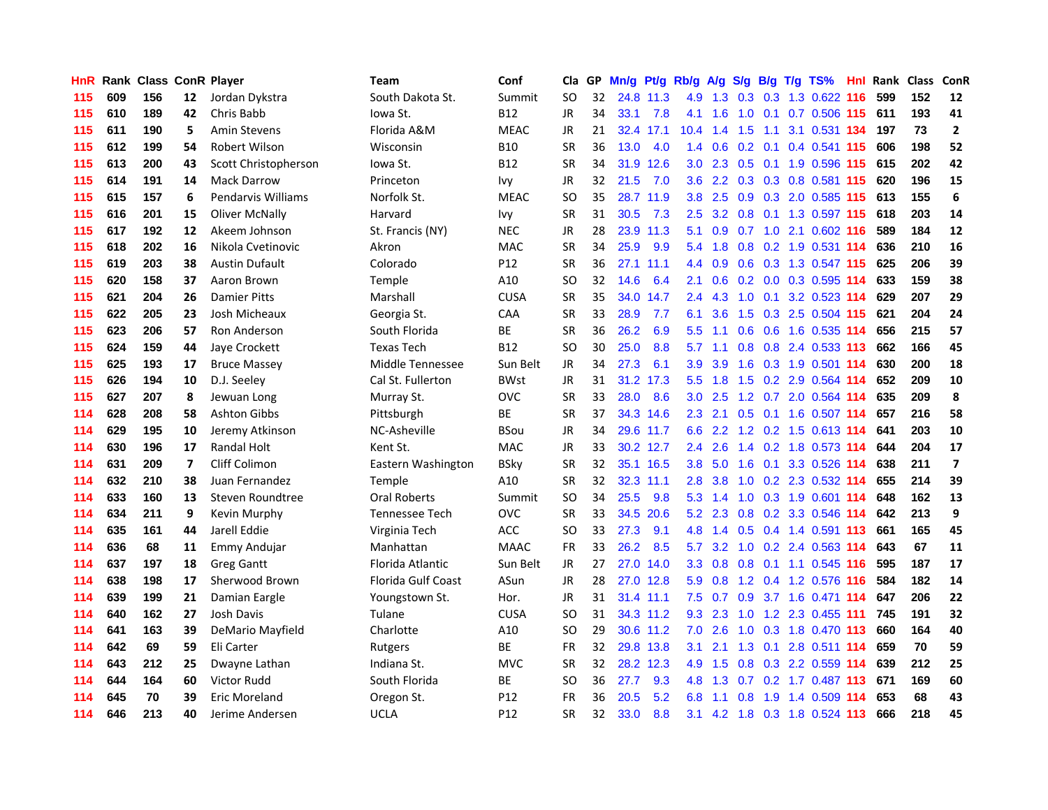| HnR | Rank | Class | ConR | Player | Team | Conf | Cla | GP | Mn/g | Pt/g | Rb/g | A/g | S/g | B/g | T/g | TS% | HnI | Rank | Class | ConR |
|---|---|---|---|---|---|---|---|---|---|---|---|---|---|---|---|---|---|---|---|---|
| 115 | 609 | 156 | 12 | Jordan Dykstra | South Dakota St. | Summit | SO | 32 | 24.8 | 11.3 | 4.9 | 1.3 | 0.3 | 0.3 | 1.3 | 0.622 | 116 | 599 | 152 | 12 |
| 115 | 610 | 189 | 42 | Chris Babb | Iowa St. | B12 | JR | 34 | 33.1 | 7.8 | 4.1 | 1.6 | 1.0 | 0.1 | 0.7 | 0.506 | 115 | 611 | 193 | 41 |
| 115 | 611 | 190 | 5 | Amin Stevens | Florida A&M | MEAC | JR | 21 | 32.4 | 17.1 | 10.4 | 1.4 | 1.5 | 1.1 | 3.1 | 0.531 | 134 | 197 | 73 | 2 |
| 115 | 612 | 199 | 54 | Robert Wilson | Wisconsin | B10 | SR | 36 | 13.0 | 4.0 | 1.4 | 0.6 | 0.2 | 0.1 | 0.4 | 0.541 | 115 | 606 | 198 | 52 |
| 115 | 613 | 200 | 43 | Scott Christopherson | Iowa St. | B12 | SR | 34 | 31.9 | 12.6 | 3.0 | 2.3 | 0.5 | 0.1 | 1.9 | 0.596 | 115 | 615 | 202 | 42 |
| 115 | 614 | 191 | 14 | Mack Darrow | Princeton | Ivy | JR | 32 | 21.5 | 7.0 | 3.6 | 2.2 | 0.3 | 0.3 | 0.8 | 0.581 | 115 | 620 | 196 | 15 |
| 115 | 615 | 157 | 6 | Pendarvis Williams | Norfolk St. | MEAC | SO | 35 | 28.7 | 11.9 | 3.8 | 2.5 | 0.9 | 0.3 | 2.0 | 0.585 | 115 | 613 | 155 | 6 |
| 115 | 616 | 201 | 15 | Oliver McNally | Harvard | Ivy | SR | 31 | 30.5 | 7.3 | 2.5 | 3.2 | 0.8 | 0.1 | 1.3 | 0.597 | 115 | 618 | 203 | 14 |
| 115 | 617 | 192 | 12 | Akeem Johnson | St. Francis (NY) | NEC | JR | 28 | 23.9 | 11.3 | 5.1 | 0.9 | 0.7 | 1.0 | 2.1 | 0.602 | 116 | 589 | 184 | 12 |
| 115 | 618 | 202 | 16 | Nikola Cvetinovic | Akron | MAC | SR | 34 | 25.9 | 9.9 | 5.4 | 1.8 | 0.8 | 0.2 | 1.9 | 0.531 | 114 | 636 | 210 | 16 |
| 115 | 619 | 203 | 38 | Austin Dufault | Colorado | P12 | SR | 36 | 27.1 | 11.1 | 4.4 | 0.9 | 0.6 | 0.3 | 1.3 | 0.547 | 115 | 625 | 206 | 39 |
| 115 | 620 | 158 | 37 | Aaron Brown | Temple | A10 | SO | 32 | 14.6 | 6.4 | 2.1 | 0.6 | 0.2 | 0.0 | 0.3 | 0.595 | 114 | 633 | 159 | 38 |
| 115 | 621 | 204 | 26 | Damier Pitts | Marshall | CUSA | SR | 35 | 34.0 | 14.7 | 2.4 | 4.3 | 1.0 | 0.1 | 3.2 | 0.523 | 114 | 629 | 207 | 29 |
| 115 | 622 | 205 | 23 | Josh Micheaux | Georgia St. | CAA | SR | 33 | 28.9 | 7.7 | 6.1 | 3.6 | 1.5 | 0.3 | 2.5 | 0.504 | 115 | 621 | 204 | 24 |
| 115 | 623 | 206 | 57 | Ron Anderson | South Florida | BE | SR | 36 | 26.2 | 6.9 | 5.5 | 1.1 | 0.6 | 0.6 | 1.6 | 0.535 | 114 | 656 | 215 | 57 |
| 115 | 624 | 159 | 44 | Jaye Crockett | Texas Tech | B12 | SO | 30 | 25.0 | 8.8 | 5.7 | 1.1 | 0.8 | 0.8 | 2.4 | 0.533 | 113 | 662 | 166 | 45 |
| 115 | 625 | 193 | 17 | Bruce Massey | Middle Tennessee | Sun Belt | JR | 34 | 27.3 | 6.1 | 3.9 | 3.9 | 1.6 | 0.3 | 1.9 | 0.501 | 114 | 630 | 200 | 18 |
| 115 | 626 | 194 | 10 | D.J. Seeley | Cal St. Fullerton | BWst | JR | 31 | 31.2 | 17.3 | 5.5 | 1.8 | 1.5 | 0.2 | 2.9 | 0.564 | 114 | 652 | 209 | 10 |
| 115 | 627 | 207 | 8 | Jewuan Long | Murray St. | OVC | SR | 33 | 28.0 | 8.6 | 3.0 | 2.5 | 1.2 | 0.7 | 2.0 | 0.564 | 114 | 635 | 209 | 8 |
| 114 | 628 | 208 | 58 | Ashton Gibbs | Pittsburgh | BE | SR | 37 | 34.3 | 14.6 | 2.3 | 2.1 | 0.5 | 0.1 | 1.6 | 0.507 | 114 | 657 | 216 | 58 |
| 114 | 629 | 195 | 10 | Jeremy Atkinson | NC-Asheville | BSou | JR | 34 | 29.6 | 11.7 | 6.6 | 2.2 | 1.2 | 0.2 | 1.5 | 0.613 | 114 | 641 | 203 | 10 |
| 114 | 630 | 196 | 17 | Randal Holt | Kent St. | MAC | JR | 33 | 30.2 | 12.7 | 2.4 | 2.6 | 1.4 | 0.2 | 1.8 | 0.573 | 114 | 644 | 204 | 17 |
| 114 | 631 | 209 | 7 | Cliff Colimon | Eastern Washington | BSky | SR | 32 | 35.1 | 16.5 | 3.8 | 5.0 | 1.6 | 0.1 | 3.3 | 0.526 | 114 | 638 | 211 | 7 |
| 114 | 632 | 210 | 38 | Juan Fernandez | Temple | A10 | SR | 32 | 32.3 | 11.1 | 2.8 | 3.8 | 1.0 | 0.2 | 2.3 | 0.532 | 114 | 655 | 214 | 39 |
| 114 | 633 | 160 | 13 | Steven Roundtree | Oral Roberts | Summit | SO | 34 | 25.5 | 9.8 | 5.3 | 1.4 | 1.0 | 0.3 | 1.9 | 0.601 | 114 | 648 | 162 | 13 |
| 114 | 634 | 211 | 9 | Kevin Murphy | Tennessee Tech | OVC | SR | 33 | 34.5 | 20.6 | 5.2 | 2.3 | 0.8 | 0.2 | 3.3 | 0.546 | 114 | 642 | 213 | 9 |
| 114 | 635 | 161 | 44 | Jarell Eddie | Virginia Tech | ACC | SO | 33 | 27.3 | 9.1 | 4.8 | 1.4 | 0.5 | 0.4 | 1.4 | 0.591 | 113 | 661 | 165 | 45 |
| 114 | 636 | 68 | 11 | Emmy Andujar | Manhattan | MAAC | FR | 33 | 26.2 | 8.5 | 5.7 | 3.2 | 1.0 | 0.2 | 2.4 | 0.563 | 114 | 643 | 67 | 11 |
| 114 | 637 | 197 | 18 | Greg Gantt | Florida Atlantic | Sun Belt | JR | 27 | 27.0 | 14.0 | 3.3 | 0.8 | 0.8 | 0.1 | 1.1 | 0.545 | 116 | 595 | 187 | 17 |
| 114 | 638 | 198 | 17 | Sherwood Brown | Florida Gulf Coast | ASun | JR | 28 | 27.0 | 12.8 | 5.9 | 0.8 | 1.2 | 0.4 | 1.2 | 0.576 | 116 | 584 | 182 | 14 |
| 114 | 639 | 199 | 21 | Damian Eargle | Youngstown St. | Hor. | JR | 31 | 31.4 | 11.1 | 7.5 | 0.7 | 0.9 | 3.7 | 1.6 | 0.471 | 114 | 647 | 206 | 22 |
| 114 | 640 | 162 | 27 | Josh Davis | Tulane | CUSA | SO | 31 | 34.3 | 11.2 | 9.3 | 2.3 | 1.0 | 1.2 | 2.3 | 0.455 | 111 | 745 | 191 | 32 |
| 114 | 641 | 163 | 39 | DeMario Mayfield | Charlotte | A10 | SO | 29 | 30.6 | 11.2 | 7.0 | 2.6 | 1.0 | 0.3 | 1.8 | 0.470 | 113 | 660 | 164 | 40 |
| 114 | 642 | 69 | 59 | Eli Carter | Rutgers | BE | FR | 32 | 29.8 | 13.8 | 3.1 | 2.1 | 1.3 | 0.1 | 2.8 | 0.511 | 114 | 659 | 70 | 59 |
| 114 | 643 | 212 | 25 | Dwayne Lathan | Indiana St. | MVC | SR | 32 | 28.2 | 12.3 | 4.9 | 1.5 | 0.8 | 0.3 | 2.2 | 0.559 | 114 | 639 | 212 | 25 |
| 114 | 644 | 164 | 60 | Victor Rudd | South Florida | BE | SO | 36 | 27.7 | 9.3 | 4.8 | 1.3 | 0.7 | 0.2 | 1.7 | 0.487 | 113 | 671 | 169 | 60 |
| 114 | 645 | 70 | 39 | Eric Moreland | Oregon St. | P12 | FR | 36 | 20.5 | 5.2 | 6.8 | 1.1 | 0.8 | 1.9 | 1.4 | 0.509 | 114 | 653 | 68 | 43 |
| 114 | 646 | 213 | 40 | Jerime Andersen | UCLA | P12 | SR | 32 | 33.0 | 8.8 | 3.1 | 4.2 | 1.8 | 0.3 | 1.8 | 0.524 | 113 | 666 | 218 | 45 |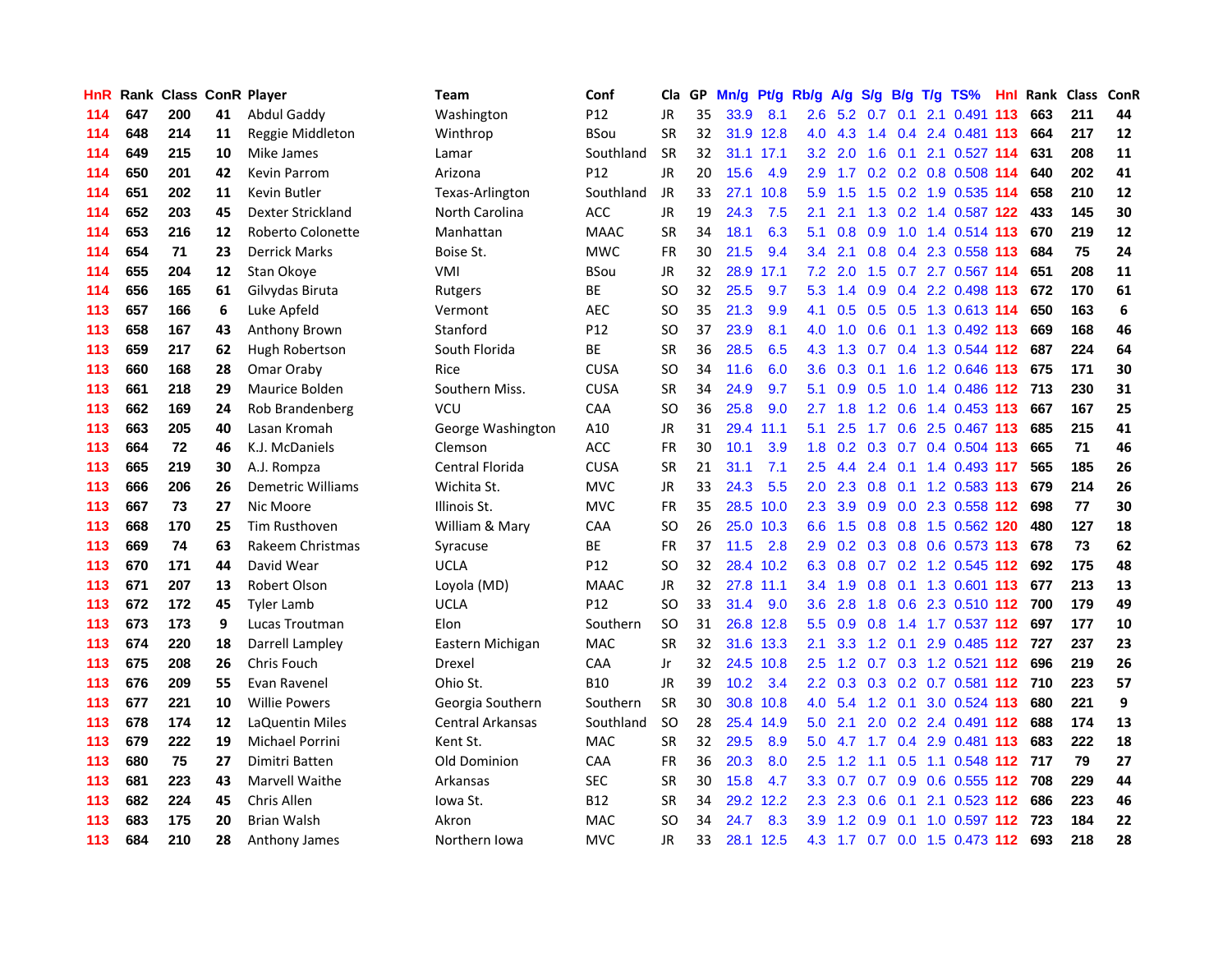| HnR | Rank | Class | ConR | Player | Team | Conf | Cla | GP | Mn/g | Pt/g | Rb/g | A/g | S/g | B/g | T/g | TS% | Hnl | Rank | Class | ConR |
|---|---|---|---|---|---|---|---|---|---|---|---|---|---|---|---|---|---|---|---|---|
| 114 | 647 | 200 | 41 | Abdul Gaddy | Washington | P12 | JR | 35 | 33.9 | 8.1 | 2.6 | 5.2 | 0.7 | 0.1 | 2.1 | 0.491 | 113 | 663 | 211 | 44 |
| 114 | 648 | 214 | 11 | Reggie Middleton | Winthrop | BSou | SR | 32 | 31.9 | 12.8 | 4.0 | 4.3 | 1.4 | 0.4 | 2.4 | 0.481 | 113 | 664 | 217 | 12 |
| 114 | 649 | 215 | 10 | Mike James | Lamar | Southland | SR | 32 | 31.1 | 17.1 | 3.2 | 2.0 | 1.6 | 0.1 | 2.1 | 0.527 | 114 | 631 | 208 | 11 |
| 114 | 650 | 201 | 42 | Kevin Parrom | Arizona | P12 | JR | 20 | 15.6 | 4.9 | 2.9 | 1.7 | 0.2 | 0.2 | 0.8 | 0.508 | 114 | 640 | 202 | 41 |
| 114 | 651 | 202 | 11 | Kevin Butler | Texas-Arlington | Southland | JR | 33 | 27.1 | 10.8 | 5.9 | 1.5 | 1.5 | 0.2 | 1.9 | 0.535 | 114 | 658 | 210 | 12 |
| 114 | 652 | 203 | 45 | Dexter Strickland | North Carolina | ACC | JR | 19 | 24.3 | 7.5 | 2.1 | 2.1 | 1.3 | 0.2 | 1.4 | 0.587 | 122 | 433 | 145 | 30 |
| 114 | 653 | 216 | 12 | Roberto Colonette | Manhattan | MAAC | SR | 34 | 18.1 | 6.3 | 5.1 | 0.8 | 0.9 | 1.0 | 1.4 | 0.514 | 113 | 670 | 219 | 12 |
| 114 | 654 | 71 | 23 | Derrick Marks | Boise St. | MWC | FR | 30 | 21.5 | 9.4 | 3.4 | 2.1 | 0.8 | 0.4 | 2.3 | 0.558 | 113 | 684 | 75 | 24 |
| 114 | 655 | 204 | 12 | Stan Okoye | VMI | BSou | JR | 32 | 28.9 | 17.1 | 7.2 | 2.0 | 1.5 | 0.7 | 2.7 | 0.567 | 114 | 651 | 208 | 11 |
| 114 | 656 | 165 | 61 | Gilvydas Biruta | Rutgers | BE | SO | 32 | 25.5 | 9.7 | 5.3 | 1.4 | 0.9 | 0.4 | 2.2 | 0.498 | 113 | 672 | 170 | 61 |
| 113 | 657 | 166 | 6 | Luke Apfeld | Vermont | AEC | SO | 35 | 21.3 | 9.9 | 4.1 | 0.5 | 0.5 | 0.5 | 1.3 | 0.613 | 114 | 650 | 163 | 6 |
| 113 | 658 | 167 | 43 | Anthony Brown | Stanford | P12 | SO | 37 | 23.9 | 8.1 | 4.0 | 1.0 | 0.6 | 0.1 | 1.3 | 0.492 | 113 | 669 | 168 | 46 |
| 113 | 659 | 217 | 62 | Hugh Robertson | South Florida | BE | SR | 36 | 28.5 | 6.5 | 4.3 | 1.3 | 0.7 | 0.4 | 1.3 | 0.544 | 112 | 687 | 224 | 64 |
| 113 | 660 | 168 | 28 | Omar Oraby | Rice | CUSA | SO | 34 | 11.6 | 6.0 | 3.6 | 0.3 | 0.1 | 1.6 | 1.2 | 0.646 | 113 | 675 | 171 | 30 |
| 113 | 661 | 218 | 29 | Maurice Bolden | Southern Miss. | CUSA | SR | 34 | 24.9 | 9.7 | 5.1 | 0.9 | 0.5 | 1.0 | 1.4 | 0.486 | 112 | 713 | 230 | 31 |
| 113 | 662 | 169 | 24 | Rob Brandenberg | VCU | CAA | SO | 36 | 25.8 | 9.0 | 2.7 | 1.8 | 1.2 | 0.6 | 1.4 | 0.453 | 113 | 667 | 167 | 25 |
| 113 | 663 | 205 | 40 | Lasan Kromah | George Washington | A10 | JR | 31 | 29.4 | 11.1 | 5.1 | 2.5 | 1.7 | 0.6 | 2.5 | 0.467 | 113 | 685 | 215 | 41 |
| 113 | 664 | 72 | 46 | K.J. McDaniels | Clemson | ACC | FR | 30 | 10.1 | 3.9 | 1.8 | 0.2 | 0.3 | 0.7 | 0.4 | 0.504 | 113 | 665 | 71 | 46 |
| 113 | 665 | 219 | 30 | A.J. Rompza | Central Florida | CUSA | SR | 21 | 31.1 | 7.1 | 2.5 | 4.4 | 2.4 | 0.1 | 1.4 | 0.493 | 117 | 565 | 185 | 26 |
| 113 | 666 | 206 | 26 | Demetric Williams | Wichita St. | MVC | JR | 33 | 24.3 | 5.5 | 2.0 | 2.3 | 0.8 | 0.1 | 1.2 | 0.583 | 113 | 679 | 214 | 26 |
| 113 | 667 | 73 | 27 | Nic Moore | Illinois St. | MVC | FR | 35 | 28.5 | 10.0 | 2.3 | 3.9 | 0.9 | 0.0 | 2.3 | 0.558 | 112 | 698 | 77 | 30 |
| 113 | 668 | 170 | 25 | Tim Rusthoven | William & Mary | CAA | SO | 26 | 25.0 | 10.3 | 6.6 | 1.5 | 0.8 | 0.8 | 1.5 | 0.562 | 120 | 480 | 127 | 18 |
| 113 | 669 | 74 | 63 | Rakeem Christmas | Syracuse | BE | FR | 37 | 11.5 | 2.8 | 2.9 | 0.2 | 0.3 | 0.8 | 0.6 | 0.573 | 113 | 678 | 73 | 62 |
| 113 | 670 | 171 | 44 | David Wear | UCLA | P12 | SO | 32 | 28.4 | 10.2 | 6.3 | 0.8 | 0.7 | 0.2 | 1.2 | 0.545 | 112 | 692 | 175 | 48 |
| 113 | 671 | 207 | 13 | Robert Olson | Loyola (MD) | MAAC | JR | 32 | 27.8 | 11.1 | 3.4 | 1.9 | 0.8 | 0.1 | 1.3 | 0.601 | 113 | 677 | 213 | 13 |
| 113 | 672 | 172 | 45 | Tyler Lamb | UCLA | P12 | SO | 33 | 31.4 | 9.0 | 3.6 | 2.8 | 1.8 | 0.6 | 2.3 | 0.510 | 112 | 700 | 179 | 49 |
| 113 | 673 | 173 | 9 | Lucas Troutman | Elon | Southern | SO | 31 | 26.8 | 12.8 | 5.5 | 0.9 | 0.8 | 1.4 | 1.7 | 0.537 | 112 | 697 | 177 | 10 |
| 113 | 674 | 220 | 18 | Darrell Lampley | Eastern Michigan | MAC | SR | 32 | 31.6 | 13.3 | 2.1 | 3.3 | 1.2 | 0.1 | 2.9 | 0.485 | 112 | 727 | 237 | 23 |
| 113 | 675 | 208 | 26 | Chris Fouch | Drexel | CAA | Jr | 32 | 24.5 | 10.8 | 2.5 | 1.2 | 0.7 | 0.3 | 1.2 | 0.521 | 112 | 696 | 219 | 26 |
| 113 | 676 | 209 | 55 | Evan Ravenel | Ohio St. | B10 | JR | 39 | 10.2 | 3.4 | 2.2 | 0.3 | 0.3 | 0.2 | 0.7 | 0.581 | 112 | 710 | 223 | 57 |
| 113 | 677 | 221 | 10 | Willie Powers | Georgia Southern | Southern | SR | 30 | 30.8 | 10.8 | 4.0 | 5.4 | 1.2 | 0.1 | 3.0 | 0.524 | 113 | 680 | 221 | 9 |
| 113 | 678 | 174 | 12 | LaQuentin Miles | Central Arkansas | Southland | SO | 28 | 25.4 | 14.9 | 5.0 | 2.1 | 2.0 | 0.2 | 2.4 | 0.491 | 112 | 688 | 174 | 13 |
| 113 | 679 | 222 | 19 | Michael Porrini | Kent St. | MAC | SR | 32 | 29.5 | 8.9 | 5.0 | 4.7 | 1.7 | 0.4 | 2.9 | 0.481 | 113 | 683 | 222 | 18 |
| 113 | 680 | 75 | 27 | Dimitri Batten | Old Dominion | CAA | FR | 36 | 20.3 | 8.0 | 2.5 | 1.2 | 1.1 | 0.5 | 1.1 | 0.548 | 112 | 717 | 79 | 27 |
| 113 | 681 | 223 | 43 | Marvell Waithe | Arkansas | SEC | SR | 30 | 15.8 | 4.7 | 3.3 | 0.7 | 0.7 | 0.9 | 0.6 | 0.555 | 112 | 708 | 229 | 44 |
| 113 | 682 | 224 | 45 | Chris Allen | Iowa St. | B12 | SR | 34 | 29.2 | 12.2 | 2.3 | 2.3 | 0.6 | 0.1 | 2.1 | 0.523 | 112 | 686 | 223 | 46 |
| 113 | 683 | 175 | 20 | Brian Walsh | Akron | MAC | SO | 34 | 24.7 | 8.3 | 3.9 | 1.2 | 0.9 | 0.1 | 1.0 | 0.597 | 112 | 723 | 184 | 22 |
| 113 | 684 | 210 | 28 | Anthony James | Northern Iowa | MVC | JR | 33 | 28.1 | 12.5 | 4.3 | 1.7 | 0.7 | 0.0 | 1.5 | 0.473 | 112 | 693 | 218 | 28 |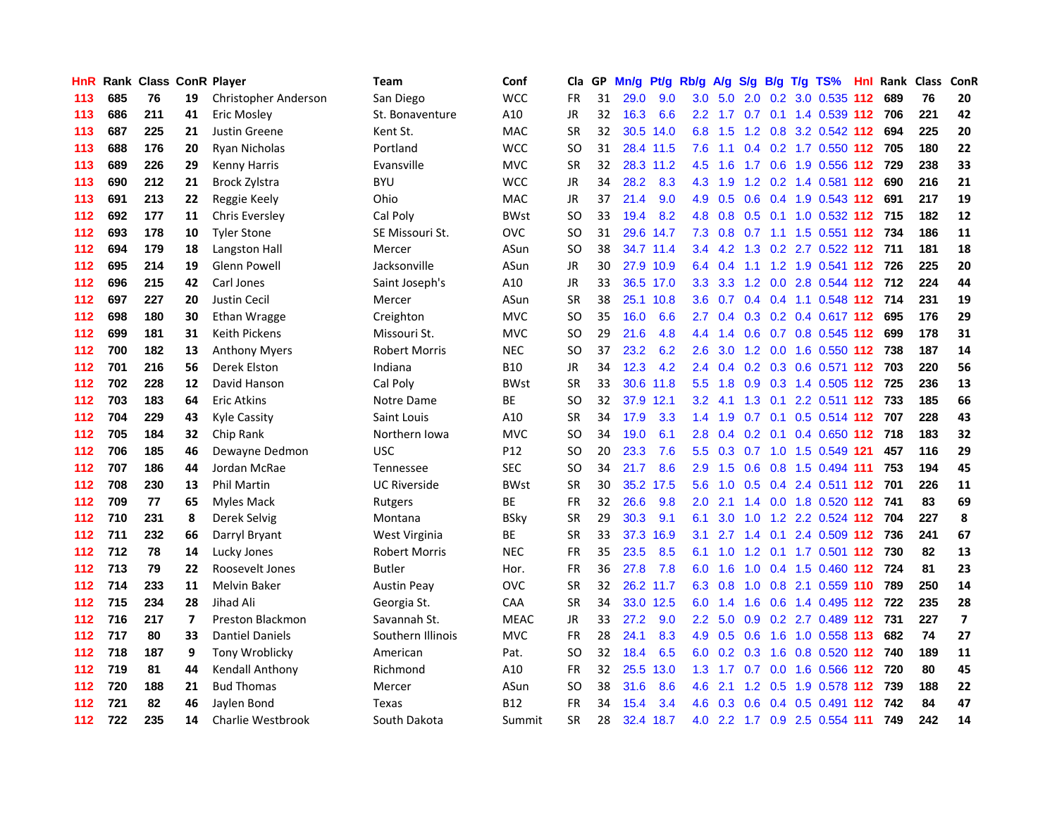| HnR | Rank | Class | ConR | Player | Team | Conf | Cla | GP | Mn/g | Pt/g | Rb/g | A/g | S/g | B/g | T/g | TS% | HnI | Rank | Class | ConR |
|---|---|---|---|---|---|---|---|---|---|---|---|---|---|---|---|---|---|---|---|---|
| 113 | 685 | 76 | 19 | Christopher Anderson | San Diego | WCC | FR | 31 | 29.0 | 9.0 | 3.0 | 5.0 | 2.0 | 0.2 | 3.0 | 0.535 | 112 | 689 | 76 | 20 |
| 113 | 686 | 211 | 41 | Eric Mosley | St. Bonaventure | A10 | JR | 32 | 16.3 | 6.6 | 2.2 | 1.7 | 0.7 | 0.1 | 1.4 | 0.539 | 112 | 706 | 221 | 42 |
| 113 | 687 | 225 | 21 | Justin Greene | Kent St. | MAC | SR | 32 | 30.5 | 14.0 | 6.8 | 1.5 | 1.2 | 0.8 | 3.2 | 0.542 | 112 | 694 | 225 | 20 |
| 113 | 688 | 176 | 20 | Ryan Nicholas | Portland | WCC | SO | 31 | 28.4 | 11.5 | 7.6 | 1.1 | 0.4 | 0.2 | 1.7 | 0.550 | 112 | 705 | 180 | 22 |
| 113 | 689 | 226 | 29 | Kenny Harris | Evansville | MVC | SR | 32 | 28.3 | 11.2 | 4.5 | 1.6 | 1.7 | 0.6 | 1.9 | 0.556 | 112 | 729 | 238 | 33 |
| 113 | 690 | 212 | 21 | Brock Zylstra | BYU | WCC | JR | 34 | 28.2 | 8.3 | 4.3 | 1.9 | 1.2 | 0.2 | 1.4 | 0.581 | 112 | 690 | 216 | 21 |
| 113 | 691 | 213 | 22 | Reggie Keely | Ohio | MAC | JR | 37 | 21.4 | 9.0 | 4.9 | 0.5 | 0.6 | 0.4 | 1.9 | 0.543 | 112 | 691 | 217 | 19 |
| 112 | 692 | 177 | 11 | Chris Eversley | Cal Poly | BWst | SO | 33 | 19.4 | 8.2 | 4.8 | 0.8 | 0.5 | 0.1 | 1.0 | 0.532 | 112 | 715 | 182 | 12 |
| 112 | 693 | 178 | 10 | Tyler Stone | SE Missouri St. | OVC | SO | 31 | 29.6 | 14.7 | 7.3 | 0.8 | 0.7 | 1.1 | 1.5 | 0.551 | 112 | 734 | 186 | 11 |
| 112 | 694 | 179 | 18 | Langston Hall | Mercer | ASun | SO | 38 | 34.7 | 11.4 | 3.4 | 4.2 | 1.3 | 0.2 | 2.7 | 0.522 | 112 | 711 | 181 | 18 |
| 112 | 695 | 214 | 19 | Glenn Powell | Jacksonville | ASun | JR | 30 | 27.9 | 10.9 | 6.4 | 0.4 | 1.1 | 1.2 | 1.9 | 0.541 | 112 | 726 | 225 | 20 |
| 112 | 696 | 215 | 42 | Carl Jones | Saint Joseph's | A10 | JR | 33 | 36.5 | 17.0 | 3.3 | 3.3 | 1.2 | 0.0 | 2.8 | 0.544 | 112 | 712 | 224 | 44 |
| 112 | 697 | 227 | 20 | Justin Cecil | Mercer | ASun | SR | 38 | 25.1 | 10.8 | 3.6 | 0.7 | 0.4 | 0.4 | 1.1 | 0.548 | 112 | 714 | 231 | 19 |
| 112 | 698 | 180 | 30 | Ethan Wragge | Creighton | MVC | SO | 35 | 16.0 | 6.6 | 2.7 | 0.4 | 0.3 | 0.2 | 0.4 | 0.617 | 112 | 695 | 176 | 29 |
| 112 | 699 | 181 | 31 | Keith Pickens | Missouri St. | MVC | SO | 29 | 21.6 | 4.8 | 4.4 | 1.4 | 0.6 | 0.7 | 0.8 | 0.545 | 112 | 699 | 178 | 31 |
| 112 | 700 | 182 | 13 | Anthony Myers | Robert Morris | NEC | SO | 37 | 23.2 | 6.2 | 2.6 | 3.0 | 1.2 | 0.0 | 1.6 | 0.550 | 112 | 738 | 187 | 14 |
| 112 | 701 | 216 | 56 | Derek Elston | Indiana | B10 | JR | 34 | 12.3 | 4.2 | 2.4 | 0.4 | 0.2 | 0.3 | 0.6 | 0.571 | 112 | 703 | 220 | 56 |
| 112 | 702 | 228 | 12 | David Hanson | Cal Poly | BWst | SR | 33 | 30.6 | 11.8 | 5.5 | 1.8 | 0.9 | 0.3 | 1.4 | 0.505 | 112 | 725 | 236 | 13 |
| 112 | 703 | 183 | 64 | Eric Atkins | Notre Dame | BE | SO | 32 | 37.9 | 12.1 | 3.2 | 4.1 | 1.3 | 0.1 | 2.2 | 0.511 | 112 | 733 | 185 | 66 |
| 112 | 704 | 229 | 43 | Kyle Cassity | Saint Louis | A10 | SR | 34 | 17.9 | 3.3 | 1.4 | 1.9 | 0.7 | 0.1 | 0.5 | 0.514 | 112 | 707 | 228 | 43 |
| 112 | 705 | 184 | 32 | Chip Rank | Northern Iowa | MVC | SO | 34 | 19.0 | 6.1 | 2.8 | 0.4 | 0.2 | 0.1 | 0.4 | 0.650 | 112 | 718 | 183 | 32 |
| 112 | 706 | 185 | 46 | Dewayne Dedmon | USC | P12 | SO | 20 | 23.3 | 7.6 | 5.5 | 0.3 | 0.7 | 1.0 | 1.5 | 0.549 | 121 | 457 | 116 | 29 |
| 112 | 707 | 186 | 44 | Jordan McRae | Tennessee | SEC | SO | 34 | 21.7 | 8.6 | 2.9 | 1.5 | 0.6 | 0.8 | 1.5 | 0.494 | 111 | 753 | 194 | 45 |
| 112 | 708 | 230 | 13 | Phil Martin | UC Riverside | BWst | SR | 30 | 35.2 | 17.5 | 5.6 | 1.0 | 0.5 | 0.4 | 2.4 | 0.511 | 112 | 701 | 226 | 11 |
| 112 | 709 | 77 | 65 | Myles Mack | Rutgers | BE | FR | 32 | 26.6 | 9.8 | 2.0 | 2.1 | 1.4 | 0.0 | 1.8 | 0.520 | 112 | 741 | 83 | 69 |
| 112 | 710 | 231 | 8 | Derek Selvig | Montana | BSky | SR | 29 | 30.3 | 9.1 | 6.1 | 3.0 | 1.0 | 1.2 | 2.2 | 0.524 | 112 | 704 | 227 | 8 |
| 112 | 711 | 232 | 66 | Darryl Bryant | West Virginia | BE | SR | 33 | 37.3 | 16.9 | 3.1 | 2.7 | 1.4 | 0.1 | 2.4 | 0.509 | 112 | 736 | 241 | 67 |
| 112 | 712 | 78 | 14 | Lucky Jones | Robert Morris | NEC | FR | 35 | 23.5 | 8.5 | 6.1 | 1.0 | 1.2 | 0.1 | 1.7 | 0.501 | 112 | 730 | 82 | 13 |
| 112 | 713 | 79 | 22 | Roosevelt Jones | Butler | Hor. | FR | 36 | 27.8 | 7.8 | 6.0 | 1.6 | 1.0 | 0.4 | 1.5 | 0.460 | 112 | 724 | 81 | 23 |
| 112 | 714 | 233 | 11 | Melvin Baker | Austin Peay | OVC | SR | 32 | 26.2 | 11.7 | 6.3 | 0.8 | 1.0 | 0.8 | 2.1 | 0.559 | 110 | 789 | 250 | 14 |
| 112 | 715 | 234 | 28 | Jihad Ali | Georgia St. | CAA | SR | 34 | 33.0 | 12.5 | 6.0 | 1.4 | 1.6 | 0.6 | 1.4 | 0.495 | 112 | 722 | 235 | 28 |
| 112 | 716 | 217 | 7 | Preston Blackmon | Savannah St. | MEAC | JR | 33 | 27.2 | 9.0 | 2.2 | 5.0 | 0.9 | 0.2 | 2.7 | 0.489 | 112 | 731 | 227 | 7 |
| 112 | 717 | 80 | 33 | Dantiel Daniels | Southern Illinois | MVC | FR | 28 | 24.1 | 8.3 | 4.9 | 0.5 | 0.6 | 1.6 | 1.0 | 0.558 | 113 | 682 | 74 | 27 |
| 112 | 718 | 187 | 9 | Tony Wroblicky | American | Pat. | SO | 32 | 18.4 | 6.5 | 6.0 | 0.2 | 0.3 | 1.6 | 0.8 | 0.520 | 112 | 740 | 189 | 11 |
| 112 | 719 | 81 | 44 | Kendall Anthony | Richmond | A10 | FR | 32 | 25.5 | 13.0 | 1.3 | 1.7 | 0.7 | 0.0 | 1.6 | 0.566 | 112 | 720 | 80 | 45 |
| 112 | 720 | 188 | 21 | Bud Thomas | Mercer | ASun | SO | 38 | 31.6 | 8.6 | 4.6 | 2.1 | 1.2 | 0.5 | 1.9 | 0.578 | 112 | 739 | 188 | 22 |
| 112 | 721 | 82 | 46 | Jaylen Bond | Texas | B12 | FR | 34 | 15.4 | 3.4 | 4.6 | 0.3 | 0.6 | 0.4 | 0.5 | 0.491 | 112 | 742 | 84 | 47 |
| 112 | 722 | 235 | 14 | Charlie Westbrook | South Dakota | Summit | SR | 28 | 32.4 | 18.7 | 4.0 | 2.2 | 1.7 | 0.9 | 2.5 | 0.554 | 111 | 749 | 242 | 14 |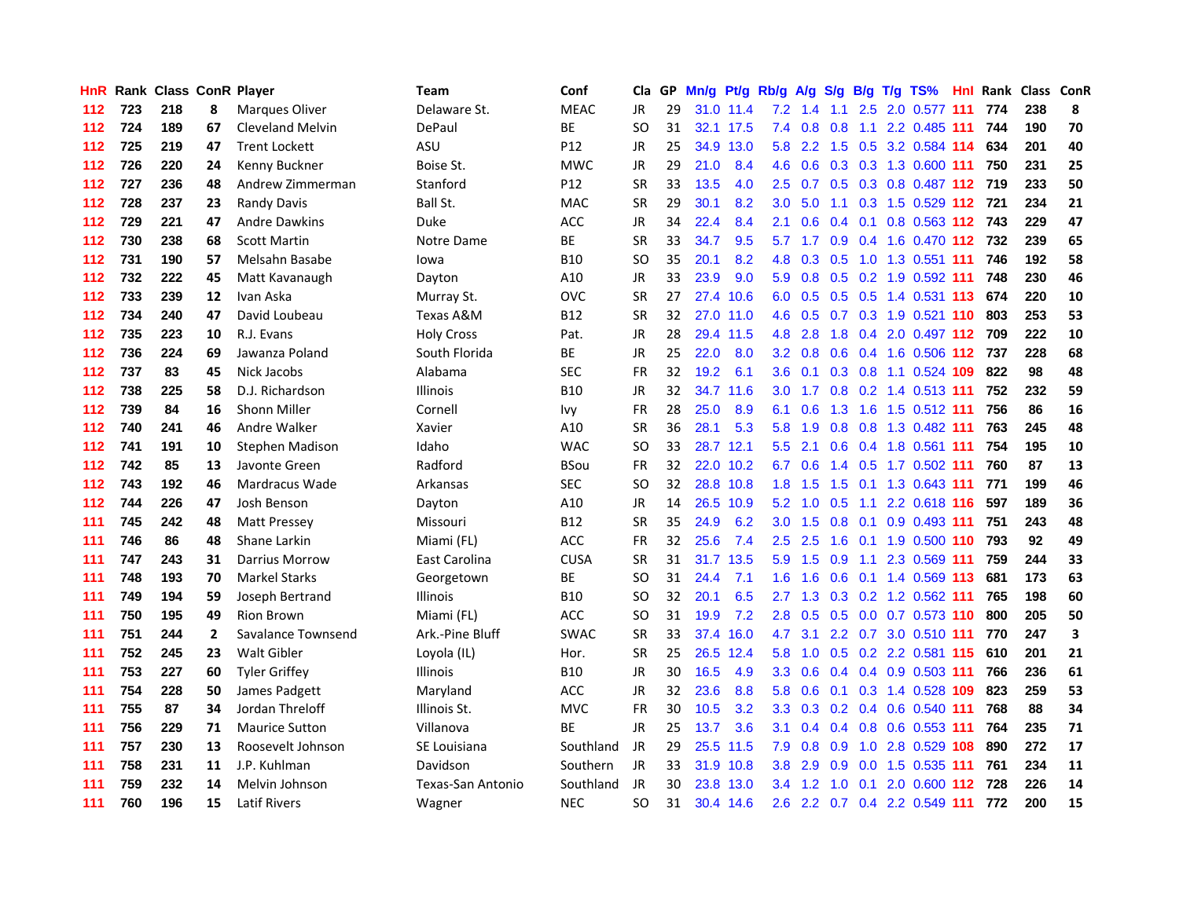| HnR | Rank | Class | ConR | Player | Team | Conf | Cla | GP | Mn/g | Pt/g | Rb/g | A/g | S/g | B/g | T/g | TS% | Hnl | Rank | Class | ConR |
|---|---|---|---|---|---|---|---|---|---|---|---|---|---|---|---|---|---|---|---|---|
| 112 | 723 | 218 | 8 | Marques Oliver | Delaware St. | MEAC | JR | 29 | 31.0 | 11.4 | 7.2 | 1.4 | 1.1 | 2.5 | 2.0 | 0.577 | 111 | 774 | 238 | 8 |
| 112 | 724 | 189 | 67 | Cleveland Melvin | DePaul | BE | SO | 31 | 32.1 | 17.5 | 7.4 | 0.8 | 0.8 | 1.1 | 2.2 | 0.485 | 111 | 744 | 190 | 70 |
| 112 | 725 | 219 | 47 | Trent Lockett | ASU | P12 | JR | 25 | 34.9 | 13.0 | 5.8 | 2.2 | 1.5 | 0.5 | 3.2 | 0.584 | 114 | 634 | 201 | 40 |
| 112 | 726 | 220 | 24 | Kenny Buckner | Boise St. | MWC | JR | 29 | 21.0 | 8.4 | 4.6 | 0.6 | 0.3 | 0.3 | 1.3 | 0.600 | 111 | 750 | 231 | 25 |
| 112 | 727 | 236 | 48 | Andrew Zimmerman | Stanford | P12 | SR | 33 | 13.5 | 4.0 | 2.5 | 0.7 | 0.5 | 0.3 | 0.8 | 0.487 | 112 | 719 | 233 | 50 |
| 112 | 728 | 237 | 23 | Randy Davis | Ball St. | MAC | SR | 29 | 30.1 | 8.2 | 3.0 | 5.0 | 1.1 | 0.3 | 1.5 | 0.529 | 112 | 721 | 234 | 21 |
| 112 | 729 | 221 | 47 | Andre Dawkins | Duke | ACC | JR | 34 | 22.4 | 8.4 | 2.1 | 0.6 | 0.4 | 0.1 | 0.8 | 0.563 | 112 | 743 | 229 | 47 |
| 112 | 730 | 238 | 68 | Scott Martin | Notre Dame | BE | SR | 33 | 34.7 | 9.5 | 5.7 | 1.7 | 0.9 | 0.4 | 1.6 | 0.470 | 112 | 732 | 239 | 65 |
| 112 | 731 | 190 | 57 | Melsahn Basabe | Iowa | B10 | SO | 35 | 20.1 | 8.2 | 4.8 | 0.3 | 0.5 | 1.0 | 1.3 | 0.551 | 111 | 746 | 192 | 58 |
| 112 | 732 | 222 | 45 | Matt Kavanaugh | Dayton | A10 | JR | 33 | 23.9 | 9.0 | 5.9 | 0.8 | 0.5 | 0.2 | 1.9 | 0.592 | 111 | 748 | 230 | 46 |
| 112 | 733 | 239 | 12 | Ivan Aska | Murray St. | OVC | SR | 27 | 27.4 | 10.6 | 6.0 | 0.5 | 0.5 | 0.5 | 1.4 | 0.531 | 113 | 674 | 220 | 10 |
| 112 | 734 | 240 | 47 | David Loubeau | Texas A&M | B12 | SR | 32 | 27.0 | 11.0 | 4.6 | 0.5 | 0.7 | 0.3 | 1.9 | 0.521 | 110 | 803 | 253 | 53 |
| 112 | 735 | 223 | 10 | R.J. Evans | Holy Cross | Pat. | JR | 28 | 29.4 | 11.5 | 4.8 | 2.8 | 1.8 | 0.4 | 2.0 | 0.497 | 112 | 709 | 222 | 10 |
| 112 | 736 | 224 | 69 | Jawanza Poland | South Florida | BE | JR | 25 | 22.0 | 8.0 | 3.2 | 0.8 | 0.6 | 0.4 | 1.6 | 0.506 | 112 | 737 | 228 | 68 |
| 112 | 737 | 83 | 45 | Nick Jacobs | Alabama | SEC | FR | 32 | 19.2 | 6.1 | 3.6 | 0.1 | 0.3 | 0.8 | 1.1 | 0.524 | 109 | 822 | 98 | 48 |
| 112 | 738 | 225 | 58 | D.J. Richardson | Illinois | B10 | JR | 32 | 34.7 | 11.6 | 3.0 | 1.7 | 0.8 | 0.2 | 1.4 | 0.513 | 111 | 752 | 232 | 59 |
| 112 | 739 | 84 | 16 | Shonn Miller | Cornell | Ivy | FR | 28 | 25.0 | 8.9 | 6.1 | 0.6 | 1.3 | 1.6 | 1.5 | 0.512 | 111 | 756 | 86 | 16 |
| 112 | 740 | 241 | 46 | Andre Walker | Xavier | A10 | SR | 36 | 28.1 | 5.3 | 5.8 | 1.9 | 0.8 | 0.8 | 1.3 | 0.482 | 111 | 763 | 245 | 48 |
| 112 | 741 | 191 | 10 | Stephen Madison | Idaho | WAC | SO | 33 | 28.7 | 12.1 | 5.5 | 2.1 | 0.6 | 0.4 | 1.8 | 0.561 | 111 | 754 | 195 | 10 |
| 112 | 742 | 85 | 13 | Javonte Green | Radford | BSou | FR | 32 | 22.0 | 10.2 | 6.7 | 0.6 | 1.4 | 0.5 | 1.7 | 0.502 | 111 | 760 | 87 | 13 |
| 112 | 743 | 192 | 46 | Mardracus Wade | Arkansas | SEC | SO | 32 | 28.8 | 10.8 | 1.8 | 1.5 | 1.5 | 0.1 | 1.3 | 0.643 | 111 | 771 | 199 | 46 |
| 112 | 744 | 226 | 47 | Josh Benson | Dayton | A10 | JR | 14 | 26.5 | 10.9 | 5.2 | 1.0 | 0.5 | 1.1 | 2.2 | 0.618 | 116 | 597 | 189 | 36 |
| 111 | 745 | 242 | 48 | Matt Pressey | Missouri | B12 | SR | 35 | 24.9 | 6.2 | 3.0 | 1.5 | 0.8 | 0.1 | 0.9 | 0.493 | 111 | 751 | 243 | 48 |
| 111 | 746 | 86 | 48 | Shane Larkin | Miami (FL) | ACC | FR | 32 | 25.6 | 7.4 | 2.5 | 2.5 | 1.6 | 0.1 | 1.9 | 0.500 | 110 | 793 | 92 | 49 |
| 111 | 747 | 243 | 31 | Darrius Morrow | East Carolina | CUSA | SR | 31 | 31.7 | 13.5 | 5.9 | 1.5 | 0.9 | 1.1 | 2.3 | 0.569 | 111 | 759 | 244 | 33 |
| 111 | 748 | 193 | 70 | Markel Starks | Georgetown | BE | SO | 31 | 24.4 | 7.1 | 1.6 | 1.6 | 0.6 | 0.1 | 1.4 | 0.569 | 113 | 681 | 173 | 63 |
| 111 | 749 | 194 | 59 | Joseph Bertrand | Illinois | B10 | SO | 32 | 20.1 | 6.5 | 2.7 | 1.3 | 0.3 | 0.2 | 1.2 | 0.562 | 111 | 765 | 198 | 60 |
| 111 | 750 | 195 | 49 | Rion Brown | Miami (FL) | ACC | SO | 31 | 19.9 | 7.2 | 2.8 | 0.5 | 0.5 | 0.0 | 0.7 | 0.573 | 110 | 800 | 205 | 50 |
| 111 | 751 | 244 | 2 | Savalance Townsend | Ark.-Pine Bluff | SWAC | SR | 33 | 37.4 | 16.0 | 4.7 | 3.1 | 2.2 | 0.7 | 3.0 | 0.510 | 111 | 770 | 247 | 3 |
| 111 | 752 | 245 | 23 | Walt Gibler | Loyola (IL) | Hor. | SR | 25 | 26.5 | 12.4 | 5.8 | 1.0 | 0.5 | 0.2 | 2.2 | 0.581 | 115 | 610 | 201 | 21 |
| 111 | 753 | 227 | 60 | Tyler Griffey | Illinois | B10 | JR | 30 | 16.5 | 4.9 | 3.3 | 0.6 | 0.4 | 0.4 | 0.9 | 0.503 | 111 | 766 | 236 | 61 |
| 111 | 754 | 228 | 50 | James Padgett | Maryland | ACC | JR | 32 | 23.6 | 8.8 | 5.8 | 0.6 | 0.1 | 0.3 | 1.4 | 0.528 | 109 | 823 | 259 | 53 |
| 111 | 755 | 87 | 34 | Jordan Threloff | Illinois St. | MVC | FR | 30 | 10.5 | 3.2 | 3.3 | 0.3 | 0.2 | 0.4 | 0.6 | 0.540 | 111 | 768 | 88 | 34 |
| 111 | 756 | 229 | 71 | Maurice Sutton | Villanova | BE | JR | 25 | 13.7 | 3.6 | 3.1 | 0.4 | 0.4 | 0.8 | 0.6 | 0.553 | 111 | 764 | 235 | 71 |
| 111 | 757 | 230 | 13 | Roosevelt Johnson | SE Louisiana | Southland | JR | 29 | 25.5 | 11.5 | 7.9 | 0.8 | 0.9 | 1.0 | 2.8 | 0.529 | 108 | 890 | 272 | 17 |
| 111 | 758 | 231 | 11 | J.P. Kuhlman | Davidson | Southern | JR | 33 | 31.9 | 10.8 | 3.8 | 2.9 | 0.9 | 0.0 | 1.5 | 0.535 | 111 | 761 | 234 | 11 |
| 111 | 759 | 232 | 14 | Melvin Johnson | Texas-San Antonio | Southland | JR | 30 | 23.8 | 13.0 | 3.4 | 1.2 | 1.0 | 0.1 | 2.0 | 0.600 | 112 | 728 | 226 | 14 |
| 111 | 760 | 196 | 15 | Latif Rivers | Wagner | NEC | SO | 31 | 30.4 | 14.6 | 2.6 | 2.2 | 0.7 | 0.4 | 2.2 | 0.549 | 111 | 772 | 200 | 15 |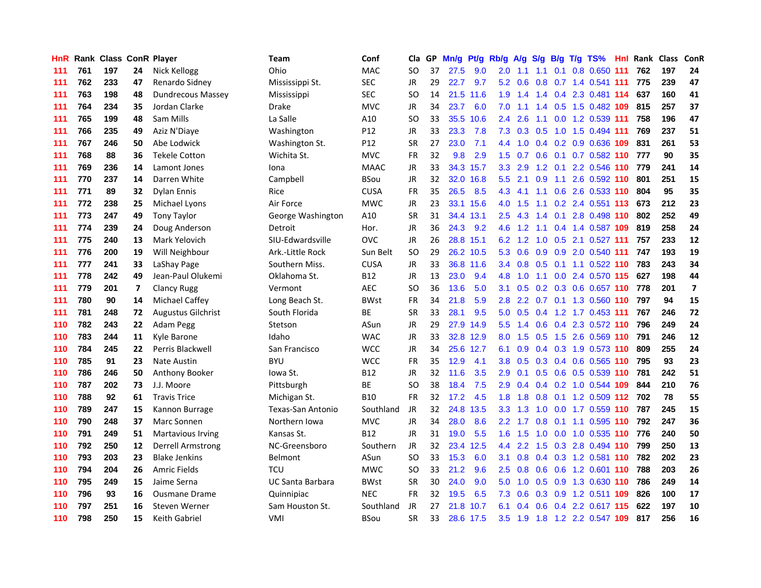| HnR | Rank | Class | ConR | Player | Team | Conf | Cla | GP | Mn/g | Pt/g | Rb/g | A/g | S/g | B/g | T/g | TS% | HnI | Rank | Class | ConR |
|---|---|---|---|---|---|---|---|---|---|---|---|---|---|---|---|---|---|---|---|---|
| 111 | 761 | 197 | 24 | Nick Kellogg | Ohio | MAC | SO | 37 | 27.5 | 9.0 | 2.0 | 1.1 | 1.1 | 0.1 | 0.8 | 0.650 | 111 | 762 | 197 | 24 |
| 111 | 762 | 233 | 47 | Renardo Sidney | Mississippi St. | SEC | JR | 29 | 22.7 | 9.7 | 5.2 | 0.6 | 0.8 | 0.7 | 1.4 | 0.541 | 111 | 775 | 239 | 47 |
| 111 | 763 | 198 | 48 | Dundrecous Massey | Mississippi | SEC | SO | 14 | 21.5 | 11.6 | 1.9 | 1.4 | 1.4 | 0.4 | 2.3 | 0.481 | 114 | 637 | 160 | 41 |
| 111 | 764 | 234 | 35 | Jordan Clarke | Drake | MVC | JR | 34 | 23.7 | 6.0 | 7.0 | 1.1 | 1.4 | 0.5 | 1.5 | 0.482 | 109 | 815 | 257 | 37 |
| 111 | 765 | 199 | 48 | Sam Mills | La Salle | A10 | SO | 33 | 35.5 | 10.6 | 2.4 | 2.6 | 1.1 | 0.0 | 1.2 | 0.539 | 111 | 758 | 196 | 47 |
| 111 | 766 | 235 | 49 | Aziz N'Diaye | Washington | P12 | JR | 33 | 23.3 | 7.8 | 7.3 | 0.3 | 0.5 | 1.0 | 1.5 | 0.494 | 111 | 769 | 237 | 51 |
| 111 | 767 | 246 | 50 | Abe Lodwick | Washington St. | P12 | SR | 27 | 23.0 | 7.1 | 4.4 | 1.0 | 0.4 | 0.2 | 0.9 | 0.636 | 109 | 831 | 261 | 53 |
| 111 | 768 | 88 | 36 | Tekele Cotton | Wichita St. | MVC | FR | 32 | 9.8 | 2.9 | 1.5 | 0.7 | 0.6 | 0.1 | 0.7 | 0.582 | 110 | 777 | 90 | 35 |
| 111 | 769 | 236 | 14 | Lamont Jones | Iona | MAAC | JR | 33 | 34.3 | 15.7 | 3.3 | 2.9 | 1.2 | 0.1 | 2.2 | 0.546 | 110 | 779 | 241 | 14 |
| 111 | 770 | 237 | 14 | Darren White | Campbell | BSou | JR | 32 | 32.0 | 16.8 | 5.5 | 2.1 | 0.9 | 1.1 | 2.6 | 0.592 | 110 | 801 | 251 | 15 |
| 111 | 771 | 89 | 32 | Dylan Ennis | Rice | CUSA | FR | 35 | 26.5 | 8.5 | 4.3 | 4.1 | 1.1 | 0.6 | 2.6 | 0.533 | 110 | 804 | 95 | 35 |
| 111 | 772 | 238 | 25 | Michael Lyons | Air Force | MWC | JR | 23 | 33.1 | 15.6 | 4.0 | 1.5 | 1.1 | 0.2 | 2.4 | 0.551 | 113 | 673 | 212 | 23 |
| 111 | 773 | 247 | 49 | Tony Taylor | George Washington | A10 | SR | 31 | 34.4 | 13.1 | 2.5 | 4.3 | 1.4 | 0.1 | 2.8 | 0.498 | 110 | 802 | 252 | 49 |
| 111 | 774 | 239 | 24 | Doug Anderson | Detroit | Hor. | JR | 36 | 24.3 | 9.2 | 4.6 | 1.2 | 1.1 | 0.4 | 1.4 | 0.587 | 109 | 819 | 258 | 24 |
| 111 | 775 | 240 | 13 | Mark Yelovich | SIU-Edwardsville | OVC | JR | 26 | 28.8 | 15.1 | 6.2 | 1.2 | 1.0 | 0.5 | 2.1 | 0.527 | 111 | 757 | 233 | 12 |
| 111 | 776 | 200 | 19 | Will Neighbour | Ark.-Little Rock | Sun Belt | SO | 29 | 26.2 | 10.5 | 5.3 | 0.6 | 0.9 | 0.9 | 2.0 | 0.540 | 111 | 747 | 193 | 19 |
| 111 | 777 | 241 | 33 | LaShay Page | Southern Miss. | CUSA | JR | 33 | 36.8 | 11.6 | 3.4 | 0.8 | 0.5 | 0.1 | 1.1 | 0.522 | 110 | 783 | 243 | 34 |
| 111 | 778 | 242 | 49 | Jean-Paul Olukemi | Oklahoma St. | B12 | JR | 13 | 23.0 | 9.4 | 4.8 | 1.0 | 1.1 | 0.0 | 2.4 | 0.570 | 115 | 627 | 198 | 44 |
| 111 | 779 | 201 | 7 | Clancy Rugg | Vermont | AEC | SO | 36 | 13.6 | 5.0 | 3.1 | 0.5 | 0.2 | 0.3 | 0.6 | 0.657 | 110 | 778 | 201 | 7 |
| 111 | 780 | 90 | 14 | Michael Caffey | Long Beach St. | BWst | FR | 34 | 21.8 | 5.9 | 2.8 | 2.2 | 0.7 | 0.1 | 1.3 | 0.560 | 110 | 797 | 94 | 15 |
| 111 | 781 | 248 | 72 | Augustus Gilchrist | South Florida | BE | SR | 33 | 28.1 | 9.5 | 5.0 | 0.5 | 0.4 | 1.2 | 1.7 | 0.453 | 111 | 767 | 246 | 72 |
| 110 | 782 | 243 | 22 | Adam Pegg | Stetson | ASun | JR | 29 | 27.9 | 14.9 | 5.5 | 1.4 | 0.6 | 0.4 | 2.3 | 0.572 | 110 | 796 | 249 | 24 |
| 110 | 783 | 244 | 11 | Kyle Barone | Idaho | WAC | JR | 33 | 32.8 | 12.9 | 8.0 | 1.5 | 0.5 | 1.5 | 2.6 | 0.569 | 110 | 791 | 246 | 12 |
| 110 | 784 | 245 | 22 | Perris Blackwell | San Francisco | WCC | JR | 34 | 25.6 | 12.7 | 6.1 | 0.9 | 0.4 | 0.3 | 1.9 | 0.573 | 110 | 809 | 255 | 24 |
| 110 | 785 | 91 | 23 | Nate Austin | BYU | WCC | FR | 35 | 12.9 | 4.1 | 3.8 | 0.5 | 0.3 | 0.4 | 0.6 | 0.565 | 110 | 795 | 93 | 23 |
| 110 | 786 | 246 | 50 | Anthony Booker | Iowa St. | B12 | JR | 32 | 11.6 | 3.5 | 2.9 | 0.1 | 0.5 | 0.6 | 0.5 | 0.539 | 110 | 781 | 242 | 51 |
| 110 | 787 | 202 | 73 | J.J. Moore | Pittsburgh | BE | SO | 38 | 18.4 | 7.5 | 2.9 | 0.4 | 0.4 | 0.2 | 1.0 | 0.544 | 109 | 844 | 210 | 76 |
| 110 | 788 | 92 | 61 | Travis Trice | Michigan St. | B10 | FR | 32 | 17.2 | 4.5 | 1.8 | 1.8 | 0.8 | 0.1 | 1.2 | 0.509 | 112 | 702 | 78 | 55 |
| 110 | 789 | 247 | 15 | Kannon Burrage | Texas-San Antonio | Southland | JR | 32 | 24.8 | 13.5 | 3.3 | 1.3 | 1.0 | 0.0 | 1.7 | 0.559 | 110 | 787 | 245 | 15 |
| 110 | 790 | 248 | 37 | Marc Sonnen | Northern Iowa | MVC | JR | 34 | 28.0 | 8.6 | 2.2 | 1.7 | 0.8 | 0.1 | 1.1 | 0.595 | 110 | 792 | 247 | 36 |
| 110 | 791 | 249 | 51 | Martavious Irving | Kansas St. | B12 | JR | 31 | 19.0 | 5.5 | 1.6 | 1.5 | 1.0 | 0.0 | 1.0 | 0.535 | 110 | 776 | 240 | 50 |
| 110 | 792 | 250 | 12 | Derrell Armstrong | NC-Greensboro | Southern | JR | 32 | 23.4 | 12.5 | 4.4 | 2.2 | 1.5 | 0.3 | 2.8 | 0.494 | 110 | 799 | 250 | 13 |
| 110 | 793 | 203 | 23 | Blake Jenkins | Belmont | ASun | SO | 33 | 15.3 | 6.0 | 3.1 | 0.8 | 0.4 | 0.3 | 1.2 | 0.581 | 110 | 782 | 202 | 23 |
| 110 | 794 | 204 | 26 | Amric Fields | TCU | MWC | SO | 33 | 21.2 | 9.6 | 2.5 | 0.8 | 0.6 | 0.6 | 1.2 | 0.601 | 110 | 788 | 203 | 26 |
| 110 | 795 | 249 | 15 | Jaime Serna | UC Santa Barbara | BWst | SR | 30 | 24.0 | 9.0 | 5.0 | 1.0 | 0.5 | 0.9 | 1.3 | 0.630 | 110 | 786 | 249 | 14 |
| 110 | 796 | 93 | 16 | Ousmane Drame | Quinnipiac | NEC | FR | 32 | 19.5 | 6.5 | 7.3 | 0.6 | 0.3 | 0.9 | 1.2 | 0.511 | 109 | 826 | 100 | 17 |
| 110 | 797 | 251 | 16 | Steven Werner | Sam Houston St. | Southland | JR | 27 | 21.8 | 10.7 | 6.1 | 0.4 | 0.6 | 0.4 | 2.2 | 0.617 | 115 | 622 | 197 | 10 |
| 110 | 798 | 250 | 15 | Keith Gabriel | VMI | BSou | SR | 33 | 28.6 | 17.5 | 3.5 | 1.9 | 1.8 | 1.2 | 2.2 | 0.547 | 109 | 817 | 256 | 16 |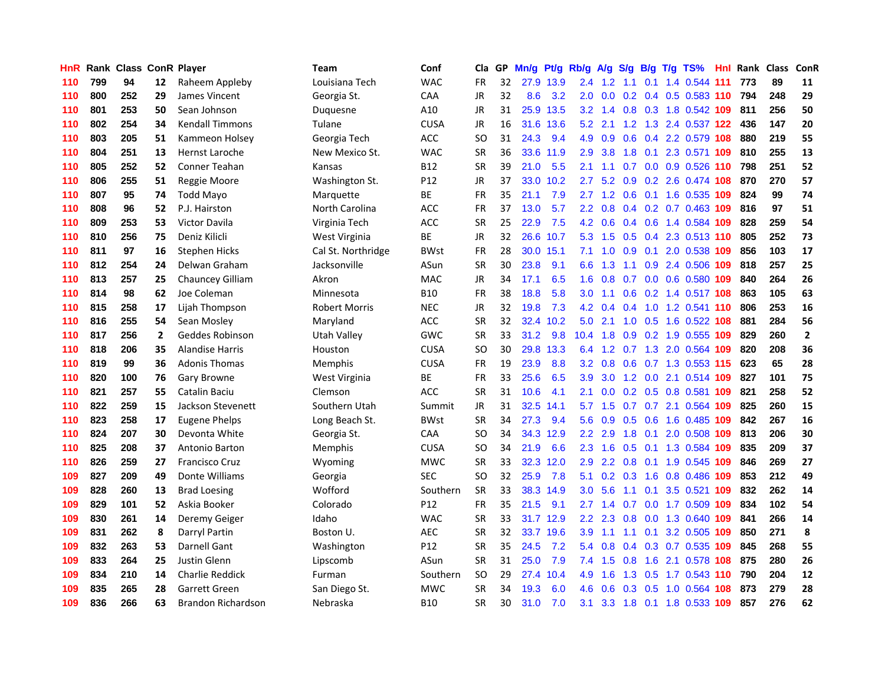| HnR | Rank | Class | ConR | Player | Team | Conf | Cla | GP | Mn/g | Pt/g | Rb/g | A/g | S/g | B/g | T/g | TS% | Hnl | Rank | Class | ConR |
|---|---|---|---|---|---|---|---|---|---|---|---|---|---|---|---|---|---|---|---|---|
| 110 | 799 | 94 | 12 | Raheem Appleby | Louisiana Tech | WAC | FR | 32 | 27.9 | 13.9 | 2.4 | 1.2 | 1.1 | 0.1 | 1.4 | 0.544 | 111 | 773 | 89 | 11 |
| 110 | 800 | 252 | 29 | James Vincent | Georgia St. | CAA | JR | 32 | 8.6 | 3.2 | 2.0 | 0.0 | 0.2 | 0.4 | 0.5 | 0.583 | 110 | 794 | 248 | 29 |
| 110 | 801 | 253 | 50 | Sean Johnson | Duquesne | A10 | JR | 31 | 25.9 | 13.5 | 3.2 | 1.4 | 0.8 | 0.3 | 1.8 | 0.542 | 109 | 811 | 256 | 50 |
| 110 | 802 | 254 | 34 | Kendall Timmons | Tulane | CUSA | JR | 16 | 31.6 | 13.6 | 5.2 | 2.1 | 1.2 | 1.3 | 2.4 | 0.537 | 122 | 436 | 147 | 20 |
| 110 | 803 | 205 | 51 | Kammeon Holsey | Georgia Tech | ACC | SO | 31 | 24.3 | 9.4 | 4.9 | 0.9 | 0.6 | 0.4 | 2.2 | 0.579 | 108 | 880 | 219 | 55 |
| 110 | 804 | 251 | 13 | Hernst Laroche | New Mexico St. | WAC | SR | 36 | 33.6 | 11.9 | 2.9 | 3.8 | 1.8 | 0.1 | 2.3 | 0.571 | 109 | 810 | 255 | 13 |
| 110 | 805 | 252 | 52 | Conner Teahan | Kansas | B12 | SR | 39 | 21.0 | 5.5 | 2.1 | 1.1 | 0.7 | 0.0 | 0.9 | 0.526 | 110 | 798 | 251 | 52 |
| 110 | 806 | 255 | 51 | Reggie Moore | Washington St. | P12 | JR | 37 | 33.0 | 10.2 | 2.7 | 5.2 | 0.9 | 0.2 | 2.6 | 0.474 | 108 | 870 | 270 | 57 |
| 110 | 807 | 95 | 74 | Todd Mayo | Marquette | BE | FR | 35 | 21.1 | 7.9 | 2.7 | 1.2 | 0.6 | 0.1 | 1.6 | 0.535 | 109 | 824 | 99 | 74 |
| 110 | 808 | 96 | 52 | P.J. Hairston | North Carolina | ACC | FR | 37 | 13.0 | 5.7 | 2.2 | 0.8 | 0.4 | 0.2 | 0.7 | 0.463 | 109 | 816 | 97 | 51 |
| 110 | 809 | 253 | 53 | Victor Davila | Virginia Tech | ACC | SR | 25 | 22.9 | 7.5 | 4.2 | 0.6 | 0.4 | 0.6 | 1.4 | 0.584 | 109 | 828 | 259 | 54 |
| 110 | 810 | 256 | 75 | Deniz Kilicli | West Virginia | BE | JR | 32 | 26.6 | 10.7 | 5.3 | 1.5 | 0.5 | 0.4 | 2.3 | 0.513 | 110 | 805 | 252 | 73 |
| 110 | 811 | 97 | 16 | Stephen Hicks | Cal St. Northridge | BWst | FR | 28 | 30.0 | 15.1 | 7.1 | 1.0 | 0.9 | 0.1 | 2.0 | 0.538 | 109 | 856 | 103 | 17 |
| 110 | 812 | 254 | 24 | Delwan Graham | Jacksonville | ASun | SR | 30 | 23.8 | 9.1 | 6.6 | 1.3 | 1.1 | 0.9 | 2.4 | 0.506 | 109 | 818 | 257 | 25 |
| 110 | 813 | 257 | 25 | Chauncey Gilliam | Akron | MAC | JR | 34 | 17.1 | 6.5 | 1.6 | 0.8 | 0.7 | 0.0 | 0.6 | 0.580 | 109 | 840 | 264 | 26 |
| 110 | 814 | 98 | 62 | Joe Coleman | Minnesota | B10 | FR | 38 | 18.8 | 5.8 | 3.0 | 1.1 | 0.6 | 0.2 | 1.4 | 0.517 | 108 | 863 | 105 | 63 |
| 110 | 815 | 258 | 17 | Lijah Thompson | Robert Morris | NEC | JR | 32 | 19.8 | 7.3 | 4.2 | 0.4 | 0.4 | 1.0 | 1.2 | 0.541 | 110 | 806 | 253 | 16 |
| 110 | 816 | 255 | 54 | Sean Mosley | Maryland | ACC | SR | 32 | 32.4 | 10.2 | 5.0 | 2.1 | 1.0 | 0.5 | 1.6 | 0.522 | 108 | 881 | 284 | 56 |
| 110 | 817 | 256 | 2 | Geddes Robinson | Utah Valley | GWC | SR | 33 | 31.2 | 9.8 | 10.4 | 1.8 | 0.9 | 0.2 | 1.9 | 0.555 | 109 | 829 | 260 | 2 |
| 110 | 818 | 206 | 35 | Alandise Harris | Houston | CUSA | SO | 30 | 29.8 | 13.3 | 6.4 | 1.2 | 0.7 | 1.3 | 2.0 | 0.564 | 109 | 820 | 208 | 36 |
| 110 | 819 | 99 | 36 | Adonis Thomas | Memphis | CUSA | FR | 19 | 23.9 | 8.8 | 3.2 | 0.8 | 0.6 | 0.7 | 1.3 | 0.553 | 115 | 623 | 65 | 28 |
| 110 | 820 | 100 | 76 | Gary Browne | West Virginia | BE | FR | 33 | 25.6 | 6.5 | 3.9 | 3.0 | 1.2 | 0.0 | 2.1 | 0.514 | 109 | 827 | 101 | 75 |
| 110 | 821 | 257 | 55 | Catalin Baciu | Clemson | ACC | SR | 31 | 10.6 | 4.1 | 2.1 | 0.0 | 0.2 | 0.5 | 0.8 | 0.581 | 109 | 821 | 258 | 52 |
| 110 | 822 | 259 | 15 | Jackson Stevenett | Southern Utah | Summit | JR | 31 | 32.5 | 14.1 | 5.7 | 1.5 | 0.7 | 0.7 | 2.1 | 0.564 | 109 | 825 | 260 | 15 |
| 110 | 823 | 258 | 17 | Eugene Phelps | Long Beach St. | BWst | SR | 34 | 27.3 | 9.4 | 5.6 | 0.9 | 0.5 | 0.6 | 1.6 | 0.485 | 109 | 842 | 267 | 16 |
| 110 | 824 | 207 | 30 | Devonta White | Georgia St. | CAA | SO | 34 | 34.3 | 12.9 | 2.2 | 2.9 | 1.8 | 0.1 | 2.0 | 0.508 | 109 | 813 | 206 | 30 |
| 110 | 825 | 208 | 37 | Antonio Barton | Memphis | CUSA | SO | 34 | 21.9 | 6.6 | 2.3 | 1.6 | 0.5 | 0.1 | 1.3 | 0.584 | 109 | 835 | 209 | 37 |
| 110 | 826 | 259 | 27 | Francisco Cruz | Wyoming | MWC | SR | 33 | 32.3 | 12.0 | 2.9 | 2.2 | 0.8 | 0.1 | 1.9 | 0.545 | 109 | 846 | 269 | 27 |
| 109 | 827 | 209 | 49 | Donte Williams | Georgia | SEC | SO | 32 | 25.9 | 7.8 | 5.1 | 0.2 | 0.3 | 1.6 | 0.8 | 0.486 | 109 | 853 | 212 | 49 |
| 109 | 828 | 260 | 13 | Brad Loesing | Wofford | Southern | SR | 33 | 38.3 | 14.9 | 3.0 | 5.6 | 1.1 | 0.1 | 3.5 | 0.521 | 109 | 832 | 262 | 14 |
| 109 | 829 | 101 | 52 | Askia Booker | Colorado | P12 | FR | 35 | 21.5 | 9.1 | 2.7 | 1.4 | 0.7 | 0.0 | 1.7 | 0.509 | 109 | 834 | 102 | 54 |
| 109 | 830 | 261 | 14 | Deremy Geiger | Idaho | WAC | SR | 33 | 31.7 | 12.9 | 2.2 | 2.3 | 0.8 | 0.0 | 1.3 | 0.640 | 109 | 841 | 266 | 14 |
| 109 | 831 | 262 | 8 | Darryl Partin | Boston U. | AEC | SR | 32 | 33.7 | 19.6 | 3.9 | 1.1 | 1.1 | 0.1 | 3.2 | 0.505 | 109 | 850 | 271 | 8 |
| 109 | 832 | 263 | 53 | Darnell Gant | Washington | P12 | SR | 35 | 24.5 | 7.2 | 5.4 | 0.8 | 0.4 | 0.3 | 0.7 | 0.535 | 109 | 845 | 268 | 55 |
| 109 | 833 | 264 | 25 | Justin Glenn | Lipscomb | ASun | SR | 31 | 25.0 | 7.9 | 7.4 | 1.5 | 0.8 | 1.6 | 2.1 | 0.578 | 108 | 875 | 280 | 26 |
| 109 | 834 | 210 | 14 | Charlie Reddick | Furman | Southern | SO | 29 | 27.4 | 10.4 | 4.9 | 1.6 | 1.3 | 0.5 | 1.7 | 0.543 | 110 | 790 | 204 | 12 |
| 109 | 835 | 265 | 28 | Garrett Green | San Diego St. | MWC | SR | 34 | 19.3 | 6.0 | 4.6 | 0.6 | 0.3 | 0.5 | 1.0 | 0.564 | 108 | 873 | 279 | 28 |
| 109 | 836 | 266 | 63 | Brandon Richardson | Nebraska | B10 | SR | 30 | 31.0 | 7.0 | 3.1 | 3.3 | 1.8 | 0.1 | 1.8 | 0.533 | 109 | 857 | 276 | 62 |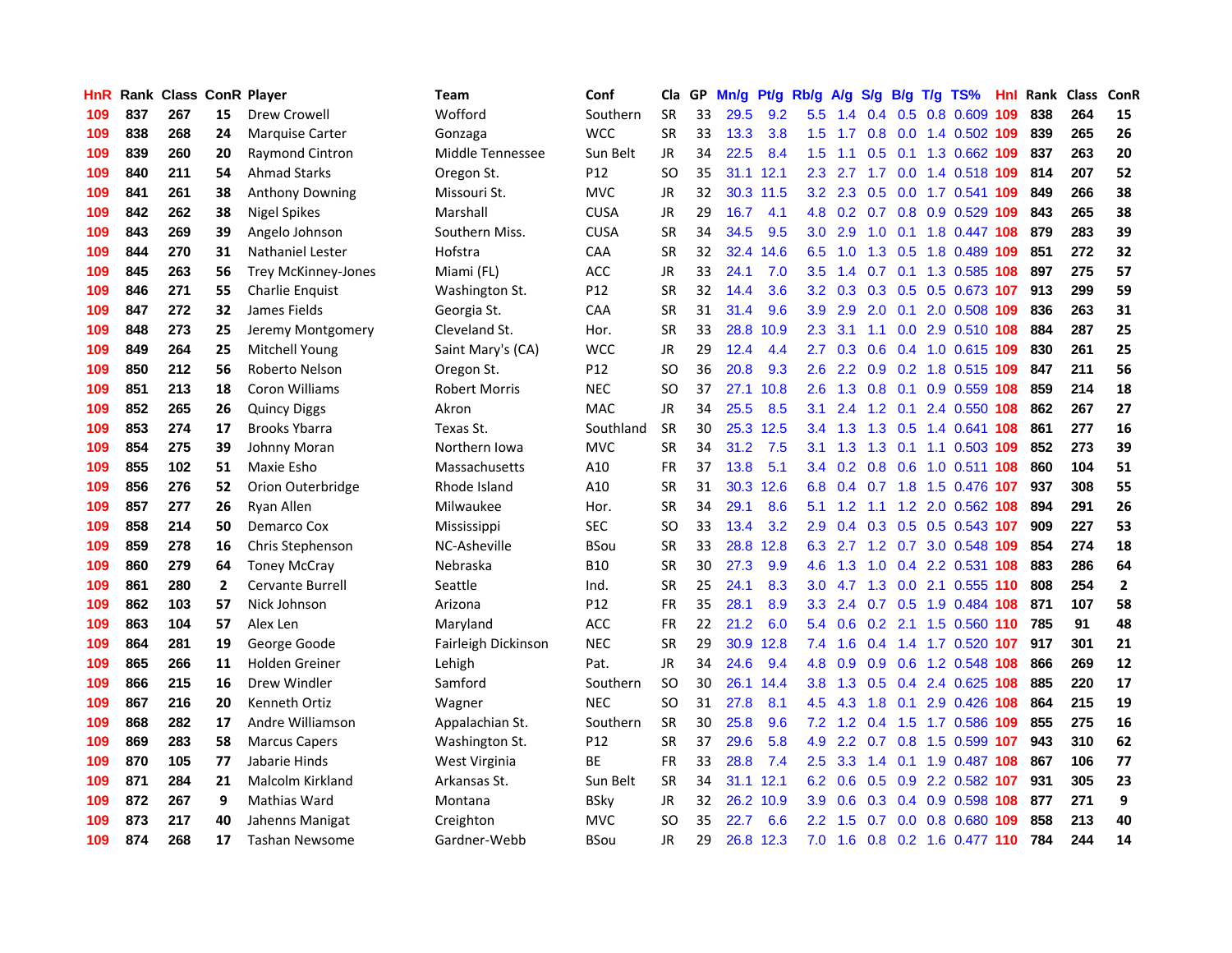| HnR | Rank | Class | ConR | Player | Team | Conf | Cla | GP | Mn/g | Pt/g | Rb/g | A/g | S/g | B/g | T/g | TS% | HnI | Rank | Class | ConR |
|---|---|---|---|---|---|---|---|---|---|---|---|---|---|---|---|---|---|---|---|---|
| 109 | 837 | 267 | 15 | Drew Crowell | Wofford | Southern | SR | 33 | 29.5 | 9.2 | 5.5 | 1.4 | 0.4 | 0.5 | 0.8 | 0.609 | 109 | 838 | 264 | 15 |
| 109 | 838 | 268 | 24 | Marquise Carter | Gonzaga | WCC | SR | 33 | 13.3 | 3.8 | 1.5 | 1.7 | 0.8 | 0.0 | 1.4 | 0.502 | 109 | 839 | 265 | 26 |
| 109 | 839 | 260 | 20 | Raymond Cintron | Middle Tennessee | Sun Belt | JR | 34 | 22.5 | 8.4 | 1.5 | 1.1 | 0.5 | 0.1 | 1.3 | 0.662 | 109 | 837 | 263 | 20 |
| 109 | 840 | 211 | 54 | Ahmad Starks | Oregon St. | P12 | SO | 35 | 31.1 | 12.1 | 2.3 | 2.7 | 1.7 | 0.0 | 1.4 | 0.518 | 109 | 814 | 207 | 52 |
| 109 | 841 | 261 | 38 | Anthony Downing | Missouri St. | MVC | JR | 32 | 30.3 | 11.5 | 3.2 | 2.3 | 0.5 | 0.0 | 1.7 | 0.541 | 109 | 849 | 266 | 38 |
| 109 | 842 | 262 | 38 | Nigel Spikes | Marshall | CUSA | JR | 29 | 16.7 | 4.1 | 4.8 | 0.2 | 0.7 | 0.8 | 0.9 | 0.529 | 109 | 843 | 265 | 38 |
| 109 | 843 | 269 | 39 | Angelo Johnson | Southern Miss. | CUSA | SR | 34 | 34.5 | 9.5 | 3.0 | 2.9 | 1.0 | 0.1 | 1.8 | 0.447 | 108 | 879 | 283 | 39 |
| 109 | 844 | 270 | 31 | Nathaniel Lester | Hofstra | CAA | SR | 32 | 32.4 | 14.6 | 6.5 | 1.0 | 1.3 | 0.5 | 1.8 | 0.489 | 109 | 851 | 272 | 32 |
| 109 | 845 | 263 | 56 | Trey McKinney-Jones | Miami (FL) | ACC | JR | 33 | 24.1 | 7.0 | 3.5 | 1.4 | 0.7 | 0.1 | 1.3 | 0.585 | 108 | 897 | 275 | 57 |
| 109 | 846 | 271 | 55 | Charlie Enquist | Washington St. | P12 | SR | 32 | 14.4 | 3.6 | 3.2 | 0.3 | 0.3 | 0.5 | 0.5 | 0.673 | 107 | 913 | 299 | 59 |
| 109 | 847 | 272 | 32 | James Fields | Georgia St. | CAA | SR | 31 | 31.4 | 9.6 | 3.9 | 2.9 | 2.0 | 0.1 | 2.0 | 0.508 | 109 | 836 | 263 | 31 |
| 109 | 848 | 273 | 25 | Jeremy Montgomery | Cleveland St. | Hor. | SR | 33 | 28.8 | 10.9 | 2.3 | 3.1 | 1.1 | 0.0 | 2.9 | 0.510 | 108 | 884 | 287 | 25 |
| 109 | 849 | 264 | 25 | Mitchell Young | Saint Mary's (CA) | WCC | JR | 29 | 12.4 | 4.4 | 2.7 | 0.3 | 0.6 | 0.4 | 1.0 | 0.615 | 109 | 830 | 261 | 25 |
| 109 | 850 | 212 | 56 | Roberto Nelson | Oregon St. | P12 | SO | 36 | 20.8 | 9.3 | 2.6 | 2.2 | 0.9 | 0.2 | 1.8 | 0.515 | 109 | 847 | 211 | 56 |
| 109 | 851 | 213 | 18 | Coron Williams | Robert Morris | NEC | SO | 37 | 27.1 | 10.8 | 2.6 | 1.3 | 0.8 | 0.1 | 0.9 | 0.559 | 108 | 859 | 214 | 18 |
| 109 | 852 | 265 | 26 | Quincy Diggs | Akron | MAC | JR | 34 | 25.5 | 8.5 | 3.1 | 2.4 | 1.2 | 0.1 | 2.4 | 0.550 | 108 | 862 | 267 | 27 |
| 109 | 853 | 274 | 17 | Brooks Ybarra | Texas St. | Southland | SR | 30 | 25.3 | 12.5 | 3.4 | 1.3 | 1.3 | 0.5 | 1.4 | 0.641 | 108 | 861 | 277 | 16 |
| 109 | 854 | 275 | 39 | Johnny Moran | Northern Iowa | MVC | SR | 34 | 31.2 | 7.5 | 3.1 | 1.3 | 1.3 | 0.1 | 1.1 | 0.503 | 109 | 852 | 273 | 39 |
| 109 | 855 | 102 | 51 | Maxie Esho | Massachusetts | A10 | FR | 37 | 13.8 | 5.1 | 3.4 | 0.2 | 0.8 | 0.6 | 1.0 | 0.511 | 108 | 860 | 104 | 51 |
| 109 | 856 | 276 | 52 | Orion Outerbridge | Rhode Island | A10 | SR | 31 | 30.3 | 12.6 | 6.8 | 0.4 | 0.7 | 1.8 | 1.5 | 0.476 | 107 | 937 | 308 | 55 |
| 109 | 857 | 277 | 26 | Ryan Allen | Milwaukee | Hor. | SR | 34 | 29.1 | 8.6 | 5.1 | 1.2 | 1.1 | 1.2 | 2.0 | 0.562 | 108 | 894 | 291 | 26 |
| 109 | 858 | 214 | 50 | Demarco Cox | Mississippi | SEC | SO | 33 | 13.4 | 3.2 | 2.9 | 0.4 | 0.3 | 0.5 | 0.5 | 0.543 | 107 | 909 | 227 | 53 |
| 109 | 859 | 278 | 16 | Chris Stephenson | NC-Asheville | BSou | SR | 33 | 28.8 | 12.8 | 6.3 | 2.7 | 1.2 | 0.7 | 3.0 | 0.548 | 109 | 854 | 274 | 18 |
| 109 | 860 | 279 | 64 | Toney McCray | Nebraska | B10 | SR | 30 | 27.3 | 9.9 | 4.6 | 1.3 | 1.0 | 0.4 | 2.2 | 0.531 | 108 | 883 | 286 | 64 |
| 109 | 861 | 280 | 2 | Cervante Burrell | Seattle | Ind. | SR | 25 | 24.1 | 8.3 | 3.0 | 4.7 | 1.3 | 0.0 | 2.1 | 0.555 | 110 | 808 | 254 | 2 |
| 109 | 862 | 103 | 57 | Nick Johnson | Arizona | P12 | FR | 35 | 28.1 | 8.9 | 3.3 | 2.4 | 0.7 | 0.5 | 1.9 | 0.484 | 108 | 871 | 107 | 58 |
| 109 | 863 | 104 | 57 | Alex Len | Maryland | ACC | FR | 22 | 21.2 | 6.0 | 5.4 | 0.6 | 0.2 | 2.1 | 1.5 | 0.560 | 110 | 785 | 91 | 48 |
| 109 | 864 | 281 | 19 | George Goode | Fairleigh Dickinson | NEC | SR | 29 | 30.9 | 12.8 | 7.4 | 1.6 | 0.4 | 1.4 | 1.7 | 0.520 | 107 | 917 | 301 | 21 |
| 109 | 865 | 266 | 11 | Holden Greiner | Lehigh | Pat. | JR | 34 | 24.6 | 9.4 | 4.8 | 0.9 | 0.9 | 0.6 | 1.2 | 0.548 | 108 | 866 | 269 | 12 |
| 109 | 866 | 215 | 16 | Drew Windler | Samford | Southern | SO | 30 | 26.1 | 14.4 | 3.8 | 1.3 | 0.5 | 0.4 | 2.4 | 0.625 | 108 | 885 | 220 | 17 |
| 109 | 867 | 216 | 20 | Kenneth Ortiz | Wagner | NEC | SO | 31 | 27.8 | 8.1 | 4.5 | 4.3 | 1.8 | 0.1 | 2.9 | 0.426 | 108 | 864 | 215 | 19 |
| 109 | 868 | 282 | 17 | Andre Williamson | Appalachian St. | Southern | SR | 30 | 25.8 | 9.6 | 7.2 | 1.2 | 0.4 | 1.5 | 1.7 | 0.586 | 109 | 855 | 275 | 16 |
| 109 | 869 | 283 | 58 | Marcus Capers | Washington St. | P12 | SR | 37 | 29.6 | 5.8 | 4.9 | 2.2 | 0.7 | 0.8 | 1.5 | 0.599 | 107 | 943 | 310 | 62 |
| 109 | 870 | 105 | 77 | Jabarie Hinds | West Virginia | BE | FR | 33 | 28.8 | 7.4 | 2.5 | 3.3 | 1.4 | 0.1 | 1.9 | 0.487 | 108 | 867 | 106 | 77 |
| 109 | 871 | 284 | 21 | Malcolm Kirkland | Arkansas St. | Sun Belt | SR | 34 | 31.1 | 12.1 | 6.2 | 0.6 | 0.5 | 0.9 | 2.2 | 0.582 | 107 | 931 | 305 | 23 |
| 109 | 872 | 267 | 9 | Mathias Ward | Montana | BSky | JR | 32 | 26.2 | 10.9 | 3.9 | 0.6 | 0.3 | 0.4 | 0.9 | 0.598 | 108 | 877 | 271 | 9 |
| 109 | 873 | 217 | 40 | Jahenns Manigat | Creighton | MVC | SO | 35 | 22.7 | 6.6 | 2.2 | 1.5 | 0.7 | 0.0 | 0.8 | 0.680 | 109 | 858 | 213 | 40 |
| 109 | 874 | 268 | 17 | Tashan Newsome | Gardner-Webb | BSou | JR | 29 | 26.8 | 12.3 | 7.0 | 1.6 | 0.8 | 0.2 | 1.6 | 0.477 | 110 | 784 | 244 | 14 |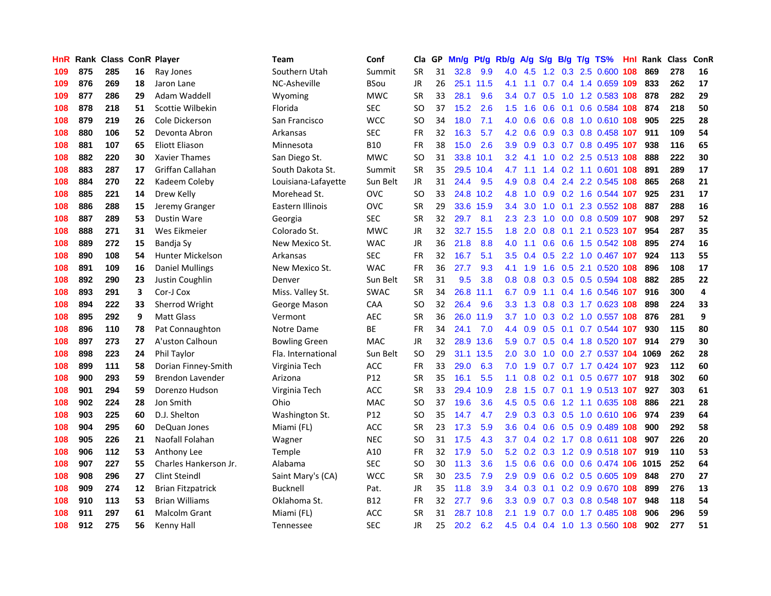| HnR | Rank | Class | ConR | Player | Team | Conf | Cla | GP | Mn/g | Pt/g | Rb/g | A/g | S/g | B/g | T/g | TS% | HnI | Rank | Class | ConR |
|---|---|---|---|---|---|---|---|---|---|---|---|---|---|---|---|---|---|---|---|---|
| 109 | 875 | 285 | 16 | Ray Jones | Southern Utah | Summit | SR | 31 | 32.8 | 9.9 | 4.0 | 4.5 | 1.2 | 0.3 | 2.5 | 0.600 | 108 | 869 | 278 | 16 |
| 109 | 876 | 269 | 18 | Jaron Lane | NC-Asheville | BSou | JR | 26 | 25.1 | 11.5 | 4.1 | 1.1 | 0.7 | 0.4 | 1.4 | 0.659 | 109 | 833 | 262 | 17 |
| 109 | 877 | 286 | 29 | Adam Waddell | Wyoming | MWC | SR | 33 | 28.1 | 9.6 | 3.4 | 0.7 | 0.5 | 1.0 | 1.2 | 0.583 | 108 | 878 | 282 | 29 |
| 108 | 878 | 218 | 51 | Scottie Wilbekin | Florida | SEC | SO | 37 | 15.2 | 2.6 | 1.5 | 1.6 | 0.6 | 0.1 | 0.6 | 0.584 | 108 | 874 | 218 | 50 |
| 108 | 879 | 219 | 26 | Cole Dickerson | San Francisco | WCC | SO | 34 | 18.0 | 7.1 | 4.0 | 0.6 | 0.6 | 0.8 | 1.0 | 0.610 | 108 | 905 | 225 | 28 |
| 108 | 880 | 106 | 52 | Devonta Abron | Arkansas | SEC | FR | 32 | 16.3 | 5.7 | 4.2 | 0.6 | 0.9 | 0.3 | 0.8 | 0.458 | 107 | 911 | 109 | 54 |
| 108 | 881 | 107 | 65 | Eliott Eliason | Minnesota | B10 | FR | 38 | 15.0 | 2.6 | 3.9 | 0.9 | 0.3 | 0.7 | 0.8 | 0.495 | 107 | 938 | 116 | 65 |
| 108 | 882 | 220 | 30 | Xavier Thames | San Diego St. | MWC | SO | 31 | 33.8 | 10.1 | 3.2 | 4.1 | 1.0 | 0.2 | 2.5 | 0.513 | 108 | 888 | 222 | 30 |
| 108 | 883 | 287 | 17 | Griffan Callahan | South Dakota St. | Summit | SR | 35 | 29.5 | 10.4 | 4.7 | 1.1 | 1.4 | 0.2 | 1.1 | 0.601 | 108 | 891 | 289 | 17 |
| 108 | 884 | 270 | 22 | Kadeem Coleby | Louisiana-Lafayette | Sun Belt | JR | 31 | 24.4 | 9.5 | 4.9 | 0.8 | 0.4 | 2.4 | 2.2 | 0.545 | 108 | 865 | 268 | 21 |
| 108 | 885 | 221 | 14 | Drew Kelly | Morehead St. | OVC | SO | 33 | 24.8 | 10.2 | 4.8 | 1.0 | 0.9 | 0.2 | 1.6 | 0.544 | 107 | 925 | 231 | 17 |
| 108 | 886 | 288 | 15 | Jeremy Granger | Eastern Illinois | OVC | SR | 29 | 33.6 | 15.9 | 3.4 | 3.0 | 1.0 | 0.1 | 2.3 | 0.552 | 108 | 887 | 288 | 16 |
| 108 | 887 | 289 | 53 | Dustin Ware | Georgia | SEC | SR | 32 | 29.7 | 8.1 | 2.3 | 2.3 | 1.0 | 0.0 | 0.8 | 0.509 | 107 | 908 | 297 | 52 |
| 108 | 888 | 271 | 31 | Wes Eikmeier | Colorado St. | MWC | JR | 32 | 32.7 | 15.5 | 1.8 | 2.0 | 0.8 | 0.1 | 2.1 | 0.523 | 107 | 954 | 287 | 35 |
| 108 | 889 | 272 | 15 | Bandja Sy | New Mexico St. | WAC | JR | 36 | 21.8 | 8.8 | 4.0 | 1.1 | 0.6 | 0.6 | 1.5 | 0.542 | 108 | 895 | 274 | 16 |
| 108 | 890 | 108 | 54 | Hunter Mickelson | Arkansas | SEC | FR | 32 | 16.7 | 5.1 | 3.5 | 0.4 | 0.5 | 2.2 | 1.0 | 0.467 | 107 | 924 | 113 | 55 |
| 108 | 891 | 109 | 16 | Daniel Mullings | New Mexico St. | WAC | FR | 36 | 27.7 | 9.3 | 4.1 | 1.9 | 1.6 | 0.5 | 2.1 | 0.520 | 108 | 896 | 108 | 17 |
| 108 | 892 | 290 | 23 | Justin Coughlin | Denver | Sun Belt | SR | 31 | 9.5 | 3.8 | 0.8 | 0.8 | 0.3 | 0.5 | 0.5 | 0.594 | 108 | 882 | 285 | 22 |
| 108 | 893 | 291 | 3 | Cor-J Cox | Miss. Valley St. | SWAC | SR | 34 | 26.8 | 11.1 | 6.7 | 0.9 | 1.1 | 0.4 | 1.6 | 0.546 | 107 | 916 | 300 | 4 |
| 108 | 894 | 222 | 33 | Sherrod Wright | George Mason | CAA | SO | 32 | 26.4 | 9.6 | 3.3 | 1.3 | 0.8 | 0.3 | 1.7 | 0.623 | 108 | 898 | 224 | 33 |
| 108 | 895 | 292 | 9 | Matt Glass | Vermont | AEC | SR | 36 | 26.0 | 11.9 | 3.7 | 1.0 | 0.3 | 0.2 | 1.0 | 0.557 | 108 | 876 | 281 | 9 |
| 108 | 896 | 110 | 78 | Pat Connaughton | Notre Dame | BE | FR | 34 | 24.1 | 7.0 | 4.4 | 0.9 | 0.5 | 0.1 | 0.7 | 0.544 | 107 | 930 | 115 | 80 |
| 108 | 897 | 273 | 27 | A'uston Calhoun | Bowling Green | MAC | JR | 32 | 28.9 | 13.6 | 5.9 | 0.7 | 0.5 | 0.4 | 1.8 | 0.520 | 107 | 914 | 279 | 30 |
| 108 | 898 | 223 | 24 | Phil Taylor | Fla. International | Sun Belt | SO | 29 | 31.1 | 13.5 | 2.0 | 3.0 | 1.0 | 0.0 | 2.7 | 0.537 | 104 | 1069 | 262 | 28 |
| 108 | 899 | 111 | 58 | Dorian Finney-Smith | Virginia Tech | ACC | FR | 33 | 29.0 | 6.3 | 7.0 | 1.9 | 0.7 | 0.7 | 1.7 | 0.424 | 107 | 923 | 112 | 60 |
| 108 | 900 | 293 | 59 | Brendon Lavender | Arizona | P12 | SR | 35 | 16.1 | 5.5 | 1.1 | 0.8 | 0.2 | 0.1 | 0.5 | 0.677 | 107 | 918 | 302 | 60 |
| 108 | 901 | 294 | 59 | Dorenzo Hudson | Virginia Tech | ACC | SR | 33 | 29.4 | 10.9 | 2.8 | 1.5 | 0.7 | 0.1 | 1.9 | 0.513 | 107 | 927 | 303 | 61 |
| 108 | 902 | 224 | 28 | Jon Smith | Ohio | MAC | SO | 37 | 19.6 | 3.6 | 4.5 | 0.5 | 0.6 | 1.2 | 1.1 | 0.635 | 108 | 886 | 221 | 28 |
| 108 | 903 | 225 | 60 | D.J. Shelton | Washington St. | P12 | SO | 35 | 14.7 | 4.7 | 2.9 | 0.3 | 0.3 | 0.5 | 1.0 | 0.610 | 106 | 974 | 239 | 64 |
| 108 | 904 | 295 | 60 | DeQuan Jones | Miami (FL) | ACC | SR | 23 | 17.3 | 5.9 | 3.6 | 0.4 | 0.6 | 0.5 | 0.9 | 0.489 | 108 | 900 | 292 | 58 |
| 108 | 905 | 226 | 21 | Naofall Folahan | Wagner | NEC | SO | 31 | 17.5 | 4.3 | 3.7 | 0.4 | 0.2 | 1.7 | 0.8 | 0.611 | 108 | 907 | 226 | 20 |
| 108 | 906 | 112 | 53 | Anthony Lee | Temple | A10 | FR | 32 | 17.9 | 5.0 | 5.2 | 0.2 | 0.3 | 1.2 | 0.9 | 0.518 | 107 | 919 | 110 | 53 |
| 108 | 907 | 227 | 55 | Charles Hankerson Jr. | Alabama | SEC | SO | 30 | 11.3 | 3.6 | 1.5 | 0.6 | 0.6 | 0.0 | 0.6 | 0.474 | 106 | 1015 | 252 | 64 |
| 108 | 908 | 296 | 27 | Clint Steindl | Saint Mary's (CA) | WCC | SR | 30 | 23.5 | 7.9 | 2.9 | 0.9 | 0.6 | 0.2 | 0.5 | 0.605 | 109 | 848 | 270 | 27 |
| 108 | 909 | 274 | 12 | Brian Fitzpatrick | Bucknell | Pat. | JR | 35 | 11.8 | 3.9 | 3.4 | 0.3 | 0.1 | 0.2 | 0.9 | 0.670 | 108 | 899 | 276 | 13 |
| 108 | 910 | 113 | 53 | Brian Williams | Oklahoma St. | B12 | FR | 32 | 27.7 | 9.6 | 3.3 | 0.9 | 0.7 | 0.3 | 0.8 | 0.548 | 107 | 948 | 118 | 54 |
| 108 | 911 | 297 | 61 | Malcolm Grant | Miami (FL) | ACC | SR | 31 | 28.7 | 10.8 | 2.1 | 1.9 | 0.7 | 0.0 | 1.7 | 0.485 | 108 | 906 | 296 | 59 |
| 108 | 912 | 275 | 56 | Kenny Hall | Tennessee | SEC | JR | 25 | 20.2 | 6.2 | 4.5 | 0.4 | 0.4 | 1.0 | 1.3 | 0.560 | 108 | 902 | 277 | 51 |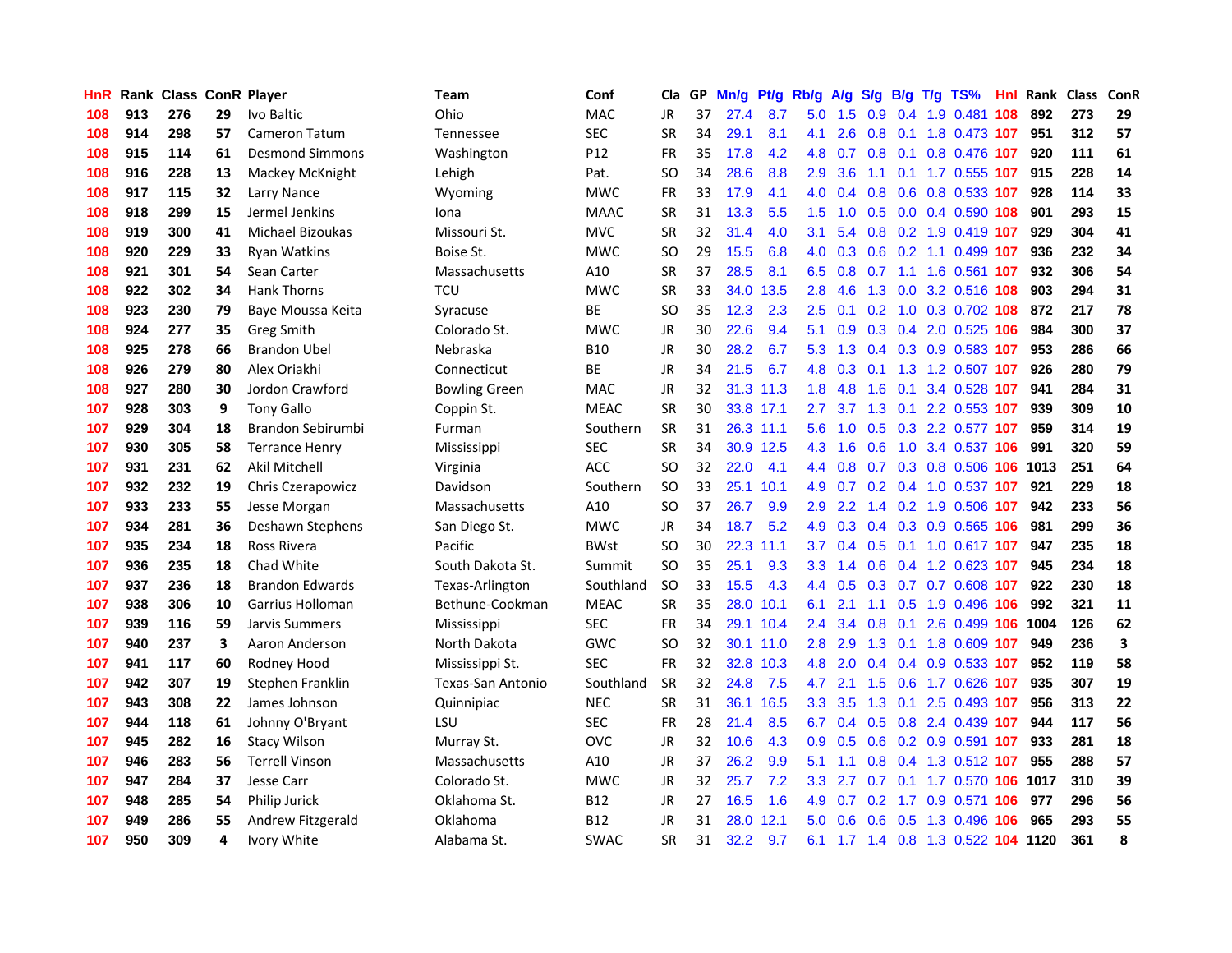| HnR | Rank | Class | ConR | Player | Team | Conf | Cla | GP | Mn/g | Pt/g | Rb/g | A/g | S/g | B/g | T/g | TS% | HnI | Rank | Class | ConR |
|---|---|---|---|---|---|---|---|---|---|---|---|---|---|---|---|---|---|---|---|---|
| 108 | 913 | 276 | 29 | Ivo Baltic | Ohio | MAC | JR | 37 | 27.4 | 8.7 | 5.0 | 1.5 | 0.9 | 0.4 | 1.9 | 0.481 | 108 | 892 | 273 | 29 |
| 108 | 914 | 298 | 57 | Cameron Tatum | Tennessee | SEC | SR | 34 | 29.1 | 8.1 | 4.1 | 2.6 | 0.8 | 0.1 | 1.8 | 0.473 | 107 | 951 | 312 | 57 |
| 108 | 915 | 114 | 61 | Desmond Simmons | Washington | P12 | FR | 35 | 17.8 | 4.2 | 4.8 | 0.7 | 0.8 | 0.1 | 0.8 | 0.476 | 107 | 920 | 111 | 61 |
| 108 | 916 | 228 | 13 | Mackey McKnight | Lehigh | Pat. | SO | 34 | 28.6 | 8.8 | 2.9 | 3.6 | 1.1 | 0.1 | 1.7 | 0.555 | 107 | 915 | 228 | 14 |
| 108 | 917 | 115 | 32 | Larry Nance | Wyoming | MWC | FR | 33 | 17.9 | 4.1 | 4.0 | 0.4 | 0.8 | 0.6 | 0.8 | 0.533 | 107 | 928 | 114 | 33 |
| 108 | 918 | 299 | 15 | Jermel Jenkins | Iona | MAAC | SR | 31 | 13.3 | 5.5 | 1.5 | 1.0 | 0.5 | 0.0 | 0.4 | 0.590 | 108 | 901 | 293 | 15 |
| 108 | 919 | 300 | 41 | Michael Bizoukas | Missouri St. | MVC | SR | 32 | 31.4 | 4.0 | 3.1 | 5.4 | 0.8 | 0.2 | 1.9 | 0.419 | 107 | 929 | 304 | 41 |
| 108 | 920 | 229 | 33 | Ryan Watkins | Boise St. | MWC | SO | 29 | 15.5 | 6.8 | 4.0 | 0.3 | 0.6 | 0.2 | 1.1 | 0.499 | 107 | 936 | 232 | 34 |
| 108 | 921 | 301 | 54 | Sean Carter | Massachusetts | A10 | SR | 37 | 28.5 | 8.1 | 6.5 | 0.8 | 0.7 | 1.1 | 1.6 | 0.561 | 107 | 932 | 306 | 54 |
| 108 | 922 | 302 | 34 | Hank Thorns | TCU | MWC | SR | 33 | 34.0 | 13.5 | 2.8 | 4.6 | 1.3 | 0.0 | 3.2 | 0.516 | 108 | 903 | 294 | 31 |
| 108 | 923 | 230 | 79 | Baye Moussa Keita | Syracuse | BE | SO | 35 | 12.3 | 2.3 | 2.5 | 0.1 | 0.2 | 1.0 | 0.3 | 0.702 | 108 | 872 | 217 | 78 |
| 108 | 924 | 277 | 35 | Greg Smith | Colorado St. | MWC | JR | 30 | 22.6 | 9.4 | 5.1 | 0.9 | 0.3 | 0.4 | 2.0 | 0.525 | 106 | 984 | 300 | 37 |
| 108 | 925 | 278 | 66 | Brandon Ubel | Nebraska | B10 | JR | 30 | 28.2 | 6.7 | 5.3 | 1.3 | 0.4 | 0.3 | 0.9 | 0.583 | 107 | 953 | 286 | 66 |
| 108 | 926 | 279 | 80 | Alex Oriakhi | Connecticut | BE | JR | 34 | 21.5 | 6.7 | 4.8 | 0.3 | 0.1 | 1.3 | 1.2 | 0.507 | 107 | 926 | 280 | 79 |
| 108 | 927 | 280 | 30 | Jordon Crawford | Bowling Green | MAC | JR | 32 | 31.3 | 11.3 | 1.8 | 4.8 | 1.6 | 0.1 | 3.4 | 0.528 | 107 | 941 | 284 | 31 |
| 107 | 928 | 303 | 9 | Tony Gallo | Coppin St. | MEAC | SR | 30 | 33.8 | 17.1 | 2.7 | 3.7 | 1.3 | 0.1 | 2.2 | 0.553 | 107 | 939 | 309 | 10 |
| 107 | 929 | 304 | 18 | Brandon Sebirumbi | Furman | Southern | SR | 31 | 26.3 | 11.1 | 5.6 | 1.0 | 0.5 | 0.3 | 2.2 | 0.577 | 107 | 959 | 314 | 19 |
| 107 | 930 | 305 | 58 | Terrance Henry | Mississippi | SEC | SR | 34 | 30.9 | 12.5 | 4.3 | 1.6 | 0.6 | 1.0 | 3.4 | 0.537 | 106 | 991 | 320 | 59 |
| 107 | 931 | 231 | 62 | Akil Mitchell | Virginia | ACC | SO | 32 | 22.0 | 4.1 | 4.4 | 0.8 | 0.7 | 0.3 | 0.8 | 0.506 | 106 | 1013 | 251 | 64 |
| 107 | 932 | 232 | 19 | Chris Czerapowicz | Davidson | Southern | SO | 33 | 25.1 | 10.1 | 4.9 | 0.7 | 0.2 | 0.4 | 1.0 | 0.537 | 107 | 921 | 229 | 18 |
| 107 | 933 | 233 | 55 | Jesse Morgan | Massachusetts | A10 | SO | 37 | 26.7 | 9.9 | 2.9 | 2.2 | 1.4 | 0.2 | 1.9 | 0.506 | 107 | 942 | 233 | 56 |
| 107 | 934 | 281 | 36 | Deshawn Stephens | San Diego St. | MWC | JR | 34 | 18.7 | 5.2 | 4.9 | 0.3 | 0.4 | 0.3 | 0.9 | 0.565 | 106 | 981 | 299 | 36 |
| 107 | 935 | 234 | 18 | Ross Rivera | Pacific | BWst | SO | 30 | 22.3 | 11.1 | 3.7 | 0.4 | 0.5 | 0.1 | 1.0 | 0.617 | 107 | 947 | 235 | 18 |
| 107 | 936 | 235 | 18 | Chad White | South Dakota St. | Summit | SO | 35 | 25.1 | 9.3 | 3.3 | 1.4 | 0.6 | 0.4 | 1.2 | 0.623 | 107 | 945 | 234 | 18 |
| 107 | 937 | 236 | 18 | Brandon Edwards | Texas-Arlington | Southland | SO | 33 | 15.5 | 4.3 | 4.4 | 0.5 | 0.3 | 0.7 | 0.7 | 0.608 | 107 | 922 | 230 | 18 |
| 107 | 938 | 306 | 10 | Garrius Holloman | Bethune-Cookman | MEAC | SR | 35 | 28.0 | 10.1 | 6.1 | 2.1 | 1.1 | 0.5 | 1.9 | 0.496 | 106 | 992 | 321 | 11 |
| 107 | 939 | 116 | 59 | Jarvis Summers | Mississippi | SEC | FR | 34 | 29.1 | 10.4 | 2.4 | 3.4 | 0.8 | 0.1 | 2.6 | 0.499 | 106 | 1004 | 126 | 62 |
| 107 | 940 | 237 | 3 | Aaron Anderson | North Dakota | GWC | SO | 32 | 30.1 | 11.0 | 2.8 | 2.9 | 1.3 | 0.1 | 1.8 | 0.609 | 107 | 949 | 236 | 3 |
| 107 | 941 | 117 | 60 | Rodney Hood | Mississippi St. | SEC | FR | 32 | 32.8 | 10.3 | 4.8 | 2.0 | 0.4 | 0.4 | 0.9 | 0.533 | 107 | 952 | 119 | 58 |
| 107 | 942 | 307 | 19 | Stephen Franklin | Texas-San Antonio | Southland | SR | 32 | 24.8 | 7.5 | 4.7 | 2.1 | 1.5 | 0.6 | 1.7 | 0.626 | 107 | 935 | 307 | 19 |
| 107 | 943 | 308 | 22 | James Johnson | Quinnipiac | NEC | SR | 31 | 36.1 | 16.5 | 3.3 | 3.5 | 1.3 | 0.1 | 2.5 | 0.493 | 107 | 956 | 313 | 22 |
| 107 | 944 | 118 | 61 | Johnny O'Bryant | LSU | SEC | FR | 28 | 21.4 | 8.5 | 6.7 | 0.4 | 0.5 | 0.8 | 2.4 | 0.439 | 107 | 944 | 117 | 56 |
| 107 | 945 | 282 | 16 | Stacy Wilson | Murray St. | OVC | JR | 32 | 10.6 | 4.3 | 0.9 | 0.5 | 0.6 | 0.2 | 0.9 | 0.591 | 107 | 933 | 281 | 18 |
| 107 | 946 | 283 | 56 | Terrell Vinson | Massachusetts | A10 | JR | 37 | 26.2 | 9.9 | 5.1 | 1.1 | 0.8 | 0.4 | 1.3 | 0.512 | 107 | 955 | 288 | 57 |
| 107 | 947 | 284 | 37 | Jesse Carr | Colorado St. | MWC | JR | 32 | 25.7 | 7.2 | 3.3 | 2.7 | 0.7 | 0.1 | 1.7 | 0.570 | 106 | 1017 | 310 | 39 |
| 107 | 948 | 285 | 54 | Philip Jurick | Oklahoma St. | B12 | JR | 27 | 16.5 | 1.6 | 4.9 | 0.7 | 0.2 | 1.7 | 0.9 | 0.571 | 106 | 977 | 296 | 56 |
| 107 | 949 | 286 | 55 | Andrew Fitzgerald | Oklahoma | B12 | JR | 31 | 28.0 | 12.1 | 5.0 | 0.6 | 0.6 | 0.5 | 1.3 | 0.496 | 106 | 965 | 293 | 55 |
| 107 | 950 | 309 | 4 | Ivory White | Alabama St. | SWAC | SR | 31 | 32.2 | 9.7 | 6.1 | 1.7 | 1.4 | 0.8 | 1.3 | 0.522 | 104 | 1120 | 361 | 8 |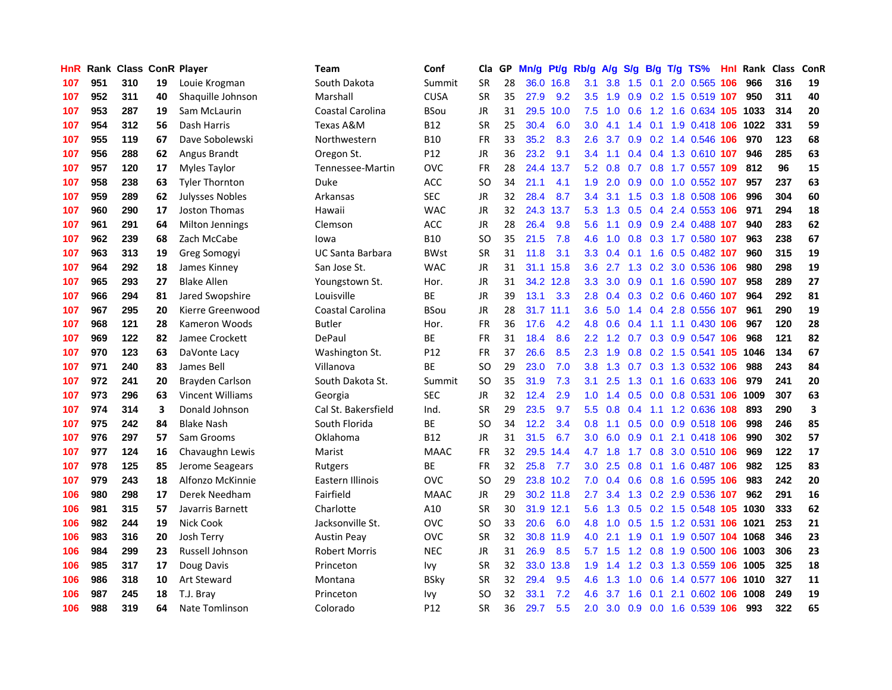| HnR | Rank | Class | ConR | Player | Team | Conf | Cla | GP | Mn/g | Pt/g | Rb/g | A/g | S/g | B/g | T/g | TS% | HnI | Rank | Class | ConR |
|---|---|---|---|---|---|---|---|---|---|---|---|---|---|---|---|---|---|---|---|---|
| 107 | 951 | 310 | 19 | Louie Krogman | South Dakota | Summit | SR | 28 | 36.0 | 16.8 | 3.1 | 3.8 | 1.5 | 0.1 | 2.0 | 0.565 | 106 | 966 | 316 | 19 |
| 107 | 952 | 311 | 40 | Shaquille Johnson | Marshall | CUSA | SR | 35 | 27.9 | 9.2 | 3.5 | 1.9 | 0.9 | 0.2 | 1.5 | 0.519 | 107 | 950 | 311 | 40 |
| 107 | 953 | 287 | 19 | Sam McLaurin | Coastal Carolina | BSou | JR | 31 | 29.5 | 10.0 | 7.5 | 1.0 | 0.6 | 1.2 | 1.6 | 0.634 | 105 | 1033 | 314 | 20 |
| 107 | 954 | 312 | 56 | Dash Harris | Texas A&M | B12 | SR | 25 | 30.4 | 6.0 | 3.0 | 4.1 | 1.4 | 0.1 | 1.9 | 0.418 | 106 | 1022 | 331 | 59 |
| 107 | 955 | 119 | 67 | Dave Sobolewski | Northwestern | B10 | FR | 33 | 35.2 | 8.3 | 2.6 | 3.7 | 0.9 | 0.2 | 1.4 | 0.546 | 106 | 970 | 123 | 68 |
| 107 | 956 | 288 | 62 | Angus Brandt | Oregon St. | P12 | JR | 36 | 23.2 | 9.1 | 3.4 | 1.1 | 0.4 | 0.4 | 1.3 | 0.610 | 107 | 946 | 285 | 63 |
| 107 | 957 | 120 | 17 | Myles Taylor | Tennessee-Martin | OVC | FR | 28 | 24.4 | 13.7 | 5.2 | 0.8 | 0.7 | 0.8 | 1.7 | 0.557 | 109 | 812 | 96 | 15 |
| 107 | 958 | 238 | 63 | Tyler Thornton | Duke | ACC | SO | 34 | 21.1 | 4.1 | 1.9 | 2.0 | 0.9 | 0.0 | 1.0 | 0.552 | 107 | 957 | 237 | 63 |
| 107 | 959 | 289 | 62 | Julysses Nobles | Arkansas | SEC | JR | 32 | 28.4 | 8.7 | 3.4 | 3.1 | 1.5 | 0.3 | 1.8 | 0.508 | 106 | 996 | 304 | 60 |
| 107 | 960 | 290 | 17 | Joston Thomas | Hawaii | WAC | JR | 32 | 24.3 | 13.7 | 5.3 | 1.3 | 0.5 | 0.4 | 2.4 | 0.553 | 106 | 971 | 294 | 18 |
| 107 | 961 | 291 | 64 | Milton Jennings | Clemson | ACC | JR | 28 | 26.4 | 9.8 | 5.6 | 1.1 | 0.9 | 0.9 | 2.4 | 0.488 | 107 | 940 | 283 | 62 |
| 107 | 962 | 239 | 68 | Zach McCabe | Iowa | B10 | SO | 35 | 21.5 | 7.8 | 4.6 | 1.0 | 0.8 | 0.3 | 1.7 | 0.580 | 107 | 963 | 238 | 67 |
| 107 | 963 | 313 | 19 | Greg Somogyi | UC Santa Barbara | BWst | SR | 31 | 11.8 | 3.1 | 3.3 | 0.4 | 0.1 | 1.6 | 0.5 | 0.482 | 107 | 960 | 315 | 19 |
| 107 | 964 | 292 | 18 | James Kinney | San Jose St. | WAC | JR | 31 | 31.1 | 15.8 | 3.6 | 2.7 | 1.3 | 0.2 | 3.0 | 0.536 | 106 | 980 | 298 | 19 |
| 107 | 965 | 293 | 27 | Blake Allen | Youngstown St. | Hor. | JR | 31 | 34.2 | 12.8 | 3.3 | 3.0 | 0.9 | 0.1 | 1.6 | 0.590 | 107 | 958 | 289 | 27 |
| 107 | 966 | 294 | 81 | Jared Swopshire | Louisville | BE | JR | 39 | 13.1 | 3.3 | 2.8 | 0.4 | 0.3 | 0.2 | 0.6 | 0.460 | 107 | 964 | 292 | 81 |
| 107 | 967 | 295 | 20 | Kierre Greenwood | Coastal Carolina | BSou | JR | 28 | 31.7 | 11.1 | 3.6 | 5.0 | 1.4 | 0.4 | 2.8 | 0.556 | 107 | 961 | 290 | 19 |
| 107 | 968 | 121 | 28 | Kameron Woods | Butler | Hor. | FR | 36 | 17.6 | 4.2 | 4.8 | 0.6 | 0.4 | 1.1 | 1.1 | 0.430 | 106 | 967 | 120 | 28 |
| 107 | 969 | 122 | 82 | Jamee Crockett | DePaul | BE | FR | 31 | 18.4 | 8.6 | 2.2 | 1.2 | 0.7 | 0.3 | 0.9 | 0.547 | 106 | 968 | 121 | 82 |
| 107 | 970 | 123 | 63 | DaVonte Lacy | Washington St. | P12 | FR | 37 | 26.6 | 8.5 | 2.3 | 1.9 | 0.8 | 0.2 | 1.5 | 0.541 | 105 | 1046 | 134 | 67 |
| 107 | 971 | 240 | 83 | James Bell | Villanova | BE | SO | 29 | 23.0 | 7.0 | 3.8 | 1.3 | 0.7 | 0.3 | 1.3 | 0.532 | 106 | 988 | 243 | 84 |
| 107 | 972 | 241 | 20 | Brayden Carlson | South Dakota St. | Summit | SO | 35 | 31.9 | 7.3 | 3.1 | 2.5 | 1.3 | 0.1 | 1.6 | 0.633 | 106 | 979 | 241 | 20 |
| 107 | 973 | 296 | 63 | Vincent Williams | Georgia | SEC | JR | 32 | 12.4 | 2.9 | 1.0 | 1.4 | 0.5 | 0.0 | 0.8 | 0.531 | 106 | 1009 | 307 | 63 |
| 107 | 974 | 314 | 3 | Donald Johnson | Cal St. Bakersfield | Ind. | SR | 29 | 23.5 | 9.7 | 5.5 | 0.8 | 0.4 | 1.1 | 1.2 | 0.636 | 108 | 893 | 290 | 3 |
| 107 | 975 | 242 | 84 | Blake Nash | South Florida | BE | SO | 34 | 12.2 | 3.4 | 0.8 | 1.1 | 0.5 | 0.0 | 0.9 | 0.518 | 106 | 998 | 246 | 85 |
| 107 | 976 | 297 | 57 | Sam Grooms | Oklahoma | B12 | JR | 31 | 31.5 | 6.7 | 3.0 | 6.0 | 0.9 | 0.1 | 2.1 | 0.418 | 106 | 990 | 302 | 57 |
| 107 | 977 | 124 | 16 | Chavaughn Lewis | Marist | MAAC | FR | 32 | 29.5 | 14.4 | 4.7 | 1.8 | 1.7 | 0.8 | 3.0 | 0.510 | 106 | 969 | 122 | 17 |
| 107 | 978 | 125 | 85 | Jerome Seagears | Rutgers | BE | FR | 32 | 25.8 | 7.7 | 3.0 | 2.5 | 0.8 | 0.1 | 1.6 | 0.487 | 106 | 982 | 125 | 83 |
| 107 | 979 | 243 | 18 | Alfonzo McKinnie | Eastern Illinois | OVC | SO | 29 | 23.8 | 10.2 | 7.0 | 0.4 | 0.6 | 0.8 | 1.6 | 0.595 | 106 | 983 | 242 | 20 |
| 106 | 980 | 298 | 17 | Derek Needham | Fairfield | MAAC | JR | 29 | 30.2 | 11.8 | 2.7 | 3.4 | 1.3 | 0.2 | 2.9 | 0.536 | 107 | 962 | 291 | 16 |
| 106 | 981 | 315 | 57 | Javarris Barnett | Charlotte | A10 | SR | 30 | 31.9 | 12.1 | 5.6 | 1.3 | 0.5 | 0.2 | 1.5 | 0.548 | 105 | 1030 | 333 | 62 |
| 106 | 982 | 244 | 19 | Nick Cook | Jacksonville St. | OVC | SO | 33 | 20.6 | 6.0 | 4.8 | 1.0 | 0.5 | 1.5 | 1.2 | 0.531 | 106 | 1021 | 253 | 21 |
| 106 | 983 | 316 | 20 | Josh Terry | Austin Peay | OVC | SR | 32 | 30.8 | 11.9 | 4.0 | 2.1 | 1.9 | 0.1 | 1.9 | 0.507 | 104 | 1068 | 346 | 23 |
| 106 | 984 | 299 | 23 | Russell Johnson | Robert Morris | NEC | JR | 31 | 26.9 | 8.5 | 5.7 | 1.5 | 1.2 | 0.8 | 1.9 | 0.500 | 106 | 1003 | 306 | 23 |
| 106 | 985 | 317 | 17 | Doug Davis | Princeton | Ivy | SR | 32 | 33.0 | 13.8 | 1.9 | 1.4 | 1.2 | 0.3 | 1.3 | 0.559 | 106 | 1005 | 325 | 18 |
| 106 | 986 | 318 | 10 | Art Steward | Montana | BSky | SR | 32 | 29.4 | 9.5 | 4.6 | 1.3 | 1.0 | 0.6 | 1.4 | 0.577 | 106 | 1010 | 327 | 11 |
| 106 | 987 | 245 | 18 | T.J. Bray | Princeton | Ivy | SO | 32 | 33.1 | 7.2 | 4.6 | 3.7 | 1.6 | 0.1 | 2.1 | 0.602 | 106 | 1008 | 249 | 19 |
| 106 | 988 | 319 | 64 | Nate Tomlinson | Colorado | P12 | SR | 36 | 29.7 | 5.5 | 2.0 | 3.0 | 0.9 | 0.0 | 1.6 | 0.539 | 106 | 993 | 322 | 65 |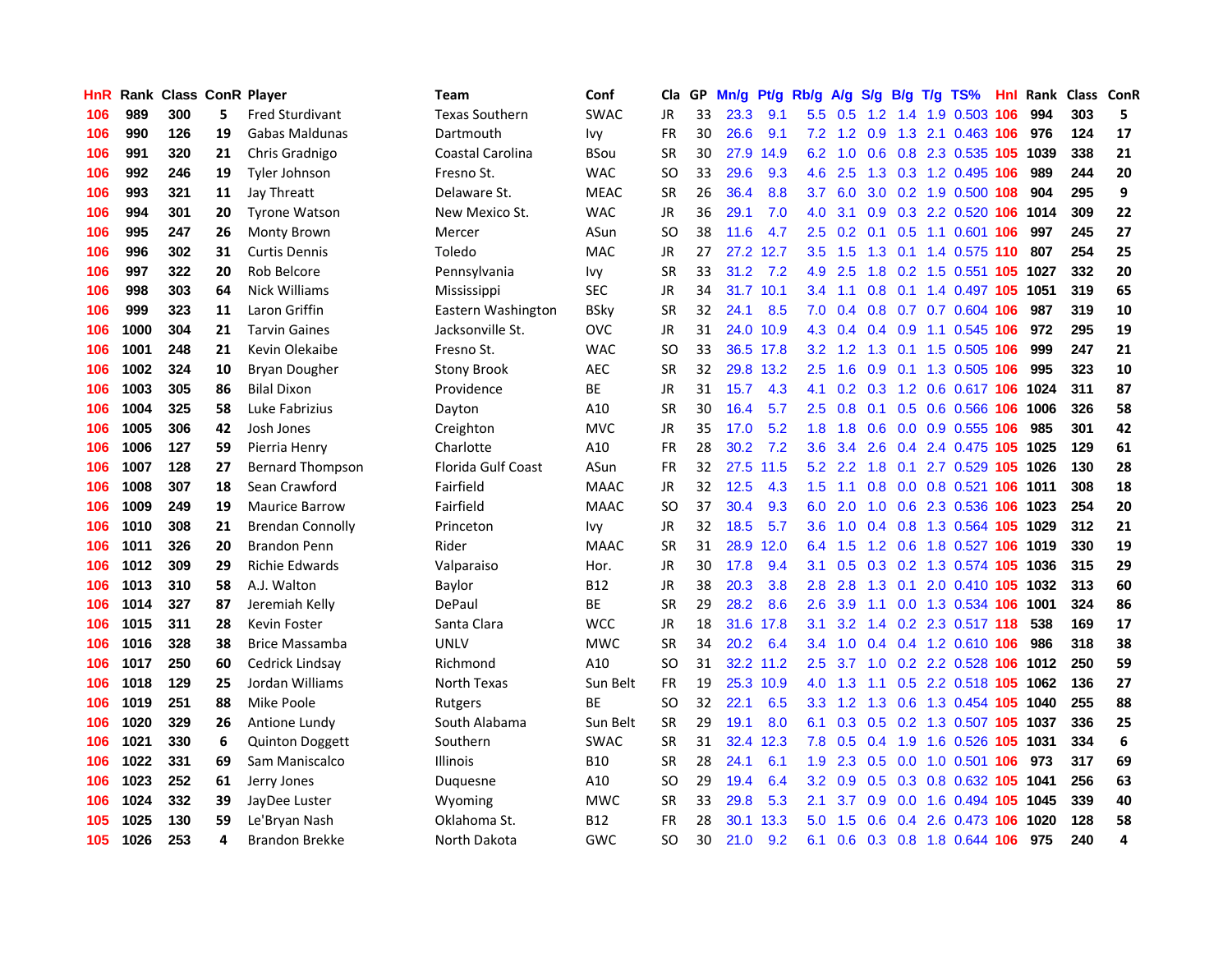| HnR | Rank | Class | ConR | Player | Team | Conf | Cla | GP | Mn/g | Pt/g | Rb/g | A/g | S/g | B/g | T/g | TS% | HnI | Rank | Class | ConR |
|---|---|---|---|---|---|---|---|---|---|---|---|---|---|---|---|---|---|---|---|---|
| 106 | 989 | 300 | 5 | Fred Sturdivant | Texas Southern | SWAC | JR | 33 | 23.3 | 9.1 | 5.5 | 0.5 | 1.2 | 1.4 | 1.9 | 0.503 | 106 | 994 | 303 | 5 |
| 106 | 990 | 126 | 19 | Gabas Maldunas | Dartmouth | Ivy | FR | 30 | 26.6 | 9.1 | 7.2 | 1.2 | 0.9 | 1.3 | 2.1 | 0.463 | 106 | 976 | 124 | 17 |
| 106 | 991 | 320 | 21 | Chris Gradnigo | Coastal Carolina | BSou | SR | 30 | 27.9 | 14.9 | 6.2 | 1.0 | 0.6 | 0.8 | 2.3 | 0.535 | 105 | 1039 | 338 | 21 |
| 106 | 992 | 246 | 19 | Tyler Johnson | Fresno St. | WAC | SO | 33 | 29.6 | 9.3 | 4.6 | 2.5 | 1.3 | 0.3 | 1.2 | 0.495 | 106 | 989 | 244 | 20 |
| 106 | 993 | 321 | 11 | Jay Threatt | Delaware St. | MEAC | SR | 26 | 36.4 | 8.8 | 3.7 | 6.0 | 3.0 | 0.2 | 1.9 | 0.500 | 108 | 904 | 295 | 9 |
| 106 | 994 | 301 | 20 | Tyrone Watson | New Mexico St. | WAC | JR | 36 | 29.1 | 7.0 | 4.0 | 3.1 | 0.9 | 0.3 | 2.2 | 0.520 | 106 | 1014 | 309 | 22 |
| 106 | 995 | 247 | 26 | Monty Brown | Mercer | ASun | SO | 38 | 11.6 | 4.7 | 2.5 | 0.2 | 0.1 | 0.5 | 1.1 | 0.601 | 106 | 997 | 245 | 27 |
| 106 | 996 | 302 | 31 | Curtis Dennis | Toledo | MAC | JR | 27 | 27.2 | 12.7 | 3.5 | 1.5 | 1.3 | 0.1 | 1.4 | 0.575 | 110 | 807 | 254 | 25 |
| 106 | 997 | 322 | 20 | Rob Belcore | Pennsylvania | Ivy | SR | 33 | 31.2 | 7.2 | 4.9 | 2.5 | 1.8 | 0.2 | 1.5 | 0.551 | 105 | 1027 | 332 | 20 |
| 106 | 998 | 303 | 64 | Nick Williams | Mississippi | SEC | JR | 34 | 31.7 | 10.1 | 3.4 | 1.1 | 0.8 | 0.1 | 1.4 | 0.497 | 105 | 1051 | 319 | 65 |
| 106 | 999 | 323 | 11 | Laron Griffin | Eastern Washington | BSky | SR | 32 | 24.1 | 8.5 | 7.0 | 0.4 | 0.8 | 0.7 | 0.7 | 0.604 | 106 | 987 | 319 | 10 |
| 106 | 1000 | 304 | 21 | Tarvin Gaines | Jacksonville St. | OVC | JR | 31 | 24.0 | 10.9 | 4.3 | 0.4 | 0.4 | 0.9 | 1.1 | 0.545 | 106 | 972 | 295 | 19 |
| 106 | 1001 | 248 | 21 | Kevin Olekaibe | Fresno St. | WAC | SO | 33 | 36.5 | 17.8 | 3.2 | 1.2 | 1.3 | 0.1 | 1.5 | 0.505 | 106 | 999 | 247 | 21 |
| 106 | 1002 | 324 | 10 | Bryan Dougher | Stony Brook | AEC | SR | 32 | 29.8 | 13.2 | 2.5 | 1.6 | 0.9 | 0.1 | 1.3 | 0.505 | 106 | 995 | 323 | 10 |
| 106 | 1003 | 305 | 86 | Bilal Dixon | Providence | BE | JR | 31 | 15.7 | 4.3 | 4.1 | 0.2 | 0.3 | 1.2 | 0.6 | 0.617 | 106 | 1024 | 311 | 87 |
| 106 | 1004 | 325 | 58 | Luke Fabrizius | Dayton | A10 | SR | 30 | 16.4 | 5.7 | 2.5 | 0.8 | 0.1 | 0.5 | 0.6 | 0.566 | 106 | 1006 | 326 | 58 |
| 106 | 1005 | 306 | 42 | Josh Jones | Creighton | MVC | JR | 35 | 17.0 | 5.2 | 1.8 | 1.8 | 0.6 | 0.0 | 0.9 | 0.555 | 106 | 985 | 301 | 42 |
| 106 | 1006 | 127 | 59 | Pierria Henry | Charlotte | A10 | FR | 28 | 30.2 | 7.2 | 3.6 | 3.4 | 2.6 | 0.4 | 2.4 | 0.475 | 105 | 1025 | 129 | 61 |
| 106 | 1007 | 128 | 27 | Bernard Thompson | Florida Gulf Coast | ASun | FR | 32 | 27.5 | 11.5 | 5.2 | 2.2 | 1.8 | 0.1 | 2.7 | 0.529 | 105 | 1026 | 130 | 28 |
| 106 | 1008 | 307 | 18 | Sean Crawford | Fairfield | MAAC | JR | 32 | 12.5 | 4.3 | 1.5 | 1.1 | 0.8 | 0.0 | 0.8 | 0.521 | 106 | 1011 | 308 | 18 |
| 106 | 1009 | 249 | 19 | Maurice Barrow | Fairfield | MAAC | SO | 37 | 30.4 | 9.3 | 6.0 | 2.0 | 1.0 | 0.6 | 2.3 | 0.536 | 106 | 1023 | 254 | 20 |
| 106 | 1010 | 308 | 21 | Brendan Connolly | Princeton | Ivy | JR | 32 | 18.5 | 5.7 | 3.6 | 1.0 | 0.4 | 0.8 | 1.3 | 0.564 | 105 | 1029 | 312 | 21 |
| 106 | 1011 | 326 | 20 | Brandon Penn | Rider | MAAC | SR | 31 | 28.9 | 12.0 | 6.4 | 1.5 | 1.2 | 0.6 | 1.8 | 0.527 | 106 | 1019 | 330 | 19 |
| 106 | 1012 | 309 | 29 | Richie Edwards | Valparaiso | Hor. | JR | 30 | 17.8 | 9.4 | 3.1 | 0.5 | 0.3 | 0.2 | 1.3 | 0.574 | 105 | 1036 | 315 | 29 |
| 106 | 1013 | 310 | 58 | A.J. Walton | Baylor | B12 | JR | 38 | 20.3 | 3.8 | 2.8 | 2.8 | 1.3 | 0.1 | 2.0 | 0.410 | 105 | 1032 | 313 | 60 |
| 106 | 1014 | 327 | 87 | Jeremiah Kelly | DePaul | BE | SR | 29 | 28.2 | 8.6 | 2.6 | 3.9 | 1.1 | 0.0 | 1.3 | 0.534 | 106 | 1001 | 324 | 86 |
| 106 | 1015 | 311 | 28 | Kevin Foster | Santa Clara | WCC | JR | 18 | 31.6 | 17.8 | 3.1 | 3.2 | 1.4 | 0.2 | 2.3 | 0.517 | 118 | 538 | 169 | 17 |
| 106 | 1016 | 328 | 38 | Brice Massamba | UNLV | MWC | SR | 34 | 20.2 | 6.4 | 3.4 | 1.0 | 0.4 | 0.4 | 1.2 | 0.610 | 106 | 986 | 318 | 38 |
| 106 | 1017 | 250 | 60 | Cedrick Lindsay | Richmond | A10 | SO | 31 | 32.2 | 11.2 | 2.5 | 3.7 | 1.0 | 0.2 | 2.2 | 0.528 | 106 | 1012 | 250 | 59 |
| 106 | 1018 | 129 | 25 | Jordan Williams | North Texas | Sun Belt | FR | 19 | 25.3 | 10.9 | 4.0 | 1.3 | 1.1 | 0.5 | 2.2 | 0.518 | 105 | 1062 | 136 | 27 |
| 106 | 1019 | 251 | 88 | Mike Poole | Rutgers | BE | SO | 32 | 22.1 | 6.5 | 3.3 | 1.2 | 1.3 | 0.6 | 1.3 | 0.454 | 105 | 1040 | 255 | 88 |
| 106 | 1020 | 329 | 26 | Antione Lundy | South Alabama | Sun Belt | SR | 29 | 19.1 | 8.0 | 6.1 | 0.3 | 0.5 | 0.2 | 1.3 | 0.507 | 105 | 1037 | 336 | 25 |
| 106 | 1021 | 330 | 6 | Quinton Doggett | Southern | SWAC | SR | 31 | 32.4 | 12.3 | 7.8 | 0.5 | 0.4 | 1.9 | 1.6 | 0.526 | 105 | 1031 | 334 | 6 |
| 106 | 1022 | 331 | 69 | Sam Maniscalco | Illinois | B10 | SR | 28 | 24.1 | 6.1 | 1.9 | 2.3 | 0.5 | 0.0 | 1.0 | 0.501 | 106 | 973 | 317 | 69 |
| 106 | 1023 | 252 | 61 | Jerry Jones | Duquesne | A10 | SO | 29 | 19.4 | 6.4 | 3.2 | 0.9 | 0.5 | 0.3 | 0.8 | 0.632 | 105 | 1041 | 256 | 63 |
| 106 | 1024 | 332 | 39 | JayDee Luster | Wyoming | MWC | SR | 33 | 29.8 | 5.3 | 2.1 | 3.7 | 0.9 | 0.0 | 1.6 | 0.494 | 105 | 1045 | 339 | 40 |
| 105 | 1025 | 130 | 59 | Le'Bryan Nash | Oklahoma St. | B12 | FR | 28 | 30.1 | 13.3 | 5.0 | 1.5 | 0.6 | 0.4 | 2.6 | 0.473 | 106 | 1020 | 128 | 58 |
| 105 | 1026 | 253 | 4 | Brandon Brekke | North Dakota | GWC | SO | 30 | 21.0 | 9.2 | 6.1 | 0.6 | 0.3 | 0.8 | 1.8 | 0.644 | 106 | 975 | 240 | 4 |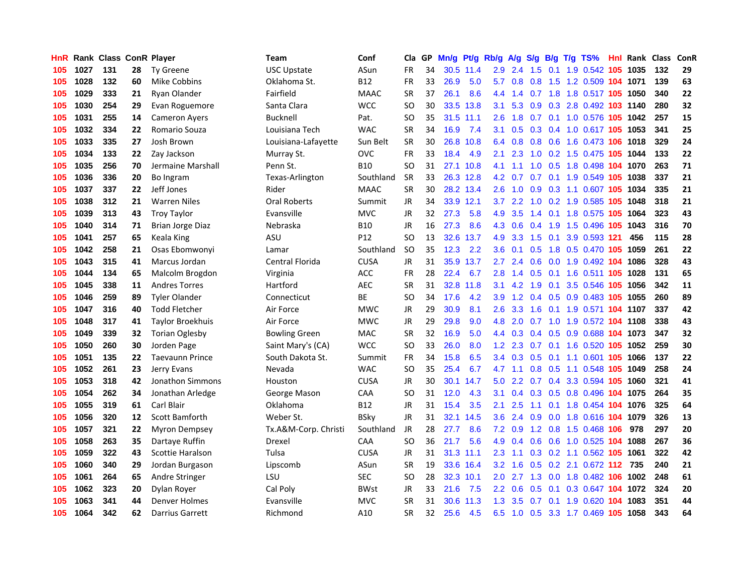| HnR | Rank | Class | ConR | Player | Team | Conf | Cla | GP | Mn/g | Pt/g | Rb/g | A/g | S/g | B/g | T/g | TS% | HnI | Rank | Class | ConR |
|---|---|---|---|---|---|---|---|---|---|---|---|---|---|---|---|---|---|---|---|---|
| 105 | 1027 | 131 | 28 | Ty Greene | USC Upstate | ASun | FR | 34 | 30.5 | 11.4 | 2.9 | 2.4 | 1.5 | 0.1 | 1.9 | 0.542 | 105 | 1035 | 132 | 29 |
| 105 | 1028 | 132 | 60 | Mike Cobbins | Oklahoma St. | B12 | FR | 33 | 26.9 | 5.0 | 5.7 | 0.8 | 0.8 | 1.5 | 1.2 | 0.509 | 104 | 1071 | 139 | 63 |
| 105 | 1029 | 333 | 21 | Ryan Olander | Fairfield | MAAC | SR | 37 | 26.1 | 8.6 | 4.4 | 1.4 | 0.7 | 1.8 | 1.8 | 0.517 | 105 | 1050 | 340 | 22 |
| 105 | 1030 | 254 | 29 | Evan Roguemore | Santa Clara | WCC | SO | 30 | 33.5 | 13.8 | 3.1 | 5.3 | 0.9 | 0.3 | 2.8 | 0.492 | 103 | 1140 | 280 | 32 |
| 105 | 1031 | 255 | 14 | Cameron Ayers | Bucknell | Pat. | SO | 35 | 31.5 | 11.1 | 2.6 | 1.8 | 0.7 | 0.1 | 1.0 | 0.576 | 105 | 1042 | 257 | 15 |
| 105 | 1032 | 334 | 22 | Romario Souza | Louisiana Tech | WAC | SR | 34 | 16.9 | 7.4 | 3.1 | 0.5 | 0.3 | 0.4 | 1.0 | 0.617 | 105 | 1053 | 341 | 25 |
| 105 | 1033 | 335 | 27 | Josh Brown | Louisiana-Lafayette | Sun Belt | SR | 30 | 26.8 | 10.8 | 6.4 | 0.8 | 0.8 | 0.6 | 1.6 | 0.473 | 106 | 1018 | 329 | 24 |
| 105 | 1034 | 133 | 22 | Zay Jackson | Murray St. | OVC | FR | 33 | 18.4 | 4.9 | 2.1 | 2.3 | 1.0 | 0.2 | 1.5 | 0.475 | 105 | 1044 | 133 | 22 |
| 105 | 1035 | 256 | 70 | Jermaine Marshall | Penn St. | B10 | SO | 31 | 27.1 | 10.8 | 4.1 | 1.1 | 1.0 | 0.5 | 1.8 | 0.498 | 104 | 1070 | 263 | 71 |
| 105 | 1036 | 336 | 20 | Bo Ingram | Texas-Arlington | Southland | SR | 33 | 26.3 | 12.8 | 4.2 | 0.7 | 0.7 | 0.1 | 1.9 | 0.549 | 105 | 1038 | 337 | 21 |
| 105 | 1037 | 337 | 22 | Jeff Jones | Rider | MAAC | SR | 30 | 28.2 | 13.4 | 2.6 | 1.0 | 0.9 | 0.3 | 1.1 | 0.607 | 105 | 1034 | 335 | 21 |
| 105 | 1038 | 312 | 21 | Warren Niles | Oral Roberts | Summit | JR | 34 | 33.9 | 12.1 | 3.7 | 2.2 | 1.0 | 0.2 | 1.9 | 0.585 | 105 | 1048 | 318 | 21 |
| 105 | 1039 | 313 | 43 | Troy Taylor | Evansville | MVC | JR | 32 | 27.3 | 5.8 | 4.9 | 3.5 | 1.4 | 0.1 | 1.8 | 0.575 | 105 | 1064 | 323 | 43 |
| 105 | 1040 | 314 | 71 | Brian Jorge Diaz | Nebraska | B10 | JR | 16 | 27.3 | 8.6 | 4.3 | 0.6 | 0.4 | 1.9 | 1.5 | 0.496 | 105 | 1043 | 316 | 70 |
| 105 | 1041 | 257 | 65 | Keala King | ASU | P12 | SO | 13 | 32.6 | 13.7 | 4.9 | 3.3 | 1.5 | 0.1 | 3.9 | 0.593 | 121 | 456 | 115 | 28 |
| 105 | 1042 | 258 | 21 | Osas Ebomwonyi | Lamar | Southland | SO | 35 | 12.3 | 2.2 | 3.6 | 0.1 | 0.5 | 1.8 | 0.5 | 0.470 | 105 | 1059 | 261 | 22 |
| 105 | 1043 | 315 | 41 | Marcus Jordan | Central Florida | CUSA | JR | 31 | 35.9 | 13.7 | 2.7 | 2.4 | 0.6 | 0.0 | 1.9 | 0.492 | 104 | 1086 | 328 | 43 |
| 105 | 1044 | 134 | 65 | Malcolm Brogdon | Virginia | ACC | FR | 28 | 22.4 | 6.7 | 2.8 | 1.4 | 0.5 | 0.1 | 1.6 | 0.511 | 105 | 1028 | 131 | 65 |
| 105 | 1045 | 338 | 11 | Andres Torres | Hartford | AEC | SR | 31 | 32.8 | 11.8 | 3.1 | 4.2 | 1.9 | 0.1 | 3.5 | 0.546 | 105 | 1056 | 342 | 11 |
| 105 | 1046 | 259 | 89 | Tyler Olander | Connecticut | BE | SO | 34 | 17.6 | 4.2 | 3.9 | 1.2 | 0.4 | 0.5 | 0.9 | 0.483 | 105 | 1055 | 260 | 89 |
| 105 | 1047 | 316 | 40 | Todd Fletcher | Air Force | MWC | JR | 29 | 30.9 | 8.1 | 2.6 | 3.3 | 1.6 | 0.1 | 1.9 | 0.571 | 104 | 1107 | 337 | 42 |
| 105 | 1048 | 317 | 41 | Taylor Broekhuis | Air Force | MWC | JR | 29 | 29.8 | 9.0 | 4.8 | 2.0 | 0.7 | 1.0 | 1.9 | 0.572 | 104 | 1108 | 338 | 43 |
| 105 | 1049 | 339 | 32 | Torian Oglesby | Bowling Green | MAC | SR | 32 | 16.9 | 5.0 | 4.4 | 0.3 | 0.4 | 0.5 | 0.9 | 0.688 | 104 | 1073 | 347 | 32 |
| 105 | 1050 | 260 | 30 | Jorden Page | Saint Mary's (CA) | WCC | SO | 33 | 26.0 | 8.0 | 1.2 | 2.3 | 0.7 | 0.1 | 1.6 | 0.520 | 105 | 1052 | 259 | 30 |
| 105 | 1051 | 135 | 22 | Taevaunn Prince | South Dakota St. | Summit | FR | 34 | 15.8 | 6.5 | 3.4 | 0.3 | 0.5 | 0.1 | 1.1 | 0.601 | 105 | 1066 | 137 | 22 |
| 105 | 1052 | 261 | 23 | Jerry Evans | Nevada | WAC | SO | 35 | 25.4 | 6.7 | 4.7 | 1.1 | 0.8 | 0.5 | 1.1 | 0.548 | 105 | 1049 | 258 | 24 |
| 105 | 1053 | 318 | 42 | Jonathon Simmons | Houston | CUSA | JR | 30 | 30.1 | 14.7 | 5.0 | 2.2 | 0.7 | 0.4 | 3.3 | 0.594 | 105 | 1060 | 321 | 41 |
| 105 | 1054 | 262 | 34 | Jonathan Arledge | George Mason | CAA | SO | 31 | 12.0 | 4.3 | 3.1 | 0.4 | 0.3 | 0.5 | 0.8 | 0.496 | 104 | 1075 | 264 | 35 |
| 105 | 1055 | 319 | 61 | Carl Blair | Oklahoma | B12 | JR | 31 | 15.4 | 3.5 | 2.1 | 2.5 | 1.1 | 0.1 | 1.8 | 0.454 | 104 | 1076 | 325 | 64 |
| 105 | 1056 | 320 | 12 | Scott Bamforth | Weber St. | BSky | JR | 31 | 32.1 | 14.5 | 3.6 | 2.4 | 0.9 | 0.0 | 1.8 | 0.616 | 104 | 1079 | 326 | 13 |
| 105 | 1057 | 321 | 22 | Myron Dempsey | Tx.A&M-Corp. Christi | Southland | JR | 28 | 27.7 | 8.6 | 7.2 | 0.9 | 1.2 | 0.8 | 1.5 | 0.468 | 106 | 978 | 297 | 20 |
| 105 | 1058 | 263 | 35 | Dartaye Ruffin | Drexel | CAA | SO | 36 | 21.7 | 5.6 | 4.9 | 0.4 | 0.6 | 0.6 | 1.0 | 0.525 | 104 | 1088 | 267 | 36 |
| 105 | 1059 | 322 | 43 | Scottie Haralson | Tulsa | CUSA | JR | 31 | 31.3 | 11.1 | 2.3 | 1.1 | 0.3 | 0.2 | 1.1 | 0.562 | 105 | 1061 | 322 | 42 |
| 105 | 1060 | 340 | 29 | Jordan Burgason | Lipscomb | ASun | SR | 19 | 33.6 | 16.4 | 3.2 | 1.6 | 0.5 | 0.2 | 2.1 | 0.672 | 112 | 735 | 240 | 21 |
| 105 | 1061 | 264 | 65 | Andre Stringer | LSU | SEC | SO | 28 | 32.3 | 10.1 | 2.0 | 2.7 | 1.3 | 0.0 | 1.8 | 0.482 | 106 | 1002 | 248 | 61 |
| 105 | 1062 | 323 | 20 | Dylan Royer | Cal Poly | BWst | JR | 33 | 21.6 | 7.5 | 2.2 | 0.6 | 0.5 | 0.1 | 0.3 | 0.647 | 104 | 1072 | 324 | 20 |
| 105 | 1063 | 341 | 44 | Denver Holmes | Evansville | MVC | SR | 31 | 30.6 | 11.3 | 1.3 | 3.5 | 0.7 | 0.1 | 1.9 | 0.620 | 104 | 1083 | 351 | 44 |
| 105 | 1064 | 342 | 62 | Darrius Garrett | Richmond | A10 | SR | 32 | 25.6 | 4.5 | 6.5 | 1.0 | 0.5 | 3.3 | 1.7 | 0.469 | 105 | 1058 | 343 | 64 |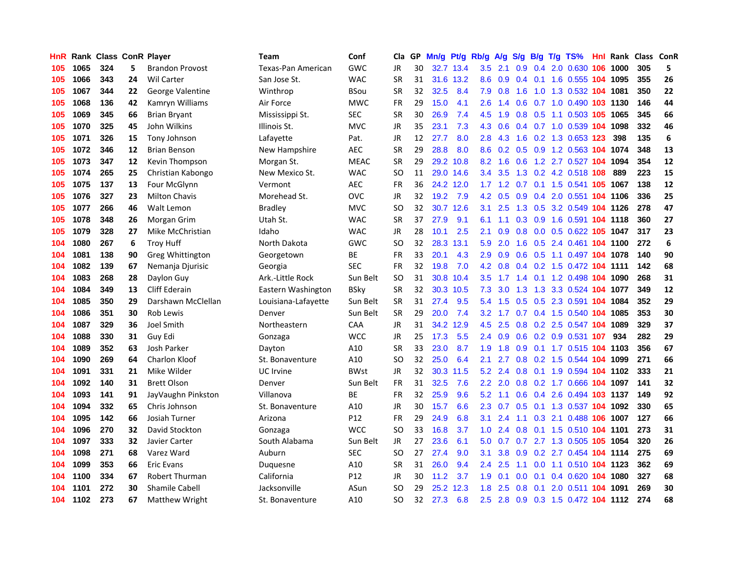| HnR | Rank | Class | ConR | Player | Team | Conf | Cla | GP | Mn/g | Pt/g | Rb/g | A/g | S/g | B/g | T/g | TS% | HnI | Rank | Class | ConR |
|---|---|---|---|---|---|---|---|---|---|---|---|---|---|---|---|---|---|---|---|---|
| 105 | 1065 | 324 | 5 | Brandon Provost | Texas-Pan American | GWC | JR | 30 | 32.7 | 13.4 | 3.5 | 2.1 | 0.9 | 0.4 | 2.0 | 0.630 | 106 | 1000 | 305 | 5 |
| 105 | 1066 | 343 | 24 | Wil Carter | San Jose St. | WAC | SR | 31 | 31.6 | 13.2 | 8.6 | 0.9 | 0.4 | 0.1 | 1.6 | 0.555 | 104 | 1095 | 355 | 26 |
| 105 | 1067 | 344 | 22 | George Valentine | Winthrop | BSou | SR | 32 | 32.5 | 8.4 | 7.9 | 0.8 | 1.6 | 1.0 | 1.3 | 0.532 | 104 | 1081 | 350 | 22 |
| 105 | 1068 | 136 | 42 | Kamryn Williams | Air Force | MWC | FR | 29 | 15.0 | 4.1 | 2.6 | 1.4 | 0.6 | 0.7 | 1.0 | 0.490 | 103 | 1130 | 146 | 44 |
| 105 | 1069 | 345 | 66 | Brian Bryant | Mississippi St. | SEC | SR | 30 | 26.9 | 7.4 | 4.5 | 1.9 | 0.8 | 0.5 | 1.1 | 0.503 | 105 | 1065 | 345 | 66 |
| 105 | 1070 | 325 | 45 | John Wilkins | Illinois St. | MVC | JR | 35 | 23.1 | 7.3 | 4.3 | 0.6 | 0.4 | 0.7 | 1.0 | 0.539 | 104 | 1098 | 332 | 46 |
| 105 | 1071 | 326 | 15 | Tony Johnson | Lafayette | Pat. | JR | 12 | 27.7 | 8.0 | 2.8 | 4.3 | 1.6 | 0.2 | 1.3 | 0.653 | 123 | 398 | 135 | 6 |
| 105 | 1072 | 346 | 12 | Brian Benson | New Hampshire | AEC | SR | 29 | 28.8 | 8.0 | 8.6 | 0.2 | 0.5 | 0.9 | 1.2 | 0.563 | 104 | 1074 | 348 | 13 |
| 105 | 1073 | 347 | 12 | Kevin Thompson | Morgan St. | MEAC | SR | 29 | 29.2 | 10.8 | 8.2 | 1.6 | 0.6 | 1.2 | 2.7 | 0.527 | 104 | 1094 | 354 | 12 |
| 105 | 1074 | 265 | 25 | Christian Kabongo | New Mexico St. | WAC | SO | 11 | 29.0 | 14.6 | 3.4 | 3.5 | 1.3 | 0.2 | 4.2 | 0.518 | 108 | 889 | 223 | 15 |
| 105 | 1075 | 137 | 13 | Four McGlynn | Vermont | AEC | FR | 36 | 24.2 | 12.0 | 1.7 | 1.2 | 0.7 | 0.1 | 1.5 | 0.541 | 105 | 1067 | 138 | 12 |
| 105 | 1076 | 327 | 23 | Milton Chavis | Morehead St. | OVC | JR | 32 | 19.2 | 7.9 | 4.2 | 0.5 | 0.9 | 0.4 | 2.0 | 0.551 | 104 | 1106 | 336 | 25 |
| 105 | 1077 | 266 | 46 | Walt Lemon | Bradley | MVC | SO | 32 | 30.7 | 12.6 | 3.1 | 2.5 | 1.3 | 0.5 | 3.2 | 0.549 | 104 | 1126 | 278 | 47 |
| 105 | 1078 | 348 | 26 | Morgan Grim | Utah St. | WAC | SR | 37 | 27.9 | 9.1 | 6.1 | 1.1 | 0.3 | 0.9 | 1.6 | 0.591 | 104 | 1118 | 360 | 27 |
| 105 | 1079 | 328 | 27 | Mike McChristian | Idaho | WAC | JR | 28 | 10.1 | 2.5 | 2.1 | 0.9 | 0.8 | 0.0 | 0.5 | 0.622 | 105 | 1047 | 317 | 23 |
| 104 | 1080 | 267 | 6 | Troy Huff | North Dakota | GWC | SO | 32 | 28.3 | 13.1 | 5.9 | 2.0 | 1.6 | 0.5 | 2.4 | 0.461 | 104 | 1100 | 272 | 6 |
| 104 | 1081 | 138 | 90 | Greg Whittington | Georgetown | BE | FR | 33 | 20.1 | 4.3 | 2.9 | 0.9 | 0.6 | 0.5 | 1.1 | 0.497 | 104 | 1078 | 140 | 90 |
| 104 | 1082 | 139 | 67 | Nemanja Djurisic | Georgia | SEC | FR | 32 | 19.8 | 7.0 | 4.2 | 0.8 | 0.4 | 0.2 | 1.5 | 0.472 | 104 | 1111 | 142 | 68 |
| 104 | 1083 | 268 | 28 | Daylon Guy | Ark.-Little Rock | Sun Belt | SO | 31 | 30.8 | 10.4 | 3.5 | 1.7 | 1.4 | 0.1 | 1.2 | 0.498 | 104 | 1090 | 268 | 31 |
| 104 | 1084 | 349 | 13 | Cliff Ederain | Eastern Washington | BSky | SR | 32 | 30.3 | 10.5 | 7.3 | 3.0 | 1.3 | 1.3 | 3.3 | 0.524 | 104 | 1077 | 349 | 12 |
| 104 | 1085 | 350 | 29 | Darshawn McClellan | Louisiana-Lafayette | Sun Belt | SR | 31 | 27.4 | 9.5 | 5.4 | 1.5 | 0.5 | 0.5 | 2.3 | 0.591 | 104 | 1084 | 352 | 29 |
| 104 | 1086 | 351 | 30 | Rob Lewis | Denver | Sun Belt | SR | 29 | 20.0 | 7.4 | 3.2 | 1.7 | 0.7 | 0.4 | 1.5 | 0.540 | 104 | 1085 | 353 | 30 |
| 104 | 1087 | 329 | 36 | Joel Smith | Northeastern | CAA | JR | 31 | 34.2 | 12.9 | 4.5 | 2.5 | 0.8 | 0.2 | 2.5 | 0.547 | 104 | 1089 | 329 | 37 |
| 104 | 1088 | 330 | 31 | Guy Edi | Gonzaga | WCC | JR | 25 | 17.3 | 5.5 | 2.4 | 0.9 | 0.6 | 0.2 | 0.9 | 0.531 | 107 | 934 | 282 | 29 |
| 104 | 1089 | 352 | 63 | Josh Parker | Dayton | A10 | SR | 33 | 23.0 | 8.7 | 1.9 | 1.8 | 0.9 | 0.1 | 1.7 | 0.515 | 104 | 1103 | 356 | 67 |
| 104 | 1090 | 269 | 64 | Charlon Kloof | St. Bonaventure | A10 | SO | 32 | 25.0 | 6.4 | 2.1 | 2.7 | 0.8 | 0.2 | 1.5 | 0.544 | 104 | 1099 | 271 | 66 |
| 104 | 1091 | 331 | 21 | Mike Wilder | UC Irvine | BWst | JR | 32 | 30.3 | 11.5 | 5.2 | 2.4 | 0.8 | 0.1 | 1.9 | 0.594 | 104 | 1102 | 333 | 21 |
| 104 | 1092 | 140 | 31 | Brett Olson | Denver | Sun Belt | FR | 31 | 32.5 | 7.6 | 2.2 | 2.0 | 0.8 | 0.2 | 1.7 | 0.666 | 104 | 1097 | 141 | 32 |
| 104 | 1093 | 141 | 91 | JayVaughn Pinkston | Villanova | BE | FR | 32 | 25.9 | 9.6 | 5.2 | 1.1 | 0.6 | 0.4 | 2.6 | 0.494 | 103 | 1137 | 149 | 92 |
| 104 | 1094 | 332 | 65 | Chris Johnson | St. Bonaventure | A10 | JR | 30 | 15.7 | 6.6 | 2.3 | 0.7 | 0.5 | 0.1 | 1.3 | 0.537 | 104 | 1092 | 330 | 65 |
| 104 | 1095 | 142 | 66 | Josiah Turner | Arizona | P12 | FR | 29 | 24.9 | 6.8 | 3.1 | 2.4 | 1.1 | 0.3 | 2.1 | 0.488 | 106 | 1007 | 127 | 66 |
| 104 | 1096 | 270 | 32 | David Stockton | Gonzaga | WCC | SO | 33 | 16.8 | 3.7 | 1.0 | 2.4 | 0.8 | 0.1 | 1.5 | 0.510 | 104 | 1101 | 273 | 31 |
| 104 | 1097 | 333 | 32 | Javier Carter | South Alabama | Sun Belt | JR | 27 | 23.6 | 6.1 | 5.0 | 0.7 | 0.7 | 2.7 | 1.3 | 0.505 | 105 | 1054 | 320 | 26 |
| 104 | 1098 | 271 | 68 | Varez Ward | Auburn | SEC | SO | 27 | 27.4 | 9.0 | 3.1 | 3.8 | 0.9 | 0.2 | 2.7 | 0.454 | 104 | 1114 | 275 | 69 |
| 104 | 1099 | 353 | 66 | Eric Evans | Duquesne | A10 | SR | 31 | 26.0 | 9.4 | 2.4 | 2.5 | 1.1 | 0.0 | 1.1 | 0.510 | 104 | 1123 | 362 | 69 |
| 104 | 1100 | 334 | 67 | Robert Thurman | California | P12 | JR | 30 | 11.2 | 3.7 | 1.9 | 0.1 | 0.0 | 0.1 | 0.4 | 0.620 | 104 | 1080 | 327 | 68 |
| 104 | 1101 | 272 | 30 | Shamile Cabell | Jacksonville | ASun | SO | 29 | 25.2 | 12.3 | 1.8 | 2.5 | 0.8 | 0.1 | 2.0 | 0.511 | 104 | 1091 | 269 | 30 |
| 104 | 1102 | 273 | 67 | Matthew Wright | St. Bonaventure | A10 | SO | 32 | 27.3 | 6.8 | 2.5 | 2.8 | 0.9 | 0.3 | 1.5 | 0.472 | 104 | 1112 | 274 | 68 |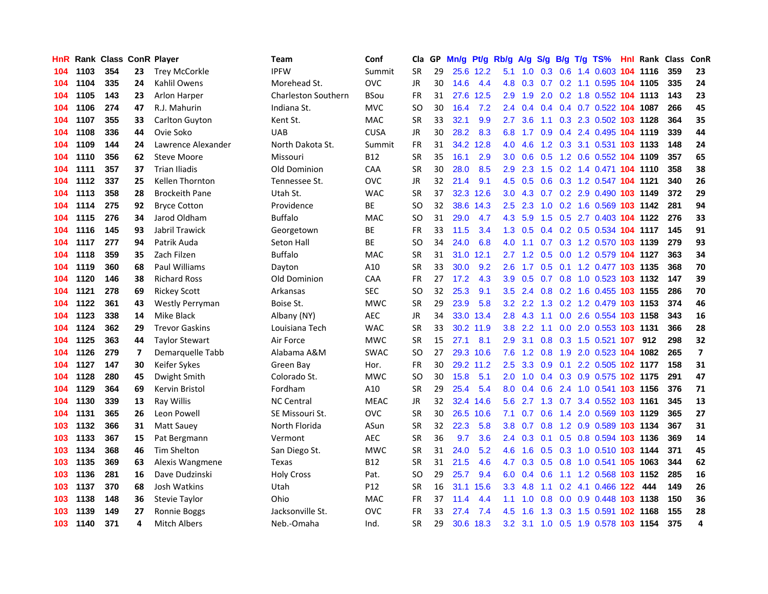| HnR | Rank | Class | ConR | Player | Team | Conf | Cla | GP | Mn/g | Pt/g | Rb/g | A/g | S/g | B/g | T/g | TS% | HnI | Rank | Class | ConR |
|---|---|---|---|---|---|---|---|---|---|---|---|---|---|---|---|---|---|---|---|---|
| 104 | 1103 | 354 | 23 | Trey McCorkle | IPFW | Summit | SR | 29 | 25.6 | 12.2 | 5.1 | 1.0 | 0.3 | 0.6 | 1.4 | 0.603 | 104 | 1116 | 359 | 23 |
| 104 | 1104 | 335 | 24 | Kahlil Owens | Morehead St. | OVC | JR | 30 | 14.6 | 4.4 | 4.8 | 0.3 | 0.7 | 0.2 | 1.1 | 0.595 | 104 | 1105 | 335 | 24 |
| 104 | 1105 | 143 | 23 | Arlon Harper | Charleston Southern | BSou | FR | 31 | 27.6 | 12.5 | 2.9 | 1.9 | 2.0 | 0.2 | 1.8 | 0.552 | 104 | 1113 | 143 | 23 |
| 104 | 1106 | 274 | 47 | R.J. Mahurin | Indiana St. | MVC | SO | 30 | 16.4 | 7.2 | 2.4 | 0.4 | 0.4 | 0.4 | 0.7 | 0.522 | 104 | 1087 | 266 | 45 |
| 104 | 1107 | 355 | 33 | Carlton Guyton | Kent St. | MAC | SR | 33 | 32.1 | 9.9 | 2.7 | 3.6 | 1.1 | 0.3 | 2.3 | 0.502 | 103 | 1128 | 364 | 35 |
| 104 | 1108 | 336 | 44 | Ovie Soko | UAB | CUSA | JR | 30 | 28.2 | 8.3 | 6.8 | 1.7 | 0.9 | 0.4 | 2.4 | 0.495 | 104 | 1119 | 339 | 44 |
| 104 | 1109 | 144 | 24 | Lawrence Alexander | North Dakota St. | Summit | FR | 31 | 34.2 | 12.8 | 4.0 | 4.6 | 1.2 | 0.3 | 3.1 | 0.531 | 103 | 1133 | 148 | 24 |
| 104 | 1110 | 356 | 62 | Steve Moore | Missouri | B12 | SR | 35 | 16.1 | 2.9 | 3.0 | 0.6 | 0.5 | 1.2 | 0.6 | 0.552 | 104 | 1109 | 357 | 65 |
| 104 | 1111 | 357 | 37 | Trian Iliadis | Old Dominion | CAA | SR | 30 | 28.0 | 8.5 | 2.9 | 2.3 | 1.5 | 0.2 | 1.4 | 0.471 | 104 | 1110 | 358 | 38 |
| 104 | 1112 | 337 | 25 | Kellen Thornton | Tennessee St. | OVC | JR | 32 | 21.4 | 9.1 | 4.5 | 0.5 | 0.6 | 0.3 | 1.2 | 0.547 | 104 | 1121 | 340 | 26 |
| 104 | 1113 | 358 | 28 | Brockeith Pane | Utah St. | WAC | SR | 37 | 32.3 | 12.6 | 3.0 | 4.3 | 0.7 | 0.2 | 2.9 | 0.490 | 103 | 1149 | 372 | 29 |
| 104 | 1114 | 275 | 92 | Bryce Cotton | Providence | BE | SO | 32 | 38.6 | 14.3 | 2.5 | 2.3 | 1.0 | 0.2 | 1.6 | 0.569 | 103 | 1142 | 281 | 94 |
| 104 | 1115 | 276 | 34 | Jarod Oldham | Buffalo | MAC | SO | 31 | 29.0 | 4.7 | 4.3 | 5.9 | 1.5 | 0.5 | 2.7 | 0.403 | 104 | 1122 | 276 | 33 |
| 104 | 1116 | 145 | 93 | Jabril Trawick | Georgetown | BE | FR | 33 | 11.5 | 3.4 | 1.3 | 0.5 | 0.4 | 0.2 | 0.5 | 0.534 | 104 | 1117 | 145 | 91 |
| 104 | 1117 | 277 | 94 | Patrik Auda | Seton Hall | BE | SO | 34 | 24.0 | 6.8 | 4.0 | 1.1 | 0.7 | 0.3 | 1.2 | 0.570 | 103 | 1139 | 279 | 93 |
| 104 | 1118 | 359 | 35 | Zach Filzen | Buffalo | MAC | SR | 31 | 31.0 | 12.1 | 2.7 | 1.2 | 0.5 | 0.0 | 1.2 | 0.579 | 104 | 1127 | 363 | 34 |
| 104 | 1119 | 360 | 68 | Paul Williams | Dayton | A10 | SR | 33 | 30.0 | 9.2 | 2.6 | 1.7 | 0.5 | 0.1 | 1.2 | 0.477 | 103 | 1135 | 368 | 70 |
| 104 | 1120 | 146 | 38 | Richard Ross | Old Dominion | CAA | FR | 27 | 17.2 | 4.3 | 3.9 | 0.5 | 0.7 | 0.8 | 1.0 | 0.523 | 103 | 1132 | 147 | 39 |
| 104 | 1121 | 278 | 69 | Rickey Scott | Arkansas | SEC | SO | 32 | 25.3 | 9.1 | 3.5 | 2.4 | 0.8 | 0.2 | 1.6 | 0.455 | 103 | 1155 | 286 | 70 |
| 104 | 1122 | 361 | 43 | Westly Perryman | Boise St. | MWC | SR | 29 | 23.9 | 5.8 | 3.2 | 2.2 | 1.3 | 0.2 | 1.2 | 0.479 | 103 | 1153 | 374 | 46 |
| 104 | 1123 | 338 | 14 | Mike Black | Albany (NY) | AEC | JR | 34 | 33.0 | 13.4 | 2.8 | 4.3 | 1.1 | 0.0 | 2.6 | 0.554 | 103 | 1158 | 343 | 16 |
| 104 | 1124 | 362 | 29 | Trevor Gaskins | Louisiana Tech | WAC | SR | 33 | 30.2 | 11.9 | 3.8 | 2.2 | 1.1 | 0.0 | 2.0 | 0.553 | 103 | 1131 | 366 | 28 |
| 104 | 1125 | 363 | 44 | Taylor Stewart | Air Force | MWC | SR | 15 | 27.1 | 8.1 | 2.9 | 3.1 | 0.8 | 0.3 | 1.5 | 0.521 | 107 | 912 | 298 | 32 |
| 104 | 1126 | 279 | 7 | Demarquelle Tabb | Alabama A&M | SWAC | SO | 27 | 29.3 | 10.6 | 7.6 | 1.2 | 0.8 | 1.9 | 2.0 | 0.523 | 104 | 1082 | 265 | 7 |
| 104 | 1127 | 147 | 30 | Keifer Sykes | Green Bay | Hor. | FR | 30 | 29.2 | 11.2 | 2.5 | 3.3 | 0.9 | 0.1 | 2.2 | 0.505 | 102 | 1177 | 158 | 31 |
| 104 | 1128 | 280 | 45 | Dwight Smith | Colorado St. | MWC | SO | 30 | 15.8 | 5.1 | 2.0 | 1.0 | 0.4 | 0.3 | 0.9 | 0.575 | 102 | 1175 | 291 | 47 |
| 104 | 1129 | 364 | 69 | Kervin Bristol | Fordham | A10 | SR | 29 | 25.4 | 5.4 | 8.0 | 0.4 | 0.6 | 2.4 | 1.0 | 0.541 | 103 | 1156 | 376 | 71 |
| 104 | 1130 | 339 | 13 | Ray Willis | NC Central | MEAC | JR | 32 | 32.4 | 14.6 | 5.6 | 2.7 | 1.3 | 0.7 | 3.4 | 0.552 | 103 | 1161 | 345 | 13 |
| 104 | 1131 | 365 | 26 | Leon Powell | SE Missouri St. | OVC | SR | 30 | 26.5 | 10.6 | 7.1 | 0.7 | 0.6 | 1.4 | 2.0 | 0.569 | 103 | 1129 | 365 | 27 |
| 103 | 1132 | 366 | 31 | Matt Sauey | North Florida | ASun | SR | 32 | 22.3 | 5.8 | 3.8 | 0.7 | 0.8 | 1.2 | 0.9 | 0.589 | 103 | 1134 | 367 | 31 |
| 103 | 1133 | 367 | 15 | Pat Bergmann | Vermont | AEC | SR | 36 | 9.7 | 3.6 | 2.4 | 0.3 | 0.1 | 0.5 | 0.8 | 0.594 | 103 | 1136 | 369 | 14 |
| 103 | 1134 | 368 | 46 | Tim Shelton | San Diego St. | MWC | SR | 31 | 24.0 | 5.2 | 4.6 | 1.6 | 0.5 | 0.3 | 1.0 | 0.510 | 103 | 1144 | 371 | 45 |
| 103 | 1135 | 369 | 63 | Alexis Wangmene | Texas | B12 | SR | 31 | 21.5 | 4.6 | 4.7 | 0.3 | 0.5 | 0.8 | 1.0 | 0.541 | 105 | 1063 | 344 | 62 |
| 103 | 1136 | 281 | 16 | Dave Dudzinski | Holy Cross | Pat. | SO | 29 | 25.7 | 9.4 | 6.0 | 0.4 | 0.6 | 1.1 | 1.2 | 0.568 | 103 | 1152 | 285 | 16 |
| 103 | 1137 | 370 | 68 | Josh Watkins | Utah | P12 | SR | 16 | 31.1 | 15.6 | 3.3 | 4.8 | 1.1 | 0.2 | 4.1 | 0.466 | 122 | 444 | 149 | 26 |
| 103 | 1138 | 148 | 36 | Stevie Taylor | Ohio | MAC | FR | 37 | 11.4 | 4.4 | 1.1 | 1.0 | 0.8 | 0.0 | 0.9 | 0.448 | 103 | 1138 | 150 | 36 |
| 103 | 1139 | 149 | 27 | Ronnie Boggs | Jacksonville St. | OVC | FR | 33 | 27.4 | 7.4 | 4.5 | 1.6 | 1.3 | 0.3 | 1.5 | 0.591 | 102 | 1168 | 155 | 28 |
| 103 | 1140 | 371 | 4 | Mitch Albers | Neb.-Omaha | Ind. | SR | 29 | 30.6 | 18.3 | 3.2 | 3.1 | 1.0 | 0.5 | 1.9 | 0.578 | 103 | 1154 | 375 | 4 |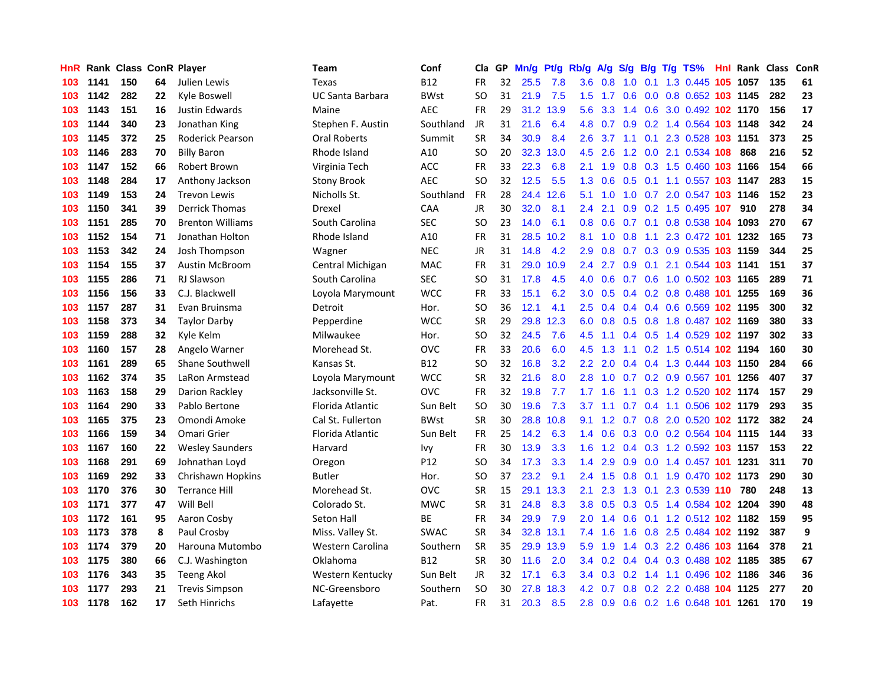| HnR | Rank | Class | ConR | Player | Team | Conf | Cla | GP | Mn/g | Pt/g | Rb/g | A/g | S/g | B/g | T/g | TS% | HnI | Rank | Class | ConR |
|---|---|---|---|---|---|---|---|---|---|---|---|---|---|---|---|---|---|---|---|---|
| 103 | 1141 | 150 | 64 | Julien Lewis | Texas | B12 | FR | 32 | 25.5 | 7.8 | 3.6 | 0.8 | 1.0 | 0.1 | 1.3 | 0.445 | 105 | 1057 | 135 | 61 |
| 103 | 1142 | 282 | 22 | Kyle Boswell | UC Santa Barbara | BWst | SO | 31 | 21.9 | 7.5 | 1.5 | 1.7 | 0.6 | 0.0 | 0.8 | 0.652 | 103 | 1145 | 282 | 23 |
| 103 | 1143 | 151 | 16 | Justin Edwards | Maine | AEC | FR | 29 | 31.2 | 13.9 | 5.6 | 3.3 | 1.4 | 0.6 | 3.0 | 0.492 | 102 | 1170 | 156 | 17 |
| 103 | 1144 | 340 | 23 | Jonathan King | Stephen F. Austin | Southland | JR | 31 | 21.6 | 6.4 | 4.8 | 0.7 | 0.9 | 0.2 | 1.4 | 0.564 | 103 | 1148 | 342 | 24 |
| 103 | 1145 | 372 | 25 | Roderick Pearson | Oral Roberts | Summit | SR | 34 | 30.9 | 8.4 | 2.6 | 3.7 | 1.1 | 0.1 | 2.3 | 0.528 | 103 | 1151 | 373 | 25 |
| 103 | 1146 | 283 | 70 | Billy Baron | Rhode Island | A10 | SO | 20 | 32.3 | 13.0 | 4.5 | 2.6 | 1.2 | 0.0 | 2.1 | 0.534 | 108 | 868 | 216 | 52 |
| 103 | 1147 | 152 | 66 | Robert Brown | Virginia Tech | ACC | FR | 33 | 22.3 | 6.8 | 2.1 | 1.9 | 0.8 | 0.3 | 1.5 | 0.460 | 103 | 1166 | 154 | 66 |
| 103 | 1148 | 284 | 17 | Anthony Jackson | Stony Brook | AEC | SO | 32 | 12.5 | 5.5 | 1.3 | 0.6 | 0.5 | 0.1 | 1.1 | 0.557 | 103 | 1147 | 283 | 15 |
| 103 | 1149 | 153 | 24 | Trevon Lewis | Nicholls St. | Southland | FR | 28 | 24.4 | 12.6 | 5.1 | 1.0 | 1.0 | 0.7 | 2.0 | 0.547 | 103 | 1146 | 152 | 23 |
| 103 | 1150 | 341 | 39 | Derrick Thomas | Drexel | CAA | JR | 30 | 32.0 | 8.1 | 2.4 | 2.1 | 0.9 | 0.2 | 1.5 | 0.495 | 107 | 910 | 278 | 34 |
| 103 | 1151 | 285 | 70 | Brenton Williams | South Carolina | SEC | SO | 23 | 14.0 | 6.1 | 0.8 | 0.6 | 0.7 | 0.1 | 0.8 | 0.538 | 104 | 1093 | 270 | 67 |
| 103 | 1152 | 154 | 71 | Jonathan Holton | Rhode Island | A10 | FR | 31 | 28.5 | 10.2 | 8.1 | 1.0 | 0.8 | 1.1 | 2.3 | 0.472 | 101 | 1232 | 165 | 73 |
| 103 | 1153 | 342 | 24 | Josh Thompson | Wagner | NEC | JR | 31 | 14.8 | 4.2 | 2.9 | 0.8 | 0.7 | 0.3 | 0.9 | 0.535 | 103 | 1159 | 344 | 25 |
| 103 | 1154 | 155 | 37 | Austin McBroom | Central Michigan | MAC | FR | 31 | 29.0 | 10.9 | 2.4 | 2.7 | 0.9 | 0.1 | 2.1 | 0.544 | 103 | 1141 | 151 | 37 |
| 103 | 1155 | 286 | 71 | RJ Slawson | South Carolina | SEC | SO | 31 | 17.8 | 4.5 | 4.0 | 0.6 | 0.7 | 0.6 | 1.0 | 0.502 | 103 | 1165 | 289 | 71 |
| 103 | 1156 | 156 | 33 | C.J. Blackwell | Loyola Marymount | WCC | FR | 33 | 15.1 | 6.2 | 3.0 | 0.5 | 0.4 | 0.2 | 0.8 | 0.488 | 101 | 1255 | 169 | 36 |
| 103 | 1157 | 287 | 31 | Evan Bruinsma | Detroit | Hor. | SO | 36 | 12.1 | 4.1 | 2.5 | 0.4 | 0.4 | 0.4 | 0.6 | 0.569 | 102 | 1195 | 300 | 32 |
| 103 | 1158 | 373 | 34 | Taylor Darby | Pepperdine | WCC | SR | 29 | 29.8 | 12.3 | 6.0 | 0.8 | 0.5 | 0.8 | 1.8 | 0.487 | 102 | 1169 | 380 | 33 |
| 103 | 1159 | 288 | 32 | Kyle Kelm | Milwaukee | Hor. | SO | 32 | 24.5 | 7.6 | 4.5 | 1.1 | 0.4 | 0.5 | 1.4 | 0.529 | 102 | 1197 | 302 | 33 |
| 103 | 1160 | 157 | 28 | Angelo Warner | Morehead St. | OVC | FR | 33 | 20.6 | 6.0 | 4.5 | 1.3 | 1.1 | 0.2 | 1.5 | 0.514 | 102 | 1194 | 160 | 30 |
| 103 | 1161 | 289 | 65 | Shane Southwell | Kansas St. | B12 | SO | 32 | 16.8 | 3.2 | 2.2 | 2.0 | 0.4 | 0.4 | 1.3 | 0.444 | 103 | 1150 | 284 | 66 |
| 103 | 1162 | 374 | 35 | LaRon Armstead | Loyola Marymount | WCC | SR | 32 | 21.6 | 8.0 | 2.8 | 1.0 | 0.7 | 0.2 | 0.9 | 0.567 | 101 | 1256 | 407 | 37 |
| 103 | 1163 | 158 | 29 | Darion Rackley | Jacksonville St. | OVC | FR | 32 | 19.8 | 7.7 | 1.7 | 1.6 | 1.1 | 0.3 | 1.2 | 0.520 | 102 | 1174 | 157 | 29 |
| 103 | 1164 | 290 | 33 | Pablo Bertone | Florida Atlantic | Sun Belt | SO | 30 | 19.6 | 7.3 | 3.7 | 1.1 | 0.7 | 0.4 | 1.1 | 0.506 | 102 | 1179 | 293 | 35 |
| 103 | 1165 | 375 | 23 | Omondi Amoke | Cal St. Fullerton | BWst | SR | 30 | 28.8 | 10.8 | 9.1 | 1.2 | 0.7 | 0.8 | 2.0 | 0.520 | 102 | 1172 | 382 | 24 |
| 103 | 1166 | 159 | 34 | Omari Grier | Florida Atlantic | Sun Belt | FR | 25 | 14.2 | 6.3 | 1.4 | 0.6 | 0.3 | 0.0 | 0.2 | 0.564 | 104 | 1115 | 144 | 33 |
| 103 | 1167 | 160 | 22 | Wesley Saunders | Harvard | Ivy | FR | 30 | 13.9 | 3.3 | 1.6 | 1.2 | 0.4 | 0.3 | 1.2 | 0.592 | 103 | 1157 | 153 | 22 |
| 103 | 1168 | 291 | 69 | Johnathan Loyd | Oregon | P12 | SO | 34 | 17.3 | 3.3 | 1.4 | 2.9 | 0.9 | 0.0 | 1.4 | 0.457 | 101 | 1231 | 311 | 70 |
| 103 | 1169 | 292 | 33 | Chrishawn Hopkins | Butler | Hor. | SO | 37 | 23.2 | 9.1 | 2.4 | 1.5 | 0.8 | 0.1 | 1.9 | 0.470 | 102 | 1173 | 290 | 30 |
| 103 | 1170 | 376 | 30 | Terrance Hill | Morehead St. | OVC | SR | 15 | 29.1 | 13.3 | 2.1 | 2.3 | 1.3 | 0.1 | 2.3 | 0.539 | 110 | 780 | 248 | 13 |
| 103 | 1171 | 377 | 47 | Will Bell | Colorado St. | MWC | SR | 31 | 24.8 | 8.3 | 3.8 | 0.5 | 0.3 | 0.5 | 1.4 | 0.584 | 102 | 1204 | 390 | 48 |
| 103 | 1172 | 161 | 95 | Aaron Cosby | Seton Hall | BE | FR | 34 | 29.9 | 7.9 | 2.0 | 1.4 | 0.6 | 0.1 | 1.2 | 0.512 | 102 | 1182 | 159 | 95 |
| 103 | 1173 | 378 | 8 | Paul Crosby | Miss. Valley St. | SWAC | SR | 34 | 32.8 | 13.1 | 7.4 | 1.6 | 1.6 | 0.8 | 2.5 | 0.484 | 102 | 1192 | 387 | 9 |
| 103 | 1174 | 379 | 20 | Harouna Mutombo | Western Carolina | Southern | SR | 35 | 29.9 | 13.9 | 5.9 | 1.9 | 1.4 | 0.3 | 2.2 | 0.486 | 103 | 1164 | 378 | 21 |
| 103 | 1175 | 380 | 66 | C.J. Washington | Oklahoma | B12 | SR | 30 | 11.6 | 2.0 | 3.4 | 0.2 | 0.4 | 0.4 | 0.3 | 0.488 | 102 | 1185 | 385 | 67 |
| 103 | 1176 | 343 | 35 | Teeng Akol | Western Kentucky | Sun Belt | JR | 32 | 17.1 | 6.3 | 3.4 | 0.3 | 0.2 | 1.4 | 1.1 | 0.496 | 102 | 1186 | 346 | 36 |
| 103 | 1177 | 293 | 21 | Trevis Simpson | NC-Greensboro | Southern | SO | 30 | 27.8 | 18.3 | 4.2 | 0.7 | 0.8 | 0.2 | 2.2 | 0.488 | 104 | 1125 | 277 | 20 |
| 103 | 1178 | 162 | 17 | Seth Hinrichs | Lafayette | Pat. | FR | 31 | 20.3 | 8.5 | 2.8 | 0.9 | 0.6 | 0.2 | 1.6 | 0.648 | 101 | 1261 | 170 | 19 |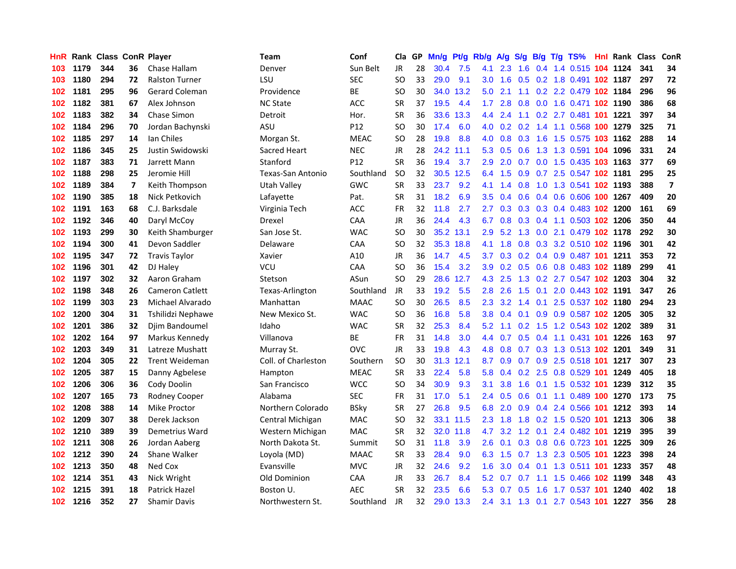| HnR | Rank | Class | ConR | Player | Team | Conf | Cla | GP | Mn/g | Pt/g | Rb/g | A/g | S/g | B/g | T/g | TS% | HnI | Rank | Class | ConR |
|---|---|---|---|---|---|---|---|---|---|---|---|---|---|---|---|---|---|---|---|---|
| 103 | 1179 | 344 | 36 | Chase Hallam | Denver | Sun Belt | JR | 28 | 30.4 | 7.5 | 4.1 | 2.3 | 1.6 | 0.4 | 1.4 | 0.515 | 104 | 1124 | 341 | 34 |
| 103 | 1180 | 294 | 72 | Ralston Turner | LSU | SEC | SO | 33 | 29.0 | 9.1 | 3.0 | 1.6 | 0.5 | 0.2 | 1.8 | 0.491 | 102 | 1187 | 297 | 72 |
| 102 | 1181 | 295 | 96 | Gerard Coleman | Providence | BE | SO | 30 | 34.0 | 13.2 | 5.0 | 2.1 | 1.1 | 0.2 | 2.2 | 0.479 | 102 | 1184 | 296 | 96 |
| 102 | 1182 | 381 | 67 | Alex Johnson | NC State | ACC | SR | 37 | 19.5 | 4.4 | 1.7 | 2.8 | 0.8 | 0.0 | 1.6 | 0.471 | 102 | 1190 | 386 | 68 |
| 102 | 1183 | 382 | 34 | Chase Simon | Detroit | Hor. | SR | 36 | 33.6 | 13.3 | 4.4 | 2.4 | 1.1 | 0.2 | 2.7 | 0.481 | 101 | 1221 | 397 | 34 |
| 102 | 1184 | 296 | 70 | Jordan Bachynski | ASU | P12 | SO | 30 | 17.4 | 6.0 | 4.0 | 0.2 | 0.2 | 1.4 | 1.1 | 0.568 | 100 | 1279 | 325 | 71 |
| 102 | 1185 | 297 | 14 | Ian Chiles | Morgan St. | MEAC | SO | 28 | 19.8 | 8.8 | 4.0 | 0.8 | 0.3 | 1.6 | 1.5 | 0.575 | 103 | 1162 | 288 | 14 |
| 102 | 1186 | 345 | 25 | Justin Swidowski | Sacred Heart | NEC | JR | 28 | 24.2 | 11.1 | 5.3 | 0.5 | 0.6 | 1.3 | 1.3 | 0.591 | 104 | 1096 | 331 | 24 |
| 102 | 1187 | 383 | 71 | Jarrett Mann | Stanford | P12 | SR | 36 | 19.4 | 3.7 | 2.9 | 2.0 | 0.7 | 0.0 | 1.5 | 0.435 | 103 | 1163 | 377 | 69 |
| 102 | 1188 | 298 | 25 | Jeromie Hill | Texas-San Antonio | Southland | SO | 32 | 30.5 | 12.5 | 6.4 | 1.5 | 0.9 | 0.7 | 2.5 | 0.547 | 102 | 1181 | 295 | 25 |
| 102 | 1189 | 384 | 7 | Keith Thompson | Utah Valley | GWC | SR | 33 | 23.7 | 9.2 | 4.1 | 1.4 | 0.8 | 1.0 | 1.3 | 0.541 | 102 | 1193 | 388 | 7 |
| 102 | 1190 | 385 | 18 | Nick Petkovich | Lafayette | Pat. | SR | 31 | 18.2 | 6.9 | 3.5 | 0.4 | 0.6 | 0.4 | 0.6 | 0.606 | 100 | 1267 | 409 | 20 |
| 102 | 1191 | 163 | 68 | C.J. Barksdale | Virginia Tech | ACC | FR | 32 | 11.8 | 2.7 | 2.7 | 0.3 | 0.3 | 0.3 | 0.4 | 0.483 | 102 | 1200 | 161 | 69 |
| 102 | 1192 | 346 | 40 | Daryl McCoy | Drexel | CAA | JR | 36 | 24.4 | 4.3 | 6.7 | 0.8 | 0.3 | 0.4 | 1.1 | 0.503 | 102 | 1206 | 350 | 44 |
| 102 | 1193 | 299 | 30 | Keith Shamburger | San Jose St. | WAC | SO | 30 | 35.2 | 13.1 | 2.9 | 5.2 | 1.3 | 0.0 | 2.1 | 0.479 | 102 | 1178 | 292 | 30 |
| 102 | 1194 | 300 | 41 | Devon Saddler | Delaware | CAA | SO | 32 | 35.3 | 18.8 | 4.1 | 1.8 | 0.8 | 0.3 | 3.2 | 0.510 | 102 | 1196 | 301 | 42 |
| 102 | 1195 | 347 | 72 | Travis Taylor | Xavier | A10 | JR | 36 | 14.7 | 4.5 | 3.7 | 0.3 | 0.2 | 0.4 | 0.9 | 0.487 | 101 | 1211 | 353 | 72 |
| 102 | 1196 | 301 | 42 | DJ Haley | VCU | CAA | SO | 36 | 15.4 | 3.2 | 3.9 | 0.2 | 0.5 | 0.6 | 0.8 | 0.483 | 102 | 1189 | 299 | 41 |
| 102 | 1197 | 302 | 32 | Aaron Graham | Stetson | ASun | SO | 29 | 28.6 | 12.7 | 4.3 | 2.5 | 1.3 | 0.2 | 2.7 | 0.547 | 102 | 1203 | 304 | 32 |
| 102 | 1198 | 348 | 26 | Cameron Catlett | Texas-Arlington | Southland | JR | 33 | 19.2 | 5.5 | 2.8 | 2.6 | 1.5 | 0.1 | 2.0 | 0.443 | 102 | 1191 | 347 | 26 |
| 102 | 1199 | 303 | 23 | Michael Alvarado | Manhattan | MAAC | SO | 30 | 26.5 | 8.5 | 2.3 | 3.2 | 1.4 | 0.1 | 2.5 | 0.537 | 102 | 1180 | 294 | 23 |
| 102 | 1200 | 304 | 31 | Tshilidzi Nephawe | New Mexico St. | WAC | SO | 36 | 16.8 | 5.8 | 3.8 | 0.4 | 0.1 | 0.9 | 0.9 | 0.587 | 102 | 1205 | 305 | 32 |
| 102 | 1201 | 386 | 32 | Djim Bandoumel | Idaho | WAC | SR | 32 | 25.3 | 8.4 | 5.2 | 1.1 | 0.2 | 1.5 | 1.2 | 0.543 | 102 | 1202 | 389 | 31 |
| 102 | 1202 | 164 | 97 | Markus Kennedy | Villanova | BE | FR | 31 | 14.8 | 3.0 | 4.4 | 0.7 | 0.5 | 0.4 | 1.1 | 0.431 | 101 | 1226 | 163 | 97 |
| 102 | 1203 | 349 | 31 | Latreze Mushatt | Murray St. | OVC | JR | 33 | 19.8 | 4.3 | 4.8 | 0.8 | 0.7 | 0.3 | 1.3 | 0.513 | 102 | 1201 | 349 | 31 |
| 102 | 1204 | 305 | 22 | Trent Weideman | Coll. of Charleston | Southern | SO | 30 | 31.3 | 12.1 | 8.7 | 0.9 | 0.7 | 0.9 | 2.5 | 0.518 | 101 | 1217 | 307 | 23 |
| 102 | 1205 | 387 | 15 | Danny Agbelese | Hampton | MEAC | SR | 33 | 22.4 | 5.8 | 5.8 | 0.4 | 0.2 | 2.5 | 0.8 | 0.529 | 101 | 1249 | 405 | 18 |
| 102 | 1206 | 306 | 36 | Cody Doolin | San Francisco | WCC | SO | 34 | 30.9 | 9.3 | 3.1 | 3.8 | 1.6 | 0.1 | 1.5 | 0.532 | 101 | 1239 | 312 | 35 |
| 102 | 1207 | 165 | 73 | Rodney Cooper | Alabama | SEC | FR | 31 | 17.0 | 5.1 | 2.4 | 0.5 | 0.6 | 0.1 | 1.1 | 0.489 | 100 | 1270 | 173 | 75 |
| 102 | 1208 | 388 | 14 | Mike Proctor | Northern Colorado | BSky | SR | 27 | 26.8 | 9.5 | 6.8 | 2.0 | 0.9 | 0.4 | 2.4 | 0.566 | 101 | 1212 | 393 | 14 |
| 102 | 1209 | 307 | 38 | Derek Jackson | Central Michigan | MAC | SO | 32 | 33.1 | 11.5 | 2.3 | 1.8 | 1.8 | 0.2 | 1.5 | 0.520 | 101 | 1213 | 306 | 38 |
| 102 | 1210 | 389 | 39 | Demetrius Ward | Western Michigan | MAC | SR | 32 | 32.0 | 11.8 | 4.7 | 3.2 | 1.2 | 0.1 | 2.4 | 0.482 | 101 | 1219 | 395 | 39 |
| 102 | 1211 | 308 | 26 | Jordan Aaberg | North Dakota St. | Summit | SO | 31 | 11.8 | 3.9 | 2.6 | 0.1 | 0.3 | 0.8 | 0.6 | 0.723 | 101 | 1225 | 309 | 26 |
| 102 | 1212 | 390 | 24 | Shane Walker | Loyola (MD) | MAAC | SR | 33 | 28.4 | 9.0 | 6.3 | 1.5 | 0.7 | 1.3 | 2.3 | 0.505 | 101 | 1223 | 398 | 24 |
| 102 | 1213 | 350 | 48 | Ned Cox | Evansville | MVC | JR | 32 | 24.6 | 9.2 | 1.6 | 3.0 | 0.4 | 0.1 | 1.3 | 0.511 | 101 | 1233 | 357 | 48 |
| 102 | 1214 | 351 | 43 | Nick Wright | Old Dominion | CAA | JR | 33 | 26.7 | 8.4 | 5.2 | 0.7 | 0.7 | 1.1 | 1.5 | 0.466 | 102 | 1199 | 348 | 43 |
| 102 | 1215 | 391 | 18 | Patrick Hazel | Boston U. | AEC | SR | 32 | 23.5 | 6.6 | 5.3 | 0.7 | 0.5 | 1.6 | 1.7 | 0.537 | 101 | 1240 | 402 | 18 |
| 102 | 1216 | 352 | 27 | Shamir Davis | Northwestern St. | Southland | JR | 32 | 29.0 | 13.3 | 2.4 | 3.1 | 1.3 | 0.1 | 2.7 | 0.543 | 101 | 1227 | 356 | 28 |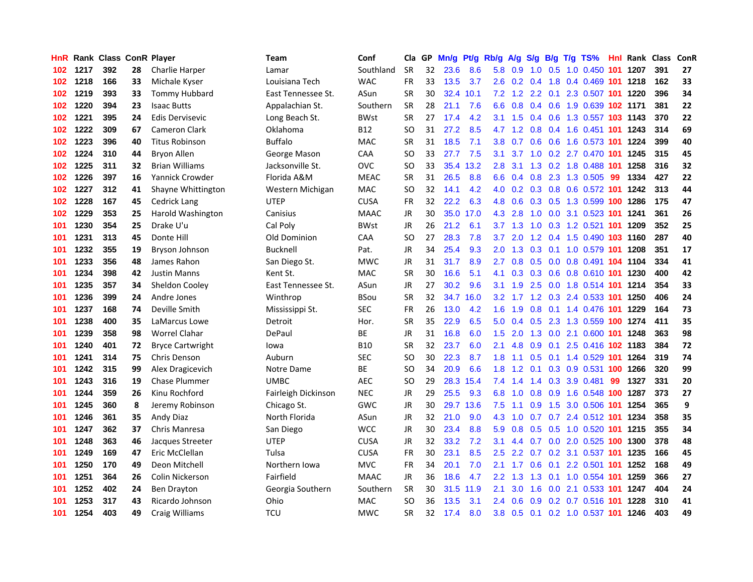| HnR | Rank | Class | ConR | Player | Team | Conf | Cla | GP | Mn/g | Pt/g | Rb/g | A/g | S/g | B/g | T/g | TS% | HnI | Rank | Class | ConR |
|---|---|---|---|---|---|---|---|---|---|---|---|---|---|---|---|---|---|---|---|---|
| 102 | 1217 | 392 | 28 | Charlie Harper | Lamar | Southland | SR | 32 | 23.6 | 8.6 | 5.8 | 0.9 | 1.0 | 0.5 | 1.0 | 0.450 | 101 | 1207 | 391 | 27 |
| 102 | 1218 | 166 | 33 | Michale Kyser | Louisiana Tech | WAC | FR | 33 | 13.5 | 3.7 | 2.6 | 0.2 | 0.4 | 1.8 | 0.4 | 0.469 | 101 | 1218 | 162 | 33 |
| 102 | 1219 | 393 | 33 | Tommy Hubbard | East Tennessee St. | ASun | SR | 30 | 32.4 | 10.1 | 7.2 | 1.2 | 2.2 | 0.1 | 2.3 | 0.507 | 101 | 1220 | 396 | 34 |
| 102 | 1220 | 394 | 23 | Isaac Butts | Appalachian St. | Southern | SR | 28 | 21.1 | 7.6 | 6.6 | 0.8 | 0.4 | 0.6 | 1.9 | 0.639 | 102 | 1171 | 381 | 22 |
| 102 | 1221 | 395 | 24 | Edis Dervisevic | Long Beach St. | BWst | SR | 27 | 17.4 | 4.2 | 3.1 | 1.5 | 0.4 | 0.6 | 1.3 | 0.557 | 103 | 1143 | 370 | 22 |
| 102 | 1222 | 309 | 67 | Cameron Clark | Oklahoma | B12 | SO | 31 | 27.2 | 8.5 | 4.7 | 1.2 | 0.8 | 0.4 | 1.6 | 0.451 | 101 | 1243 | 314 | 69 |
| 102 | 1223 | 396 | 40 | Titus Robinson | Buffalo | MAC | SR | 31 | 18.5 | 7.1 | 3.8 | 0.7 | 0.6 | 0.6 | 1.6 | 0.573 | 101 | 1224 | 399 | 40 |
| 102 | 1224 | 310 | 44 | Bryon Allen | George Mason | CAA | SO | 33 | 27.7 | 7.5 | 3.1 | 3.7 | 1.0 | 0.2 | 2.7 | 0.470 | 101 | 1245 | 315 | 45 |
| 102 | 1225 | 311 | 32 | Brian Williams | Jacksonville St. | OVC | SO | 33 | 35.4 | 13.2 | 2.8 | 3.1 | 1.3 | 0.2 | 1.8 | 0.488 | 101 | 1258 | 316 | 32 |
| 102 | 1226 | 397 | 16 | Yannick Crowder | Florida A&M | MEAC | SR | 31 | 26.5 | 8.8 | 6.6 | 0.4 | 0.8 | 2.3 | 1.3 | 0.505 | 99 | 1334 | 427 | 22 |
| 102 | 1227 | 312 | 41 | Shayne Whittington | Western Michigan | MAC | SO | 32 | 14.1 | 4.2 | 4.0 | 0.2 | 0.3 | 0.8 | 0.6 | 0.572 | 101 | 1242 | 313 | 44 |
| 102 | 1228 | 167 | 45 | Cedrick Lang | UTEP | CUSA | FR | 32 | 22.2 | 6.3 | 4.8 | 0.6 | 0.3 | 0.5 | 1.3 | 0.599 | 100 | 1286 | 175 | 47 |
| 102 | 1229 | 353 | 25 | Harold Washington | Canisius | MAAC | JR | 30 | 35.0 | 17.0 | 4.3 | 2.8 | 1.0 | 0.0 | 3.1 | 0.523 | 101 | 1241 | 361 | 26 |
| 101 | 1230 | 354 | 25 | Drake U'u | Cal Poly | BWst | JR | 26 | 21.2 | 6.1 | 3.7 | 1.3 | 1.0 | 0.3 | 1.2 | 0.521 | 101 | 1209 | 352 | 25 |
| 101 | 1231 | 313 | 45 | Donte Hill | Old Dominion | CAA | SO | 27 | 28.3 | 7.8 | 3.7 | 2.0 | 1.2 | 0.4 | 1.5 | 0.490 | 103 | 1160 | 287 | 40 |
| 101 | 1232 | 355 | 19 | Bryson Johnson | Bucknell | Pat. | JR | 34 | 25.4 | 9.3 | 2.0 | 1.3 | 0.3 | 0.1 | 1.0 | 0.579 | 101 | 1208 | 351 | 17 |
| 101 | 1233 | 356 | 48 | James Rahon | San Diego St. | MWC | JR | 31 | 31.7 | 8.9 | 2.7 | 0.8 | 0.5 | 0.0 | 0.8 | 0.491 | 104 | 1104 | 334 | 41 |
| 101 | 1234 | 398 | 42 | Justin Manns | Kent St. | MAC | SR | 30 | 16.6 | 5.1 | 4.1 | 0.3 | 0.3 | 0.6 | 0.8 | 0.610 | 101 | 1230 | 400 | 42 |
| 101 | 1235 | 357 | 34 | Sheldon Cooley | East Tennessee St. | ASun | JR | 27 | 30.2 | 9.6 | 3.1 | 1.9 | 2.5 | 0.0 | 1.8 | 0.514 | 101 | 1214 | 354 | 33 |
| 101 | 1236 | 399 | 24 | Andre Jones | Winthrop | BSou | SR | 32 | 34.7 | 16.0 | 3.2 | 1.7 | 1.2 | 0.3 | 2.4 | 0.533 | 101 | 1250 | 406 | 24 |
| 101 | 1237 | 168 | 74 | Deville Smith | Mississippi St. | SEC | FR | 26 | 13.0 | 4.2 | 1.6 | 1.9 | 0.8 | 0.1 | 1.4 | 0.476 | 101 | 1229 | 164 | 73 |
| 101 | 1238 | 400 | 35 | LaMarcus Lowe | Detroit | Hor. | SR | 35 | 22.9 | 6.5 | 5.0 | 0.4 | 0.5 | 2.3 | 1.3 | 0.559 | 100 | 1274 | 411 | 35 |
| 101 | 1239 | 358 | 98 | Worrel Clahar | DePaul | BE | JR | 31 | 16.8 | 6.0 | 1.5 | 2.0 | 1.3 | 0.0 | 2.1 | 0.600 | 101 | 1248 | 363 | 98 |
| 101 | 1240 | 401 | 72 | Bryce Cartwright | Iowa | B10 | SR | 32 | 23.7 | 6.0 | 2.1 | 4.8 | 0.9 | 0.1 | 2.5 | 0.416 | 102 | 1183 | 384 | 72 |
| 101 | 1241 | 314 | 75 | Chris Denson | Auburn | SEC | SO | 30 | 22.3 | 8.7 | 1.8 | 1.1 | 0.5 | 0.1 | 1.4 | 0.529 | 101 | 1264 | 319 | 74 |
| 101 | 1242 | 315 | 99 | Alex Dragicevich | Notre Dame | BE | SO | 34 | 20.9 | 6.6 | 1.8 | 1.2 | 0.1 | 0.3 | 0.9 | 0.531 | 100 | 1266 | 320 | 99 |
| 101 | 1243 | 316 | 19 | Chase Plummer | UMBC | AEC | SO | 29 | 28.3 | 15.4 | 7.4 | 1.4 | 1.4 | 0.3 | 3.9 | 0.481 | 99 | 1327 | 331 | 20 |
| 101 | 1244 | 359 | 26 | Kinu Rochford | Fairleigh Dickinson | NEC | JR | 29 | 25.5 | 9.3 | 6.8 | 1.0 | 0.8 | 0.9 | 1.6 | 0.548 | 100 | 1287 | 373 | 27 |
| 101 | 1245 | 360 | 8 | Jeremy Robinson | Chicago St. | GWC | JR | 30 | 29.7 | 13.6 | 7.5 | 1.1 | 0.9 | 1.5 | 3.0 | 0.506 | 101 | 1254 | 365 | 9 |
| 101 | 1246 | 361 | 35 | Andy Diaz | North Florida | ASun | JR | 32 | 21.0 | 9.0 | 4.3 | 1.0 | 0.7 | 0.7 | 2.4 | 0.512 | 101 | 1234 | 358 | 35 |
| 101 | 1247 | 362 | 37 | Chris Manresa | San Diego | WCC | JR | 30 | 23.4 | 8.8 | 5.9 | 0.8 | 0.5 | 0.5 | 1.0 | 0.520 | 101 | 1215 | 355 | 34 |
| 101 | 1248 | 363 | 46 | Jacques Streeter | UTEP | CUSA | JR | 32 | 33.2 | 7.2 | 3.1 | 4.4 | 0.7 | 0.0 | 2.0 | 0.525 | 100 | 1300 | 378 | 48 |
| 101 | 1249 | 169 | 47 | Eric McClellan | Tulsa | CUSA | FR | 30 | 23.1 | 8.5 | 2.5 | 2.2 | 0.7 | 0.2 | 3.1 | 0.537 | 101 | 1235 | 166 | 45 |
| 101 | 1250 | 170 | 49 | Deon Mitchell | Northern Iowa | MVC | FR | 34 | 20.1 | 7.0 | 2.1 | 1.7 | 0.6 | 0.1 | 2.2 | 0.501 | 101 | 1252 | 168 | 49 |
| 101 | 1251 | 364 | 26 | Colin Nickerson | Fairfield | MAAC | JR | 36 | 18.6 | 4.7 | 2.2 | 1.3 | 1.3 | 0.1 | 1.0 | 0.554 | 101 | 1259 | 366 | 27 |
| 101 | 1252 | 402 | 24 | Ben Drayton | Georgia Southern | Southern | SR | 30 | 31.5 | 11.9 | 2.1 | 3.0 | 1.6 | 0.0 | 2.1 | 0.533 | 101 | 1247 | 404 | 24 |
| 101 | 1253 | 317 | 43 | Ricardo Johnson | Ohio | MAC | SO | 36 | 13.5 | 3.1 | 2.4 | 0.6 | 0.9 | 0.2 | 0.7 | 0.516 | 101 | 1228 | 310 | 41 |
| 101 | 1254 | 403 | 49 | Craig Williams | TCU | MWC | SR | 32 | 17.4 | 8.0 | 3.8 | 0.5 | 0.1 | 0.2 | 1.0 | 0.537 | 101 | 1246 | 403 | 49 |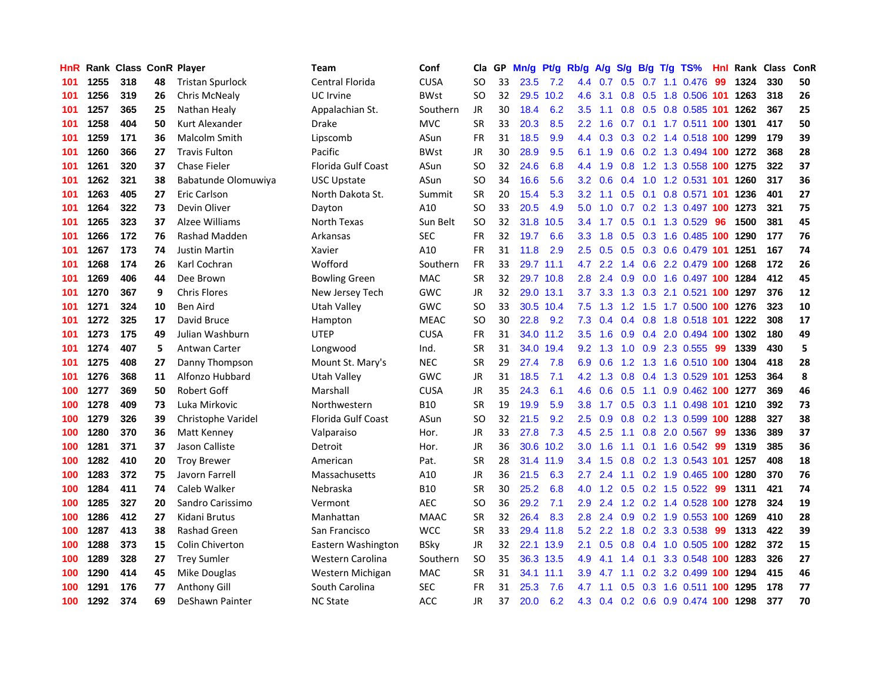| HnR | Rank | Class | ConR | Player | Team | Conf | Cla | GP | Mn/g | Pt/g | Rb/g | A/g | S/g | B/g | T/g | TS% | HnI | Rank | Class | ConR |
|---|---|---|---|---|---|---|---|---|---|---|---|---|---|---|---|---|---|---|---|---|
| 101 | 1255 | 318 | 48 | Tristan Spurlock | Central Florida | CUSA | SO | 33 | 23.5 | 7.2 | 4.4 | 0.7 | 0.5 | 0.7 | 1.1 | 0.476 | 99 | 1324 | 330 | 50 |
| 101 | 1256 | 319 | 26 | Chris McNealy | UC Irvine | BWst | SO | 32 | 29.5 | 10.2 | 4.6 | 3.1 | 0.8 | 0.5 | 1.8 | 0.506 | 101 | 1263 | 318 | 26 |
| 101 | 1257 | 365 | 25 | Nathan Healy | Appalachian St. | Southern | JR | 30 | 18.4 | 6.2 | 3.5 | 1.1 | 0.8 | 0.5 | 0.8 | 0.585 | 101 | 1262 | 367 | 25 |
| 101 | 1258 | 404 | 50 | Kurt Alexander | Drake | MVC | SR | 33 | 20.3 | 8.5 | 2.2 | 1.6 | 0.7 | 0.1 | 1.7 | 0.511 | 100 | 1301 | 417 | 50 |
| 101 | 1259 | 171 | 36 | Malcolm Smith | Lipscomb | ASun | FR | 31 | 18.5 | 9.9 | 4.4 | 0.3 | 0.3 | 0.2 | 1.4 | 0.518 | 100 | 1299 | 179 | 39 |
| 101 | 1260 | 366 | 27 | Travis Fulton | Pacific | BWst | JR | 30 | 28.9 | 9.5 | 6.1 | 1.9 | 0.6 | 0.2 | 1.3 | 0.494 | 100 | 1272 | 368 | 28 |
| 101 | 1261 | 320 | 37 | Chase Fieler | Florida Gulf Coast | ASun | SO | 32 | 24.6 | 6.8 | 4.4 | 1.9 | 0.8 | 1.2 | 1.3 | 0.558 | 100 | 1275 | 322 | 37 |
| 101 | 1262 | 321 | 38 | Babatunde Olomuwiya | USC Upstate | ASun | SO | 34 | 16.6 | 5.6 | 3.2 | 0.6 | 0.4 | 1.0 | 1.2 | 0.531 | 101 | 1260 | 317 | 36 |
| 101 | 1263 | 405 | 27 | Eric Carlson | North Dakota St. | Summit | SR | 20 | 15.4 | 5.3 | 3.2 | 1.1 | 0.5 | 0.1 | 0.8 | 0.571 | 101 | 1236 | 401 | 27 |
| 101 | 1264 | 322 | 73 | Devin Oliver | Dayton | A10 | SO | 33 | 20.5 | 4.9 | 5.0 | 1.0 | 0.7 | 0.2 | 1.3 | 0.497 | 100 | 1273 | 321 | 75 |
| 101 | 1265 | 323 | 37 | Alzee Williams | North Texas | Sun Belt | SO | 32 | 31.8 | 10.5 | 3.4 | 1.7 | 0.5 | 0.1 | 1.3 | 0.529 | 96 | 1500 | 381 | 45 |
| 101 | 1266 | 172 | 76 | Rashad Madden | Arkansas | SEC | FR | 32 | 19.7 | 6.6 | 3.3 | 1.8 | 0.5 | 0.3 | 1.6 | 0.485 | 100 | 1290 | 177 | 76 |
| 101 | 1267 | 173 | 74 | Justin Martin | Xavier | A10 | FR | 31 | 11.8 | 2.9 | 2.5 | 0.5 | 0.5 | 0.3 | 0.6 | 0.479 | 101 | 1251 | 167 | 74 |
| 101 | 1268 | 174 | 26 | Karl Cochran | Wofford | Southern | FR | 33 | 29.7 | 11.1 | 4.7 | 2.2 | 1.4 | 0.6 | 2.2 | 0.479 | 100 | 1268 | 172 | 26 |
| 101 | 1269 | 406 | 44 | Dee Brown | Bowling Green | MAC | SR | 32 | 29.7 | 10.8 | 2.8 | 2.4 | 0.9 | 0.0 | 1.6 | 0.497 | 100 | 1284 | 412 | 45 |
| 101 | 1270 | 367 | 9 | Chris Flores | New Jersey Tech | GWC | JR | 32 | 29.0 | 13.1 | 3.7 | 3.3 | 1.3 | 0.3 | 2.1 | 0.521 | 100 | 1297 | 376 | 12 |
| 101 | 1271 | 324 | 10 | Ben Aird | Utah Valley | GWC | SO | 33 | 30.5 | 10.4 | 7.5 | 1.3 | 1.2 | 1.5 | 1.7 | 0.500 | 100 | 1276 | 323 | 10 |
| 101 | 1272 | 325 | 17 | David Bruce | Hampton | MEAC | SO | 30 | 22.8 | 9.2 | 7.3 | 0.4 | 0.4 | 0.8 | 1.8 | 0.518 | 101 | 1222 | 308 | 17 |
| 101 | 1273 | 175 | 49 | Julian Washburn | UTEP | CUSA | FR | 31 | 34.0 | 11.2 | 3.5 | 1.6 | 0.9 | 0.4 | 2.0 | 0.494 | 100 | 1302 | 180 | 49 |
| 101 | 1274 | 407 | 5 | Antwan Carter | Longwood | Ind. | SR | 31 | 34.0 | 19.4 | 9.2 | 1.3 | 1.0 | 0.9 | 2.3 | 0.555 | 99 | 1339 | 430 | 5 |
| 101 | 1275 | 408 | 27 | Danny Thompson | Mount St. Mary's | NEC | SR | 29 | 27.4 | 7.8 | 6.9 | 0.6 | 1.2 | 1.3 | 1.6 | 0.510 | 100 | 1304 | 418 | 28 |
| 101 | 1276 | 368 | 11 | Alfonzo Hubbard | Utah Valley | GWC | JR | 31 | 18.5 | 7.1 | 4.2 | 1.3 | 0.8 | 0.4 | 1.3 | 0.529 | 101 | 1253 | 364 | 8 |
| 100 | 1277 | 369 | 50 | Robert Goff | Marshall | CUSA | JR | 35 | 24.3 | 6.1 | 4.6 | 0.6 | 0.5 | 1.1 | 0.9 | 0.462 | 100 | 1277 | 369 | 46 |
| 100 | 1278 | 409 | 73 | Luka Mirkovic | Northwestern | B10 | SR | 19 | 19.9 | 5.9 | 3.8 | 1.7 | 0.5 | 0.3 | 1.1 | 0.498 | 101 | 1210 | 392 | 73 |
| 100 | 1279 | 326 | 39 | Christophe Varidel | Florida Gulf Coast | ASun | SO | 32 | 21.5 | 9.2 | 2.5 | 0.9 | 0.8 | 0.2 | 1.3 | 0.599 | 100 | 1288 | 327 | 38 |
| 100 | 1280 | 370 | 36 | Matt Kenney | Valparaiso | Hor. | JR | 33 | 27.8 | 7.3 | 4.5 | 2.5 | 1.1 | 0.8 | 2.0 | 0.567 | 99 | 1336 | 389 | 37 |
| 100 | 1281 | 371 | 37 | Jason Calliste | Detroit | Hor. | JR | 36 | 30.6 | 10.2 | 3.0 | 1.6 | 1.1 | 0.1 | 1.6 | 0.542 | 99 | 1319 | 385 | 36 |
| 100 | 1282 | 410 | 20 | Troy Brewer | American | Pat. | SR | 28 | 31.4 | 11.9 | 3.4 | 1.5 | 0.8 | 0.2 | 1.3 | 0.543 | 101 | 1257 | 408 | 18 |
| 100 | 1283 | 372 | 75 | Javorn Farrell | Massachusetts | A10 | JR | 36 | 21.5 | 6.3 | 2.7 | 2.4 | 1.1 | 0.2 | 1.9 | 0.465 | 100 | 1280 | 370 | 76 |
| 100 | 1284 | 411 | 74 | Caleb Walker | Nebraska | B10 | SR | 30 | 25.2 | 6.8 | 4.0 | 1.2 | 0.5 | 0.2 | 1.5 | 0.522 | 99 | 1311 | 421 | 74 |
| 100 | 1285 | 327 | 20 | Sandro Carissimo | Vermont | AEC | SO | 36 | 29.2 | 7.1 | 2.9 | 2.4 | 1.2 | 0.2 | 1.4 | 0.528 | 100 | 1278 | 324 | 19 |
| 100 | 1286 | 412 | 27 | Kidani Brutus | Manhattan | MAAC | SR | 32 | 26.4 | 8.3 | 2.8 | 2.4 | 0.9 | 0.2 | 1.9 | 0.553 | 100 | 1269 | 410 | 28 |
| 100 | 1287 | 413 | 38 | Rashad Green | San Francisco | WCC | SR | 33 | 29.4 | 11.8 | 5.2 | 2.2 | 1.8 | 0.2 | 3.3 | 0.538 | 99 | 1313 | 422 | 39 |
| 100 | 1288 | 373 | 15 | Colin Chiverton | Eastern Washington | BSky | JR | 32 | 22.1 | 13.9 | 2.1 | 0.5 | 0.8 | 0.4 | 1.0 | 0.505 | 100 | 1282 | 372 | 15 |
| 100 | 1289 | 328 | 27 | Trey Sumler | Western Carolina | Southern | SO | 35 | 36.3 | 13.5 | 4.9 | 4.1 | 1.4 | 0.1 | 3.3 | 0.548 | 100 | 1283 | 326 | 27 |
| 100 | 1290 | 414 | 45 | Mike Douglas | Western Michigan | MAC | SR | 31 | 34.1 | 11.1 | 3.9 | 4.7 | 1.1 | 0.2 | 3.2 | 0.499 | 100 | 1294 | 415 | 46 |
| 100 | 1291 | 176 | 77 | Anthony Gill | South Carolina | SEC | FR | 31 | 25.3 | 7.6 | 4.7 | 1.1 | 0.5 | 0.3 | 1.6 | 0.511 | 100 | 1295 | 178 | 77 |
| 100 | 1292 | 374 | 69 | DeShawn Painter | NC State | ACC | JR | 37 | 20.0 | 6.2 | 4.3 | 0.4 | 0.2 | 0.6 | 0.9 | 0.474 | 100 | 1298 | 377 | 70 |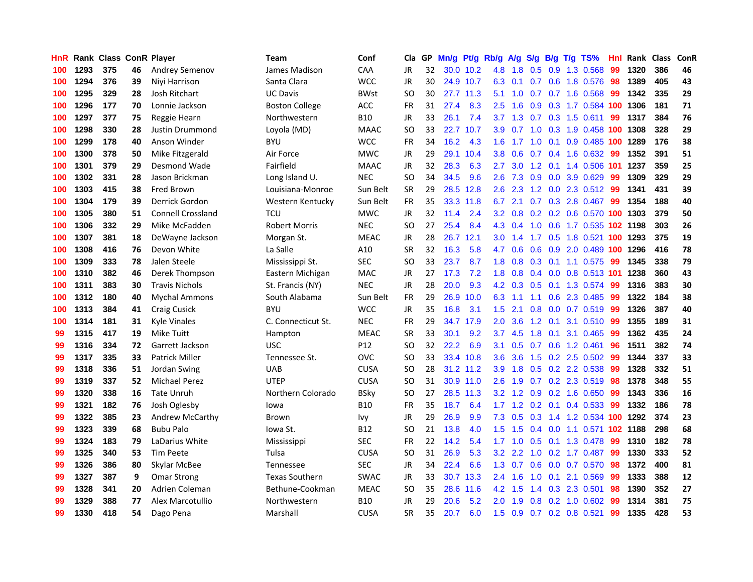| HnR | Rank | Class | ConR | Player | Team | Conf | Cla | GP | Mn/g | Pt/g | Rb/g | A/g | S/g | B/g | T/g | TS% | HnI | Rank | Class | ConR |
|---|---|---|---|---|---|---|---|---|---|---|---|---|---|---|---|---|---|---|---|---|
| 100 | 1293 | 375 | 46 | Andrey Semenov | James Madison | CAA | JR | 32 | 30.0 | 10.2 | 4.8 | 1.8 | 0.5 | 0.9 | 1.3 | 0.568 | 99 | 1320 | 386 | 46 |
| 100 | 1294 | 376 | 39 | Niyi Harrison | Santa Clara | WCC | JR | 30 | 24.9 | 10.7 | 6.3 | 0.1 | 0.7 | 0.6 | 1.8 | 0.576 | 98 | 1389 | 405 | 43 |
| 100 | 1295 | 329 | 28 | Josh Ritchart | UC Davis | BWst | SO | 30 | 27.7 | 11.3 | 5.1 | 1.0 | 0.7 | 0.7 | 1.6 | 0.568 | 99 | 1342 | 335 | 29 |
| 100 | 1296 | 177 | 70 | Lonnie Jackson | Boston College | ACC | FR | 31 | 27.4 | 8.3 | 2.5 | 1.6 | 0.9 | 0.3 | 1.7 | 0.584 | 100 | 1306 | 181 | 71 |
| 100 | 1297 | 377 | 75 | Reggie Hearn | Northwestern | B10 | JR | 33 | 26.1 | 7.4 | 3.7 | 1.3 | 0.7 | 0.3 | 1.5 | 0.611 | 99 | 1317 | 384 | 76 |
| 100 | 1298 | 330 | 28 | Justin Drummond | Loyola (MD) | MAAC | SO | 33 | 22.7 | 10.7 | 3.9 | 0.7 | 1.0 | 0.3 | 1.9 | 0.458 | 100 | 1308 | 328 | 29 |
| 100 | 1299 | 178 | 40 | Anson Winder | BYU | WCC | FR | 34 | 16.2 | 4.3 | 1.6 | 1.7 | 1.0 | 0.1 | 0.9 | 0.485 | 100 | 1289 | 176 | 38 |
| 100 | 1300 | 378 | 50 | Mike Fitzgerald | Air Force | MWC | JR | 29 | 29.1 | 10.4 | 3.8 | 0.6 | 0.7 | 0.4 | 1.6 | 0.632 | 99 | 1352 | 391 | 51 |
| 100 | 1301 | 379 | 29 | Desmond Wade | Fairfield | MAAC | JR | 32 | 28.3 | 6.3 | 2.7 | 3.0 | 1.2 | 0.1 | 1.4 | 0.506 | 101 | 1237 | 359 | 25 |
| 100 | 1302 | 331 | 28 | Jason Brickman | Long Island U. | NEC | SO | 34 | 34.5 | 9.6 | 2.6 | 7.3 | 0.9 | 0.0 | 3.9 | 0.629 | 99 | 1309 | 329 | 29 |
| 100 | 1303 | 415 | 38 | Fred Brown | Louisiana-Monroe | Sun Belt | SR | 29 | 28.5 | 12.8 | 2.6 | 2.3 | 1.2 | 0.0 | 2.3 | 0.512 | 99 | 1341 | 431 | 39 |
| 100 | 1304 | 179 | 39 | Derrick Gordon | Western Kentucky | Sun Belt | FR | 35 | 33.3 | 11.8 | 6.7 | 2.1 | 0.7 | 0.3 | 2.8 | 0.467 | 99 | 1354 | 188 | 40 |
| 100 | 1305 | 380 | 51 | Connell Crossland | TCU | MWC | JR | 32 | 11.4 | 2.4 | 3.2 | 0.8 | 0.2 | 0.2 | 0.6 | 0.570 | 100 | 1303 | 379 | 50 |
| 100 | 1306 | 332 | 29 | Mike McFadden | Robert Morris | NEC | SO | 27 | 25.4 | 8.4 | 4.3 | 0.4 | 1.0 | 0.6 | 1.7 | 0.535 | 102 | 1198 | 303 | 26 |
| 100 | 1307 | 381 | 18 | DeWayne Jackson | Morgan St. | MEAC | JR | 28 | 26.7 | 12.1 | 3.0 | 1.4 | 1.7 | 0.5 | 1.8 | 0.521 | 100 | 1293 | 375 | 19 |
| 100 | 1308 | 416 | 76 | Devon White | La Salle | A10 | SR | 32 | 16.3 | 5.8 | 4.7 | 0.6 | 0.6 | 0.9 | 2.0 | 0.489 | 100 | 1296 | 416 | 78 |
| 100 | 1309 | 333 | 78 | Jalen Steele | Mississippi St. | SEC | SO | 33 | 23.7 | 8.7 | 1.8 | 0.8 | 0.3 | 0.1 | 1.1 | 0.575 | 99 | 1345 | 338 | 79 |
| 100 | 1310 | 382 | 46 | Derek Thompson | Eastern Michigan | MAC | JR | 27 | 17.3 | 7.2 | 1.8 | 0.8 | 0.4 | 0.0 | 0.8 | 0.513 | 101 | 1238 | 360 | 43 |
| 100 | 1311 | 383 | 30 | Travis Nichols | St. Francis (NY) | NEC | JR | 28 | 20.0 | 9.3 | 4.2 | 0.3 | 0.5 | 0.1 | 1.3 | 0.574 | 99 | 1316 | 383 | 30 |
| 100 | 1312 | 180 | 40 | Mychal Ammons | South Alabama | Sun Belt | FR | 29 | 26.9 | 10.0 | 6.3 | 1.1 | 1.1 | 0.6 | 2.3 | 0.485 | 99 | 1322 | 184 | 38 |
| 100 | 1313 | 384 | 41 | Craig Cusick | BYU | WCC | JR | 35 | 16.8 | 3.1 | 1.5 | 2.1 | 0.8 | 0.0 | 0.7 | 0.519 | 99 | 1326 | 387 | 40 |
| 100 | 1314 | 181 | 31 | Kyle Vinales | C. Connecticut St. | NEC | FR | 29 | 34.7 | 17.9 | 2.0 | 3.6 | 1.2 | 0.1 | 3.1 | 0.510 | 99 | 1355 | 189 | 31 |
| 99 | 1315 | 417 | 19 | Mike Tuitt | Hampton | MEAC | SR | 33 | 30.1 | 9.2 | 3.7 | 4.5 | 1.8 | 0.1 | 3.1 | 0.465 | 99 | 1362 | 435 | 24 |
| 99 | 1316 | 334 | 72 | Garrett Jackson | USC | P12 | SO | 32 | 22.2 | 6.9 | 3.1 | 0.5 | 0.7 | 0.6 | 1.2 | 0.461 | 96 | 1511 | 382 | 74 |
| 99 | 1317 | 335 | 33 | Patrick Miller | Tennessee St. | OVC | SO | 33 | 33.4 | 10.8 | 3.6 | 3.6 | 1.5 | 0.2 | 2.5 | 0.502 | 99 | 1344 | 337 | 33 |
| 99 | 1318 | 336 | 51 | Jordan Swing | UAB | CUSA | SO | 28 | 31.2 | 11.2 | 3.9 | 1.8 | 0.5 | 0.2 | 2.2 | 0.538 | 99 | 1328 | 332 | 51 |
| 99 | 1319 | 337 | 52 | Michael Perez | UTEP | CUSA | SO | 31 | 30.9 | 11.0 | 2.6 | 1.9 | 0.7 | 0.2 | 2.3 | 0.519 | 98 | 1378 | 348 | 55 |
| 99 | 1320 | 338 | 16 | Tate Unruh | Northern Colorado | BSky | SO | 27 | 28.5 | 11.3 | 3.2 | 1.2 | 0.9 | 0.2 | 1.6 | 0.650 | 99 | 1343 | 336 | 16 |
| 99 | 1321 | 182 | 76 | Josh Oglesby | Iowa | B10 | FR | 35 | 18.7 | 6.4 | 1.7 | 1.2 | 0.2 | 0.1 | 0.4 | 0.533 | 99 | 1332 | 186 | 78 |
| 99 | 1322 | 385 | 23 | Andrew McCarthy | Brown | Ivy | JR | 29 | 26.9 | 9.9 | 7.3 | 0.5 | 0.3 | 1.4 | 1.2 | 0.534 | 100 | 1292 | 374 | 23 |
| 99 | 1323 | 339 | 68 | Bubu Palo | Iowa St. | B12 | SO | 21 | 13.8 | 4.0 | 1.5 | 1.5 | 0.4 | 0.0 | 1.1 | 0.571 | 102 | 1188 | 298 | 68 |
| 99 | 1324 | 183 | 79 | LaDarius White | Mississippi | SEC | FR | 22 | 14.2 | 5.4 | 1.7 | 1.0 | 0.5 | 0.1 | 1.3 | 0.478 | 99 | 1310 | 182 | 78 |
| 99 | 1325 | 340 | 53 | Tim Peete | Tulsa | CUSA | SO | 31 | 26.9 | 5.3 | 3.2 | 2.2 | 1.0 | 0.2 | 1.7 | 0.487 | 99 | 1330 | 333 | 52 |
| 99 | 1326 | 386 | 80 | Skylar McBee | Tennessee | SEC | JR | 34 | 22.4 | 6.6 | 1.3 | 0.7 | 0.6 | 0.0 | 0.7 | 0.570 | 98 | 1372 | 400 | 81 |
| 99 | 1327 | 387 | 9 | Omar Strong | Texas Southern | SWAC | JR | 33 | 30.7 | 13.3 | 2.4 | 1.6 | 1.0 | 0.1 | 2.1 | 0.569 | 99 | 1333 | 388 | 12 |
| 99 | 1328 | 341 | 20 | Adrien Coleman | Bethune-Cookman | MEAC | SO | 35 | 28.6 | 11.6 | 4.2 | 1.5 | 1.4 | 0.3 | 2.3 | 0.501 | 98 | 1390 | 352 | 27 |
| 99 | 1329 | 388 | 77 | Alex Marcotullio | Northwestern | B10 | JR | 29 | 20.6 | 5.2 | 2.0 | 1.9 | 0.8 | 0.2 | 1.0 | 0.602 | 99 | 1314 | 381 | 75 |
| 99 | 1330 | 418 | 54 | Dago Pena | Marshall | CUSA | SR | 35 | 20.7 | 6.0 | 1.5 | 0.9 | 0.7 | 0.2 | 0.8 | 0.521 | 99 | 1335 | 428 | 53 |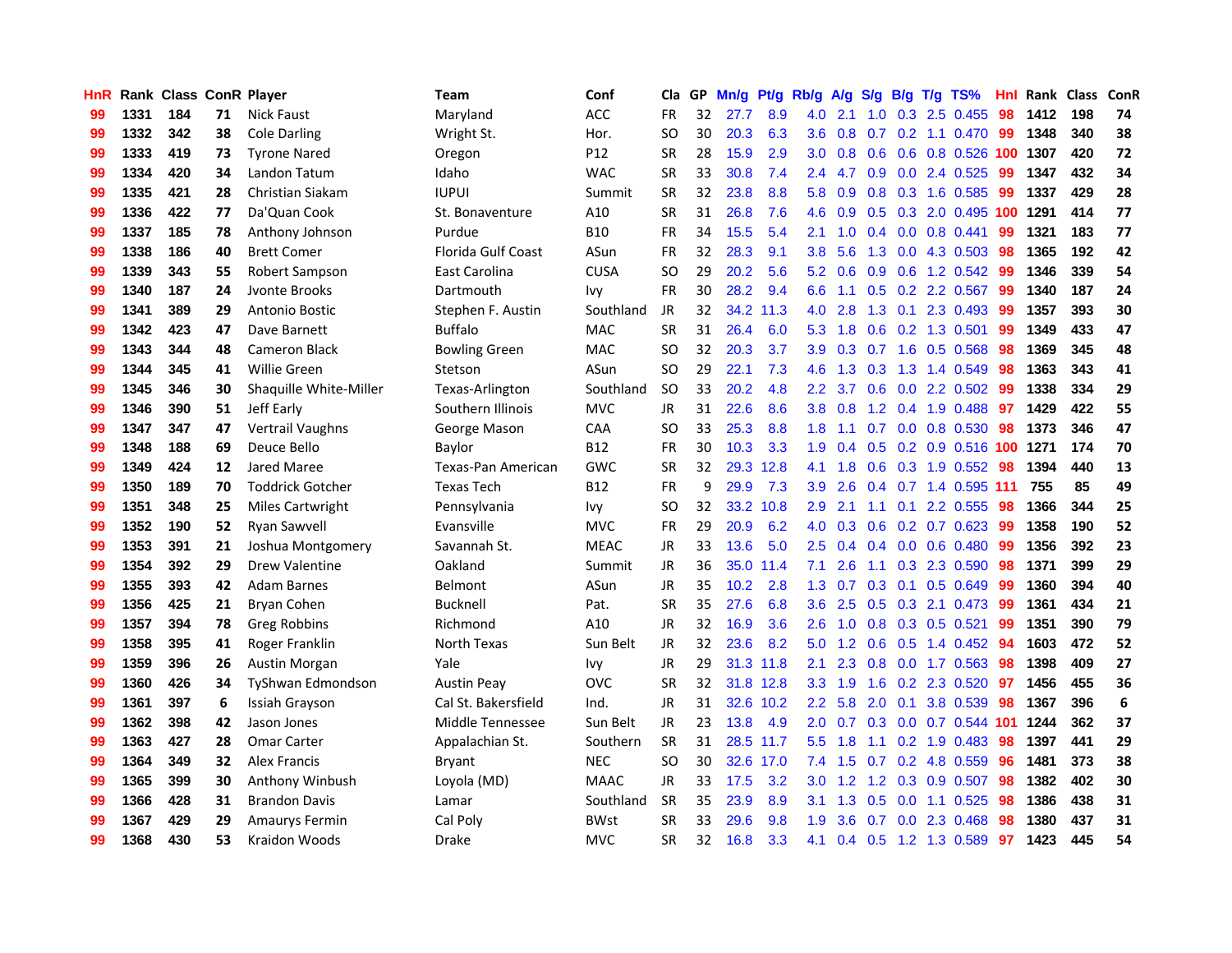| HnR | Rank | Class | ConR | Player | Team | Conf | Cla | GP | Mn/g | Pt/g | Rb/g | A/g | S/g | B/g | T/g | TS% | HnI | Rank | Class | ConR |
|---|---|---|---|---|---|---|---|---|---|---|---|---|---|---|---|---|---|---|---|---|
| 99 | 1331 | 184 | 71 | Nick Faust | Maryland | ACC | FR | 32 | 27.7 | 8.9 | 4.0 | 2.1 | 1.0 | 0.3 | 2.5 | 0.455 | 98 | 1412 | 198 | 74 |
| 99 | 1332 | 342 | 38 | Cole Darling | Wright St. | Hor. | SO | 30 | 20.3 | 6.3 | 3.6 | 0.8 | 0.7 | 0.2 | 1.1 | 0.470 | 99 | 1348 | 340 | 38 |
| 99 | 1333 | 419 | 73 | Tyrone Nared | Oregon | P12 | SR | 28 | 15.9 | 2.9 | 3.0 | 0.8 | 0.6 | 0.6 | 0.8 | 0.526 | 100 | 1307 | 420 | 72 |
| 99 | 1334 | 420 | 34 | Landon Tatum | Idaho | WAC | SR | 33 | 30.8 | 7.4 | 2.4 | 4.7 | 0.9 | 0.0 | 2.4 | 0.525 | 99 | 1347 | 432 | 34 |
| 99 | 1335 | 421 | 28 | Christian Siakam | IUPUI | Summit | SR | 32 | 23.8 | 8.8 | 5.8 | 0.9 | 0.8 | 0.3 | 1.6 | 0.585 | 99 | 1337 | 429 | 28 |
| 99 | 1336 | 422 | 77 | Da'Quan Cook | St. Bonaventure | A10 | SR | 31 | 26.8 | 7.6 | 4.6 | 0.9 | 0.5 | 0.3 | 2.0 | 0.495 | 100 | 1291 | 414 | 77 |
| 99 | 1337 | 185 | 78 | Anthony Johnson | Purdue | B10 | FR | 34 | 15.5 | 5.4 | 2.1 | 1.0 | 0.4 | 0.0 | 0.8 | 0.441 | 99 | 1321 | 183 | 77 |
| 99 | 1338 | 186 | 40 | Brett Comer | Florida Gulf Coast | ASun | FR | 32 | 28.3 | 9.1 | 3.8 | 5.6 | 1.3 | 0.0 | 4.3 | 0.503 | 98 | 1365 | 192 | 42 |
| 99 | 1339 | 343 | 55 | Robert Sampson | East Carolina | CUSA | SO | 29 | 20.2 | 5.6 | 5.2 | 0.6 | 0.9 | 0.6 | 1.2 | 0.542 | 99 | 1346 | 339 | 54 |
| 99 | 1340 | 187 | 24 | Jvonte Brooks | Dartmouth | Ivy | FR | 30 | 28.2 | 9.4 | 6.6 | 1.1 | 0.5 | 0.2 | 2.2 | 0.567 | 99 | 1340 | 187 | 24 |
| 99 | 1341 | 389 | 29 | Antonio Bostic | Stephen F. Austin | Southland | JR | 32 | 34.2 | 11.3 | 4.0 | 2.8 | 1.3 | 0.1 | 2.3 | 0.493 | 99 | 1357 | 393 | 30 |
| 99 | 1342 | 423 | 47 | Dave Barnett | Buffalo | MAC | SR | 31 | 26.4 | 6.0 | 5.3 | 1.8 | 0.6 | 0.2 | 1.3 | 0.501 | 99 | 1349 | 433 | 47 |
| 99 | 1343 | 344 | 48 | Cameron Black | Bowling Green | MAC | SO | 32 | 20.3 | 3.7 | 3.9 | 0.3 | 0.7 | 1.6 | 0.5 | 0.568 | 98 | 1369 | 345 | 48 |
| 99 | 1344 | 345 | 41 | Willie Green | Stetson | ASun | SO | 29 | 22.1 | 7.3 | 4.6 | 1.3 | 0.3 | 1.3 | 1.4 | 0.549 | 98 | 1363 | 343 | 41 |
| 99 | 1345 | 346 | 30 | Shaquille White-Miller | Texas-Arlington | Southland | SO | 33 | 20.2 | 4.8 | 2.2 | 3.7 | 0.6 | 0.0 | 2.2 | 0.502 | 99 | 1338 | 334 | 29 |
| 99 | 1346 | 390 | 51 | Jeff Early | Southern Illinois | MVC | JR | 31 | 22.6 | 8.6 | 3.8 | 0.8 | 1.2 | 0.4 | 1.9 | 0.488 | 97 | 1429 | 422 | 55 |
| 99 | 1347 | 347 | 47 | Vertrail Vaughns | George Mason | CAA | SO | 33 | 25.3 | 8.8 | 1.8 | 1.1 | 0.7 | 0.0 | 0.8 | 0.530 | 98 | 1373 | 346 | 47 |
| 99 | 1348 | 188 | 69 | Deuce Bello | Baylor | B12 | FR | 30 | 10.3 | 3.3 | 1.9 | 0.4 | 0.5 | 0.2 | 0.9 | 0.516 | 100 | 1271 | 174 | 70 |
| 99 | 1349 | 424 | 12 | Jared Maree | Texas-Pan American | GWC | SR | 32 | 29.3 | 12.8 | 4.1 | 1.8 | 0.6 | 0.3 | 1.9 | 0.552 | 98 | 1394 | 440 | 13 |
| 99 | 1350 | 189 | 70 | Toddrick Gotcher | Texas Tech | B12 | FR | 9 | 29.9 | 7.3 | 3.9 | 2.6 | 0.4 | 0.7 | 1.4 | 0.595 | 111 | 755 | 85 | 49 |
| 99 | 1351 | 348 | 25 | Miles Cartwright | Pennsylvania | Ivy | SO | 32 | 33.2 | 10.8 | 2.9 | 2.1 | 1.1 | 0.1 | 2.2 | 0.555 | 98 | 1366 | 344 | 25 |
| 99 | 1352 | 190 | 52 | Ryan Sawvell | Evansville | MVC | FR | 29 | 20.9 | 6.2 | 4.0 | 0.3 | 0.6 | 0.2 | 0.7 | 0.623 | 99 | 1358 | 190 | 52 |
| 99 | 1353 | 391 | 21 | Joshua Montgomery | Savannah St. | MEAC | JR | 33 | 13.6 | 5.0 | 2.5 | 0.4 | 0.4 | 0.0 | 0.6 | 0.480 | 99 | 1356 | 392 | 23 |
| 99 | 1354 | 392 | 29 | Drew Valentine | Oakland | Summit | JR | 36 | 35.0 | 11.4 | 7.1 | 2.6 | 1.1 | 0.3 | 2.3 | 0.590 | 98 | 1371 | 399 | 29 |
| 99 | 1355 | 393 | 42 | Adam Barnes | Belmont | ASun | JR | 35 | 10.2 | 2.8 | 1.3 | 0.7 | 0.3 | 0.1 | 0.5 | 0.649 | 99 | 1360 | 394 | 40 |
| 99 | 1356 | 425 | 21 | Bryan Cohen | Bucknell | Pat. | SR | 35 | 27.6 | 6.8 | 3.6 | 2.5 | 0.5 | 0.3 | 2.1 | 0.473 | 99 | 1361 | 434 | 21 |
| 99 | 1357 | 394 | 78 | Greg Robbins | Richmond | A10 | JR | 32 | 16.9 | 3.6 | 2.6 | 1.0 | 0.8 | 0.3 | 0.5 | 0.521 | 99 | 1351 | 390 | 79 |
| 99 | 1358 | 395 | 41 | Roger Franklin | North Texas | Sun Belt | JR | 32 | 23.6 | 8.2 | 5.0 | 1.2 | 0.6 | 0.5 | 1.4 | 0.452 | 94 | 1603 | 472 | 52 |
| 99 | 1359 | 396 | 26 | Austin Morgan | Yale | Ivy | JR | 29 | 31.3 | 11.8 | 2.1 | 2.3 | 0.8 | 0.0 | 1.7 | 0.563 | 98 | 1398 | 409 | 27 |
| 99 | 1360 | 426 | 34 | TyShwan Edmondson | Austin Peay | OVC | SR | 32 | 31.8 | 12.8 | 3.3 | 1.9 | 1.6 | 0.2 | 2.3 | 0.520 | 97 | 1456 | 455 | 36 |
| 99 | 1361 | 397 | 6 | Issiah Grayson | Cal St. Bakersfield | Ind. | JR | 31 | 32.6 | 10.2 | 2.2 | 5.8 | 2.0 | 0.1 | 3.8 | 0.539 | 98 | 1367 | 396 | 6 |
| 99 | 1362 | 398 | 42 | Jason Jones | Middle Tennessee | Sun Belt | JR | 23 | 13.8 | 4.9 | 2.0 | 0.7 | 0.3 | 0.0 | 0.7 | 0.544 | 101 | 1244 | 362 | 37 |
| 99 | 1363 | 427 | 28 | Omar Carter | Appalachian St. | Southern | SR | 31 | 28.5 | 11.7 | 5.5 | 1.8 | 1.1 | 0.2 | 1.9 | 0.483 | 98 | 1397 | 441 | 29 |
| 99 | 1364 | 349 | 32 | Alex Francis | Bryant | NEC | SO | 30 | 32.6 | 17.0 | 7.4 | 1.5 | 0.7 | 0.2 | 4.8 | 0.559 | 96 | 1481 | 373 | 38 |
| 99 | 1365 | 399 | 30 | Anthony Winbush | Loyola (MD) | MAAC | JR | 33 | 17.5 | 3.2 | 3.0 | 1.2 | 1.2 | 0.3 | 0.9 | 0.507 | 98 | 1382 | 402 | 30 |
| 99 | 1366 | 428 | 31 | Brandon Davis | Lamar | Southland | SR | 35 | 23.9 | 8.9 | 3.1 | 1.3 | 0.5 | 0.0 | 1.1 | 0.525 | 98 | 1386 | 438 | 31 |
| 99 | 1367 | 429 | 29 | Amaurys Fermin | Cal Poly | BWst | SR | 33 | 29.6 | 9.8 | 1.9 | 3.6 | 0.7 | 0.0 | 2.3 | 0.468 | 98 | 1380 | 437 | 31 |
| 99 | 1368 | 430 | 53 | Kraidon Woods | Drake | MVC | SR | 32 | 16.8 | 3.3 | 4.1 | 0.4 | 0.5 | 1.2 | 1.3 | 0.589 | 97 | 1423 | 445 | 54 |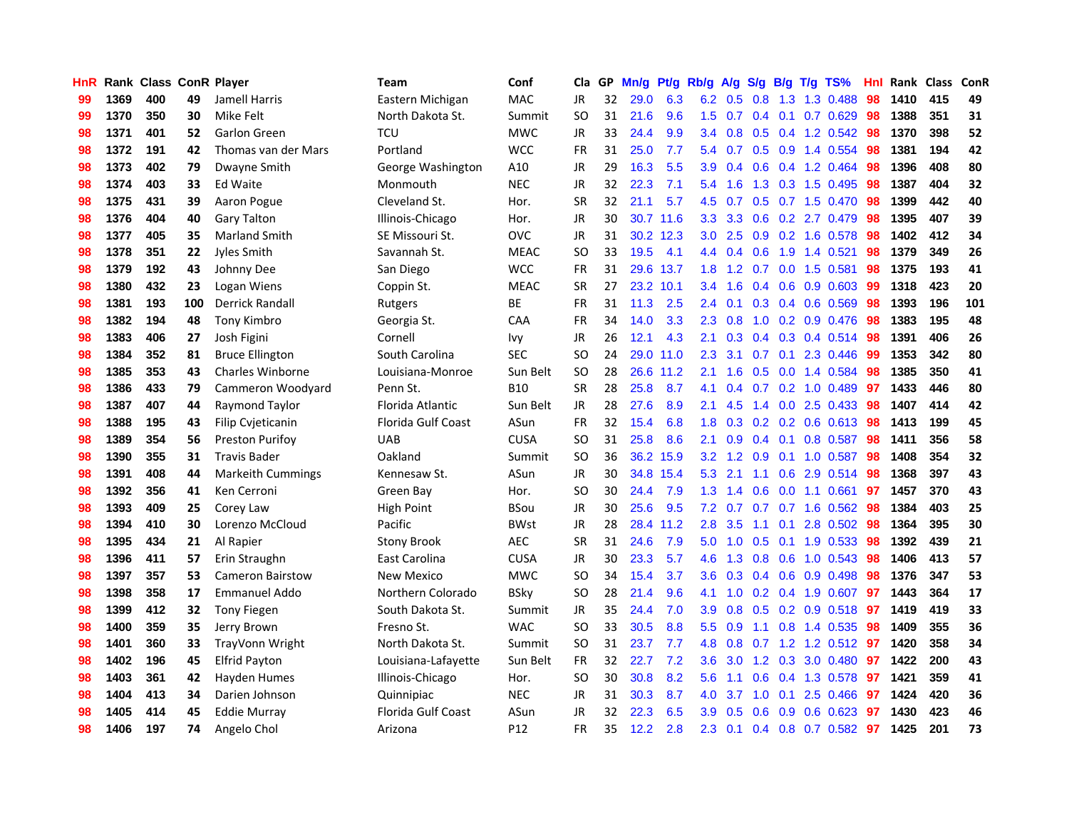| HnR | Rank | Class | ConR | Player | Team | Conf | Cla | GP | Mn/g | Pt/g | Rb/g | A/g | S/g | B/g | T/g | TS% | HnI | Rank | Class | ConR |
|---|---|---|---|---|---|---|---|---|---|---|---|---|---|---|---|---|---|---|---|---|
| 99 | 1369 | 400 | 49 | Jamell Harris | Eastern Michigan | MAC | JR | 32 | 29.0 | 6.3 | 6.2 | 0.5 | 0.8 | 1.3 | 1.3 | 0.488 | 98 | 1410 | 415 | 49 |
| 99 | 1370 | 350 | 30 | Mike Felt | North Dakota St. | Summit | SO | 31 | 21.6 | 9.6 | 1.5 | 0.7 | 0.4 | 0.1 | 0.7 | 0.629 | 98 | 1388 | 351 | 31 |
| 98 | 1371 | 401 | 52 | Garlon Green | TCU | MWC | JR | 33 | 24.4 | 9.9 | 3.4 | 0.8 | 0.5 | 0.4 | 1.2 | 0.542 | 98 | 1370 | 398 | 52 |
| 98 | 1372 | 191 | 42 | Thomas van der Mars | Portland | WCC | FR | 31 | 25.0 | 7.7 | 5.4 | 0.7 | 0.5 | 0.9 | 1.4 | 0.554 | 98 | 1381 | 194 | 42 |
| 98 | 1373 | 402 | 79 | Dwayne Smith | George Washington | A10 | JR | 29 | 16.3 | 5.5 | 3.9 | 0.4 | 0.6 | 0.4 | 1.2 | 0.464 | 98 | 1396 | 408 | 80 |
| 98 | 1374 | 403 | 33 | Ed Waite | Monmouth | NEC | JR | 32 | 22.3 | 7.1 | 5.4 | 1.6 | 1.3 | 0.3 | 1.5 | 0.495 | 98 | 1387 | 404 | 32 |
| 98 | 1375 | 431 | 39 | Aaron Pogue | Cleveland St. | Hor. | SR | 32 | 21.1 | 5.7 | 4.5 | 0.7 | 0.5 | 0.7 | 1.5 | 0.470 | 98 | 1399 | 442 | 40 |
| 98 | 1376 | 404 | 40 | Gary Talton | Illinois-Chicago | Hor. | JR | 30 | 30.7 | 11.6 | 3.3 | 3.3 | 0.6 | 0.2 | 2.7 | 0.479 | 98 | 1395 | 407 | 39 |
| 98 | 1377 | 405 | 35 | Marland Smith | SE Missouri St. | OVC | JR | 31 | 30.2 | 12.3 | 3.0 | 2.5 | 0.9 | 0.2 | 1.6 | 0.578 | 98 | 1402 | 412 | 34 |
| 98 | 1378 | 351 | 22 | Jyles Smith | Savannah St. | MEAC | SO | 33 | 19.5 | 4.1 | 4.4 | 0.4 | 0.6 | 1.9 | 1.4 | 0.521 | 98 | 1379 | 349 | 26 |
| 98 | 1379 | 192 | 43 | Johnny Dee | San Diego | WCC | FR | 31 | 29.6 | 13.7 | 1.8 | 1.2 | 0.7 | 0.0 | 1.5 | 0.581 | 98 | 1375 | 193 | 41 |
| 98 | 1380 | 432 | 23 | Logan Wiens | Coppin St. | MEAC | SR | 27 | 23.2 | 10.1 | 3.4 | 1.6 | 0.4 | 0.6 | 0.9 | 0.603 | 99 | 1318 | 423 | 20 |
| 98 | 1381 | 193 | 100 | Derrick Randall | Rutgers | BE | FR | 31 | 11.3 | 2.5 | 2.4 | 0.1 | 0.3 | 0.4 | 0.6 | 0.569 | 98 | 1393 | 196 | 101 |
| 98 | 1382 | 194 | 48 | Tony Kimbro | Georgia St. | CAA | FR | 34 | 14.0 | 3.3 | 2.3 | 0.8 | 1.0 | 0.2 | 0.9 | 0.476 | 98 | 1383 | 195 | 48 |
| 98 | 1383 | 406 | 27 | Josh Figini | Cornell | Ivy | JR | 26 | 12.1 | 4.3 | 2.1 | 0.3 | 0.4 | 0.3 | 0.4 | 0.514 | 98 | 1391 | 406 | 26 |
| 98 | 1384 | 352 | 81 | Bruce Ellington | South Carolina | SEC | SO | 24 | 29.0 | 11.0 | 2.3 | 3.1 | 0.7 | 0.1 | 2.3 | 0.446 | 99 | 1353 | 342 | 80 |
| 98 | 1385 | 353 | 43 | Charles Winborne | Louisiana-Monroe | Sun Belt | SO | 28 | 26.6 | 11.2 | 2.1 | 1.6 | 0.5 | 0.0 | 1.4 | 0.584 | 98 | 1385 | 350 | 41 |
| 98 | 1386 | 433 | 79 | Cammeron Woodyard | Penn St. | B10 | SR | 28 | 25.8 | 8.7 | 4.1 | 0.4 | 0.7 | 0.2 | 1.0 | 0.489 | 97 | 1433 | 446 | 80 |
| 98 | 1387 | 407 | 44 | Raymond Taylor | Florida Atlantic | Sun Belt | JR | 28 | 27.6 | 8.9 | 2.1 | 4.5 | 1.4 | 0.0 | 2.5 | 0.433 | 98 | 1407 | 414 | 42 |
| 98 | 1388 | 195 | 43 | Filip Cvjeticanin | Florida Gulf Coast | ASun | FR | 32 | 15.4 | 6.8 | 1.8 | 0.3 | 0.2 | 0.2 | 0.6 | 0.613 | 98 | 1413 | 199 | 45 |
| 98 | 1389 | 354 | 56 | Preston Purifoy | UAB | CUSA | SO | 31 | 25.8 | 8.6 | 2.1 | 0.9 | 0.4 | 0.1 | 0.8 | 0.587 | 98 | 1411 | 356 | 58 |
| 98 | 1390 | 355 | 31 | Travis Bader | Oakland | Summit | SO | 36 | 36.2 | 15.9 | 3.2 | 1.2 | 0.9 | 0.1 | 1.0 | 0.587 | 98 | 1408 | 354 | 32 |
| 98 | 1391 | 408 | 44 | Markeith Cummings | Kennesaw St. | ASun | JR | 30 | 34.8 | 15.4 | 5.3 | 2.1 | 1.1 | 0.6 | 2.9 | 0.514 | 98 | 1368 | 397 | 43 |
| 98 | 1392 | 356 | 41 | Ken Cerroni | Green Bay | Hor. | SO | 30 | 24.4 | 7.9 | 1.3 | 1.4 | 0.6 | 0.0 | 1.1 | 0.661 | 97 | 1457 | 370 | 43 |
| 98 | 1393 | 409 | 25 | Corey Law | High Point | BSou | JR | 30 | 25.6 | 9.5 | 7.2 | 0.7 | 0.7 | 0.7 | 1.6 | 0.562 | 98 | 1384 | 403 | 25 |
| 98 | 1394 | 410 | 30 | Lorenzo McCloud | Pacific | BWst | JR | 28 | 28.4 | 11.2 | 2.8 | 3.5 | 1.1 | 0.1 | 2.8 | 0.502 | 98 | 1364 | 395 | 30 |
| 98 | 1395 | 434 | 21 | Al Rapier | Stony Brook | AEC | SR | 31 | 24.6 | 7.9 | 5.0 | 1.0 | 0.5 | 0.1 | 1.9 | 0.533 | 98 | 1392 | 439 | 21 |
| 98 | 1396 | 411 | 57 | Erin Straughn | East Carolina | CUSA | JR | 30 | 23.3 | 5.7 | 4.6 | 1.3 | 0.8 | 0.6 | 1.0 | 0.543 | 98 | 1406 | 413 | 57 |
| 98 | 1397 | 357 | 53 | Cameron Bairstow | New Mexico | MWC | SO | 34 | 15.4 | 3.7 | 3.6 | 0.3 | 0.4 | 0.6 | 0.9 | 0.498 | 98 | 1376 | 347 | 53 |
| 98 | 1398 | 358 | 17 | Emmanuel Addo | Northern Colorado | BSky | SO | 28 | 21.4 | 9.6 | 4.1 | 1.0 | 0.2 | 0.4 | 1.9 | 0.607 | 97 | 1443 | 364 | 17 |
| 98 | 1399 | 412 | 32 | Tony Fiegen | South Dakota St. | Summit | JR | 35 | 24.4 | 7.0 | 3.9 | 0.8 | 0.5 | 0.2 | 0.9 | 0.518 | 97 | 1419 | 419 | 33 |
| 98 | 1400 | 359 | 35 | Jerry Brown | Fresno St. | WAC | SO | 33 | 30.5 | 8.8 | 5.5 | 0.9 | 1.1 | 0.8 | 1.4 | 0.535 | 98 | 1409 | 355 | 36 |
| 98 | 1401 | 360 | 33 | TrayVonn Wright | North Dakota St. | Summit | SO | 31 | 23.7 | 7.7 | 4.8 | 0.8 | 0.7 | 1.2 | 1.2 | 0.512 | 97 | 1420 | 358 | 34 |
| 98 | 1402 | 196 | 45 | Elfrid Payton | Louisiana-Lafayette | Sun Belt | FR | 32 | 22.7 | 7.2 | 3.6 | 3.0 | 1.2 | 0.3 | 3.0 | 0.480 | 97 | 1422 | 200 | 43 |
| 98 | 1403 | 361 | 42 | Hayden Humes | Illinois-Chicago | Hor. | SO | 30 | 30.8 | 8.2 | 5.6 | 1.1 | 0.6 | 0.4 | 1.3 | 0.578 | 97 | 1421 | 359 | 41 |
| 98 | 1404 | 413 | 34 | Darien Johnson | Quinnipiac | NEC | JR | 31 | 30.3 | 8.7 | 4.0 | 3.7 | 1.0 | 0.1 | 2.5 | 0.466 | 97 | 1424 | 420 | 36 |
| 98 | 1405 | 414 | 45 | Eddie Murray | Florida Gulf Coast | ASun | JR | 32 | 22.3 | 6.5 | 3.9 | 0.5 | 0.6 | 0.9 | 0.6 | 0.623 | 97 | 1430 | 423 | 46 |
| 98 | 1406 | 197 | 74 | Angelo Chol | Arizona | P12 | FR | 35 | 12.2 | 2.8 | 2.3 | 0.1 | 0.4 | 0.8 | 0.7 | 0.582 | 97 | 1425 | 201 | 73 |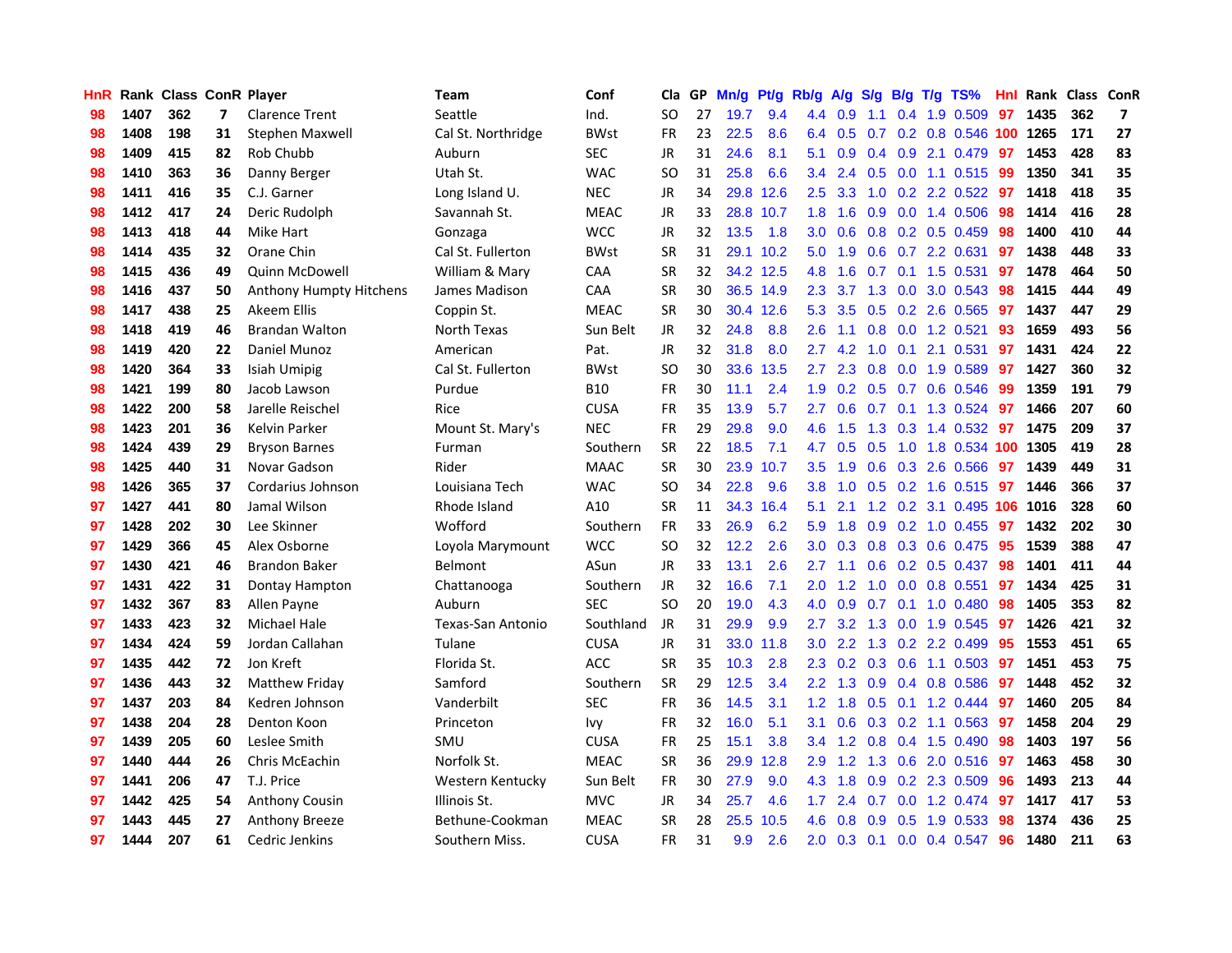| HnR | Rank | Class | ConR | Player | Team | Conf | Cla | GP | Mn/g | Pt/g | Rb/g | A/g | S/g | B/g | T/g | TS% | HnI | Rank | Class | ConR |
|---|---|---|---|---|---|---|---|---|---|---|---|---|---|---|---|---|---|---|---|---|
| 98 | 1407 | 362 | 7 | Clarence Trent | Seattle | Ind. | SO | 27 | 19.7 | 9.4 | 4.4 | 0.9 | 1.1 | 0.4 | 1.9 | 0.509 | 97 | 1435 | 362 | 7 |
| 98 | 1408 | 198 | 31 | Stephen Maxwell | Cal St. Northridge | BWst | FR | 23 | 22.5 | 8.6 | 6.4 | 0.5 | 0.7 | 0.2 | 0.8 | 0.546 | 100 | 1265 | 171 | 27 |
| 98 | 1409 | 415 | 82 | Rob Chubb | Auburn | SEC | JR | 31 | 24.6 | 8.1 | 5.1 | 0.9 | 0.4 | 0.9 | 2.1 | 0.479 | 97 | 1453 | 428 | 83 |
| 98 | 1410 | 363 | 36 | Danny Berger | Utah St. | WAC | SO | 31 | 25.8 | 6.6 | 3.4 | 2.4 | 0.5 | 0.0 | 1.1 | 0.515 | 99 | 1350 | 341 | 35 |
| 98 | 1411 | 416 | 35 | C.J. Garner | Long Island U. | NEC | JR | 34 | 29.8 | 12.6 | 2.5 | 3.3 | 1.0 | 0.2 | 2.2 | 0.522 | 97 | 1418 | 418 | 35 |
| 98 | 1412 | 417 | 24 | Deric Rudolph | Savannah St. | MEAC | JR | 33 | 28.8 | 10.7 | 1.8 | 1.6 | 0.9 | 0.0 | 1.4 | 0.506 | 98 | 1414 | 416 | 28 |
| 98 | 1413 | 418 | 44 | Mike Hart | Gonzaga | WCC | JR | 32 | 13.5 | 1.8 | 3.0 | 0.6 | 0.8 | 0.2 | 0.5 | 0.459 | 98 | 1400 | 410 | 44 |
| 98 | 1414 | 435 | 32 | Orane Chin | Cal St. Fullerton | BWst | SR | 31 | 29.1 | 10.2 | 5.0 | 1.9 | 0.6 | 0.7 | 2.2 | 0.631 | 97 | 1438 | 448 | 33 |
| 98 | 1415 | 436 | 49 | Quinn McDowell | William & Mary | CAA | SR | 32 | 34.2 | 12.5 | 4.8 | 1.6 | 0.7 | 0.1 | 1.5 | 0.531 | 97 | 1478 | 464 | 50 |
| 98 | 1416 | 437 | 50 | Anthony Humpty Hitchens | James Madison | CAA | SR | 30 | 36.5 | 14.9 | 2.3 | 3.7 | 1.3 | 0.0 | 3.0 | 0.543 | 98 | 1415 | 444 | 49 |
| 98 | 1417 | 438 | 25 | Akeem Ellis | Coppin St. | MEAC | SR | 30 | 30.4 | 12.6 | 5.3 | 3.5 | 0.5 | 0.2 | 2.6 | 0.565 | 97 | 1437 | 447 | 29 |
| 98 | 1418 | 419 | 46 | Brandan Walton | North Texas | Sun Belt | JR | 32 | 24.8 | 8.8 | 2.6 | 1.1 | 0.8 | 0.0 | 1.2 | 0.521 | 93 | 1659 | 493 | 56 |
| 98 | 1419 | 420 | 22 | Daniel Munoz | American | Pat. | JR | 32 | 31.8 | 8.0 | 2.7 | 4.2 | 1.0 | 0.1 | 2.1 | 0.531 | 97 | 1431 | 424 | 22 |
| 98 | 1420 | 364 | 33 | Isiah Umipig | Cal St. Fullerton | BWst | SO | 30 | 33.6 | 13.5 | 2.7 | 2.3 | 0.8 | 0.0 | 1.9 | 0.589 | 97 | 1427 | 360 | 32 |
| 98 | 1421 | 199 | 80 | Jacob Lawson | Purdue | B10 | FR | 30 | 11.1 | 2.4 | 1.9 | 0.2 | 0.5 | 0.7 | 0.6 | 0.546 | 99 | 1359 | 191 | 79 |
| 98 | 1422 | 200 | 58 | Jarelle Reischel | Rice | CUSA | FR | 35 | 13.9 | 5.7 | 2.7 | 0.6 | 0.7 | 0.1 | 1.3 | 0.524 | 97 | 1466 | 207 | 60 |
| 98 | 1423 | 201 | 36 | Kelvin Parker | Mount St. Mary's | NEC | FR | 29 | 29.8 | 9.0 | 4.6 | 1.5 | 1.3 | 0.3 | 1.4 | 0.532 | 97 | 1475 | 209 | 37 |
| 98 | 1424 | 439 | 29 | Bryson Barnes | Furman | Southern | SR | 22 | 18.5 | 7.1 | 4.7 | 0.5 | 0.5 | 1.0 | 1.8 | 0.534 | 100 | 1305 | 419 | 28 |
| 98 | 1425 | 440 | 31 | Novar Gadson | Rider | MAAC | SR | 30 | 23.9 | 10.7 | 3.5 | 1.9 | 0.6 | 0.3 | 2.6 | 0.566 | 97 | 1439 | 449 | 31 |
| 98 | 1426 | 365 | 37 | Cordarius Johnson | Louisiana Tech | WAC | SO | 34 | 22.8 | 9.6 | 3.8 | 1.0 | 0.5 | 0.2 | 1.6 | 0.515 | 97 | 1446 | 366 | 37 |
| 97 | 1427 | 441 | 80 | Jamal Wilson | Rhode Island | A10 | SR | 11 | 34.3 | 16.4 | 5.1 | 2.1 | 1.2 | 0.2 | 3.1 | 0.495 | 106 | 1016 | 328 | 60 |
| 97 | 1428 | 202 | 30 | Lee Skinner | Wofford | Southern | FR | 33 | 26.9 | 6.2 | 5.9 | 1.8 | 0.9 | 0.2 | 1.0 | 0.455 | 97 | 1432 | 202 | 30 |
| 97 | 1429 | 366 | 45 | Alex Osborne | Loyola Marymount | WCC | SO | 32 | 12.2 | 2.6 | 3.0 | 0.3 | 0.8 | 0.3 | 0.6 | 0.475 | 95 | 1539 | 388 | 47 |
| 97 | 1430 | 421 | 46 | Brandon Baker | Belmont | ASun | JR | 33 | 13.1 | 2.6 | 2.7 | 1.1 | 0.6 | 0.2 | 0.5 | 0.437 | 98 | 1401 | 411 | 44 |
| 97 | 1431 | 422 | 31 | Dontay Hampton | Chattanooga | Southern | JR | 32 | 16.6 | 7.1 | 2.0 | 1.2 | 1.0 | 0.0 | 0.8 | 0.551 | 97 | 1434 | 425 | 31 |
| 97 | 1432 | 367 | 83 | Allen Payne | Auburn | SEC | SO | 20 | 19.0 | 4.3 | 4.0 | 0.9 | 0.7 | 0.1 | 1.0 | 0.480 | 98 | 1405 | 353 | 82 |
| 97 | 1433 | 423 | 32 | Michael Hale | Texas-San Antonio | Southland | JR | 31 | 29.9 | 9.9 | 2.7 | 3.2 | 1.3 | 0.0 | 1.9 | 0.545 | 97 | 1426 | 421 | 32 |
| 97 | 1434 | 424 | 59 | Jordan Callahan | Tulane | CUSA | JR | 31 | 33.0 | 11.8 | 3.0 | 2.2 | 1.3 | 0.2 | 2.2 | 0.499 | 95 | 1553 | 451 | 65 |
| 97 | 1435 | 442 | 72 | Jon Kreft | Florida St. | ACC | SR | 35 | 10.3 | 2.8 | 2.3 | 0.2 | 0.3 | 0.6 | 1.1 | 0.503 | 97 | 1451 | 453 | 75 |
| 97 | 1436 | 443 | 32 | Matthew Friday | Samford | Southern | SR | 29 | 12.5 | 3.4 | 2.2 | 1.3 | 0.9 | 0.4 | 0.8 | 0.586 | 97 | 1448 | 452 | 32 |
| 97 | 1437 | 203 | 84 | Kedren Johnson | Vanderbilt | SEC | FR | 36 | 14.5 | 3.1 | 1.2 | 1.8 | 0.5 | 0.1 | 1.2 | 0.444 | 97 | 1460 | 205 | 84 |
| 97 | 1438 | 204 | 28 | Denton Koon | Princeton | Ivy | FR | 32 | 16.0 | 5.1 | 3.1 | 0.6 | 0.3 | 0.2 | 1.1 | 0.563 | 97 | 1458 | 204 | 29 |
| 97 | 1439 | 205 | 60 | Leslee Smith | SMU | CUSA | FR | 25 | 15.1 | 3.8 | 3.4 | 1.2 | 0.8 | 0.4 | 1.5 | 0.490 | 98 | 1403 | 197 | 56 |
| 97 | 1440 | 444 | 26 | Chris McEachin | Norfolk St. | MEAC | SR | 36 | 29.9 | 12.8 | 2.9 | 1.2 | 1.3 | 0.6 | 2.0 | 0.516 | 97 | 1463 | 458 | 30 |
| 97 | 1441 | 206 | 47 | T.J. Price | Western Kentucky | Sun Belt | FR | 30 | 27.9 | 9.0 | 4.3 | 1.8 | 0.9 | 0.2 | 2.3 | 0.509 | 96 | 1493 | 213 | 44 |
| 97 | 1442 | 425 | 54 | Anthony Cousin | Illinois St. | MVC | JR | 34 | 25.7 | 4.6 | 1.7 | 2.4 | 0.7 | 0.0 | 1.2 | 0.474 | 97 | 1417 | 417 | 53 |
| 97 | 1443 | 445 | 27 | Anthony Breeze | Bethune-Cookman | MEAC | SR | 28 | 25.5 | 10.5 | 4.6 | 0.8 | 0.9 | 0.5 | 1.9 | 0.533 | 98 | 1374 | 436 | 25 |
| 97 | 1444 | 207 | 61 | Cedric Jenkins | Southern Miss. | CUSA | FR | 31 | 9.9 | 2.6 | 2.0 | 0.3 | 0.1 | 0.0 | 0.4 | 0.547 | 96 | 1480 | 211 | 63 |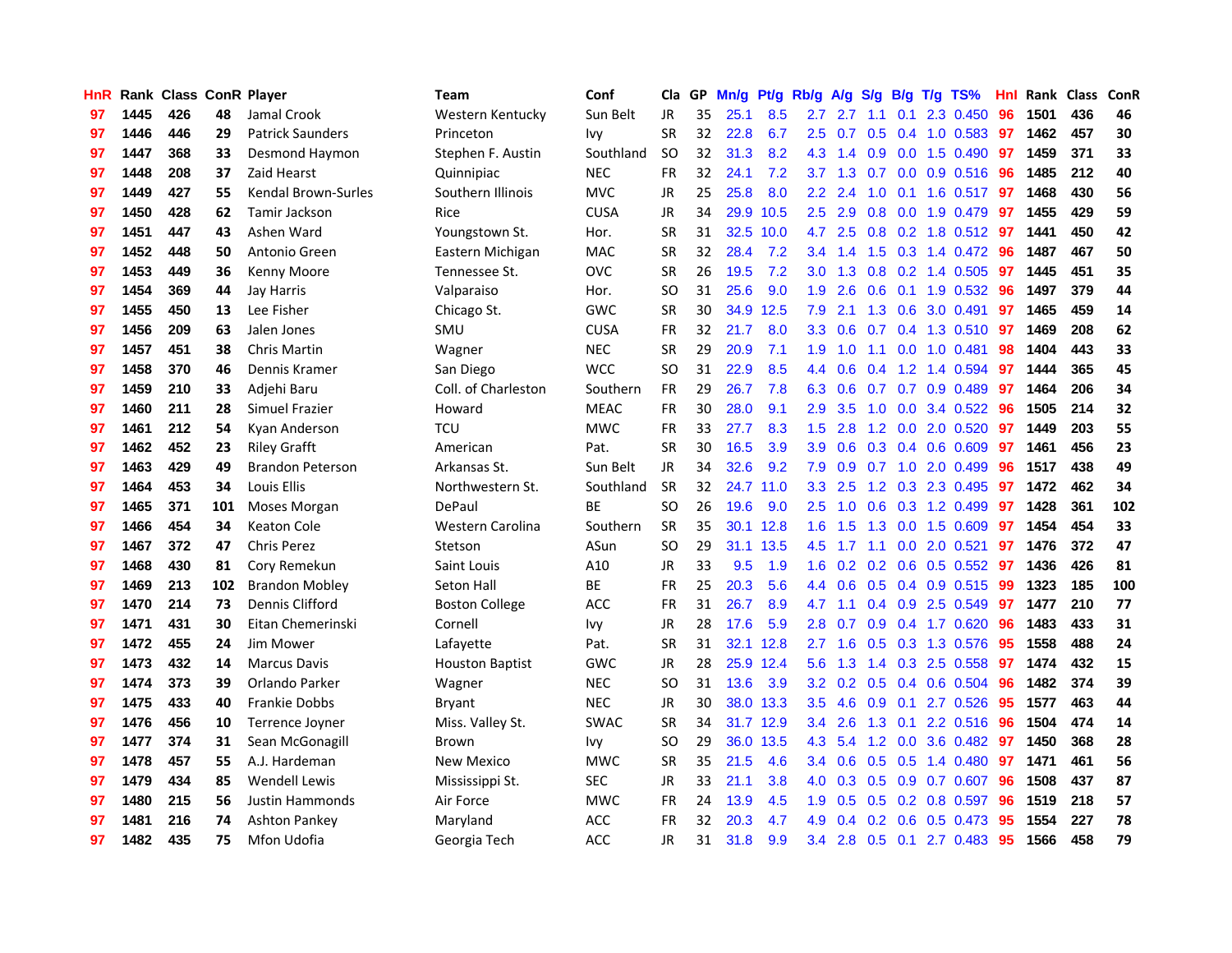| HnR | Rank | Class | ConR | Player | Team | Conf | Cla | GP | Mn/g | Pt/g | Rb/g | A/g | S/g | B/g | T/g | TS% | HnI | Rank | Class | ConR |
|---|---|---|---|---|---|---|---|---|---|---|---|---|---|---|---|---|---|---|---|---|
| 97 | 1445 | 426 | 48 | Jamal Crook | Western Kentucky | Sun Belt | JR | 35 | 25.1 | 8.5 | 2.7 | 2.7 | 1.1 | 0.1 | 2.3 | 0.450 | 96 | 1501 | 436 | 46 |
| 97 | 1446 | 446 | 29 | Patrick Saunders | Princeton | Ivy | SR | 32 | 22.8 | 6.7 | 2.5 | 0.7 | 0.5 | 0.4 | 1.0 | 0.583 | 97 | 1462 | 457 | 30 |
| 97 | 1447 | 368 | 33 | Desmond Haymon | Stephen F. Austin | Southland | SO | 32 | 31.3 | 8.2 | 4.3 | 1.4 | 0.9 | 0.0 | 1.5 | 0.490 | 97 | 1459 | 371 | 33 |
| 97 | 1448 | 208 | 37 | Zaid Hearst | Quinnipiac | NEC | FR | 32 | 24.1 | 7.2 | 3.7 | 1.3 | 0.7 | 0.0 | 0.9 | 0.516 | 96 | 1485 | 212 | 40 |
| 97 | 1449 | 427 | 55 | Kendal Brown-Surles | Southern Illinois | MVC | JR | 25 | 25.8 | 8.0 | 2.2 | 2.4 | 1.0 | 0.1 | 1.6 | 0.517 | 97 | 1468 | 430 | 56 |
| 97 | 1450 | 428 | 62 | Tamir Jackson | Rice | CUSA | JR | 34 | 29.9 | 10.5 | 2.5 | 2.9 | 0.8 | 0.0 | 1.9 | 0.479 | 97 | 1455 | 429 | 59 |
| 97 | 1451 | 447 | 43 | Ashen Ward | Youngstown St. | Hor. | SR | 31 | 32.5 | 10.0 | 4.7 | 2.5 | 0.8 | 0.2 | 1.8 | 0.512 | 97 | 1441 | 450 | 42 |
| 97 | 1452 | 448 | 50 | Antonio Green | Eastern Michigan | MAC | SR | 32 | 28.4 | 7.2 | 3.4 | 1.4 | 1.5 | 0.3 | 1.4 | 0.472 | 96 | 1487 | 467 | 50 |
| 97 | 1453 | 449 | 36 | Kenny Moore | Tennessee St. | OVC | SR | 26 | 19.5 | 7.2 | 3.0 | 1.3 | 0.8 | 0.2 | 1.4 | 0.505 | 97 | 1445 | 451 | 35 |
| 97 | 1454 | 369 | 44 | Jay Harris | Valparaiso | Hor. | SO | 31 | 25.6 | 9.0 | 1.9 | 2.6 | 0.6 | 0.1 | 1.9 | 0.532 | 96 | 1497 | 379 | 44 |
| 97 | 1455 | 450 | 13 | Lee Fisher | Chicago St. | GWC | SR | 30 | 34.9 | 12.5 | 7.9 | 2.1 | 1.3 | 0.6 | 3.0 | 0.491 | 97 | 1465 | 459 | 14 |
| 97 | 1456 | 209 | 63 | Jalen Jones | SMU | CUSA | FR | 32 | 21.7 | 8.0 | 3.3 | 0.6 | 0.7 | 0.4 | 1.3 | 0.510 | 97 | 1469 | 208 | 62 |
| 97 | 1457 | 451 | 38 | Chris Martin | Wagner | NEC | SR | 29 | 20.9 | 7.1 | 1.9 | 1.0 | 1.1 | 0.0 | 1.0 | 0.481 | 98 | 1404 | 443 | 33 |
| 97 | 1458 | 370 | 46 | Dennis Kramer | San Diego | WCC | SO | 31 | 22.9 | 8.5 | 4.4 | 0.6 | 0.4 | 1.2 | 1.4 | 0.594 | 97 | 1444 | 365 | 45 |
| 97 | 1459 | 210 | 33 | Adjehi Baru | Coll. of Charleston | Southern | FR | 29 | 26.7 | 7.8 | 6.3 | 0.6 | 0.7 | 0.7 | 0.9 | 0.489 | 97 | 1464 | 206 | 34 |
| 97 | 1460 | 211 | 28 | Simuel Frazier | Howard | MEAC | FR | 30 | 28.0 | 9.1 | 2.9 | 3.5 | 1.0 | 0.0 | 3.4 | 0.522 | 96 | 1505 | 214 | 32 |
| 97 | 1461 | 212 | 54 | Kyan Anderson | TCU | MWC | FR | 33 | 27.7 | 8.3 | 1.5 | 2.8 | 1.2 | 0.0 | 2.0 | 0.520 | 97 | 1449 | 203 | 55 |
| 97 | 1462 | 452 | 23 | Riley Grafft | American | Pat. | SR | 30 | 16.5 | 3.9 | 3.9 | 0.6 | 0.3 | 0.4 | 0.6 | 0.609 | 97 | 1461 | 456 | 23 |
| 97 | 1463 | 429 | 49 | Brandon Peterson | Arkansas St. | Sun Belt | JR | 34 | 32.6 | 9.2 | 7.9 | 0.9 | 0.7 | 1.0 | 2.0 | 0.499 | 96 | 1517 | 438 | 49 |
| 97 | 1464 | 453 | 34 | Louis Ellis | Northwestern St. | Southland | SR | 32 | 24.7 | 11.0 | 3.3 | 2.5 | 1.2 | 0.3 | 2.3 | 0.495 | 97 | 1472 | 462 | 34 |
| 97 | 1465 | 371 | 101 | Moses Morgan | DePaul | BE | SO | 26 | 19.6 | 9.0 | 2.5 | 1.0 | 0.6 | 0.3 | 1.2 | 0.499 | 97 | 1428 | 361 | 102 |
| 97 | 1466 | 454 | 34 | Keaton Cole | Western Carolina | Southern | SR | 35 | 30.1 | 12.8 | 1.6 | 1.5 | 1.3 | 0.0 | 1.5 | 0.609 | 97 | 1454 | 454 | 33 |
| 97 | 1467 | 372 | 47 | Chris Perez | Stetson | ASun | SO | 29 | 31.1 | 13.5 | 4.5 | 1.7 | 1.1 | 0.0 | 2.0 | 0.521 | 97 | 1476 | 372 | 47 |
| 97 | 1468 | 430 | 81 | Cory Remekun | Saint Louis | A10 | JR | 33 | 9.5 | 1.9 | 1.6 | 0.2 | 0.2 | 0.6 | 0.5 | 0.552 | 97 | 1436 | 426 | 81 |
| 97 | 1469 | 213 | 102 | Brandon Mobley | Seton Hall | BE | FR | 25 | 20.3 | 5.6 | 4.4 | 0.6 | 0.5 | 0.4 | 0.9 | 0.515 | 99 | 1323 | 185 | 100 |
| 97 | 1470 | 214 | 73 | Dennis Clifford | Boston College | ACC | FR | 31 | 26.7 | 8.9 | 4.7 | 1.1 | 0.4 | 0.9 | 2.5 | 0.549 | 97 | 1477 | 210 | 77 |
| 97 | 1471 | 431 | 30 | Eitan Chemerinski | Cornell | Ivy | JR | 28 | 17.6 | 5.9 | 2.8 | 0.7 | 0.9 | 0.4 | 1.7 | 0.620 | 96 | 1483 | 433 | 31 |
| 97 | 1472 | 455 | 24 | Jim Mower | Lafayette | Pat. | SR | 31 | 32.1 | 12.8 | 2.7 | 1.6 | 0.5 | 0.3 | 1.3 | 0.576 | 95 | 1558 | 488 | 24 |
| 97 | 1473 | 432 | 14 | Marcus Davis | Houston Baptist | GWC | JR | 28 | 25.9 | 12.4 | 5.6 | 1.3 | 1.4 | 0.3 | 2.5 | 0.558 | 97 | 1474 | 432 | 15 |
| 97 | 1474 | 373 | 39 | Orlando Parker | Wagner | NEC | SO | 31 | 13.6 | 3.9 | 3.2 | 0.2 | 0.5 | 0.4 | 0.6 | 0.504 | 96 | 1482 | 374 | 39 |
| 97 | 1475 | 433 | 40 | Frankie Dobbs | Bryant | NEC | JR | 30 | 38.0 | 13.3 | 3.5 | 4.6 | 0.9 | 0.1 | 2.7 | 0.526 | 95 | 1577 | 463 | 44 |
| 97 | 1476 | 456 | 10 | Terrence Joyner | Miss. Valley St. | SWAC | SR | 34 | 31.7 | 12.9 | 3.4 | 2.6 | 1.3 | 0.1 | 2.2 | 0.516 | 96 | 1504 | 474 | 14 |
| 97 | 1477 | 374 | 31 | Sean McGonagill | Brown | Ivy | SO | 29 | 36.0 | 13.5 | 4.3 | 5.4 | 1.2 | 0.0 | 3.6 | 0.482 | 97 | 1450 | 368 | 28 |
| 97 | 1478 | 457 | 55 | A.J. Hardeman | New Mexico | MWC | SR | 35 | 21.5 | 4.6 | 3.4 | 0.6 | 0.5 | 0.5 | 1.4 | 0.480 | 97 | 1471 | 461 | 56 |
| 97 | 1479 | 434 | 85 | Wendell Lewis | Mississippi St. | SEC | JR | 33 | 21.1 | 3.8 | 4.0 | 0.3 | 0.5 | 0.9 | 0.7 | 0.607 | 96 | 1508 | 437 | 87 |
| 97 | 1480 | 215 | 56 | Justin Hammonds | Air Force | MWC | FR | 24 | 13.9 | 4.5 | 1.9 | 0.5 | 0.5 | 0.2 | 0.8 | 0.597 | 96 | 1519 | 218 | 57 |
| 97 | 1481 | 216 | 74 | Ashton Pankey | Maryland | ACC | FR | 32 | 20.3 | 4.7 | 4.9 | 0.4 | 0.2 | 0.6 | 0.5 | 0.473 | 95 | 1554 | 227 | 78 |
| 97 | 1482 | 435 | 75 | Mfon Udofia | Georgia Tech | ACC | JR | 31 | 31.8 | 9.9 | 3.4 | 2.8 | 0.5 | 0.1 | 2.7 | 0.483 | 95 | 1566 | 458 | 79 |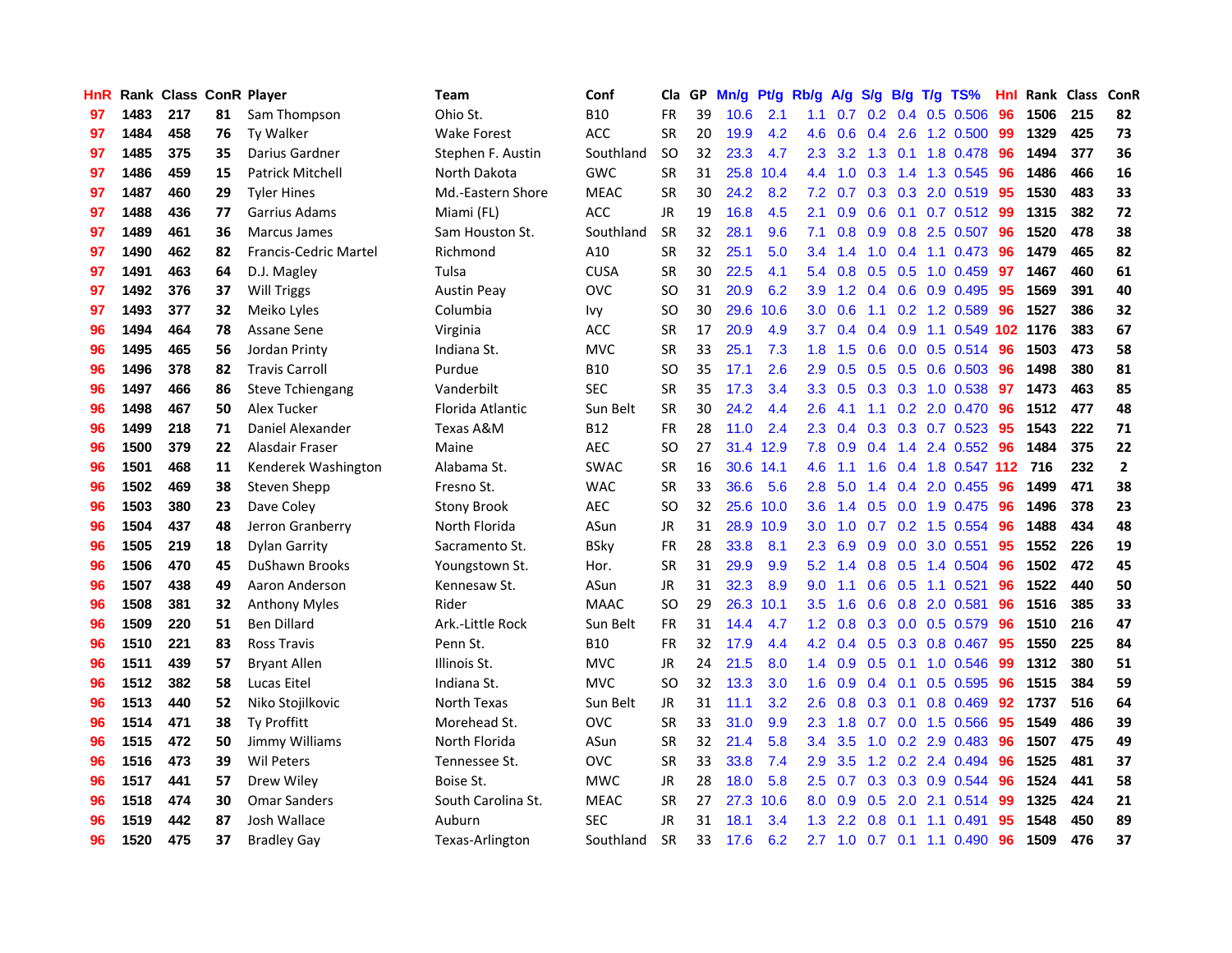| HnR | Rank | Class | ConR | Player | Team | Conf | Cla | GP | Mn/g | Pt/g | Rb/g | A/g | S/g | B/g | T/g | TS% | HnI | Rank | Class | ConR |
|---|---|---|---|---|---|---|---|---|---|---|---|---|---|---|---|---|---|---|---|---|
| 97 | 1483 | 217 | 81 | Sam Thompson | Ohio St. | B10 | FR | 39 | 10.6 | 2.1 | 1.1 | 0.7 | 0.2 | 0.4 | 0.5 | 0.506 | 96 | 1506 | 215 | 82 |
| 97 | 1484 | 458 | 76 | Ty Walker | Wake Forest | ACC | SR | 20 | 19.9 | 4.2 | 4.6 | 0.6 | 0.4 | 2.6 | 1.2 | 0.500 | 99 | 1329 | 425 | 73 |
| 97 | 1485 | 375 | 35 | Darius Gardner | Stephen F. Austin | Southland | SO | 32 | 23.3 | 4.7 | 2.3 | 3.2 | 1.3 | 0.1 | 1.8 | 0.478 | 96 | 1494 | 377 | 36 |
| 97 | 1486 | 459 | 15 | Patrick Mitchell | North Dakota | GWC | SR | 31 | 25.8 | 10.4 | 4.4 | 1.0 | 0.3 | 1.4 | 1.3 | 0.545 | 96 | 1486 | 466 | 16 |
| 97 | 1487 | 460 | 29 | Tyler Hines | Md.-Eastern Shore | MEAC | SR | 30 | 24.2 | 8.2 | 7.2 | 0.7 | 0.3 | 0.3 | 2.0 | 0.519 | 95 | 1530 | 483 | 33 |
| 97 | 1488 | 436 | 77 | Garrius Adams | Miami (FL) | ACC | JR | 19 | 16.8 | 4.5 | 2.1 | 0.9 | 0.6 | 0.1 | 0.7 | 0.512 | 99 | 1315 | 382 | 72 |
| 97 | 1489 | 461 | 36 | Marcus James | Sam Houston St. | Southland | SR | 32 | 28.1 | 9.6 | 7.1 | 0.8 | 0.9 | 0.8 | 2.5 | 0.507 | 96 | 1520 | 478 | 38 |
| 97 | 1490 | 462 | 82 | Francis-Cedric Martel | Richmond | A10 | SR | 32 | 25.1 | 5.0 | 3.4 | 1.4 | 1.0 | 0.4 | 1.1 | 0.473 | 96 | 1479 | 465 | 82 |
| 97 | 1491 | 463 | 64 | D.J. Magley | Tulsa | CUSA | SR | 30 | 22.5 | 4.1 | 5.4 | 0.8 | 0.5 | 0.5 | 1.0 | 0.459 | 97 | 1467 | 460 | 61 |
| 97 | 1492 | 376 | 37 | Will Triggs | Austin Peay | OVC | SO | 31 | 20.9 | 6.2 | 3.9 | 1.2 | 0.4 | 0.6 | 0.9 | 0.495 | 95 | 1569 | 391 | 40 |
| 97 | 1493 | 377 | 32 | Meiko Lyles | Columbia | Ivy | SO | 30 | 29.6 | 10.6 | 3.0 | 0.6 | 1.1 | 0.2 | 1.2 | 0.589 | 96 | 1527 | 386 | 32 |
| 96 | 1494 | 464 | 78 | Assane Sene | Virginia | ACC | SR | 17 | 20.9 | 4.9 | 3.7 | 0.4 | 0.4 | 0.9 | 1.1 | 0.549 | 102 | 1176 | 383 | 67 |
| 96 | 1495 | 465 | 56 | Jordan Printy | Indiana St. | MVC | SR | 33 | 25.1 | 7.3 | 1.8 | 1.5 | 0.6 | 0.0 | 0.5 | 0.514 | 96 | 1503 | 473 | 58 |
| 96 | 1496 | 378 | 82 | Travis Carroll | Purdue | B10 | SO | 35 | 17.1 | 2.6 | 2.9 | 0.5 | 0.5 | 0.5 | 0.6 | 0.503 | 96 | 1498 | 380 | 81 |
| 96 | 1497 | 466 | 86 | Steve Tchiengang | Vanderbilt | SEC | SR | 35 | 17.3 | 3.4 | 3.3 | 0.5 | 0.3 | 0.3 | 1.0 | 0.538 | 97 | 1473 | 463 | 85 |
| 96 | 1498 | 467 | 50 | Alex Tucker | Florida Atlantic | Sun Belt | SR | 30 | 24.2 | 4.4 | 2.6 | 4.1 | 1.1 | 0.2 | 2.0 | 0.470 | 96 | 1512 | 477 | 48 |
| 96 | 1499 | 218 | 71 | Daniel Alexander | Texas A&M | B12 | FR | 28 | 11.0 | 2.4 | 2.3 | 0.4 | 0.3 | 0.3 | 0.7 | 0.523 | 95 | 1543 | 222 | 71 |
| 96 | 1500 | 379 | 22 | Alasdair Fraser | Maine | AEC | SO | 27 | 31.4 | 12.9 | 7.8 | 0.9 | 0.4 | 1.4 | 2.4 | 0.552 | 96 | 1484 | 375 | 22 |
| 96 | 1501 | 468 | 11 | Kenderek Washington | Alabama St. | SWAC | SR | 16 | 30.6 | 14.1 | 4.6 | 1.1 | 1.6 | 0.4 | 1.8 | 0.547 | 112 | 716 | 232 | 2 |
| 96 | 1502 | 469 | 38 | Steven Shepp | Fresno St. | WAC | SR | 33 | 36.6 | 5.6 | 2.8 | 5.0 | 1.4 | 0.4 | 2.0 | 0.455 | 96 | 1499 | 471 | 38 |
| 96 | 1503 | 380 | 23 | Dave Coley | Stony Brook | AEC | SO | 32 | 25.6 | 10.0 | 3.6 | 1.4 | 0.5 | 0.0 | 1.9 | 0.475 | 96 | 1496 | 378 | 23 |
| 96 | 1504 | 437 | 48 | Jerron Granberry | North Florida | ASun | JR | 31 | 28.9 | 10.9 | 3.0 | 1.0 | 0.7 | 0.2 | 1.5 | 0.554 | 96 | 1488 | 434 | 48 |
| 96 | 1505 | 219 | 18 | Dylan Garrity | Sacramento St. | BSky | FR | 28 | 33.8 | 8.1 | 2.3 | 6.9 | 0.9 | 0.0 | 3.0 | 0.551 | 95 | 1552 | 226 | 19 |
| 96 | 1506 | 470 | 45 | DuShawn Brooks | Youngstown St. | Hor. | SR | 31 | 29.9 | 9.9 | 5.2 | 1.4 | 0.8 | 0.5 | 1.4 | 0.504 | 96 | 1502 | 472 | 45 |
| 96 | 1507 | 438 | 49 | Aaron Anderson | Kennesaw St. | ASun | JR | 31 | 32.3 | 8.9 | 9.0 | 1.1 | 0.6 | 0.5 | 1.1 | 0.521 | 96 | 1522 | 440 | 50 |
| 96 | 1508 | 381 | 32 | Anthony Myles | Rider | MAAC | SO | 29 | 26.3 | 10.1 | 3.5 | 1.6 | 0.6 | 0.8 | 2.0 | 0.581 | 96 | 1516 | 385 | 33 |
| 96 | 1509 | 220 | 51 | Ben Dillard | Ark.-Little Rock | Sun Belt | FR | 31 | 14.4 | 4.7 | 1.2 | 0.8 | 0.3 | 0.0 | 0.5 | 0.579 | 96 | 1510 | 216 | 47 |
| 96 | 1510 | 221 | 83 | Ross Travis | Penn St. | B10 | FR | 32 | 17.9 | 4.4 | 4.2 | 0.4 | 0.5 | 0.3 | 0.8 | 0.467 | 95 | 1550 | 225 | 84 |
| 96 | 1511 | 439 | 57 | Bryant Allen | Illinois St. | MVC | JR | 24 | 21.5 | 8.0 | 1.4 | 0.9 | 0.5 | 0.1 | 1.0 | 0.546 | 99 | 1312 | 380 | 51 |
| 96 | 1512 | 382 | 58 | Lucas Eitel | Indiana St. | MVC | SO | 32 | 13.3 | 3.0 | 1.6 | 0.9 | 0.4 | 0.1 | 0.5 | 0.595 | 96 | 1515 | 384 | 59 |
| 96 | 1513 | 440 | 52 | Niko Stojilkovic | North Texas | Sun Belt | JR | 31 | 11.1 | 3.2 | 2.6 | 0.8 | 0.3 | 0.1 | 0.8 | 0.469 | 92 | 1737 | 516 | 64 |
| 96 | 1514 | 471 | 38 | Ty Proffitt | Morehead St. | OVC | SR | 33 | 31.0 | 9.9 | 2.3 | 1.8 | 0.7 | 0.0 | 1.5 | 0.566 | 95 | 1549 | 486 | 39 |
| 96 | 1515 | 472 | 50 | Jimmy Williams | North Florida | ASun | SR | 32 | 21.4 | 5.8 | 3.4 | 3.5 | 1.0 | 0.2 | 2.9 | 0.483 | 96 | 1507 | 475 | 49 |
| 96 | 1516 | 473 | 39 | Wil Peters | Tennessee St. | OVC | SR | 33 | 33.8 | 7.4 | 2.9 | 3.5 | 1.2 | 0.2 | 2.4 | 0.494 | 96 | 1525 | 481 | 37 |
| 96 | 1517 | 441 | 57 | Drew Wiley | Boise St. | MWC | JR | 28 | 18.0 | 5.8 | 2.5 | 0.7 | 0.3 | 0.3 | 0.9 | 0.544 | 96 | 1524 | 441 | 58 |
| 96 | 1518 | 474 | 30 | Omar Sanders | South Carolina St. | MEAC | SR | 27 | 27.3 | 10.6 | 8.0 | 0.9 | 0.5 | 2.0 | 2.1 | 0.514 | 99 | 1325 | 424 | 21 |
| 96 | 1519 | 442 | 87 | Josh Wallace | Auburn | SEC | JR | 31 | 18.1 | 3.4 | 1.3 | 2.2 | 0.8 | 0.1 | 1.1 | 0.491 | 95 | 1548 | 450 | 89 |
| 96 | 1520 | 475 | 37 | Bradley Gay | Texas-Arlington | Southland | SR | 33 | 17.6 | 6.2 | 2.7 | 1.0 | 0.7 | 0.1 | 1.1 | 0.490 | 96 | 1509 | 476 | 37 |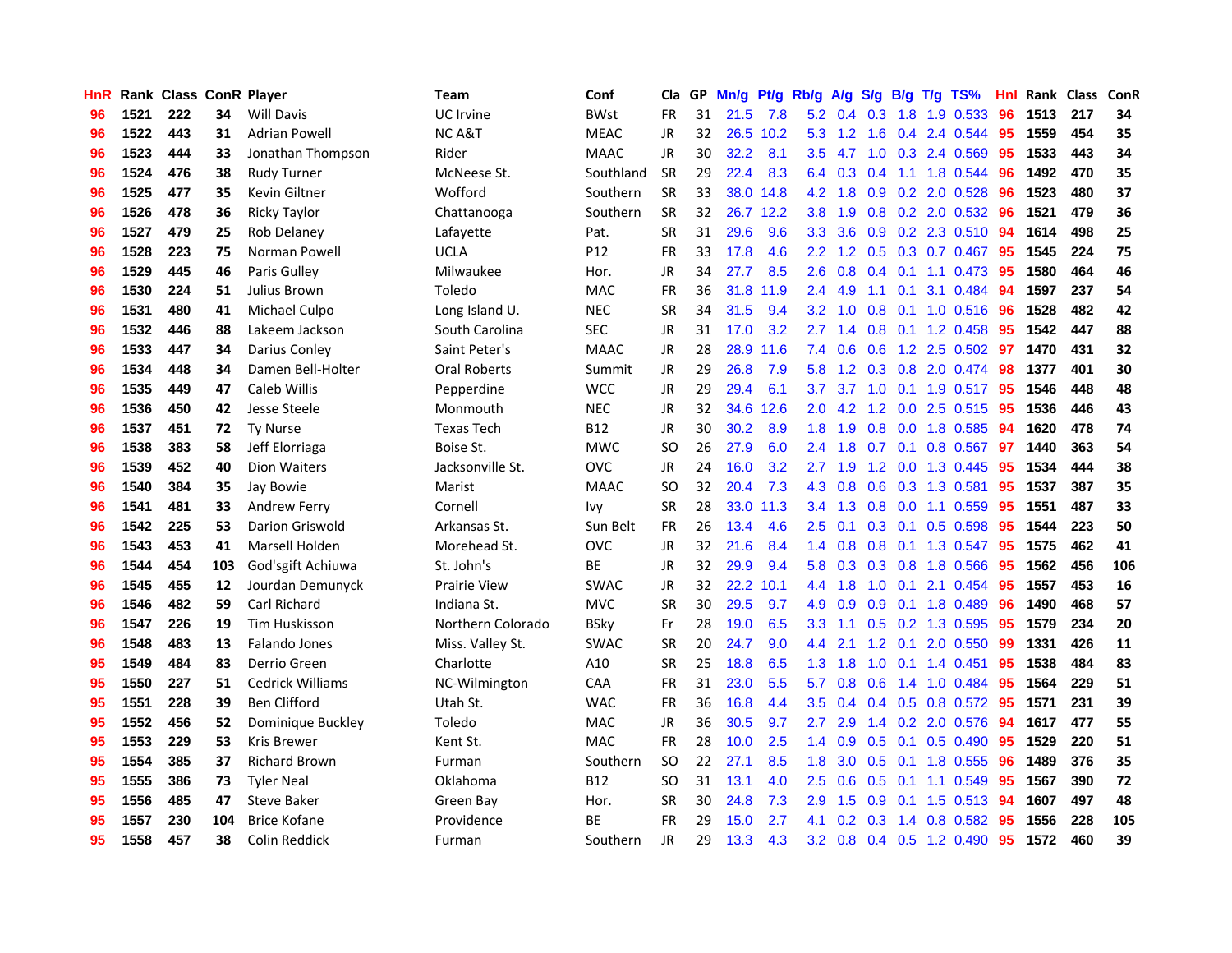| HnR | Rank | Class | ConR | Player | Team | Conf | Cla | GP | Mn/g | Pt/g | Rb/g | A/g | S/g | B/g | T/g | TS% | HnI | Rank | Class | ConR |
|---|---|---|---|---|---|---|---|---|---|---|---|---|---|---|---|---|---|---|---|---|
| 96 | 1521 | 222 | 34 | Will Davis | UC Irvine | BWst | FR | 31 | 21.5 | 7.8 | 5.2 | 0.4 | 0.3 | 1.8 | 1.9 | 0.533 | 96 | 1513 | 217 | 34 |
| 96 | 1522 | 443 | 31 | Adrian Powell | NC A&T | MEAC | JR | 32 | 26.5 | 10.2 | 5.3 | 1.2 | 1.6 | 0.4 | 2.4 | 0.544 | 95 | 1559 | 454 | 35 |
| 96 | 1523 | 444 | 33 | Jonathan Thompson | Rider | MAAC | JR | 30 | 32.2 | 8.1 | 3.5 | 4.7 | 1.0 | 0.3 | 2.4 | 0.569 | 95 | 1533 | 443 | 34 |
| 96 | 1524 | 476 | 38 | Rudy Turner | McNeese St. | Southland | SR | 29 | 22.4 | 8.3 | 6.4 | 0.3 | 0.4 | 1.1 | 1.8 | 0.544 | 96 | 1492 | 470 | 35 |
| 96 | 1525 | 477 | 35 | Kevin Giltner | Wofford | Southern | SR | 33 | 38.0 | 14.8 | 4.2 | 1.8 | 0.9 | 0.2 | 2.0 | 0.528 | 96 | 1523 | 480 | 37 |
| 96 | 1526 | 478 | 36 | Ricky Taylor | Chattanooga | Southern | SR | 32 | 26.7 | 12.2 | 3.8 | 1.9 | 0.8 | 0.2 | 2.0 | 0.532 | 96 | 1521 | 479 | 36 |
| 96 | 1527 | 479 | 25 | Rob Delaney | Lafayette | Pat. | SR | 31 | 29.6 | 9.6 | 3.3 | 3.6 | 0.9 | 0.2 | 2.3 | 0.510 | 94 | 1614 | 498 | 25 |
| 96 | 1528 | 223 | 75 | Norman Powell | UCLA | P12 | FR | 33 | 17.8 | 4.6 | 2.2 | 1.2 | 0.5 | 0.3 | 0.7 | 0.467 | 95 | 1545 | 224 | 75 |
| 96 | 1529 | 445 | 46 | Paris Gulley | Milwaukee | Hor. | JR | 34 | 27.7 | 8.5 | 2.6 | 0.8 | 0.4 | 0.1 | 1.1 | 0.473 | 95 | 1580 | 464 | 46 |
| 96 | 1530 | 224 | 51 | Julius Brown | Toledo | MAC | FR | 36 | 31.8 | 11.9 | 2.4 | 4.9 | 1.1 | 0.1 | 3.1 | 0.484 | 94 | 1597 | 237 | 54 |
| 96 | 1531 | 480 | 41 | Michael Culpo | Long Island U. | NEC | SR | 34 | 31.5 | 9.4 | 3.2 | 1.0 | 0.8 | 0.1 | 1.0 | 0.516 | 96 | 1528 | 482 | 42 |
| 96 | 1532 | 446 | 88 | Lakeem Jackson | South Carolina | SEC | JR | 31 | 17.0 | 3.2 | 2.7 | 1.4 | 0.8 | 0.1 | 1.2 | 0.458 | 95 | 1542 | 447 | 88 |
| 96 | 1533 | 447 | 34 | Darius Conley | Saint Peter's | MAAC | JR | 28 | 28.9 | 11.6 | 7.4 | 0.6 | 0.6 | 1.2 | 2.5 | 0.502 | 97 | 1470 | 431 | 32 |
| 96 | 1534 | 448 | 34 | Damen Bell-Holter | Oral Roberts | Summit | JR | 29 | 26.8 | 7.9 | 5.8 | 1.2 | 0.3 | 0.8 | 2.0 | 0.474 | 98 | 1377 | 401 | 30 |
| 96 | 1535 | 449 | 47 | Caleb Willis | Pepperdine | WCC | JR | 29 | 29.4 | 6.1 | 3.7 | 3.7 | 1.0 | 0.1 | 1.9 | 0.517 | 95 | 1546 | 448 | 48 |
| 96 | 1536 | 450 | 42 | Jesse Steele | Monmouth | NEC | JR | 32 | 34.6 | 12.6 | 2.0 | 4.2 | 1.2 | 0.0 | 2.5 | 0.515 | 95 | 1536 | 446 | 43 |
| 96 | 1537 | 451 | 72 | Ty Nurse | Texas Tech | B12 | JR | 30 | 30.2 | 8.9 | 1.8 | 1.9 | 0.8 | 0.0 | 1.8 | 0.585 | 94 | 1620 | 478 | 74 |
| 96 | 1538 | 383 | 58 | Jeff Elorriaga | Boise St. | MWC | SO | 26 | 27.9 | 6.0 | 2.4 | 1.8 | 0.7 | 0.1 | 0.8 | 0.567 | 97 | 1440 | 363 | 54 |
| 96 | 1539 | 452 | 40 | Dion Waiters | Jacksonville St. | OVC | JR | 24 | 16.0 | 3.2 | 2.7 | 1.9 | 1.2 | 0.0 | 1.3 | 0.445 | 95 | 1534 | 444 | 38 |
| 96 | 1540 | 384 | 35 | Jay Bowie | Marist | MAAC | SO | 32 | 20.4 | 7.3 | 4.3 | 0.8 | 0.6 | 0.3 | 1.3 | 0.581 | 95 | 1537 | 387 | 35 |
| 96 | 1541 | 481 | 33 | Andrew Ferry | Cornell | Ivy | SR | 28 | 33.0 | 11.3 | 3.4 | 1.3 | 0.8 | 0.0 | 1.1 | 0.559 | 95 | 1551 | 487 | 33 |
| 96 | 1542 | 225 | 53 | Darion Griswold | Arkansas St. | Sun Belt | FR | 26 | 13.4 | 4.6 | 2.5 | 0.1 | 0.3 | 0.1 | 0.5 | 0.598 | 95 | 1544 | 223 | 50 |
| 96 | 1543 | 453 | 41 | Marsell Holden | Morehead St. | OVC | JR | 32 | 21.6 | 8.4 | 1.4 | 0.8 | 0.8 | 0.1 | 1.3 | 0.547 | 95 | 1575 | 462 | 41 |
| 96 | 1544 | 454 | 103 | God'sgift Achiuwa | St. John's | BE | JR | 32 | 29.9 | 9.4 | 5.8 | 0.3 | 0.3 | 0.8 | 1.8 | 0.566 | 95 | 1562 | 456 | 106 |
| 96 | 1545 | 455 | 12 | Jourdan Demunyck | Prairie View | SWAC | JR | 32 | 22.2 | 10.1 | 4.4 | 1.8 | 1.0 | 0.1 | 2.1 | 0.454 | 95 | 1557 | 453 | 16 |
| 96 | 1546 | 482 | 59 | Carl Richard | Indiana St. | MVC | SR | 30 | 29.5 | 9.7 | 4.9 | 0.9 | 0.9 | 0.1 | 1.8 | 0.489 | 96 | 1490 | 468 | 57 |
| 96 | 1547 | 226 | 19 | Tim Huskisson | Northern Colorado | BSky | Fr | 28 | 19.0 | 6.5 | 3.3 | 1.1 | 0.5 | 0.2 | 1.3 | 0.595 | 95 | 1579 | 234 | 20 |
| 96 | 1548 | 483 | 13 | Falando Jones | Miss. Valley St. | SWAC | SR | 20 | 24.7 | 9.0 | 4.4 | 2.1 | 1.2 | 0.1 | 2.0 | 0.550 | 99 | 1331 | 426 | 11 |
| 95 | 1549 | 484 | 83 | Derrio Green | Charlotte | A10 | SR | 25 | 18.8 | 6.5 | 1.3 | 1.8 | 1.0 | 0.1 | 1.4 | 0.451 | 95 | 1538 | 484 | 83 |
| 95 | 1550 | 227 | 51 | Cedrick Williams | NC-Wilmington | CAA | FR | 31 | 23.0 | 5.5 | 5.7 | 0.8 | 0.6 | 1.4 | 1.0 | 0.484 | 95 | 1564 | 229 | 51 |
| 95 | 1551 | 228 | 39 | Ben Clifford | Utah St. | WAC | FR | 36 | 16.8 | 4.4 | 3.5 | 0.4 | 0.4 | 0.5 | 0.8 | 0.572 | 95 | 1571 | 231 | 39 |
| 95 | 1552 | 456 | 52 | Dominique Buckley | Toledo | MAC | JR | 36 | 30.5 | 9.7 | 2.7 | 2.9 | 1.4 | 0.2 | 2.0 | 0.576 | 94 | 1617 | 477 | 55 |
| 95 | 1553 | 229 | 53 | Kris Brewer | Kent St. | MAC | FR | 28 | 10.0 | 2.5 | 1.4 | 0.9 | 0.5 | 0.1 | 0.5 | 0.490 | 95 | 1529 | 220 | 51 |
| 95 | 1554 | 385 | 37 | Richard Brown | Furman | Southern | SO | 22 | 27.1 | 8.5 | 1.8 | 3.0 | 0.5 | 0.1 | 1.8 | 0.555 | 96 | 1489 | 376 | 35 |
| 95 | 1555 | 386 | 73 | Tyler Neal | Oklahoma | B12 | SO | 31 | 13.1 | 4.0 | 2.5 | 0.6 | 0.5 | 0.1 | 1.1 | 0.549 | 95 | 1567 | 390 | 72 |
| 95 | 1556 | 485 | 47 | Steve Baker | Green Bay | Hor. | SR | 30 | 24.8 | 7.3 | 2.9 | 1.5 | 0.9 | 0.1 | 1.5 | 0.513 | 94 | 1607 | 497 | 48 |
| 95 | 1557 | 230 | 104 | Brice Kofane | Providence | BE | FR | 29 | 15.0 | 2.7 | 4.1 | 0.2 | 0.3 | 1.4 | 0.8 | 0.582 | 95 | 1556 | 228 | 105 |
| 95 | 1558 | 457 | 38 | Colin Reddick | Furman | Southern | JR | 29 | 13.3 | 4.3 | 3.2 | 0.8 | 0.4 | 0.5 | 1.2 | 0.490 | 95 | 1572 | 460 | 39 |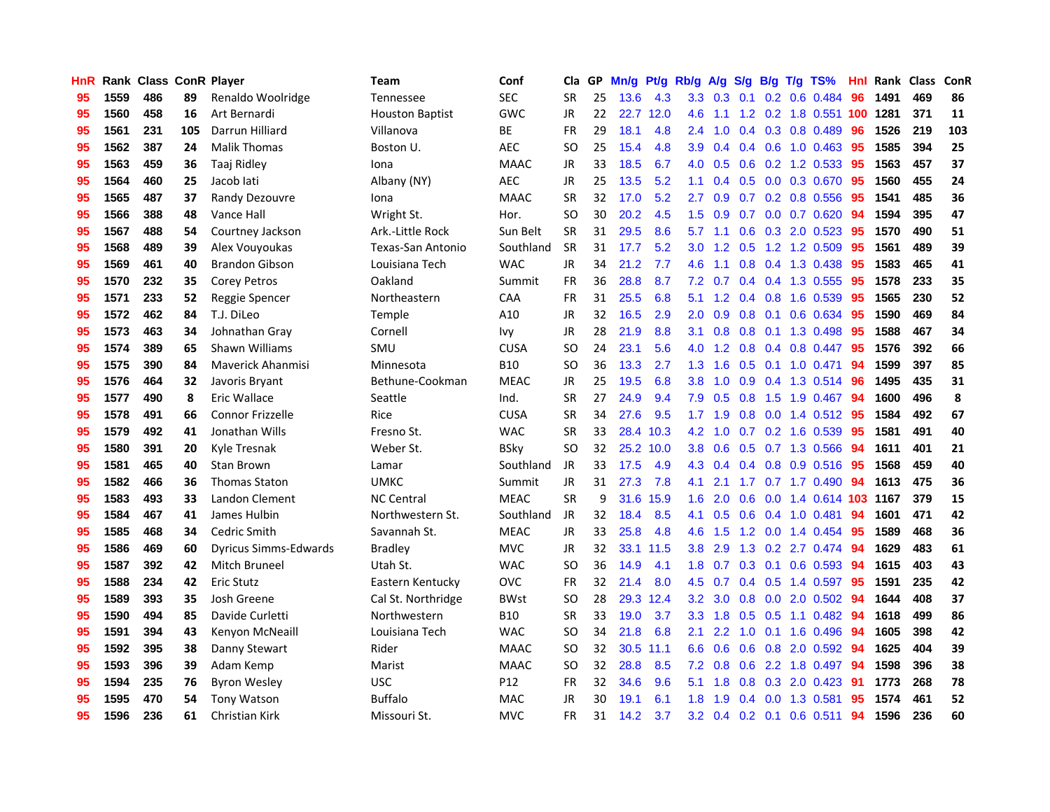| HnR | Rank | Class | ConR | Player | Team | Conf | Cla | GP | Mn/g | Pt/g | Rb/g | A/g | S/g | B/g | T/g | TS% | HnI | Rank | Class | ConR |
|---|---|---|---|---|---|---|---|---|---|---|---|---|---|---|---|---|---|---|---|---|
| 95 | 1559 | 486 | 89 | Renaldo Woolridge | Tennessee | SEC | SR | 25 | 13.6 | 4.3 | 3.3 | 0.3 | 0.1 | 0.2 | 0.6 | 0.484 | 96 | 1491 | 469 | 86 |
| 95 | 1560 | 458 | 16 | Art Bernardi | Houston Baptist | GWC | JR | 22 | 22.7 | 12.0 | 4.6 | 1.1 | 1.2 | 0.2 | 1.8 | 0.551 | 100 | 1281 | 371 | 11 |
| 95 | 1561 | 231 | 105 | Darrun Hilliard | Villanova | BE | FR | 29 | 18.1 | 4.8 | 2.4 | 1.0 | 0.4 | 0.3 | 0.8 | 0.489 | 96 | 1526 | 219 | 103 |
| 95 | 1562 | 387 | 24 | Malik Thomas | Boston U. | AEC | SO | 25 | 15.4 | 4.8 | 3.9 | 0.4 | 0.4 | 0.6 | 1.0 | 0.463 | 95 | 1585 | 394 | 25 |
| 95 | 1563 | 459 | 36 | Taaj Ridley | Iona | MAAC | JR | 33 | 18.5 | 6.7 | 4.0 | 0.5 | 0.6 | 0.2 | 1.2 | 0.533 | 95 | 1563 | 457 | 37 |
| 95 | 1564 | 460 | 25 | Jacob Iati | Albany (NY) | AEC | JR | 25 | 13.5 | 5.2 | 1.1 | 0.4 | 0.5 | 0.0 | 0.3 | 0.670 | 95 | 1560 | 455 | 24 |
| 95 | 1565 | 487 | 37 | Randy Dezouvre | Iona | MAAC | SR | 32 | 17.0 | 5.2 | 2.7 | 0.9 | 0.7 | 0.2 | 0.8 | 0.556 | 95 | 1541 | 485 | 36 |
| 95 | 1566 | 388 | 48 | Vance Hall | Wright St. | Hor. | SO | 30 | 20.2 | 4.5 | 1.5 | 0.9 | 0.7 | 0.0 | 0.7 | 0.620 | 94 | 1594 | 395 | 47 |
| 95 | 1567 | 488 | 54 | Courtney Jackson | Ark.-Little Rock | Sun Belt | SR | 31 | 29.5 | 8.6 | 5.7 | 1.1 | 0.6 | 0.3 | 2.0 | 0.523 | 95 | 1570 | 490 | 51 |
| 95 | 1568 | 489 | 39 | Alex Vouyoukas | Texas-San Antonio | Southland | SR | 31 | 17.7 | 5.2 | 3.0 | 1.2 | 0.5 | 1.2 | 1.2 | 0.509 | 95 | 1561 | 489 | 39 |
| 95 | 1569 | 461 | 40 | Brandon Gibson | Louisiana Tech | WAC | JR | 34 | 21.2 | 7.7 | 4.6 | 1.1 | 0.8 | 0.4 | 1.3 | 0.438 | 95 | 1583 | 465 | 41 |
| 95 | 1570 | 232 | 35 | Corey Petros | Oakland | Summit | FR | 36 | 28.8 | 8.7 | 7.2 | 0.7 | 0.4 | 0.4 | 1.3 | 0.555 | 95 | 1578 | 233 | 35 |
| 95 | 1571 | 233 | 52 | Reggie Spencer | Northeastern | CAA | FR | 31 | 25.5 | 6.8 | 5.1 | 1.2 | 0.4 | 0.8 | 1.6 | 0.539 | 95 | 1565 | 230 | 52 |
| 95 | 1572 | 462 | 84 | T.J. DiLeo | Temple | A10 | JR | 32 | 16.5 | 2.9 | 2.0 | 0.9 | 0.8 | 0.1 | 0.6 | 0.634 | 95 | 1590 | 469 | 84 |
| 95 | 1573 | 463 | 34 | Johnathan Gray | Cornell | Ivy | JR | 28 | 21.9 | 8.8 | 3.1 | 0.8 | 0.8 | 0.1 | 1.3 | 0.498 | 95 | 1588 | 467 | 34 |
| 95 | 1574 | 389 | 65 | Shawn Williams | SMU | CUSA | SO | 24 | 23.1 | 5.6 | 4.0 | 1.2 | 0.8 | 0.4 | 0.8 | 0.447 | 95 | 1576 | 392 | 66 |
| 95 | 1575 | 390 | 84 | Maverick Ahanmisi | Minnesota | B10 | SO | 36 | 13.3 | 2.7 | 1.3 | 1.6 | 0.5 | 0.1 | 1.0 | 0.471 | 94 | 1599 | 397 | 85 |
| 95 | 1576 | 464 | 32 | Javoris Bryant | Bethune-Cookman | MEAC | JR | 25 | 19.5 | 6.8 | 3.8 | 1.0 | 0.9 | 0.4 | 1.3 | 0.514 | 96 | 1495 | 435 | 31 |
| 95 | 1577 | 490 | 8 | Eric Wallace | Seattle | Ind. | SR | 27 | 24.9 | 9.4 | 7.9 | 0.5 | 0.8 | 1.5 | 1.9 | 0.467 | 94 | 1600 | 496 | 8 |
| 95 | 1578 | 491 | 66 | Connor Frizzelle | Rice | CUSA | SR | 34 | 27.6 | 9.5 | 1.7 | 1.9 | 0.8 | 0.0 | 1.4 | 0.512 | 95 | 1584 | 492 | 67 |
| 95 | 1579 | 492 | 41 | Jonathan Wills | Fresno St. | WAC | SR | 33 | 28.4 | 10.3 | 4.2 | 1.0 | 0.7 | 0.2 | 1.6 | 0.539 | 95 | 1581 | 491 | 40 |
| 95 | 1580 | 391 | 20 | Kyle Tresnak | Weber St. | BSky | SO | 32 | 25.2 | 10.0 | 3.8 | 0.6 | 0.5 | 0.7 | 1.3 | 0.566 | 94 | 1611 | 401 | 21 |
| 95 | 1581 | 465 | 40 | Stan Brown | Lamar | Southland | JR | 33 | 17.5 | 4.9 | 4.3 | 0.4 | 0.4 | 0.8 | 0.9 | 0.516 | 95 | 1568 | 459 | 40 |
| 95 | 1582 | 466 | 36 | Thomas Staton | UMKC | Summit | JR | 31 | 27.3 | 7.8 | 4.1 | 2.1 | 1.7 | 0.7 | 1.7 | 0.490 | 94 | 1613 | 475 | 36 |
| 95 | 1583 | 493 | 33 | Landon Clement | NC Central | MEAC | SR | 9 | 31.6 | 15.9 | 1.6 | 2.0 | 0.6 | 0.0 | 1.4 | 0.614 | 103 | 1167 | 379 | 15 |
| 95 | 1584 | 467 | 41 | James Hulbin | Northwestern St. | Southland | JR | 32 | 18.4 | 8.5 | 4.1 | 0.5 | 0.6 | 0.4 | 1.0 | 0.481 | 94 | 1601 | 471 | 42 |
| 95 | 1585 | 468 | 34 | Cedric Smith | Savannah St. | MEAC | JR | 33 | 25.8 | 4.8 | 4.6 | 1.5 | 1.2 | 0.0 | 1.4 | 0.454 | 95 | 1589 | 468 | 36 |
| 95 | 1586 | 469 | 60 | Dyricus Simms-Edwards | Bradley | MVC | JR | 32 | 33.1 | 11.5 | 3.8 | 2.9 | 1.3 | 0.2 | 2.7 | 0.474 | 94 | 1629 | 483 | 61 |
| 95 | 1587 | 392 | 42 | Mitch Bruneel | Utah St. | WAC | SO | 36 | 14.9 | 4.1 | 1.8 | 0.7 | 0.3 | 0.1 | 0.6 | 0.593 | 94 | 1615 | 403 | 43 |
| 95 | 1588 | 234 | 42 | Eric Stutz | Eastern Kentucky | OVC | FR | 32 | 21.4 | 8.0 | 4.5 | 0.7 | 0.4 | 0.5 | 1.4 | 0.597 | 95 | 1591 | 235 | 42 |
| 95 | 1589 | 393 | 35 | Josh Greene | Cal St. Northridge | BWst | SO | 28 | 29.3 | 12.4 | 3.2 | 3.0 | 0.8 | 0.0 | 2.0 | 0.502 | 94 | 1644 | 408 | 37 |
| 95 | 1590 | 494 | 85 | Davide Curletti | Northwestern | B10 | SR | 33 | 19.0 | 3.7 | 3.3 | 1.8 | 0.5 | 0.5 | 1.1 | 0.482 | 94 | 1618 | 499 | 86 |
| 95 | 1591 | 394 | 43 | Kenyon McNeaill | Louisiana Tech | WAC | SO | 34 | 21.8 | 6.8 | 2.1 | 2.2 | 1.0 | 0.1 | 1.6 | 0.496 | 94 | 1605 | 398 | 42 |
| 95 | 1592 | 395 | 38 | Danny Stewart | Rider | MAAC | SO | 32 | 30.5 | 11.1 | 6.6 | 0.6 | 0.6 | 0.8 | 2.0 | 0.592 | 94 | 1625 | 404 | 39 |
| 95 | 1593 | 396 | 39 | Adam Kemp | Marist | MAAC | SO | 32 | 28.8 | 8.5 | 7.2 | 0.8 | 0.6 | 2.2 | 1.8 | 0.497 | 94 | 1598 | 396 | 38 |
| 95 | 1594 | 235 | 76 | Byron Wesley | USC | P12 | FR | 32 | 34.6 | 9.6 | 5.1 | 1.8 | 0.8 | 0.3 | 2.0 | 0.423 | 91 | 1773 | 268 | 78 |
| 95 | 1595 | 470 | 54 | Tony Watson | Buffalo | MAC | JR | 30 | 19.1 | 6.1 | 1.8 | 1.9 | 0.4 | 0.0 | 1.3 | 0.581 | 95 | 1574 | 461 | 52 |
| 95 | 1596 | 236 | 61 | Christian Kirk | Missouri St. | MVC | FR | 31 | 14.2 | 3.7 | 3.2 | 0.4 | 0.2 | 0.1 | 0.6 | 0.511 | 94 | 1596 | 236 | 60 |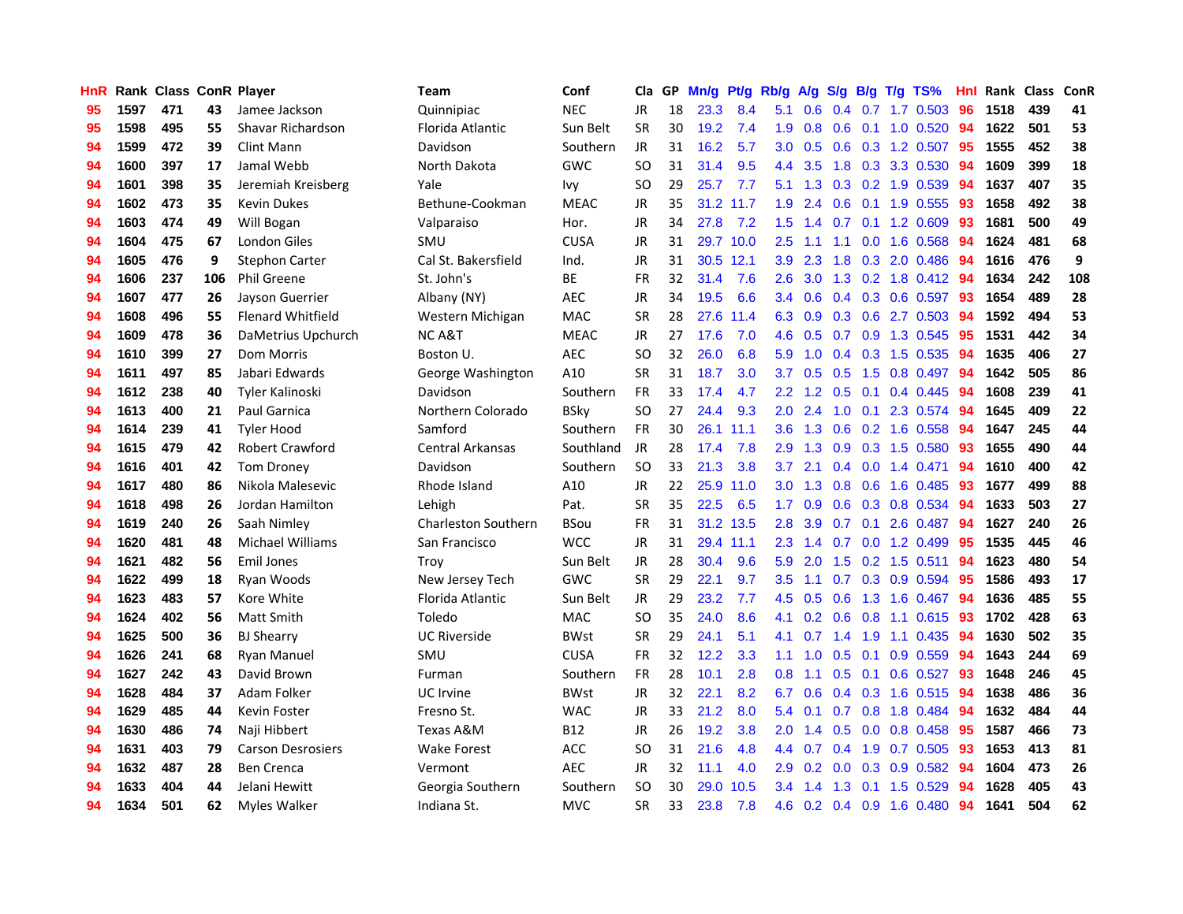| HnR | Rank | Class | ConR | Player | Team | Conf | Cla | GP | Mn/g | Pt/g | Rb/g | A/g | S/g | B/g | T/g | TS% | HnI | Rank | Class | ConR |
|---|---|---|---|---|---|---|---|---|---|---|---|---|---|---|---|---|---|---|---|---|
| 95 | 1597 | 471 | 43 | Jamee Jackson | Quinnipiac | NEC | JR | 18 | 23.3 | 8.4 | 5.1 | 0.6 | 0.4 | 0.7 | 1.7 | 0.503 | 96 | 1518 | 439 | 41 |
| 95 | 1598 | 495 | 55 | Shavar Richardson | Florida Atlantic | Sun Belt | SR | 30 | 19.2 | 7.4 | 1.9 | 0.8 | 0.6 | 0.1 | 1.0 | 0.520 | 94 | 1622 | 501 | 53 |
| 94 | 1599 | 472 | 39 | Clint Mann | Davidson | Southern | JR | 31 | 16.2 | 5.7 | 3.0 | 0.5 | 0.6 | 0.3 | 1.2 | 0.507 | 95 | 1555 | 452 | 38 |
| 94 | 1600 | 397 | 17 | Jamal Webb | North Dakota | GWC | SO | 31 | 31.4 | 9.5 | 4.4 | 3.5 | 1.8 | 0.3 | 3.3 | 0.530 | 94 | 1609 | 399 | 18 |
| 94 | 1601 | 398 | 35 | Jeremiah Kreisberg | Yale | Ivy | SO | 29 | 25.7 | 7.7 | 5.1 | 1.3 | 0.3 | 0.2 | 1.9 | 0.539 | 94 | 1637 | 407 | 35 |
| 94 | 1602 | 473 | 35 | Kevin Dukes | Bethune-Cookman | MEAC | JR | 35 | 31.2 | 11.7 | 1.9 | 2.4 | 0.6 | 0.1 | 1.9 | 0.555 | 93 | 1658 | 492 | 38 |
| 94 | 1603 | 474 | 49 | Will Bogan | Valparaiso | Hor. | JR | 34 | 27.8 | 7.2 | 1.5 | 1.4 | 0.7 | 0.1 | 1.2 | 0.609 | 93 | 1681 | 500 | 49 |
| 94 | 1604 | 475 | 67 | London Giles | SMU | CUSA | JR | 31 | 29.7 | 10.0 | 2.5 | 1.1 | 1.1 | 0.0 | 1.6 | 0.568 | 94 | 1624 | 481 | 68 |
| 94 | 1605 | 476 | 9 | Stephon Carter | Cal St. Bakersfield | Ind. | JR | 31 | 30.5 | 12.1 | 3.9 | 2.3 | 1.8 | 0.3 | 2.0 | 0.486 | 94 | 1616 | 476 | 9 |
| 94 | 1606 | 237 | 106 | Phil Greene | St. John's | BE | FR | 32 | 31.4 | 7.6 | 2.6 | 3.0 | 1.3 | 0.2 | 1.8 | 0.412 | 94 | 1634 | 242 | 108 |
| 94 | 1607 | 477 | 26 | Jayson Guerrier | Albany (NY) | AEC | JR | 34 | 19.5 | 6.6 | 3.4 | 0.6 | 0.4 | 0.3 | 0.6 | 0.597 | 93 | 1654 | 489 | 28 |
| 94 | 1608 | 496 | 55 | Flenard Whitfield | Western Michigan | MAC | SR | 28 | 27.6 | 11.4 | 6.3 | 0.9 | 0.3 | 0.6 | 2.7 | 0.503 | 94 | 1592 | 494 | 53 |
| 94 | 1609 | 478 | 36 | DaMetrius Upchurch | NC A&T | MEAC | JR | 27 | 17.6 | 7.0 | 4.6 | 0.5 | 0.7 | 0.9 | 1.3 | 0.545 | 95 | 1531 | 442 | 34 |
| 94 | 1610 | 399 | 27 | Dom Morris | Boston U. | AEC | SO | 32 | 26.0 | 6.8 | 5.9 | 1.0 | 0.4 | 0.3 | 1.5 | 0.535 | 94 | 1635 | 406 | 27 |
| 94 | 1611 | 497 | 85 | Jabari Edwards | George Washington | A10 | SR | 31 | 18.7 | 3.0 | 3.7 | 0.5 | 0.5 | 1.5 | 0.8 | 0.497 | 94 | 1642 | 505 | 86 |
| 94 | 1612 | 238 | 40 | Tyler Kalinoski | Davidson | Southern | FR | 33 | 17.4 | 4.7 | 2.2 | 1.2 | 0.5 | 0.1 | 0.4 | 0.445 | 94 | 1608 | 239 | 41 |
| 94 | 1613 | 400 | 21 | Paul Garnica | Northern Colorado | BSky | SO | 27 | 24.4 | 9.3 | 2.0 | 2.4 | 1.0 | 0.1 | 2.3 | 0.574 | 94 | 1645 | 409 | 22 |
| 94 | 1614 | 239 | 41 | Tyler Hood | Samford | Southern | FR | 30 | 26.1 | 11.1 | 3.6 | 1.3 | 0.6 | 0.2 | 1.6 | 0.558 | 94 | 1647 | 245 | 44 |
| 94 | 1615 | 479 | 42 | Robert Crawford | Central Arkansas | Southland | JR | 28 | 17.4 | 7.8 | 2.9 | 1.3 | 0.9 | 0.3 | 1.5 | 0.580 | 93 | 1655 | 490 | 44 |
| 94 | 1616 | 401 | 42 | Tom Droney | Davidson | Southern | SO | 33 | 21.3 | 3.8 | 3.7 | 2.1 | 0.4 | 0.0 | 1.4 | 0.471 | 94 | 1610 | 400 | 42 |
| 94 | 1617 | 480 | 86 | Nikola Malesevic | Rhode Island | A10 | JR | 22 | 25.9 | 11.0 | 3.0 | 1.3 | 0.8 | 0.6 | 1.6 | 0.485 | 93 | 1677 | 499 | 88 |
| 94 | 1618 | 498 | 26 | Jordan Hamilton | Lehigh | Pat. | SR | 35 | 22.5 | 6.5 | 1.7 | 0.9 | 0.6 | 0.3 | 0.8 | 0.534 | 94 | 1633 | 503 | 27 |
| 94 | 1619 | 240 | 26 | Saah Nimley | Charleston Southern | BSou | FR | 31 | 31.2 | 13.5 | 2.8 | 3.9 | 0.7 | 0.1 | 2.6 | 0.487 | 94 | 1627 | 240 | 26 |
| 94 | 1620 | 481 | 48 | Michael Williams | San Francisco | WCC | JR | 31 | 29.4 | 11.1 | 2.3 | 1.4 | 0.7 | 0.0 | 1.2 | 0.499 | 95 | 1535 | 445 | 46 |
| 94 | 1621 | 482 | 56 | Emil Jones | Troy | Sun Belt | JR | 28 | 30.4 | 9.6 | 5.9 | 2.0 | 1.5 | 0.2 | 1.5 | 0.511 | 94 | 1623 | 480 | 54 |
| 94 | 1622 | 499 | 18 | Ryan Woods | New Jersey Tech | GWC | SR | 29 | 22.1 | 9.7 | 3.5 | 1.1 | 0.7 | 0.3 | 0.9 | 0.594 | 95 | 1586 | 493 | 17 |
| 94 | 1623 | 483 | 57 | Kore White | Florida Atlantic | Sun Belt | JR | 29 | 23.2 | 7.7 | 4.5 | 0.5 | 0.6 | 1.3 | 1.6 | 0.467 | 94 | 1636 | 485 | 55 |
| 94 | 1624 | 402 | 56 | Matt Smith | Toledo | MAC | SO | 35 | 24.0 | 8.6 | 4.1 | 0.2 | 0.6 | 0.8 | 1.1 | 0.615 | 93 | 1702 | 428 | 63 |
| 94 | 1625 | 500 | 36 | BJ Shearry | UC Riverside | BWst | SR | 29 | 24.1 | 5.1 | 4.1 | 0.7 | 1.4 | 1.9 | 1.1 | 0.435 | 94 | 1630 | 502 | 35 |
| 94 | 1626 | 241 | 68 | Ryan Manuel | SMU | CUSA | FR | 32 | 12.2 | 3.3 | 1.1 | 1.0 | 0.5 | 0.1 | 0.9 | 0.559 | 94 | 1643 | 244 | 69 |
| 94 | 1627 | 242 | 43 | David Brown | Furman | Southern | FR | 28 | 10.1 | 2.8 | 0.8 | 1.1 | 0.5 | 0.1 | 0.6 | 0.527 | 93 | 1648 | 246 | 45 |
| 94 | 1628 | 484 | 37 | Adam Folker | UC Irvine | BWst | JR | 32 | 22.1 | 8.2 | 6.7 | 0.6 | 0.4 | 0.3 | 1.6 | 0.515 | 94 | 1638 | 486 | 36 |
| 94 | 1629 | 485 | 44 | Kevin Foster | Fresno St. | WAC | JR | 33 | 21.2 | 8.0 | 5.4 | 0.1 | 0.7 | 0.8 | 1.8 | 0.484 | 94 | 1632 | 484 | 44 |
| 94 | 1630 | 486 | 74 | Naji Hibbert | Texas A&M | B12 | JR | 26 | 19.2 | 3.8 | 2.0 | 1.4 | 0.5 | 0.0 | 0.8 | 0.458 | 95 | 1587 | 466 | 73 |
| 94 | 1631 | 403 | 79 | Carson Desrosiers | Wake Forest | ACC | SO | 31 | 21.6 | 4.8 | 4.4 | 0.7 | 0.4 | 1.9 | 0.7 | 0.505 | 93 | 1653 | 413 | 81 |
| 94 | 1632 | 487 | 28 | Ben Crenca | Vermont | AEC | JR | 32 | 11.1 | 4.0 | 2.9 | 0.2 | 0.0 | 0.3 | 0.9 | 0.582 | 94 | 1604 | 473 | 26 |
| 94 | 1633 | 404 | 44 | Jelani Hewitt | Georgia Southern | Southern | SO | 30 | 29.0 | 10.5 | 3.4 | 1.4 | 1.3 | 0.1 | 1.5 | 0.529 | 94 | 1628 | 405 | 43 |
| 94 | 1634 | 501 | 62 | Myles Walker | Indiana St. | MVC | SR | 33 | 23.8 | 7.8 | 4.6 | 0.2 | 0.4 | 0.9 | 1.6 | 0.480 | 94 | 1641 | 504 | 62 |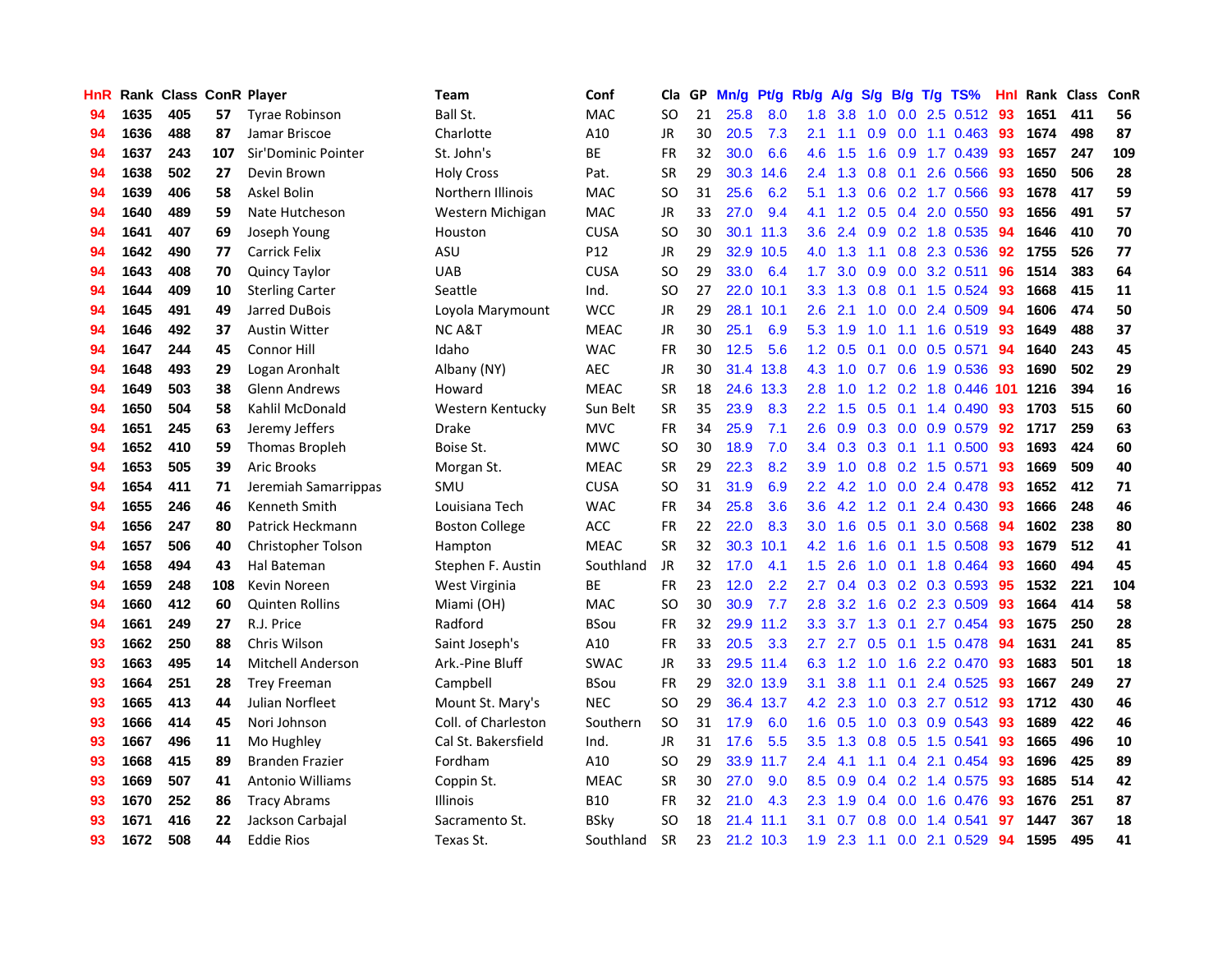| HnR | Rank | Class | ConR | Player | Team | Conf | Cla | GP | Mn/g | Pt/g | Rb/g | A/g | S/g | B/g | T/g | TS% | HnI | Rank | Class | ConR |
|---|---|---|---|---|---|---|---|---|---|---|---|---|---|---|---|---|---|---|---|---|
| 94 | 1635 | 405 | 57 | Tyrae Robinson | Ball St. | MAC | SO | 21 | 25.8 | 8.0 | 1.8 | 3.8 | 1.0 | 0.0 | 2.5 | 0.512 | 93 | 1651 | 411 | 56 |
| 94 | 1636 | 488 | 87 | Jamar Briscoe | Charlotte | A10 | JR | 30 | 20.5 | 7.3 | 2.1 | 1.1 | 0.9 | 0.0 | 1.1 | 0.463 | 93 | 1674 | 498 | 87 |
| 94 | 1637 | 243 | 107 | Sir'Dominic Pointer | St. John's | BE | FR | 32 | 30.0 | 6.6 | 4.6 | 1.5 | 1.6 | 0.9 | 1.7 | 0.439 | 93 | 1657 | 247 | 109 |
| 94 | 1638 | 502 | 27 | Devin Brown | Holy Cross | Pat. | SR | 29 | 30.3 | 14.6 | 2.4 | 1.3 | 0.8 | 0.1 | 2.6 | 0.566 | 93 | 1650 | 506 | 28 |
| 94 | 1639 | 406 | 58 | Askel Bolin | Northern Illinois | MAC | SO | 31 | 25.6 | 6.2 | 5.1 | 1.3 | 0.6 | 0.2 | 1.7 | 0.566 | 93 | 1678 | 417 | 59 |
| 94 | 1640 | 489 | 59 | Nate Hutcheson | Western Michigan | MAC | JR | 33 | 27.0 | 9.4 | 4.1 | 1.2 | 0.5 | 0.4 | 2.0 | 0.550 | 93 | 1656 | 491 | 57 |
| 94 | 1641 | 407 | 69 | Joseph Young | Houston | CUSA | SO | 30 | 30.1 | 11.3 | 3.6 | 2.4 | 0.9 | 0.2 | 1.8 | 0.535 | 94 | 1646 | 410 | 70 |
| 94 | 1642 | 490 | 77 | Carrick Felix | ASU | P12 | JR | 29 | 32.9 | 10.5 | 4.0 | 1.3 | 1.1 | 0.8 | 2.3 | 0.536 | 92 | 1755 | 526 | 77 |
| 94 | 1643 | 408 | 70 | Quincy Taylor | UAB | CUSA | SO | 29 | 33.0 | 6.4 | 1.7 | 3.0 | 0.9 | 0.0 | 3.2 | 0.511 | 96 | 1514 | 383 | 64 |
| 94 | 1644 | 409 | 10 | Sterling Carter | Seattle | Ind. | SO | 27 | 22.0 | 10.1 | 3.3 | 1.3 | 0.8 | 0.1 | 1.5 | 0.524 | 93 | 1668 | 415 | 11 |
| 94 | 1645 | 491 | 49 | Jarred DuBois | Loyola Marymount | WCC | JR | 29 | 28.1 | 10.1 | 2.6 | 2.1 | 1.0 | 0.0 | 2.4 | 0.509 | 94 | 1606 | 474 | 50 |
| 94 | 1646 | 492 | 37 | Austin Witter | NC A&T | MEAC | JR | 30 | 25.1 | 6.9 | 5.3 | 1.9 | 1.0 | 1.1 | 1.6 | 0.519 | 93 | 1649 | 488 | 37 |
| 94 | 1647 | 244 | 45 | Connor Hill | Idaho | WAC | FR | 30 | 12.5 | 5.6 | 1.2 | 0.5 | 0.1 | 0.0 | 0.5 | 0.571 | 94 | 1640 | 243 | 45 |
| 94 | 1648 | 493 | 29 | Logan Aronhalt | Albany (NY) | AEC | JR | 30 | 31.4 | 13.8 | 4.3 | 1.0 | 0.7 | 0.6 | 1.9 | 0.536 | 93 | 1690 | 502 | 29 |
| 94 | 1649 | 503 | 38 | Glenn Andrews | Howard | MEAC | SR | 18 | 24.6 | 13.3 | 2.8 | 1.0 | 1.2 | 0.2 | 1.8 | 0.446 | 101 | 1216 | 394 | 16 |
| 94 | 1650 | 504 | 58 | Kahlil McDonald | Western Kentucky | Sun Belt | SR | 35 | 23.9 | 8.3 | 2.2 | 1.5 | 0.5 | 0.1 | 1.4 | 0.490 | 93 | 1703 | 515 | 60 |
| 94 | 1651 | 245 | 63 | Jeremy Jeffers | Drake | MVC | FR | 34 | 25.9 | 7.1 | 2.6 | 0.9 | 0.3 | 0.0 | 0.9 | 0.579 | 92 | 1717 | 259 | 63 |
| 94 | 1652 | 410 | 59 | Thomas Bropleh | Boise St. | MWC | SO | 30 | 18.9 | 7.0 | 3.4 | 0.3 | 0.3 | 0.1 | 1.1 | 0.500 | 93 | 1693 | 424 | 60 |
| 94 | 1653 | 505 | 39 | Aric Brooks | Morgan St. | MEAC | SR | 29 | 22.3 | 8.2 | 3.9 | 1.0 | 0.8 | 0.2 | 1.5 | 0.571 | 93 | 1669 | 509 | 40 |
| 94 | 1654 | 411 | 71 | Jeremiah Samarrippas | SMU | CUSA | SO | 31 | 31.9 | 6.9 | 2.2 | 4.2 | 1.0 | 0.0 | 2.4 | 0.478 | 93 | 1652 | 412 | 71 |
| 94 | 1655 | 246 | 46 | Kenneth Smith | Louisiana Tech | WAC | FR | 34 | 25.8 | 3.6 | 3.6 | 4.2 | 1.2 | 0.1 | 2.4 | 0.430 | 93 | 1666 | 248 | 46 |
| 94 | 1656 | 247 | 80 | Patrick Heckmann | Boston College | ACC | FR | 22 | 22.0 | 8.3 | 3.0 | 1.6 | 0.5 | 0.1 | 3.0 | 0.568 | 94 | 1602 | 238 | 80 |
| 94 | 1657 | 506 | 40 | Christopher Tolson | Hampton | MEAC | SR | 32 | 30.3 | 10.1 | 4.2 | 1.6 | 1.6 | 0.1 | 1.5 | 0.508 | 93 | 1679 | 512 | 41 |
| 94 | 1658 | 494 | 43 | Hal Bateman | Stephen F. Austin | Southland | JR | 32 | 17.0 | 4.1 | 1.5 | 2.6 | 1.0 | 0.1 | 1.8 | 0.464 | 93 | 1660 | 494 | 45 |
| 94 | 1659 | 248 | 108 | Kevin Noreen | West Virginia | BE | FR | 23 | 12.0 | 2.2 | 2.7 | 0.4 | 0.3 | 0.2 | 0.3 | 0.593 | 95 | 1532 | 221 | 104 |
| 94 | 1660 | 412 | 60 | Quinten Rollins | Miami (OH) | MAC | SO | 30 | 30.9 | 7.7 | 2.8 | 3.2 | 1.6 | 0.2 | 2.3 | 0.509 | 93 | 1664 | 414 | 58 |
| 94 | 1661 | 249 | 27 | R.J. Price | Radford | BSou | FR | 32 | 29.9 | 11.2 | 3.3 | 3.7 | 1.3 | 0.1 | 2.7 | 0.454 | 93 | 1675 | 250 | 28 |
| 93 | 1662 | 250 | 88 | Chris Wilson | Saint Joseph's | A10 | FR | 33 | 20.5 | 3.3 | 2.7 | 2.7 | 0.5 | 0.1 | 1.5 | 0.478 | 94 | 1631 | 241 | 85 |
| 93 | 1663 | 495 | 14 | Mitchell Anderson | Ark.-Pine Bluff | SWAC | JR | 33 | 29.5 | 11.4 | 6.3 | 1.2 | 1.0 | 1.6 | 2.2 | 0.470 | 93 | 1683 | 501 | 18 |
| 93 | 1664 | 251 | 28 | Trey Freeman | Campbell | BSou | FR | 29 | 32.0 | 13.9 | 3.1 | 3.8 | 1.1 | 0.1 | 2.4 | 0.525 | 93 | 1667 | 249 | 27 |
| 93 | 1665 | 413 | 44 | Julian Norfleet | Mount St. Mary's | NEC | SO | 29 | 36.4 | 13.7 | 4.2 | 2.3 | 1.0 | 0.3 | 2.7 | 0.512 | 93 | 1712 | 430 | 46 |
| 93 | 1666 | 414 | 45 | Nori Johnson | Coll. of Charleston | Southern | SO | 31 | 17.9 | 6.0 | 1.6 | 0.5 | 1.0 | 0.3 | 0.9 | 0.543 | 93 | 1689 | 422 | 46 |
| 93 | 1667 | 496 | 11 | Mo Hughley | Cal St. Bakersfield | Ind. | JR | 31 | 17.6 | 5.5 | 3.5 | 1.3 | 0.8 | 0.5 | 1.5 | 0.541 | 93 | 1665 | 496 | 10 |
| 93 | 1668 | 415 | 89 | Branden Frazier | Fordham | A10 | SO | 29 | 33.9 | 11.7 | 2.4 | 4.1 | 1.1 | 0.4 | 2.1 | 0.454 | 93 | 1696 | 425 | 89 |
| 93 | 1669 | 507 | 41 | Antonio Williams | Coppin St. | MEAC | SR | 30 | 27.0 | 9.0 | 8.5 | 0.9 | 0.4 | 0.2 | 1.4 | 0.575 | 93 | 1685 | 514 | 42 |
| 93 | 1670 | 252 | 86 | Tracy Abrams | Illinois | B10 | FR | 32 | 21.0 | 4.3 | 2.3 | 1.9 | 0.4 | 0.0 | 1.6 | 0.476 | 93 | 1676 | 251 | 87 |
| 93 | 1671 | 416 | 22 | Jackson Carbajal | Sacramento St. | BSky | SO | 18 | 21.4 | 11.1 | 3.1 | 0.7 | 0.8 | 0.0 | 1.4 | 0.541 | 97 | 1447 | 367 | 18 |
| 93 | 1672 | 508 | 44 | Eddie Rios | Texas St. | Southland | SR | 23 | 21.2 | 10.3 | 1.9 | 2.3 | 1.1 | 0.0 | 2.1 | 0.529 | 94 | 1595 | 495 | 41 |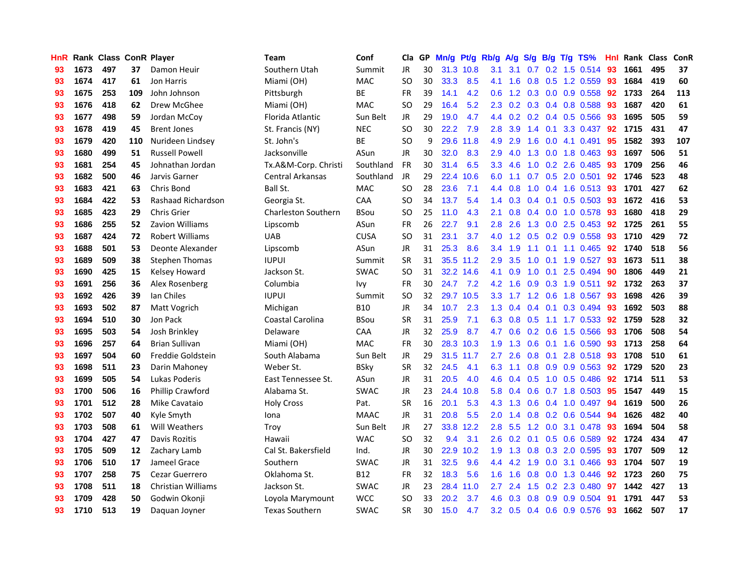| HnR | Rank | Class | ConR | Player | Team | Conf | Cla | GP | Mn/g | Pt/g | Rb/g | A/g | S/g | B/g | T/g | TS% | HnI | Rank | Class | ConR |
|---|---|---|---|---|---|---|---|---|---|---|---|---|---|---|---|---|---|---|---|---|
| 93 | 1673 | 497 | 37 | Damon Heuir | Southern Utah | Summit | JR | 30 | 31.3 | 10.8 | 3.1 | 3.1 | 0.7 | 0.2 | 1.5 | 0.514 | 93 | 1661 | 495 | 37 |
| 93 | 1674 | 417 | 61 | Jon Harris | Miami (OH) | MAC | SO | 30 | 33.3 | 8.5 | 4.1 | 1.6 | 0.8 | 0.5 | 1.2 | 0.559 | 93 | 1684 | 419 | 60 |
| 93 | 1675 | 253 | 109 | John Johnson | Pittsburgh | BE | FR | 39 | 14.1 | 4.2 | 0.6 | 1.2 | 0.3 | 0.0 | 0.9 | 0.558 | 92 | 1733 | 264 | 113 |
| 93 | 1676 | 418 | 62 | Drew McGhee | Miami (OH) | MAC | SO | 29 | 16.4 | 5.2 | 2.3 | 0.2 | 0.3 | 0.4 | 0.8 | 0.588 | 93 | 1687 | 420 | 61 |
| 93 | 1677 | 498 | 59 | Jordan McCoy | Florida Atlantic | Sun Belt | JR | 29 | 19.0 | 4.7 | 4.4 | 0.2 | 0.2 | 0.4 | 0.5 | 0.566 | 93 | 1695 | 505 | 59 |
| 93 | 1678 | 419 | 45 | Brent Jones | St. Francis (NY) | NEC | SO | 30 | 22.2 | 7.9 | 2.8 | 3.9 | 1.4 | 0.1 | 3.3 | 0.437 | 92 | 1715 | 431 | 47 |
| 93 | 1679 | 420 | 110 | Nurideen Lindsey | St. John's | BE | SO | 9 | 29.6 | 11.8 | 4.9 | 2.9 | 1.6 | 0.0 | 4.1 | 0.491 | 95 | 1582 | 393 | 107 |
| 93 | 1680 | 499 | 51 | Russell Powell | Jacksonville | ASun | JR | 30 | 32.0 | 8.3 | 2.9 | 4.0 | 1.3 | 0.0 | 1.8 | 0.463 | 93 | 1697 | 506 | 51 |
| 93 | 1681 | 254 | 45 | Johnathan Jordan | Tx.A&M-Corp. Christi | Southland | FR | 30 | 31.4 | 6.5 | 3.3 | 4.6 | 1.0 | 0.2 | 2.6 | 0.485 | 93 | 1709 | 256 | 46 |
| 93 | 1682 | 500 | 46 | Jarvis Garner | Central Arkansas | Southland | JR | 29 | 22.4 | 10.6 | 6.0 | 1.1 | 0.7 | 0.5 | 2.0 | 0.501 | 92 | 1746 | 523 | 48 |
| 93 | 1683 | 421 | 63 | Chris Bond | Ball St. | MAC | SO | 28 | 23.6 | 7.1 | 4.4 | 0.8 | 1.0 | 0.4 | 1.6 | 0.513 | 93 | 1701 | 427 | 62 |
| 93 | 1684 | 422 | 53 | Rashaad Richardson | Georgia St. | CAA | SO | 34 | 13.7 | 5.4 | 1.4 | 0.3 | 0.4 | 0.1 | 0.5 | 0.503 | 93 | 1672 | 416 | 53 |
| 93 | 1685 | 423 | 29 | Chris Grier | Charleston Southern | BSou | SO | 25 | 11.0 | 4.3 | 2.1 | 0.8 | 0.4 | 0.0 | 1.0 | 0.578 | 93 | 1680 | 418 | 29 |
| 93 | 1686 | 255 | 52 | Zavion Williams | Lipscomb | ASun | FR | 26 | 22.7 | 9.1 | 2.8 | 2.6 | 1.3 | 0.0 | 2.5 | 0.453 | 92 | 1725 | 261 | 55 |
| 93 | 1687 | 424 | 72 | Robert Williams | UAB | CUSA | SO | 31 | 23.1 | 3.7 | 4.0 | 1.2 | 0.5 | 0.2 | 0.9 | 0.558 | 93 | 1710 | 429 | 72 |
| 93 | 1688 | 501 | 53 | Deonte Alexander | Lipscomb | ASun | JR | 31 | 25.3 | 8.6 | 3.4 | 1.9 | 1.1 | 0.1 | 1.1 | 0.465 | 92 | 1740 | 518 | 56 |
| 93 | 1689 | 509 | 38 | Stephen Thomas | IUPUI | Summit | SR | 31 | 35.5 | 11.2 | 2.9 | 3.5 | 1.0 | 0.1 | 1.9 | 0.527 | 93 | 1673 | 511 | 38 |
| 93 | 1690 | 425 | 15 | Kelsey Howard | Jackson St. | SWAC | SO | 31 | 32.2 | 14.6 | 4.1 | 0.9 | 1.0 | 0.1 | 2.5 | 0.494 | 90 | 1806 | 449 | 21 |
| 93 | 1691 | 256 | 36 | Alex Rosenberg | Columbia | Ivy | FR | 30 | 24.7 | 7.2 | 4.2 | 1.6 | 0.9 | 0.3 | 1.9 | 0.511 | 92 | 1732 | 263 | 37 |
| 93 | 1692 | 426 | 39 | Ian Chiles | IUPUI | Summit | SO | 32 | 29.7 | 10.5 | 3.3 | 1.7 | 1.2 | 0.6 | 1.8 | 0.567 | 93 | 1698 | 426 | 39 |
| 93 | 1693 | 502 | 87 | Matt Vogrich | Michigan | B10 | JR | 34 | 10.7 | 2.3 | 1.3 | 0.4 | 0.4 | 0.1 | 0.3 | 0.494 | 93 | 1692 | 503 | 88 |
| 93 | 1694 | 510 | 30 | Jon Pack | Coastal Carolina | BSou | SR | 31 | 25.9 | 7.1 | 6.3 | 0.8 | 0.5 | 1.1 | 1.7 | 0.533 | 92 | 1759 | 528 | 32 |
| 93 | 1695 | 503 | 54 | Josh Brinkley | Delaware | CAA | JR | 32 | 25.9 | 8.7 | 4.7 | 0.6 | 0.2 | 0.6 | 1.5 | 0.566 | 93 | 1706 | 508 | 54 |
| 93 | 1696 | 257 | 64 | Brian Sullivan | Miami (OH) | MAC | FR | 30 | 28.3 | 10.3 | 1.9 | 1.3 | 0.6 | 0.1 | 1.6 | 0.590 | 93 | 1713 | 258 | 64 |
| 93 | 1697 | 504 | 60 | Freddie Goldstein | South Alabama | Sun Belt | JR | 29 | 31.5 | 11.7 | 2.7 | 2.6 | 0.8 | 0.1 | 2.8 | 0.518 | 93 | 1708 | 510 | 61 |
| 93 | 1698 | 511 | 23 | Darin Mahoney | Weber St. | BSky | SR | 32 | 24.5 | 4.1 | 6.3 | 1.1 | 0.8 | 0.9 | 0.9 | 0.563 | 92 | 1729 | 520 | 23 |
| 93 | 1699 | 505 | 54 | Lukas Poderis | East Tennessee St. | ASun | JR | 31 | 20.5 | 4.0 | 4.6 | 0.4 | 0.5 | 1.0 | 0.5 | 0.486 | 92 | 1714 | 511 | 53 |
| 93 | 1700 | 506 | 16 | Phillip Crawford | Alabama St. | SWAC | JR | 23 | 24.4 | 10.8 | 5.8 | 0.4 | 0.6 | 0.7 | 1.8 | 0.503 | 95 | 1547 | 449 | 15 |
| 93 | 1701 | 512 | 28 | Mike Cavataio | Holy Cross | Pat. | SR | 16 | 20.1 | 5.3 | 4.3 | 1.3 | 0.6 | 0.4 | 1.0 | 0.497 | 94 | 1619 | 500 | 26 |
| 93 | 1702 | 507 | 40 | Kyle Smyth | Iona | MAAC | JR | 31 | 20.8 | 5.5 | 2.0 | 1.4 | 0.8 | 0.2 | 0.6 | 0.544 | 94 | 1626 | 482 | 40 |
| 93 | 1703 | 508 | 61 | Will Weathers | Troy | Sun Belt | JR | 27 | 33.8 | 12.2 | 2.8 | 5.5 | 1.2 | 0.0 | 3.1 | 0.478 | 93 | 1694 | 504 | 58 |
| 93 | 1704 | 427 | 47 | Davis Rozitis | Hawaii | WAC | SO | 32 | 9.4 | 3.1 | 2.6 | 0.2 | 0.1 | 0.5 | 0.6 | 0.589 | 92 | 1724 | 434 | 47 |
| 93 | 1705 | 509 | 12 | Zachary Lamb | Cal St. Bakersfield | Ind. | JR | 30 | 22.9 | 10.2 | 1.9 | 1.3 | 0.8 | 0.3 | 2.0 | 0.595 | 93 | 1707 | 509 | 12 |
| 93 | 1706 | 510 | 17 | Jameel Grace | Southern | SWAC | JR | 31 | 32.5 | 9.6 | 4.4 | 4.2 | 1.9 | 0.0 | 3.1 | 0.466 | 93 | 1704 | 507 | 19 |
| 93 | 1707 | 258 | 75 | Cezar Guerrero | Oklahoma St. | B12 | FR | 32 | 18.3 | 5.6 | 1.6 | 1.6 | 0.8 | 0.0 | 1.3 | 0.446 | 92 | 1723 | 260 | 75 |
| 93 | 1708 | 511 | 18 | Christian Williams | Jackson St. | SWAC | JR | 23 | 28.4 | 11.0 | 2.7 | 2.4 | 1.5 | 0.2 | 2.3 | 0.480 | 97 | 1442 | 427 | 13 |
| 93 | 1709 | 428 | 50 | Godwin Okonji | Loyola Marymount | WCC | SO | 33 | 20.2 | 3.7 | 4.6 | 0.3 | 0.8 | 0.9 | 0.9 | 0.504 | 91 | 1791 | 447 | 53 |
| 93 | 1710 | 513 | 19 | Daquan Joyner | Texas Southern | SWAC | SR | 30 | 15.0 | 4.7 | 3.2 | 0.5 | 0.4 | 0.6 | 0.9 | 0.576 | 93 | 1662 | 507 | 17 |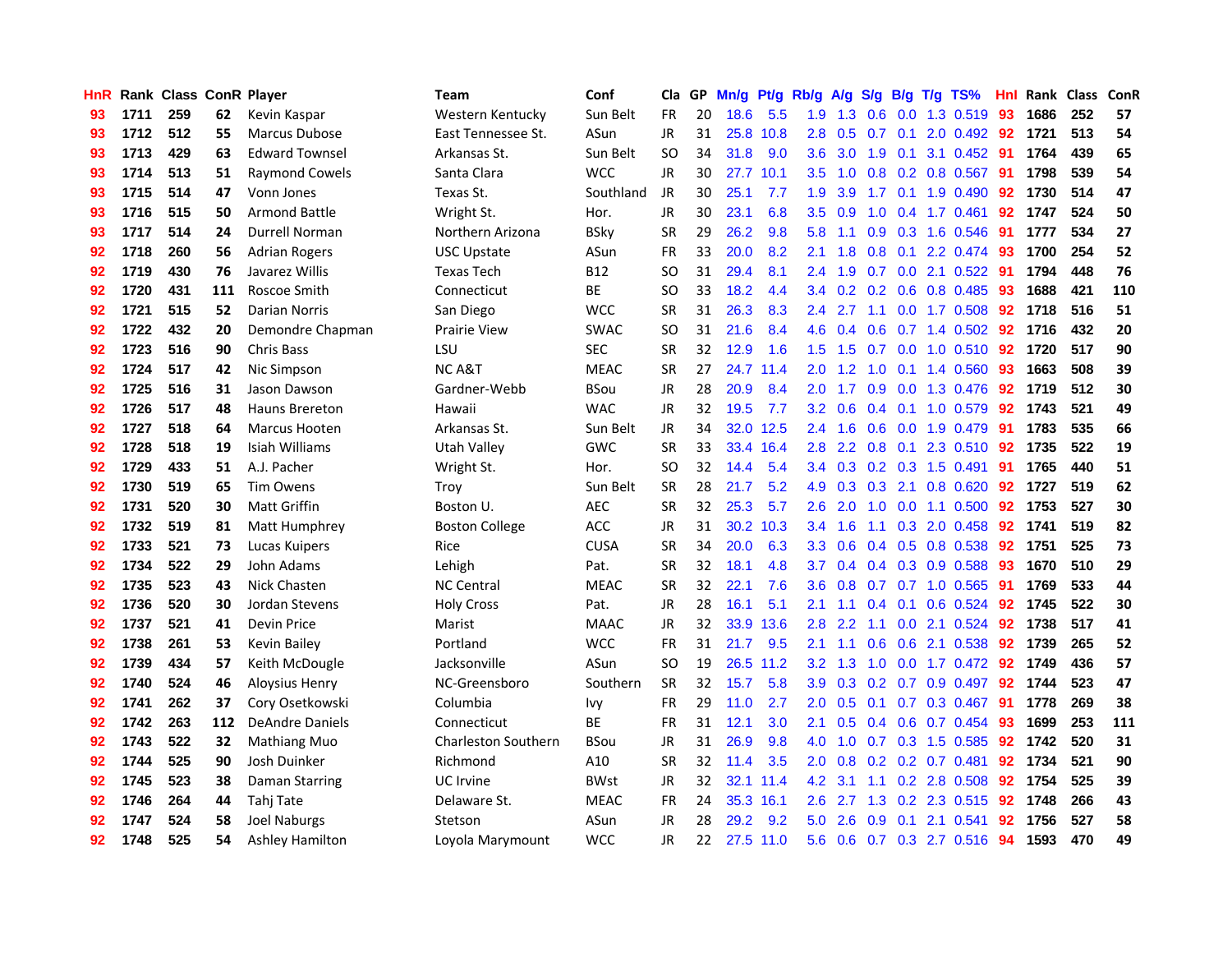| HnR | Rank | Class | ConR | Player | Team | Conf | Cla | GP | Mn/g | Pt/g | Rb/g | A/g | S/g | B/g | T/g | TS% | HnI | Rank | Class | ConR |
|---|---|---|---|---|---|---|---|---|---|---|---|---|---|---|---|---|---|---|---|---|
| 93 | 1711 | 259 | 62 | Kevin Kaspar | Western Kentucky | Sun Belt | FR | 20 | 18.6 | 5.5 | 1.9 | 1.3 | 0.6 | 0.0 | 1.3 | 0.519 | 93 | 1686 | 252 | 57 |
| 93 | 1712 | 512 | 55 | Marcus Dubose | East Tennessee St. | ASun | JR | 31 | 25.8 | 10.8 | 2.8 | 0.5 | 0.7 | 0.1 | 2.0 | 0.492 | 92 | 1721 | 513 | 54 |
| 93 | 1713 | 429 | 63 | Edward Townsel | Arkansas St. | Sun Belt | SO | 34 | 31.8 | 9.0 | 3.6 | 3.0 | 1.9 | 0.1 | 3.1 | 0.452 | 91 | 1764 | 439 | 65 |
| 93 | 1714 | 513 | 51 | Raymond Cowels | Santa Clara | WCC | JR | 30 | 27.7 | 10.1 | 3.5 | 1.0 | 0.8 | 0.2 | 0.8 | 0.567 | 91 | 1798 | 539 | 54 |
| 93 | 1715 | 514 | 47 | Vonn Jones | Texas St. | Southland | JR | 30 | 25.1 | 7.7 | 1.9 | 3.9 | 1.7 | 0.1 | 1.9 | 0.490 | 92 | 1730 | 514 | 47 |
| 93 | 1716 | 515 | 50 | Armond Battle | Wright St. | Hor. | JR | 30 | 23.1 | 6.8 | 3.5 | 0.9 | 1.0 | 0.4 | 1.7 | 0.461 | 92 | 1747 | 524 | 50 |
| 93 | 1717 | 514 | 24 | Durrell Norman | Northern Arizona | BSky | SR | 29 | 26.2 | 9.8 | 5.8 | 1.1 | 0.9 | 0.3 | 1.6 | 0.546 | 91 | 1777 | 534 | 27 |
| 92 | 1718 | 260 | 56 | Adrian Rogers | USC Upstate | ASun | FR | 33 | 20.0 | 8.2 | 2.1 | 1.8 | 0.8 | 0.1 | 2.2 | 0.474 | 93 | 1700 | 254 | 52 |
| 92 | 1719 | 430 | 76 | Javarez Willis | Texas Tech | B12 | SO | 31 | 29.4 | 8.1 | 2.4 | 1.9 | 0.7 | 0.0 | 2.1 | 0.522 | 91 | 1794 | 448 | 76 |
| 92 | 1720 | 431 | 111 | Roscoe Smith | Connecticut | BE | SO | 33 | 18.2 | 4.4 | 3.4 | 0.2 | 0.2 | 0.6 | 0.8 | 0.485 | 93 | 1688 | 421 | 110 |
| 92 | 1721 | 515 | 52 | Darian Norris | San Diego | WCC | SR | 31 | 26.3 | 8.3 | 2.4 | 2.7 | 1.1 | 0.0 | 1.7 | 0.508 | 92 | 1718 | 516 | 51 |
| 92 | 1722 | 432 | 20 | Demondre Chapman | Prairie View | SWAC | SO | 31 | 21.6 | 8.4 | 4.6 | 0.4 | 0.6 | 0.7 | 1.4 | 0.502 | 92 | 1716 | 432 | 20 |
| 92 | 1723 | 516 | 90 | Chris Bass | LSU | SEC | SR | 32 | 12.9 | 1.6 | 1.5 | 1.5 | 0.7 | 0.0 | 1.0 | 0.510 | 92 | 1720 | 517 | 90 |
| 92 | 1724 | 517 | 42 | Nic Simpson | NC A&T | MEAC | SR | 27 | 24.7 | 11.4 | 2.0 | 1.2 | 1.0 | 0.1 | 1.4 | 0.560 | 93 | 1663 | 508 | 39 |
| 92 | 1725 | 516 | 31 | Jason Dawson | Gardner-Webb | BSou | JR | 28 | 20.9 | 8.4 | 2.0 | 1.7 | 0.9 | 0.0 | 1.3 | 0.476 | 92 | 1719 | 512 | 30 |
| 92 | 1726 | 517 | 48 | Hauns Brereton | Hawaii | WAC | JR | 32 | 19.5 | 7.7 | 3.2 | 0.6 | 0.4 | 0.1 | 1.0 | 0.579 | 92 | 1743 | 521 | 49 |
| 92 | 1727 | 518 | 64 | Marcus Hooten | Arkansas St. | Sun Belt | JR | 34 | 32.0 | 12.5 | 2.4 | 1.6 | 0.6 | 0.0 | 1.9 | 0.479 | 91 | 1783 | 535 | 66 |
| 92 | 1728 | 518 | 19 | Isiah Williams | Utah Valley | GWC | SR | 33 | 33.4 | 16.4 | 2.8 | 2.2 | 0.8 | 0.1 | 2.3 | 0.510 | 92 | 1735 | 522 | 19 |
| 92 | 1729 | 433 | 51 | A.J. Pacher | Wright St. | Hor. | SO | 32 | 14.4 | 5.4 | 3.4 | 0.3 | 0.2 | 0.3 | 1.5 | 0.491 | 91 | 1765 | 440 | 51 |
| 92 | 1730 | 519 | 65 | Tim Owens | Troy | Sun Belt | SR | 28 | 21.7 | 5.2 | 4.9 | 0.3 | 0.3 | 2.1 | 0.8 | 0.620 | 92 | 1727 | 519 | 62 |
| 92 | 1731 | 520 | 30 | Matt Griffin | Boston U. | AEC | SR | 32 | 25.3 | 5.7 | 2.6 | 2.0 | 1.0 | 0.0 | 1.1 | 0.500 | 92 | 1753 | 527 | 30 |
| 92 | 1732 | 519 | 81 | Matt Humphrey | Boston College | ACC | JR | 31 | 30.2 | 10.3 | 3.4 | 1.6 | 1.1 | 0.3 | 2.0 | 0.458 | 92 | 1741 | 519 | 82 |
| 92 | 1733 | 521 | 73 | Lucas Kuipers | Rice | CUSA | SR | 34 | 20.0 | 6.3 | 3.3 | 0.6 | 0.4 | 0.5 | 0.8 | 0.538 | 92 | 1751 | 525 | 73 |
| 92 | 1734 | 522 | 29 | John Adams | Lehigh | Pat. | SR | 32 | 18.1 | 4.8 | 3.7 | 0.4 | 0.4 | 0.3 | 0.9 | 0.588 | 93 | 1670 | 510 | 29 |
| 92 | 1735 | 523 | 43 | Nick Chasten | NC Central | MEAC | SR | 32 | 22.1 | 7.6 | 3.6 | 0.8 | 0.7 | 0.7 | 1.0 | 0.565 | 91 | 1769 | 533 | 44 |
| 92 | 1736 | 520 | 30 | Jordan Stevens | Holy Cross | Pat. | JR | 28 | 16.1 | 5.1 | 2.1 | 1.1 | 0.4 | 0.1 | 0.6 | 0.524 | 92 | 1745 | 522 | 30 |
| 92 | 1737 | 521 | 41 | Devin Price | Marist | MAAC | JR | 32 | 33.9 | 13.6 | 2.8 | 2.2 | 1.1 | 0.0 | 2.1 | 0.524 | 92 | 1738 | 517 | 41 |
| 92 | 1738 | 261 | 53 | Kevin Bailey | Portland | WCC | FR | 31 | 21.7 | 9.5 | 2.1 | 1.1 | 0.6 | 0.6 | 2.1 | 0.538 | 92 | 1739 | 265 | 52 |
| 92 | 1739 | 434 | 57 | Keith McDougle | Jacksonville | ASun | SO | 19 | 26.5 | 11.2 | 3.2 | 1.3 | 1.0 | 0.0 | 1.7 | 0.472 | 92 | 1749 | 436 | 57 |
| 92 | 1740 | 524 | 46 | Aloysius Henry | NC-Greensboro | Southern | SR | 32 | 15.7 | 5.8 | 3.9 | 0.3 | 0.2 | 0.7 | 0.9 | 0.497 | 92 | 1744 | 523 | 47 |
| 92 | 1741 | 262 | 37 | Cory Osetkowski | Columbia | Ivy | FR | 29 | 11.0 | 2.7 | 2.0 | 0.5 | 0.1 | 0.7 | 0.3 | 0.467 | 91 | 1778 | 269 | 38 |
| 92 | 1742 | 263 | 112 | DeAndre Daniels | Connecticut | BE | FR | 31 | 12.1 | 3.0 | 2.1 | 0.5 | 0.4 | 0.6 | 0.7 | 0.454 | 93 | 1699 | 253 | 111 |
| 92 | 1743 | 522 | 32 | Mathiang Muo | Charleston Southern | BSou | JR | 31 | 26.9 | 9.8 | 4.0 | 1.0 | 0.7 | 0.3 | 1.5 | 0.585 | 92 | 1742 | 520 | 31 |
| 92 | 1744 | 525 | 90 | Josh Duinker | Richmond | A10 | SR | 32 | 11.4 | 3.5 | 2.0 | 0.8 | 0.2 | 0.2 | 0.7 | 0.481 | 92 | 1734 | 521 | 90 |
| 92 | 1745 | 523 | 38 | Daman Starring | UC Irvine | BWst | JR | 32 | 32.1 | 11.4 | 4.2 | 3.1 | 1.1 | 0.2 | 2.8 | 0.508 | 92 | 1754 | 525 | 39 |
| 92 | 1746 | 264 | 44 | Tahj Tate | Delaware St. | MEAC | FR | 24 | 35.3 | 16.1 | 2.6 | 2.7 | 1.3 | 0.2 | 2.3 | 0.515 | 92 | 1748 | 266 | 43 |
| 92 | 1747 | 524 | 58 | Joel Naburgs | Stetson | ASun | JR | 28 | 29.2 | 9.2 | 5.0 | 2.6 | 0.9 | 0.1 | 2.1 | 0.541 | 92 | 1756 | 527 | 58 |
| 92 | 1748 | 525 | 54 | Ashley Hamilton | Loyola Marymount | WCC | JR | 22 | 27.5 | 11.0 | 5.6 | 0.6 | 0.7 | 0.3 | 2.7 | 0.516 | 94 | 1593 | 470 | 49 |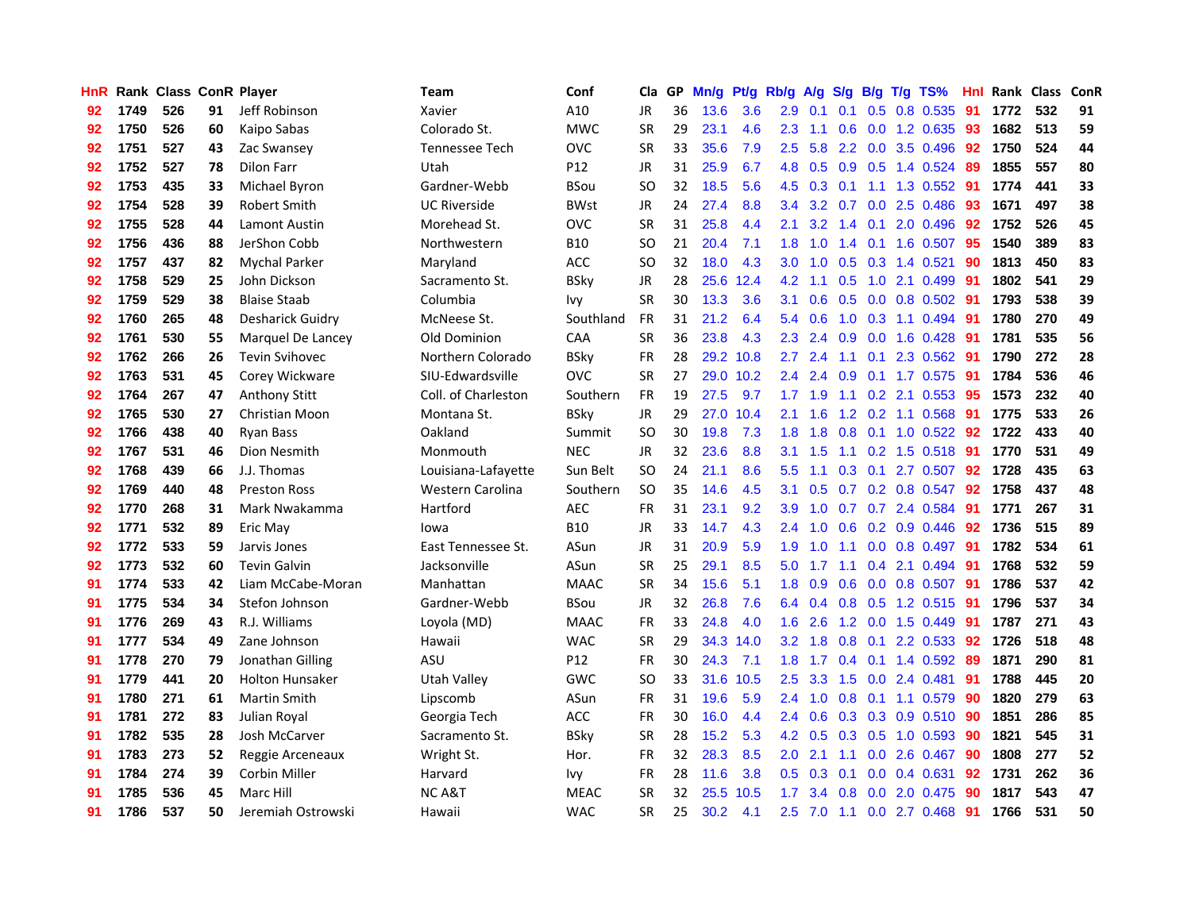| HnR | Rank | Class | ConR | Player | Team | Conf | Cla | GP | Mn/g | Pt/g | Rb/g | A/g | S/g | B/g | T/g | TS% | HnI | Rank | Class | ConR |
|---|---|---|---|---|---|---|---|---|---|---|---|---|---|---|---|---|---|---|---|---|
| 92 | 1749 | 526 | 91 | Jeff Robinson | Xavier | A10 | JR | 36 | 13.6 | 3.6 | 2.9 | 0.1 | 0.1 | 0.5 | 0.8 | 0.535 | 91 | 1772 | 532 | 91 |
| 92 | 1750 | 526 | 60 | Kaipo Sabas | Colorado St. | MWC | SR | 29 | 23.1 | 4.6 | 2.3 | 1.1 | 0.6 | 0.0 | 1.2 | 0.635 | 93 | 1682 | 513 | 59 |
| 92 | 1751 | 527 | 43 | Zac Swansey | Tennessee Tech | OVC | SR | 33 | 35.6 | 7.9 | 2.5 | 5.8 | 2.2 | 0.0 | 3.5 | 0.496 | 92 | 1750 | 524 | 44 |
| 92 | 1752 | 527 | 78 | Dilon Farr | Utah | P12 | JR | 31 | 25.9 | 6.7 | 4.8 | 0.5 | 0.9 | 0.5 | 1.4 | 0.524 | 89 | 1855 | 557 | 80 |
| 92 | 1753 | 435 | 33 | Michael Byron | Gardner-Webb | BSou | SO | 32 | 18.5 | 5.6 | 4.5 | 0.3 | 0.1 | 1.1 | 1.3 | 0.552 | 91 | 1774 | 441 | 33 |
| 92 | 1754 | 528 | 39 | Robert Smith | UC Riverside | BWst | JR | 24 | 27.4 | 8.8 | 3.4 | 3.2 | 0.7 | 0.0 | 2.5 | 0.486 | 93 | 1671 | 497 | 38 |
| 92 | 1755 | 528 | 44 | Lamont Austin | Morehead St. | OVC | SR | 31 | 25.8 | 4.4 | 2.1 | 3.2 | 1.4 | 0.1 | 2.0 | 0.496 | 92 | 1752 | 526 | 45 |
| 92 | 1756 | 436 | 88 | JerShon Cobb | Northwestern | B10 | SO | 21 | 20.4 | 7.1 | 1.8 | 1.0 | 1.4 | 0.1 | 1.6 | 0.507 | 95 | 1540 | 389 | 83 |
| 92 | 1757 | 437 | 82 | Mychal Parker | Maryland | ACC | SO | 32 | 18.0 | 4.3 | 3.0 | 1.0 | 0.5 | 0.3 | 1.4 | 0.521 | 90 | 1813 | 450 | 83 |
| 92 | 1758 | 529 | 25 | John Dickson | Sacramento St. | BSky | JR | 28 | 25.6 | 12.4 | 4.2 | 1.1 | 0.5 | 1.0 | 2.1 | 0.499 | 91 | 1802 | 541 | 29 |
| 92 | 1759 | 529 | 38 | Blaise Staab | Columbia | Ivy | SR | 30 | 13.3 | 3.6 | 3.1 | 0.6 | 0.5 | 0.0 | 0.8 | 0.502 | 91 | 1793 | 538 | 39 |
| 92 | 1760 | 265 | 48 | Desharick Guidry | McNeese St. | Southland | FR | 31 | 21.2 | 6.4 | 5.4 | 0.6 | 1.0 | 0.3 | 1.1 | 0.494 | 91 | 1780 | 270 | 49 |
| 92 | 1761 | 530 | 55 | Marquel De Lancey | Old Dominion | CAA | SR | 36 | 23.8 | 4.3 | 2.3 | 2.4 | 0.9 | 0.0 | 1.6 | 0.428 | 91 | 1781 | 535 | 56 |
| 92 | 1762 | 266 | 26 | Tevin Svihovec | Northern Colorado | BSky | FR | 28 | 29.2 | 10.8 | 2.7 | 2.4 | 1.1 | 0.1 | 2.3 | 0.562 | 91 | 1790 | 272 | 28 |
| 92 | 1763 | 531 | 45 | Corey Wickware | SIU-Edwardsville | OVC | SR | 27 | 29.0 | 10.2 | 2.4 | 2.4 | 0.9 | 0.1 | 1.7 | 0.575 | 91 | 1784 | 536 | 46 |
| 92 | 1764 | 267 | 47 | Anthony Stitt | Coll. of Charleston | Southern | FR | 19 | 27.5 | 9.7 | 1.7 | 1.9 | 1.1 | 0.2 | 2.1 | 0.553 | 95 | 1573 | 232 | 40 |
| 92 | 1765 | 530 | 27 | Christian Moon | Montana St. | BSky | JR | 29 | 27.0 | 10.4 | 2.1 | 1.6 | 1.2 | 0.2 | 1.1 | 0.568 | 91 | 1775 | 533 | 26 |
| 92 | 1766 | 438 | 40 | Ryan Bass | Oakland | Summit | SO | 30 | 19.8 | 7.3 | 1.8 | 1.8 | 0.8 | 0.1 | 1.0 | 0.522 | 92 | 1722 | 433 | 40 |
| 92 | 1767 | 531 | 46 | Dion Nesmith | Monmouth | NEC | JR | 32 | 23.6 | 8.8 | 3.1 | 1.5 | 1.1 | 0.2 | 1.5 | 0.518 | 91 | 1770 | 531 | 49 |
| 92 | 1768 | 439 | 66 | J.J. Thomas | Louisiana-Lafayette | Sun Belt | SO | 24 | 21.1 | 8.6 | 5.5 | 1.1 | 0.3 | 0.1 | 2.7 | 0.507 | 92 | 1728 | 435 | 63 |
| 92 | 1769 | 440 | 48 | Preston Ross | Western Carolina | Southern | SO | 35 | 14.6 | 4.5 | 3.1 | 0.5 | 0.7 | 0.2 | 0.8 | 0.547 | 92 | 1758 | 437 | 48 |
| 92 | 1770 | 268 | 31 | Mark Nwakamma | Hartford | AEC | FR | 31 | 23.1 | 9.2 | 3.9 | 1.0 | 0.7 | 0.7 | 2.4 | 0.584 | 91 | 1771 | 267 | 31 |
| 92 | 1771 | 532 | 89 | Eric May | Iowa | B10 | JR | 33 | 14.7 | 4.3 | 2.4 | 1.0 | 0.6 | 0.2 | 0.9 | 0.446 | 92 | 1736 | 515 | 89 |
| 92 | 1772 | 533 | 59 | Jarvis Jones | East Tennessee St. | ASun | JR | 31 | 20.9 | 5.9 | 1.9 | 1.0 | 1.1 | 0.0 | 0.8 | 0.497 | 91 | 1782 | 534 | 61 |
| 92 | 1773 | 532 | 60 | Tevin Galvin | Jacksonville | ASun | SR | 25 | 29.1 | 8.5 | 5.0 | 1.7 | 1.1 | 0.4 | 2.1 | 0.494 | 91 | 1768 | 532 | 59 |
| 91 | 1774 | 533 | 42 | Liam McCabe-Moran | Manhattan | MAAC | SR | 34 | 15.6 | 5.1 | 1.8 | 0.9 | 0.6 | 0.0 | 0.8 | 0.507 | 91 | 1786 | 537 | 42 |
| 91 | 1775 | 534 | 34 | Stefon Johnson | Gardner-Webb | BSou | JR | 32 | 26.8 | 7.6 | 6.4 | 0.4 | 0.8 | 0.5 | 1.2 | 0.515 | 91 | 1796 | 537 | 34 |
| 91 | 1776 | 269 | 43 | R.J. Williams | Loyola (MD) | MAAC | FR | 33 | 24.8 | 4.0 | 1.6 | 2.6 | 1.2 | 0.0 | 1.5 | 0.449 | 91 | 1787 | 271 | 43 |
| 91 | 1777 | 534 | 49 | Zane Johnson | Hawaii | WAC | SR | 29 | 34.3 | 14.0 | 3.2 | 1.8 | 0.8 | 0.1 | 2.2 | 0.533 | 92 | 1726 | 518 | 48 |
| 91 | 1778 | 270 | 79 | Jonathan Gilling | ASU | P12 | FR | 30 | 24.3 | 7.1 | 1.8 | 1.7 | 0.4 | 0.1 | 1.4 | 0.592 | 89 | 1871 | 290 | 81 |
| 91 | 1779 | 441 | 20 | Holton Hunsaker | Utah Valley | GWC | SO | 33 | 31.6 | 10.5 | 2.5 | 3.3 | 1.5 | 0.0 | 2.4 | 0.481 | 91 | 1788 | 445 | 20 |
| 91 | 1780 | 271 | 61 | Martin Smith | Lipscomb | ASun | FR | 31 | 19.6 | 5.9 | 2.4 | 1.0 | 0.8 | 0.1 | 1.1 | 0.579 | 90 | 1820 | 279 | 63 |
| 91 | 1781 | 272 | 83 | Julian Royal | Georgia Tech | ACC | FR | 30 | 16.0 | 4.4 | 2.4 | 0.6 | 0.3 | 0.3 | 0.9 | 0.510 | 90 | 1851 | 286 | 85 |
| 91 | 1782 | 535 | 28 | Josh McCarver | Sacramento St. | BSky | SR | 28 | 15.2 | 5.3 | 4.2 | 0.5 | 0.3 | 0.5 | 1.0 | 0.593 | 90 | 1821 | 545 | 31 |
| 91 | 1783 | 273 | 52 | Reggie Arceneaux | Wright St. | Hor. | FR | 32 | 28.3 | 8.5 | 2.0 | 2.1 | 1.1 | 0.0 | 2.6 | 0.467 | 90 | 1808 | 277 | 52 |
| 91 | 1784 | 274 | 39 | Corbin Miller | Harvard | Ivy | FR | 28 | 11.6 | 3.8 | 0.5 | 0.3 | 0.1 | 0.0 | 0.4 | 0.631 | 92 | 1731 | 262 | 36 |
| 91 | 1785 | 536 | 45 | Marc Hill | NC A&T | MEAC | SR | 32 | 25.5 | 10.5 | 1.7 | 3.4 | 0.8 | 0.0 | 2.0 | 0.475 | 90 | 1817 | 543 | 47 |
| 91 | 1786 | 537 | 50 | Jeremiah Ostrowski | Hawaii | WAC | SR | 25 | 30.2 | 4.1 | 2.5 | 7.0 | 1.1 | 0.0 | 2.7 | 0.468 | 91 | 1766 | 531 | 50 |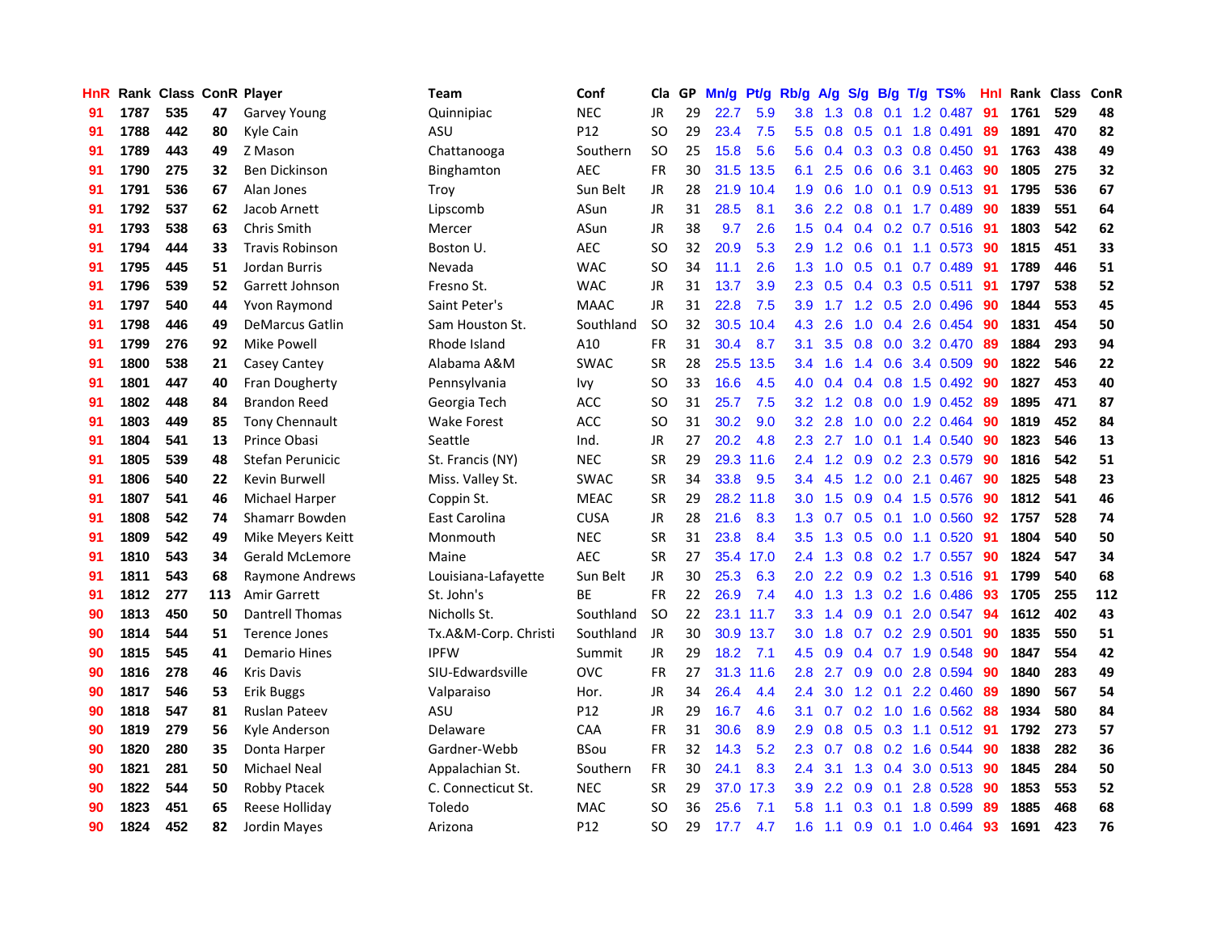| HnR | Rank | Class | ConR | Player | Team | Conf | Cla | GP | Mn/g | Pt/g | Rb/g | A/g | S/g | B/g | T/g | TS% | HnI | Rank | Class | ConR |
|---|---|---|---|---|---|---|---|---|---|---|---|---|---|---|---|---|---|---|---|---|
| 91 | 1787 | 535 | 47 | Garvey Young | Quinnipiac | NEC | JR | 29 | 22.7 | 5.9 | 3.8 | 1.3 | 0.8 | 0.1 | 1.2 | 0.487 | 91 | 1761 | 529 | 48 |
| 91 | 1788 | 442 | 80 | Kyle Cain | ASU | P12 | SO | 29 | 23.4 | 7.5 | 5.5 | 0.8 | 0.5 | 0.1 | 1.8 | 0.491 | 89 | 1891 | 470 | 82 |
| 91 | 1789 | 443 | 49 | Z Mason | Chattanooga | Southern | SO | 25 | 15.8 | 5.6 | 5.6 | 0.4 | 0.3 | 0.3 | 0.8 | 0.450 | 91 | 1763 | 438 | 49 |
| 91 | 1790 | 275 | 32 | Ben Dickinson | Binghamton | AEC | FR | 30 | 31.5 | 13.5 | 6.1 | 2.5 | 0.6 | 0.6 | 3.1 | 0.463 | 90 | 1805 | 275 | 32 |
| 91 | 1791 | 536 | 67 | Alan Jones | Troy | Sun Belt | JR | 28 | 21.9 | 10.4 | 1.9 | 0.6 | 1.0 | 0.1 | 0.9 | 0.513 | 91 | 1795 | 536 | 67 |
| 91 | 1792 | 537 | 62 | Jacob Arnett | Lipscomb | ASun | JR | 31 | 28.5 | 8.1 | 3.6 | 2.2 | 0.8 | 0.1 | 1.7 | 0.489 | 90 | 1839 | 551 | 64 |
| 91 | 1793 | 538 | 63 | Chris Smith | Mercer | ASun | JR | 38 | 9.7 | 2.6 | 1.5 | 0.4 | 0.4 | 0.2 | 0.7 | 0.516 | 91 | 1803 | 542 | 62 |
| 91 | 1794 | 444 | 33 | Travis Robinson | Boston U. | AEC | SO | 32 | 20.9 | 5.3 | 2.9 | 1.2 | 0.6 | 0.1 | 1.1 | 0.573 | 90 | 1815 | 451 | 33 |
| 91 | 1795 | 445 | 51 | Jordan Burris | Nevada | WAC | SO | 34 | 11.1 | 2.6 | 1.3 | 1.0 | 0.5 | 0.1 | 0.7 | 0.489 | 91 | 1789 | 446 | 51 |
| 91 | 1796 | 539 | 52 | Garrett Johnson | Fresno St. | WAC | JR | 31 | 13.7 | 3.9 | 2.3 | 0.5 | 0.4 | 0.3 | 0.5 | 0.511 | 91 | 1797 | 538 | 52 |
| 91 | 1797 | 540 | 44 | Yvon Raymond | Saint Peter's | MAAC | JR | 31 | 22.8 | 7.5 | 3.9 | 1.7 | 1.2 | 0.5 | 2.0 | 0.496 | 90 | 1844 | 553 | 45 |
| 91 | 1798 | 446 | 49 | DeMarcus Gatlin | Sam Houston St. | Southland | SO | 32 | 30.5 | 10.4 | 4.3 | 2.6 | 1.0 | 0.4 | 2.6 | 0.454 | 90 | 1831 | 454 | 50 |
| 91 | 1799 | 276 | 92 | Mike Powell | Rhode Island | A10 | FR | 31 | 30.4 | 8.7 | 3.1 | 3.5 | 0.8 | 0.0 | 3.2 | 0.470 | 89 | 1884 | 293 | 94 |
| 91 | 1800 | 538 | 21 | Casey Cantey | Alabama A&M | SWAC | SR | 28 | 25.5 | 13.5 | 3.4 | 1.6 | 1.4 | 0.6 | 3.4 | 0.509 | 90 | 1822 | 546 | 22 |
| 91 | 1801 | 447 | 40 | Fran Dougherty | Pennsylvania | Ivy | SO | 33 | 16.6 | 4.5 | 4.0 | 0.4 | 0.4 | 0.8 | 1.5 | 0.492 | 90 | 1827 | 453 | 40 |
| 91 | 1802 | 448 | 84 | Brandon Reed | Georgia Tech | ACC | SO | 31 | 25.7 | 7.5 | 3.2 | 1.2 | 0.8 | 0.0 | 1.9 | 0.452 | 89 | 1895 | 471 | 87 |
| 91 | 1803 | 449 | 85 | Tony Chennault | Wake Forest | ACC | SO | 31 | 30.2 | 9.0 | 3.2 | 2.8 | 1.0 | 0.0 | 2.2 | 0.464 | 90 | 1819 | 452 | 84 |
| 91 | 1804 | 541 | 13 | Prince Obasi | Seattle | Ind. | JR | 27 | 20.2 | 4.8 | 2.3 | 2.7 | 1.0 | 0.1 | 1.4 | 0.540 | 90 | 1823 | 546 | 13 |
| 91 | 1805 | 539 | 48 | Stefan Perunicic | St. Francis (NY) | NEC | SR | 29 | 29.3 | 11.6 | 2.4 | 1.2 | 0.9 | 0.2 | 2.3 | 0.579 | 90 | 1816 | 542 | 51 |
| 91 | 1806 | 540 | 22 | Kevin Burwell | Miss. Valley St. | SWAC | SR | 34 | 33.8 | 9.5 | 3.4 | 4.5 | 1.2 | 0.0 | 2.1 | 0.467 | 90 | 1825 | 548 | 23 |
| 91 | 1807 | 541 | 46 | Michael Harper | Coppin St. | MEAC | SR | 29 | 28.2 | 11.8 | 3.0 | 1.5 | 0.9 | 0.4 | 1.5 | 0.576 | 90 | 1812 | 541 | 46 |
| 91 | 1808 | 542 | 74 | Shamarr Bowden | East Carolina | CUSA | JR | 28 | 21.6 | 8.3 | 1.3 | 0.7 | 0.5 | 0.1 | 1.0 | 0.560 | 92 | 1757 | 528 | 74 |
| 91 | 1809 | 542 | 49 | Mike Meyers Keitt | Monmouth | NEC | SR | 31 | 23.8 | 8.4 | 3.5 | 1.3 | 0.5 | 0.0 | 1.1 | 0.520 | 91 | 1804 | 540 | 50 |
| 91 | 1810 | 543 | 34 | Gerald McLemore | Maine | AEC | SR | 27 | 35.4 | 17.0 | 2.4 | 1.3 | 0.8 | 0.2 | 1.7 | 0.557 | 90 | 1824 | 547 | 34 |
| 91 | 1811 | 543 | 68 | Raymone Andrews | Louisiana-Lafayette | Sun Belt | JR | 30 | 25.3 | 6.3 | 2.0 | 2.2 | 0.9 | 0.2 | 1.3 | 0.516 | 91 | 1799 | 540 | 68 |
| 91 | 1812 | 277 | 113 | Amir Garrett | St. John's | BE | FR | 22 | 26.9 | 7.4 | 4.0 | 1.3 | 1.3 | 0.2 | 1.6 | 0.486 | 93 | 1705 | 255 | 112 |
| 90 | 1813 | 450 | 50 | Dantrell Thomas | Nicholls St. | Southland | SO | 22 | 23.1 | 11.7 | 3.3 | 1.4 | 0.9 | 0.1 | 2.0 | 0.547 | 94 | 1612 | 402 | 43 |
| 90 | 1814 | 544 | 51 | Terence Jones | Tx.A&M-Corp. Christi | Southland | JR | 30 | 30.9 | 13.7 | 3.0 | 1.8 | 0.7 | 0.2 | 2.9 | 0.501 | 90 | 1835 | 550 | 51 |
| 90 | 1815 | 545 | 41 | Demario Hines | IPFW | Summit | JR | 29 | 18.2 | 7.1 | 4.5 | 0.9 | 0.4 | 0.7 | 1.9 | 0.548 | 90 | 1847 | 554 | 42 |
| 90 | 1816 | 278 | 46 | Kris Davis | SIU-Edwardsville | OVC | FR | 27 | 31.3 | 11.6 | 2.8 | 2.7 | 0.9 | 0.0 | 2.8 | 0.594 | 90 | 1840 | 283 | 49 |
| 90 | 1817 | 546 | 53 | Erik Buggs | Valparaiso | Hor. | JR | 34 | 26.4 | 4.4 | 2.4 | 3.0 | 1.2 | 0.1 | 2.2 | 0.460 | 89 | 1890 | 567 | 54 |
| 90 | 1818 | 547 | 81 | Ruslan Pateev | ASU | P12 | JR | 29 | 16.7 | 4.6 | 3.1 | 0.7 | 0.2 | 1.0 | 1.6 | 0.562 | 88 | 1934 | 580 | 84 |
| 90 | 1819 | 279 | 56 | Kyle Anderson | Delaware | CAA | FR | 31 | 30.6 | 8.9 | 2.9 | 0.8 | 0.5 | 0.3 | 1.1 | 0.512 | 91 | 1792 | 273 | 57 |
| 90 | 1820 | 280 | 35 | Donta Harper | Gardner-Webb | BSou | FR | 32 | 14.3 | 5.2 | 2.3 | 0.7 | 0.8 | 0.2 | 1.6 | 0.544 | 90 | 1838 | 282 | 36 |
| 90 | 1821 | 281 | 50 | Michael Neal | Appalachian St. | Southern | FR | 30 | 24.1 | 8.3 | 2.4 | 3.1 | 1.3 | 0.4 | 3.0 | 0.513 | 90 | 1845 | 284 | 50 |
| 90 | 1822 | 544 | 50 | Robby Ptacek | C. Connecticut St. | NEC | SR | 29 | 37.0 | 17.3 | 3.9 | 2.2 | 0.9 | 0.1 | 2.8 | 0.528 | 90 | 1853 | 553 | 52 |
| 90 | 1823 | 451 | 65 | Reese Holliday | Toledo | MAC | SO | 36 | 25.6 | 7.1 | 5.8 | 1.1 | 0.3 | 0.1 | 1.8 | 0.599 | 89 | 1885 | 468 | 68 |
| 90 | 1824 | 452 | 82 | Jordin Mayes | Arizona | P12 | SO | 29 | 17.7 | 4.7 | 1.6 | 1.1 | 0.9 | 0.1 | 1.0 | 0.464 | 93 | 1691 | 423 | 76 |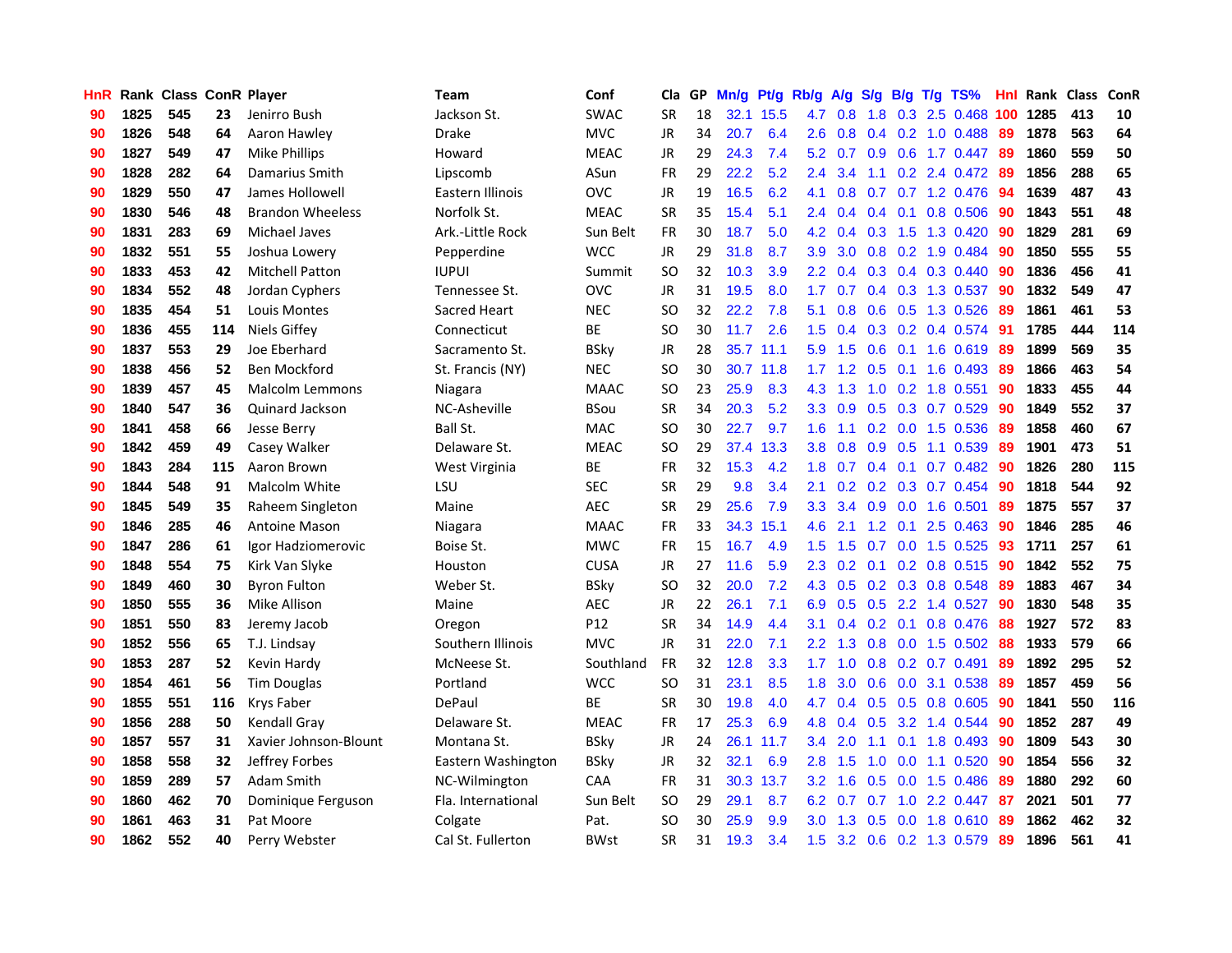| HnR | Rank | Class | ConR | Player | Team | Conf | Cla | GP | Mn/g | Pt/g | Rb/g | A/g | S/g | B/g | T/g | TS% | HnI | Rank | Class | ConR |
|---|---|---|---|---|---|---|---|---|---|---|---|---|---|---|---|---|---|---|---|---|
| 90 | 1825 | 545 | 23 | Jenirro Bush | Jackson St. | SWAC | SR | 18 | 32.1 | 15.5 | 4.7 | 0.8 | 1.8 | 0.3 | 2.5 | 0.468 | 100 | 1285 | 413 | 10 |
| 90 | 1826 | 548 | 64 | Aaron Hawley | Drake | MVC | JR | 34 | 20.7 | 6.4 | 2.6 | 0.8 | 0.4 | 0.2 | 1.0 | 0.488 | 89 | 1878 | 563 | 64 |
| 90 | 1827 | 549 | 47 | Mike Phillips | Howard | MEAC | JR | 29 | 24.3 | 7.4 | 5.2 | 0.7 | 0.9 | 0.6 | 1.7 | 0.447 | 89 | 1860 | 559 | 50 |
| 90 | 1828 | 282 | 64 | Damarius Smith | Lipscomb | ASun | FR | 29 | 22.2 | 5.2 | 2.4 | 3.4 | 1.1 | 0.2 | 2.4 | 0.472 | 89 | 1856 | 288 | 65 |
| 90 | 1829 | 550 | 47 | James Hollowell | Eastern Illinois | OVC | JR | 19 | 16.5 | 6.2 | 4.1 | 0.8 | 0.7 | 0.7 | 1.2 | 0.476 | 94 | 1639 | 487 | 43 |
| 90 | 1830 | 546 | 48 | Brandon Wheeless | Norfolk St. | MEAC | SR | 35 | 15.4 | 5.1 | 2.4 | 0.4 | 0.4 | 0.1 | 0.8 | 0.506 | 90 | 1843 | 551 | 48 |
| 90 | 1831 | 283 | 69 | Michael Javes | Ark.-Little Rock | Sun Belt | FR | 30 | 18.7 | 5.0 | 4.2 | 0.4 | 0.3 | 1.5 | 1.3 | 0.420 | 90 | 1829 | 281 | 69 |
| 90 | 1832 | 551 | 55 | Joshua Lowery | Pepperdine | WCC | JR | 29 | 31.8 | 8.7 | 3.9 | 3.0 | 0.8 | 0.2 | 1.9 | 0.484 | 90 | 1850 | 555 | 55 |
| 90 | 1833 | 453 | 42 | Mitchell Patton | IUPUI | Summit | SO | 32 | 10.3 | 3.9 | 2.2 | 0.4 | 0.3 | 0.4 | 0.3 | 0.440 | 90 | 1836 | 456 | 41 |
| 90 | 1834 | 552 | 48 | Jordan Cyphers | Tennessee St. | OVC | JR | 31 | 19.5 | 8.0 | 1.7 | 0.7 | 0.4 | 0.3 | 1.3 | 0.537 | 90 | 1832 | 549 | 47 |
| 90 | 1835 | 454 | 51 | Louis Montes | Sacred Heart | NEC | SO | 32 | 22.2 | 7.8 | 5.1 | 0.8 | 0.6 | 0.5 | 1.3 | 0.526 | 89 | 1861 | 461 | 53 |
| 90 | 1836 | 455 | 114 | Niels Giffey | Connecticut | BE | SO | 30 | 11.7 | 2.6 | 1.5 | 0.4 | 0.3 | 0.2 | 0.4 | 0.574 | 91 | 1785 | 444 | 114 |
| 90 | 1837 | 553 | 29 | Joe Eberhard | Sacramento St. | BSky | JR | 28 | 35.7 | 11.1 | 5.9 | 1.5 | 0.6 | 0.1 | 1.6 | 0.619 | 89 | 1899 | 569 | 35 |
| 90 | 1838 | 456 | 52 | Ben Mockford | St. Francis (NY) | NEC | SO | 30 | 30.7 | 11.8 | 1.7 | 1.2 | 0.5 | 0.1 | 1.6 | 0.493 | 89 | 1866 | 463 | 54 |
| 90 | 1839 | 457 | 45 | Malcolm Lemmons | Niagara | MAAC | SO | 23 | 25.9 | 8.3 | 4.3 | 1.3 | 1.0 | 0.2 | 1.8 | 0.551 | 90 | 1833 | 455 | 44 |
| 90 | 1840 | 547 | 36 | Quinard Jackson | NC-Asheville | BSou | SR | 34 | 20.3 | 5.2 | 3.3 | 0.9 | 0.5 | 0.3 | 0.7 | 0.529 | 90 | 1849 | 552 | 37 |
| 90 | 1841 | 458 | 66 | Jesse Berry | Ball St. | MAC | SO | 30 | 22.7 | 9.7 | 1.6 | 1.1 | 0.2 | 0.0 | 1.5 | 0.536 | 89 | 1858 | 460 | 67 |
| 90 | 1842 | 459 | 49 | Casey Walker | Delaware St. | MEAC | SO | 29 | 37.4 | 13.3 | 3.8 | 0.8 | 0.9 | 0.5 | 1.1 | 0.539 | 89 | 1901 | 473 | 51 |
| 90 | 1843 | 284 | 115 | Aaron Brown | West Virginia | BE | FR | 32 | 15.3 | 4.2 | 1.8 | 0.7 | 0.4 | 0.1 | 0.7 | 0.482 | 90 | 1826 | 280 | 115 |
| 90 | 1844 | 548 | 91 | Malcolm White | LSU | SEC | SR | 29 | 9.8 | 3.4 | 2.1 | 0.2 | 0.2 | 0.3 | 0.7 | 0.454 | 90 | 1818 | 544 | 92 |
| 90 | 1845 | 549 | 35 | Raheem Singleton | Maine | AEC | SR | 29 | 25.6 | 7.9 | 3.3 | 3.4 | 0.9 | 0.0 | 1.6 | 0.501 | 89 | 1875 | 557 | 37 |
| 90 | 1846 | 285 | 46 | Antoine Mason | Niagara | MAAC | FR | 33 | 34.3 | 15.1 | 4.6 | 2.1 | 1.2 | 0.1 | 2.5 | 0.463 | 90 | 1846 | 285 | 46 |
| 90 | 1847 | 286 | 61 | Igor Hadziomerovic | Boise St. | MWC | FR | 15 | 16.7 | 4.9 | 1.5 | 1.5 | 0.7 | 0.0 | 1.5 | 0.525 | 93 | 1711 | 257 | 61 |
| 90 | 1848 | 554 | 75 | Kirk Van Slyke | Houston | CUSA | JR | 27 | 11.6 | 5.9 | 2.3 | 0.2 | 0.1 | 0.2 | 0.8 | 0.515 | 90 | 1842 | 552 | 75 |
| 90 | 1849 | 460 | 30 | Byron Fulton | Weber St. | BSky | SO | 32 | 20.0 | 7.2 | 4.3 | 0.5 | 0.2 | 0.3 | 0.8 | 0.548 | 89 | 1883 | 467 | 34 |
| 90 | 1850 | 555 | 36 | Mike Allison | Maine | AEC | JR | 22 | 26.1 | 7.1 | 6.9 | 0.5 | 0.5 | 2.2 | 1.4 | 0.527 | 90 | 1830 | 548 | 35 |
| 90 | 1851 | 550 | 83 | Jeremy Jacob | Oregon | P12 | SR | 34 | 14.9 | 4.4 | 3.1 | 0.4 | 0.2 | 0.1 | 0.8 | 0.476 | 88 | 1927 | 572 | 83 |
| 90 | 1852 | 556 | 65 | T.J. Lindsay | Southern Illinois | MVC | JR | 31 | 22.0 | 7.1 | 2.2 | 1.3 | 0.8 | 0.0 | 1.5 | 0.502 | 88 | 1933 | 579 | 66 |
| 90 | 1853 | 287 | 52 | Kevin Hardy | McNeese St. | Southland | FR | 32 | 12.8 | 3.3 | 1.7 | 1.0 | 0.8 | 0.2 | 0.7 | 0.491 | 89 | 1892 | 295 | 52 |
| 90 | 1854 | 461 | 56 | Tim Douglas | Portland | WCC | SO | 31 | 23.1 | 8.5 | 1.8 | 3.0 | 0.6 | 0.0 | 3.1 | 0.538 | 89 | 1857 | 459 | 56 |
| 90 | 1855 | 551 | 116 | Krys Faber | DePaul | BE | SR | 30 | 19.8 | 4.0 | 4.7 | 0.4 | 0.5 | 0.5 | 0.8 | 0.605 | 90 | 1841 | 550 | 116 |
| 90 | 1856 | 288 | 50 | Kendall Gray | Delaware St. | MEAC | FR | 17 | 25.3 | 6.9 | 4.8 | 0.4 | 0.5 | 3.2 | 1.4 | 0.544 | 90 | 1852 | 287 | 49 |
| 90 | 1857 | 557 | 31 | Xavier Johnson-Blount | Montana St. | BSky | JR | 24 | 26.1 | 11.7 | 3.4 | 2.0 | 1.1 | 0.1 | 1.8 | 0.493 | 90 | 1809 | 543 | 30 |
| 90 | 1858 | 558 | 32 | Jeffrey Forbes | Eastern Washington | BSky | JR | 32 | 32.1 | 6.9 | 2.8 | 1.5 | 1.0 | 0.0 | 1.1 | 0.520 | 90 | 1854 | 556 | 32 |
| 90 | 1859 | 289 | 57 | Adam Smith | NC-Wilmington | CAA | FR | 31 | 30.3 | 13.7 | 3.2 | 1.6 | 0.5 | 0.0 | 1.5 | 0.486 | 89 | 1880 | 292 | 60 |
| 90 | 1860 | 462 | 70 | Dominique Ferguson | Fla. International | Sun Belt | SO | 29 | 29.1 | 8.7 | 6.2 | 0.7 | 0.7 | 1.0 | 2.2 | 0.447 | 87 | 2021 | 501 | 77 |
| 90 | 1861 | 463 | 31 | Pat Moore | Colgate | Pat. | SO | 30 | 25.9 | 9.9 | 3.0 | 1.3 | 0.5 | 0.0 | 1.8 | 0.610 | 89 | 1862 | 462 | 32 |
| 90 | 1862 | 552 | 40 | Perry Webster | Cal St. Fullerton | BWst | SR | 31 | 19.3 | 3.4 | 1.5 | 3.2 | 0.6 | 0.2 | 1.3 | 0.579 | 89 | 1896 | 561 | 41 |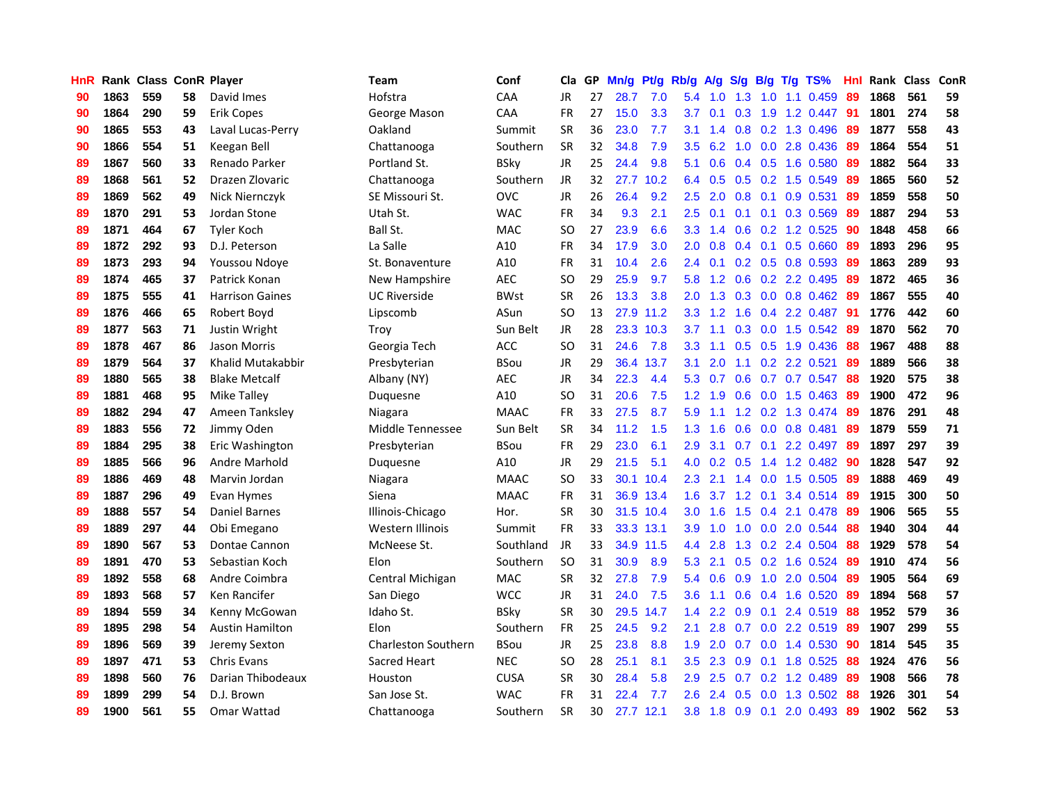| HnR | Rank | Class | ConR | Player | Team | Conf | Cla | GP | Mn/g | Pt/g | Rb/g | A/g | S/g | B/g | T/g | TS% | HnI | Rank | Class | ConR |
|---|---|---|---|---|---|---|---|---|---|---|---|---|---|---|---|---|---|---|---|---|
| 90 | 1863 | 559 | 58 | David Imes | Hofstra | CAA | JR | 27 | 28.7 | 7.0 | 5.4 | 1.0 | 1.3 | 1.0 | 1.1 | 0.459 | 89 | 1868 | 561 | 59 |
| 90 | 1864 | 290 | 59 | Erik Copes | George Mason | CAA | FR | 27 | 15.0 | 3.3 | 3.7 | 0.1 | 0.3 | 1.9 | 1.2 | 0.447 | 91 | 1801 | 274 | 58 |
| 90 | 1865 | 553 | 43 | Laval Lucas-Perry | Oakland | Summit | SR | 36 | 23.0 | 7.7 | 3.1 | 1.4 | 0.8 | 0.2 | 1.3 | 0.496 | 89 | 1877 | 558 | 43 |
| 90 | 1866 | 554 | 51 | Keegan Bell | Chattanooga | Southern | SR | 32 | 34.8 | 7.9 | 3.5 | 6.2 | 1.0 | 0.0 | 2.8 | 0.436 | 89 | 1864 | 554 | 51 |
| 89 | 1867 | 560 | 33 | Renado Parker | Portland St. | BSky | JR | 25 | 24.4 | 9.8 | 5.1 | 0.6 | 0.4 | 0.5 | 1.6 | 0.580 | 89 | 1882 | 564 | 33 |
| 89 | 1868 | 561 | 52 | Drazen Zlovaric | Chattanooga | Southern | JR | 32 | 27.7 | 10.2 | 6.4 | 0.5 | 0.5 | 0.2 | 1.5 | 0.549 | 89 | 1865 | 560 | 52 |
| 89 | 1869 | 562 | 49 | Nick Niernczyk | SE Missouri St. | OVC | JR | 26 | 26.4 | 9.2 | 2.5 | 2.0 | 0.8 | 0.1 | 0.9 | 0.531 | 89 | 1859 | 558 | 50 |
| 89 | 1870 | 291 | 53 | Jordan Stone | Utah St. | WAC | FR | 34 | 9.3 | 2.1 | 2.5 | 0.1 | 0.1 | 0.1 | 0.3 | 0.569 | 89 | 1887 | 294 | 53 |
| 89 | 1871 | 464 | 67 | Tyler Koch | Ball St. | MAC | SO | 27 | 23.9 | 6.6 | 3.3 | 1.4 | 0.6 | 0.2 | 1.2 | 0.525 | 90 | 1848 | 458 | 66 |
| 89 | 1872 | 292 | 93 | D.J. Peterson | La Salle | A10 | FR | 34 | 17.9 | 3.0 | 2.0 | 0.8 | 0.4 | 0.1 | 0.5 | 0.660 | 89 | 1893 | 296 | 95 |
| 89 | 1873 | 293 | 94 | Youssou Ndoye | St. Bonaventure | A10 | FR | 31 | 10.4 | 2.6 | 2.4 | 0.1 | 0.2 | 0.5 | 0.8 | 0.593 | 89 | 1863 | 289 | 93 |
| 89 | 1874 | 465 | 37 | Patrick Konan | New Hampshire | AEC | SO | 29 | 25.9 | 9.7 | 5.8 | 1.2 | 0.6 | 0.2 | 2.2 | 0.495 | 89 | 1872 | 465 | 36 |
| 89 | 1875 | 555 | 41 | Harrison Gaines | UC Riverside | BWst | SR | 26 | 13.3 | 3.8 | 2.0 | 1.3 | 0.3 | 0.0 | 0.8 | 0.462 | 89 | 1867 | 555 | 40 |
| 89 | 1876 | 466 | 65 | Robert Boyd | Lipscomb | ASun | SO | 13 | 27.9 | 11.2 | 3.3 | 1.2 | 1.6 | 0.4 | 2.2 | 0.487 | 91 | 1776 | 442 | 60 |
| 89 | 1877 | 563 | 71 | Justin Wright | Troy | Sun Belt | JR | 28 | 23.3 | 10.3 | 3.7 | 1.1 | 0.3 | 0.0 | 1.5 | 0.542 | 89 | 1870 | 562 | 70 |
| 89 | 1878 | 467 | 86 | Jason Morris | Georgia Tech | ACC | SO | 31 | 24.6 | 7.8 | 3.3 | 1.1 | 0.5 | 0.5 | 1.9 | 0.436 | 88 | 1967 | 488 | 88 |
| 89 | 1879 | 564 | 37 | Khalid Mutakabbir | Presbyterian | BSou | JR | 29 | 36.4 | 13.7 | 3.1 | 2.0 | 1.1 | 0.2 | 2.2 | 0.521 | 89 | 1889 | 566 | 38 |
| 89 | 1880 | 565 | 38 | Blake Metcalf | Albany (NY) | AEC | JR | 34 | 22.3 | 4.4 | 5.3 | 0.7 | 0.6 | 0.7 | 0.7 | 0.547 | 88 | 1920 | 575 | 38 |
| 89 | 1881 | 468 | 95 | Mike Talley | Duquesne | A10 | SO | 31 | 20.6 | 7.5 | 1.2 | 1.9 | 0.6 | 0.0 | 1.5 | 0.463 | 89 | 1900 | 472 | 96 |
| 89 | 1882 | 294 | 47 | Ameen Tanksley | Niagara | MAAC | FR | 33 | 27.5 | 8.7 | 5.9 | 1.1 | 1.2 | 0.2 | 1.3 | 0.474 | 89 | 1876 | 291 | 48 |
| 89 | 1883 | 556 | 72 | Jimmy Oden | Middle Tennessee | Sun Belt | SR | 34 | 11.2 | 1.5 | 1.3 | 1.6 | 0.6 | 0.0 | 0.8 | 0.481 | 89 | 1879 | 559 | 71 |
| 89 | 1884 | 295 | 38 | Eric Washington | Presbyterian | BSou | FR | 29 | 23.0 | 6.1 | 2.9 | 3.1 | 0.7 | 0.1 | 2.2 | 0.497 | 89 | 1897 | 297 | 39 |
| 89 | 1885 | 566 | 96 | Andre Marhold | Duquesne | A10 | JR | 29 | 21.5 | 5.1 | 4.0 | 0.2 | 0.5 | 1.4 | 1.2 | 0.482 | 90 | 1828 | 547 | 92 |
| 89 | 1886 | 469 | 48 | Marvin Jordan | Niagara | MAAC | SO | 33 | 30.1 | 10.4 | 2.3 | 2.1 | 1.4 | 0.0 | 1.5 | 0.505 | 89 | 1888 | 469 | 49 |
| 89 | 1887 | 296 | 49 | Evan Hymes | Siena | MAAC | FR | 31 | 36.9 | 13.4 | 1.6 | 3.7 | 1.2 | 0.1 | 3.4 | 0.514 | 89 | 1915 | 300 | 50 |
| 89 | 1888 | 557 | 54 | Daniel Barnes | Illinois-Chicago | Hor. | SR | 30 | 31.5 | 10.4 | 3.0 | 1.6 | 1.5 | 0.4 | 2.1 | 0.478 | 89 | 1906 | 565 | 55 |
| 89 | 1889 | 297 | 44 | Obi Emegano | Western Illinois | Summit | FR | 33 | 33.3 | 13.1 | 3.9 | 1.0 | 1.0 | 0.0 | 2.0 | 0.544 | 88 | 1940 | 304 | 44 |
| 89 | 1890 | 567 | 53 | Dontae Cannon | McNeese St. | Southland | JR | 33 | 34.9 | 11.5 | 4.4 | 2.8 | 1.3 | 0.2 | 2.4 | 0.504 | 88 | 1929 | 578 | 54 |
| 89 | 1891 | 470 | 53 | Sebastian Koch | Elon | Southern | SO | 31 | 30.9 | 8.9 | 5.3 | 2.1 | 0.5 | 0.2 | 1.6 | 0.524 | 89 | 1910 | 474 | 56 |
| 89 | 1892 | 558 | 68 | Andre Coimbra | Central Michigan | MAC | SR | 32 | 27.8 | 7.9 | 5.4 | 0.6 | 0.9 | 1.0 | 2.0 | 0.504 | 89 | 1905 | 564 | 69 |
| 89 | 1893 | 568 | 57 | Ken Rancifer | San Diego | WCC | JR | 31 | 24.0 | 7.5 | 3.6 | 1.1 | 0.6 | 0.4 | 1.6 | 0.520 | 89 | 1894 | 568 | 57 |
| 89 | 1894 | 559 | 34 | Kenny McGowan | Idaho St. | BSky | SR | 30 | 29.5 | 14.7 | 1.4 | 2.2 | 0.9 | 0.1 | 2.4 | 0.519 | 88 | 1952 | 579 | 36 |
| 89 | 1895 | 298 | 54 | Austin Hamilton | Elon | Southern | FR | 25 | 24.5 | 9.2 | 2.1 | 2.8 | 0.7 | 0.0 | 2.2 | 0.519 | 89 | 1907 | 299 | 55 |
| 89 | 1896 | 569 | 39 | Jeremy Sexton | Charleston Southern | BSou | JR | 25 | 23.8 | 8.8 | 1.9 | 2.0 | 0.7 | 0.0 | 1.4 | 0.530 | 90 | 1814 | 545 | 35 |
| 89 | 1897 | 471 | 53 | Chris Evans | Sacred Heart | NEC | SO | 28 | 25.1 | 8.1 | 3.5 | 2.3 | 0.9 | 0.1 | 1.8 | 0.525 | 88 | 1924 | 476 | 56 |
| 89 | 1898 | 560 | 76 | Darian Thibodeaux | Houston | CUSA | SR | 30 | 28.4 | 5.8 | 2.9 | 2.5 | 0.7 | 0.2 | 1.2 | 0.489 | 89 | 1908 | 566 | 78 |
| 89 | 1899 | 299 | 54 | D.J. Brown | San Jose St. | WAC | FR | 31 | 22.4 | 7.7 | 2.6 | 2.4 | 0.5 | 0.0 | 1.3 | 0.502 | 88 | 1926 | 301 | 54 |
| 89 | 1900 | 561 | 55 | Omar Wattad | Chattanooga | Southern | SR | 30 | 27.7 | 12.1 | 3.8 | 1.8 | 0.9 | 0.1 | 2.0 | 0.493 | 89 | 1902 | 562 | 53 |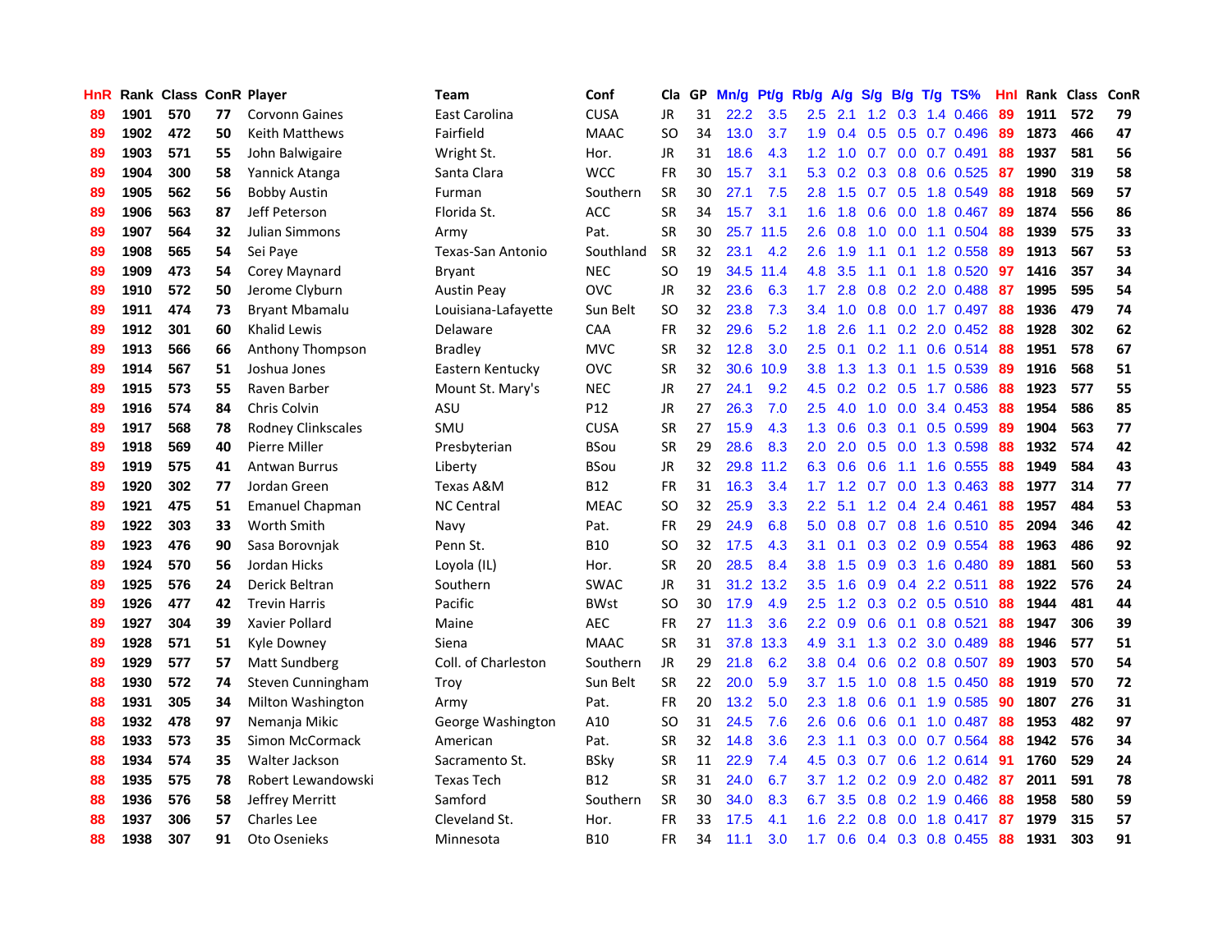| HnR | Rank | Class | ConR | Player | Team | Conf | Cla | GP | Mn/g | Pt/g | Rb/g | A/g | S/g | B/g | T/g | TS% | HnI | Rank | Class | ConR |
|---|---|---|---|---|---|---|---|---|---|---|---|---|---|---|---|---|---|---|---|---|
| 89 | 1901 | 570 | 77 | Corvonn Gaines | East Carolina | CUSA | JR | 31 | 22.2 | 3.5 | 2.5 | 2.1 | 1.2 | 0.3 | 1.4 | 0.466 | 89 | 1911 | 572 | 79 |
| 89 | 1902 | 472 | 50 | Keith Matthews | Fairfield | MAAC | SO | 34 | 13.0 | 3.7 | 1.9 | 0.4 | 0.5 | 0.5 | 0.7 | 0.496 | 89 | 1873 | 466 | 47 |
| 89 | 1903 | 571 | 55 | John Balwigaire | Wright St. | Hor. | JR | 31 | 18.6 | 4.3 | 1.2 | 1.0 | 0.7 | 0.0 | 0.7 | 0.491 | 88 | 1937 | 581 | 56 |
| 89 | 1904 | 300 | 58 | Yannick Atanga | Santa Clara | WCC | FR | 30 | 15.7 | 3.1 | 5.3 | 0.2 | 0.3 | 0.8 | 0.6 | 0.525 | 87 | 1990 | 319 | 58 |
| 89 | 1905 | 562 | 56 | Bobby Austin | Furman | Southern | SR | 30 | 27.1 | 7.5 | 2.8 | 1.5 | 0.7 | 0.5 | 1.8 | 0.549 | 88 | 1918 | 569 | 57 |
| 89 | 1906 | 563 | 87 | Jeff Peterson | Florida St. | ACC | SR | 34 | 15.7 | 3.1 | 1.6 | 1.8 | 0.6 | 0.0 | 1.8 | 0.467 | 89 | 1874 | 556 | 86 |
| 89 | 1907 | 564 | 32 | Julian Simmons | Army | Pat. | SR | 30 | 25.7 | 11.5 | 2.6 | 0.8 | 1.0 | 0.0 | 1.1 | 0.504 | 88 | 1939 | 575 | 33 |
| 89 | 1908 | 565 | 54 | Sei Paye | Texas-San Antonio | Southland | SR | 32 | 23.1 | 4.2 | 2.6 | 1.9 | 1.1 | 0.1 | 1.2 | 0.558 | 89 | 1913 | 567 | 53 |
| 89 | 1909 | 473 | 54 | Corey Maynard | Bryant | NEC | SO | 19 | 34.5 | 11.4 | 4.8 | 3.5 | 1.1 | 0.1 | 1.8 | 0.520 | 97 | 1416 | 357 | 34 |
| 89 | 1910 | 572 | 50 | Jerome Clyburn | Austin Peay | OVC | JR | 32 | 23.6 | 6.3 | 1.7 | 2.8 | 0.8 | 0.2 | 2.0 | 0.488 | 87 | 1995 | 595 | 54 |
| 89 | 1911 | 474 | 73 | Bryant Mbamalu | Louisiana-Lafayette | Sun Belt | SO | 32 | 23.8 | 7.3 | 3.4 | 1.0 | 0.8 | 0.0 | 1.7 | 0.497 | 88 | 1936 | 479 | 74 |
| 89 | 1912 | 301 | 60 | Khalid Lewis | Delaware | CAA | FR | 32 | 29.6 | 5.2 | 1.8 | 2.6 | 1.1 | 0.2 | 2.0 | 0.452 | 88 | 1928 | 302 | 62 |
| 89 | 1913 | 566 | 66 | Anthony Thompson | Bradley | MVC | SR | 32 | 12.8 | 3.0 | 2.5 | 0.1 | 0.2 | 1.1 | 0.6 | 0.514 | 88 | 1951 | 578 | 67 |
| 89 | 1914 | 567 | 51 | Joshua Jones | Eastern Kentucky | OVC | SR | 32 | 30.6 | 10.9 | 3.8 | 1.3 | 1.3 | 0.1 | 1.5 | 0.539 | 89 | 1916 | 568 | 51 |
| 89 | 1915 | 573 | 55 | Raven Barber | Mount St. Mary's | NEC | JR | 27 | 24.1 | 9.2 | 4.5 | 0.2 | 0.2 | 0.5 | 1.7 | 0.586 | 88 | 1923 | 577 | 55 |
| 89 | 1916 | 574 | 84 | Chris Colvin | ASU | P12 | JR | 27 | 26.3 | 7.0 | 2.5 | 4.0 | 1.0 | 0.0 | 3.4 | 0.453 | 88 | 1954 | 586 | 85 |
| 89 | 1917 | 568 | 78 | Rodney Clinkscales | SMU | CUSA | SR | 27 | 15.9 | 4.3 | 1.3 | 0.6 | 0.3 | 0.1 | 0.5 | 0.599 | 89 | 1904 | 563 | 77 |
| 89 | 1918 | 569 | 40 | Pierre Miller | Presbyterian | BSou | SR | 29 | 28.6 | 8.3 | 2.0 | 2.0 | 0.5 | 0.0 | 1.3 | 0.598 | 88 | 1932 | 574 | 42 |
| 89 | 1919 | 575 | 41 | Antwan Burrus | Liberty | BSou | JR | 32 | 29.8 | 11.2 | 6.3 | 0.6 | 0.6 | 1.1 | 1.6 | 0.555 | 88 | 1949 | 584 | 43 |
| 89 | 1920 | 302 | 77 | Jordan Green | Texas A&M | B12 | FR | 31 | 16.3 | 3.4 | 1.7 | 1.2 | 0.7 | 0.0 | 1.3 | 0.463 | 88 | 1977 | 314 | 77 |
| 89 | 1921 | 475 | 51 | Emanuel Chapman | NC Central | MEAC | SO | 32 | 25.9 | 3.3 | 2.2 | 5.1 | 1.2 | 0.4 | 2.4 | 0.461 | 88 | 1957 | 484 | 53 |
| 89 | 1922 | 303 | 33 | Worth Smith | Navy | Pat. | FR | 29 | 24.9 | 6.8 | 5.0 | 0.8 | 0.7 | 0.8 | 1.6 | 0.510 | 85 | 2094 | 346 | 42 |
| 89 | 1923 | 476 | 90 | Sasa Borovnjak | Penn St. | B10 | SO | 32 | 17.5 | 4.3 | 3.1 | 0.1 | 0.3 | 0.2 | 0.9 | 0.554 | 88 | 1963 | 486 | 92 |
| 89 | 1924 | 570 | 56 | Jordan Hicks | Loyola (IL) | Hor. | SR | 20 | 28.5 | 8.4 | 3.8 | 1.5 | 0.9 | 0.3 | 1.6 | 0.480 | 89 | 1881 | 560 | 53 |
| 89 | 1925 | 576 | 24 | Derick Beltran | Southern | SWAC | JR | 31 | 31.2 | 13.2 | 3.5 | 1.6 | 0.9 | 0.4 | 2.2 | 0.511 | 88 | 1922 | 576 | 24 |
| 89 | 1926 | 477 | 42 | Trevin Harris | Pacific | BWst | SO | 30 | 17.9 | 4.9 | 2.5 | 1.2 | 0.3 | 0.2 | 0.5 | 0.510 | 88 | 1944 | 481 | 44 |
| 89 | 1927 | 304 | 39 | Xavier Pollard | Maine | AEC | FR | 27 | 11.3 | 3.6 | 2.2 | 0.9 | 0.6 | 0.1 | 0.8 | 0.521 | 88 | 1947 | 306 | 39 |
| 89 | 1928 | 571 | 51 | Kyle Downey | Siena | MAAC | SR | 31 | 37.8 | 13.3 | 4.9 | 3.1 | 1.3 | 0.2 | 3.0 | 0.489 | 88 | 1946 | 577 | 51 |
| 89 | 1929 | 577 | 57 | Matt Sundberg | Coll. of Charleston | Southern | JR | 29 | 21.8 | 6.2 | 3.8 | 0.4 | 0.6 | 0.2 | 0.8 | 0.507 | 89 | 1903 | 570 | 54 |
| 88 | 1930 | 572 | 74 | Steven Cunningham | Troy | Sun Belt | SR | 22 | 20.0 | 5.9 | 3.7 | 1.5 | 1.0 | 0.8 | 1.5 | 0.450 | 88 | 1919 | 570 | 72 |
| 88 | 1931 | 305 | 34 | Milton Washington | Army | Pat. | FR | 20 | 13.2 | 5.0 | 2.3 | 1.8 | 0.6 | 0.1 | 1.9 | 0.585 | 90 | 1807 | 276 | 31 |
| 88 | 1932 | 478 | 97 | Nemanja Mikic | George Washington | A10 | SO | 31 | 24.5 | 7.6 | 2.6 | 0.6 | 0.6 | 0.1 | 1.0 | 0.487 | 88 | 1953 | 482 | 97 |
| 88 | 1933 | 573 | 35 | Simon McCormack | American | Pat. | SR | 32 | 14.8 | 3.6 | 2.3 | 1.1 | 0.3 | 0.0 | 0.7 | 0.564 | 88 | 1942 | 576 | 34 |
| 88 | 1934 | 574 | 35 | Walter Jackson | Sacramento St. | BSky | SR | 11 | 22.9 | 7.4 | 4.5 | 0.3 | 0.7 | 0.6 | 1.2 | 0.614 | 91 | 1760 | 529 | 24 |
| 88 | 1935 | 575 | 78 | Robert Lewandowski | Texas Tech | B12 | SR | 31 | 24.0 | 6.7 | 3.7 | 1.2 | 0.2 | 0.9 | 2.0 | 0.482 | 87 | 2011 | 591 | 78 |
| 88 | 1936 | 576 | 58 | Jeffrey Merritt | Samford | Southern | SR | 30 | 34.0 | 8.3 | 6.7 | 3.5 | 0.8 | 0.2 | 1.9 | 0.466 | 88 | 1958 | 580 | 59 |
| 88 | 1937 | 306 | 57 | Charles Lee | Cleveland St. | Hor. | FR | 33 | 17.5 | 4.1 | 1.6 | 2.2 | 0.8 | 0.0 | 1.8 | 0.417 | 87 | 1979 | 315 | 57 |
| 88 | 1938 | 307 | 91 | Oto Osenieks | Minnesota | B10 | FR | 34 | 11.1 | 3.0 | 1.7 | 0.6 | 0.4 | 0.3 | 0.8 | 0.455 | 88 | 1931 | 303 | 91 |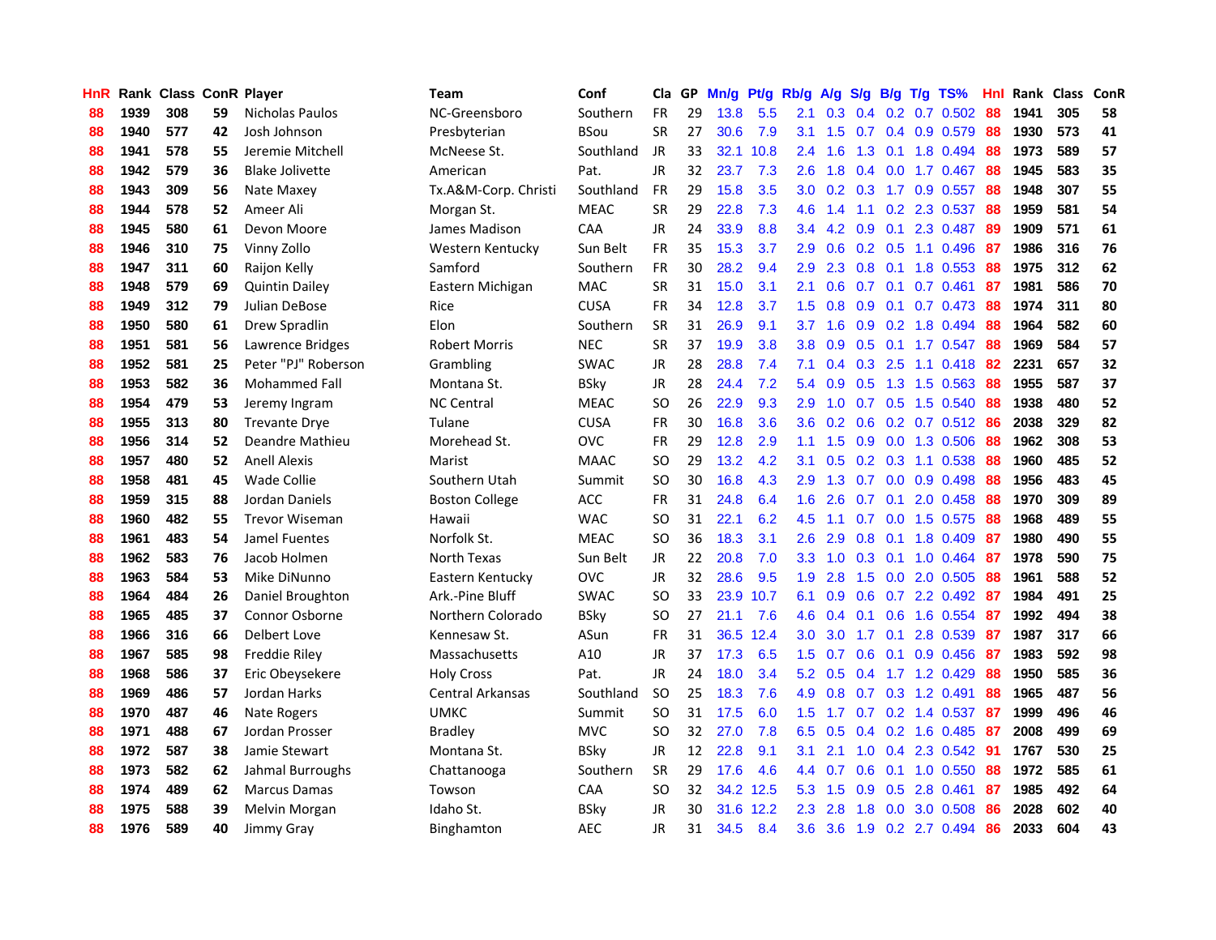| HnR | Rank | Class | ConR | Player | Team | Conf | Cla | GP | Mn/g | Pt/g | Rb/g | A/g | S/g | B/g | T/g | TS% | HnI | Rank | Class | ConR |
|---|---|---|---|---|---|---|---|---|---|---|---|---|---|---|---|---|---|---|---|---|
| 88 | 1939 | 308 | 59 | Nicholas Paulos | NC-Greensboro | Southern | FR | 29 | 13.8 | 5.5 | 2.1 | 0.3 | 0.4 | 0.2 | 0.7 | 0.502 | 88 | 1941 | 305 | 58 |
| 88 | 1940 | 577 | 42 | Josh Johnson | Presbyterian | BSou | SR | 27 | 30.6 | 7.9 | 3.1 | 1.5 | 0.7 | 0.4 | 0.9 | 0.579 | 88 | 1930 | 573 | 41 |
| 88 | 1941 | 578 | 55 | Jeremie Mitchell | McNeese St. | Southland | JR | 33 | 32.1 | 10.8 | 2.4 | 1.6 | 1.3 | 0.1 | 1.8 | 0.494 | 88 | 1973 | 589 | 57 |
| 88 | 1942 | 579 | 36 | Blake Jolivette | American | Pat. | JR | 32 | 23.7 | 7.3 | 2.6 | 1.8 | 0.4 | 0.0 | 1.7 | 0.467 | 88 | 1945 | 583 | 35 |
| 88 | 1943 | 309 | 56 | Nate Maxey | Tx.A&M-Corp. Christi | Southland | FR | 29 | 15.8 | 3.5 | 3.0 | 0.2 | 0.3 | 1.7 | 0.9 | 0.557 | 88 | 1948 | 307 | 55 |
| 88 | 1944 | 578 | 52 | Ameer Ali | Morgan St. | MEAC | SR | 29 | 22.8 | 7.3 | 4.6 | 1.4 | 1.1 | 0.2 | 2.3 | 0.537 | 88 | 1959 | 581 | 54 |
| 88 | 1945 | 580 | 61 | Devon Moore | James Madison | CAA | JR | 24 | 33.9 | 8.8 | 3.4 | 4.2 | 0.9 | 0.1 | 2.3 | 0.487 | 89 | 1909 | 571 | 61 |
| 88 | 1946 | 310 | 75 | Vinny Zollo | Western Kentucky | Sun Belt | FR | 35 | 15.3 | 3.7 | 2.9 | 0.6 | 0.2 | 0.5 | 1.1 | 0.496 | 87 | 1986 | 316 | 76 |
| 88 | 1947 | 311 | 60 | Raijon Kelly | Samford | Southern | FR | 30 | 28.2 | 9.4 | 2.9 | 2.3 | 0.8 | 0.1 | 1.8 | 0.553 | 88 | 1975 | 312 | 62 |
| 88 | 1948 | 579 | 69 | Quintin Dailey | Eastern Michigan | MAC | SR | 31 | 15.0 | 3.1 | 2.1 | 0.6 | 0.7 | 0.1 | 0.7 | 0.461 | 87 | 1981 | 586 | 70 |
| 88 | 1949 | 312 | 79 | Julian DeBose | Rice | CUSA | FR | 34 | 12.8 | 3.7 | 1.5 | 0.8 | 0.9 | 0.1 | 0.7 | 0.473 | 88 | 1974 | 311 | 80 |
| 88 | 1950 | 580 | 61 | Drew Spradlin | Elon | Southern | SR | 31 | 26.9 | 9.1 | 3.7 | 1.6 | 0.9 | 0.2 | 1.8 | 0.494 | 88 | 1964 | 582 | 60 |
| 88 | 1951 | 581 | 56 | Lawrence Bridges | Robert Morris | NEC | SR | 37 | 19.9 | 3.8 | 3.8 | 0.9 | 0.5 | 0.1 | 1.7 | 0.547 | 88 | 1969 | 584 | 57 |
| 88 | 1952 | 581 | 25 | Peter "PJ" Roberson | Grambling | SWAC | JR | 28 | 28.8 | 7.4 | 7.1 | 0.4 | 0.3 | 2.5 | 1.1 | 0.418 | 82 | 2231 | 657 | 32 |
| 88 | 1953 | 582 | 36 | Mohammed Fall | Montana St. | BSky | JR | 28 | 24.4 | 7.2 | 5.4 | 0.9 | 0.5 | 1.3 | 1.5 | 0.563 | 88 | 1955 | 587 | 37 |
| 88 | 1954 | 479 | 53 | Jeremy Ingram | NC Central | MEAC | SO | 26 | 22.9 | 9.3 | 2.9 | 1.0 | 0.7 | 0.5 | 1.5 | 0.540 | 88 | 1938 | 480 | 52 |
| 88 | 1955 | 313 | 80 | Trevante Drye | Tulane | CUSA | FR | 30 | 16.8 | 3.6 | 3.6 | 0.2 | 0.6 | 0.2 | 0.7 | 0.512 | 86 | 2038 | 329 | 82 |
| 88 | 1956 | 314 | 52 | Deandre Mathieu | Morehead St. | OVC | FR | 29 | 12.8 | 2.9 | 1.1 | 1.5 | 0.9 | 0.0 | 1.3 | 0.506 | 88 | 1962 | 308 | 53 |
| 88 | 1957 | 480 | 52 | Anell Alexis | Marist | MAAC | SO | 29 | 13.2 | 4.2 | 3.1 | 0.5 | 0.2 | 0.3 | 1.1 | 0.538 | 88 | 1960 | 485 | 52 |
| 88 | 1958 | 481 | 45 | Wade Collie | Southern Utah | Summit | SO | 30 | 16.8 | 4.3 | 2.9 | 1.3 | 0.7 | 0.0 | 0.9 | 0.498 | 88 | 1956 | 483 | 45 |
| 88 | 1959 | 315 | 88 | Jordan Daniels | Boston College | ACC | FR | 31 | 24.8 | 6.4 | 1.6 | 2.6 | 0.7 | 0.1 | 2.0 | 0.458 | 88 | 1970 | 309 | 89 |
| 88 | 1960 | 482 | 55 | Trevor Wiseman | Hawaii | WAC | SO | 31 | 22.1 | 6.2 | 4.5 | 1.1 | 0.7 | 0.0 | 1.5 | 0.575 | 88 | 1968 | 489 | 55 |
| 88 | 1961 | 483 | 54 | Jamel Fuentes | Norfolk St. | MEAC | SO | 36 | 18.3 | 3.1 | 2.6 | 2.9 | 0.8 | 0.1 | 1.8 | 0.409 | 87 | 1980 | 490 | 55 |
| 88 | 1962 | 583 | 76 | Jacob Holmen | North Texas | Sun Belt | JR | 22 | 20.8 | 7.0 | 3.3 | 1.0 | 0.3 | 0.1 | 1.0 | 0.464 | 87 | 1978 | 590 | 75 |
| 88 | 1963 | 584 | 53 | Mike DiNunno | Eastern Kentucky | OVC | JR | 32 | 28.6 | 9.5 | 1.9 | 2.8 | 1.5 | 0.0 | 2.0 | 0.505 | 88 | 1961 | 588 | 52 |
| 88 | 1964 | 484 | 26 | Daniel Broughton | Ark.-Pine Bluff | SWAC | SO | 33 | 23.9 | 10.7 | 6.1 | 0.9 | 0.6 | 0.7 | 2.2 | 0.492 | 87 | 1984 | 491 | 25 |
| 88 | 1965 | 485 | 37 | Connor Osborne | Northern Colorado | BSky | SO | 27 | 21.1 | 7.6 | 4.6 | 0.4 | 0.1 | 0.6 | 1.6 | 0.554 | 87 | 1992 | 494 | 38 |
| 88 | 1966 | 316 | 66 | Delbert Love | Kennesaw St. | ASun | FR | 31 | 36.5 | 12.4 | 3.0 | 3.0 | 1.7 | 0.1 | 2.8 | 0.539 | 87 | 1987 | 317 | 66 |
| 88 | 1967 | 585 | 98 | Freddie Riley | Massachusetts | A10 | JR | 37 | 17.3 | 6.5 | 1.5 | 0.7 | 0.6 | 0.1 | 0.9 | 0.456 | 87 | 1983 | 592 | 98 |
| 88 | 1968 | 586 | 37 | Eric Obeysekere | Holy Cross | Pat. | JR | 24 | 18.0 | 3.4 | 5.2 | 0.5 | 0.4 | 1.7 | 1.2 | 0.429 | 88 | 1950 | 585 | 36 |
| 88 | 1969 | 486 | 57 | Jordan Harks | Central Arkansas | Southland | SO | 25 | 18.3 | 7.6 | 4.9 | 0.8 | 0.7 | 0.3 | 1.2 | 0.491 | 88 | 1965 | 487 | 56 |
| 88 | 1970 | 487 | 46 | Nate Rogers | UMKC | Summit | SO | 31 | 17.5 | 6.0 | 1.5 | 1.7 | 0.7 | 0.2 | 1.4 | 0.537 | 87 | 1999 | 496 | 46 |
| 88 | 1971 | 488 | 67 | Jordan Prosser | Bradley | MVC | SO | 32 | 27.0 | 7.8 | 6.5 | 0.5 | 0.4 | 0.2 | 1.6 | 0.485 | 87 | 2008 | 499 | 69 |
| 88 | 1972 | 587 | 38 | Jamie Stewart | Montana St. | BSky | JR | 12 | 22.8 | 9.1 | 3.1 | 2.1 | 1.0 | 0.4 | 2.3 | 0.542 | 91 | 1767 | 530 | 25 |
| 88 | 1973 | 582 | 62 | Jahmal Burroughs | Chattanooga | Southern | SR | 29 | 17.6 | 4.6 | 4.4 | 0.7 | 0.6 | 0.1 | 1.0 | 0.550 | 88 | 1972 | 585 | 61 |
| 88 | 1974 | 489 | 62 | Marcus Damas | Towson | CAA | SO | 32 | 34.2 | 12.5 | 5.3 | 1.5 | 0.9 | 0.5 | 2.8 | 0.461 | 87 | 1985 | 492 | 64 |
| 88 | 1975 | 588 | 39 | Melvin Morgan | Idaho St. | BSky | JR | 30 | 31.6 | 12.2 | 2.3 | 2.8 | 1.8 | 0.0 | 3.0 | 0.508 | 86 | 2028 | 602 | 40 |
| 88 | 1976 | 589 | 40 | Jimmy Gray | Binghamton | AEC | JR | 31 | 34.5 | 8.4 | 3.6 | 3.6 | 1.9 | 0.2 | 2.7 | 0.494 | 86 | 2033 | 604 | 43 |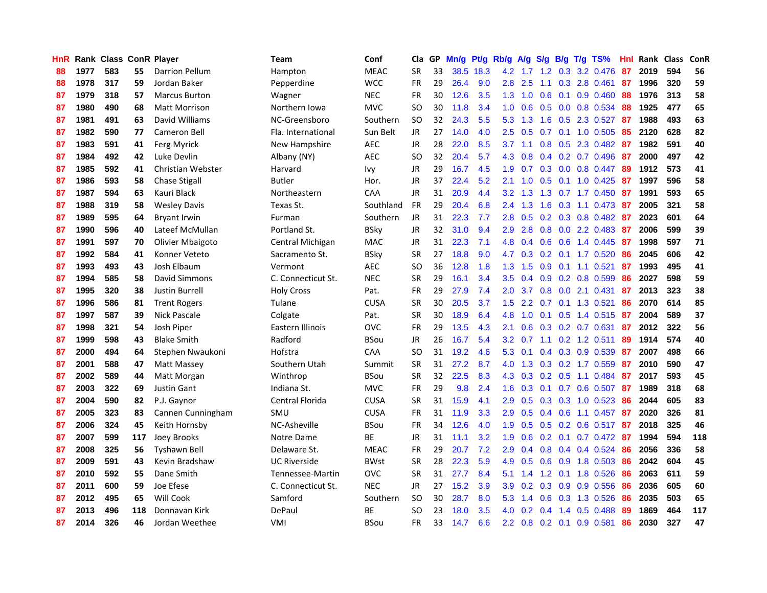| HnR | Rank | Class | ConR | Player | Team | Conf | Cla | GP | Mn/g | Pt/g | Rb/g | A/g | S/g | B/g | T/g | TS% | HnI | Rank | Class | ConR |
|---|---|---|---|---|---|---|---|---|---|---|---|---|---|---|---|---|---|---|---|---|
| 88 | 1977 | 583 | 55 | Darrion Pellum | Hampton | MEAC | SR | 33 | 38.5 | 18.3 | 4.2 | 1.7 | 1.2 | 0.3 | 3.2 | 0.476 | 87 | 2019 | 594 | 56 |
| 88 | 1978 | 317 | 59 | Jordan Baker | Pepperdine | WCC | FR | 29 | 26.4 | 9.0 | 2.8 | 2.5 | 1.1 | 0.3 | 2.8 | 0.461 | 87 | 1996 | 320 | 59 |
| 87 | 1979 | 318 | 57 | Marcus Burton | Wagner | NEC | FR | 30 | 12.6 | 3.5 | 1.3 | 1.0 | 0.6 | 0.1 | 0.9 | 0.460 | 88 | 1976 | 313 | 58 |
| 87 | 1980 | 490 | 68 | Matt Morrison | Northern Iowa | MVC | SO | 30 | 11.8 | 3.4 | 1.0 | 0.6 | 0.5 | 0.0 | 0.8 | 0.534 | 88 | 1925 | 477 | 65 |
| 87 | 1981 | 491 | 63 | David Williams | NC-Greensboro | Southern | SO | 32 | 24.3 | 5.5 | 5.3 | 1.3 | 1.6 | 0.5 | 2.3 | 0.527 | 87 | 1988 | 493 | 63 |
| 87 | 1982 | 590 | 77 | Cameron Bell | Fla. International | Sun Belt | JR | 27 | 14.0 | 4.0 | 2.5 | 0.5 | 0.7 | 0.1 | 1.0 | 0.505 | 85 | 2120 | 628 | 82 |
| 87 | 1983 | 591 | 41 | Ferg Myrick | New Hampshire | AEC | JR | 28 | 22.0 | 8.5 | 3.7 | 1.1 | 0.8 | 0.5 | 2.3 | 0.482 | 87 | 1982 | 591 | 40 |
| 87 | 1984 | 492 | 42 | Luke Devlin | Albany (NY) | AEC | SO | 32 | 20.4 | 5.7 | 4.3 | 0.8 | 0.4 | 0.2 | 0.7 | 0.496 | 87 | 2000 | 497 | 42 |
| 87 | 1985 | 592 | 41 | Christian Webster | Harvard | Ivy | JR | 29 | 16.7 | 4.5 | 1.9 | 0.7 | 0.3 | 0.0 | 0.8 | 0.447 | 89 | 1912 | 573 | 41 |
| 87 | 1986 | 593 | 58 | Chase Stigall | Butler | Hor. | JR | 37 | 22.4 | 5.2 | 2.1 | 1.0 | 0.5 | 0.1 | 1.0 | 0.425 | 87 | 1997 | 596 | 58 |
| 87 | 1987 | 594 | 63 | Kauri Black | Northeastern | CAA | JR | 31 | 20.9 | 4.4 | 3.2 | 1.3 | 1.3 | 0.7 | 1.7 | 0.450 | 87 | 1991 | 593 | 65 |
| 87 | 1988 | 319 | 58 | Wesley Davis | Texas St. | Southland | FR | 29 | 20.4 | 6.8 | 2.4 | 1.3 | 1.6 | 0.3 | 1.1 | 0.473 | 87 | 2005 | 321 | 58 |
| 87 | 1989 | 595 | 64 | Bryant Irwin | Furman | Southern | JR | 31 | 22.3 | 7.7 | 2.8 | 0.5 | 0.2 | 0.3 | 0.8 | 0.482 | 87 | 2023 | 601 | 64 |
| 87 | 1990 | 596 | 40 | Lateef McMullan | Portland St. | BSky | JR | 32 | 31.0 | 9.4 | 2.9 | 2.8 | 0.8 | 0.0 | 2.2 | 0.483 | 87 | 2006 | 599 | 39 |
| 87 | 1991 | 597 | 70 | Olivier Mbaigoto | Central Michigan | MAC | JR | 31 | 22.3 | 7.1 | 4.8 | 0.4 | 0.6 | 0.6 | 1.4 | 0.445 | 87 | 1998 | 597 | 71 |
| 87 | 1992 | 584 | 41 | Konner Veteto | Sacramento St. | BSky | SR | 27 | 18.8 | 9.0 | 4.7 | 0.3 | 0.2 | 0.1 | 1.7 | 0.520 | 86 | 2045 | 606 | 42 |
| 87 | 1993 | 493 | 43 | Josh Elbaum | Vermont | AEC | SO | 36 | 12.8 | 1.8 | 1.3 | 1.5 | 0.9 | 0.1 | 1.1 | 0.521 | 87 | 1993 | 495 | 41 |
| 87 | 1994 | 585 | 58 | David Simmons | C. Connecticut St. | NEC | SR | 29 | 16.1 | 3.4 | 3.5 | 0.4 | 0.9 | 0.2 | 0.8 | 0.599 | 86 | 2027 | 598 | 59 |
| 87 | 1995 | 320 | 38 | Justin Burrell | Holy Cross | Pat. | FR | 29 | 27.9 | 7.4 | 2.0 | 3.7 | 0.8 | 0.0 | 2.1 | 0.431 | 87 | 2013 | 323 | 38 |
| 87 | 1996 | 586 | 81 | Trent Rogers | Tulane | CUSA | SR | 30 | 20.5 | 3.7 | 1.5 | 2.2 | 0.7 | 0.1 | 1.3 | 0.521 | 86 | 2070 | 614 | 85 |
| 87 | 1997 | 587 | 39 | Nick Pascale | Colgate | Pat. | SR | 30 | 18.9 | 6.4 | 4.8 | 1.0 | 0.1 | 0.5 | 1.4 | 0.515 | 87 | 2004 | 589 | 37 |
| 87 | 1998 | 321 | 54 | Josh Piper | Eastern Illinois | OVC | FR | 29 | 13.5 | 4.3 | 2.1 | 0.6 | 0.3 | 0.2 | 0.7 | 0.631 | 87 | 2012 | 322 | 56 |
| 87 | 1999 | 598 | 43 | Blake Smith | Radford | BSou | JR | 26 | 16.7 | 5.4 | 3.2 | 0.7 | 1.1 | 0.2 | 1.2 | 0.511 | 89 | 1914 | 574 | 40 |
| 87 | 2000 | 494 | 64 | Stephen Nwaukoni | Hofstra | CAA | SO | 31 | 19.2 | 4.6 | 5.3 | 0.1 | 0.4 | 0.3 | 0.9 | 0.539 | 87 | 2007 | 498 | 66 |
| 87 | 2001 | 588 | 47 | Matt Massey | Southern Utah | Summit | SR | 31 | 27.2 | 8.7 | 4.0 | 1.3 | 0.3 | 0.2 | 1.7 | 0.559 | 87 | 2010 | 590 | 47 |
| 87 | 2002 | 589 | 44 | Matt Morgan | Winthrop | BSou | SR | 32 | 22.5 | 8.3 | 4.3 | 0.3 | 0.2 | 0.5 | 1.1 | 0.484 | 87 | 2017 | 593 | 45 |
| 87 | 2003 | 322 | 69 | Justin Gant | Indiana St. | MVC | FR | 29 | 9.8 | 2.4 | 1.6 | 0.3 | 0.1 | 0.7 | 0.6 | 0.507 | 87 | 1989 | 318 | 68 |
| 87 | 2004 | 590 | 82 | P.J. Gaynor | Central Florida | CUSA | SR | 31 | 15.9 | 4.1 | 2.9 | 0.5 | 0.3 | 0.3 | 1.0 | 0.523 | 86 | 2044 | 605 | 83 |
| 87 | 2005 | 323 | 83 | Cannen Cunningham | SMU | CUSA | FR | 31 | 11.9 | 3.3 | 2.9 | 0.5 | 0.4 | 0.6 | 1.1 | 0.457 | 87 | 2020 | 326 | 81 |
| 87 | 2006 | 324 | 45 | Keith Hornsby | NC-Asheville | BSou | FR | 34 | 12.6 | 4.0 | 1.9 | 0.5 | 0.5 | 0.2 | 0.6 | 0.517 | 87 | 2018 | 325 | 46 |
| 87 | 2007 | 599 | 117 | Joey Brooks | Notre Dame | BE | JR | 31 | 11.1 | 3.2 | 1.9 | 0.6 | 0.2 | 0.1 | 0.7 | 0.472 | 87 | 1994 | 594 | 118 |
| 87 | 2008 | 325 | 56 | Tyshawn Bell | Delaware St. | MEAC | FR | 29 | 20.7 | 7.2 | 2.9 | 0.4 | 0.8 | 0.4 | 0.4 | 0.524 | 86 | 2056 | 336 | 58 |
| 87 | 2009 | 591 | 43 | Kevin Bradshaw | UC Riverside | BWst | SR | 28 | 22.3 | 5.9 | 4.9 | 0.5 | 0.6 | 0.9 | 1.8 | 0.503 | 86 | 2042 | 604 | 45 |
| 87 | 2010 | 592 | 55 | Dane Smith | Tennessee-Martin | OVC | SR | 31 | 27.7 | 8.4 | 5.1 | 1.4 | 1.2 | 0.1 | 1.8 | 0.526 | 86 | 2063 | 611 | 59 |
| 87 | 2011 | 600 | 59 | Joe Efese | C. Connecticut St. | NEC | JR | 27 | 15.2 | 3.9 | 3.9 | 0.2 | 0.3 | 0.9 | 0.9 | 0.556 | 86 | 2036 | 605 | 60 |
| 87 | 2012 | 495 | 65 | Will Cook | Samford | Southern | SO | 30 | 28.7 | 8.0 | 5.3 | 1.4 | 0.6 | 0.3 | 1.3 | 0.526 | 86 | 2035 | 503 | 65 |
| 87 | 2013 | 496 | 118 | Donnavan Kirk | DePaul | BE | SO | 23 | 18.0 | 3.5 | 4.0 | 0.2 | 0.4 | 1.4 | 0.5 | 0.488 | 89 | 1869 | 464 | 117 |
| 87 | 2014 | 326 | 46 | Jordan Weethee | VMI | BSou | FR | 33 | 14.7 | 6.6 | 2.2 | 0.8 | 0.2 | 0.1 | 0.9 | 0.581 | 86 | 2030 | 327 | 47 |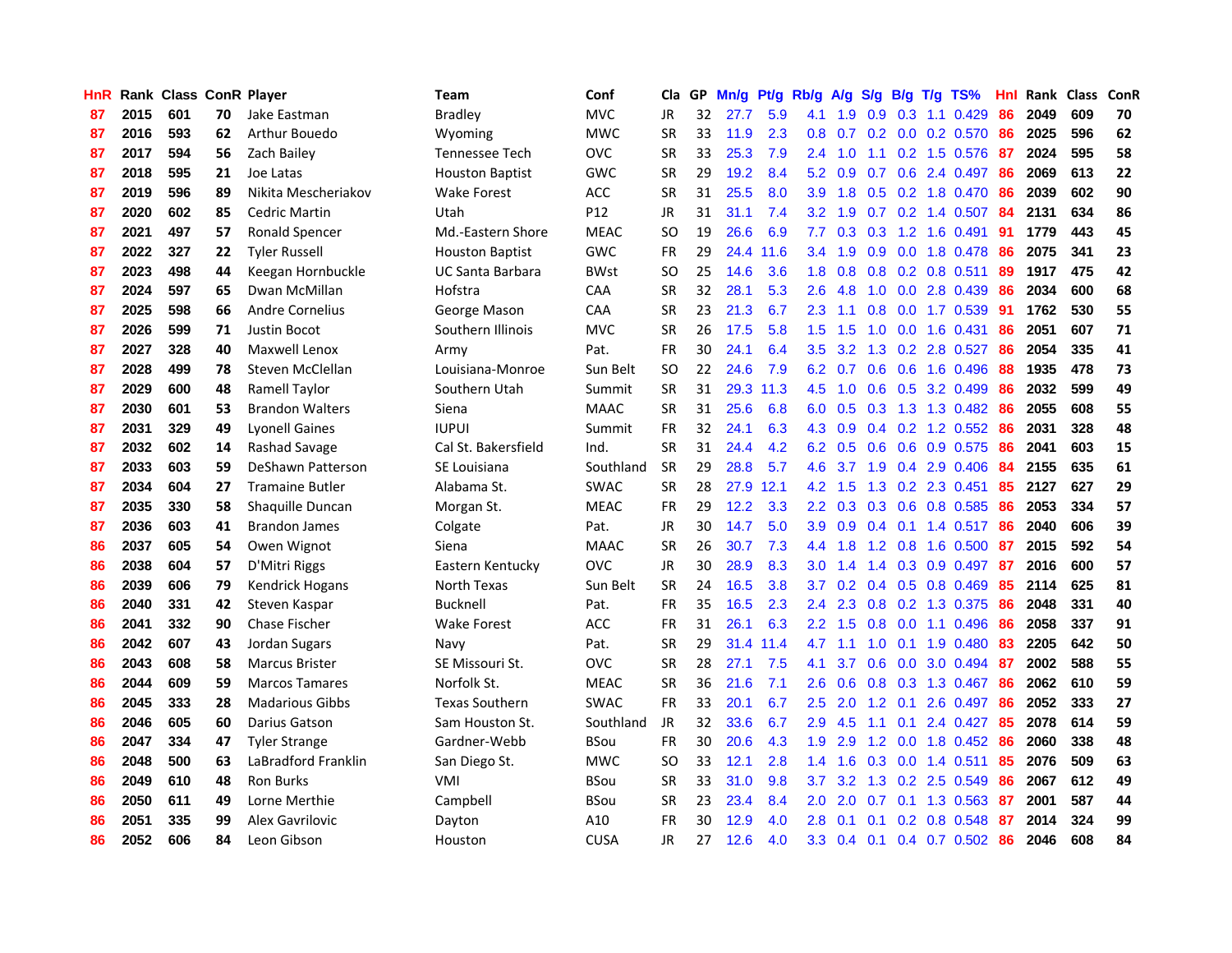| HnR | Rank | Class | ConR | Player | Team | Conf | Cla | GP | Mn/g | Pt/g | Rb/g | A/g | S/g | B/g | T/g | TS% | HnI | Rank | Class | ConR |
|---|---|---|---|---|---|---|---|---|---|---|---|---|---|---|---|---|---|---|---|---|
| 87 | 2015 | 601 | 70 | Jake Eastman | Bradley | MVC | JR | 32 | 27.7 | 5.9 | 4.1 | 1.9 | 0.9 | 0.3 | 1.1 | 0.429 | 86 | 2049 | 609 | 70 |
| 87 | 2016 | 593 | 62 | Arthur Bouedo | Wyoming | MWC | SR | 33 | 11.9 | 2.3 | 0.8 | 0.7 | 0.2 | 0.0 | 0.2 | 0.570 | 86 | 2025 | 596 | 62 |
| 87 | 2017 | 594 | 56 | Zach Bailey | Tennessee Tech | OVC | SR | 33 | 25.3 | 7.9 | 2.4 | 1.0 | 1.1 | 0.2 | 1.5 | 0.576 | 87 | 2024 | 595 | 58 |
| 87 | 2018 | 595 | 21 | Joe Latas | Houston Baptist | GWC | SR | 29 | 19.2 | 8.4 | 5.2 | 0.9 | 0.7 | 0.6 | 2.4 | 0.497 | 86 | 2069 | 613 | 22 |
| 87 | 2019 | 596 | 89 | Nikita Mescheriakov | Wake Forest | ACC | SR | 31 | 25.5 | 8.0 | 3.9 | 1.8 | 0.5 | 0.2 | 1.8 | 0.470 | 86 | 2039 | 602 | 90 |
| 87 | 2020 | 602 | 85 | Cedric Martin | Utah | P12 | JR | 31 | 31.1 | 7.4 | 3.2 | 1.9 | 0.7 | 0.2 | 1.4 | 0.507 | 84 | 2131 | 634 | 86 |
| 87 | 2021 | 497 | 57 | Ronald Spencer | Md.-Eastern Shore | MEAC | SO | 19 | 26.6 | 6.9 | 7.7 | 0.3 | 0.3 | 1.2 | 1.6 | 0.491 | 91 | 1779 | 443 | 45 |
| 87 | 2022 | 327 | 22 | Tyler Russell | Houston Baptist | GWC | FR | 29 | 24.4 | 11.6 | 3.4 | 1.9 | 0.9 | 0.0 | 1.8 | 0.478 | 86 | 2075 | 341 | 23 |
| 87 | 2023 | 498 | 44 | Keegan Hornbuckle | UC Santa Barbara | BWst | SO | 25 | 14.6 | 3.6 | 1.8 | 0.8 | 0.8 | 0.2 | 0.8 | 0.511 | 89 | 1917 | 475 | 42 |
| 87 | 2024 | 597 | 65 | Dwan McMillan | Hofstra | CAA | SR | 32 | 28.1 | 5.3 | 2.6 | 4.8 | 1.0 | 0.0 | 2.8 | 0.439 | 86 | 2034 | 600 | 68 |
| 87 | 2025 | 598 | 66 | Andre Cornelius | George Mason | CAA | SR | 23 | 21.3 | 6.7 | 2.3 | 1.1 | 0.8 | 0.0 | 1.7 | 0.539 | 91 | 1762 | 530 | 55 |
| 87 | 2026 | 599 | 71 | Justin Bocot | Southern Illinois | MVC | SR | 26 | 17.5 | 5.8 | 1.5 | 1.5 | 1.0 | 0.0 | 1.6 | 0.431 | 86 | 2051 | 607 | 71 |
| 87 | 2027 | 328 | 40 | Maxwell Lenox | Army | Pat. | FR | 30 | 24.1 | 6.4 | 3.5 | 3.2 | 1.3 | 0.2 | 2.8 | 0.527 | 86 | 2054 | 335 | 41 |
| 87 | 2028 | 499 | 78 | Steven McClellan | Louisiana-Monroe | Sun Belt | SO | 22 | 24.6 | 7.9 | 6.2 | 0.7 | 0.6 | 0.6 | 1.6 | 0.496 | 88 | 1935 | 478 | 73 |
| 87 | 2029 | 600 | 48 | Ramell Taylor | Southern Utah | Summit | SR | 31 | 29.3 | 11.3 | 4.5 | 1.0 | 0.6 | 0.5 | 3.2 | 0.499 | 86 | 2032 | 599 | 49 |
| 87 | 2030 | 601 | 53 | Brandon Walters | Siena | MAAC | SR | 31 | 25.6 | 6.8 | 6.0 | 0.5 | 0.3 | 1.3 | 1.3 | 0.482 | 86 | 2055 | 608 | 55 |
| 87 | 2031 | 329 | 49 | Lyonell Gaines | IUPUI | Summit | FR | 32 | 24.1 | 6.3 | 4.3 | 0.9 | 0.4 | 0.2 | 1.2 | 0.552 | 86 | 2031 | 328 | 48 |
| 87 | 2032 | 602 | 14 | Rashad Savage | Cal St. Bakersfield | Ind. | SR | 31 | 24.4 | 4.2 | 6.2 | 0.5 | 0.6 | 0.6 | 0.9 | 0.575 | 86 | 2041 | 603 | 15 |
| 87 | 2033 | 603 | 59 | DeShawn Patterson | SE Louisiana | Southland | SR | 29 | 28.8 | 5.7 | 4.6 | 3.7 | 1.9 | 0.4 | 2.9 | 0.406 | 84 | 2155 | 635 | 61 |
| 87 | 2034 | 604 | 27 | Tramaine Butler | Alabama St. | SWAC | SR | 28 | 27.9 | 12.1 | 4.2 | 1.5 | 1.3 | 0.2 | 2.3 | 0.451 | 85 | 2127 | 627 | 29 |
| 87 | 2035 | 330 | 58 | Shaquille Duncan | Morgan St. | MEAC | FR | 29 | 12.2 | 3.3 | 2.2 | 0.3 | 0.3 | 0.6 | 0.8 | 0.585 | 86 | 2053 | 334 | 57 |
| 87 | 2036 | 603 | 41 | Brandon James | Colgate | Pat. | JR | 30 | 14.7 | 5.0 | 3.9 | 0.9 | 0.4 | 0.1 | 1.4 | 0.517 | 86 | 2040 | 606 | 39 |
| 86 | 2037 | 605 | 54 | Owen Wignot | Siena | MAAC | SR | 26 | 30.7 | 7.3 | 4.4 | 1.8 | 1.2 | 0.8 | 1.6 | 0.500 | 87 | 2015 | 592 | 54 |
| 86 | 2038 | 604 | 57 | D'Mitri Riggs | Eastern Kentucky | OVC | JR | 30 | 28.9 | 8.3 | 3.0 | 1.4 | 1.4 | 0.3 | 0.9 | 0.497 | 87 | 2016 | 600 | 57 |
| 86 | 2039 | 606 | 79 | Kendrick Hogans | North Texas | Sun Belt | SR | 24 | 16.5 | 3.8 | 3.7 | 0.2 | 0.4 | 0.5 | 0.8 | 0.469 | 85 | 2114 | 625 | 81 |
| 86 | 2040 | 331 | 42 | Steven Kaspar | Bucknell | Pat. | FR | 35 | 16.5 | 2.3 | 2.4 | 2.3 | 0.8 | 0.2 | 1.3 | 0.375 | 86 | 2048 | 331 | 40 |
| 86 | 2041 | 332 | 90 | Chase Fischer | Wake Forest | ACC | FR | 31 | 26.1 | 6.3 | 2.2 | 1.5 | 0.8 | 0.0 | 1.1 | 0.496 | 86 | 2058 | 337 | 91 |
| 86 | 2042 | 607 | 43 | Jordan Sugars | Navy | Pat. | SR | 29 | 31.4 | 11.4 | 4.7 | 1.1 | 1.0 | 0.1 | 1.9 | 0.480 | 83 | 2205 | 642 | 50 |
| 86 | 2043 | 608 | 58 | Marcus Brister | SE Missouri St. | OVC | SR | 28 | 27.1 | 7.5 | 4.1 | 3.7 | 0.6 | 0.0 | 3.0 | 0.494 | 87 | 2002 | 588 | 55 |
| 86 | 2044 | 609 | 59 | Marcos Tamares | Norfolk St. | MEAC | SR | 36 | 21.6 | 7.1 | 2.6 | 0.6 | 0.8 | 0.3 | 1.3 | 0.467 | 86 | 2062 | 610 | 59 |
| 86 | 2045 | 333 | 28 | Madarious Gibbs | Texas Southern | SWAC | FR | 33 | 20.1 | 6.7 | 2.5 | 2.0 | 1.2 | 0.1 | 2.6 | 0.497 | 86 | 2052 | 333 | 27 |
| 86 | 2046 | 605 | 60 | Darius Gatson | Sam Houston St. | Southland | JR | 32 | 33.6 | 6.7 | 2.9 | 4.5 | 1.1 | 0.1 | 2.4 | 0.427 | 85 | 2078 | 614 | 59 |
| 86 | 2047 | 334 | 47 | Tyler Strange | Gardner-Webb | BSou | FR | 30 | 20.6 | 4.3 | 1.9 | 2.9 | 1.2 | 0.0 | 1.8 | 0.452 | 86 | 2060 | 338 | 48 |
| 86 | 2048 | 500 | 63 | LaBradford Franklin | San Diego St. | MWC | SO | 33 | 12.1 | 2.8 | 1.4 | 1.6 | 0.3 | 0.0 | 1.4 | 0.511 | 85 | 2076 | 509 | 63 |
| 86 | 2049 | 610 | 48 | Ron Burks | VMI | BSou | SR | 33 | 31.0 | 9.8 | 3.7 | 3.2 | 1.3 | 0.2 | 2.5 | 0.549 | 86 | 2067 | 612 | 49 |
| 86 | 2050 | 611 | 49 | Lorne Merthie | Campbell | BSou | SR | 23 | 23.4 | 8.4 | 2.0 | 2.0 | 0.7 | 0.1 | 1.3 | 0.563 | 87 | 2001 | 587 | 44 |
| 86 | 2051 | 335 | 99 | Alex Gavrilovic | Dayton | A10 | FR | 30 | 12.9 | 4.0 | 2.8 | 0.1 | 0.1 | 0.2 | 0.8 | 0.548 | 87 | 2014 | 324 | 99 |
| 86 | 2052 | 606 | 84 | Leon Gibson | Houston | CUSA | JR | 27 | 12.6 | 4.0 | 3.3 | 0.4 | 0.1 | 0.4 | 0.7 | 0.502 | 86 | 2046 | 608 | 84 |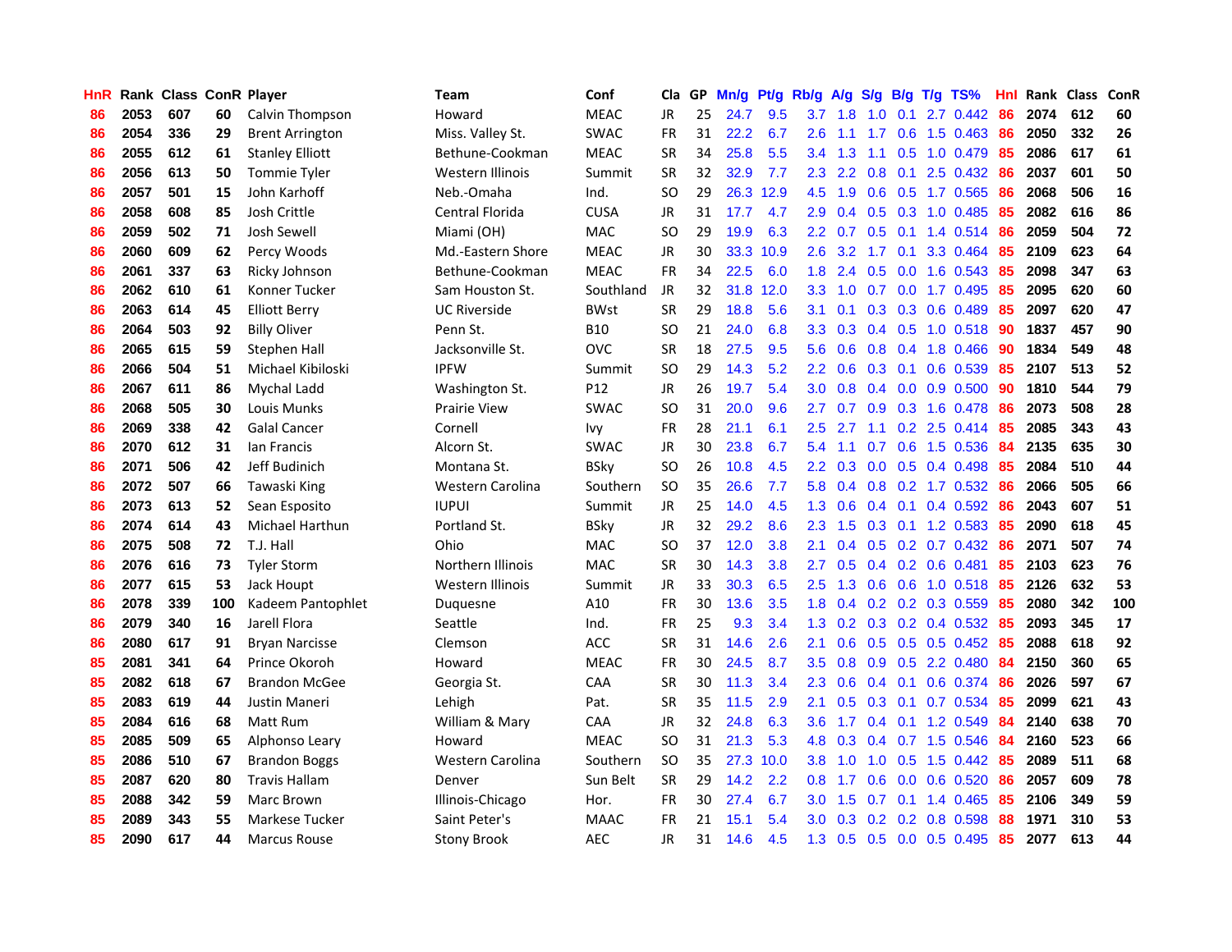| HnR | Rank | Class | ConR | Player | Team | Conf | Cla | GP | Mn/g | Pt/g | Rb/g | A/g | S/g | B/g | T/g | TS% | HnI | Rank | Class | ConR |
|---|---|---|---|---|---|---|---|---|---|---|---|---|---|---|---|---|---|---|---|---|
| 86 | 2053 | 607 | 60 | Calvin Thompson | Howard | MEAC | JR | 25 | 24.7 | 9.5 | 3.7 | 1.8 | 1.0 | 0.1 | 2.7 | 0.442 | 86 | 2074 | 612 | 60 |
| 86 | 2054 | 336 | 29 | Brent Arrington | Miss. Valley St. | SWAC | FR | 31 | 22.2 | 6.7 | 2.6 | 1.1 | 1.7 | 0.6 | 1.5 | 0.463 | 86 | 2050 | 332 | 26 |
| 86 | 2055 | 612 | 61 | Stanley Elliott | Bethune-Cookman | MEAC | SR | 34 | 25.8 | 5.5 | 3.4 | 1.3 | 1.1 | 0.5 | 1.0 | 0.479 | 85 | 2086 | 617 | 61 |
| 86 | 2056 | 613 | 50 | Tommie Tyler | Western Illinois | Summit | SR | 32 | 32.9 | 7.7 | 2.3 | 2.2 | 0.8 | 0.1 | 2.5 | 0.432 | 86 | 2037 | 601 | 50 |
| 86 | 2057 | 501 | 15 | John Karhoff | Neb.-Omaha | Ind. | SO | 29 | 26.3 | 12.9 | 4.5 | 1.9 | 0.6 | 0.5 | 1.7 | 0.565 | 86 | 2068 | 506 | 16 |
| 86 | 2058 | 608 | 85 | Josh Crittle | Central Florida | CUSA | JR | 31 | 17.7 | 4.7 | 2.9 | 0.4 | 0.5 | 0.3 | 1.0 | 0.485 | 85 | 2082 | 616 | 86 |
| 86 | 2059 | 502 | 71 | Josh Sewell | Miami (OH) | MAC | SO | 29 | 19.9 | 6.3 | 2.2 | 0.7 | 0.5 | 0.1 | 1.4 | 0.514 | 86 | 2059 | 504 | 72 |
| 86 | 2060 | 609 | 62 | Percy Woods | Md.-Eastern Shore | MEAC | JR | 30 | 33.3 | 10.9 | 2.6 | 3.2 | 1.7 | 0.1 | 3.3 | 0.464 | 85 | 2109 | 623 | 64 |
| 86 | 2061 | 337 | 63 | Ricky Johnson | Bethune-Cookman | MEAC | FR | 34 | 22.5 | 6.0 | 1.8 | 2.4 | 0.5 | 0.0 | 1.6 | 0.543 | 85 | 2098 | 347 | 63 |
| 86 | 2062 | 610 | 61 | Konner Tucker | Sam Houston St. | Southland | JR | 32 | 31.8 | 12.0 | 3.3 | 1.0 | 0.7 | 0.0 | 1.7 | 0.495 | 85 | 2095 | 620 | 60 |
| 86 | 2063 | 614 | 45 | Elliott Berry | UC Riverside | BWst | SR | 29 | 18.8 | 5.6 | 3.1 | 0.1 | 0.3 | 0.3 | 0.6 | 0.489 | 85 | 2097 | 620 | 47 |
| 86 | 2064 | 503 | 92 | Billy Oliver | Penn St. | B10 | SO | 21 | 24.0 | 6.8 | 3.3 | 0.3 | 0.4 | 0.5 | 1.0 | 0.518 | 90 | 1837 | 457 | 90 |
| 86 | 2065 | 615 | 59 | Stephen Hall | Jacksonville St. | OVC | SR | 18 | 27.5 | 9.5 | 5.6 | 0.6 | 0.8 | 0.4 | 1.8 | 0.466 | 90 | 1834 | 549 | 48 |
| 86 | 2066 | 504 | 51 | Michael Kibiloski | IPFW | Summit | SO | 29 | 14.3 | 5.2 | 2.2 | 0.6 | 0.3 | 0.1 | 0.6 | 0.539 | 85 | 2107 | 513 | 52 |
| 86 | 2067 | 611 | 86 | Mychal Ladd | Washington St. | P12 | JR | 26 | 19.7 | 5.4 | 3.0 | 0.8 | 0.4 | 0.0 | 0.9 | 0.500 | 90 | 1810 | 544 | 79 |
| 86 | 2068 | 505 | 30 | Louis Munks | Prairie View | SWAC | SO | 31 | 20.0 | 9.6 | 2.7 | 0.7 | 0.9 | 0.3 | 1.6 | 0.478 | 86 | 2073 | 508 | 28 |
| 86 | 2069 | 338 | 42 | Galal Cancer | Cornell | Ivy | FR | 28 | 21.1 | 6.1 | 2.5 | 2.7 | 1.1 | 0.2 | 2.5 | 0.414 | 85 | 2085 | 343 | 43 |
| 86 | 2070 | 612 | 31 | Ian Francis | Alcorn St. | SWAC | JR | 30 | 23.8 | 6.7 | 5.4 | 1.1 | 0.7 | 0.6 | 1.5 | 0.536 | 84 | 2135 | 635 | 30 |
| 86 | 2071 | 506 | 42 | Jeff Budinich | Montana St. | BSky | SO | 26 | 10.8 | 4.5 | 2.2 | 0.3 | 0.0 | 0.5 | 0.4 | 0.498 | 85 | 2084 | 510 | 44 |
| 86 | 2072 | 507 | 66 | Tawaski King | Western Carolina | Southern | SO | 35 | 26.6 | 7.7 | 5.8 | 0.4 | 0.8 | 0.2 | 1.7 | 0.532 | 86 | 2066 | 505 | 66 |
| 86 | 2073 | 613 | 52 | Sean Esposito | IUPUI | Summit | JR | 25 | 14.0 | 4.5 | 1.3 | 0.6 | 0.4 | 0.1 | 0.4 | 0.592 | 86 | 2043 | 607 | 51 |
| 86 | 2074 | 614 | 43 | Michael Harthun | Portland St. | BSky | JR | 32 | 29.2 | 8.6 | 2.3 | 1.5 | 0.3 | 0.1 | 1.2 | 0.583 | 85 | 2090 | 618 | 45 |
| 86 | 2075 | 508 | 72 | T.J. Hall | Ohio | MAC | SO | 37 | 12.0 | 3.8 | 2.1 | 0.4 | 0.5 | 0.2 | 0.7 | 0.432 | 86 | 2071 | 507 | 74 |
| 86 | 2076 | 616 | 73 | Tyler Storm | Northern Illinois | MAC | SR | 30 | 14.3 | 3.8 | 2.7 | 0.5 | 0.4 | 0.2 | 0.6 | 0.481 | 85 | 2103 | 623 | 76 |
| 86 | 2077 | 615 | 53 | Jack Houpt | Western Illinois | Summit | JR | 33 | 30.3 | 6.5 | 2.5 | 1.3 | 0.6 | 0.6 | 1.0 | 0.518 | 85 | 2126 | 632 | 53 |
| 86 | 2078 | 339 | 100 | Kadeem Pantophlet | Duquesne | A10 | FR | 30 | 13.6 | 3.5 | 1.8 | 0.4 | 0.2 | 0.2 | 0.3 | 0.559 | 85 | 2080 | 342 | 100 |
| 86 | 2079 | 340 | 16 | Jarell Flora | Seattle | Ind. | FR | 25 | 9.3 | 3.4 | 1.3 | 0.2 | 0.3 | 0.2 | 0.4 | 0.532 | 85 | 2093 | 345 | 17 |
| 86 | 2080 | 617 | 91 | Bryan Narcisse | Clemson | ACC | SR | 31 | 14.6 | 2.6 | 2.1 | 0.6 | 0.5 | 0.5 | 0.5 | 0.452 | 85 | 2088 | 618 | 92 |
| 85 | 2081 | 341 | 64 | Prince Okoroh | Howard | MEAC | FR | 30 | 24.5 | 8.7 | 3.5 | 0.8 | 0.9 | 0.5 | 2.2 | 0.480 | 84 | 2150 | 360 | 65 |
| 85 | 2082 | 618 | 67 | Brandon McGee | Georgia St. | CAA | SR | 30 | 11.3 | 3.4 | 2.3 | 0.6 | 0.4 | 0.1 | 0.6 | 0.374 | 86 | 2026 | 597 | 67 |
| 85 | 2083 | 619 | 44 | Justin Maneri | Lehigh | Pat. | SR | 35 | 11.5 | 2.9 | 2.1 | 0.5 | 0.3 | 0.1 | 0.7 | 0.534 | 85 | 2099 | 621 | 43 |
| 85 | 2084 | 616 | 68 | Matt Rum | William & Mary | CAA | JR | 32 | 24.8 | 6.3 | 3.6 | 1.7 | 0.4 | 0.1 | 1.2 | 0.549 | 84 | 2140 | 638 | 70 |
| 85 | 2085 | 509 | 65 | Alphonso Leary | Howard | MEAC | SO | 31 | 21.3 | 5.3 | 4.8 | 0.3 | 0.4 | 0.7 | 1.5 | 0.546 | 84 | 2160 | 523 | 66 |
| 85 | 2086 | 510 | 67 | Brandon Boggs | Western Carolina | Southern | SO | 35 | 27.3 | 10.0 | 3.8 | 1.0 | 1.0 | 0.5 | 1.5 | 0.442 | 85 | 2089 | 511 | 68 |
| 85 | 2087 | 620 | 80 | Travis Hallam | Denver | Sun Belt | SR | 29 | 14.2 | 2.2 | 0.8 | 1.7 | 0.6 | 0.0 | 0.6 | 0.520 | 86 | 2057 | 609 | 78 |
| 85 | 2088 | 342 | 59 | Marc Brown | Illinois-Chicago | Hor. | FR | 30 | 27.4 | 6.7 | 3.0 | 1.5 | 0.7 | 0.1 | 1.4 | 0.465 | 85 | 2106 | 349 | 59 |
| 85 | 2089 | 343 | 55 | Markese Tucker | Saint Peter's | MAAC | FR | 21 | 15.1 | 5.4 | 3.0 | 0.3 | 0.2 | 0.2 | 0.8 | 0.598 | 88 | 1971 | 310 | 53 |
| 85 | 2090 | 617 | 44 | Marcus Rouse | Stony Brook | AEC | JR | 31 | 14.6 | 4.5 | 1.3 | 0.5 | 0.5 | 0.0 | 0.5 | 0.495 | 85 | 2077 | 613 | 44 |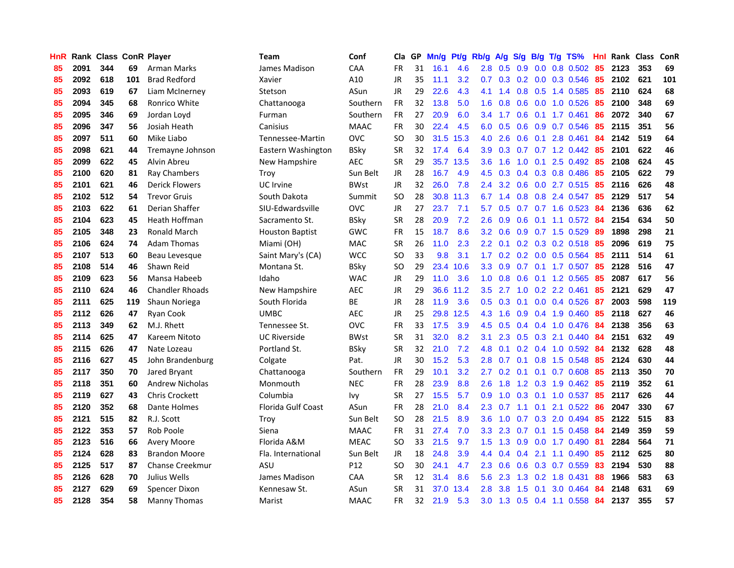| HnR | Rank | Class | ConR | Player | Team | Conf | Cla | GP | Mn/g | Pt/g | Rb/g | A/g | S/g | B/g | T/g | TS% | HnI | Rank | Class | ConR |
|---|---|---|---|---|---|---|---|---|---|---|---|---|---|---|---|---|---|---|---|---|
| 85 | 2091 | 344 | 69 | Arman Marks | James Madison | CAA | FR | 31 | 16.1 | 4.6 | 2.8 | 0.5 | 0.9 | 0.0 | 0.8 | 0.502 | 85 | 2123 | 353 | 69 |
| 85 | 2092 | 618 | 101 | Brad Redford | Xavier | A10 | JR | 35 | 11.1 | 3.2 | 0.7 | 0.3 | 0.2 | 0.0 | 0.3 | 0.546 | 85 | 2102 | 621 | 101 |
| 85 | 2093 | 619 | 67 | Liam McInerney | Stetson | ASun | JR | 29 | 22.6 | 4.3 | 4.1 | 1.4 | 0.8 | 0.5 | 1.4 | 0.585 | 85 | 2110 | 624 | 68 |
| 85 | 2094 | 345 | 68 | Ronrico White | Chattanooga | Southern | FR | 32 | 13.8 | 5.0 | 1.6 | 0.8 | 0.6 | 0.0 | 1.0 | 0.526 | 85 | 2100 | 348 | 69 |
| 85 | 2095 | 346 | 69 | Jordan Loyd | Furman | Southern | FR | 27 | 20.9 | 6.0 | 3.4 | 1.7 | 0.6 | 0.1 | 1.7 | 0.461 | 86 | 2072 | 340 | 67 |
| 85 | 2096 | 347 | 56 | Josiah Heath | Canisius | MAAC | FR | 30 | 22.4 | 4.5 | 6.0 | 0.5 | 0.6 | 0.9 | 0.7 | 0.546 | 85 | 2115 | 351 | 56 |
| 85 | 2097 | 511 | 60 | Mike Liabo | Tennessee-Martin | OVC | SO | 30 | 31.5 | 15.3 | 4.0 | 2.6 | 0.6 | 0.1 | 2.8 | 0.461 | 84 | 2142 | 519 | 64 |
| 85 | 2098 | 621 | 44 | Tremayne Johnson | Eastern Washington | BSky | SR | 32 | 17.4 | 6.4 | 3.9 | 0.3 | 0.7 | 0.7 | 1.2 | 0.442 | 85 | 2101 | 622 | 46 |
| 85 | 2099 | 622 | 45 | Alvin Abreu | New Hampshire | AEC | SR | 29 | 35.7 | 13.5 | 3.6 | 1.6 | 1.0 | 0.1 | 2.5 | 0.492 | 85 | 2108 | 624 | 45 |
| 85 | 2100 | 620 | 81 | Ray Chambers | Troy | Sun Belt | JR | 28 | 16.7 | 4.9 | 4.5 | 0.3 | 0.4 | 0.3 | 0.8 | 0.486 | 85 | 2105 | 622 | 79 |
| 85 | 2101 | 621 | 46 | Derick Flowers | UC Irvine | BWst | JR | 32 | 26.0 | 7.8 | 2.4 | 3.2 | 0.6 | 0.0 | 2.7 | 0.515 | 85 | 2116 | 626 | 48 |
| 85 | 2102 | 512 | 54 | Trevor Gruis | South Dakota | Summit | SO | 28 | 30.8 | 11.3 | 6.7 | 1.4 | 0.8 | 0.8 | 2.4 | 0.547 | 85 | 2129 | 517 | 54 |
| 85 | 2103 | 622 | 61 | Derian Shaffer | SIU-Edwardsville | OVC | JR | 27 | 23.7 | 7.1 | 5.7 | 0.5 | 0.7 | 0.7 | 1.6 | 0.523 | 84 | 2136 | 636 | 62 |
| 85 | 2104 | 623 | 45 | Heath Hoffman | Sacramento St. | BSky | SR | 28 | 20.9 | 7.2 | 2.6 | 0.9 | 0.6 | 0.1 | 1.1 | 0.572 | 84 | 2154 | 634 | 50 |
| 85 | 2105 | 348 | 23 | Ronald March | Houston Baptist | GWC | FR | 15 | 18.7 | 8.6 | 3.2 | 0.6 | 0.9 | 0.7 | 1.5 | 0.529 | 89 | 1898 | 298 | 21 |
| 85 | 2106 | 624 | 74 | Adam Thomas | Miami (OH) | MAC | SR | 26 | 11.0 | 2.3 | 2.2 | 0.1 | 0.2 | 0.3 | 0.2 | 0.518 | 85 | 2096 | 619 | 75 |
| 85 | 2107 | 513 | 60 | Beau Levesque | Saint Mary's (CA) | WCC | SO | 33 | 9.8 | 3.1 | 1.7 | 0.2 | 0.2 | 0.0 | 0.5 | 0.564 | 85 | 2111 | 514 | 61 |
| 85 | 2108 | 514 | 46 | Shawn Reid | Montana St. | BSky | SO | 29 | 23.4 | 10.6 | 3.3 | 0.9 | 0.7 | 0.1 | 1.7 | 0.507 | 85 | 2128 | 516 | 47 |
| 85 | 2109 | 623 | 56 | Mansa Habeeb | Idaho | WAC | JR | 29 | 11.0 | 3.6 | 1.0 | 0.8 | 0.6 | 0.1 | 1.2 | 0.565 | 85 | 2087 | 617 | 56 |
| 85 | 2110 | 624 | 46 | Chandler Rhoads | New Hampshire | AEC | JR | 29 | 36.6 | 11.2 | 3.5 | 2.7 | 1.0 | 0.2 | 2.2 | 0.461 | 85 | 2121 | 629 | 47 |
| 85 | 2111 | 625 | 119 | Shaun Noriega | South Florida | BE | JR | 28 | 11.9 | 3.6 | 0.5 | 0.3 | 0.1 | 0.0 | 0.4 | 0.526 | 87 | 2003 | 598 | 119 |
| 85 | 2112 | 626 | 47 | Ryan Cook | UMBC | AEC | JR | 25 | 29.8 | 12.5 | 4.3 | 1.6 | 0.9 | 0.4 | 1.9 | 0.460 | 85 | 2118 | 627 | 46 |
| 85 | 2113 | 349 | 62 | M.J. Rhett | Tennessee St. | OVC | FR | 33 | 17.5 | 3.9 | 4.5 | 0.5 | 0.4 | 0.4 | 1.0 | 0.476 | 84 | 2138 | 356 | 63 |
| 85 | 2114 | 625 | 47 | Kareem Nitoto | UC Riverside | BWst | SR | 31 | 32.0 | 8.2 | 3.1 | 2.3 | 0.5 | 0.3 | 2.1 | 0.440 | 84 | 2151 | 632 | 49 |
| 85 | 2115 | 626 | 47 | Nate Lozeau | Portland St. | BSky | SR | 32 | 21.0 | 7.2 | 4.8 | 0.1 | 0.2 | 0.4 | 1.0 | 0.592 | 84 | 2132 | 628 | 48 |
| 85 | 2116 | 627 | 45 | John Brandenburg | Colgate | Pat. | JR | 30 | 15.2 | 5.3 | 2.8 | 0.7 | 0.1 | 0.8 | 1.5 | 0.548 | 85 | 2124 | 630 | 44 |
| 85 | 2117 | 350 | 70 | Jared Bryant | Chattanooga | Southern | FR | 29 | 10.1 | 3.2 | 2.7 | 0.2 | 0.1 | 0.1 | 0.7 | 0.608 | 85 | 2113 | 350 | 70 |
| 85 | 2118 | 351 | 60 | Andrew Nicholas | Monmouth | NEC | FR | 28 | 23.9 | 8.8 | 2.6 | 1.8 | 1.2 | 0.3 | 1.9 | 0.462 | 85 | 2119 | 352 | 61 |
| 85 | 2119 | 627 | 43 | Chris Crockett | Columbia | Ivy | SR | 27 | 15.5 | 5.7 | 0.9 | 1.0 | 0.3 | 0.1 | 1.0 | 0.537 | 85 | 2117 | 626 | 44 |
| 85 | 2120 | 352 | 68 | Dante Holmes | Florida Gulf Coast | ASun | FR | 28 | 21.0 | 8.4 | 2.3 | 0.7 | 1.1 | 0.1 | 2.1 | 0.522 | 86 | 2047 | 330 | 67 |
| 85 | 2121 | 515 | 82 | R.J. Scott | Troy | Sun Belt | SO | 28 | 21.5 | 8.9 | 3.6 | 1.0 | 0.7 | 0.3 | 2.0 | 0.494 | 85 | 2122 | 515 | 83 |
| 85 | 2122 | 353 | 57 | Rob Poole | Siena | MAAC | FR | 31 | 27.4 | 7.0 | 3.3 | 2.3 | 0.7 | 0.1 | 1.5 | 0.458 | 84 | 2149 | 359 | 59 |
| 85 | 2123 | 516 | 66 | Avery Moore | Florida A&M | MEAC | SO | 33 | 21.5 | 9.7 | 1.5 | 1.3 | 0.9 | 0.0 | 1.7 | 0.490 | 81 | 2284 | 564 | 71 |
| 85 | 2124 | 628 | 83 | Brandon Moore | Fla. International | Sun Belt | JR | 18 | 24.8 | 3.9 | 4.4 | 0.4 | 0.4 | 2.1 | 1.1 | 0.490 | 85 | 2112 | 625 | 80 |
| 85 | 2125 | 517 | 87 | Chanse Creekmur | ASU | P12 | SO | 30 | 24.1 | 4.7 | 2.3 | 0.6 | 0.6 | 0.3 | 0.7 | 0.559 | 83 | 2194 | 530 | 88 |
| 85 | 2126 | 628 | 70 | Julius Wells | James Madison | CAA | SR | 12 | 31.4 | 8.6 | 5.6 | 2.3 | 1.3 | 0.2 | 1.8 | 0.431 | 88 | 1966 | 583 | 63 |
| 85 | 2127 | 629 | 69 | Spencer Dixon | Kennesaw St. | ASun | SR | 31 | 37.0 | 13.4 | 2.8 | 3.8 | 1.5 | 0.1 | 3.0 | 0.464 | 84 | 2148 | 631 | 69 |
| 85 | 2128 | 354 | 58 | Manny Thomas | Marist | MAAC | FR | 32 | 21.9 | 5.3 | 3.0 | 1.3 | 0.5 | 0.4 | 1.1 | 0.558 | 84 | 2137 | 355 | 57 |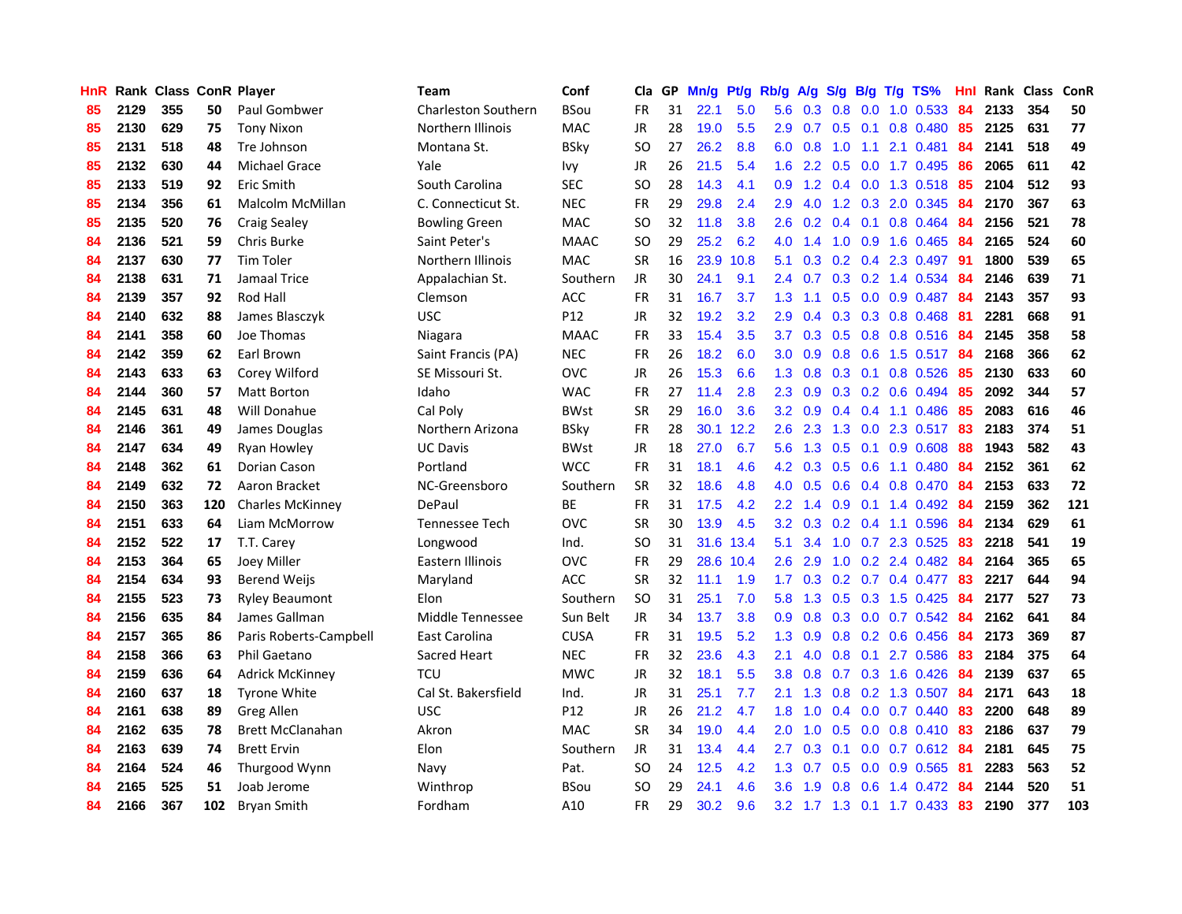| HnR | Rank | Class | ConR | Player | Team | Conf | Cla | GP | Mn/g | Pt/g | Rb/g | A/g | S/g | B/g | T/g | TS% | HnI | Rank | Class | ConR |
|---|---|---|---|---|---|---|---|---|---|---|---|---|---|---|---|---|---|---|---|---|
| 85 | 2129 | 355 | 50 | Paul Gombwer | Charleston Southern | BSou | FR | 31 | 22.1 | 5.0 | 5.6 | 0.3 | 0.8 | 0.0 | 1.0 | 0.533 | 84 | 2133 | 354 | 50 |
| 85 | 2130 | 629 | 75 | Tony Nixon | Northern Illinois | MAC | JR | 28 | 19.0 | 5.5 | 2.9 | 0.7 | 0.5 | 0.1 | 0.8 | 0.480 | 85 | 2125 | 631 | 77 |
| 85 | 2131 | 518 | 48 | Tre Johnson | Montana St. | BSky | SO | 27 | 26.2 | 8.8 | 6.0 | 0.8 | 1.0 | 1.1 | 2.1 | 0.481 | 84 | 2141 | 518 | 49 |
| 85 | 2132 | 630 | 44 | Michael Grace | Yale | Ivy | JR | 26 | 21.5 | 5.4 | 1.6 | 2.2 | 0.5 | 0.0 | 1.7 | 0.495 | 86 | 2065 | 611 | 42 |
| 85 | 2133 | 519 | 92 | Eric Smith | South Carolina | SEC | SO | 28 | 14.3 | 4.1 | 0.9 | 1.2 | 0.4 | 0.0 | 1.3 | 0.518 | 85 | 2104 | 512 | 93 |
| 85 | 2134 | 356 | 61 | Malcolm McMillan | C. Connecticut St. | NEC | FR | 29 | 29.8 | 2.4 | 2.9 | 4.0 | 1.2 | 0.3 | 2.0 | 0.345 | 84 | 2170 | 367 | 63 |
| 85 | 2135 | 520 | 76 | Craig Sealey | Bowling Green | MAC | SO | 32 | 11.8 | 3.8 | 2.6 | 0.2 | 0.4 | 0.1 | 0.8 | 0.464 | 84 | 2156 | 521 | 78 |
| 84 | 2136 | 521 | 59 | Chris Burke | Saint Peter's | MAAC | SO | 29 | 25.2 | 6.2 | 4.0 | 1.4 | 1.0 | 0.9 | 1.6 | 0.465 | 84 | 2165 | 524 | 60 |
| 84 | 2137 | 630 | 77 | Tim Toler | Northern Illinois | MAC | SR | 16 | 23.9 | 10.8 | 5.1 | 0.3 | 0.2 | 0.4 | 2.3 | 0.497 | 91 | 1800 | 539 | 65 |
| 84 | 2138 | 631 | 71 | Jamaal Trice | Appalachian St. | Southern | JR | 30 | 24.1 | 9.1 | 2.4 | 0.7 | 0.3 | 0.2 | 1.4 | 0.534 | 84 | 2146 | 639 | 71 |
| 84 | 2139 | 357 | 92 | Rod Hall | Clemson | ACC | FR | 31 | 16.7 | 3.7 | 1.3 | 1.1 | 0.5 | 0.0 | 0.9 | 0.487 | 84 | 2143 | 357 | 93 |
| 84 | 2140 | 632 | 88 | James Blasczyk | USC | P12 | JR | 32 | 19.2 | 3.2 | 2.9 | 0.4 | 0.3 | 0.3 | 0.8 | 0.468 | 81 | 2281 | 668 | 91 |
| 84 | 2141 | 358 | 60 | Joe Thomas | Niagara | MAAC | FR | 33 | 15.4 | 3.5 | 3.7 | 0.3 | 0.5 | 0.8 | 0.8 | 0.516 | 84 | 2145 | 358 | 58 |
| 84 | 2142 | 359 | 62 | Earl Brown | Saint Francis (PA) | NEC | FR | 26 | 18.2 | 6.0 | 3.0 | 0.9 | 0.8 | 0.6 | 1.5 | 0.517 | 84 | 2168 | 366 | 62 |
| 84 | 2143 | 633 | 63 | Corey Wilford | SE Missouri St. | OVC | JR | 26 | 15.3 | 6.6 | 1.3 | 0.8 | 0.3 | 0.1 | 0.8 | 0.526 | 85 | 2130 | 633 | 60 |
| 84 | 2144 | 360 | 57 | Matt Borton | Idaho | WAC | FR | 27 | 11.4 | 2.8 | 2.3 | 0.9 | 0.3 | 0.2 | 0.6 | 0.494 | 85 | 2092 | 344 | 57 |
| 84 | 2145 | 631 | 48 | Will Donahue | Cal Poly | BWst | SR | 29 | 16.0 | 3.6 | 3.2 | 0.9 | 0.4 | 0.4 | 1.1 | 0.486 | 85 | 2083 | 616 | 46 |
| 84 | 2146 | 361 | 49 | James Douglas | Northern Arizona | BSky | FR | 28 | 30.1 | 12.2 | 2.6 | 2.3 | 1.3 | 0.0 | 2.3 | 0.517 | 83 | 2183 | 374 | 51 |
| 84 | 2147 | 634 | 49 | Ryan Howley | UC Davis | BWst | JR | 18 | 27.0 | 6.7 | 5.6 | 1.3 | 0.5 | 0.1 | 0.9 | 0.608 | 88 | 1943 | 582 | 43 |
| 84 | 2148 | 362 | 61 | Dorian Cason | Portland | WCC | FR | 31 | 18.1 | 4.6 | 4.2 | 0.3 | 0.5 | 0.6 | 1.1 | 0.480 | 84 | 2152 | 361 | 62 |
| 84 | 2149 | 632 | 72 | Aaron Bracket | NC-Greensboro | Southern | SR | 32 | 18.6 | 4.8 | 4.0 | 0.5 | 0.6 | 0.4 | 0.8 | 0.470 | 84 | 2153 | 633 | 72 |
| 84 | 2150 | 363 | 120 | Charles McKinney | DePaul | BE | FR | 31 | 17.5 | 4.2 | 2.2 | 1.4 | 0.9 | 0.1 | 1.4 | 0.492 | 84 | 2159 | 362 | 121 |
| 84 | 2151 | 633 | 64 | Liam McMorrow | Tennessee Tech | OVC | SR | 30 | 13.9 | 4.5 | 3.2 | 0.3 | 0.2 | 0.4 | 1.1 | 0.596 | 84 | 2134 | 629 | 61 |
| 84 | 2152 | 522 | 17 | T.T. Carey | Longwood | Ind. | SO | 31 | 31.6 | 13.4 | 5.1 | 3.4 | 1.0 | 0.7 | 2.3 | 0.525 | 83 | 2218 | 541 | 19 |
| 84 | 2153 | 364 | 65 | Joey Miller | Eastern Illinois | OVC | FR | 29 | 28.6 | 10.4 | 2.6 | 2.9 | 1.0 | 0.2 | 2.4 | 0.482 | 84 | 2164 | 365 | 65 |
| 84 | 2154 | 634 | 93 | Berend Weijs | Maryland | ACC | SR | 32 | 11.1 | 1.9 | 1.7 | 0.3 | 0.2 | 0.7 | 0.4 | 0.477 | 83 | 2217 | 644 | 94 |
| 84 | 2155 | 523 | 73 | Ryley Beaumont | Elon | Southern | SO | 31 | 25.1 | 7.0 | 5.8 | 1.3 | 0.5 | 0.3 | 1.5 | 0.425 | 84 | 2177 | 527 | 73 |
| 84 | 2156 | 635 | 84 | James Gallman | Middle Tennessee | Sun Belt | JR | 34 | 13.7 | 3.8 | 0.9 | 0.8 | 0.3 | 0.0 | 0.7 | 0.542 | 84 | 2162 | 641 | 84 |
| 84 | 2157 | 365 | 86 | Paris Roberts-Campbell | East Carolina | CUSA | FR | 31 | 19.5 | 5.2 | 1.3 | 0.9 | 0.8 | 0.2 | 0.6 | 0.456 | 84 | 2173 | 369 | 87 |
| 84 | 2158 | 366 | 63 | Phil Gaetano | Sacred Heart | NEC | FR | 32 | 23.6 | 4.3 | 2.1 | 4.0 | 0.8 | 0.1 | 2.7 | 0.586 | 83 | 2184 | 375 | 64 |
| 84 | 2159 | 636 | 64 | Adrick McKinney | TCU | MWC | JR | 32 | 18.1 | 5.5 | 3.8 | 0.8 | 0.7 | 0.3 | 1.6 | 0.426 | 84 | 2139 | 637 | 65 |
| 84 | 2160 | 637 | 18 | Tyrone White | Cal St. Bakersfield | Ind. | JR | 31 | 25.1 | 7.7 | 2.1 | 1.3 | 0.8 | 0.2 | 1.3 | 0.507 | 84 | 2171 | 643 | 18 |
| 84 | 2161 | 638 | 89 | Greg Allen | USC | P12 | JR | 26 | 21.2 | 4.7 | 1.8 | 1.0 | 0.4 | 0.0 | 0.7 | 0.440 | 83 | 2200 | 648 | 89 |
| 84 | 2162 | 635 | 78 | Brett McClanahan | Akron | MAC | SR | 34 | 19.0 | 4.4 | 2.0 | 1.0 | 0.5 | 0.0 | 0.8 | 0.410 | 83 | 2186 | 637 | 79 |
| 84 | 2163 | 639 | 74 | Brett Ervin | Elon | Southern | JR | 31 | 13.4 | 4.4 | 2.7 | 0.3 | 0.1 | 0.0 | 0.7 | 0.612 | 84 | 2181 | 645 | 75 |
| 84 | 2164 | 524 | 46 | Thurgood Wynn | Navy | Pat. | SO | 24 | 12.5 | 4.2 | 1.3 | 0.7 | 0.5 | 0.0 | 0.9 | 0.565 | 81 | 2283 | 563 | 52 |
| 84 | 2165 | 525 | 51 | Joab Jerome | Winthrop | BSou | SO | 29 | 24.1 | 4.6 | 3.6 | 1.9 | 0.8 | 0.6 | 1.4 | 0.472 | 84 | 2144 | 520 | 51 |
| 84 | 2166 | 367 | 102 | Bryan Smith | Fordham | A10 | FR | 29 | 30.2 | 9.6 | 3.2 | 1.7 | 1.3 | 0.1 | 1.7 | 0.433 | 83 | 2190 | 377 | 103 |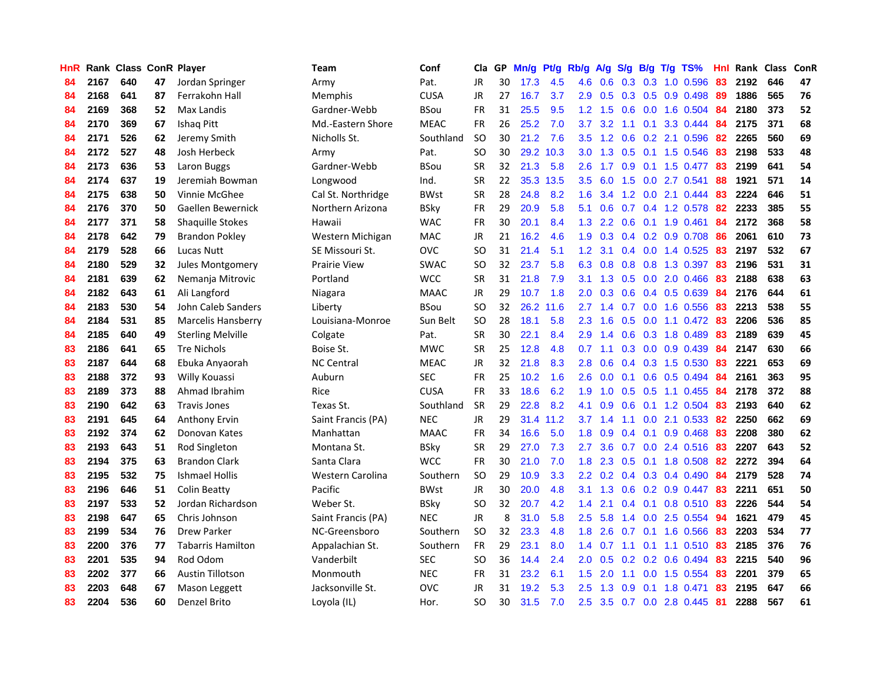| HnR | Rank | Class | ConR | Player | Team | Conf | Cla | GP | Mn/g | Pt/g | Rb/g | A/g | S/g | B/g | T/g | TS% | HnI | Rank | Class | ConR |
|---|---|---|---|---|---|---|---|---|---|---|---|---|---|---|---|---|---|---|---|---|
| 84 | 2167 | 640 | 47 | Jordan Springer | Army | Pat. | JR | 30 | 17.3 | 4.5 | 4.6 | 0.6 | 0.3 | 0.3 | 1.0 | 0.596 | 83 | 2192 | 646 | 47 |
| 84 | 2168 | 641 | 87 | Ferrakohn Hall | Memphis | CUSA | JR | 27 | 16.7 | 3.7 | 2.9 | 0.5 | 0.3 | 0.5 | 0.9 | 0.498 | 89 | 1886 | 565 | 76 |
| 84 | 2169 | 368 | 52 | Max Landis | Gardner-Webb | BSou | FR | 31 | 25.5 | 9.5 | 1.2 | 1.5 | 0.6 | 0.0 | 1.6 | 0.504 | 84 | 2180 | 373 | 52 |
| 84 | 2170 | 369 | 67 | Ishaq Pitt | Md.-Eastern Shore | MEAC | FR | 26 | 25.2 | 7.0 | 3.7 | 3.2 | 1.1 | 0.1 | 3.3 | 0.444 | 84 | 2175 | 371 | 68 |
| 84 | 2171 | 526 | 62 | Jeremy Smith | Nicholls St. | Southland | SO | 30 | 21.2 | 7.6 | 3.5 | 1.2 | 0.6 | 0.2 | 2.1 | 0.596 | 82 | 2265 | 560 | 69 |
| 84 | 2172 | 527 | 48 | Josh Herbeck | Army | Pat. | SO | 30 | 29.2 | 10.3 | 3.0 | 1.3 | 0.5 | 0.1 | 1.5 | 0.546 | 83 | 2198 | 533 | 48 |
| 84 | 2173 | 636 | 53 | Laron Buggs | Gardner-Webb | BSou | SR | 32 | 21.3 | 5.8 | 2.6 | 1.7 | 0.9 | 0.1 | 1.5 | 0.477 | 83 | 2199 | 641 | 54 |
| 84 | 2174 | 637 | 19 | Jeremiah Bowman | Longwood | Ind. | SR | 22 | 35.3 | 13.5 | 3.5 | 6.0 | 1.5 | 0.0 | 2.7 | 0.541 | 88 | 1921 | 571 | 14 |
| 84 | 2175 | 638 | 50 | Vinnie McGhee | Cal St. Northridge | BWst | SR | 28 | 24.8 | 8.2 | 1.6 | 3.4 | 1.2 | 0.0 | 2.1 | 0.444 | 83 | 2224 | 646 | 51 |
| 84 | 2176 | 370 | 50 | Gaellen Bewernick | Northern Arizona | BSky | FR | 29 | 20.9 | 5.8 | 5.1 | 0.6 | 0.7 | 0.4 | 1.2 | 0.578 | 82 | 2233 | 385 | 55 |
| 84 | 2177 | 371 | 58 | Shaquille Stokes | Hawaii | WAC | FR | 30 | 20.1 | 8.4 | 1.3 | 2.2 | 0.6 | 0.1 | 1.9 | 0.461 | 84 | 2172 | 368 | 58 |
| 84 | 2178 | 642 | 79 | Brandon Pokley | Western Michigan | MAC | JR | 21 | 16.2 | 4.6 | 1.9 | 0.3 | 0.4 | 0.2 | 0.9 | 0.708 | 86 | 2061 | 610 | 73 |
| 84 | 2179 | 528 | 66 | Lucas Nutt | SE Missouri St. | OVC | SO | 31 | 21.4 | 5.1 | 1.2 | 3.1 | 0.4 | 0.0 | 1.4 | 0.525 | 83 | 2197 | 532 | 67 |
| 84 | 2180 | 529 | 32 | Jules Montgomery | Prairie View | SWAC | SO | 32 | 23.7 | 5.8 | 6.3 | 0.8 | 0.8 | 0.8 | 1.3 | 0.397 | 83 | 2196 | 531 | 31 |
| 84 | 2181 | 639 | 62 | Nemanja Mitrovic | Portland | WCC | SR | 31 | 21.8 | 7.9 | 3.1 | 1.3 | 0.5 | 0.0 | 2.0 | 0.466 | 83 | 2188 | 638 | 63 |
| 84 | 2182 | 643 | 61 | Ali Langford | Niagara | MAAC | JR | 29 | 10.7 | 1.8 | 2.0 | 0.3 | 0.6 | 0.4 | 0.5 | 0.639 | 84 | 2176 | 644 | 61 |
| 84 | 2183 | 530 | 54 | John Caleb Sanders | Liberty | BSou | SO | 32 | 26.2 | 11.6 | 2.7 | 1.4 | 0.7 | 0.0 | 1.6 | 0.556 | 83 | 2213 | 538 | 55 |
| 84 | 2184 | 531 | 85 | Marcelis Hansberry | Louisiana-Monroe | Sun Belt | SO | 28 | 18.1 | 5.8 | 2.3 | 1.6 | 0.5 | 0.0 | 1.1 | 0.472 | 83 | 2206 | 536 | 85 |
| 84 | 2185 | 640 | 49 | Sterling Melville | Colgate | Pat. | SR | 30 | 22.1 | 8.4 | 2.9 | 1.4 | 0.6 | 0.3 | 1.8 | 0.489 | 83 | 2189 | 639 | 45 |
| 83 | 2186 | 641 | 65 | Tre Nichols | Boise St. | MWC | SR | 25 | 12.8 | 4.8 | 0.7 | 1.1 | 0.3 | 0.0 | 0.9 | 0.439 | 84 | 2147 | 630 | 66 |
| 83 | 2187 | 644 | 68 | Ebuka Anyaorah | NC Central | MEAC | JR | 32 | 21.8 | 8.3 | 2.8 | 0.6 | 0.4 | 0.3 | 1.5 | 0.530 | 83 | 2221 | 653 | 69 |
| 83 | 2188 | 372 | 93 | Willy Kouassi | Auburn | SEC | FR | 25 | 10.2 | 1.6 | 2.6 | 0.0 | 0.1 | 0.6 | 0.5 | 0.494 | 84 | 2161 | 363 | 95 |
| 83 | 2189 | 373 | 88 | Ahmad Ibrahim | Rice | CUSA | FR | 33 | 18.6 | 6.2 | 1.9 | 1.0 | 0.5 | 0.5 | 1.1 | 0.455 | 84 | 2178 | 372 | 88 |
| 83 | 2190 | 642 | 63 | Travis Jones | Texas St. | Southland | SR | 29 | 22.8 | 8.2 | 4.1 | 0.9 | 0.6 | 0.1 | 1.2 | 0.504 | 83 | 2193 | 640 | 62 |
| 83 | 2191 | 645 | 64 | Anthony Ervin | Saint Francis (PA) | NEC | JR | 29 | 31.4 | 11.2 | 3.7 | 1.4 | 1.1 | 0.0 | 2.1 | 0.533 | 82 | 2250 | 662 | 69 |
| 83 | 2192 | 374 | 62 | Donovan Kates | Manhattan | MAAC | FR | 34 | 16.6 | 5.0 | 1.8 | 0.9 | 0.4 | 0.1 | 0.9 | 0.468 | 83 | 2208 | 380 | 62 |
| 83 | 2193 | 643 | 51 | Rod Singleton | Montana St. | BSky | SR | 29 | 27.0 | 7.3 | 2.7 | 3.6 | 0.7 | 0.0 | 2.4 | 0.516 | 83 | 2207 | 643 | 52 |
| 83 | 2194 | 375 | 63 | Brandon Clark | Santa Clara | WCC | FR | 30 | 21.0 | 7.0 | 1.8 | 2.3 | 0.5 | 0.1 | 1.8 | 0.508 | 82 | 2272 | 394 | 64 |
| 83 | 2195 | 532 | 75 | Ishmael Hollis | Western Carolina | Southern | SO | 29 | 10.9 | 3.3 | 2.2 | 0.2 | 0.4 | 0.3 | 0.4 | 0.490 | 84 | 2179 | 528 | 74 |
| 83 | 2196 | 646 | 51 | Colin Beatty | Pacific | BWst | JR | 30 | 20.0 | 4.8 | 3.1 | 1.3 | 0.6 | 0.2 | 0.9 | 0.447 | 83 | 2211 | 651 | 50 |
| 83 | 2197 | 533 | 52 | Jordan Richardson | Weber St. | BSky | SO | 32 | 20.7 | 4.2 | 1.4 | 2.1 | 0.4 | 0.1 | 0.8 | 0.510 | 83 | 2226 | 544 | 54 |
| 83 | 2198 | 647 | 65 | Chris Johnson | Saint Francis (PA) | NEC | JR | 8 | 31.0 | 5.8 | 2.5 | 5.8 | 1.4 | 0.0 | 2.5 | 0.554 | 94 | 1621 | 479 | 45 |
| 83 | 2199 | 534 | 76 | Drew Parker | NC-Greensboro | Southern | SO | 32 | 23.3 | 4.8 | 1.8 | 2.6 | 0.7 | 0.1 | 1.6 | 0.566 | 83 | 2203 | 534 | 77 |
| 83 | 2200 | 376 | 77 | Tabarris Hamilton | Appalachian St. | Southern | FR | 29 | 23.1 | 8.0 | 1.4 | 0.7 | 1.1 | 0.1 | 1.1 | 0.510 | 83 | 2185 | 376 | 76 |
| 83 | 2201 | 535 | 94 | Rod Odom | Vanderbilt | SEC | SO | 36 | 14.4 | 2.4 | 2.0 | 0.5 | 0.2 | 0.2 | 0.6 | 0.494 | 83 | 2215 | 540 | 96 |
| 83 | 2202 | 377 | 66 | Austin Tillotson | Monmouth | NEC | FR | 31 | 23.2 | 6.1 | 1.5 | 2.0 | 1.1 | 0.0 | 1.5 | 0.554 | 83 | 2201 | 379 | 65 |
| 83 | 2203 | 648 | 67 | Mason Leggett | Jacksonville St. | OVC | JR | 31 | 19.2 | 5.3 | 2.5 | 1.3 | 0.9 | 0.1 | 1.8 | 0.471 | 83 | 2195 | 647 | 66 |
| 83 | 2204 | 536 | 60 | Denzel Brito | Loyola (IL) | Hor. | SO | 30 | 31.5 | 7.0 | 2.5 | 3.5 | 0.7 | 0.0 | 2.8 | 0.445 | 81 | 2288 | 567 | 61 |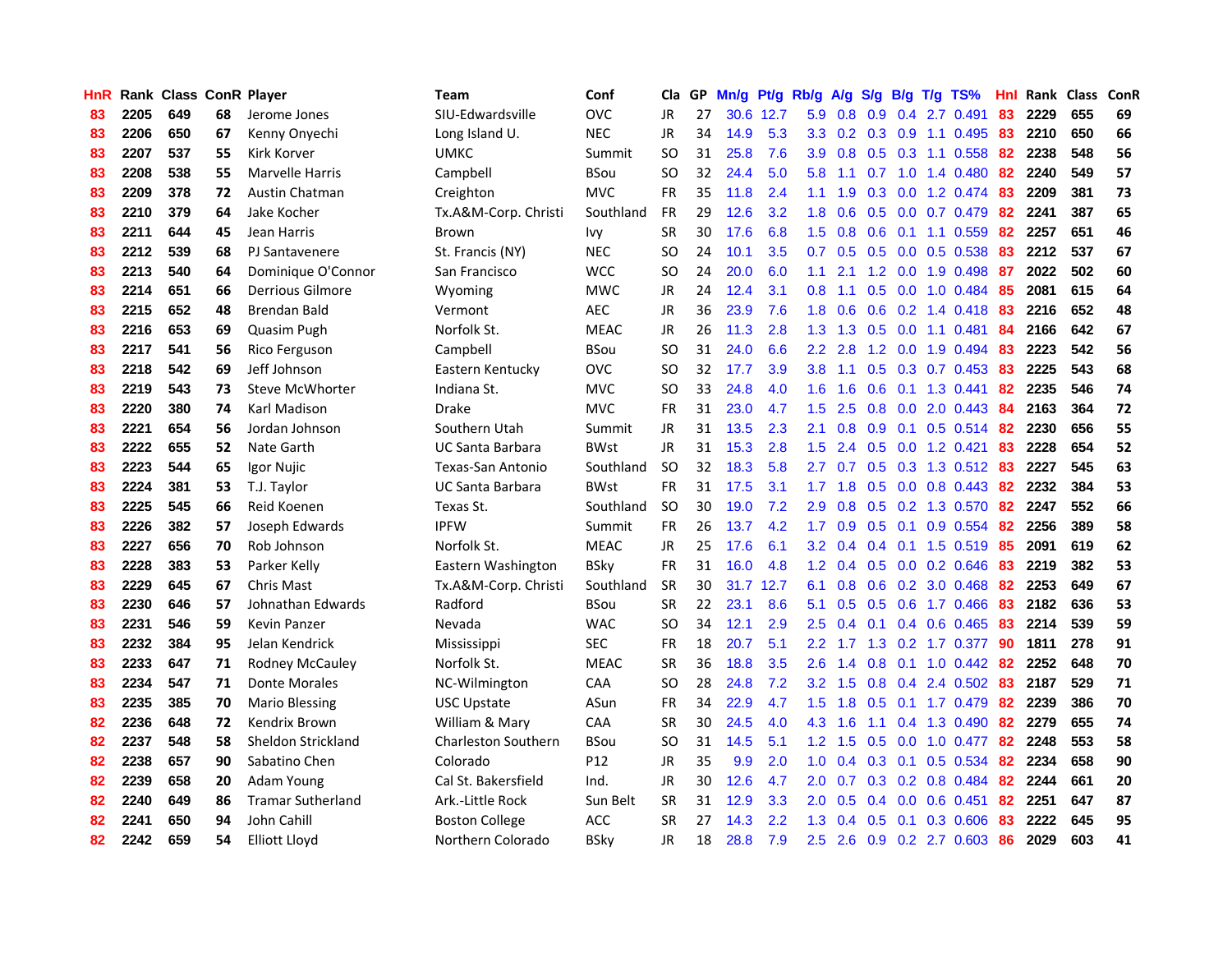| HnR | Rank | Class | ConR | Player | Team | Conf | Cla | GP | Mn/g | Pt/g | Rb/g | A/g | S/g | B/g | T/g | TS% | HnI | Rank | Class | ConR |
|---|---|---|---|---|---|---|---|---|---|---|---|---|---|---|---|---|---|---|---|---|
| 83 | 2205 | 649 | 68 | Jerome Jones | SIU-Edwardsville | OVC | JR | 27 | 30.6 | 12.7 | 5.9 | 0.8 | 0.9 | 0.4 | 2.7 | 0.491 | 83 | 2229 | 655 | 69 |
| 83 | 2206 | 650 | 67 | Kenny Onyechi | Long Island U. | NEC | JR | 34 | 14.9 | 5.3 | 3.3 | 0.2 | 0.3 | 0.9 | 1.1 | 0.495 | 83 | 2210 | 650 | 66 |
| 83 | 2207 | 537 | 55 | Kirk Korver | UMKC | Summit | SO | 31 | 25.8 | 7.6 | 3.9 | 0.8 | 0.5 | 0.3 | 1.1 | 0.558 | 82 | 2238 | 548 | 56 |
| 83 | 2208 | 538 | 55 | Marvelle Harris | Campbell | BSou | SO | 32 | 24.4 | 5.0 | 5.8 | 1.1 | 0.7 | 1.0 | 1.4 | 0.480 | 82 | 2240 | 549 | 57 |
| 83 | 2209 | 378 | 72 | Austin Chatman | Creighton | MVC | FR | 35 | 11.8 | 2.4 | 1.1 | 1.9 | 0.3 | 0.0 | 1.2 | 0.474 | 83 | 2209 | 381 | 73 |
| 83 | 2210 | 379 | 64 | Jake Kocher | Tx.A&M-Corp. Christi | Southland | FR | 29 | 12.6 | 3.2 | 1.8 | 0.6 | 0.5 | 0.0 | 0.7 | 0.479 | 82 | 2241 | 387 | 65 |
| 83 | 2211 | 644 | 45 | Jean Harris | Brown | Ivy | SR | 30 | 17.6 | 6.8 | 1.5 | 0.8 | 0.6 | 0.1 | 1.1 | 0.559 | 82 | 2257 | 651 | 46 |
| 83 | 2212 | 539 | 68 | PJ Santavenere | St. Francis (NY) | NEC | SO | 24 | 10.1 | 3.5 | 0.7 | 0.5 | 0.5 | 0.0 | 0.5 | 0.538 | 83 | 2212 | 537 | 67 |
| 83 | 2213 | 540 | 64 | Dominique O'Connor | San Francisco | WCC | SO | 24 | 20.0 | 6.0 | 1.1 | 2.1 | 1.2 | 0.0 | 1.9 | 0.498 | 87 | 2022 | 502 | 60 |
| 83 | 2214 | 651 | 66 | Derrious Gilmore | Wyoming | MWC | JR | 24 | 12.4 | 3.1 | 0.8 | 1.1 | 0.5 | 0.0 | 1.0 | 0.484 | 85 | 2081 | 615 | 64 |
| 83 | 2215 | 652 | 48 | Brendan Bald | Vermont | AEC | JR | 36 | 23.9 | 7.6 | 1.8 | 0.6 | 0.6 | 0.2 | 1.4 | 0.418 | 83 | 2216 | 652 | 48 |
| 83 | 2216 | 653 | 69 | Quasim Pugh | Norfolk St. | MEAC | JR | 26 | 11.3 | 2.8 | 1.3 | 1.3 | 0.5 | 0.0 | 1.1 | 0.481 | 84 | 2166 | 642 | 67 |
| 83 | 2217 | 541 | 56 | Rico Ferguson | Campbell | BSou | SO | 31 | 24.0 | 6.6 | 2.2 | 2.8 | 1.2 | 0.0 | 1.9 | 0.494 | 83 | 2223 | 542 | 56 |
| 83 | 2218 | 542 | 69 | Jeff Johnson | Eastern Kentucky | OVC | SO | 32 | 17.7 | 3.9 | 3.8 | 1.1 | 0.5 | 0.3 | 0.7 | 0.453 | 83 | 2225 | 543 | 68 |
| 83 | 2219 | 543 | 73 | Steve McWhorter | Indiana St. | MVC | SO | 33 | 24.8 | 4.0 | 1.6 | 1.6 | 0.6 | 0.1 | 1.3 | 0.441 | 82 | 2235 | 546 | 74 |
| 83 | 2220 | 380 | 74 | Karl Madison | Drake | MVC | FR | 31 | 23.0 | 4.7 | 1.5 | 2.5 | 0.8 | 0.0 | 2.0 | 0.443 | 84 | 2163 | 364 | 72 |
| 83 | 2221 | 654 | 56 | Jordan Johnson | Southern Utah | Summit | JR | 31 | 13.5 | 2.3 | 2.1 | 0.8 | 0.9 | 0.1 | 0.5 | 0.514 | 82 | 2230 | 656 | 55 |
| 83 | 2222 | 655 | 52 | Nate Garth | UC Santa Barbara | BWst | JR | 31 | 15.3 | 2.8 | 1.5 | 2.4 | 0.5 | 0.0 | 1.2 | 0.421 | 83 | 2228 | 654 | 52 |
| 83 | 2223 | 544 | 65 | Igor Nujic | Texas-San Antonio | Southland | SO | 32 | 18.3 | 5.8 | 2.7 | 0.7 | 0.5 | 0.3 | 1.3 | 0.512 | 83 | 2227 | 545 | 63 |
| 83 | 2224 | 381 | 53 | T.J. Taylor | UC Santa Barbara | BWst | FR | 31 | 17.5 | 3.1 | 1.7 | 1.8 | 0.5 | 0.0 | 0.8 | 0.443 | 82 | 2232 | 384 | 53 |
| 83 | 2225 | 545 | 66 | Reid Koenen | Texas St. | Southland | SO | 30 | 19.0 | 7.2 | 2.9 | 0.8 | 0.5 | 0.2 | 1.3 | 0.570 | 82 | 2247 | 552 | 66 |
| 83 | 2226 | 382 | 57 | Joseph Edwards | IPFW | Summit | FR | 26 | 13.7 | 4.2 | 1.7 | 0.9 | 0.5 | 0.1 | 0.9 | 0.554 | 82 | 2256 | 389 | 58 |
| 83 | 2227 | 656 | 70 | Rob Johnson | Norfolk St. | MEAC | JR | 25 | 17.6 | 6.1 | 3.2 | 0.4 | 0.4 | 0.1 | 1.5 | 0.519 | 85 | 2091 | 619 | 62 |
| 83 | 2228 | 383 | 53 | Parker Kelly | Eastern Washington | BSky | FR | 31 | 16.0 | 4.8 | 1.2 | 0.4 | 0.5 | 0.0 | 0.2 | 0.646 | 83 | 2219 | 382 | 53 |
| 83 | 2229 | 645 | 67 | Chris Mast | Tx.A&M-Corp. Christi | Southland | SR | 30 | 31.7 | 12.7 | 6.1 | 0.8 | 0.6 | 0.2 | 3.0 | 0.468 | 82 | 2253 | 649 | 67 |
| 83 | 2230 | 646 | 57 | Johnathan Edwards | Radford | BSou | SR | 22 | 23.1 | 8.6 | 5.1 | 0.5 | 0.5 | 0.6 | 1.7 | 0.466 | 83 | 2182 | 636 | 53 |
| 83 | 2231 | 546 | 59 | Kevin Panzer | Nevada | WAC | SO | 34 | 12.1 | 2.9 | 2.5 | 0.4 | 0.1 | 0.4 | 0.6 | 0.465 | 83 | 2214 | 539 | 59 |
| 83 | 2232 | 384 | 95 | Jelan Kendrick | Mississippi | SEC | FR | 18 | 20.7 | 5.1 | 2.2 | 1.7 | 1.3 | 0.2 | 1.7 | 0.377 | 90 | 1811 | 278 | 91 |
| 83 | 2233 | 647 | 71 | Rodney McCauley | Norfolk St. | MEAC | SR | 36 | 18.8 | 3.5 | 2.6 | 1.4 | 0.8 | 0.1 | 1.0 | 0.442 | 82 | 2252 | 648 | 70 |
| 83 | 2234 | 547 | 71 | Donte Morales | NC-Wilmington | CAA | SO | 28 | 24.8 | 7.2 | 3.2 | 1.5 | 0.8 | 0.4 | 2.4 | 0.502 | 83 | 2187 | 529 | 71 |
| 83 | 2235 | 385 | 70 | Mario Blessing | USC Upstate | ASun | FR | 34 | 22.9 | 4.7 | 1.5 | 1.8 | 0.5 | 0.1 | 1.7 | 0.479 | 82 | 2239 | 386 | 70 |
| 82 | 2236 | 648 | 72 | Kendrix Brown | William & Mary | CAA | SR | 30 | 24.5 | 4.0 | 4.3 | 1.6 | 1.1 | 0.4 | 1.3 | 0.490 | 82 | 2279 | 655 | 74 |
| 82 | 2237 | 548 | 58 | Sheldon Strickland | Charleston Southern | BSou | SO | 31 | 14.5 | 5.1 | 1.2 | 1.5 | 0.5 | 0.0 | 1.0 | 0.477 | 82 | 2248 | 553 | 58 |
| 82 | 2238 | 657 | 90 | Sabatino Chen | Colorado | P12 | JR | 35 | 9.9 | 2.0 | 1.0 | 0.4 | 0.3 | 0.1 | 0.5 | 0.534 | 82 | 2234 | 658 | 90 |
| 82 | 2239 | 658 | 20 | Adam Young | Cal St. Bakersfield | Ind. | JR | 30 | 12.6 | 4.7 | 2.0 | 0.7 | 0.3 | 0.2 | 0.8 | 0.484 | 82 | 2244 | 661 | 20 |
| 82 | 2240 | 649 | 86 | Tramar Sutherland | Ark.-Little Rock | Sun Belt | SR | 31 | 12.9 | 3.3 | 2.0 | 0.5 | 0.4 | 0.0 | 0.6 | 0.451 | 82 | 2251 | 647 | 87 |
| 82 | 2241 | 650 | 94 | John Cahill | Boston College | ACC | SR | 27 | 14.3 | 2.2 | 1.3 | 0.4 | 0.5 | 0.1 | 0.3 | 0.606 | 83 | 2222 | 645 | 95 |
| 82 | 2242 | 659 | 54 | Elliott Lloyd | Northern Colorado | BSky | JR | 18 | 28.8 | 7.9 | 2.5 | 2.6 | 0.9 | 0.2 | 2.7 | 0.603 | 86 | 2029 | 603 | 41 |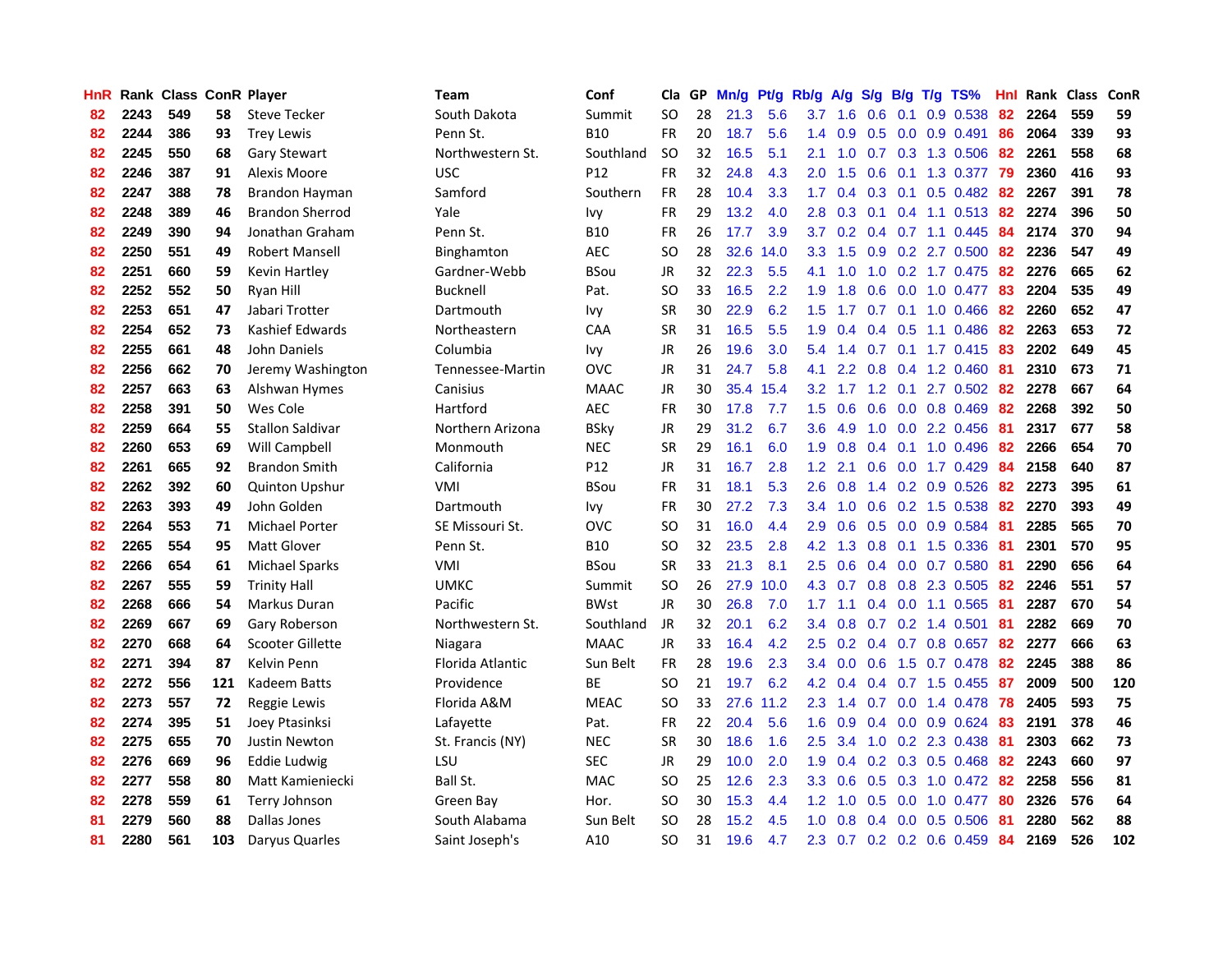| HnR | Rank | Class | ConR | Player | Team | Conf | Cla | GP | Mn/g | Pt/g | Rb/g | A/g | S/g | B/g | T/g | TS% | HnI | Rank | Class | ConR |
|---|---|---|---|---|---|---|---|---|---|---|---|---|---|---|---|---|---|---|---|---|
| 82 | 2243 | 549 | 58 | Steve Tecker | South Dakota | Summit | SO | 28 | 21.3 | 5.6 | 3.7 | 1.6 | 0.6 | 0.1 | 0.9 | 0.538 | 82 | 2264 | 559 | 59 |
| 82 | 2244 | 386 | 93 | Trey Lewis | Penn St. | B10 | FR | 20 | 18.7 | 5.6 | 1.4 | 0.9 | 0.5 | 0.0 | 0.9 | 0.491 | 86 | 2064 | 339 | 93 |
| 82 | 2245 | 550 | 68 | Gary Stewart | Northwestern St. | Southland | SO | 32 | 16.5 | 5.1 | 2.1 | 1.0 | 0.7 | 0.3 | 1.3 | 0.506 | 82 | 2261 | 558 | 68 |
| 82 | 2246 | 387 | 91 | Alexis Moore | USC | P12 | FR | 32 | 24.8 | 4.3 | 2.0 | 1.5 | 0.6 | 0.1 | 1.3 | 0.377 | 79 | 2360 | 416 | 93 |
| 82 | 2247 | 388 | 78 | Brandon Hayman | Samford | Southern | FR | 28 | 10.4 | 3.3 | 1.7 | 0.4 | 0.3 | 0.1 | 0.5 | 0.482 | 82 | 2267 | 391 | 78 |
| 82 | 2248 | 389 | 46 | Brandon Sherrod | Yale | Ivy | FR | 29 | 13.2 | 4.0 | 2.8 | 0.3 | 0.1 | 0.4 | 1.1 | 0.513 | 82 | 2274 | 396 | 50 |
| 82 | 2249 | 390 | 94 | Jonathan Graham | Penn St. | B10 | FR | 26 | 17.7 | 3.9 | 3.7 | 0.2 | 0.4 | 0.7 | 1.1 | 0.445 | 84 | 2174 | 370 | 94 |
| 82 | 2250 | 551 | 49 | Robert Mansell | Binghamton | AEC | SO | 28 | 32.6 | 14.0 | 3.3 | 1.5 | 0.9 | 0.2 | 2.7 | 0.500 | 82 | 2236 | 547 | 49 |
| 82 | 2251 | 660 | 59 | Kevin Hartley | Gardner-Webb | BSou | JR | 32 | 22.3 | 5.5 | 4.1 | 1.0 | 1.0 | 0.2 | 1.7 | 0.475 | 82 | 2276 | 665 | 62 |
| 82 | 2252 | 552 | 50 | Ryan Hill | Bucknell | Pat. | SO | 33 | 16.5 | 2.2 | 1.9 | 1.8 | 0.6 | 0.0 | 1.0 | 0.477 | 83 | 2204 | 535 | 49 |
| 82 | 2253 | 651 | 47 | Jabari Trotter | Dartmouth | Ivy | SR | 30 | 22.9 | 6.2 | 1.5 | 1.7 | 0.7 | 0.1 | 1.0 | 0.466 | 82 | 2260 | 652 | 47 |
| 82 | 2254 | 652 | 73 | Kashief Edwards | Northeastern | CAA | SR | 31 | 16.5 | 5.5 | 1.9 | 0.4 | 0.4 | 0.5 | 1.1 | 0.486 | 82 | 2263 | 653 | 72 |
| 82 | 2255 | 661 | 48 | John Daniels | Columbia | Ivy | JR | 26 | 19.6 | 3.0 | 5.4 | 1.4 | 0.7 | 0.1 | 1.7 | 0.415 | 83 | 2202 | 649 | 45 |
| 82 | 2256 | 662 | 70 | Jeremy Washington | Tennessee-Martin | OVC | JR | 31 | 24.7 | 5.8 | 4.1 | 2.2 | 0.8 | 0.4 | 1.2 | 0.460 | 81 | 2310 | 673 | 71 |
| 82 | 2257 | 663 | 63 | Alshwan Hymes | Canisius | MAAC | JR | 30 | 35.4 | 15.4 | 3.2 | 1.7 | 1.2 | 0.1 | 2.7 | 0.502 | 82 | 2278 | 667 | 64 |
| 82 | 2258 | 391 | 50 | Wes Cole | Hartford | AEC | FR | 30 | 17.8 | 7.7 | 1.5 | 0.6 | 0.6 | 0.0 | 0.8 | 0.469 | 82 | 2268 | 392 | 50 |
| 82 | 2259 | 664 | 55 | Stallon Saldivar | Northern Arizona | BSky | JR | 29 | 31.2 | 6.7 | 3.6 | 4.9 | 1.0 | 0.0 | 2.2 | 0.456 | 81 | 2317 | 677 | 58 |
| 82 | 2260 | 653 | 69 | Will Campbell | Monmouth | NEC | SR | 29 | 16.1 | 6.0 | 1.9 | 0.8 | 0.4 | 0.1 | 1.0 | 0.496 | 82 | 2266 | 654 | 70 |
| 82 | 2261 | 665 | 92 | Brandon Smith | California | P12 | JR | 31 | 16.7 | 2.8 | 1.2 | 2.1 | 0.6 | 0.0 | 1.7 | 0.429 | 84 | 2158 | 640 | 87 |
| 82 | 2262 | 392 | 60 | Quinton Upshur | VMI | BSou | FR | 31 | 18.1 | 5.3 | 2.6 | 0.8 | 1.4 | 0.2 | 0.9 | 0.526 | 82 | 2273 | 395 | 61 |
| 82 | 2263 | 393 | 49 | John Golden | Dartmouth | Ivy | FR | 30 | 27.2 | 7.3 | 3.4 | 1.0 | 0.6 | 0.2 | 1.5 | 0.538 | 82 | 2270 | 393 | 49 |
| 82 | 2264 | 553 | 71 | Michael Porter | SE Missouri St. | OVC | SO | 31 | 16.0 | 4.4 | 2.9 | 0.6 | 0.5 | 0.0 | 0.9 | 0.584 | 81 | 2285 | 565 | 70 |
| 82 | 2265 | 554 | 95 | Matt Glover | Penn St. | B10 | SO | 32 | 23.5 | 2.8 | 4.2 | 1.3 | 0.8 | 0.1 | 1.5 | 0.336 | 81 | 2301 | 570 | 95 |
| 82 | 2266 | 654 | 61 | Michael Sparks | VMI | BSou | SR | 33 | 21.3 | 8.1 | 2.5 | 0.6 | 0.4 | 0.0 | 0.7 | 0.580 | 81 | 2290 | 656 | 64 |
| 82 | 2267 | 555 | 59 | Trinity Hall | UMKC | Summit | SO | 26 | 27.9 | 10.0 | 4.3 | 0.7 | 0.8 | 0.8 | 2.3 | 0.505 | 82 | 2246 | 551 | 57 |
| 82 | 2268 | 666 | 54 | Markus Duran | Pacific | BWst | JR | 30 | 26.8 | 7.0 | 1.7 | 1.1 | 0.4 | 0.0 | 1.1 | 0.565 | 81 | 2287 | 670 | 54 |
| 82 | 2269 | 667 | 69 | Gary Roberson | Northwestern St. | Southland | JR | 32 | 20.1 | 6.2 | 3.4 | 0.8 | 0.7 | 0.2 | 1.4 | 0.501 | 81 | 2282 | 669 | 70 |
| 82 | 2270 | 668 | 64 | Scooter Gillette | Niagara | MAAC | JR | 33 | 16.4 | 4.2 | 2.5 | 0.2 | 0.4 | 0.7 | 0.8 | 0.657 | 82 | 2277 | 666 | 63 |
| 82 | 2271 | 394 | 87 | Kelvin Penn | Florida Atlantic | Sun Belt | FR | 28 | 19.6 | 2.3 | 3.4 | 0.0 | 0.6 | 1.5 | 0.7 | 0.478 | 82 | 2245 | 388 | 86 |
| 82 | 2272 | 556 | 121 | Kadeem Batts | Providence | BE | SO | 21 | 19.7 | 6.2 | 4.2 | 0.4 | 0.4 | 0.7 | 1.5 | 0.455 | 87 | 2009 | 500 | 120 |
| 82 | 2273 | 557 | 72 | Reggie Lewis | Florida A&M | MEAC | SO | 33 | 27.6 | 11.2 | 2.3 | 1.4 | 0.7 | 0.0 | 1.4 | 0.478 | 78 | 2405 | 593 | 75 |
| 82 | 2274 | 395 | 51 | Joey Ptasinksi | Lafayette | Pat. | FR | 22 | 20.4 | 5.6 | 1.6 | 0.9 | 0.4 | 0.0 | 0.9 | 0.624 | 83 | 2191 | 378 | 46 |
| 82 | 2275 | 655 | 70 | Justin Newton | St. Francis (NY) | NEC | SR | 30 | 18.6 | 1.6 | 2.5 | 3.4 | 1.0 | 0.2 | 2.3 | 0.438 | 81 | 2303 | 662 | 73 |
| 82 | 2276 | 669 | 96 | Eddie Ludwig | LSU | SEC | JR | 29 | 10.0 | 2.0 | 1.9 | 0.4 | 0.2 | 0.3 | 0.5 | 0.468 | 82 | 2243 | 660 | 97 |
| 82 | 2277 | 558 | 80 | Matt Kamieniecki | Ball St. | MAC | SO | 25 | 12.6 | 2.3 | 3.3 | 0.6 | 0.5 | 0.3 | 1.0 | 0.472 | 82 | 2258 | 556 | 81 |
| 82 | 2278 | 559 | 61 | Terry Johnson | Green Bay | Hor. | SO | 30 | 15.3 | 4.4 | 1.2 | 1.0 | 0.5 | 0.0 | 1.0 | 0.477 | 80 | 2326 | 576 | 64 |
| 81 | 2279 | 560 | 88 | Dallas Jones | South Alabama | Sun Belt | SO | 28 | 15.2 | 4.5 | 1.0 | 0.8 | 0.4 | 0.0 | 0.5 | 0.506 | 81 | 2280 | 562 | 88 |
| 81 | 2280 | 561 | 103 | Daryus Quarles | Saint Joseph's | A10 | SO | 31 | 19.6 | 4.7 | 2.3 | 0.7 | 0.2 | 0.2 | 0.6 | 0.459 | 84 | 2169 | 526 | 102 |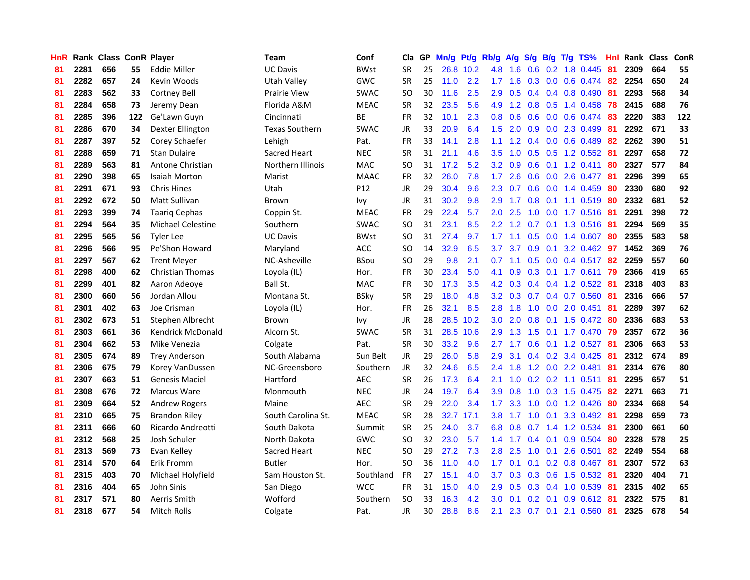| HnR | Rank | Class | ConR | Player | Team | Conf | Cla | GP | Mn/g | Pt/g | Rb/g | A/g | S/g | B/g | T/g | TS% | HnI | Rank | Class | ConR |
|---|---|---|---|---|---|---|---|---|---|---|---|---|---|---|---|---|---|---|---|---|
| 81 | 2281 | 656 | 55 | Eddie Miller | UC Davis | BWst | SR | 25 | 26.8 | 10.2 | 4.8 | 1.6 | 0.6 | 0.2 | 1.8 | 0.445 | 81 | 2309 | 664 | 55 |
| 81 | 2282 | 657 | 24 | Kevin Woods | Utah Valley | GWC | SR | 25 | 11.0 | 2.2 | 1.7 | 1.6 | 0.3 | 0.0 | 0.6 | 0.474 | 82 | 2254 | 650 | 24 |
| 81 | 2283 | 562 | 33 | Cortney Bell | Prairie View | SWAC | SO | 30 | 11.6 | 2.5 | 2.9 | 0.5 | 0.4 | 0.4 | 0.8 | 0.490 | 81 | 2293 | 568 | 34 |
| 81 | 2284 | 658 | 73 | Jeremy Dean | Florida A&M | MEAC | SR | 32 | 23.5 | 5.6 | 4.9 | 1.2 | 0.8 | 0.5 | 1.4 | 0.458 | 78 | 2415 | 688 | 76 |
| 81 | 2285 | 396 | 122 | Ge'Lawn Guyn | Cincinnati | BE | FR | 32 | 10.1 | 2.3 | 0.8 | 0.6 | 0.6 | 0.0 | 0.6 | 0.474 | 83 | 2220 | 383 | 122 |
| 81 | 2286 | 670 | 34 | Dexter Ellington | Texas Southern | SWAC | JR | 33 | 20.9 | 6.4 | 1.5 | 2.0 | 0.9 | 0.0 | 2.3 | 0.499 | 81 | 2292 | 671 | 33 |
| 81 | 2287 | 397 | 52 | Corey Schaefer | Lehigh | Pat. | FR | 33 | 14.1 | 2.8 | 1.1 | 1.2 | 0.4 | 0.0 | 0.6 | 0.489 | 82 | 2262 | 390 | 51 |
| 81 | 2288 | 659 | 71 | Stan Dulaire | Sacred Heart | NEC | SR | 31 | 21.1 | 4.6 | 3.5 | 1.0 | 0.5 | 0.5 | 1.2 | 0.552 | 81 | 2297 | 658 | 72 |
| 81 | 2289 | 563 | 81 | Antone Christian | Northern Illinois | MAC | SO | 31 | 17.2 | 5.2 | 3.2 | 0.9 | 0.6 | 0.1 | 1.2 | 0.411 | 80 | 2327 | 577 | 84 |
| 81 | 2290 | 398 | 65 | Isaiah Morton | Marist | MAAC | FR | 32 | 26.0 | 7.8 | 1.7 | 2.6 | 0.6 | 0.0 | 2.6 | 0.477 | 81 | 2296 | 399 | 65 |
| 81 | 2291 | 671 | 93 | Chris Hines | Utah | P12 | JR | 29 | 30.4 | 9.6 | 2.3 | 0.7 | 0.6 | 0.0 | 1.4 | 0.459 | 80 | 2330 | 680 | 92 |
| 81 | 2292 | 672 | 50 | Matt Sullivan | Brown | Ivy | JR | 31 | 30.2 | 9.8 | 2.9 | 1.7 | 0.8 | 0.1 | 1.1 | 0.519 | 80 | 2332 | 681 | 52 |
| 81 | 2293 | 399 | 74 | Taariq Cephas | Coppin St. | MEAC | FR | 29 | 22.4 | 5.7 | 2.0 | 2.5 | 1.0 | 0.0 | 1.7 | 0.516 | 81 | 2291 | 398 | 72 |
| 81 | 2294 | 564 | 35 | Michael Celestine | Southern | SWAC | SO | 31 | 23.1 | 8.5 | 2.2 | 1.2 | 0.7 | 0.1 | 1.3 | 0.516 | 81 | 2294 | 569 | 35 |
| 81 | 2295 | 565 | 56 | Tyler Lee | UC Davis | BWst | SO | 31 | 27.4 | 9.7 | 1.7 | 1.1 | 0.5 | 0.0 | 1.4 | 0.607 | 80 | 2355 | 583 | 58 |
| 81 | 2296 | 566 | 95 | Pe'Shon Howard | Maryland | ACC | SO | 14 | 32.9 | 6.5 | 3.7 | 3.7 | 0.9 | 0.1 | 3.2 | 0.462 | 97 | 1452 | 369 | 76 |
| 81 | 2297 | 567 | 62 | Trent Meyer | NC-Asheville | BSou | SO | 29 | 9.8 | 2.1 | 0.7 | 1.1 | 0.5 | 0.0 | 0.4 | 0.517 | 82 | 2259 | 557 | 60 |
| 81 | 2298 | 400 | 62 | Christian Thomas | Loyola (IL) | Hor. | FR | 30 | 23.4 | 5.0 | 4.1 | 0.9 | 0.3 | 0.1 | 1.7 | 0.611 | 79 | 2366 | 419 | 65 |
| 81 | 2299 | 401 | 82 | Aaron Adeoye | Ball St. | MAC | FR | 30 | 17.3 | 3.5 | 4.2 | 0.3 | 0.4 | 0.4 | 1.2 | 0.522 | 81 | 2318 | 403 | 83 |
| 81 | 2300 | 660 | 56 | Jordan Allou | Montana St. | BSky | SR | 29 | 18.0 | 4.8 | 3.2 | 0.3 | 0.7 | 0.4 | 0.7 | 0.560 | 81 | 2316 | 666 | 57 |
| 81 | 2301 | 402 | 63 | Joe Crisman | Loyola (IL) | Hor. | FR | 26 | 32.1 | 8.5 | 2.8 | 1.8 | 1.0 | 0.0 | 2.0 | 0.451 | 81 | 2289 | 397 | 62 |
| 81 | 2302 | 673 | 51 | Stephen Albrecht | Brown | Ivy | JR | 28 | 28.5 | 10.2 | 3.0 | 2.0 | 0.8 | 0.1 | 1.5 | 0.472 | 80 | 2336 | 683 | 53 |
| 81 | 2303 | 661 | 36 | Kendrick McDonald | Alcorn St. | SWAC | SR | 31 | 28.5 | 10.6 | 2.9 | 1.3 | 1.5 | 0.1 | 1.7 | 0.470 | 79 | 2357 | 672 | 36 |
| 81 | 2304 | 662 | 53 | Mike Venezia | Colgate | Pat. | SR | 30 | 33.2 | 9.6 | 2.7 | 1.7 | 0.6 | 0.1 | 1.2 | 0.527 | 81 | 2306 | 663 | 53 |
| 81 | 2305 | 674 | 89 | Trey Anderson | South Alabama | Sun Belt | JR | 29 | 26.0 | 5.8 | 2.9 | 3.1 | 0.4 | 0.2 | 3.4 | 0.425 | 81 | 2312 | 674 | 89 |
| 81 | 2306 | 675 | 79 | Korey VanDussen | NC-Greensboro | Southern | JR | 32 | 24.6 | 6.5 | 2.4 | 1.8 | 1.2 | 0.0 | 2.2 | 0.481 | 81 | 2314 | 676 | 80 |
| 81 | 2307 | 663 | 51 | Genesis Maciel | Hartford | AEC | SR | 26 | 17.3 | 6.4 | 2.1 | 1.0 | 0.2 | 0.2 | 1.1 | 0.511 | 81 | 2295 | 657 | 51 |
| 81 | 2308 | 676 | 72 | Marcus Ware | Monmouth | NEC | JR | 24 | 19.7 | 6.4 | 3.9 | 0.8 | 1.0 | 0.3 | 1.5 | 0.475 | 82 | 2271 | 663 | 71 |
| 81 | 2309 | 664 | 52 | Andrew Rogers | Maine | AEC | SR | 29 | 22.0 | 3.4 | 1.7 | 3.3 | 1.0 | 0.0 | 1.2 | 0.426 | 80 | 2334 | 668 | 54 |
| 81 | 2310 | 665 | 75 | Brandon Riley | South Carolina St. | MEAC | SR | 28 | 32.7 | 17.1 | 3.8 | 1.7 | 1.0 | 0.1 | 3.3 | 0.492 | 81 | 2298 | 659 | 73 |
| 81 | 2311 | 666 | 60 | Ricardo Andreotti | South Dakota | Summit | SR | 25 | 24.0 | 3.7 | 6.8 | 0.8 | 0.7 | 1.4 | 1.2 | 0.534 | 81 | 2300 | 661 | 60 |
| 81 | 2312 | 568 | 25 | Josh Schuler | North Dakota | GWC | SO | 32 | 23.0 | 5.7 | 1.4 | 1.7 | 0.4 | 0.1 | 0.9 | 0.504 | 80 | 2328 | 578 | 25 |
| 81 | 2313 | 569 | 73 | Evan Kelley | Sacred Heart | NEC | SO | 29 | 27.2 | 7.3 | 2.8 | 2.5 | 1.0 | 0.1 | 2.6 | 0.501 | 82 | 2249 | 554 | 68 |
| 81 | 2314 | 570 | 64 | Erik Fromm | Butler | Hor. | SO | 36 | 11.0 | 4.0 | 1.7 | 0.1 | 0.1 | 0.2 | 0.8 | 0.467 | 81 | 2307 | 572 | 63 |
| 81 | 2315 | 403 | 70 | Michael Holyfield | Sam Houston St. | Southland | FR | 27 | 15.1 | 4.0 | 3.7 | 0.3 | 0.3 | 0.6 | 1.5 | 0.532 | 81 | 2320 | 404 | 71 |
| 81 | 2316 | 404 | 65 | John Sinis | San Diego | WCC | FR | 31 | 15.0 | 4.0 | 2.9 | 0.5 | 0.3 | 0.4 | 1.0 | 0.539 | 81 | 2315 | 402 | 65 |
| 81 | 2317 | 571 | 80 | Aerris Smith | Wofford | Southern | SO | 33 | 16.3 | 4.2 | 3.0 | 0.1 | 0.2 | 0.1 | 0.9 | 0.612 | 81 | 2322 | 575 | 81 |
| 81 | 2318 | 677 | 54 | Mitch Rolls | Colgate | Pat. | JR | 30 | 28.8 | 8.6 | 2.1 | 2.3 | 0.7 | 0.1 | 2.1 | 0.560 | 81 | 2325 | 678 | 54 |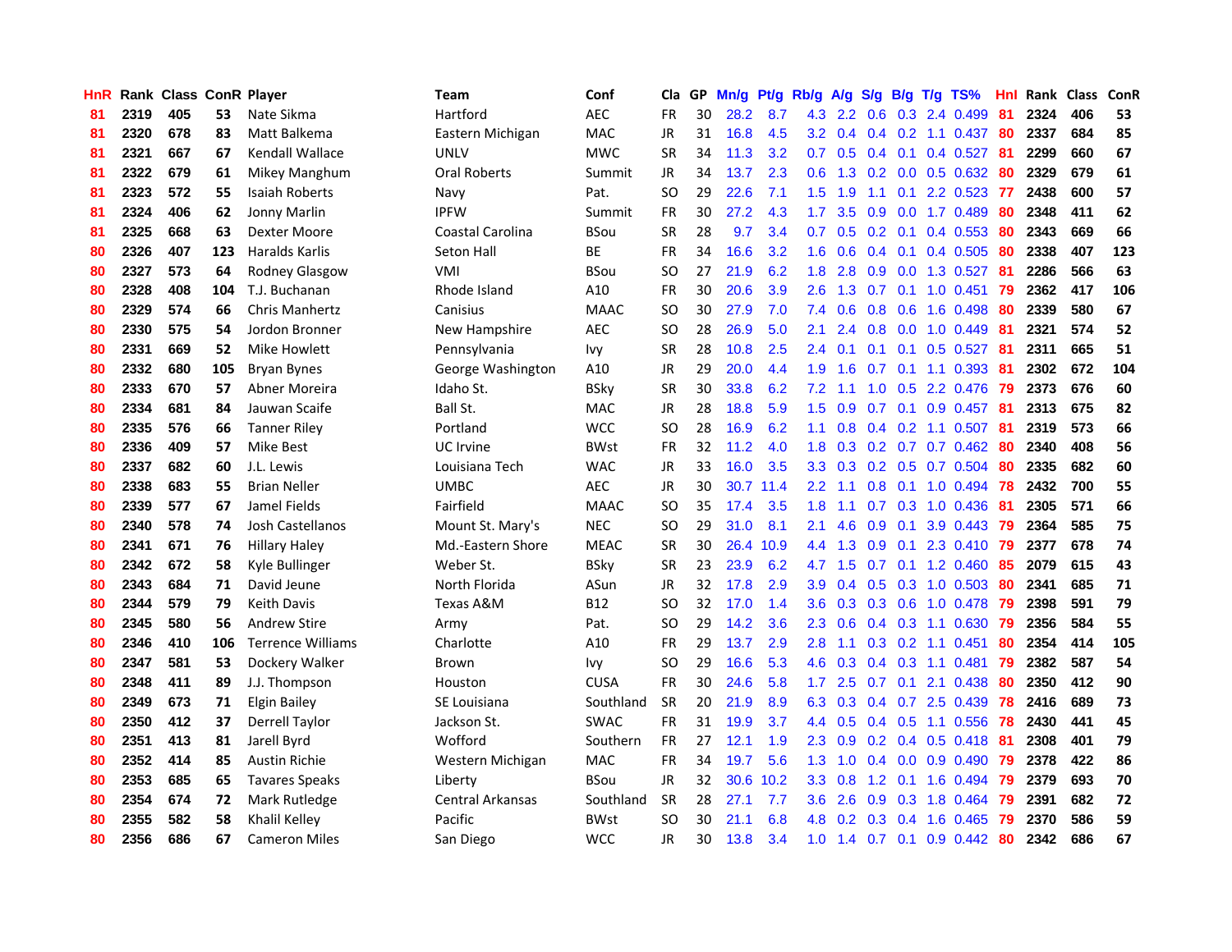| HnR | Rank | Class | ConR | Player | Team | Conf | Cla | GP | Mn/g | Pt/g | Rb/g | A/g | S/g | B/g | T/g | TS% | HnI | Rank | Class | ConR |
|---|---|---|---|---|---|---|---|---|---|---|---|---|---|---|---|---|---|---|---|---|
| 81 | 2319 | 405 | 53 | Nate Sikma | Hartford | AEC | FR | 30 | 28.2 | 8.7 | 4.3 | 2.2 | 0.6 | 0.3 | 2.4 | 0.499 | 81 | 2324 | 406 | 53 |
| 81 | 2320 | 678 | 83 | Matt Balkema | Eastern Michigan | MAC | JR | 31 | 16.8 | 4.5 | 3.2 | 0.4 | 0.4 | 0.2 | 1.1 | 0.437 | 80 | 2337 | 684 | 85 |
| 81 | 2321 | 667 | 67 | Kendall Wallace | UNLV | MWC | SR | 34 | 11.3 | 3.2 | 0.7 | 0.5 | 0.4 | 0.1 | 0.4 | 0.527 | 81 | 2299 | 660 | 67 |
| 81 | 2322 | 679 | 61 | Mikey Manghum | Oral Roberts | Summit | JR | 34 | 13.7 | 2.3 | 0.6 | 1.3 | 0.2 | 0.0 | 0.5 | 0.632 | 80 | 2329 | 679 | 61 |
| 81 | 2323 | 572 | 55 | Isaiah Roberts | Navy | Pat. | SO | 29 | 22.6 | 7.1 | 1.5 | 1.9 | 1.1 | 0.1 | 2.2 | 0.523 | 77 | 2438 | 600 | 57 |
| 81 | 2324 | 406 | 62 | Jonny Marlin | IPFW | Summit | FR | 30 | 27.2 | 4.3 | 1.7 | 3.5 | 0.9 | 0.0 | 1.7 | 0.489 | 80 | 2348 | 411 | 62 |
| 81 | 2325 | 668 | 63 | Dexter Moore | Coastal Carolina | BSou | SR | 28 | 9.7 | 3.4 | 0.7 | 0.5 | 0.2 | 0.1 | 0.4 | 0.553 | 80 | 2343 | 669 | 66 |
| 80 | 2326 | 407 | 123 | Haralds Karlis | Seton Hall | BE | FR | 34 | 16.6 | 3.2 | 1.6 | 0.6 | 0.4 | 0.1 | 0.4 | 0.505 | 80 | 2338 | 407 | 123 |
| 80 | 2327 | 573 | 64 | Rodney Glasgow | VMI | BSou | SO | 27 | 21.9 | 6.2 | 1.8 | 2.8 | 0.9 | 0.0 | 1.3 | 0.527 | 81 | 2286 | 566 | 63 |
| 80 | 2328 | 408 | 104 | T.J. Buchanan | Rhode Island | A10 | FR | 30 | 20.6 | 3.9 | 2.6 | 1.3 | 0.7 | 0.1 | 1.0 | 0.451 | 79 | 2362 | 417 | 106 |
| 80 | 2329 | 574 | 66 | Chris Manhertz | Canisius | MAAC | SO | 30 | 27.9 | 7.0 | 7.4 | 0.6 | 0.8 | 0.6 | 1.6 | 0.498 | 80 | 2339 | 580 | 67 |
| 80 | 2330 | 575 | 54 | Jordon Bronner | New Hampshire | AEC | SO | 28 | 26.9 | 5.0 | 2.1 | 2.4 | 0.8 | 0.0 | 1.0 | 0.449 | 81 | 2321 | 574 | 52 |
| 80 | 2331 | 669 | 52 | Mike Howlett | Pennsylvania | Ivy | SR | 28 | 10.8 | 2.5 | 2.4 | 0.1 | 0.1 | 0.1 | 0.5 | 0.527 | 81 | 2311 | 665 | 51 |
| 80 | 2332 | 680 | 105 | Bryan Bynes | George Washington | A10 | JR | 29 | 20.0 | 4.4 | 1.9 | 1.6 | 0.7 | 0.1 | 1.1 | 0.393 | 81 | 2302 | 672 | 104 |
| 80 | 2333 | 670 | 57 | Abner Moreira | Idaho St. | BSky | SR | 30 | 33.8 | 6.2 | 7.2 | 1.1 | 1.0 | 0.5 | 2.2 | 0.476 | 79 | 2373 | 676 | 60 |
| 80 | 2334 | 681 | 84 | Jauwan Scaife | Ball St. | MAC | JR | 28 | 18.8 | 5.9 | 1.5 | 0.9 | 0.7 | 0.1 | 0.9 | 0.457 | 81 | 2313 | 675 | 82 |
| 80 | 2335 | 576 | 66 | Tanner Riley | Portland | WCC | SO | 28 | 16.9 | 6.2 | 1.1 | 0.8 | 0.4 | 0.2 | 1.1 | 0.507 | 81 | 2319 | 573 | 66 |
| 80 | 2336 | 409 | 57 | Mike Best | UC Irvine | BWst | FR | 32 | 11.2 | 4.0 | 1.8 | 0.3 | 0.2 | 0.7 | 0.7 | 0.462 | 80 | 2340 | 408 | 56 |
| 80 | 2337 | 682 | 60 | J.L. Lewis | Louisiana Tech | WAC | JR | 33 | 16.0 | 3.5 | 3.3 | 0.3 | 0.2 | 0.5 | 0.7 | 0.504 | 80 | 2335 | 682 | 60 |
| 80 | 2338 | 683 | 55 | Brian Neller | UMBC | AEC | JR | 30 | 30.7 | 11.4 | 2.2 | 1.1 | 0.8 | 0.1 | 1.0 | 0.494 | 78 | 2432 | 700 | 55 |
| 80 | 2339 | 577 | 67 | Jamel Fields | Fairfield | MAAC | SO | 35 | 17.4 | 3.5 | 1.8 | 1.1 | 0.7 | 0.3 | 1.0 | 0.436 | 81 | 2305 | 571 | 66 |
| 80 | 2340 | 578 | 74 | Josh Castellanos | Mount St. Mary's | NEC | SO | 29 | 31.0 | 8.1 | 2.1 | 4.6 | 0.9 | 0.1 | 3.9 | 0.443 | 79 | 2364 | 585 | 75 |
| 80 | 2341 | 671 | 76 | Hillary Haley | Md.-Eastern Shore | MEAC | SR | 30 | 26.4 | 10.9 | 4.4 | 1.3 | 0.9 | 0.1 | 2.3 | 0.410 | 79 | 2377 | 678 | 74 |
| 80 | 2342 | 672 | 58 | Kyle Bullinger | Weber St. | BSky | SR | 23 | 23.9 | 6.2 | 4.7 | 1.5 | 0.7 | 0.1 | 1.2 | 0.460 | 85 | 2079 | 615 | 43 |
| 80 | 2343 | 684 | 71 | David Jeune | North Florida | ASun | JR | 32 | 17.8 | 2.9 | 3.9 | 0.4 | 0.5 | 0.3 | 1.0 | 0.503 | 80 | 2341 | 685 | 71 |
| 80 | 2344 | 579 | 79 | Keith Davis | Texas A&M | B12 | SO | 32 | 17.0 | 1.4 | 3.6 | 0.3 | 0.3 | 0.6 | 1.0 | 0.478 | 79 | 2398 | 591 | 79 |
| 80 | 2345 | 580 | 56 | Andrew Stire | Army | Pat. | SO | 29 | 14.2 | 3.6 | 2.3 | 0.6 | 0.4 | 0.3 | 1.1 | 0.630 | 79 | 2356 | 584 | 55 |
| 80 | 2346 | 410 | 106 | Terrence Williams | Charlotte | A10 | FR | 29 | 13.7 | 2.9 | 2.8 | 1.1 | 0.3 | 0.2 | 1.1 | 0.451 | 80 | 2354 | 414 | 105 |
| 80 | 2347 | 581 | 53 | Dockery Walker | Brown | Ivy | SO | 29 | 16.6 | 5.3 | 4.6 | 0.3 | 0.4 | 0.3 | 1.1 | 0.481 | 79 | 2382 | 587 | 54 |
| 80 | 2348 | 411 | 89 | J.J. Thompson | Houston | CUSA | FR | 30 | 24.6 | 5.8 | 1.7 | 2.5 | 0.7 | 0.1 | 2.1 | 0.438 | 80 | 2350 | 412 | 90 |
| 80 | 2349 | 673 | 71 | Elgin Bailey | SE Louisiana | Southland | SR | 20 | 21.9 | 8.9 | 6.3 | 0.3 | 0.4 | 0.7 | 2.5 | 0.439 | 78 | 2416 | 689 | 73 |
| 80 | 2350 | 412 | 37 | Derrell Taylor | Jackson St. | SWAC | FR | 31 | 19.9 | 3.7 | 4.4 | 0.5 | 0.4 | 0.5 | 1.1 | 0.556 | 78 | 2430 | 441 | 45 |
| 80 | 2351 | 413 | 81 | Jarell Byrd | Wofford | Southern | FR | 27 | 12.1 | 1.9 | 2.3 | 0.9 | 0.2 | 0.4 | 0.5 | 0.418 | 81 | 2308 | 401 | 79 |
| 80 | 2352 | 414 | 85 | Austin Richie | Western Michigan | MAC | FR | 34 | 19.7 | 5.6 | 1.3 | 1.0 | 0.4 | 0.0 | 0.9 | 0.490 | 79 | 2378 | 422 | 86 |
| 80 | 2353 | 685 | 65 | Tavares Speaks | Liberty | BSou | JR | 32 | 30.6 | 10.2 | 3.3 | 0.8 | 1.2 | 0.1 | 1.6 | 0.494 | 79 | 2379 | 693 | 70 |
| 80 | 2354 | 674 | 72 | Mark Rutledge | Central Arkansas | Southland | SR | 28 | 27.1 | 7.7 | 3.6 | 2.6 | 0.9 | 0.3 | 1.8 | 0.464 | 79 | 2391 | 682 | 72 |
| 80 | 2355 | 582 | 58 | Khalil Kelley | Pacific | BWst | SO | 30 | 21.1 | 6.8 | 4.8 | 0.2 | 0.3 | 0.4 | 1.6 | 0.465 | 79 | 2370 | 586 | 59 |
| 80 | 2356 | 686 | 67 | Cameron Miles | San Diego | WCC | JR | 30 | 13.8 | 3.4 | 1.0 | 1.4 | 0.7 | 0.1 | 0.9 | 0.442 | 80 | 2342 | 686 | 67 |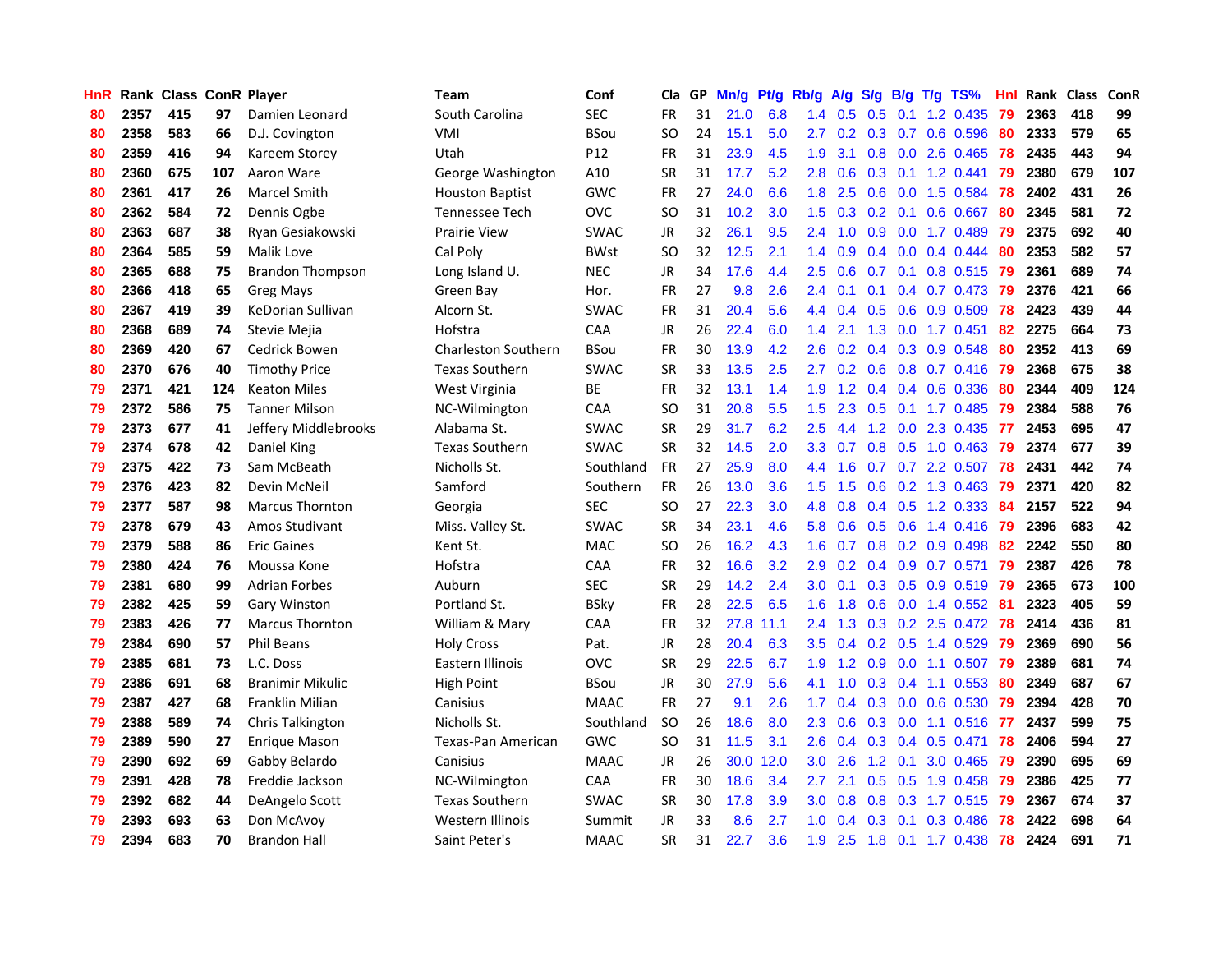| HnR | Rank | Class | ConR | Player | Team | Conf | Cla | GP | Mn/g | Pt/g | Rb/g | A/g | S/g | B/g | T/g | TS% | HnI | Rank | Class | ConR |
|---|---|---|---|---|---|---|---|---|---|---|---|---|---|---|---|---|---|---|---|---|
| 80 | 2357 | 415 | 97 | Damien Leonard | South Carolina | SEC | FR | 31 | 21.0 | 6.8 | 1.4 | 0.5 | 0.5 | 0.1 | 1.2 | 0.435 | 79 | 2363 | 418 | 99 |
| 80 | 2358 | 583 | 66 | D.J. Covington | VMI | BSou | SO | 24 | 15.1 | 5.0 | 2.7 | 0.2 | 0.3 | 0.7 | 0.6 | 0.596 | 80 | 2333 | 579 | 65 |
| 80 | 2359 | 416 | 94 | Kareem Storey | Utah | P12 | FR | 31 | 23.9 | 4.5 | 1.9 | 3.1 | 0.8 | 0.0 | 2.6 | 0.465 | 78 | 2435 | 443 | 94 |
| 80 | 2360 | 675 | 107 | Aaron Ware | George Washington | A10 | SR | 31 | 17.7 | 5.2 | 2.8 | 0.6 | 0.3 | 0.1 | 1.2 | 0.441 | 79 | 2380 | 679 | 107 |
| 80 | 2361 | 417 | 26 | Marcel Smith | Houston Baptist | GWC | FR | 27 | 24.0 | 6.6 | 1.8 | 2.5 | 0.6 | 0.0 | 1.5 | 0.584 | 78 | 2402 | 431 | 26 |
| 80 | 2362 | 584 | 72 | Dennis Ogbe | Tennessee Tech | OVC | SO | 31 | 10.2 | 3.0 | 1.5 | 0.3 | 0.2 | 0.1 | 0.6 | 0.667 | 80 | 2345 | 581 | 72 |
| 80 | 2363 | 687 | 38 | Ryan Gesiakowski | Prairie View | SWAC | JR | 32 | 26.1 | 9.5 | 2.4 | 1.0 | 0.9 | 0.0 | 1.7 | 0.489 | 79 | 2375 | 692 | 40 |
| 80 | 2364 | 585 | 59 | Malik Love | Cal Poly | BWst | SO | 32 | 12.5 | 2.1 | 1.4 | 0.9 | 0.4 | 0.0 | 0.4 | 0.444 | 80 | 2353 | 582 | 57 |
| 80 | 2365 | 688 | 75 | Brandon Thompson | Long Island U. | NEC | JR | 34 | 17.6 | 4.4 | 2.5 | 0.6 | 0.7 | 0.1 | 0.8 | 0.515 | 79 | 2361 | 689 | 74 |
| 80 | 2366 | 418 | 65 | Greg Mays | Green Bay | Hor. | FR | 27 | 9.8 | 2.6 | 2.4 | 0.1 | 0.1 | 0.4 | 0.7 | 0.473 | 79 | 2376 | 421 | 66 |
| 80 | 2367 | 419 | 39 | KeDorian Sullivan | Alcorn St. | SWAC | FR | 31 | 20.4 | 5.6 | 4.4 | 0.4 | 0.5 | 0.6 | 0.9 | 0.509 | 78 | 2423 | 439 | 44 |
| 80 | 2368 | 689 | 74 | Stevie Mejia | Hofstra | CAA | JR | 26 | 22.4 | 6.0 | 1.4 | 2.1 | 1.3 | 0.0 | 1.7 | 0.451 | 82 | 2275 | 664 | 73 |
| 80 | 2369 | 420 | 67 | Cedrick Bowen | Charleston Southern | BSou | FR | 30 | 13.9 | 4.2 | 2.6 | 0.2 | 0.4 | 0.3 | 0.9 | 0.548 | 80 | 2352 | 413 | 69 |
| 80 | 2370 | 676 | 40 | Timothy Price | Texas Southern | SWAC | SR | 33 | 13.5 | 2.5 | 2.7 | 0.2 | 0.6 | 0.8 | 0.7 | 0.416 | 79 | 2368 | 675 | 38 |
| 79 | 2371 | 421 | 124 | Keaton Miles | West Virginia | BE | FR | 32 | 13.1 | 1.4 | 1.9 | 1.2 | 0.4 | 0.4 | 0.6 | 0.336 | 80 | 2344 | 409 | 124 |
| 79 | 2372 | 586 | 75 | Tanner Milson | NC-Wilmington | CAA | SO | 31 | 20.8 | 5.5 | 1.5 | 2.3 | 0.5 | 0.1 | 1.7 | 0.485 | 79 | 2384 | 588 | 76 |
| 79 | 2373 | 677 | 41 | Jeffery Middlebrooks | Alabama St. | SWAC | SR | 29 | 31.7 | 6.2 | 2.5 | 4.4 | 1.2 | 0.0 | 2.3 | 0.435 | 77 | 2453 | 695 | 47 |
| 79 | 2374 | 678 | 42 | Daniel King | Texas Southern | SWAC | SR | 32 | 14.5 | 2.0 | 3.3 | 0.7 | 0.8 | 0.5 | 1.0 | 0.463 | 79 | 2374 | 677 | 39 |
| 79 | 2375 | 422 | 73 | Sam McBeath | Nicholls St. | Southland | FR | 27 | 25.9 | 8.0 | 4.4 | 1.6 | 0.7 | 0.7 | 2.2 | 0.507 | 78 | 2431 | 442 | 74 |
| 79 | 2376 | 423 | 82 | Devin McNeil | Samford | Southern | FR | 26 | 13.0 | 3.6 | 1.5 | 1.5 | 0.6 | 0.2 | 1.3 | 0.463 | 79 | 2371 | 420 | 82 |
| 79 | 2377 | 587 | 98 | Marcus Thornton | Georgia | SEC | SO | 27 | 22.3 | 3.0 | 4.8 | 0.8 | 0.4 | 0.5 | 1.2 | 0.333 | 84 | 2157 | 522 | 94 |
| 79 | 2378 | 679 | 43 | Amos Studivant | Miss. Valley St. | SWAC | SR | 34 | 23.1 | 4.6 | 5.8 | 0.6 | 0.5 | 0.6 | 1.4 | 0.416 | 79 | 2396 | 683 | 42 |
| 79 | 2379 | 588 | 86 | Eric Gaines | Kent St. | MAC | SO | 26 | 16.2 | 4.3 | 1.6 | 0.7 | 0.8 | 0.2 | 0.9 | 0.498 | 82 | 2242 | 550 | 80 |
| 79 | 2380 | 424 | 76 | Moussa Kone | Hofstra | CAA | FR | 32 | 16.6 | 3.2 | 2.9 | 0.2 | 0.4 | 0.9 | 0.7 | 0.571 | 79 | 2387 | 426 | 78 |
| 79 | 2381 | 680 | 99 | Adrian Forbes | Auburn | SEC | SR | 29 | 14.2 | 2.4 | 3.0 | 0.1 | 0.3 | 0.5 | 0.9 | 0.519 | 79 | 2365 | 673 | 100 |
| 79 | 2382 | 425 | 59 | Gary Winston | Portland St. | BSky | FR | 28 | 22.5 | 6.5 | 1.6 | 1.8 | 0.6 | 0.0 | 1.4 | 0.552 | 81 | 2323 | 405 | 59 |
| 79 | 2383 | 426 | 77 | Marcus Thornton | William & Mary | CAA | FR | 32 | 27.8 | 11.1 | 2.4 | 1.3 | 0.3 | 0.2 | 2.5 | 0.472 | 78 | 2414 | 436 | 81 |
| 79 | 2384 | 690 | 57 | Phil Beans | Holy Cross | Pat. | JR | 28 | 20.4 | 6.3 | 3.5 | 0.4 | 0.2 | 0.5 | 1.4 | 0.529 | 79 | 2369 | 690 | 56 |
| 79 | 2385 | 681 | 73 | L.C. Doss | Eastern Illinois | OVC | SR | 29 | 22.5 | 6.7 | 1.9 | 1.2 | 0.9 | 0.0 | 1.1 | 0.507 | 79 | 2389 | 681 | 74 |
| 79 | 2386 | 691 | 68 | Branimir Mikulic | High Point | BSou | JR | 30 | 27.9 | 5.6 | 4.1 | 1.0 | 0.3 | 0.4 | 1.1 | 0.553 | 80 | 2349 | 687 | 67 |
| 79 | 2387 | 427 | 68 | Franklin Milian | Canisius | MAAC | FR | 27 | 9.1 | 2.6 | 1.7 | 0.4 | 0.3 | 0.0 | 0.6 | 0.530 | 79 | 2394 | 428 | 70 |
| 79 | 2388 | 589 | 74 | Chris Talkington | Nicholls St. | Southland | SO | 26 | 18.6 | 8.0 | 2.3 | 0.6 | 0.3 | 0.0 | 1.1 | 0.516 | 77 | 2437 | 599 | 75 |
| 79 | 2389 | 590 | 27 | Enrique Mason | Texas-Pan American | GWC | SO | 31 | 11.5 | 3.1 | 2.6 | 0.4 | 0.3 | 0.4 | 0.5 | 0.471 | 78 | 2406 | 594 | 27 |
| 79 | 2390 | 692 | 69 | Gabby Belardo | Canisius | MAAC | JR | 26 | 30.0 | 12.0 | 3.0 | 2.6 | 1.2 | 0.1 | 3.0 | 0.465 | 79 | 2390 | 695 | 69 |
| 79 | 2391 | 428 | 78 | Freddie Jackson | NC-Wilmington | CAA | FR | 30 | 18.6 | 3.4 | 2.7 | 2.1 | 0.5 | 0.5 | 1.9 | 0.458 | 79 | 2386 | 425 | 77 |
| 79 | 2392 | 682 | 44 | DeAngelo Scott | Texas Southern | SWAC | SR | 30 | 17.8 | 3.9 | 3.0 | 0.8 | 0.8 | 0.3 | 1.7 | 0.515 | 79 | 2367 | 674 | 37 |
| 79 | 2393 | 693 | 63 | Don McAvoy | Western Illinois | Summit | JR | 33 | 8.6 | 2.7 | 1.0 | 0.4 | 0.3 | 0.1 | 0.3 | 0.486 | 78 | 2422 | 698 | 64 |
| 79 | 2394 | 683 | 70 | Brandon Hall | Saint Peter's | MAAC | SR | 31 | 22.7 | 3.6 | 1.9 | 2.5 | 1.8 | 0.1 | 1.7 | 0.438 | 78 | 2424 | 691 | 71 |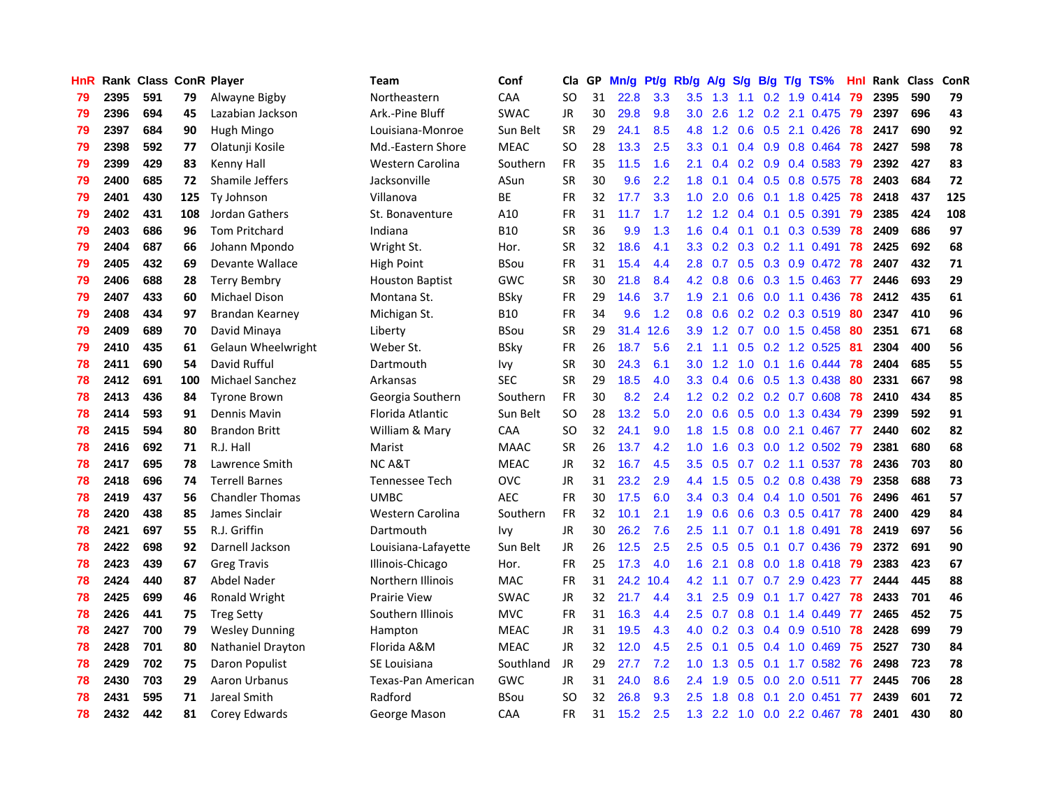| HnR | Rank | Class | ConR | Player | Team | Conf | Cla | GP | Mn/g | Pt/g | Rb/g | A/g | S/g | B/g | T/g | TS% | HnI | Rank | Class | ConR |
|---|---|---|---|---|---|---|---|---|---|---|---|---|---|---|---|---|---|---|---|---|
| 79 | 2395 | 591 | 79 | Alwayne Bigby | Northeastern | CAA | SO | 31 | 22.8 | 3.3 | 3.5 | 1.3 | 1.1 | 0.2 | 1.9 | 0.414 | 79 | 2395 | 590 | 79 |
| 79 | 2396 | 694 | 45 | Lazabian Jackson | Ark.-Pine Bluff | SWAC | JR | 30 | 29.8 | 9.8 | 3.0 | 2.6 | 1.2 | 0.2 | 2.1 | 0.475 | 79 | 2397 | 696 | 43 |
| 79 | 2397 | 684 | 90 | Hugh Mingo | Louisiana-Monroe | Sun Belt | SR | 29 | 24.1 | 8.5 | 4.8 | 1.2 | 0.6 | 0.5 | 2.1 | 0.426 | 78 | 2417 | 690 | 92 |
| 79 | 2398 | 592 | 77 | Olatunji Kosile | Md.-Eastern Shore | MEAC | SO | 28 | 13.3 | 2.5 | 3.3 | 0.1 | 0.4 | 0.9 | 0.8 | 0.464 | 78 | 2427 | 598 | 78 |
| 79 | 2399 | 429 | 83 | Kenny Hall | Western Carolina | Southern | FR | 35 | 11.5 | 1.6 | 2.1 | 0.4 | 0.2 | 0.9 | 0.4 | 0.583 | 79 | 2392 | 427 | 83 |
| 79 | 2400 | 685 | 72 | Shamile Jeffers | Jacksonville | ASun | SR | 30 | 9.6 | 2.2 | 1.8 | 0.1 | 0.4 | 0.5 | 0.8 | 0.575 | 78 | 2403 | 684 | 72 |
| 79 | 2401 | 430 | 125 | Ty Johnson | Villanova | BE | FR | 32 | 17.7 | 3.3 | 1.0 | 2.0 | 0.6 | 0.1 | 1.8 | 0.425 | 78 | 2418 | 437 | 125 |
| 79 | 2402 | 431 | 108 | Jordan Gathers | St. Bonaventure | A10 | FR | 31 | 11.7 | 1.7 | 1.2 | 1.2 | 0.4 | 0.1 | 0.5 | 0.391 | 79 | 2385 | 424 | 108 |
| 79 | 2403 | 686 | 96 | Tom Pritchard | Indiana | B10 | SR | 36 | 9.9 | 1.3 | 1.6 | 0.4 | 0.1 | 0.1 | 0.3 | 0.539 | 78 | 2409 | 686 | 97 |
| 79 | 2404 | 687 | 66 | Johann Mpondo | Wright St. | Hor. | SR | 32 | 18.6 | 4.1 | 3.3 | 0.2 | 0.3 | 0.2 | 1.1 | 0.491 | 78 | 2425 | 692 | 68 |
| 79 | 2405 | 432 | 69 | Devante Wallace | High Point | BSou | FR | 31 | 15.4 | 4.4 | 2.8 | 0.7 | 0.5 | 0.3 | 0.9 | 0.472 | 78 | 2407 | 432 | 71 |
| 79 | 2406 | 688 | 28 | Terry Bembry | Houston Baptist | GWC | SR | 30 | 21.8 | 8.4 | 4.2 | 0.8 | 0.6 | 0.3 | 1.5 | 0.463 | 77 | 2446 | 693 | 29 |
| 79 | 2407 | 433 | 60 | Michael Dison | Montana St. | BSky | FR | 29 | 14.6 | 3.7 | 1.9 | 2.1 | 0.6 | 0.0 | 1.1 | 0.436 | 78 | 2412 | 435 | 61 |
| 79 | 2408 | 434 | 97 | Brandan Kearney | Michigan St. | B10 | FR | 34 | 9.6 | 1.2 | 0.8 | 0.6 | 0.2 | 0.2 | 0.3 | 0.519 | 80 | 2347 | 410 | 96 |
| 79 | 2409 | 689 | 70 | David Minaya | Liberty | BSou | SR | 29 | 31.4 | 12.6 | 3.9 | 1.2 | 0.7 | 0.0 | 1.5 | 0.458 | 80 | 2351 | 671 | 68 |
| 79 | 2410 | 435 | 61 | Gelaun Wheelwright | Weber St. | BSky | FR | 26 | 18.7 | 5.6 | 2.1 | 1.1 | 0.5 | 0.2 | 1.2 | 0.525 | 81 | 2304 | 400 | 56 |
| 78 | 2411 | 690 | 54 | David Rufful | Dartmouth | Ivy | SR | 30 | 24.3 | 6.1 | 3.0 | 1.2 | 1.0 | 0.1 | 1.6 | 0.444 | 78 | 2404 | 685 | 55 |
| 78 | 2412 | 691 | 100 | Michael Sanchez | Arkansas | SEC | SR | 29 | 18.5 | 4.0 | 3.3 | 0.4 | 0.6 | 0.5 | 1.3 | 0.438 | 80 | 2331 | 667 | 98 |
| 78 | 2413 | 436 | 84 | Tyrone Brown | Georgia Southern | Southern | FR | 30 | 8.2 | 2.4 | 1.2 | 0.2 | 0.2 | 0.2 | 0.7 | 0.608 | 78 | 2410 | 434 | 85 |
| 78 | 2414 | 593 | 91 | Dennis Mavin | Florida Atlantic | Sun Belt | SO | 28 | 13.2 | 5.0 | 2.0 | 0.6 | 0.5 | 0.0 | 1.3 | 0.434 | 79 | 2399 | 592 | 91 |
| 78 | 2415 | 594 | 80 | Brandon Britt | William & Mary | CAA | SO | 32 | 24.1 | 9.0 | 1.8 | 1.5 | 0.8 | 0.0 | 2.1 | 0.467 | 77 | 2440 | 602 | 82 |
| 78 | 2416 | 692 | 71 | R.J. Hall | Marist | MAAC | SR | 26 | 13.7 | 4.2 | 1.0 | 1.6 | 0.3 | 0.0 | 1.2 | 0.502 | 79 | 2381 | 680 | 68 |
| 78 | 2417 | 695 | 78 | Lawrence Smith | NC A&T | MEAC | JR | 32 | 16.7 | 4.5 | 3.5 | 0.5 | 0.7 | 0.2 | 1.1 | 0.537 | 78 | 2436 | 703 | 80 |
| 78 | 2418 | 696 | 74 | Terrell Barnes | Tennessee Tech | OVC | JR | 31 | 23.2 | 2.9 | 4.4 | 1.5 | 0.5 | 0.2 | 0.8 | 0.438 | 79 | 2358 | 688 | 73 |
| 78 | 2419 | 437 | 56 | Chandler Thomas | UMBC | AEC | FR | 30 | 17.5 | 6.0 | 3.4 | 0.3 | 0.4 | 0.4 | 1.0 | 0.501 | 76 | 2496 | 461 | 57 |
| 78 | 2420 | 438 | 85 | James Sinclair | Western Carolina | Southern | FR | 32 | 10.1 | 2.1 | 1.9 | 0.6 | 0.6 | 0.3 | 0.5 | 0.417 | 78 | 2400 | 429 | 84 |
| 78 | 2421 | 697 | 55 | R.J. Griffin | Dartmouth | Ivy | JR | 30 | 26.2 | 7.6 | 2.5 | 1.1 | 0.7 | 0.1 | 1.8 | 0.491 | 78 | 2419 | 697 | 56 |
| 78 | 2422 | 698 | 92 | Darnell Jackson | Louisiana-Lafayette | Sun Belt | JR | 26 | 12.5 | 2.5 | 2.5 | 0.5 | 0.5 | 0.1 | 0.7 | 0.436 | 79 | 2372 | 691 | 90 |
| 78 | 2423 | 439 | 67 | Greg Travis | Illinois-Chicago | Hor. | FR | 25 | 17.3 | 4.0 | 1.6 | 2.1 | 0.8 | 0.0 | 1.8 | 0.418 | 79 | 2383 | 423 | 67 |
| 78 | 2424 | 440 | 87 | Abdel Nader | Northern Illinois | MAC | FR | 31 | 24.2 | 10.4 | 4.2 | 1.1 | 0.7 | 0.7 | 2.9 | 0.423 | 77 | 2444 | 445 | 88 |
| 78 | 2425 | 699 | 46 | Ronald Wright | Prairie View | SWAC | JR | 32 | 21.7 | 4.4 | 3.1 | 2.5 | 0.9 | 0.1 | 1.7 | 0.427 | 78 | 2433 | 701 | 46 |
| 78 | 2426 | 441 | 75 | Treg Setty | Southern Illinois | MVC | FR | 31 | 16.3 | 4.4 | 2.5 | 0.7 | 0.8 | 0.1 | 1.4 | 0.449 | 77 | 2465 | 452 | 75 |
| 78 | 2427 | 700 | 79 | Wesley Dunning | Hampton | MEAC | JR | 31 | 19.5 | 4.3 | 4.0 | 0.2 | 0.3 | 0.4 | 0.9 | 0.510 | 78 | 2428 | 699 | 79 |
| 78 | 2428 | 701 | 80 | Nathaniel Drayton | Florida A&M | MEAC | JR | 32 | 12.0 | 4.5 | 2.5 | 0.1 | 0.5 | 0.4 | 1.0 | 0.469 | 75 | 2527 | 730 | 84 |
| 78 | 2429 | 702 | 75 | Daron Populist | SE Louisiana | Southland | JR | 29 | 27.7 | 7.2 | 1.0 | 1.3 | 0.5 | 0.1 | 1.7 | 0.582 | 76 | 2498 | 723 | 78 |
| 78 | 2430 | 703 | 29 | Aaron Urbanus | Texas-Pan American | GWC | JR | 31 | 24.0 | 8.6 | 2.4 | 1.9 | 0.5 | 0.0 | 2.0 | 0.511 | 77 | 2445 | 706 | 28 |
| 78 | 2431 | 595 | 71 | Jareal Smith | Radford | BSou | SO | 32 | 26.8 | 9.3 | 2.5 | 1.8 | 0.8 | 0.1 | 2.0 | 0.451 | 77 | 2439 | 601 | 72 |
| 78 | 2432 | 442 | 81 | Corey Edwards | George Mason | CAA | FR | 31 | 15.2 | 2.5 | 1.3 | 2.2 | 1.0 | 0.0 | 2.2 | 0.467 | 78 | 2401 | 430 | 80 |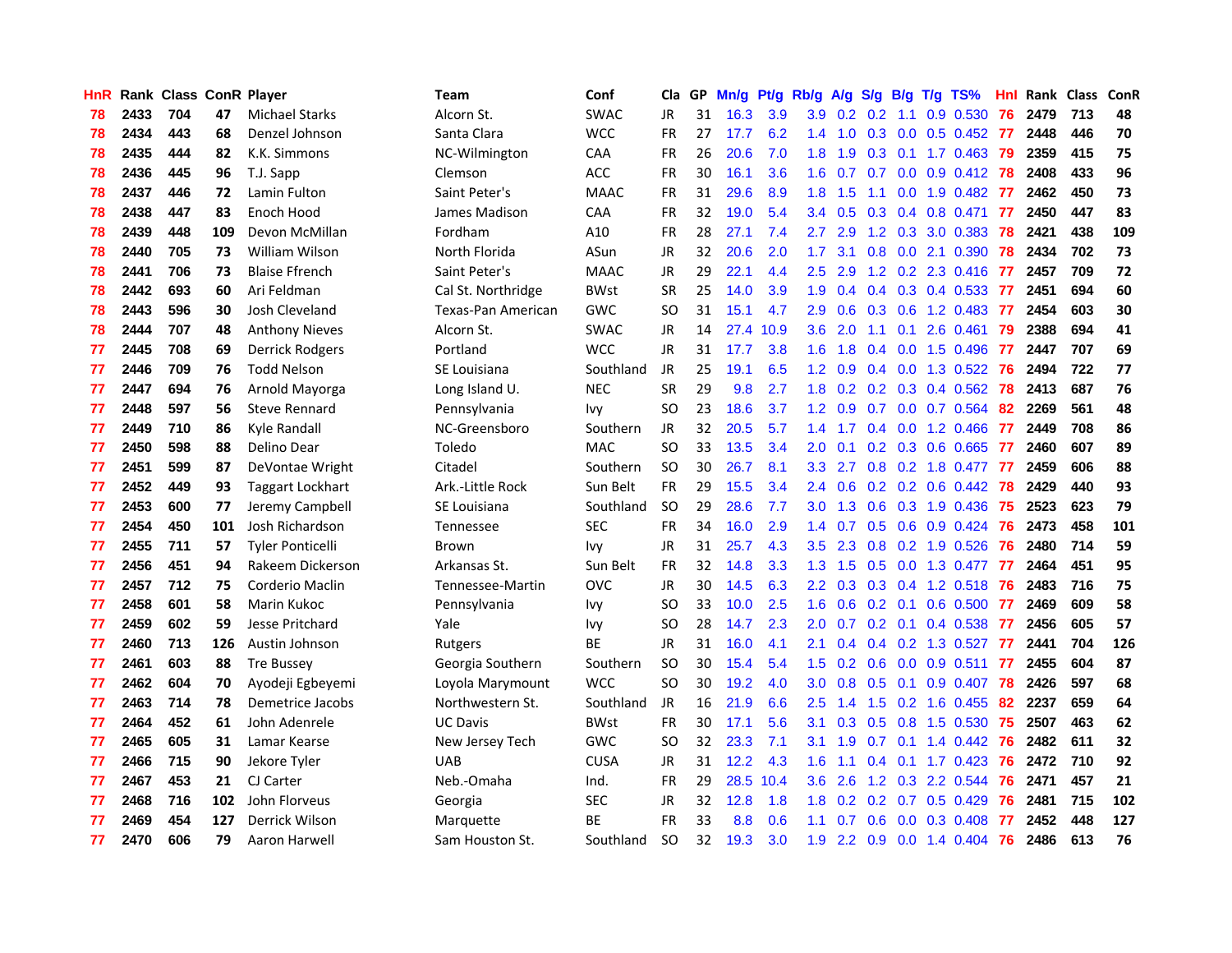| HnR | Rank | Class | ConR | Player | Team | Conf | Cla | GP | Mn/g | Pt/g | Rb/g | A/g | S/g | B/g | T/g | TS% | HnI | Rank | Class | ConR |
|---|---|---|---|---|---|---|---|---|---|---|---|---|---|---|---|---|---|---|---|---|
| 78 | 2433 | 704 | 47 | Michael Starks | Alcorn St. | SWAC | JR | 31 | 16.3 | 3.9 | 3.9 | 0.2 | 0.2 | 1.1 | 0.9 | 0.530 | 76 | 2479 | 713 | 48 |
| 78 | 2434 | 443 | 68 | Denzel Johnson | Santa Clara | WCC | FR | 27 | 17.7 | 6.2 | 1.4 | 1.0 | 0.3 | 0.0 | 0.5 | 0.452 | 77 | 2448 | 446 | 70 |
| 78 | 2435 | 444 | 82 | K.K. Simmons | NC-Wilmington | CAA | FR | 26 | 20.6 | 7.0 | 1.8 | 1.9 | 0.3 | 0.1 | 1.7 | 0.463 | 79 | 2359 | 415 | 75 |
| 78 | 2436 | 445 | 96 | T.J. Sapp | Clemson | ACC | FR | 30 | 16.1 | 3.6 | 1.6 | 0.7 | 0.7 | 0.0 | 0.9 | 0.412 | 78 | 2408 | 433 | 96 |
| 78 | 2437 | 446 | 72 | Lamin Fulton | Saint Peter's | MAAC | FR | 31 | 29.6 | 8.9 | 1.8 | 1.5 | 1.1 | 0.0 | 1.9 | 0.482 | 77 | 2462 | 450 | 73 |
| 78 | 2438 | 447 | 83 | Enoch Hood | James Madison | CAA | FR | 32 | 19.0 | 5.4 | 3.4 | 0.5 | 0.3 | 0.4 | 0.8 | 0.471 | 77 | 2450 | 447 | 83 |
| 78 | 2439 | 448 | 109 | Devon McMillan | Fordham | A10 | FR | 28 | 27.1 | 7.4 | 2.7 | 2.9 | 1.2 | 0.3 | 3.0 | 0.383 | 78 | 2421 | 438 | 109 |
| 78 | 2440 | 705 | 73 | William Wilson | North Florida | ASun | JR | 32 | 20.6 | 2.0 | 1.7 | 3.1 | 0.8 | 0.0 | 2.1 | 0.390 | 78 | 2434 | 702 | 73 |
| 78 | 2441 | 706 | 73 | Blaise Ffrench | Saint Peter's | MAAC | JR | 29 | 22.1 | 4.4 | 2.5 | 2.9 | 1.2 | 0.2 | 2.3 | 0.416 | 77 | 2457 | 709 | 72 |
| 78 | 2442 | 693 | 60 | Ari Feldman | Cal St. Northridge | BWst | SR | 25 | 14.0 | 3.9 | 1.9 | 0.4 | 0.4 | 0.3 | 0.4 | 0.533 | 77 | 2451 | 694 | 60 |
| 78 | 2443 | 596 | 30 | Josh Cleveland | Texas-Pan American | GWC | SO | 31 | 15.1 | 4.7 | 2.9 | 0.6 | 0.3 | 0.6 | 1.2 | 0.483 | 77 | 2454 | 603 | 30 |
| 78 | 2444 | 707 | 48 | Anthony Nieves | Alcorn St. | SWAC | JR | 14 | 27.4 | 10.9 | 3.6 | 2.0 | 1.1 | 0.1 | 2.6 | 0.461 | 79 | 2388 | 694 | 41 |
| 77 | 2445 | 708 | 69 | Derrick Rodgers | Portland | WCC | JR | 31 | 17.7 | 3.8 | 1.6 | 1.8 | 0.4 | 0.0 | 1.5 | 0.496 | 77 | 2447 | 707 | 69 |
| 77 | 2446 | 709 | 76 | Todd Nelson | SE Louisiana | Southland | JR | 25 | 19.1 | 6.5 | 1.2 | 0.9 | 0.4 | 0.0 | 1.3 | 0.522 | 76 | 2494 | 722 | 77 |
| 77 | 2447 | 694 | 76 | Arnold Mayorga | Long Island U. | NEC | SR | 29 | 9.8 | 2.7 | 1.8 | 0.2 | 0.2 | 0.3 | 0.4 | 0.562 | 78 | 2413 | 687 | 76 |
| 77 | 2448 | 597 | 56 | Steve Rennard | Pennsylvania | Ivy | SO | 23 | 18.6 | 3.7 | 1.2 | 0.9 | 0.7 | 0.0 | 0.7 | 0.564 | 82 | 2269 | 561 | 48 |
| 77 | 2449 | 710 | 86 | Kyle Randall | NC-Greensboro | Southern | JR | 32 | 20.5 | 5.7 | 1.4 | 1.7 | 0.4 | 0.0 | 1.2 | 0.466 | 77 | 2449 | 708 | 86 |
| 77 | 2450 | 598 | 88 | Delino Dear | Toledo | MAC | SO | 33 | 13.5 | 3.4 | 2.0 | 0.1 | 0.2 | 0.3 | 0.6 | 0.665 | 77 | 2460 | 607 | 89 |
| 77 | 2451 | 599 | 87 | DeVontae Wright | Citadel | Southern | SO | 30 | 26.7 | 8.1 | 3.3 | 2.7 | 0.8 | 0.2 | 1.8 | 0.477 | 77 | 2459 | 606 | 88 |
| 77 | 2452 | 449 | 93 | Taggart Lockhart | Ark.-Little Rock | Sun Belt | FR | 29 | 15.5 | 3.4 | 2.4 | 0.6 | 0.2 | 0.2 | 0.6 | 0.442 | 78 | 2429 | 440 | 93 |
| 77 | 2453 | 600 | 77 | Jeremy Campbell | SE Louisiana | Southland | SO | 29 | 28.6 | 7.7 | 3.0 | 1.3 | 0.6 | 0.3 | 1.9 | 0.436 | 75 | 2523 | 623 | 79 |
| 77 | 2454 | 450 | 101 | Josh Richardson | Tennessee | SEC | FR | 34 | 16.0 | 2.9 | 1.4 | 0.7 | 0.5 | 0.6 | 0.9 | 0.424 | 76 | 2473 | 458 | 101 |
| 77 | 2455 | 711 | 57 | Tyler Ponticelli | Brown | Ivy | JR | 31 | 25.7 | 4.3 | 3.5 | 2.3 | 0.8 | 0.2 | 1.9 | 0.526 | 76 | 2480 | 714 | 59 |
| 77 | 2456 | 451 | 94 | Rakeem Dickerson | Arkansas St. | Sun Belt | FR | 32 | 14.8 | 3.3 | 1.3 | 1.5 | 0.5 | 0.0 | 1.3 | 0.477 | 77 | 2464 | 451 | 95 |
| 77 | 2457 | 712 | 75 | Corderio Maclin | Tennessee-Martin | OVC | JR | 30 | 14.5 | 6.3 | 2.2 | 0.3 | 0.3 | 0.4 | 1.2 | 0.518 | 76 | 2483 | 716 | 75 |
| 77 | 2458 | 601 | 58 | Marin Kukoc | Pennsylvania | Ivy | SO | 33 | 10.0 | 2.5 | 1.6 | 0.6 | 0.2 | 0.1 | 0.6 | 0.500 | 77 | 2469 | 609 | 58 |
| 77 | 2459 | 602 | 59 | Jesse Pritchard | Yale | Ivy | SO | 28 | 14.7 | 2.3 | 2.0 | 0.7 | 0.2 | 0.1 | 0.4 | 0.538 | 77 | 2456 | 605 | 57 |
| 77 | 2460 | 713 | 126 | Austin Johnson | Rutgers | BE | JR | 31 | 16.0 | 4.1 | 2.1 | 0.4 | 0.4 | 0.2 | 1.3 | 0.527 | 77 | 2441 | 704 | 126 |
| 77 | 2461 | 603 | 88 | Tre Bussey | Georgia Southern | Southern | SO | 30 | 15.4 | 5.4 | 1.5 | 0.2 | 0.6 | 0.0 | 0.9 | 0.511 | 77 | 2455 | 604 | 87 |
| 77 | 2462 | 604 | 70 | Ayodeji Egbeyemi | Loyola Marymount | WCC | SO | 30 | 19.2 | 4.0 | 3.0 | 0.8 | 0.5 | 0.1 | 0.9 | 0.407 | 78 | 2426 | 597 | 68 |
| 77 | 2463 | 714 | 78 | Demetrice Jacobs | Northwestern St. | Southland | JR | 16 | 21.9 | 6.6 | 2.5 | 1.4 | 1.5 | 0.2 | 1.6 | 0.455 | 82 | 2237 | 659 | 64 |
| 77 | 2464 | 452 | 61 | John Adenrele | UC Davis | BWst | FR | 30 | 17.1 | 5.6 | 3.1 | 0.3 | 0.5 | 0.8 | 1.5 | 0.530 | 75 | 2507 | 463 | 62 |
| 77 | 2465 | 605 | 31 | Lamar Kearse | New Jersey Tech | GWC | SO | 32 | 23.3 | 7.1 | 3.1 | 1.9 | 0.7 | 0.1 | 1.4 | 0.442 | 76 | 2482 | 611 | 32 |
| 77 | 2466 | 715 | 90 | Jekore Tyler | UAB | CUSA | JR | 31 | 12.2 | 4.3 | 1.6 | 1.1 | 0.4 | 0.1 | 1.7 | 0.423 | 76 | 2472 | 710 | 92 |
| 77 | 2467 | 453 | 21 | CJ Carter | Neb.-Omaha | Ind. | FR | 29 | 28.5 | 10.4 | 3.6 | 2.6 | 1.2 | 0.3 | 2.2 | 0.544 | 76 | 2471 | 457 | 21 |
| 77 | 2468 | 716 | 102 | John Florveus | Georgia | SEC | JR | 32 | 12.8 | 1.8 | 1.8 | 0.2 | 0.2 | 0.7 | 0.5 | 0.429 | 76 | 2481 | 715 | 102 |
| 77 | 2469 | 454 | 127 | Derrick Wilson | Marquette | BE | FR | 33 | 8.8 | 0.6 | 1.1 | 0.7 | 0.6 | 0.0 | 0.3 | 0.408 | 77 | 2452 | 448 | 127 |
| 77 | 2470 | 606 | 79 | Aaron Harwell | Sam Houston St. | Southland | SO | 32 | 19.3 | 3.0 | 1.9 | 2.2 | 0.9 | 0.0 | 1.4 | 0.404 | 76 | 2486 | 613 | 76 |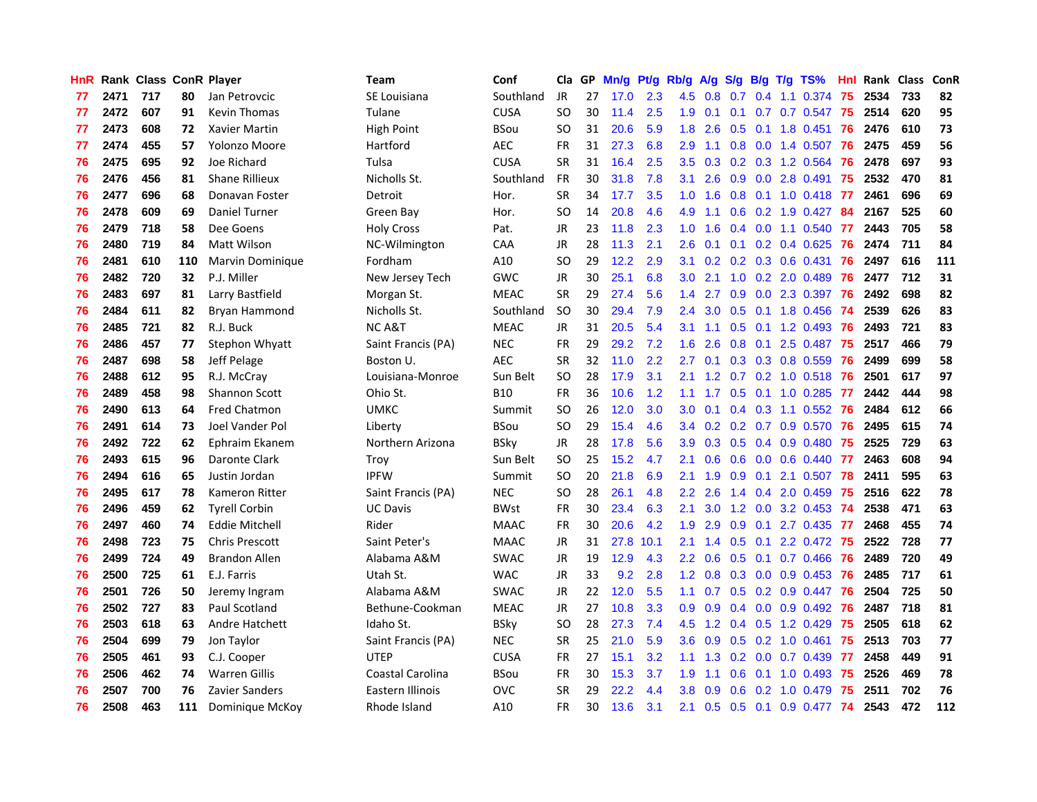| HnR | Rank | Class | ConR | Player | Team | Conf | Cla | GP | Mn/g | Pt/g | Rb/g | A/g | S/g | B/g | T/g | TS% | HnI | Rank | Class | ConR |
|---|---|---|---|---|---|---|---|---|---|---|---|---|---|---|---|---|---|---|---|---|
| 77 | 2471 | 717 | 80 | Jan Petrovcic | SE Louisiana | Southland | JR | 27 | 17.0 | 2.3 | 4.5 | 0.8 | 0.7 | 0.4 | 1.1 | 0.374 | 75 | 2534 | 733 | 82 |
| 77 | 2472 | 607 | 91 | Kevin Thomas | Tulane | CUSA | SO | 30 | 11.4 | 2.5 | 1.9 | 0.1 | 0.1 | 0.7 | 0.7 | 0.547 | 75 | 2514 | 620 | 95 |
| 77 | 2473 | 608 | 72 | Xavier Martin | High Point | BSou | SO | 31 | 20.6 | 5.9 | 1.8 | 2.6 | 0.5 | 0.1 | 1.8 | 0.451 | 76 | 2476 | 610 | 73 |
| 77 | 2474 | 455 | 57 | Yolonzo Moore | Hartford | AEC | FR | 31 | 27.3 | 6.8 | 2.9 | 1.1 | 0.8 | 0.0 | 1.4 | 0.507 | 76 | 2475 | 459 | 56 |
| 76 | 2475 | 695 | 92 | Joe Richard | Tulsa | CUSA | SR | 31 | 16.4 | 2.5 | 3.5 | 0.3 | 0.2 | 0.3 | 1.2 | 0.564 | 76 | 2478 | 697 | 93 |
| 76 | 2476 | 456 | 81 | Shane Rillieux | Nicholls St. | Southland | FR | 30 | 31.8 | 7.8 | 3.1 | 2.6 | 0.9 | 0.0 | 2.8 | 0.491 | 75 | 2532 | 470 | 81 |
| 76 | 2477 | 696 | 68 | Donavan Foster | Detroit | Hor. | SR | 34 | 17.7 | 3.5 | 1.0 | 1.6 | 0.8 | 0.1 | 1.0 | 0.418 | 77 | 2461 | 696 | 69 |
| 76 | 2478 | 609 | 69 | Daniel Turner | Green Bay | Hor. | SO | 14 | 20.8 | 4.6 | 4.9 | 1.1 | 0.6 | 0.2 | 1.9 | 0.427 | 84 | 2167 | 525 | 60 |
| 76 | 2479 | 718 | 58 | Dee Goens | Holy Cross | Pat. | JR | 23 | 11.8 | 2.3 | 1.0 | 1.6 | 0.4 | 0.0 | 1.1 | 0.540 | 77 | 2443 | 705 | 58 |
| 76 | 2480 | 719 | 84 | Matt Wilson | NC-Wilmington | CAA | JR | 28 | 11.3 | 2.1 | 2.6 | 0.1 | 0.1 | 0.2 | 0.4 | 0.625 | 76 | 2474 | 711 | 84 |
| 76 | 2481 | 610 | 110 | Marvin Dominique | Fordham | A10 | SO | 29 | 12.2 | 2.9 | 3.1 | 0.2 | 0.2 | 0.3 | 0.6 | 0.431 | 76 | 2497 | 616 | 111 |
| 76 | 2482 | 720 | 32 | P.J. Miller | New Jersey Tech | GWC | JR | 30 | 25.1 | 6.8 | 3.0 | 2.1 | 1.0 | 0.2 | 2.0 | 0.489 | 76 | 2477 | 712 | 31 |
| 76 | 2483 | 697 | 81 | Larry Bastfield | Morgan St. | MEAC | SR | 29 | 27.4 | 5.6 | 1.4 | 2.7 | 0.9 | 0.0 | 2.3 | 0.397 | 76 | 2492 | 698 | 82 |
| 76 | 2484 | 611 | 82 | Bryan Hammond | Nicholls St. | Southland | SO | 30 | 29.4 | 7.9 | 2.4 | 3.0 | 0.5 | 0.1 | 1.8 | 0.456 | 74 | 2539 | 626 | 83 |
| 76 | 2485 | 721 | 82 | R.J. Buck | NC A&T | MEAC | JR | 31 | 20.5 | 5.4 | 3.1 | 1.1 | 0.5 | 0.1 | 1.2 | 0.493 | 76 | 2493 | 721 | 83 |
| 76 | 2486 | 457 | 77 | Stephon Whyatt | Saint Francis (PA) | NEC | FR | 29 | 29.2 | 7.2 | 1.6 | 2.6 | 0.8 | 0.1 | 2.5 | 0.487 | 75 | 2517 | 466 | 79 |
| 76 | 2487 | 698 | 58 | Jeff Pelage | Boston U. | AEC | SR | 32 | 11.0 | 2.2 | 2.7 | 0.1 | 0.3 | 0.3 | 0.8 | 0.559 | 76 | 2499 | 699 | 58 |
| 76 | 2488 | 612 | 95 | R.J. McCray | Louisiana-Monroe | Sun Belt | SO | 28 | 17.9 | 3.1 | 2.1 | 1.2 | 0.7 | 0.2 | 1.0 | 0.518 | 76 | 2501 | 617 | 97 |
| 76 | 2489 | 458 | 98 | Shannon Scott | Ohio St. | B10 | FR | 36 | 10.6 | 1.2 | 1.1 | 1.7 | 0.5 | 0.1 | 1.0 | 0.285 | 77 | 2442 | 444 | 98 |
| 76 | 2490 | 613 | 64 | Fred Chatmon | UMKC | Summit | SO | 26 | 12.0 | 3.0 | 3.0 | 0.1 | 0.4 | 0.3 | 1.1 | 0.552 | 76 | 2484 | 612 | 66 |
| 76 | 2491 | 614 | 73 | Joel Vander Pol | Liberty | BSou | SO | 29 | 15.4 | 4.6 | 3.4 | 0.2 | 0.2 | 0.7 | 0.9 | 0.570 | 76 | 2495 | 615 | 74 |
| 76 | 2492 | 722 | 62 | Ephraim Ekanem | Northern Arizona | BSky | JR | 28 | 17.8 | 5.6 | 3.9 | 0.3 | 0.5 | 0.4 | 0.9 | 0.480 | 75 | 2525 | 729 | 63 |
| 76 | 2493 | 615 | 96 | Daronte Clark | Troy | Sun Belt | SO | 25 | 15.2 | 4.7 | 2.1 | 0.6 | 0.6 | 0.0 | 0.6 | 0.440 | 77 | 2463 | 608 | 94 |
| 76 | 2494 | 616 | 65 | Justin Jordan | IPFW | Summit | SO | 20 | 21.8 | 6.9 | 2.1 | 1.9 | 0.9 | 0.1 | 2.1 | 0.507 | 78 | 2411 | 595 | 63 |
| 76 | 2495 | 617 | 78 | Kameron Ritter | Saint Francis (PA) | NEC | SO | 28 | 26.1 | 4.8 | 2.2 | 2.6 | 1.4 | 0.4 | 2.0 | 0.459 | 75 | 2516 | 622 | 78 |
| 76 | 2496 | 459 | 62 | Tyrell Corbin | UC Davis | BWst | FR | 30 | 23.4 | 6.3 | 2.1 | 3.0 | 1.2 | 0.0 | 3.2 | 0.453 | 74 | 2538 | 471 | 63 |
| 76 | 2497 | 460 | 74 | Eddie Mitchell | Rider | MAAC | FR | 30 | 20.6 | 4.2 | 1.9 | 2.9 | 0.9 | 0.1 | 2.7 | 0.435 | 77 | 2468 | 455 | 74 |
| 76 | 2498 | 723 | 75 | Chris Prescott | Saint Peter's | MAAC | JR | 31 | 27.8 | 10.1 | 2.1 | 1.4 | 0.5 | 0.1 | 2.2 | 0.472 | 75 | 2522 | 728 | 77 |
| 76 | 2499 | 724 | 49 | Brandon Allen | Alabama A&M | SWAC | JR | 19 | 12.9 | 4.3 | 2.2 | 0.6 | 0.5 | 0.1 | 0.7 | 0.466 | 76 | 2489 | 720 | 49 |
| 76 | 2500 | 725 | 61 | E.J. Farris | Utah St. | WAC | JR | 33 | 9.2 | 2.8 | 1.2 | 0.8 | 0.3 | 0.0 | 0.9 | 0.453 | 76 | 2485 | 717 | 61 |
| 76 | 2501 | 726 | 50 | Jeremy Ingram | Alabama A&M | SWAC | JR | 22 | 12.0 | 5.5 | 1.1 | 0.7 | 0.5 | 0.2 | 0.9 | 0.447 | 76 | 2504 | 725 | 50 |
| 76 | 2502 | 727 | 83 | Paul Scotland | Bethune-Cookman | MEAC | JR | 27 | 10.8 | 3.3 | 0.9 | 0.9 | 0.4 | 0.0 | 0.9 | 0.492 | 76 | 2487 | 718 | 81 |
| 76 | 2503 | 618 | 63 | Andre Hatchett | Idaho St. | BSky | SO | 28 | 27.3 | 7.4 | 4.5 | 1.2 | 0.4 | 0.5 | 1.2 | 0.429 | 75 | 2505 | 618 | 62 |
| 76 | 2504 | 699 | 79 | Jon Taylor | Saint Francis (PA) | NEC | SR | 25 | 21.0 | 5.9 | 3.6 | 0.9 | 0.5 | 0.2 | 1.0 | 0.461 | 75 | 2513 | 703 | 77 |
| 76 | 2505 | 461 | 93 | C.J. Cooper | UTEP | CUSA | FR | 27 | 15.1 | 3.2 | 1.1 | 1.3 | 0.2 | 0.0 | 0.7 | 0.439 | 77 | 2458 | 449 | 91 |
| 76 | 2506 | 462 | 74 | Warren Gillis | Coastal Carolina | BSou | FR | 30 | 15.3 | 3.7 | 1.9 | 1.1 | 0.6 | 0.1 | 1.0 | 0.493 | 75 | 2526 | 469 | 78 |
| 76 | 2507 | 700 | 76 | Zavier Sanders | Eastern Illinois | OVC | SR | 29 | 22.2 | 4.4 | 3.8 | 0.9 | 0.6 | 0.2 | 1.0 | 0.479 | 75 | 2511 | 702 | 76 |
| 76 | 2508 | 463 | 111 | Dominique McKoy | Rhode Island | A10 | FR | 30 | 13.6 | 3.1 | 2.1 | 0.5 | 0.5 | 0.1 | 0.9 | 0.477 | 74 | 2543 | 472 | 112 |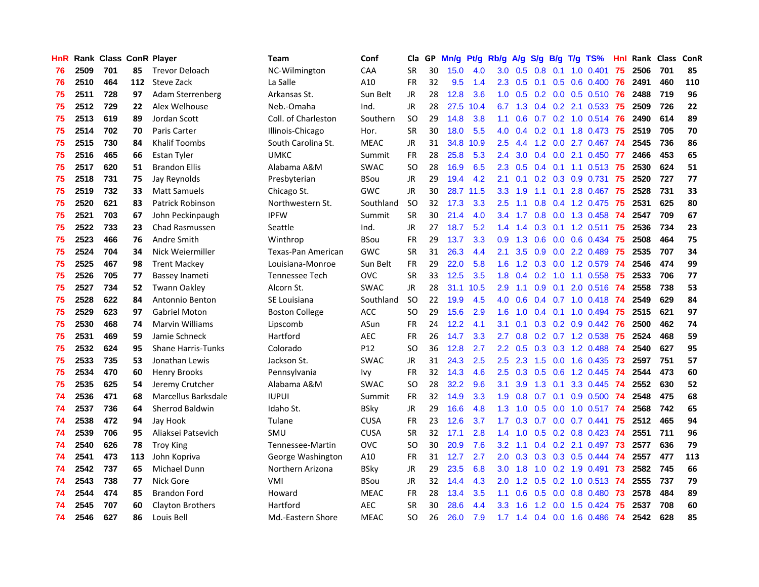| HnR | Rank | Class | ConR | Player | Team | Conf | Cla | GP | Mn/g | Pt/g | Rb/g | A/g | S/g | B/g | T/g | TS% | HnI | Rank | Class | ConR |
|---|---|---|---|---|---|---|---|---|---|---|---|---|---|---|---|---|---|---|---|---|
| 76 | 2509 | 701 | 85 | Trevor Deloach | NC-Wilmington | CAA | SR | 30 | 15.0 | 4.0 | 3.0 | 0.5 | 0.8 | 0.1 | 1.0 | 0.401 | 75 | 2506 | 701 | 85 |
| 76 | 2510 | 464 | 112 | Steve Zack | La Salle | A10 | FR | 32 | 9.5 | 1.4 | 2.3 | 0.5 | 0.1 | 0.5 | 0.6 | 0.400 | 76 | 2491 | 460 | 110 |
| 75 | 2511 | 728 | 97 | Adam Sterrenberg | Arkansas St. | Sun Belt | JR | 28 | 12.8 | 3.6 | 1.0 | 0.5 | 0.2 | 0.0 | 0.5 | 0.510 | 76 | 2488 | 719 | 96 |
| 75 | 2512 | 729 | 22 | Alex Welhouse | Neb.-Omaha | Ind. | JR | 28 | 27.5 | 10.4 | 6.7 | 1.3 | 0.4 | 0.2 | 2.1 | 0.533 | 75 | 2509 | 726 | 22 |
| 75 | 2513 | 619 | 89 | Jordan Scott | Coll. of Charleston | Southern | SO | 29 | 14.8 | 3.8 | 1.1 | 0.6 | 0.7 | 0.2 | 1.0 | 0.514 | 76 | 2490 | 614 | 89 |
| 75 | 2514 | 702 | 70 | Paris Carter | Illinois-Chicago | Hor. | SR | 30 | 18.0 | 5.5 | 4.0 | 0.4 | 0.2 | 0.1 | 1.8 | 0.473 | 75 | 2519 | 705 | 70 |
| 75 | 2515 | 730 | 84 | Khalif Toombs | South Carolina St. | MEAC | JR | 31 | 34.8 | 10.9 | 2.5 | 4.4 | 1.2 | 0.0 | 2.7 | 0.467 | 74 | 2545 | 736 | 86 |
| 75 | 2516 | 465 | 66 | Estan Tyler | UMKC | Summit | FR | 28 | 25.8 | 5.3 | 2.4 | 3.0 | 0.4 | 0.0 | 2.1 | 0.450 | 77 | 2466 | 453 | 65 |
| 75 | 2517 | 620 | 51 | Brandon Ellis | Alabama A&M | SWAC | SO | 28 | 16.9 | 6.5 | 2.3 | 0.5 | 0.4 | 0.1 | 1.1 | 0.513 | 75 | 2530 | 624 | 51 |
| 75 | 2518 | 731 | 75 | Jay Reynolds | Presbyterian | BSou | JR | 29 | 19.4 | 4.2 | 2.1 | 0.1 | 0.2 | 0.3 | 0.9 | 0.731 | 75 | 2520 | 727 | 77 |
| 75 | 2519 | 732 | 33 | Matt Samuels | Chicago St. | GWC | JR | 30 | 28.7 | 11.5 | 3.3 | 1.9 | 1.1 | 0.1 | 2.8 | 0.467 | 75 | 2528 | 731 | 33 |
| 75 | 2520 | 621 | 83 | Patrick Robinson | Northwestern St. | Southland | SO | 32 | 17.3 | 3.3 | 2.5 | 1.1 | 0.8 | 0.4 | 1.2 | 0.475 | 75 | 2531 | 625 | 80 |
| 75 | 2521 | 703 | 67 | John Peckinpaugh | IPFW | Summit | SR | 30 | 21.4 | 4.0 | 3.4 | 1.7 | 0.8 | 0.0 | 1.3 | 0.458 | 74 | 2547 | 709 | 67 |
| 75 | 2522 | 733 | 23 | Chad Rasmussen | Seattle | Ind. | JR | 27 | 18.7 | 5.2 | 1.4 | 1.4 | 0.3 | 0.1 | 1.2 | 0.511 | 75 | 2536 | 734 | 23 |
| 75 | 2523 | 466 | 76 | Andre Smith | Winthrop | BSou | FR | 29 | 13.7 | 3.3 | 0.9 | 1.3 | 0.6 | 0.0 | 0.6 | 0.434 | 75 | 2508 | 464 | 75 |
| 75 | 2524 | 704 | 34 | Nick Weiermiller | Texas-Pan American | GWC | SR | 31 | 26.3 | 4.4 | 2.1 | 3.5 | 0.9 | 0.0 | 2.2 | 0.489 | 75 | 2535 | 707 | 34 |
| 75 | 2525 | 467 | 98 | Trent Mackey | Louisiana-Monroe | Sun Belt | FR | 29 | 22.0 | 5.8 | 1.6 | 1.2 | 0.3 | 0.0 | 1.2 | 0.579 | 74 | 2546 | 474 | 99 |
| 75 | 2526 | 705 | 77 | Bassey Inameti | Tennessee Tech | OVC | SR | 33 | 12.5 | 3.5 | 1.8 | 0.4 | 0.2 | 1.0 | 1.1 | 0.558 | 75 | 2533 | 706 | 77 |
| 75 | 2527 | 734 | 52 | Twann Oakley | Alcorn St. | SWAC | JR | 28 | 31.1 | 10.5 | 2.9 | 1.1 | 0.9 | 0.1 | 2.0 | 0.516 | 74 | 2558 | 738 | 53 |
| 75 | 2528 | 622 | 84 | Antonnio Benton | SE Louisiana | Southland | SO | 22 | 19.9 | 4.5 | 4.0 | 0.6 | 0.4 | 0.7 | 1.0 | 0.418 | 74 | 2549 | 629 | 84 |
| 75 | 2529 | 623 | 97 | Gabriel Moton | Boston College | ACC | SO | 29 | 15.6 | 2.9 | 1.6 | 1.0 | 0.4 | 0.1 | 1.0 | 0.494 | 75 | 2515 | 621 | 97 |
| 75 | 2530 | 468 | 74 | Marvin Williams | Lipscomb | ASun | FR | 24 | 12.2 | 4.1 | 3.1 | 0.1 | 0.3 | 0.2 | 0.9 | 0.442 | 76 | 2500 | 462 | 74 |
| 75 | 2531 | 469 | 59 | Jamie Schneck | Hartford | AEC | FR | 26 | 14.7 | 3.3 | 2.7 | 0.8 | 0.2 | 0.7 | 1.2 | 0.538 | 75 | 2524 | 468 | 59 |
| 75 | 2532 | 624 | 95 | Shane Harris-Tunks | Colorado | P12 | SO | 36 | 12.8 | 2.7 | 2.2 | 0.5 | 0.3 | 0.3 | 1.2 | 0.488 | 74 | 2540 | 627 | 95 |
| 75 | 2533 | 735 | 53 | Jonathan Lewis | Jackson St. | SWAC | JR | 31 | 24.3 | 2.5 | 2.5 | 2.3 | 1.5 | 0.0 | 1.6 | 0.435 | 73 | 2597 | 751 | 57 |
| 75 | 2534 | 470 | 60 | Henry Brooks | Pennsylvania | Ivy | FR | 32 | 14.3 | 4.6 | 2.5 | 0.3 | 0.5 | 0.6 | 1.2 | 0.445 | 74 | 2544 | 473 | 60 |
| 75 | 2535 | 625 | 54 | Jeremy Crutcher | Alabama A&M | SWAC | SO | 28 | 32.2 | 9.6 | 3.1 | 3.9 | 1.3 | 0.1 | 3.3 | 0.445 | 74 | 2552 | 630 | 52 |
| 74 | 2536 | 471 | 68 | Marcellus Barksdale | IUPUI | Summit | FR | 32 | 14.9 | 3.3 | 1.9 | 0.8 | 0.7 | 0.1 | 0.9 | 0.500 | 74 | 2548 | 475 | 68 |
| 74 | 2537 | 736 | 64 | Sherrod Baldwin | Idaho St. | BSky | JR | 29 | 16.6 | 4.8 | 1.3 | 1.0 | 0.5 | 0.0 | 1.0 | 0.517 | 74 | 2568 | 742 | 65 |
| 74 | 2538 | 472 | 94 | Jay Hook | Tulane | CUSA | FR | 23 | 12.6 | 3.7 | 1.7 | 0.3 | 0.7 | 0.0 | 0.7 | 0.441 | 75 | 2512 | 465 | 94 |
| 74 | 2539 | 706 | 95 | Aliaksei Patsevich | SMU | CUSA | SR | 32 | 17.1 | 2.8 | 1.4 | 1.0 | 0.5 | 0.2 | 0.8 | 0.423 | 74 | 2551 | 711 | 96 |
| 74 | 2540 | 626 | 78 | Troy King | Tennessee-Martin | OVC | SO | 30 | 20.9 | 7.6 | 3.2 | 1.1 | 0.4 | 0.2 | 2.1 | 0.497 | 73 | 2577 | 636 | 79 |
| 74 | 2541 | 473 | 113 | John Kopriva | George Washington | A10 | FR | 31 | 12.7 | 2.7 | 2.0 | 0.3 | 0.3 | 0.3 | 0.5 | 0.444 | 74 | 2557 | 477 | 113 |
| 74 | 2542 | 737 | 65 | Michael Dunn | Northern Arizona | BSky | JR | 29 | 23.5 | 6.8 | 3.0 | 1.8 | 1.0 | 0.2 | 1.9 | 0.491 | 73 | 2582 | 745 | 66 |
| 74 | 2543 | 738 | 77 | Nick Gore | VMI | BSou | JR | 32 | 14.4 | 4.3 | 2.0 | 1.2 | 0.5 | 0.2 | 1.0 | 0.513 | 74 | 2555 | 737 | 79 |
| 74 | 2544 | 474 | 85 | Brandon Ford | Howard | MEAC | FR | 28 | 13.4 | 3.5 | 1.1 | 0.6 | 0.5 | 0.0 | 0.8 | 0.480 | 73 | 2578 | 484 | 89 |
| 74 | 2545 | 707 | 60 | Clayton Brothers | Hartford | AEC | SR | 30 | 28.6 | 4.4 | 3.3 | 1.6 | 1.2 | 0.0 | 1.5 | 0.424 | 75 | 2537 | 708 | 60 |
| 74 | 2546 | 627 | 86 | Louis Bell | Md.-Eastern Shore | MEAC | SO | 26 | 26.0 | 7.9 | 1.7 | 1.4 | 0.4 | 0.0 | 1.6 | 0.486 | 74 | 2542 | 628 | 85 |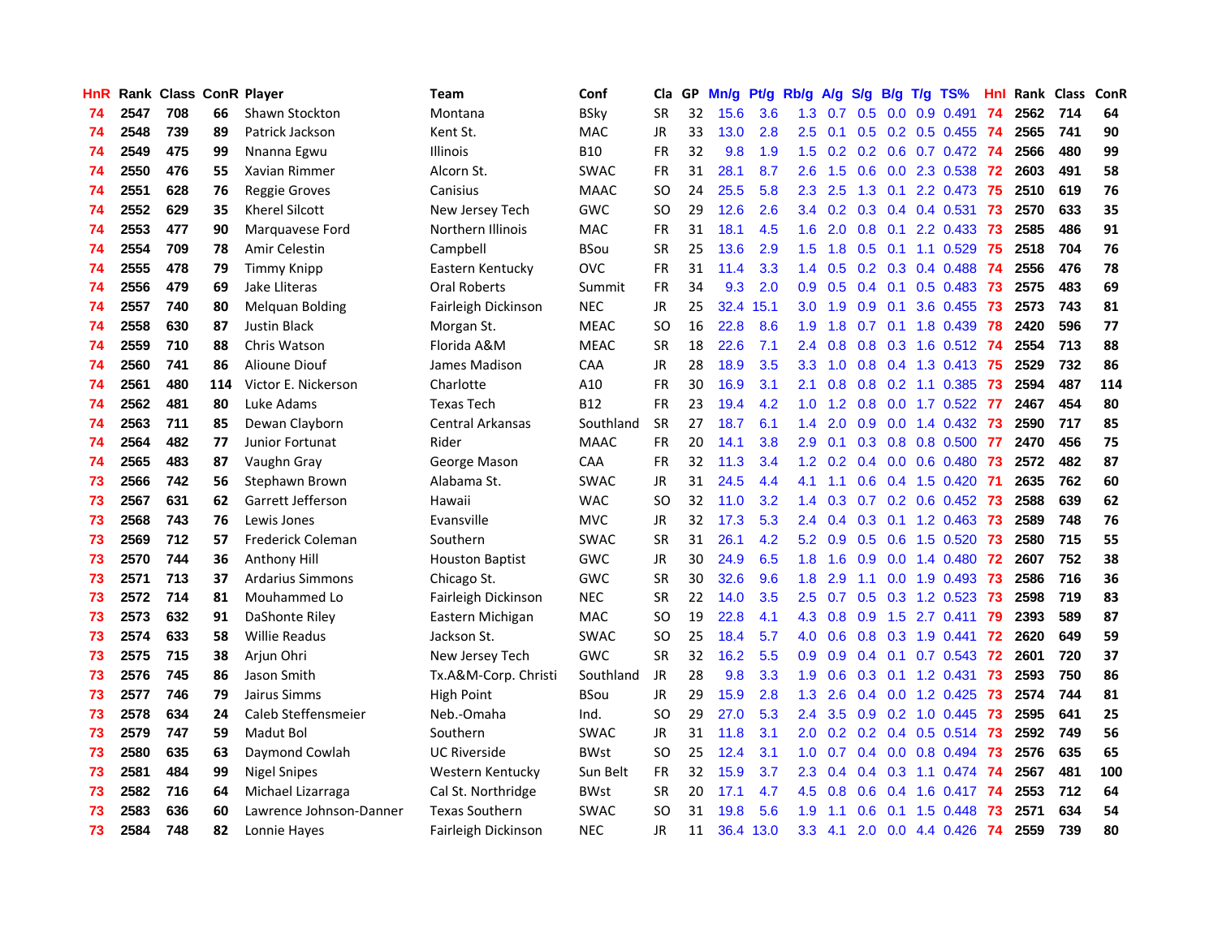| HnR | Rank | Class | ConR | Player | Team | Conf | Cla | GP | Mn/g | Pt/g | Rb/g | A/g | S/g | B/g | T/g | TS% | HnI | Rank | Class | ConR |
|---|---|---|---|---|---|---|---|---|---|---|---|---|---|---|---|---|---|---|---|---|
| 74 | 2547 | 708 | 66 | Shawn Stockton | Montana | BSky | SR | 32 | 15.6 | 3.6 | 1.3 | 0.7 | 0.5 | 0.0 | 0.9 | 0.491 | 74 | 2562 | 714 | 64 |
| 74 | 2548 | 739 | 89 | Patrick Jackson | Kent St. | MAC | JR | 33 | 13.0 | 2.8 | 2.5 | 0.1 | 0.5 | 0.2 | 0.5 | 0.455 | 74 | 2565 | 741 | 90 |
| 74 | 2549 | 475 | 99 | Nnanna Egwu | Illinois | B10 | FR | 32 | 9.8 | 1.9 | 1.5 | 0.2 | 0.2 | 0.6 | 0.7 | 0.472 | 74 | 2566 | 480 | 99 |
| 74 | 2550 | 476 | 55 | Xavian Rimmer | Alcorn St. | SWAC | FR | 31 | 28.1 | 8.7 | 2.6 | 1.5 | 0.6 | 0.0 | 2.3 | 0.538 | 72 | 2603 | 491 | 58 |
| 74 | 2551 | 628 | 76 | Reggie Groves | Canisius | MAAC | SO | 24 | 25.5 | 5.8 | 2.3 | 2.5 | 1.3 | 0.1 | 2.2 | 0.473 | 75 | 2510 | 619 | 76 |
| 74 | 2552 | 629 | 35 | Kherel Silcott | New Jersey Tech | GWC | SO | 29 | 12.6 | 2.6 | 3.4 | 0.2 | 0.3 | 0.4 | 0.4 | 0.531 | 73 | 2570 | 633 | 35 |
| 74 | 2553 | 477 | 90 | Marquavese Ford | Northern Illinois | MAC | FR | 31 | 18.1 | 4.5 | 1.6 | 2.0 | 0.8 | 0.1 | 2.2 | 0.433 | 73 | 2585 | 486 | 91 |
| 74 | 2554 | 709 | 78 | Amir Celestin | Campbell | BSou | SR | 25 | 13.6 | 2.9 | 1.5 | 1.8 | 0.5 | 0.1 | 1.1 | 0.529 | 75 | 2518 | 704 | 76 |
| 74 | 2555 | 478 | 79 | Timmy Knipp | Eastern Kentucky | OVC | FR | 31 | 11.4 | 3.3 | 1.4 | 0.5 | 0.2 | 0.3 | 0.4 | 0.488 | 74 | 2556 | 476 | 78 |
| 74 | 2556 | 479 | 69 | Jake Lliteras | Oral Roberts | Summit | FR | 34 | 9.3 | 2.0 | 0.9 | 0.5 | 0.4 | 0.1 | 0.5 | 0.483 | 73 | 2575 | 483 | 69 |
| 74 | 2557 | 740 | 80 | Melquan Bolding | Fairleigh Dickinson | NEC | JR | 25 | 32.4 | 15.1 | 3.0 | 1.9 | 0.9 | 0.1 | 3.6 | 0.455 | 73 | 2573 | 743 | 81 |
| 74 | 2558 | 630 | 87 | Justin Black | Morgan St. | MEAC | SO | 16 | 22.8 | 8.6 | 1.9 | 1.8 | 0.7 | 0.1 | 1.8 | 0.439 | 78 | 2420 | 596 | 77 |
| 74 | 2559 | 710 | 88 | Chris Watson | Florida A&M | MEAC | SR | 18 | 22.6 | 7.1 | 2.4 | 0.8 | 0.8 | 0.3 | 1.6 | 0.512 | 74 | 2554 | 713 | 88 |
| 74 | 2560 | 741 | 86 | Alioune Diouf | James Madison | CAA | JR | 28 | 18.9 | 3.5 | 3.3 | 1.0 | 0.8 | 0.4 | 1.3 | 0.413 | 75 | 2529 | 732 | 86 |
| 74 | 2561 | 480 | 114 | Victor E. Nickerson | Charlotte | A10 | FR | 30 | 16.9 | 3.1 | 2.1 | 0.8 | 0.8 | 0.2 | 1.1 | 0.385 | 73 | 2594 | 487 | 114 |
| 74 | 2562 | 481 | 80 | Luke Adams | Texas Tech | B12 | FR | 23 | 19.4 | 4.2 | 1.0 | 1.2 | 0.8 | 0.0 | 1.7 | 0.522 | 77 | 2467 | 454 | 80 |
| 74 | 2563 | 711 | 85 | Dewan Clayborn | Central Arkansas | Southland | SR | 27 | 18.7 | 6.1 | 1.4 | 2.0 | 0.9 | 0.0 | 1.4 | 0.432 | 73 | 2590 | 717 | 85 |
| 74 | 2564 | 482 | 77 | Junior Fortunat | Rider | MAAC | FR | 20 | 14.1 | 3.8 | 2.9 | 0.1 | 0.3 | 0.8 | 0.8 | 0.500 | 77 | 2470 | 456 | 75 |
| 74 | 2565 | 483 | 87 | Vaughn Gray | George Mason | CAA | FR | 32 | 11.3 | 3.4 | 1.2 | 0.2 | 0.4 | 0.0 | 0.6 | 0.480 | 73 | 2572 | 482 | 87 |
| 73 | 2566 | 742 | 56 | Stephawn Brown | Alabama St. | SWAC | JR | 31 | 24.5 | 4.4 | 4.1 | 1.1 | 0.6 | 0.4 | 1.5 | 0.420 | 71 | 2635 | 762 | 60 |
| 73 | 2567 | 631 | 62 | Garrett Jefferson | Hawaii | WAC | SO | 32 | 11.0 | 3.2 | 1.4 | 0.3 | 0.7 | 0.2 | 0.6 | 0.452 | 73 | 2588 | 639 | 62 |
| 73 | 2568 | 743 | 76 | Lewis Jones | Evansville | MVC | JR | 32 | 17.3 | 5.3 | 2.4 | 0.4 | 0.3 | 0.1 | 1.2 | 0.463 | 73 | 2589 | 748 | 76 |
| 73 | 2569 | 712 | 57 | Frederick Coleman | Southern | SWAC | SR | 31 | 26.1 | 4.2 | 5.2 | 0.9 | 0.5 | 0.6 | 1.5 | 0.520 | 73 | 2580 | 715 | 55 |
| 73 | 2570 | 744 | 36 | Anthony Hill | Houston Baptist | GWC | JR | 30 | 24.9 | 6.5 | 1.8 | 1.6 | 0.9 | 0.0 | 1.4 | 0.480 | 72 | 2607 | 752 | 38 |
| 73 | 2571 | 713 | 37 | Ardarius Simmons | Chicago St. | GWC | SR | 30 | 32.6 | 9.6 | 1.8 | 2.9 | 1.1 | 0.0 | 1.9 | 0.493 | 73 | 2586 | 716 | 36 |
| 73 | 2572 | 714 | 81 | Mouhammed Lo | Fairleigh Dickinson | NEC | SR | 22 | 14.0 | 3.5 | 2.5 | 0.7 | 0.5 | 0.3 | 1.2 | 0.523 | 73 | 2598 | 719 | 83 |
| 73 | 2573 | 632 | 91 | DaShonte Riley | Eastern Michigan | MAC | SO | 19 | 22.8 | 4.1 | 4.3 | 0.8 | 0.9 | 1.5 | 2.7 | 0.411 | 79 | 2393 | 589 | 87 |
| 73 | 2574 | 633 | 58 | Willie Readus | Jackson St. | SWAC | SO | 25 | 18.4 | 5.7 | 4.0 | 0.6 | 0.8 | 0.3 | 1.9 | 0.441 | 72 | 2620 | 649 | 59 |
| 73 | 2575 | 715 | 38 | Arjun Ohri | New Jersey Tech | GWC | SR | 32 | 16.2 | 5.5 | 0.9 | 0.9 | 0.4 | 0.1 | 0.7 | 0.543 | 72 | 2601 | 720 | 37 |
| 73 | 2576 | 745 | 86 | Jason Smith | Tx.A&M-Corp. Christi | Southland | JR | 28 | 9.8 | 3.3 | 1.9 | 0.6 | 0.3 | 0.1 | 1.2 | 0.431 | 73 | 2593 | 750 | 86 |
| 73 | 2577 | 746 | 79 | Jairus Simms | High Point | BSou | JR | 29 | 15.9 | 2.8 | 1.3 | 2.6 | 0.4 | 0.0 | 1.2 | 0.425 | 73 | 2574 | 744 | 81 |
| 73 | 2578 | 634 | 24 | Caleb Steffensmeier | Neb.-Omaha | Ind. | SO | 29 | 27.0 | 5.3 | 2.4 | 3.5 | 0.9 | 0.2 | 1.0 | 0.445 | 73 | 2595 | 641 | 25 |
| 73 | 2579 | 747 | 59 | Madut Bol | Southern | SWAC | JR | 31 | 11.8 | 3.1 | 2.0 | 0.2 | 0.2 | 0.4 | 0.5 | 0.514 | 73 | 2592 | 749 | 56 |
| 73 | 2580 | 635 | 65 | Daymond Cowlah | UC Riverside | BWst | SO | 25 | 12.4 | 3.1 | 1.0 | 0.7 | 0.4 | 0.0 | 0.8 | 0.494 | 73 | 2576 | 635 | 65 |
| 73 | 2581 | 484 | 99 | Nigel Snipes | Western Kentucky | Sun Belt | FR | 32 | 15.9 | 3.7 | 2.3 | 0.4 | 0.4 | 0.3 | 1.1 | 0.474 | 74 | 2567 | 481 | 100 |
| 73 | 2582 | 716 | 64 | Michael Lizarraga | Cal St. Northridge | BWst | SR | 20 | 17.1 | 4.7 | 4.5 | 0.8 | 0.6 | 0.4 | 1.6 | 0.417 | 74 | 2553 | 712 | 64 |
| 73 | 2583 | 636 | 60 | Lawrence Johnson-Danner | Texas Southern | SWAC | SO | 31 | 19.8 | 5.6 | 1.9 | 1.1 | 0.6 | 0.1 | 1.5 | 0.448 | 73 | 2571 | 634 | 54 |
| 73 | 2584 | 748 | 82 | Lonnie Hayes | Fairleigh Dickinson | NEC | JR | 11 | 36.4 | 13.0 | 3.3 | 4.1 | 2.0 | 0.0 | 4.4 | 0.426 | 74 | 2559 | 739 | 80 |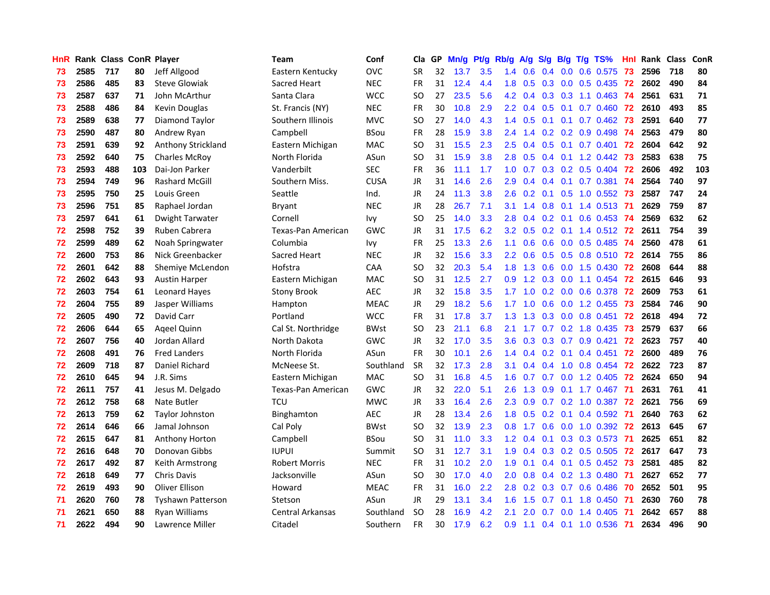| HnR | Rank | Class | ConR | Player | Team | Conf | Cla | GP | Mn/g | Pt/g | Rb/g | A/g | S/g | B/g | T/g | TS% | HnI | Rank | Class | ConR |
|---|---|---|---|---|---|---|---|---|---|---|---|---|---|---|---|---|---|---|---|---|
| 73 | 2585 | 717 | 80 | Jeff Allgood | Eastern Kentucky | OVC | SR | 32 | 13.7 | 3.5 | 1.4 | 0.6 | 0.4 | 0.0 | 0.6 | 0.575 | 73 | 2596 | 718 | 80 |
| 73 | 2586 | 485 | 83 | Steve Glowiak | Sacred Heart | NEC | FR | 31 | 12.4 | 4.4 | 1.8 | 0.5 | 0.3 | 0.0 | 0.5 | 0.435 | 72 | 2602 | 490 | 84 |
| 73 | 2587 | 637 | 71 | John McArthur | Santa Clara | WCC | SO | 27 | 23.5 | 5.6 | 4.2 | 0.4 | 0.3 | 0.3 | 1.1 | 0.463 | 74 | 2561 | 631 | 71 |
| 73 | 2588 | 486 | 84 | Kevin Douglas | St. Francis (NY) | NEC | FR | 30 | 10.8 | 2.9 | 2.2 | 0.4 | 0.5 | 0.1 | 0.7 | 0.460 | 72 | 2610 | 493 | 85 |
| 73 | 2589 | 638 | 77 | Diamond Taylor | Southern Illinois | MVC | SO | 27 | 14.0 | 4.3 | 1.4 | 0.5 | 0.1 | 0.1 | 0.7 | 0.462 | 73 | 2591 | 640 | 77 |
| 73 | 2590 | 487 | 80 | Andrew Ryan | Campbell | BSou | FR | 28 | 15.9 | 3.8 | 2.4 | 1.4 | 0.2 | 0.2 | 0.9 | 0.498 | 74 | 2563 | 479 | 80 |
| 73 | 2591 | 639 | 92 | Anthony Strickland | Eastern Michigan | MAC | SO | 31 | 15.5 | 2.3 | 2.5 | 0.4 | 0.5 | 0.1 | 0.7 | 0.401 | 72 | 2604 | 642 | 92 |
| 73 | 2592 | 640 | 75 | Charles McRoy | North Florida | ASun | SO | 31 | 15.9 | 3.8 | 2.8 | 0.5 | 0.4 | 0.1 | 1.2 | 0.442 | 73 | 2583 | 638 | 75 |
| 73 | 2593 | 488 | 103 | Dai-Jon Parker | Vanderbilt | SEC | FR | 36 | 11.1 | 1.7 | 1.0 | 0.7 | 0.3 | 0.2 | 0.5 | 0.404 | 72 | 2606 | 492 | 103 |
| 73 | 2594 | 749 | 96 | Rashard McGill | Southern Miss. | CUSA | JR | 31 | 14.6 | 2.6 | 2.9 | 0.4 | 0.4 | 0.1 | 0.7 | 0.381 | 74 | 2564 | 740 | 97 |
| 73 | 2595 | 750 | 25 | Louis Green | Seattle | Ind. | JR | 24 | 11.3 | 3.8 | 2.6 | 0.2 | 0.1 | 0.5 | 1.0 | 0.552 | 73 | 2587 | 747 | 24 |
| 73 | 2596 | 751 | 85 | Raphael Jordan | Bryant | NEC | JR | 28 | 26.7 | 7.1 | 3.1 | 1.4 | 0.8 | 0.1 | 1.4 | 0.513 | 71 | 2629 | 759 | 87 |
| 73 | 2597 | 641 | 61 | Dwight Tarwater | Cornell | Ivy | SO | 25 | 14.0 | 3.3 | 2.8 | 0.4 | 0.2 | 0.1 | 0.6 | 0.453 | 74 | 2569 | 632 | 62 |
| 72 | 2598 | 752 | 39 | Ruben Cabrera | Texas-Pan American | GWC | JR | 31 | 17.5 | 6.2 | 3.2 | 0.5 | 0.2 | 0.1 | 1.4 | 0.512 | 72 | 2611 | 754 | 39 |
| 72 | 2599 | 489 | 62 | Noah Springwater | Columbia | Ivy | FR | 25 | 13.3 | 2.6 | 1.1 | 0.6 | 0.6 | 0.0 | 0.5 | 0.485 | 74 | 2560 | 478 | 61 |
| 72 | 2600 | 753 | 86 | Nick Greenbacker | Sacred Heart | NEC | JR | 32 | 15.6 | 3.3 | 2.2 | 0.6 | 0.5 | 0.5 | 0.8 | 0.510 | 72 | 2614 | 755 | 86 |
| 72 | 2601 | 642 | 88 | Shemiye McLendon | Hofstra | CAA | SO | 32 | 20.3 | 5.4 | 1.8 | 1.3 | 0.6 | 0.0 | 1.5 | 0.430 | 72 | 2608 | 644 | 88 |
| 72 | 2602 | 643 | 93 | Austin Harper | Eastern Michigan | MAC | SO | 31 | 12.5 | 2.7 | 0.9 | 1.2 | 0.3 | 0.0 | 1.1 | 0.454 | 72 | 2615 | 646 | 93 |
| 72 | 2603 | 754 | 61 | Leonard Hayes | Stony Brook | AEC | JR | 32 | 15.8 | 3.5 | 1.7 | 1.0 | 0.2 | 0.0 | 0.6 | 0.378 | 72 | 2609 | 753 | 61 |
| 72 | 2604 | 755 | 89 | Jasper Williams | Hampton | MEAC | JR | 29 | 18.2 | 5.6 | 1.7 | 1.0 | 0.6 | 0.0 | 1.2 | 0.455 | 73 | 2584 | 746 | 90 |
| 72 | 2605 | 490 | 72 | David Carr | Portland | WCC | FR | 31 | 17.8 | 3.7 | 1.3 | 1.3 | 0.3 | 0.0 | 0.8 | 0.451 | 72 | 2618 | 494 | 72 |
| 72 | 2606 | 644 | 65 | Aqeel Quinn | Cal St. Northridge | BWst | SO | 23 | 21.1 | 6.8 | 2.1 | 1.7 | 0.7 | 0.2 | 1.8 | 0.435 | 73 | 2579 | 637 | 66 |
| 72 | 2607 | 756 | 40 | Jordan Allard | North Dakota | GWC | JR | 32 | 17.0 | 3.5 | 3.6 | 0.3 | 0.3 | 0.7 | 0.9 | 0.421 | 72 | 2623 | 757 | 40 |
| 72 | 2608 | 491 | 76 | Fred Landers | North Florida | ASun | FR | 30 | 10.1 | 2.6 | 1.4 | 0.4 | 0.2 | 0.1 | 0.4 | 0.451 | 72 | 2600 | 489 | 76 |
| 72 | 2609 | 718 | 87 | Daniel Richard | McNeese St. | Southland | SR | 32 | 17.3 | 2.8 | 3.1 | 0.4 | 0.4 | 1.0 | 0.8 | 0.454 | 72 | 2622 | 723 | 87 |
| 72 | 2610 | 645 | 94 | J.R. Sims | Eastern Michigan | MAC | SO | 31 | 16.8 | 4.5 | 1.6 | 0.7 | 0.7 | 0.0 | 1.2 | 0.405 | 72 | 2624 | 650 | 94 |
| 72 | 2611 | 757 | 41 | Jesus M. Delgado | Texas-Pan American | GWC | JR | 32 | 22.0 | 5.1 | 2.6 | 1.3 | 0.9 | 0.1 | 1.7 | 0.467 | 71 | 2631 | 761 | 41 |
| 72 | 2612 | 758 | 68 | Nate Butler | TCU | MWC | JR | 33 | 16.4 | 2.6 | 2.3 | 0.9 | 0.7 | 0.2 | 1.0 | 0.387 | 72 | 2621 | 756 | 69 |
| 72 | 2613 | 759 | 62 | Taylor Johnston | Binghamton | AEC | JR | 28 | 13.4 | 2.6 | 1.8 | 0.5 | 0.2 | 0.1 | 0.4 | 0.592 | 71 | 2640 | 763 | 62 |
| 72 | 2614 | 646 | 66 | Jamal Johnson | Cal Poly | BWst | SO | 32 | 13.9 | 2.3 | 0.8 | 1.7 | 0.6 | 0.0 | 1.0 | 0.392 | 72 | 2613 | 645 | 67 |
| 72 | 2615 | 647 | 81 | Anthony Horton | Campbell | BSou | SO | 31 | 11.0 | 3.3 | 1.2 | 0.4 | 0.1 | 0.3 | 0.3 | 0.573 | 71 | 2625 | 651 | 82 |
| 72 | 2616 | 648 | 70 | Donovan Gibbs | IUPUI | Summit | SO | 31 | 12.7 | 3.1 | 1.9 | 0.4 | 0.3 | 0.2 | 0.5 | 0.505 | 72 | 2617 | 647 | 73 |
| 72 | 2617 | 492 | 87 | Keith Armstrong | Robert Morris | NEC | FR | 31 | 10.2 | 2.0 | 1.9 | 0.1 | 0.4 | 0.1 | 0.5 | 0.452 | 73 | 2581 | 485 | 82 |
| 72 | 2618 | 649 | 77 | Chris Davis | Jacksonville | ASun | SO | 30 | 17.0 | 4.0 | 2.0 | 0.8 | 0.4 | 0.2 | 1.3 | 0.480 | 71 | 2627 | 652 | 77 |
| 72 | 2619 | 493 | 90 | Oliver Ellison | Howard | MEAC | FR | 31 | 16.0 | 2.2 | 2.8 | 0.2 | 0.3 | 0.7 | 0.6 | 0.486 | 70 | 2652 | 501 | 95 |
| 71 | 2620 | 760 | 78 | Tyshawn Patterson | Stetson | ASun | JR | 29 | 13.1 | 3.4 | 1.6 | 1.5 | 0.7 | 0.1 | 1.8 | 0.450 | 71 | 2630 | 760 | 78 |
| 71 | 2621 | 650 | 88 | Ryan Williams | Central Arkansas | Southland | SO | 28 | 16.9 | 4.2 | 2.1 | 2.0 | 0.7 | 0.0 | 1.4 | 0.405 | 71 | 2642 | 657 | 88 |
| 71 | 2622 | 494 | 90 | Lawrence Miller | Citadel | Southern | FR | 30 | 17.9 | 6.2 | 0.9 | 1.1 | 0.4 | 0.1 | 1.0 | 0.536 | 71 | 2634 | 496 | 90 |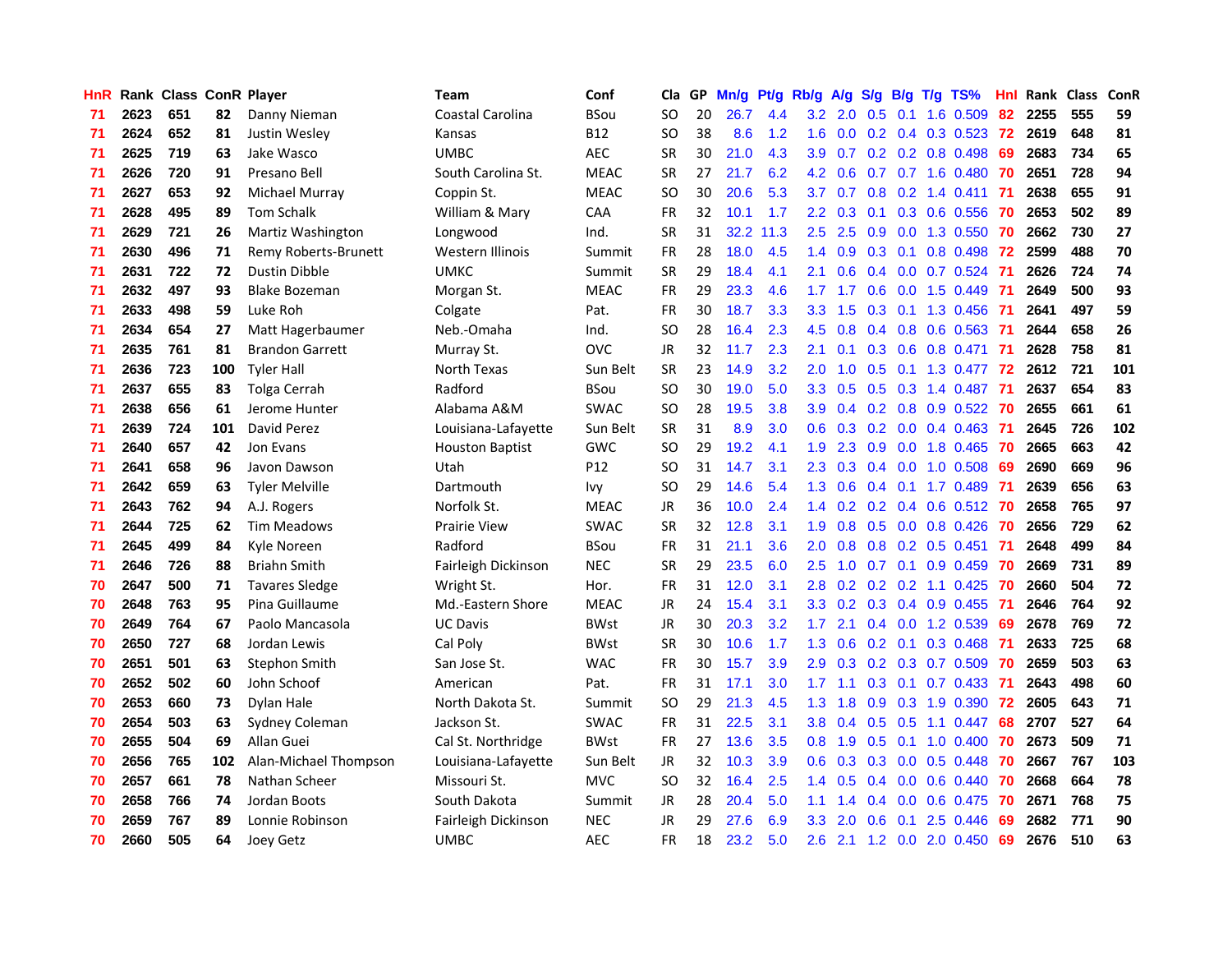| HnR | Rank | Class | ConR | Player | Team | Conf | Cla | GP | Mn/g | Pt/g | Rb/g | A/g | S/g | B/g | T/g | TS% | HnI | Rank | Class | ConR |
|---|---|---|---|---|---|---|---|---|---|---|---|---|---|---|---|---|---|---|---|---|
| 71 | 2623 | 651 | 82 | Danny Nieman | Coastal Carolina | BSou | SO | 20 | 26.7 | 4.4 | 3.2 | 2.0 | 0.5 | 0.1 | 1.6 | 0.509 | 82 | 2255 | 555 | 59 |
| 71 | 2624 | 652 | 81 | Justin Wesley | Kansas | B12 | SO | 38 | 8.6 | 1.2 | 1.6 | 0.0 | 0.2 | 0.4 | 0.3 | 0.523 | 72 | 2619 | 648 | 81 |
| 71 | 2625 | 719 | 63 | Jake Wasco | UMBC | AEC | SR | 30 | 21.0 | 4.3 | 3.9 | 0.7 | 0.2 | 0.2 | 0.8 | 0.498 | 69 | 2683 | 734 | 65 |
| 71 | 2626 | 720 | 91 | Presano Bell | South Carolina St. | MEAC | SR | 27 | 21.7 | 6.2 | 4.2 | 0.6 | 0.7 | 0.7 | 1.6 | 0.480 | 70 | 2651 | 728 | 94 |
| 71 | 2627 | 653 | 92 | Michael Murray | Coppin St. | MEAC | SO | 30 | 20.6 | 5.3 | 3.7 | 0.7 | 0.8 | 0.2 | 1.4 | 0.411 | 71 | 2638 | 655 | 91 |
| 71 | 2628 | 495 | 89 | Tom Schalk | William & Mary | CAA | FR | 32 | 10.1 | 1.7 | 2.2 | 0.3 | 0.1 | 0.3 | 0.6 | 0.556 | 70 | 2653 | 502 | 89 |
| 71 | 2629 | 721 | 26 | Martiz Washington | Longwood | Ind. | SR | 31 | 32.2 | 11.3 | 2.5 | 2.5 | 0.9 | 0.0 | 1.3 | 0.550 | 70 | 2662 | 730 | 27 |
| 71 | 2630 | 496 | 71 | Remy Roberts-Brunett | Western Illinois | Summit | FR | 28 | 18.0 | 4.5 | 1.4 | 0.9 | 0.3 | 0.1 | 0.8 | 0.498 | 72 | 2599 | 488 | 70 |
| 71 | 2631 | 722 | 72 | Dustin Dibble | UMKC | Summit | SR | 29 | 18.4 | 4.1 | 2.1 | 0.6 | 0.4 | 0.0 | 0.7 | 0.524 | 71 | 2626 | 724 | 74 |
| 71 | 2632 | 497 | 93 | Blake Bozeman | Morgan St. | MEAC | FR | 29 | 23.3 | 4.6 | 1.7 | 1.7 | 0.6 | 0.0 | 1.5 | 0.449 | 71 | 2649 | 500 | 93 |
| 71 | 2633 | 498 | 59 | Luke Roh | Colgate | Pat. | FR | 30 | 18.7 | 3.3 | 3.3 | 1.5 | 0.3 | 0.1 | 1.3 | 0.456 | 71 | 2641 | 497 | 59 |
| 71 | 2634 | 654 | 27 | Matt Hagerbaumer | Neb.-Omaha | Ind. | SO | 28 | 16.4 | 2.3 | 4.5 | 0.8 | 0.4 | 0.8 | 0.6 | 0.563 | 71 | 2644 | 658 | 26 |
| 71 | 2635 | 761 | 81 | Brandon Garrett | Murray St. | OVC | JR | 32 | 11.7 | 2.3 | 2.1 | 0.1 | 0.3 | 0.6 | 0.8 | 0.471 | 71 | 2628 | 758 | 81 |
| 71 | 2636 | 723 | 100 | Tyler Hall | North Texas | Sun Belt | SR | 23 | 14.9 | 3.2 | 2.0 | 1.0 | 0.5 | 0.1 | 1.3 | 0.477 | 72 | 2612 | 721 | 101 |
| 71 | 2637 | 655 | 83 | Tolga Cerrah | Radford | BSou | SO | 30 | 19.0 | 5.0 | 3.3 | 0.5 | 0.5 | 0.3 | 1.4 | 0.487 | 71 | 2637 | 654 | 83 |
| 71 | 2638 | 656 | 61 | Jerome Hunter | Alabama A&M | SWAC | SO | 28 | 19.5 | 3.8 | 3.9 | 0.4 | 0.2 | 0.8 | 0.9 | 0.522 | 70 | 2655 | 661 | 61 |
| 71 | 2639 | 724 | 101 | David Perez | Louisiana-Lafayette | Sun Belt | SR | 31 | 8.9 | 3.0 | 0.6 | 0.3 | 0.2 | 0.0 | 0.4 | 0.463 | 71 | 2645 | 726 | 102 |
| 71 | 2640 | 657 | 42 | Jon Evans | Houston Baptist | GWC | SO | 29 | 19.2 | 4.1 | 1.9 | 2.3 | 0.9 | 0.0 | 1.8 | 0.465 | 70 | 2665 | 663 | 42 |
| 71 | 2641 | 658 | 96 | Javon Dawson | Utah | P12 | SO | 31 | 14.7 | 3.1 | 2.3 | 0.3 | 0.4 | 0.0 | 1.0 | 0.508 | 69 | 2690 | 669 | 96 |
| 71 | 2642 | 659 | 63 | Tyler Melville | Dartmouth | Ivy | SO | 29 | 14.6 | 5.4 | 1.3 | 0.6 | 0.4 | 0.1 | 1.7 | 0.489 | 71 | 2639 | 656 | 63 |
| 71 | 2643 | 762 | 94 | A.J. Rogers | Norfolk St. | MEAC | JR | 36 | 10.0 | 2.4 | 1.4 | 0.2 | 0.2 | 0.4 | 0.6 | 0.512 | 70 | 2658 | 765 | 97 |
| 71 | 2644 | 725 | 62 | Tim Meadows | Prairie View | SWAC | SR | 32 | 12.8 | 3.1 | 1.9 | 0.8 | 0.5 | 0.0 | 0.8 | 0.426 | 70 | 2656 | 729 | 62 |
| 71 | 2645 | 499 | 84 | Kyle Noreen | Radford | BSou | FR | 31 | 21.1 | 3.6 | 2.0 | 0.8 | 0.8 | 0.2 | 0.5 | 0.451 | 71 | 2648 | 499 | 84 |
| 71 | 2646 | 726 | 88 | Briahn Smith | Fairleigh Dickinson | NEC | SR | 29 | 23.5 | 6.0 | 2.5 | 1.0 | 0.7 | 0.1 | 0.9 | 0.459 | 70 | 2669 | 731 | 89 |
| 70 | 2647 | 500 | 71 | Tavares Sledge | Wright St. | Hor. | FR | 31 | 12.0 | 3.1 | 2.8 | 0.2 | 0.2 | 0.2 | 1.1 | 0.425 | 70 | 2660 | 504 | 72 |
| 70 | 2648 | 763 | 95 | Pina Guillaume | Md.-Eastern Shore | MEAC | JR | 24 | 15.4 | 3.1 | 3.3 | 0.2 | 0.3 | 0.4 | 0.9 | 0.455 | 71 | 2646 | 764 | 92 |
| 70 | 2649 | 764 | 67 | Paolo Mancasola | UC Davis | BWst | JR | 30 | 20.3 | 3.2 | 1.7 | 2.1 | 0.4 | 0.0 | 1.2 | 0.539 | 69 | 2678 | 769 | 72 |
| 70 | 2650 | 727 | 68 | Jordan Lewis | Cal Poly | BWst | SR | 30 | 10.6 | 1.7 | 1.3 | 0.6 | 0.2 | 0.1 | 0.3 | 0.468 | 71 | 2633 | 725 | 68 |
| 70 | 2651 | 501 | 63 | Stephon Smith | San Jose St. | WAC | FR | 30 | 15.7 | 3.9 | 2.9 | 0.3 | 0.2 | 0.3 | 0.7 | 0.509 | 70 | 2659 | 503 | 63 |
| 70 | 2652 | 502 | 60 | John Schoof | American | Pat. | FR | 31 | 17.1 | 3.0 | 1.7 | 1.1 | 0.3 | 0.1 | 0.7 | 0.433 | 71 | 2643 | 498 | 60 |
| 70 | 2653 | 660 | 73 | Dylan Hale | North Dakota St. | Summit | SO | 29 | 21.3 | 4.5 | 1.3 | 1.8 | 0.9 | 0.3 | 1.9 | 0.390 | 72 | 2605 | 643 | 71 |
| 70 | 2654 | 503 | 63 | Sydney Coleman | Jackson St. | SWAC | FR | 31 | 22.5 | 3.1 | 3.8 | 0.4 | 0.5 | 0.5 | 1.1 | 0.447 | 68 | 2707 | 527 | 64 |
| 70 | 2655 | 504 | 69 | Allan Guei | Cal St. Northridge | BWst | FR | 27 | 13.6 | 3.5 | 0.8 | 1.9 | 0.5 | 0.1 | 1.0 | 0.400 | 70 | 2673 | 509 | 71 |
| 70 | 2656 | 765 | 102 | Alan-Michael Thompson | Louisiana-Lafayette | Sun Belt | JR | 32 | 10.3 | 3.9 | 0.6 | 0.3 | 0.3 | 0.0 | 0.5 | 0.448 | 70 | 2667 | 767 | 103 |
| 70 | 2657 | 661 | 78 | Nathan Scheer | Missouri St. | MVC | SO | 32 | 16.4 | 2.5 | 1.4 | 0.5 | 0.4 | 0.0 | 0.6 | 0.440 | 70 | 2668 | 664 | 78 |
| 70 | 2658 | 766 | 74 | Jordan Boots | South Dakota | Summit | JR | 28 | 20.4 | 5.0 | 1.1 | 1.4 | 0.4 | 0.0 | 0.6 | 0.475 | 70 | 2671 | 768 | 75 |
| 70 | 2659 | 767 | 89 | Lonnie Robinson | Fairleigh Dickinson | NEC | JR | 29 | 27.6 | 6.9 | 3.3 | 2.0 | 0.6 | 0.1 | 2.5 | 0.446 | 69 | 2682 | 771 | 90 |
| 70 | 2660 | 505 | 64 | Joey Getz | UMBC | AEC | FR | 18 | 23.2 | 5.0 | 2.6 | 2.1 | 1.2 | 0.0 | 2.0 | 0.450 | 69 | 2676 | 510 | 63 |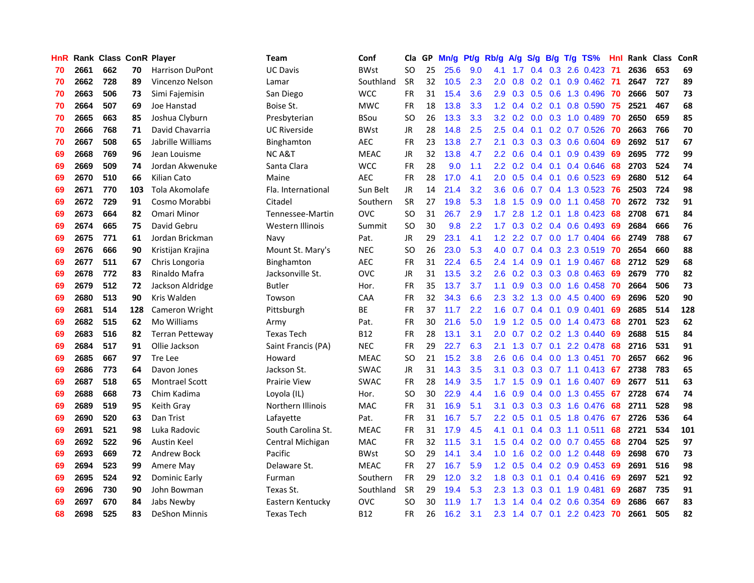| HnR | Rank | Class | ConR | Player | Team | Conf | Cla | GP | Mn/g | Pt/g | Rb/g | A/g | S/g | B/g | T/g | TS% | HnI | Rank | Class | ConR |
|---|---|---|---|---|---|---|---|---|---|---|---|---|---|---|---|---|---|---|---|---|
| 70 | 2661 | 662 | 70 | Harrison DuPont | UC Davis | BWst | SO | 25 | 25.6 | 9.0 | 4.1 | 1.7 | 0.4 | 0.3 | 2.6 | 0.423 | 71 | 2636 | 653 | 69 |
| 70 | 2662 | 728 | 89 | Vincenzo Nelson | Lamar | Southland | SR | 32 | 10.5 | 2.3 | 2.0 | 0.8 | 0.2 | 0.1 | 0.9 | 0.462 | 71 | 2647 | 727 | 89 |
| 70 | 2663 | 506 | 73 | Simi Fajemisin | San Diego | WCC | FR | 31 | 15.4 | 3.6 | 2.9 | 0.3 | 0.5 | 0.6 | 1.3 | 0.496 | 70 | 2666 | 507 | 73 |
| 70 | 2664 | 507 | 69 | Joe Hanstad | Boise St. | MWC | FR | 18 | 13.8 | 3.3 | 1.2 | 0.4 | 0.2 | 0.1 | 0.8 | 0.590 | 75 | 2521 | 467 | 68 |
| 70 | 2665 | 663 | 85 | Joshua Clyburn | Presbyterian | BSou | SO | 26 | 13.3 | 3.3 | 3.2 | 0.2 | 0.0 | 0.3 | 1.0 | 0.489 | 70 | 2650 | 659 | 85 |
| 70 | 2666 | 768 | 71 | David Chavarria | UC Riverside | BWst | JR | 28 | 14.8 | 2.5 | 2.5 | 0.4 | 0.1 | 0.2 | 0.7 | 0.526 | 70 | 2663 | 766 | 70 |
| 70 | 2667 | 508 | 65 | Jabrille Williams | Binghamton | AEC | FR | 23 | 13.8 | 2.7 | 2.1 | 0.3 | 0.3 | 0.3 | 0.6 | 0.604 | 69 | 2692 | 517 | 67 |
| 69 | 2668 | 769 | 96 | Jean Louisme | NC A&T | MEAC | JR | 32 | 13.8 | 4.7 | 2.2 | 0.6 | 0.4 | 0.1 | 0.9 | 0.439 | 69 | 2695 | 772 | 99 |
| 69 | 2669 | 509 | 74 | Jordan Akwenuke | Santa Clara | WCC | FR | 28 | 9.0 | 1.1 | 2.2 | 0.2 | 0.4 | 0.1 | 0.4 | 0.646 | 68 | 2703 | 524 | 74 |
| 69 | 2670 | 510 | 66 | Kilian Cato | Maine | AEC | FR | 28 | 17.0 | 4.1 | 2.0 | 0.5 | 0.4 | 0.1 | 0.6 | 0.523 | 69 | 2680 | 512 | 64 |
| 69 | 2671 | 770 | 103 | Tola Akomolafe | Fla. International | Sun Belt | JR | 14 | 21.4 | 3.2 | 3.6 | 0.6 | 0.7 | 0.4 | 1.3 | 0.523 | 76 | 2503 | 724 | 98 |
| 69 | 2672 | 729 | 91 | Cosmo Morabbi | Citadel | Southern | SR | 27 | 19.8 | 5.3 | 1.8 | 1.5 | 0.9 | 0.0 | 1.1 | 0.458 | 70 | 2672 | 732 | 91 |
| 69 | 2673 | 664 | 82 | Omari Minor | Tennessee-Martin | OVC | SO | 31 | 26.7 | 2.9 | 1.7 | 2.8 | 1.2 | 0.1 | 1.8 | 0.423 | 68 | 2708 | 671 | 84 |
| 69 | 2674 | 665 | 75 | David Gebru | Western Illinois | Summit | SO | 30 | 9.8 | 2.2 | 1.7 | 0.3 | 0.2 | 0.4 | 0.6 | 0.493 | 69 | 2684 | 666 | 76 |
| 69 | 2675 | 771 | 61 | Jordan Brickman | Navy | Pat. | JR | 29 | 23.1 | 4.1 | 1.2 | 2.2 | 0.7 | 0.0 | 1.7 | 0.404 | 66 | 2749 | 788 | 67 |
| 69 | 2676 | 666 | 90 | Kristijan Krajina | Mount St. Mary's | NEC | SO | 26 | 23.0 | 5.3 | 4.0 | 0.7 | 0.4 | 0.3 | 2.3 | 0.519 | 70 | 2654 | 660 | 88 |
| 69 | 2677 | 511 | 67 | Chris Longoria | Binghamton | AEC | FR | 31 | 22.4 | 6.5 | 2.4 | 1.4 | 0.9 | 0.1 | 1.9 | 0.467 | 68 | 2712 | 529 | 68 |
| 69 | 2678 | 772 | 83 | Rinaldo Mafra | Jacksonville St. | OVC | JR | 31 | 13.5 | 3.2 | 2.6 | 0.2 | 0.3 | 0.3 | 0.8 | 0.463 | 69 | 2679 | 770 | 82 |
| 69 | 2679 | 512 | 72 | Jackson Aldridge | Butler | Hor. | FR | 35 | 13.7 | 3.7 | 1.1 | 0.9 | 0.3 | 0.0 | 1.6 | 0.458 | 70 | 2664 | 506 | 73 |
| 69 | 2680 | 513 | 90 | Kris Walden | Towson | CAA | FR | 32 | 34.3 | 6.6 | 2.3 | 3.2 | 1.3 | 0.0 | 4.5 | 0.400 | 69 | 2696 | 520 | 90 |
| 69 | 2681 | 514 | 128 | Cameron Wright | Pittsburgh | BE | FR | 37 | 11.7 | 2.2 | 1.6 | 0.7 | 0.4 | 0.1 | 0.9 | 0.401 | 69 | 2685 | 514 | 128 |
| 69 | 2682 | 515 | 62 | Mo Williams | Army | Pat. | FR | 30 | 21.6 | 5.0 | 1.9 | 1.2 | 0.5 | 0.0 | 1.4 | 0.473 | 68 | 2701 | 523 | 62 |
| 69 | 2683 | 516 | 82 | Terran Petteway | Texas Tech | B12 | FR | 28 | 13.1 | 3.1 | 2.0 | 0.7 | 0.2 | 0.2 | 1.3 | 0.440 | 69 | 2688 | 515 | 84 |
| 69 | 2684 | 517 | 91 | Ollie Jackson | Saint Francis (PA) | NEC | FR | 29 | 22.7 | 6.3 | 2.1 | 1.3 | 0.7 | 0.1 | 2.2 | 0.478 | 68 | 2716 | 531 | 91 |
| 69 | 2685 | 667 | 97 | Tre Lee | Howard | MEAC | SO | 21 | 15.2 | 3.8 | 2.6 | 0.6 | 0.4 | 0.0 | 1.3 | 0.451 | 70 | 2657 | 662 | 96 |
| 69 | 2686 | 773 | 64 | Davon Jones | Jackson St. | SWAC | JR | 31 | 14.3 | 3.5 | 3.1 | 0.3 | 0.3 | 0.7 | 1.1 | 0.413 | 67 | 2738 | 783 | 65 |
| 69 | 2687 | 518 | 65 | Montrael Scott | Prairie View | SWAC | FR | 28 | 14.9 | 3.5 | 1.7 | 1.5 | 0.9 | 0.1 | 1.6 | 0.407 | 69 | 2677 | 511 | 63 |
| 69 | 2688 | 668 | 73 | Chim Kadima | Loyola (IL) | Hor. | SO | 30 | 22.9 | 4.4 | 1.6 | 0.9 | 0.4 | 0.0 | 1.3 | 0.455 | 67 | 2728 | 674 | 74 |
| 69 | 2689 | 519 | 95 | Keith Gray | Northern Illinois | MAC | FR | 31 | 16.9 | 5.1 | 3.1 | 0.3 | 0.3 | 0.3 | 1.6 | 0.476 | 68 | 2711 | 528 | 98 |
| 69 | 2690 | 520 | 63 | Dan Trist | Lafayette | Pat. | FR | 31 | 16.7 | 5.7 | 2.2 | 0.5 | 0.1 | 0.5 | 1.8 | 0.476 | 67 | 2726 | 536 | 64 |
| 69 | 2691 | 521 | 98 | Luka Radovic | South Carolina St. | MEAC | FR | 31 | 17.9 | 4.5 | 4.1 | 0.1 | 0.4 | 0.3 | 1.1 | 0.511 | 68 | 2721 | 534 | 101 |
| 69 | 2692 | 522 | 96 | Austin Keel | Central Michigan | MAC | FR | 32 | 11.5 | 3.1 | 1.5 | 0.4 | 0.2 | 0.0 | 0.7 | 0.455 | 68 | 2704 | 525 | 97 |
| 69 | 2693 | 669 | 72 | Andrew Bock | Pacific | BWst | SO | 29 | 14.1 | 3.4 | 1.0 | 1.6 | 0.2 | 0.0 | 1.2 | 0.448 | 69 | 2698 | 670 | 73 |
| 69 | 2694 | 523 | 99 | Amere May | Delaware St. | MEAC | FR | 27 | 16.7 | 5.9 | 1.2 | 0.5 | 0.4 | 0.2 | 0.9 | 0.453 | 69 | 2691 | 516 | 98 |
| 69 | 2695 | 524 | 92 | Dominic Early | Furman | Southern | FR | 29 | 12.0 | 3.2 | 1.8 | 0.3 | 0.1 | 0.1 | 0.4 | 0.416 | 69 | 2697 | 521 | 92 |
| 69 | 2696 | 730 | 90 | John Bowman | Texas St. | Southland | SR | 29 | 19.4 | 5.3 | 2.3 | 1.3 | 0.3 | 0.1 | 1.9 | 0.481 | 69 | 2687 | 735 | 91 |
| 69 | 2697 | 670 | 84 | Jabs Newby | Eastern Kentucky | OVC | SO | 30 | 11.9 | 1.7 | 1.3 | 1.4 | 0.4 | 0.2 | 0.6 | 0.354 | 69 | 2686 | 667 | 83 |
| 68 | 2698 | 525 | 83 | DeShon Minnis | Texas Tech | B12 | FR | 26 | 16.2 | 3.1 | 2.3 | 1.4 | 0.7 | 0.1 | 2.2 | 0.423 | 70 | 2661 | 505 | 82 |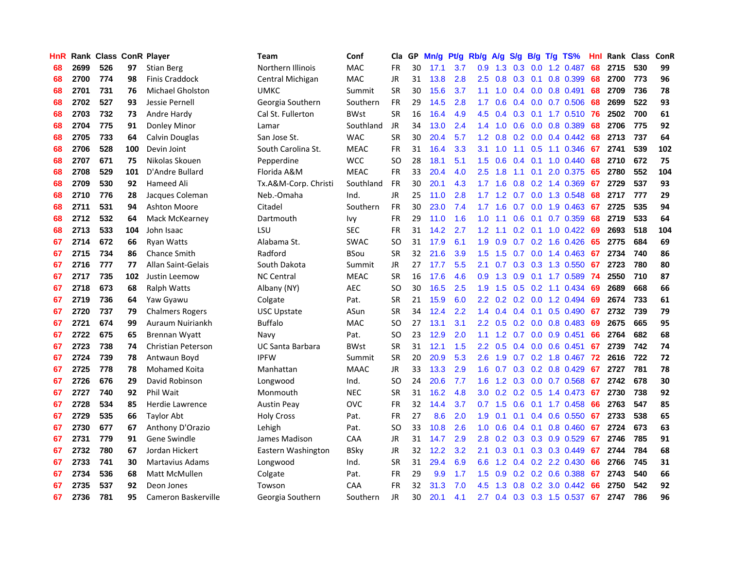| HnR | Rank | Class | ConR | Player | Team | Conf | Cla | GP | Mn/g | Pt/g | Rb/g | A/g | S/g | B/g | T/g | TS% | HnI | Rank | Class | ConR |
|---|---|---|---|---|---|---|---|---|---|---|---|---|---|---|---|---|---|---|---|---|
| 68 | 2699 | 526 | 97 | Stian Berg | Northern Illinois | MAC | FR | 30 | 17.1 | 3.7 | 0.9 | 1.3 | 0.3 | 0.0 | 1.2 | 0.487 | 68 | 2715 | 530 | 99 |
| 68 | 2700 | 774 | 98 | Finis Craddock | Central Michigan | MAC | JR | 31 | 13.8 | 2.8 | 2.5 | 0.8 | 0.3 | 0.1 | 0.8 | 0.399 | 68 | 2700 | 773 | 96 |
| 68 | 2701 | 731 | 76 | Michael Gholston | UMKC | Summit | SR | 30 | 15.6 | 3.7 | 1.1 | 1.0 | 0.4 | 0.0 | 0.8 | 0.491 | 68 | 2709 | 736 | 78 |
| 68 | 2702 | 527 | 93 | Jessie Pernell | Georgia Southern | Southern | FR | 29 | 14.5 | 2.8 | 1.7 | 0.6 | 0.4 | 0.0 | 0.7 | 0.506 | 68 | 2699 | 522 | 93 |
| 68 | 2703 | 732 | 73 | Andre Hardy | Cal St. Fullerton | BWst | SR | 16 | 16.4 | 4.9 | 4.5 | 0.4 | 0.3 | 0.1 | 1.7 | 0.510 | 76 | 2502 | 700 | 61 |
| 68 | 2704 | 775 | 91 | Donley Minor | Lamar | Southland | JR | 34 | 13.0 | 2.4 | 1.4 | 1.0 | 0.6 | 0.0 | 0.8 | 0.389 | 68 | 2706 | 775 | 92 |
| 68 | 2705 | 733 | 64 | Calvin Douglas | San Jose St. | WAC | SR | 30 | 20.4 | 5.7 | 1.2 | 0.8 | 0.2 | 0.0 | 0.4 | 0.442 | 68 | 2713 | 737 | 64 |
| 68 | 2706 | 528 | 100 | Devin Joint | South Carolina St. | MEAC | FR | 31 | 16.4 | 3.3 | 3.1 | 1.0 | 1.1 | 0.5 | 1.1 | 0.346 | 67 | 2741 | 539 | 102 |
| 68 | 2707 | 671 | 75 | Nikolas Skouen | Pepperdine | WCC | SO | 28 | 18.1 | 5.1 | 1.5 | 0.6 | 0.4 | 0.1 | 1.0 | 0.440 | 68 | 2710 | 672 | 75 |
| 68 | 2708 | 529 | 101 | D'Andre Bullard | Florida A&M | MEAC | FR | 33 | 20.4 | 4.0 | 2.5 | 1.8 | 1.1 | 0.1 | 2.0 | 0.375 | 65 | 2780 | 552 | 104 |
| 68 | 2709 | 530 | 92 | Hameed Ali | Tx.A&M-Corp. Christi | Southland | FR | 30 | 20.1 | 4.3 | 1.7 | 1.6 | 0.8 | 0.2 | 1.4 | 0.369 | 67 | 2729 | 537 | 93 |
| 68 | 2710 | 776 | 28 | Jacques Coleman | Neb.-Omaha | Ind. | JR | 25 | 11.0 | 2.8 | 1.7 | 1.2 | 0.7 | 0.0 | 1.3 | 0.548 | 68 | 2717 | 777 | 29 |
| 68 | 2711 | 531 | 94 | Ashton Moore | Citadel | Southern | FR | 30 | 23.0 | 7.4 | 1.7 | 1.6 | 0.7 | 0.0 | 1.9 | 0.463 | 67 | 2725 | 535 | 94 |
| 68 | 2712 | 532 | 64 | Mack McKearney | Dartmouth | Ivy | FR | 29 | 11.0 | 1.6 | 1.0 | 1.1 | 0.6 | 0.1 | 0.7 | 0.359 | 68 | 2719 | 533 | 64 |
| 68 | 2713 | 533 | 104 | John Isaac | LSU | SEC | FR | 31 | 14.2 | 2.7 | 1.2 | 1.1 | 0.2 | 0.1 | 1.0 | 0.422 | 69 | 2693 | 518 | 104 |
| 67 | 2714 | 672 | 66 | Ryan Watts | Alabama St. | SWAC | SO | 31 | 17.9 | 6.1 | 1.9 | 0.9 | 0.7 | 0.2 | 1.6 | 0.426 | 65 | 2775 | 684 | 69 |
| 67 | 2715 | 734 | 86 | Chance Smith | Radford | BSou | SR | 32 | 21.6 | 3.9 | 1.5 | 1.5 | 0.7 | 0.0 | 1.4 | 0.463 | 67 | 2734 | 740 | 86 |
| 67 | 2716 | 777 | 77 | Allan Saint-Gelais | South Dakota | Summit | JR | 27 | 17.7 | 5.5 | 2.1 | 0.7 | 0.3 | 0.3 | 1.3 | 0.550 | 67 | 2723 | 780 | 80 |
| 67 | 2717 | 735 | 102 | Justin Leemow | NC Central | MEAC | SR | 16 | 17.6 | 4.6 | 0.9 | 1.3 | 0.9 | 0.1 | 1.7 | 0.589 | 74 | 2550 | 710 | 87 |
| 67 | 2718 | 673 | 68 | Ralph Watts | Albany (NY) | AEC | SO | 30 | 16.5 | 2.5 | 1.9 | 1.5 | 0.5 | 0.2 | 1.1 | 0.434 | 69 | 2689 | 668 | 66 |
| 67 | 2719 | 736 | 64 | Yaw Gyawu | Colgate | Pat. | SR | 21 | 15.9 | 6.0 | 2.2 | 0.2 | 0.2 | 0.0 | 1.2 | 0.494 | 69 | 2674 | 733 | 61 |
| 67 | 2720 | 737 | 79 | Chalmers Rogers | USC Upstate | ASun | SR | 34 | 12.4 | 2.2 | 1.4 | 0.4 | 0.4 | 0.1 | 0.5 | 0.490 | 67 | 2732 | 739 | 79 |
| 67 | 2721 | 674 | 99 | Auraum Nuiriankh | Buffalo | MAC | SO | 27 | 13.1 | 3.1 | 2.2 | 0.5 | 0.2 | 0.0 | 0.8 | 0.483 | 69 | 2675 | 665 | 95 |
| 67 | 2722 | 675 | 65 | Brennan Wyatt | Navy | Pat. | SO | 23 | 12.9 | 2.0 | 1.1 | 1.2 | 0.7 | 0.0 | 0.9 | 0.451 | 66 | 2764 | 682 | 68 |
| 67 | 2723 | 738 | 74 | Christian Peterson | UC Santa Barbara | BWst | SR | 31 | 12.1 | 1.5 | 2.2 | 0.5 | 0.4 | 0.0 | 0.6 | 0.451 | 67 | 2739 | 742 | 74 |
| 67 | 2724 | 739 | 78 | Antwaun Boyd | IPFW | Summit | SR | 20 | 20.9 | 5.3 | 2.6 | 1.9 | 0.7 | 0.2 | 1.8 | 0.467 | 72 | 2616 | 722 | 72 |
| 67 | 2725 | 778 | 78 | Mohamed Koita | Manhattan | MAAC | JR | 33 | 13.3 | 2.9 | 1.6 | 0.7 | 0.3 | 0.2 | 0.8 | 0.429 | 67 | 2727 | 781 | 78 |
| 67 | 2726 | 676 | 29 | David Robinson | Longwood | Ind. | SO | 24 | 20.6 | 7.7 | 1.6 | 1.2 | 0.3 | 0.0 | 0.7 | 0.568 | 67 | 2742 | 678 | 30 |
| 67 | 2727 | 740 | 92 | Phil Wait | Monmouth | NEC | SR | 31 | 16.2 | 4.8 | 3.0 | 0.2 | 0.2 | 0.5 | 1.4 | 0.473 | 67 | 2730 | 738 | 92 |
| 67 | 2728 | 534 | 85 | Herdie Lawrence | Austin Peay | OVC | FR | 32 | 14.4 | 3.7 | 0.7 | 1.5 | 0.6 | 0.1 | 1.7 | 0.458 | 66 | 2763 | 547 | 85 |
| 67 | 2729 | 535 | 66 | Taylor Abt | Holy Cross | Pat. | FR | 27 | 8.6 | 2.0 | 1.9 | 0.1 | 0.1 | 0.4 | 0.6 | 0.550 | 67 | 2733 | 538 | 65 |
| 67 | 2730 | 677 | 67 | Anthony D'Orazio | Lehigh | Pat. | SO | 33 | 10.8 | 2.6 | 1.0 | 0.6 | 0.4 | 0.1 | 0.8 | 0.460 | 67 | 2724 | 673 | 63 |
| 67 | 2731 | 779 | 91 | Gene Swindle | James Madison | CAA | JR | 31 | 14.7 | 2.9 | 2.8 | 0.2 | 0.3 | 0.3 | 0.9 | 0.529 | 67 | 2746 | 785 | 91 |
| 67 | 2732 | 780 | 67 | Jordan Hickert | Eastern Washington | BSky | JR | 32 | 12.2 | 3.2 | 2.1 | 0.3 | 0.1 | 0.3 | 0.3 | 0.449 | 67 | 2744 | 784 | 68 |
| 67 | 2733 | 741 | 30 | Martavius Adams | Longwood | Ind. | SR | 31 | 29.4 | 6.9 | 6.6 | 1.2 | 0.4 | 0.2 | 2.2 | 0.430 | 66 | 2766 | 745 | 31 |
| 67 | 2734 | 536 | 68 | Matt McMullen | Colgate | Pat. | FR | 29 | 9.9 | 1.7 | 1.5 | 0.9 | 0.2 | 0.2 | 0.6 | 0.388 | 67 | 2743 | 540 | 66 |
| 67 | 2735 | 537 | 92 | Deon Jones | Towson | CAA | FR | 32 | 31.3 | 7.0 | 4.5 | 1.3 | 0.8 | 0.2 | 3.0 | 0.442 | 66 | 2750 | 542 | 92 |
| 67 | 2736 | 781 | 95 | Cameron Baskerville | Georgia Southern | Southern | JR | 30 | 20.1 | 4.1 | 2.7 | 0.4 | 0.3 | 0.3 | 1.5 | 0.537 | 67 | 2747 | 786 | 96 |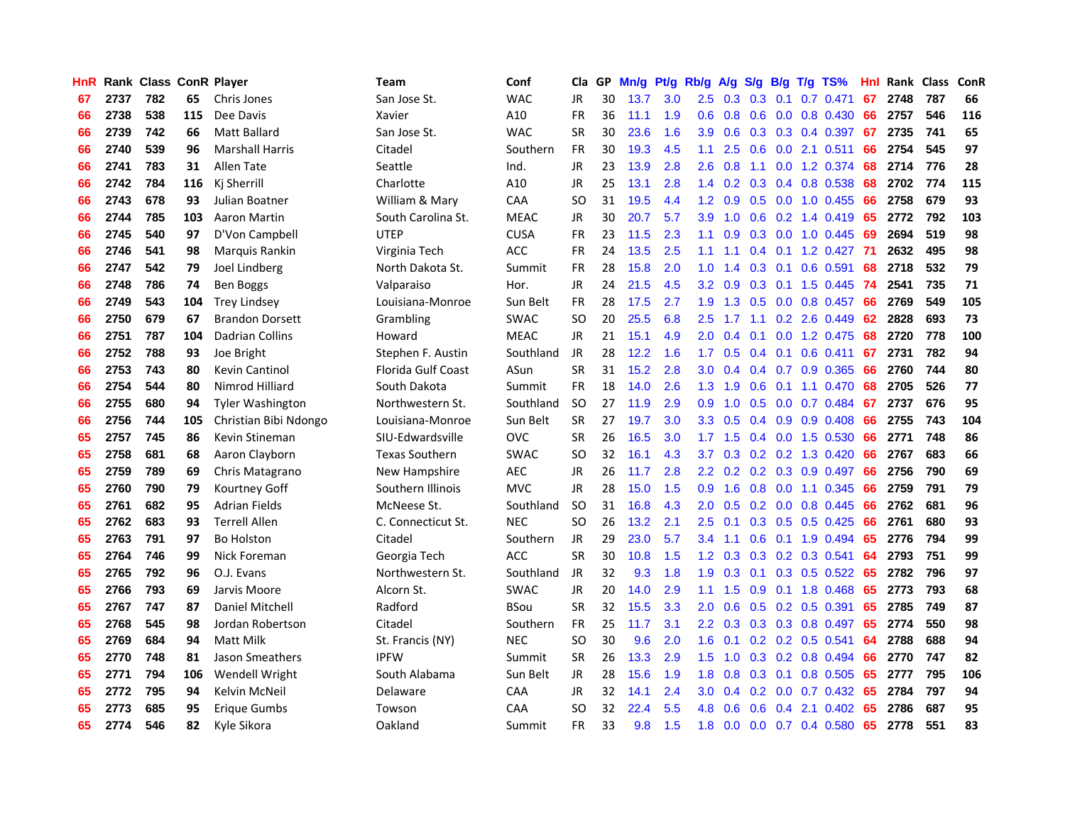| HnR | Rank | Class | ConR | Player | Team | Conf | Cla | GP | Mn/g | Pt/g | Rb/g | A/g | S/g | B/g | T/g | TS% | HnI | Rank | Class | ConR |
|---|---|---|---|---|---|---|---|---|---|---|---|---|---|---|---|---|---|---|---|---|
| 67 | 2737 | 782 | 65 | Chris Jones | San Jose St. | WAC | JR | 30 | 13.7 | 3.0 | 2.5 | 0.3 | 0.3 | 0.1 | 0.7 | 0.471 | 67 | 2748 | 787 | 66 |
| 66 | 2738 | 538 | 115 | Dee Davis | Xavier | A10 | FR | 36 | 11.1 | 1.9 | 0.6 | 0.8 | 0.6 | 0.0 | 0.8 | 0.430 | 66 | 2757 | 546 | 116 |
| 66 | 2739 | 742 | 66 | Matt Ballard | San Jose St. | WAC | SR | 30 | 23.6 | 1.6 | 3.9 | 0.6 | 0.3 | 0.3 | 0.4 | 0.397 | 67 | 2735 | 741 | 65 |
| 66 | 2740 | 539 | 96 | Marshall Harris | Citadel | Southern | FR | 30 | 19.3 | 4.5 | 1.1 | 2.5 | 0.6 | 0.0 | 2.1 | 0.511 | 66 | 2754 | 545 | 97 |
| 66 | 2741 | 783 | 31 | Allen Tate | Seattle | Ind. | JR | 23 | 13.9 | 2.8 | 2.6 | 0.8 | 1.1 | 0.0 | 1.2 | 0.374 | 68 | 2714 | 776 | 28 |
| 66 | 2742 | 784 | 116 | Kj Sherrill | Charlotte | A10 | JR | 25 | 13.1 | 2.8 | 1.4 | 0.2 | 0.3 | 0.4 | 0.8 | 0.538 | 68 | 2702 | 774 | 115 |
| 66 | 2743 | 678 | 93 | Julian Boatner | William & Mary | CAA | SO | 31 | 19.5 | 4.4 | 1.2 | 0.9 | 0.5 | 0.0 | 1.0 | 0.455 | 66 | 2758 | 679 | 93 |
| 66 | 2744 | 785 | 103 | Aaron Martin | South Carolina St. | MEAC | JR | 30 | 20.7 | 5.7 | 3.9 | 1.0 | 0.6 | 0.2 | 1.4 | 0.419 | 65 | 2772 | 792 | 103 |
| 66 | 2745 | 540 | 97 | D'Von Campbell | UTEP | CUSA | FR | 23 | 11.5 | 2.3 | 1.1 | 0.9 | 0.3 | 0.0 | 1.0 | 0.445 | 69 | 2694 | 519 | 98 |
| 66 | 2746 | 541 | 98 | Marquis Rankin | Virginia Tech | ACC | FR | 24 | 13.5 | 2.5 | 1.1 | 1.1 | 0.4 | 0.1 | 1.2 | 0.427 | 71 | 2632 | 495 | 98 |
| 66 | 2747 | 542 | 79 | Joel Lindberg | North Dakota St. | Summit | FR | 28 | 15.8 | 2.0 | 1.0 | 1.4 | 0.3 | 0.1 | 0.6 | 0.591 | 68 | 2718 | 532 | 79 |
| 66 | 2748 | 786 | 74 | Ben Boggs | Valparaiso | Hor. | JR | 24 | 21.5 | 4.5 | 3.2 | 0.9 | 0.3 | 0.1 | 1.5 | 0.445 | 74 | 2541 | 735 | 71 |
| 66 | 2749 | 543 | 104 | Trey Lindsey | Louisiana-Monroe | Sun Belt | FR | 28 | 17.5 | 2.7 | 1.9 | 1.3 | 0.5 | 0.0 | 0.8 | 0.457 | 66 | 2769 | 549 | 105 |
| 66 | 2750 | 679 | 67 | Brandon Dorsett | Grambling | SWAC | SO | 20 | 25.5 | 6.8 | 2.5 | 1.7 | 1.1 | 0.2 | 2.6 | 0.449 | 62 | 2828 | 693 | 73 |
| 66 | 2751 | 787 | 104 | Dadrian Collins | Howard | MEAC | JR | 21 | 15.1 | 4.9 | 2.0 | 0.4 | 0.1 | 0.0 | 1.2 | 0.475 | 68 | 2720 | 778 | 100 |
| 66 | 2752 | 788 | 93 | Joe Bright | Stephen F. Austin | Southland | JR | 28 | 12.2 | 1.6 | 1.7 | 0.5 | 0.4 | 0.1 | 0.6 | 0.411 | 67 | 2731 | 782 | 94 |
| 66 | 2753 | 743 | 80 | Kevin Cantinol | Florida Gulf Coast | ASun | SR | 31 | 15.2 | 2.8 | 3.0 | 0.4 | 0.4 | 0.7 | 0.9 | 0.365 | 66 | 2760 | 744 | 80 |
| 66 | 2754 | 544 | 80 | Nimrod Hilliard | South Dakota | Summit | FR | 18 | 14.0 | 2.6 | 1.3 | 1.9 | 0.6 | 0.1 | 1.1 | 0.470 | 68 | 2705 | 526 | 77 |
| 66 | 2755 | 680 | 94 | Tyler Washington | Northwestern St. | Southland | SO | 27 | 11.9 | 2.9 | 0.9 | 1.0 | 0.5 | 0.0 | 0.7 | 0.484 | 67 | 2737 | 676 | 95 |
| 66 | 2756 | 744 | 105 | Christian Bibi Ndongo | Louisiana-Monroe | Sun Belt | SR | 27 | 19.7 | 3.0 | 3.3 | 0.5 | 0.4 | 0.9 | 0.9 | 0.408 | 66 | 2755 | 743 | 104 |
| 65 | 2757 | 745 | 86 | Kevin Stineman | SIU-Edwardsville | OVC | SR | 26 | 16.5 | 3.0 | 1.7 | 1.5 | 0.4 | 0.0 | 1.5 | 0.530 | 66 | 2771 | 748 | 86 |
| 65 | 2758 | 681 | 68 | Aaron Clayborn | Texas Southern | SWAC | SO | 32 | 16.1 | 4.3 | 3.7 | 0.3 | 0.2 | 0.2 | 1.3 | 0.420 | 66 | 2767 | 683 | 66 |
| 65 | 2759 | 789 | 69 | Chris Matagrano | New Hampshire | AEC | JR | 26 | 11.7 | 2.8 | 2.2 | 0.2 | 0.2 | 0.3 | 0.9 | 0.497 | 66 | 2756 | 790 | 69 |
| 65 | 2760 | 790 | 79 | Kourtney Goff | Southern Illinois | MVC | JR | 28 | 15.0 | 1.5 | 0.9 | 1.6 | 0.8 | 0.0 | 1.1 | 0.345 | 66 | 2759 | 791 | 79 |
| 65 | 2761 | 682 | 95 | Adrian Fields | McNeese St. | Southland | SO | 31 | 16.8 | 4.3 | 2.0 | 0.5 | 0.2 | 0.0 | 0.8 | 0.445 | 66 | 2762 | 681 | 96 |
| 65 | 2762 | 683 | 93 | Terrell Allen | C. Connecticut St. | NEC | SO | 26 | 13.2 | 2.1 | 2.5 | 0.1 | 0.3 | 0.5 | 0.5 | 0.425 | 66 | 2761 | 680 | 93 |
| 65 | 2763 | 791 | 97 | Bo Holston | Citadel | Southern | JR | 29 | 23.0 | 5.7 | 3.4 | 1.1 | 0.6 | 0.1 | 1.9 | 0.494 | 65 | 2776 | 794 | 99 |
| 65 | 2764 | 746 | 99 | Nick Foreman | Georgia Tech | ACC | SR | 30 | 10.8 | 1.5 | 1.2 | 0.3 | 0.3 | 0.2 | 0.3 | 0.541 | 64 | 2793 | 751 | 99 |
| 65 | 2765 | 792 | 96 | O.J. Evans | Northwestern St. | Southland | JR | 32 | 9.3 | 1.8 | 1.9 | 0.3 | 0.1 | 0.3 | 0.5 | 0.522 | 65 | 2782 | 796 | 97 |
| 65 | 2766 | 793 | 69 | Jarvis Moore | Alcorn St. | SWAC | JR | 20 | 14.0 | 2.9 | 1.1 | 1.5 | 0.9 | 0.1 | 1.8 | 0.468 | 65 | 2773 | 793 | 68 |
| 65 | 2767 | 747 | 87 | Daniel Mitchell | Radford | BSou | SR | 32 | 15.5 | 3.3 | 2.0 | 0.6 | 0.5 | 0.2 | 0.5 | 0.391 | 65 | 2785 | 749 | 87 |
| 65 | 2768 | 545 | 98 | Jordan Robertson | Citadel | Southern | FR | 25 | 11.7 | 3.1 | 2.2 | 0.3 | 0.3 | 0.3 | 0.8 | 0.497 | 65 | 2774 | 550 | 98 |
| 65 | 2769 | 684 | 94 | Matt Milk | St. Francis (NY) | NEC | SO | 30 | 9.6 | 2.0 | 1.6 | 0.1 | 0.2 | 0.2 | 0.5 | 0.541 | 64 | 2788 | 688 | 94 |
| 65 | 2770 | 748 | 81 | Jason Smeathers | IPFW | Summit | SR | 26 | 13.3 | 2.9 | 1.5 | 1.0 | 0.3 | 0.2 | 0.8 | 0.494 | 66 | 2770 | 747 | 82 |
| 65 | 2771 | 794 | 106 | Wendell Wright | South Alabama | Sun Belt | JR | 28 | 15.6 | 1.9 | 1.8 | 0.8 | 0.3 | 0.1 | 0.8 | 0.505 | 65 | 2777 | 795 | 106 |
| 65 | 2772 | 795 | 94 | Kelvin McNeil | Delaware | CAA | JR | 32 | 14.1 | 2.4 | 3.0 | 0.4 | 0.2 | 0.0 | 0.7 | 0.432 | 65 | 2784 | 797 | 94 |
| 65 | 2773 | 685 | 95 | Erique Gumbs | Towson | CAA | SO | 32 | 22.4 | 5.5 | 4.8 | 0.6 | 0.6 | 0.4 | 2.1 | 0.402 | 65 | 2786 | 687 | 95 |
| 65 | 2774 | 546 | 82 | Kyle Sikora | Oakland | Summit | FR | 33 | 9.8 | 1.5 | 1.8 | 0.0 | 0.0 | 0.7 | 0.4 | 0.580 | 65 | 2778 | 551 | 83 |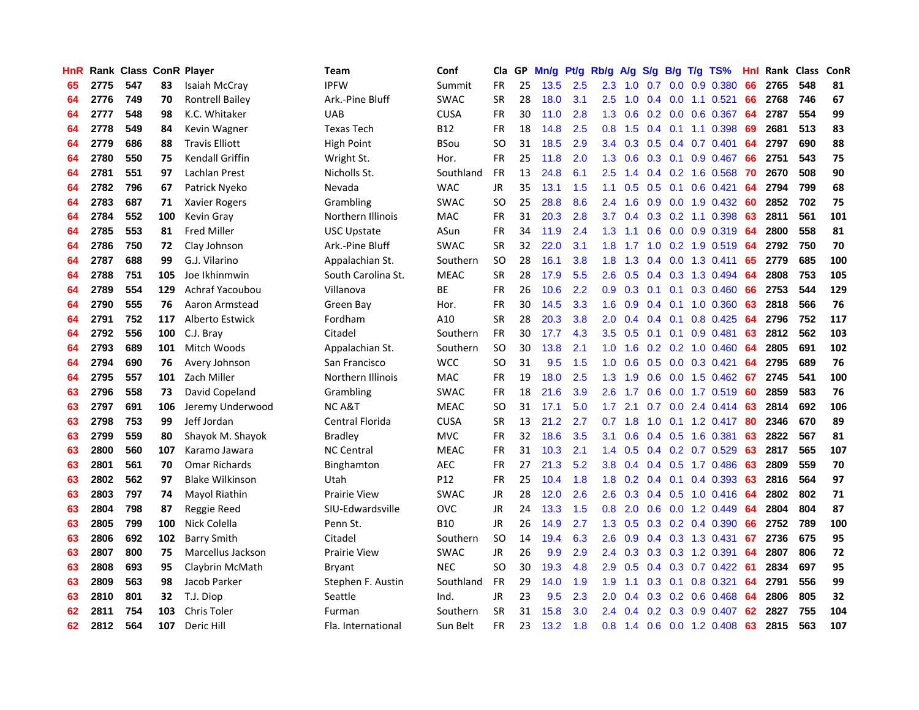| HnR | Rank | Class | ConR | Player | Team | Conf | Cla | GP | Mn/g | Pt/g | Rb/g | A/g | S/g | B/g | T/g | TS% | HnI | Rank | Class | ConR |
|---|---|---|---|---|---|---|---|---|---|---|---|---|---|---|---|---|---|---|---|---|
| 65 | 2775 | 547 | 83 | Isaiah McCray | IPFW | Summit | FR | 25 | 13.5 | 2.5 | 2.3 | 1.0 | 0.7 | 0.0 | 0.9 | 0.380 | 66 | 2765 | 548 | 81 |
| 64 | 2776 | 749 | 70 | Rontrell Bailey | Ark.-Pine Bluff | SWAC | SR | 28 | 18.0 | 3.1 | 2.5 | 1.0 | 0.4 | 0.0 | 1.1 | 0.521 | 66 | 2768 | 746 | 67 |
| 64 | 2777 | 548 | 98 | K.C. Whitaker | UAB | CUSA | FR | 30 | 11.0 | 2.8 | 1.3 | 0.6 | 0.2 | 0.0 | 0.6 | 0.367 | 64 | 2787 | 554 | 99 |
| 64 | 2778 | 549 | 84 | Kevin Wagner | Texas Tech | B12 | FR | 18 | 14.8 | 2.5 | 0.8 | 1.5 | 0.4 | 0.1 | 1.1 | 0.398 | 69 | 2681 | 513 | 83 |
| 64 | 2779 | 686 | 88 | Travis Elliott | High Point | BSou | SO | 31 | 18.5 | 2.9 | 3.4 | 0.3 | 0.5 | 0.4 | 0.7 | 0.401 | 64 | 2797 | 690 | 88 |
| 64 | 2780 | 550 | 75 | Kendall Griffin | Wright St. | Hor. | FR | 25 | 11.8 | 2.0 | 1.3 | 0.6 | 0.3 | 0.1 | 0.9 | 0.467 | 66 | 2751 | 543 | 75 |
| 64 | 2781 | 551 | 97 | Lachlan Prest | Nicholls St. | Southland | FR | 13 | 24.8 | 6.1 | 2.5 | 1.4 | 0.4 | 0.2 | 1.6 | 0.568 | 70 | 2670 | 508 | 90 |
| 64 | 2782 | 796 | 67 | Patrick Nyeko | Nevada | WAC | JR | 35 | 13.1 | 1.5 | 1.1 | 0.5 | 0.5 | 0.1 | 0.6 | 0.421 | 64 | 2794 | 799 | 68 |
| 64 | 2783 | 687 | 71 | Xavier Rogers | Grambling | SWAC | SO | 25 | 28.8 | 8.6 | 2.4 | 1.6 | 0.9 | 0.0 | 1.9 | 0.432 | 60 | 2852 | 702 | 75 |
| 64 | 2784 | 552 | 100 | Kevin Gray | Northern Illinois | MAC | FR | 31 | 20.3 | 2.8 | 3.7 | 0.4 | 0.3 | 0.2 | 1.1 | 0.398 | 63 | 2811 | 561 | 101 |
| 64 | 2785 | 553 | 81 | Fred Miller | USC Upstate | ASun | FR | 34 | 11.9 | 2.4 | 1.3 | 1.1 | 0.6 | 0.0 | 0.9 | 0.319 | 64 | 2800 | 558 | 81 |
| 64 | 2786 | 750 | 72 | Clay Johnson | Ark.-Pine Bluff | SWAC | SR | 32 | 22.0 | 3.1 | 1.8 | 1.7 | 1.0 | 0.2 | 1.9 | 0.519 | 64 | 2792 | 750 | 70 |
| 64 | 2787 | 688 | 99 | G.J. Vilarino | Appalachian St. | Southern | SO | 28 | 16.1 | 3.8 | 1.8 | 1.3 | 0.4 | 0.0 | 1.3 | 0.411 | 65 | 2779 | 685 | 100 |
| 64 | 2788 | 751 | 105 | Joe Ikhinmwin | South Carolina St. | MEAC | SR | 28 | 17.9 | 5.5 | 2.6 | 0.5 | 0.4 | 0.3 | 1.3 | 0.494 | 64 | 2808 | 753 | 105 |
| 64 | 2789 | 554 | 129 | Achraf Yacoubou | Villanova | BE | FR | 26 | 10.6 | 2.2 | 0.9 | 0.3 | 0.1 | 0.1 | 0.3 | 0.460 | 66 | 2753 | 544 | 129 |
| 64 | 2790 | 555 | 76 | Aaron Armstead | Green Bay | Hor. | FR | 30 | 14.5 | 3.3 | 1.6 | 0.9 | 0.4 | 0.1 | 1.0 | 0.360 | 63 | 2818 | 566 | 76 |
| 64 | 2791 | 752 | 117 | Alberto Estwick | Fordham | A10 | SR | 28 | 20.3 | 3.8 | 2.0 | 0.4 | 0.4 | 0.1 | 0.8 | 0.425 | 64 | 2796 | 752 | 117 |
| 64 | 2792 | 556 | 100 | C.J. Bray | Citadel | Southern | FR | 30 | 17.7 | 4.3 | 3.5 | 0.5 | 0.1 | 0.1 | 0.9 | 0.481 | 63 | 2812 | 562 | 103 |
| 64 | 2793 | 689 | 101 | Mitch Woods | Appalachian St. | Southern | SO | 30 | 13.8 | 2.1 | 1.0 | 1.6 | 0.2 | 0.2 | 1.0 | 0.460 | 64 | 2805 | 691 | 102 |
| 64 | 2794 | 690 | 76 | Avery Johnson | San Francisco | WCC | SO | 31 | 9.5 | 1.5 | 1.0 | 0.6 | 0.5 | 0.0 | 0.3 | 0.421 | 64 | 2795 | 689 | 76 |
| 64 | 2795 | 557 | 101 | Zach Miller | Northern Illinois | MAC | FR | 19 | 18.0 | 2.5 | 1.3 | 1.9 | 0.6 | 0.0 | 1.5 | 0.462 | 67 | 2745 | 541 | 100 |
| 63 | 2796 | 558 | 73 | David Copeland | Grambling | SWAC | FR | 18 | 21.6 | 3.9 | 2.6 | 1.7 | 0.6 | 0.0 | 1.7 | 0.519 | 60 | 2859 | 583 | 76 |
| 63 | 2797 | 691 | 106 | Jeremy Underwood | NC A&T | MEAC | SO | 31 | 17.1 | 5.0 | 1.7 | 2.1 | 0.7 | 0.0 | 2.4 | 0.414 | 63 | 2814 | 692 | 106 |
| 63 | 2798 | 753 | 99 | Jeff Jordan | Central Florida | CUSA | SR | 13 | 21.2 | 2.7 | 0.7 | 1.8 | 1.0 | 0.1 | 1.2 | 0.417 | 80 | 2346 | 670 | 89 |
| 63 | 2799 | 559 | 80 | Shayok M. Shayok | Bradley | MVC | FR | 32 | 18.6 | 3.5 | 3.1 | 0.6 | 0.4 | 0.5 | 1.6 | 0.381 | 63 | 2822 | 567 | 81 |
| 63 | 2800 | 560 | 107 | Karamo Jawara | NC Central | MEAC | FR | 31 | 10.3 | 2.1 | 1.4 | 0.5 | 0.4 | 0.2 | 0.7 | 0.529 | 63 | 2817 | 565 | 107 |
| 63 | 2801 | 561 | 70 | Omar Richards | Binghamton | AEC | FR | 27 | 21.3 | 5.2 | 3.8 | 0.4 | 0.4 | 0.5 | 1.7 | 0.486 | 63 | 2809 | 559 | 70 |
| 63 | 2802 | 562 | 97 | Blake Wilkinson | Utah | P12 | FR | 25 | 10.4 | 1.8 | 1.8 | 0.2 | 0.4 | 0.1 | 0.4 | 0.393 | 63 | 2816 | 564 | 97 |
| 63 | 2803 | 797 | 74 | Mayol Riathin | Prairie View | SWAC | JR | 28 | 12.0 | 2.6 | 2.6 | 0.3 | 0.4 | 0.5 | 1.0 | 0.416 | 64 | 2802 | 802 | 71 |
| 63 | 2804 | 798 | 87 | Reggie Reed | SIU-Edwardsville | OVC | JR | 24 | 13.3 | 1.5 | 0.8 | 2.0 | 0.6 | 0.0 | 1.2 | 0.449 | 64 | 2804 | 804 | 87 |
| 63 | 2805 | 799 | 100 | Nick Colella | Penn St. | B10 | JR | 26 | 14.9 | 2.7 | 1.3 | 0.5 | 0.3 | 0.2 | 0.4 | 0.390 | 66 | 2752 | 789 | 100 |
| 63 | 2806 | 692 | 102 | Barry Smith | Citadel | Southern | SO | 14 | 19.4 | 6.3 | 2.6 | 0.9 | 0.4 | 0.3 | 1.3 | 0.431 | 67 | 2736 | 675 | 95 |
| 63 | 2807 | 800 | 75 | Marcellus Jackson | Prairie View | SWAC | JR | 26 | 9.9 | 2.9 | 2.4 | 0.3 | 0.3 | 0.3 | 1.2 | 0.391 | 64 | 2807 | 806 | 72 |
| 63 | 2808 | 693 | 95 | Claybrin McMath | Bryant | NEC | SO | 30 | 19.3 | 4.8 | 2.9 | 0.5 | 0.4 | 0.3 | 0.7 | 0.422 | 61 | 2834 | 697 | 95 |
| 63 | 2809 | 563 | 98 | Jacob Parker | Stephen F. Austin | Southland | FR | 29 | 14.0 | 1.9 | 1.9 | 1.1 | 0.3 | 0.1 | 0.8 | 0.321 | 64 | 2791 | 556 | 99 |
| 63 | 2810 | 801 | 32 | T.J. Diop | Seattle | Ind. | JR | 23 | 9.5 | 2.3 | 2.0 | 0.4 | 0.3 | 0.2 | 0.6 | 0.468 | 64 | 2806 | 805 | 32 |
| 62 | 2811 | 754 | 103 | Chris Toler | Furman | Southern | SR | 31 | 15.8 | 3.0 | 2.4 | 0.4 | 0.2 | 0.3 | 0.9 | 0.407 | 62 | 2827 | 755 | 104 |
| 62 | 2812 | 564 | 107 | Deric Hill | Fla. International | Sun Belt | FR | 23 | 13.2 | 1.8 | 0.8 | 1.4 | 0.6 | 0.0 | 1.2 | 0.408 | 63 | 2815 | 563 | 107 |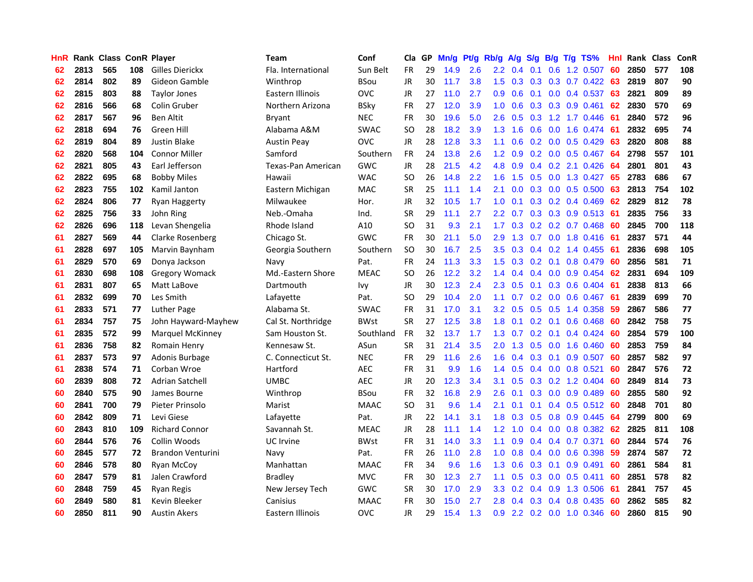| HnR | Rank | Class | ConR | Player | Team | Conf | Cla | GP | Mn/g | Pt/g | Rb/g | A/g | S/g | B/g | T/g | TS% | HnI | Rank | Class | ConR |
|---|---|---|---|---|---|---|---|---|---|---|---|---|---|---|---|---|---|---|---|---|
| 62 | 2813 | 565 | 108 | Gilles Dierickx | Fla. International | Sun Belt | FR | 29 | 14.9 | 2.6 | 2.2 | 0.4 | 0.1 | 0.6 | 1.2 | 0.507 | 60 | 2850 | 577 | 108 |
| 62 | 2814 | 802 | 89 | Gideon Gamble | Winthrop | BSou | JR | 30 | 11.7 | 3.8 | 1.5 | 0.3 | 0.3 | 0.3 | 0.7 | 0.422 | 63 | 2819 | 807 | 90 |
| 62 | 2815 | 803 | 88 | Taylor Jones | Eastern Illinois | OVC | JR | 27 | 11.0 | 2.7 | 0.9 | 0.6 | 0.1 | 0.0 | 0.4 | 0.537 | 63 | 2821 | 809 | 89 |
| 62 | 2816 | 566 | 68 | Colin Gruber | Northern Arizona | BSky | FR | 27 | 12.0 | 3.9 | 1.0 | 0.6 | 0.3 | 0.3 | 0.9 | 0.461 | 62 | 2830 | 570 | 69 |
| 62 | 2817 | 567 | 96 | Ben Altit | Bryant | NEC | FR | 30 | 19.6 | 5.0 | 2.6 | 0.5 | 0.3 | 1.2 | 1.7 | 0.446 | 61 | 2840 | 572 | 96 |
| 62 | 2818 | 694 | 76 | Green Hill | Alabama A&M | SWAC | SO | 28 | 18.2 | 3.9 | 1.3 | 1.6 | 0.6 | 0.0 | 1.6 | 0.474 | 61 | 2832 | 695 | 74 |
| 62 | 2819 | 804 | 89 | Justin Blake | Austin Peay | OVC | JR | 28 | 12.8 | 3.3 | 1.1 | 0.6 | 0.2 | 0.0 | 0.5 | 0.429 | 63 | 2820 | 808 | 88 |
| 62 | 2820 | 568 | 104 | Connor Miller | Samford | Southern | FR | 24 | 13.8 | 2.6 | 1.2 | 0.9 | 0.2 | 0.0 | 0.5 | 0.467 | 64 | 2798 | 557 | 101 |
| 62 | 2821 | 805 | 43 | Earl Jefferson | Texas-Pan American | GWC | JR | 28 | 21.5 | 4.2 | 4.8 | 0.9 | 0.4 | 0.2 | 2.1 | 0.426 | 64 | 2801 | 801 | 43 |
| 62 | 2822 | 695 | 68 | Bobby Miles | Hawaii | WAC | SO | 26 | 14.8 | 2.2 | 1.6 | 1.5 | 0.5 | 0.0 | 1.3 | 0.427 | 65 | 2783 | 686 | 67 |
| 62 | 2823 | 755 | 102 | Kamil Janton | Eastern Michigan | MAC | SR | 25 | 11.1 | 1.4 | 2.1 | 0.0 | 0.3 | 0.0 | 0.5 | 0.500 | 63 | 2813 | 754 | 102 |
| 62 | 2824 | 806 | 77 | Ryan Haggerty | Milwaukee | Hor. | JR | 32 | 10.5 | 1.7 | 1.0 | 0.1 | 0.3 | 0.2 | 0.4 | 0.469 | 62 | 2829 | 812 | 78 |
| 62 | 2825 | 756 | 33 | John Ring | Neb.-Omaha | Ind. | SR | 29 | 11.1 | 2.7 | 2.2 | 0.7 | 0.3 | 0.3 | 0.9 | 0.513 | 61 | 2835 | 756 | 33 |
| 62 | 2826 | 696 | 118 | Levan Shengelia | Rhode Island | A10 | SO | 31 | 9.3 | 2.1 | 1.7 | 0.3 | 0.2 | 0.2 | 0.7 | 0.468 | 60 | 2845 | 700 | 118 |
| 61 | 2827 | 569 | 44 | Clarke Rosenberg | Chicago St. | GWC | FR | 30 | 21.1 | 5.0 | 2.9 | 1.3 | 0.7 | 0.0 | 1.8 | 0.416 | 61 | 2837 | 571 | 44 |
| 61 | 2828 | 697 | 105 | Marvin Baynham | Georgia Southern | Southern | SO | 30 | 16.7 | 2.5 | 3.5 | 0.3 | 0.4 | 0.2 | 1.4 | 0.455 | 61 | 2836 | 698 | 105 |
| 61 | 2829 | 570 | 69 | Donya Jackson | Navy | Pat. | FR | 24 | 11.3 | 3.3 | 1.5 | 0.3 | 0.2 | 0.1 | 0.8 | 0.479 | 60 | 2856 | 581 | 71 |
| 61 | 2830 | 698 | 108 | Gregory Womack | Md.-Eastern Shore | MEAC | SO | 26 | 12.2 | 3.2 | 1.4 | 0.4 | 0.4 | 0.0 | 0.9 | 0.454 | 62 | 2831 | 694 | 109 |
| 61 | 2831 | 807 | 65 | Matt LaBove | Dartmouth | Ivy | JR | 30 | 12.3 | 2.4 | 2.3 | 0.5 | 0.1 | 0.3 | 0.6 | 0.404 | 61 | 2838 | 813 | 66 |
| 61 | 2832 | 699 | 70 | Les Smith | Lafayette | Pat. | SO | 29 | 10.4 | 2.0 | 1.1 | 0.7 | 0.2 | 0.0 | 0.6 | 0.467 | 61 | 2839 | 699 | 70 |
| 61 | 2833 | 571 | 77 | Luther Page | Alabama St. | SWAC | FR | 31 | 17.0 | 3.1 | 3.2 | 0.5 | 0.5 | 0.5 | 1.4 | 0.358 | 59 | 2867 | 586 | 77 |
| 61 | 2834 | 757 | 75 | John Hayward-Mayhew | Cal St. Northridge | BWst | SR | 27 | 12.5 | 3.8 | 1.8 | 0.1 | 0.2 | 0.1 | 0.6 | 0.468 | 60 | 2842 | 758 | 75 |
| 61 | 2835 | 572 | 99 | Marquel McKinney | Sam Houston St. | Southland | FR | 32 | 13.7 | 1.7 | 1.3 | 0.7 | 0.2 | 0.1 | 0.4 | 0.424 | 60 | 2854 | 579 | 100 |
| 61 | 2836 | 758 | 82 | Romain Henry | Kennesaw St. | ASun | SR | 31 | 21.4 | 3.5 | 2.0 | 1.3 | 0.5 | 0.0 | 1.6 | 0.460 | 60 | 2853 | 759 | 84 |
| 61 | 2837 | 573 | 97 | Adonis Burbage | C. Connecticut St. | NEC | FR | 29 | 11.6 | 2.6 | 1.6 | 0.4 | 0.3 | 0.1 | 0.9 | 0.507 | 60 | 2857 | 582 | 97 |
| 61 | 2838 | 574 | 71 | Corban Wroe | Hartford | AEC | FR | 31 | 9.9 | 1.6 | 1.4 | 0.5 | 0.4 | 0.0 | 0.8 | 0.521 | 60 | 2847 | 576 | 72 |
| 60 | 2839 | 808 | 72 | Adrian Satchell | UMBC | AEC | JR | 20 | 12.3 | 3.4 | 3.1 | 0.5 | 0.3 | 0.2 | 1.2 | 0.404 | 60 | 2849 | 814 | 73 |
| 60 | 2840 | 575 | 90 | James Bourne | Winthrop | BSou | FR | 32 | 16.8 | 2.9 | 2.6 | 0.1 | 0.3 | 0.0 | 0.9 | 0.489 | 60 | 2855 | 580 | 92 |
| 60 | 2841 | 700 | 79 | Pieter Prinsolo | Marist | MAAC | SO | 31 | 9.6 | 1.4 | 2.1 | 0.1 | 0.1 | 0.4 | 0.5 | 0.512 | 60 | 2848 | 701 | 80 |
| 60 | 2842 | 809 | 71 | Levi Giese | Lafayette | Pat. | JR | 22 | 14.1 | 3.1 | 1.8 | 0.3 | 0.5 | 0.8 | 0.9 | 0.445 | 64 | 2799 | 800 | 69 |
| 60 | 2843 | 810 | 109 | Richard Connor | Savannah St. | MEAC | JR | 28 | 11.1 | 1.4 | 1.2 | 1.0 | 0.4 | 0.0 | 0.8 | 0.382 | 62 | 2825 | 811 | 108 |
| 60 | 2844 | 576 | 76 | Collin Woods | UC Irvine | BWst | FR | 31 | 14.0 | 3.3 | 1.1 | 0.9 | 0.4 | 0.4 | 0.7 | 0.371 | 60 | 2844 | 574 | 76 |
| 60 | 2845 | 577 | 72 | Brandon Venturini | Navy | Pat. | FR | 26 | 11.0 | 2.8 | 1.0 | 0.8 | 0.4 | 0.0 | 0.6 | 0.398 | 59 | 2874 | 587 | 72 |
| 60 | 2846 | 578 | 80 | Ryan McCoy | Manhattan | MAAC | FR | 34 | 9.6 | 1.6 | 1.3 | 0.6 | 0.3 | 0.1 | 0.9 | 0.491 | 60 | 2861 | 584 | 81 |
| 60 | 2847 | 579 | 81 | Jalen Crawford | Bradley | MVC | FR | 30 | 12.3 | 2.7 | 1.1 | 0.5 | 0.3 | 0.0 | 0.5 | 0.411 | 60 | 2851 | 578 | 82 |
| 60 | 2848 | 759 | 45 | Ryan Regis | New Jersey Tech | GWC | SR | 30 | 17.0 | 2.9 | 3.3 | 0.2 | 0.4 | 0.9 | 1.3 | 0.506 | 61 | 2841 | 757 | 45 |
| 60 | 2849 | 580 | 81 | Kevin Bleeker | Canisius | MAAC | FR | 30 | 15.0 | 2.7 | 2.8 | 0.4 | 0.3 | 0.4 | 0.8 | 0.435 | 60 | 2862 | 585 | 82 |
| 60 | 2850 | 811 | 90 | Austin Akers | Eastern Illinois | OVC | JR | 29 | 15.4 | 1.3 | 0.9 | 2.2 | 0.2 | 0.0 | 1.0 | 0.346 | 60 | 2860 | 815 | 90 |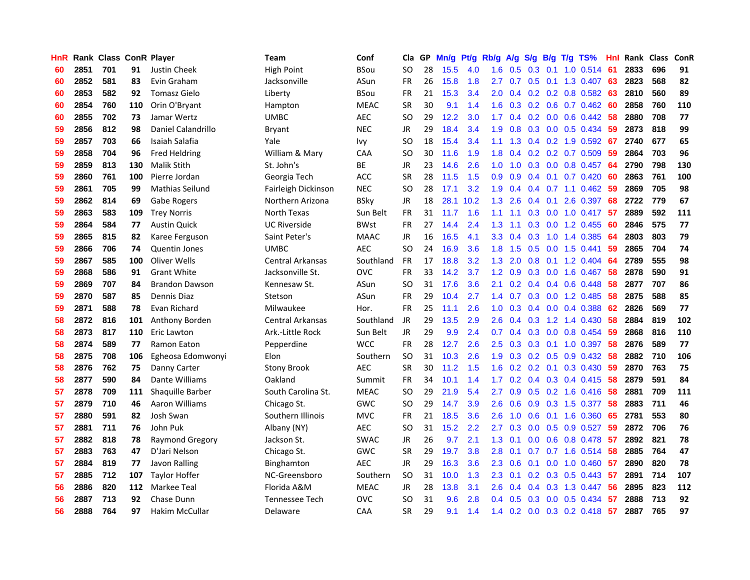| HnR | Rank | Class | ConR | Player | Team | Conf | Cla | GP | Mn/g | Pt/g | Rb/g | A/g | S/g | B/g | T/g | TS% | HnI | Rank | Class | ConR |
|---|---|---|---|---|---|---|---|---|---|---|---|---|---|---|---|---|---|---|---|---|
| 60 | 2851 | 701 | 91 | Justin Cheek | High Point | BSou | SO | 28 | 15.5 | 4.0 | 1.6 | 0.5 | 0.3 | 0.1 | 1.0 | 0.514 | 61 | 2833 | 696 | 91 |
| 60 | 2852 | 581 | 83 | Evin Graham | Jacksonville | ASun | FR | 26 | 15.8 | 1.8 | 2.7 | 0.7 | 0.5 | 0.1 | 1.3 | 0.407 | 63 | 2823 | 568 | 82 |
| 60 | 2853 | 582 | 92 | Tomasz Gielo | Liberty | BSou | FR | 21 | 15.3 | 3.4 | 2.0 | 0.4 | 0.2 | 0.2 | 0.8 | 0.582 | 63 | 2810 | 560 | 89 |
| 60 | 2854 | 760 | 110 | Orin O'Bryant | Hampton | MEAC | SR | 30 | 9.1 | 1.4 | 1.6 | 0.3 | 0.2 | 0.6 | 0.7 | 0.462 | 60 | 2858 | 760 | 110 |
| 60 | 2855 | 702 | 73 | Jamar Wertz | UMBC | AEC | SO | 29 | 12.2 | 3.0 | 1.7 | 0.4 | 0.2 | 0.0 | 0.6 | 0.442 | 58 | 2880 | 708 | 77 |
| 59 | 2856 | 812 | 98 | Daniel Calandrillo | Bryant | NEC | JR | 29 | 18.4 | 3.4 | 1.9 | 0.8 | 0.3 | 0.0 | 0.5 | 0.434 | 59 | 2873 | 818 | 99 |
| 59 | 2857 | 703 | 66 | Isaiah Salafia | Yale | Ivy | SO | 18 | 15.4 | 3.4 | 1.1 | 1.3 | 0.4 | 0.2 | 1.9 | 0.592 | 67 | 2740 | 677 | 65 |
| 59 | 2858 | 704 | 96 | Fred Heldring | William & Mary | CAA | SO | 30 | 11.6 | 1.9 | 1.8 | 0.4 | 0.2 | 0.2 | 0.7 | 0.509 | 59 | 2864 | 703 | 96 |
| 59 | 2859 | 813 | 130 | Malik Stith | St. John's | BE | JR | 23 | 14.6 | 2.6 | 1.0 | 1.0 | 0.3 | 0.0 | 0.8 | 0.457 | 64 | 2790 | 798 | 130 |
| 59 | 2860 | 761 | 100 | Pierre Jordan | Georgia Tech | ACC | SR | 28 | 11.5 | 1.5 | 0.9 | 0.9 | 0.4 | 0.1 | 0.7 | 0.420 | 60 | 2863 | 761 | 100 |
| 59 | 2861 | 705 | 99 | Mathias Seilund | Fairleigh Dickinson | NEC | SO | 28 | 17.1 | 3.2 | 1.9 | 0.4 | 0.4 | 0.7 | 1.1 | 0.462 | 59 | 2869 | 705 | 98 |
| 59 | 2862 | 814 | 69 | Gabe Rogers | Northern Arizona | BSky | JR | 18 | 28.1 | 10.2 | 1.3 | 2.6 | 0.4 | 0.1 | 2.6 | 0.397 | 68 | 2722 | 779 | 67 |
| 59 | 2863 | 583 | 109 | Trey Norris | North Texas | Sun Belt | FR | 31 | 11.7 | 1.6 | 1.1 | 1.1 | 0.3 | 0.0 | 1.0 | 0.417 | 57 | 2889 | 592 | 111 |
| 59 | 2864 | 584 | 77 | Austin Quick | UC Riverside | BWst | FR | 27 | 14.4 | 2.4 | 1.3 | 1.1 | 0.3 | 0.0 | 1.2 | 0.455 | 60 | 2846 | 575 | 77 |
| 59 | 2865 | 815 | 82 | Karee Ferguson | Saint Peter's | MAAC | JR | 16 | 16.5 | 4.1 | 3.3 | 0.4 | 0.3 | 1.0 | 1.4 | 0.385 | 64 | 2803 | 803 | 79 |
| 59 | 2866 | 706 | 74 | Quentin Jones | UMBC | AEC | SO | 24 | 16.9 | 3.6 | 1.8 | 1.5 | 0.5 | 0.0 | 1.5 | 0.441 | 59 | 2865 | 704 | 74 |
| 59 | 2867 | 585 | 100 | Oliver Wells | Central Arkansas | Southland | FR | 17 | 18.8 | 3.2 | 1.3 | 2.0 | 0.8 | 0.1 | 1.2 | 0.404 | 64 | 2789 | 555 | 98 |
| 59 | 2868 | 586 | 91 | Grant White | Jacksonville St. | OVC | FR | 33 | 14.2 | 3.7 | 1.2 | 0.9 | 0.3 | 0.0 | 1.6 | 0.467 | 58 | 2878 | 590 | 91 |
| 59 | 2869 | 707 | 84 | Brandon Dawson | Kennesaw St. | ASun | SO | 31 | 17.6 | 3.6 | 2.1 | 0.2 | 0.4 | 0.4 | 0.6 | 0.448 | 58 | 2877 | 707 | 86 |
| 59 | 2870 | 587 | 85 | Dennis Diaz | Stetson | ASun | FR | 29 | 10.4 | 2.7 | 1.4 | 0.7 | 0.3 | 0.0 | 1.2 | 0.485 | 58 | 2875 | 588 | 85 |
| 59 | 2871 | 588 | 78 | Evan Richard | Milwaukee | Hor. | FR | 25 | 11.1 | 2.6 | 1.0 | 0.3 | 0.4 | 0.0 | 0.4 | 0.388 | 62 | 2826 | 569 | 77 |
| 58 | 2872 | 816 | 101 | Anthony Borden | Central Arkansas | Southland | JR | 29 | 13.5 | 2.9 | 2.6 | 0.4 | 0.3 | 1.2 | 1.4 | 0.430 | 58 | 2884 | 819 | 102 |
| 58 | 2873 | 817 | 110 | Eric Lawton | Ark.-Little Rock | Sun Belt | JR | 29 | 9.9 | 2.4 | 0.7 | 0.4 | 0.3 | 0.0 | 0.8 | 0.454 | 59 | 2868 | 816 | 110 |
| 58 | 2874 | 589 | 77 | Ramon Eaton | Pepperdine | WCC | FR | 28 | 12.7 | 2.6 | 2.5 | 0.3 | 0.3 | 0.1 | 1.0 | 0.397 | 58 | 2876 | 589 | 77 |
| 58 | 2875 | 708 | 106 | Egheosa Edomwonyi | Elon | Southern | SO | 31 | 10.3 | 2.6 | 1.9 | 0.3 | 0.2 | 0.5 | 0.9 | 0.432 | 58 | 2882 | 710 | 106 |
| 58 | 2876 | 762 | 75 | Danny Carter | Stony Brook | AEC | SR | 30 | 11.2 | 1.5 | 1.6 | 0.2 | 0.2 | 0.1 | 0.3 | 0.430 | 59 | 2870 | 763 | 75 |
| 58 | 2877 | 590 | 84 | Dante Williams | Oakland | Summit | FR | 34 | 10.1 | 1.4 | 1.7 | 0.2 | 0.4 | 0.3 | 0.4 | 0.415 | 58 | 2879 | 591 | 84 |
| 57 | 2878 | 709 | 111 | Shaquille Barber | South Carolina St. | MEAC | SO | 29 | 21.9 | 5.4 | 2.7 | 0.9 | 0.5 | 0.2 | 1.6 | 0.416 | 58 | 2881 | 709 | 111 |
| 57 | 2879 | 710 | 46 | Aaron Williams | Chicago St. | GWC | SO | 29 | 14.7 | 3.9 | 2.6 | 0.6 | 0.9 | 0.3 | 1.5 | 0.377 | 58 | 2883 | 711 | 46 |
| 57 | 2880 | 591 | 82 | Josh Swan | Southern Illinois | MVC | FR | 21 | 18.5 | 3.6 | 2.6 | 1.0 | 0.6 | 0.1 | 1.6 | 0.360 | 65 | 2781 | 553 | 80 |
| 57 | 2881 | 711 | 76 | John Puk | Albany (NY) | AEC | SO | 31 | 15.2 | 2.2 | 2.7 | 0.3 | 0.0 | 0.5 | 0.9 | 0.527 | 59 | 2872 | 706 | 76 |
| 57 | 2882 | 818 | 78 | Raymond Gregory | Jackson St. | SWAC | JR | 26 | 9.7 | 2.1 | 1.3 | 0.1 | 0.0 | 0.6 | 0.8 | 0.478 | 57 | 2892 | 821 | 78 |
| 57 | 2883 | 763 | 47 | D'Jari Nelson | Chicago St. | GWC | SR | 29 | 19.7 | 3.8 | 2.8 | 0.1 | 0.7 | 0.7 | 1.6 | 0.514 | 58 | 2885 | 764 | 47 |
| 57 | 2884 | 819 | 77 | Javon Ralling | Binghamton | AEC | JR | 29 | 16.3 | 3.6 | 2.3 | 0.6 | 0.1 | 0.0 | 1.0 | 0.460 | 57 | 2890 | 820 | 78 |
| 57 | 2885 | 712 | 107 | Taylor Hoffer | NC-Greensboro | Southern | SO | 31 | 10.0 | 1.3 | 2.3 | 0.1 | 0.2 | 0.3 | 0.5 | 0.443 | 57 | 2891 | 714 | 107 |
| 56 | 2886 | 820 | 112 | Markee Teal | Florida A&M | MEAC | JR | 28 | 13.8 | 3.1 | 2.6 | 0.4 | 0.4 | 0.3 | 1.3 | 0.447 | 56 | 2895 | 823 | 112 |
| 56 | 2887 | 713 | 92 | Chase Dunn | Tennessee Tech | OVC | SO | 31 | 9.6 | 2.8 | 0.4 | 0.5 | 0.3 | 0.0 | 0.5 | 0.434 | 57 | 2888 | 713 | 92 |
| 56 | 2888 | 764 | 97 | Hakim McCullar | Delaware | CAA | SR | 29 | 9.1 | 1.4 | 1.4 | 0.2 | 0.0 | 0.3 | 0.2 | 0.418 | 57 | 2887 | 765 | 97 |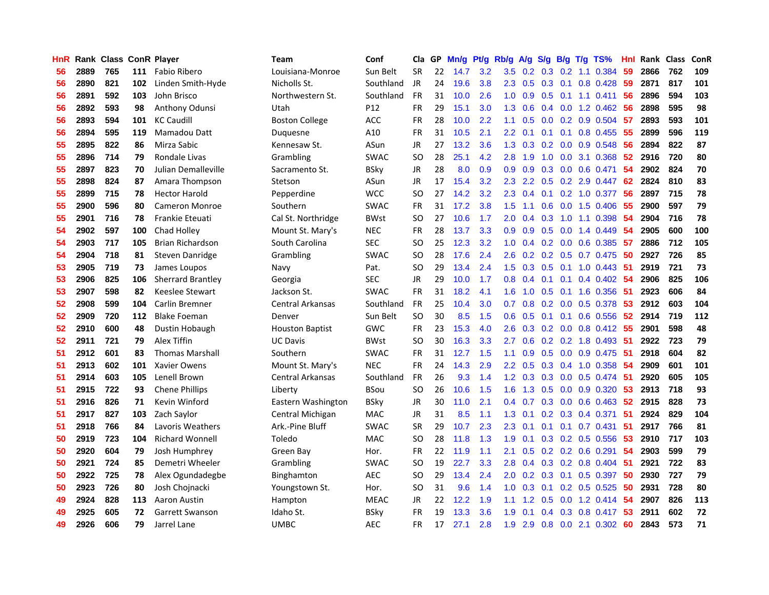| HnR | Rank | Class | ConR | Player | Team | Conf | Cla | GP | Mn/g | Pt/g | Rb/g | A/g | S/g | B/g | T/g | TS% | HnI | Rank | Class | ConR |
|---|---|---|---|---|---|---|---|---|---|---|---|---|---|---|---|---|---|---|---|---|
| 56 | 2889 | 765 | 111 | Fabio Ribero | Louisiana-Monroe | Sun Belt | SR | 22 | 14.7 | 3.2 | 3.5 | 0.2 | 0.3 | 0.2 | 1.1 | 0.384 | 59 | 2866 | 762 | 109 |
| 56 | 2890 | 821 | 102 | Linden Smith-Hyde | Nicholls St. | Southland | JR | 24 | 19.6 | 3.8 | 2.3 | 0.5 | 0.3 | 0.1 | 0.8 | 0.428 | 59 | 2871 | 817 | 101 |
| 56 | 2891 | 592 | 103 | John Brisco | Northwestern St. | Southland | FR | 31 | 10.0 | 2.6 | 1.0 | 0.9 | 0.5 | 0.1 | 1.1 | 0.411 | 56 | 2896 | 594 | 103 |
| 56 | 2892 | 593 | 98 | Anthony Odunsi | Utah | P12 | FR | 29 | 15.1 | 3.0 | 1.3 | 0.6 | 0.4 | 0.0 | 1.2 | 0.462 | 56 | 2898 | 595 | 98 |
| 56 | 2893 | 594 | 101 | KC Caudill | Boston College | ACC | FR | 28 | 10.0 | 2.2 | 1.1 | 0.5 | 0.0 | 0.2 | 0.9 | 0.504 | 57 | 2893 | 593 | 101 |
| 56 | 2894 | 595 | 119 | Mamadou Datt | Duquesne | A10 | FR | 31 | 10.5 | 2.1 | 2.2 | 0.1 | 0.1 | 0.1 | 0.8 | 0.455 | 55 | 2899 | 596 | 119 |
| 55 | 2895 | 822 | 86 | Mirza Sabic | Kennesaw St. | ASun | JR | 27 | 13.2 | 3.6 | 1.3 | 0.3 | 0.2 | 0.0 | 0.9 | 0.548 | 56 | 2894 | 822 | 87 |
| 55 | 2896 | 714 | 79 | Rondale Livas | Grambling | SWAC | SO | 28 | 25.1 | 4.2 | 2.8 | 1.9 | 1.0 | 0.0 | 3.1 | 0.368 | 52 | 2916 | 720 | 80 |
| 55 | 2897 | 823 | 70 | Julian Demalleville | Sacramento St. | BSky | JR | 28 | 8.0 | 0.9 | 0.9 | 0.9 | 0.3 | 0.0 | 0.6 | 0.471 | 54 | 2902 | 824 | 70 |
| 55 | 2898 | 824 | 87 | Amara Thompson | Stetson | ASun | JR | 17 | 15.4 | 3.2 | 2.3 | 2.2 | 0.5 | 0.2 | 2.9 | 0.447 | 62 | 2824 | 810 | 83 |
| 55 | 2899 | 715 | 78 | Hector Harold | Pepperdine | WCC | SO | 27 | 14.2 | 3.2 | 2.3 | 0.4 | 0.1 | 0.2 | 1.0 | 0.377 | 56 | 2897 | 715 | 78 |
| 55 | 2900 | 596 | 80 | Cameron Monroe | Southern | SWAC | FR | 31 | 17.2 | 3.8 | 1.5 | 1.1 | 0.6 | 0.0 | 1.5 | 0.406 | 55 | 2900 | 597 | 79 |
| 55 | 2901 | 716 | 78 | Frankie Eteuati | Cal St. Northridge | BWst | SO | 27 | 10.6 | 1.7 | 2.0 | 0.4 | 0.3 | 1.0 | 1.1 | 0.398 | 54 | 2904 | 716 | 78 |
| 54 | 2902 | 597 | 100 | Chad Holley | Mount St. Mary's | NEC | FR | 28 | 13.7 | 3.3 | 0.9 | 0.9 | 0.5 | 0.0 | 1.4 | 0.449 | 54 | 2905 | 600 | 100 |
| 54 | 2903 | 717 | 105 | Brian Richardson | South Carolina | SEC | SO | 25 | 12.3 | 3.2 | 1.0 | 0.4 | 0.2 | 0.0 | 0.6 | 0.385 | 57 | 2886 | 712 | 105 |
| 54 | 2904 | 718 | 81 | Steven Danridge | Grambling | SWAC | SO | 28 | 17.6 | 2.4 | 2.6 | 0.2 | 0.2 | 0.5 | 0.7 | 0.475 | 50 | 2927 | 726 | 85 |
| 53 | 2905 | 719 | 73 | James Loupos | Navy | Pat. | SO | 29 | 13.4 | 2.4 | 1.5 | 0.3 | 0.5 | 0.1 | 1.0 | 0.443 | 51 | 2919 | 721 | 73 |
| 53 | 2906 | 825 | 106 | Sherrard Brantley | Georgia | SEC | JR | 29 | 10.0 | 1.7 | 0.8 | 0.4 | 0.1 | 0.1 | 0.4 | 0.402 | 54 | 2906 | 825 | 106 |
| 53 | 2907 | 598 | 82 | Keeslee Stewart | Jackson St. | SWAC | FR | 31 | 18.2 | 4.1 | 1.6 | 1.0 | 0.5 | 0.1 | 1.6 | 0.356 | 51 | 2923 | 606 | 84 |
| 52 | 2908 | 599 | 104 | Carlin Bremner | Central Arkansas | Southland | FR | 25 | 10.4 | 3.0 | 0.7 | 0.8 | 0.2 | 0.0 | 0.5 | 0.378 | 53 | 2912 | 603 | 104 |
| 52 | 2909 | 720 | 112 | Blake Foeman | Denver | Sun Belt | SO | 30 | 8.5 | 1.5 | 0.6 | 0.5 | 0.1 | 0.1 | 0.6 | 0.556 | 52 | 2914 | 719 | 112 |
| 52 | 2910 | 600 | 48 | Dustin Hobaugh | Houston Baptist | GWC | FR | 23 | 15.3 | 4.0 | 2.6 | 0.3 | 0.2 | 0.0 | 0.8 | 0.412 | 55 | 2901 | 598 | 48 |
| 52 | 2911 | 721 | 79 | Alex Tiffin | UC Davis | BWst | SO | 30 | 16.3 | 3.3 | 2.7 | 0.6 | 0.2 | 0.2 | 1.8 | 0.493 | 51 | 2922 | 723 | 79 |
| 51 | 2912 | 601 | 83 | Thomas Marshall | Southern | SWAC | FR | 31 | 12.7 | 1.5 | 1.1 | 0.9 | 0.5 | 0.0 | 0.9 | 0.475 | 51 | 2918 | 604 | 82 |
| 51 | 2913 | 602 | 101 | Xavier Owens | Mount St. Mary's | NEC | FR | 24 | 14.3 | 2.9 | 2.2 | 0.5 | 0.3 | 0.4 | 1.0 | 0.358 | 54 | 2909 | 601 | 101 |
| 51 | 2914 | 603 | 105 | Lenell Brown | Central Arkansas | Southland | FR | 26 | 9.3 | 1.4 | 1.2 | 0.3 | 0.3 | 0.0 | 0.5 | 0.474 | 51 | 2920 | 605 | 105 |
| 51 | 2915 | 722 | 93 | Chene Phillips | Liberty | BSou | SO | 26 | 10.6 | 1.5 | 1.6 | 1.3 | 0.5 | 0.0 | 0.9 | 0.320 | 53 | 2913 | 718 | 93 |
| 51 | 2916 | 826 | 71 | Kevin Winford | Eastern Washington | BSky | JR | 30 | 11.0 | 2.1 | 0.4 | 0.7 | 0.3 | 0.0 | 0.6 | 0.463 | 52 | 2915 | 828 | 73 |
| 51 | 2917 | 827 | 103 | Zach Saylor | Central Michigan | MAC | JR | 31 | 8.5 | 1.1 | 1.3 | 0.1 | 0.2 | 0.3 | 0.4 | 0.371 | 51 | 2924 | 829 | 104 |
| 51 | 2918 | 766 | 84 | Lavoris Weathers | Ark.-Pine Bluff | SWAC | SR | 29 | 10.7 | 2.3 | 2.3 | 0.1 | 0.1 | 0.1 | 0.7 | 0.431 | 51 | 2917 | 766 | 81 |
| 50 | 2919 | 723 | 104 | Richard Wonnell | Toledo | MAC | SO | 28 | 11.8 | 1.3 | 1.9 | 0.1 | 0.3 | 0.2 | 0.5 | 0.556 | 53 | 2910 | 717 | 103 |
| 50 | 2920 | 604 | 79 | Josh Humphrey | Green Bay | Hor. | FR | 22 | 11.9 | 1.1 | 2.1 | 0.5 | 0.2 | 0.2 | 0.6 | 0.291 | 54 | 2903 | 599 | 79 |
| 50 | 2921 | 724 | 85 | Demetri Wheeler | Grambling | SWAC | SO | 19 | 22.7 | 3.3 | 2.8 | 0.4 | 0.3 | 0.2 | 0.8 | 0.404 | 51 | 2921 | 722 | 83 |
| 50 | 2922 | 725 | 78 | Alex Ogundadegbe | Binghamton | AEC | SO | 29 | 13.4 | 2.4 | 2.0 | 0.2 | 0.3 | 0.1 | 0.5 | 0.397 | 50 | 2930 | 727 | 79 |
| 50 | 2923 | 726 | 80 | Josh Chojnacki | Youngstown St. | Hor. | SO | 31 | 9.6 | 1.4 | 1.0 | 0.3 | 0.1 | 0.2 | 0.5 | 0.525 | 50 | 2931 | 728 | 80 |
| 49 | 2924 | 828 | 113 | Aaron Austin | Hampton | MEAC | JR | 22 | 12.2 | 1.9 | 1.1 | 1.2 | 0.5 | 0.0 | 1.2 | 0.414 | 54 | 2907 | 826 | 113 |
| 49 | 2925 | 605 | 72 | Garrett Swanson | Idaho St. | BSky | FR | 19 | 13.3 | 3.6 | 1.9 | 0.1 | 0.4 | 0.3 | 0.8 | 0.417 | 53 | 2911 | 602 | 72 |
| 49 | 2926 | 606 | 79 | Jarrel Lane | UMBC | AEC | FR | 17 | 27.1 | 2.8 | 1.9 | 2.9 | 0.8 | 0.0 | 2.1 | 0.302 | 60 | 2843 | 573 | 71 |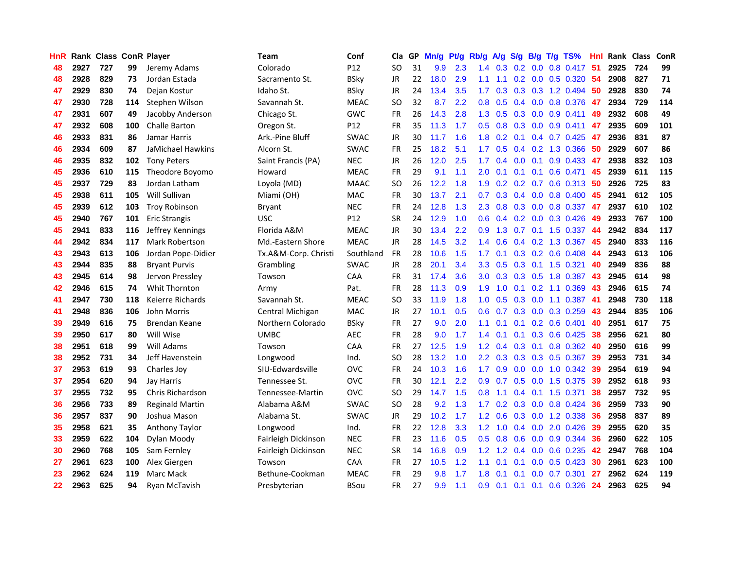| HnR | Rank | Class | ConR | Player | Team | Conf | Cla | GP | Mn/g | Pt/g | Rb/g | A/g | S/g | B/g | T/g | TS% | HnI | Rank | Class | ConR |
|---|---|---|---|---|---|---|---|---|---|---|---|---|---|---|---|---|---|---|---|---|
| 48 | 2927 | 727 | 99 | Jeremy Adams | Colorado | P12 | SO | 31 | 9.9 | 2.3 | 1.4 | 0.3 | 0.2 | 0.0 | 0.8 | 0.417 | 51 | 2925 | 724 | 99 |
| 48 | 2928 | 829 | 73 | Jordan Estada | Sacramento St. | BSky | JR | 22 | 18.0 | 2.9 | 1.1 | 1.1 | 0.2 | 0.0 | 0.5 | 0.320 | 54 | 2908 | 827 | 71 |
| 47 | 2929 | 830 | 74 | Dejan Kostur | Idaho St. | BSky | JR | 24 | 13.4 | 3.5 | 1.7 | 0.3 | 0.3 | 0.3 | 1.2 | 0.494 | 50 | 2928 | 830 | 74 |
| 47 | 2930 | 728 | 114 | Stephen Wilson | Savannah St. | MEAC | SO | 32 | 8.7 | 2.2 | 0.8 | 0.5 | 0.4 | 0.0 | 0.8 | 0.376 | 47 | 2934 | 729 | 114 |
| 47 | 2931 | 607 | 49 | Jacobby Anderson | Chicago St. | GWC | FR | 26 | 14.3 | 2.8 | 1.3 | 0.5 | 0.3 | 0.0 | 0.9 | 0.411 | 49 | 2932 | 608 | 49 |
| 47 | 2932 | 608 | 100 | Challe Barton | Oregon St. | P12 | FR | 35 | 11.3 | 1.7 | 0.5 | 0.8 | 0.3 | 0.0 | 0.9 | 0.411 | 47 | 2935 | 609 | 101 |
| 46 | 2933 | 831 | 86 | Jamar Harris | Ark.-Pine Bluff | SWAC | JR | 30 | 11.7 | 1.6 | 1.8 | 0.2 | 0.1 | 0.4 | 0.7 | 0.425 | 47 | 2936 | 831 | 87 |
| 46 | 2934 | 609 | 87 | JaMichael Hawkins | Alcorn St. | SWAC | FR | 25 | 18.2 | 5.1 | 1.7 | 0.5 | 0.4 | 0.2 | 1.3 | 0.366 | 50 | 2929 | 607 | 86 |
| 46 | 2935 | 832 | 102 | Tony Peters | Saint Francis (PA) | NEC | JR | 26 | 12.0 | 2.5 | 1.7 | 0.4 | 0.0 | 0.1 | 0.9 | 0.433 | 47 | 2938 | 832 | 103 |
| 45 | 2936 | 610 | 115 | Theodore Boyomo | Howard | MEAC | FR | 29 | 9.1 | 1.1 | 2.0 | 0.1 | 0.1 | 0.1 | 0.6 | 0.471 | 45 | 2939 | 611 | 115 |
| 45 | 2937 | 729 | 83 | Jordan Latham | Loyola (MD) | MAAC | SO | 26 | 12.2 | 1.8 | 1.9 | 0.2 | 0.2 | 0.7 | 0.6 | 0.313 | 50 | 2926 | 725 | 83 |
| 45 | 2938 | 611 | 105 | Will Sullivan | Miami (OH) | MAC | FR | 30 | 13.7 | 2.1 | 0.7 | 0.3 | 0.4 | 0.0 | 0.8 | 0.400 | 45 | 2941 | 612 | 105 |
| 45 | 2939 | 612 | 103 | Troy Robinson | Bryant | NEC | FR | 24 | 12.8 | 1.3 | 2.3 | 0.8 | 0.3 | 0.0 | 0.8 | 0.337 | 47 | 2937 | 610 | 102 |
| 45 | 2940 | 767 | 101 | Eric Strangis | USC | P12 | SR | 24 | 12.9 | 1.0 | 0.6 | 0.4 | 0.2 | 0.0 | 0.3 | 0.426 | 49 | 2933 | 767 | 100 |
| 45 | 2941 | 833 | 116 | Jeffrey Kennings | Florida A&M | MEAC | JR | 30 | 13.4 | 2.2 | 0.9 | 1.3 | 0.7 | 0.1 | 1.5 | 0.337 | 44 | 2942 | 834 | 117 |
| 44 | 2942 | 834 | 117 | Mark Robertson | Md.-Eastern Shore | MEAC | JR | 28 | 14.5 | 3.2 | 1.4 | 0.6 | 0.4 | 0.2 | 1.3 | 0.367 | 45 | 2940 | 833 | 116 |
| 43 | 2943 | 613 | 106 | Jordan Pope-Didier | Tx.A&M-Corp. Christi | Southland | FR | 28 | 10.6 | 1.5 | 1.7 | 0.1 | 0.3 | 0.2 | 0.6 | 0.408 | 44 | 2943 | 613 | 106 |
| 43 | 2944 | 835 | 88 | Bryant Purvis | Grambling | SWAC | JR | 28 | 20.1 | 3.4 | 3.3 | 0.5 | 0.3 | 0.1 | 1.5 | 0.321 | 40 | 2949 | 836 | 88 |
| 43 | 2945 | 614 | 98 | Jervon Pressley | Towson | CAA | FR | 31 | 17.4 | 3.6 | 3.0 | 0.3 | 0.3 | 0.5 | 1.8 | 0.387 | 43 | 2945 | 614 | 98 |
| 42 | 2946 | 615 | 74 | Whit Thornton | Army | Pat. | FR | 28 | 11.3 | 0.9 | 1.9 | 1.0 | 0.1 | 0.2 | 1.1 | 0.369 | 43 | 2946 | 615 | 74 |
| 41 | 2947 | 730 | 118 | Keierre Richards | Savannah St. | MEAC | SO | 33 | 11.9 | 1.8 | 1.0 | 0.5 | 0.3 | 0.0 | 1.1 | 0.387 | 41 | 2948 | 730 | 118 |
| 41 | 2948 | 836 | 106 | John Morris | Central Michigan | MAC | JR | 27 | 10.1 | 0.5 | 0.6 | 0.7 | 0.3 | 0.0 | 0.3 | 0.259 | 43 | 2944 | 835 | 106 |
| 39 | 2949 | 616 | 75 | Brendan Keane | Northern Colorado | BSky | FR | 27 | 9.0 | 2.0 | 1.1 | 0.1 | 0.1 | 0.2 | 0.6 | 0.401 | 40 | 2951 | 617 | 75 |
| 39 | 2950 | 617 | 80 | Will Wise | UMBC | AEC | FR | 28 | 9.0 | 1.7 | 1.4 | 0.1 | 0.1 | 0.3 | 0.6 | 0.425 | 38 | 2956 | 621 | 80 |
| 38 | 2951 | 618 | 99 | Will Adams | Towson | CAA | FR | 27 | 12.5 | 1.9 | 1.2 | 0.4 | 0.3 | 0.1 | 0.8 | 0.362 | 40 | 2950 | 616 | 99 |
| 38 | 2952 | 731 | 34 | Jeff Havenstein | Longwood | Ind. | SO | 28 | 13.2 | 1.0 | 2.2 | 0.3 | 0.3 | 0.3 | 0.5 | 0.367 | 39 | 2953 | 731 | 34 |
| 37 | 2953 | 619 | 93 | Charles Joy | SIU-Edwardsville | OVC | FR | 24 | 10.3 | 1.6 | 1.7 | 0.9 | 0.0 | 0.0 | 1.0 | 0.342 | 39 | 2954 | 619 | 94 |
| 37 | 2954 | 620 | 94 | Jay Harris | Tennessee St. | OVC | FR | 30 | 12.1 | 2.2 | 0.9 | 0.7 | 0.5 | 0.0 | 1.5 | 0.375 | 39 | 2952 | 618 | 93 |
| 37 | 2955 | 732 | 95 | Chris Richardson | Tennessee-Martin | OVC | SO | 29 | 14.7 | 1.5 | 0.8 | 1.1 | 0.4 | 0.1 | 1.5 | 0.371 | 38 | 2957 | 732 | 95 |
| 36 | 2956 | 733 | 89 | Reginald Martin | Alabama A&M | SWAC | SO | 28 | 9.2 | 1.3 | 1.7 | 0.2 | 0.3 | 0.0 | 0.8 | 0.424 | 36 | 2959 | 733 | 90 |
| 36 | 2957 | 837 | 90 | Joshua Mason | Alabama St. | SWAC | JR | 29 | 10.2 | 1.7 | 1.2 | 0.6 | 0.3 | 0.0 | 1.2 | 0.338 | 36 | 2958 | 837 | 89 |
| 35 | 2958 | 621 | 35 | Anthony Taylor | Longwood | Ind. | FR | 22 | 12.8 | 3.3 | 1.2 | 1.0 | 0.4 | 0.0 | 2.0 | 0.426 | 39 | 2955 | 620 | 35 |
| 33 | 2959 | 622 | 104 | Dylan Moody | Fairleigh Dickinson | NEC | FR | 23 | 11.6 | 0.5 | 0.5 | 0.8 | 0.6 | 0.0 | 0.9 | 0.344 | 36 | 2960 | 622 | 105 |
| 30 | 2960 | 768 | 105 | Sam Fernley | Fairleigh Dickinson | NEC | SR | 14 | 16.8 | 0.9 | 1.2 | 1.2 | 0.4 | 0.0 | 0.6 | 0.235 | 42 | 2947 | 768 | 104 |
| 27 | 2961 | 623 | 100 | Alex Giergen | Towson | CAA | FR | 27 | 10.5 | 1.2 | 1.1 | 0.1 | 0.1 | 0.0 | 0.5 | 0.423 | 30 | 2961 | 623 | 100 |
| 23 | 2962 | 624 | 119 | Marc Mack | Bethune-Cookman | MEAC | FR | 29 | 9.8 | 1.7 | 1.8 | 0.1 | 0.1 | 0.0 | 0.7 | 0.301 | 27 | 2962 | 624 | 119 |
| 22 | 2963 | 625 | 94 | Ryan McTavish | Presbyterian | BSou | FR | 27 | 9.9 | 1.1 | 0.9 | 0.1 | 0.1 | 0.1 | 0.6 | 0.326 | 24 | 2963 | 625 | 94 |